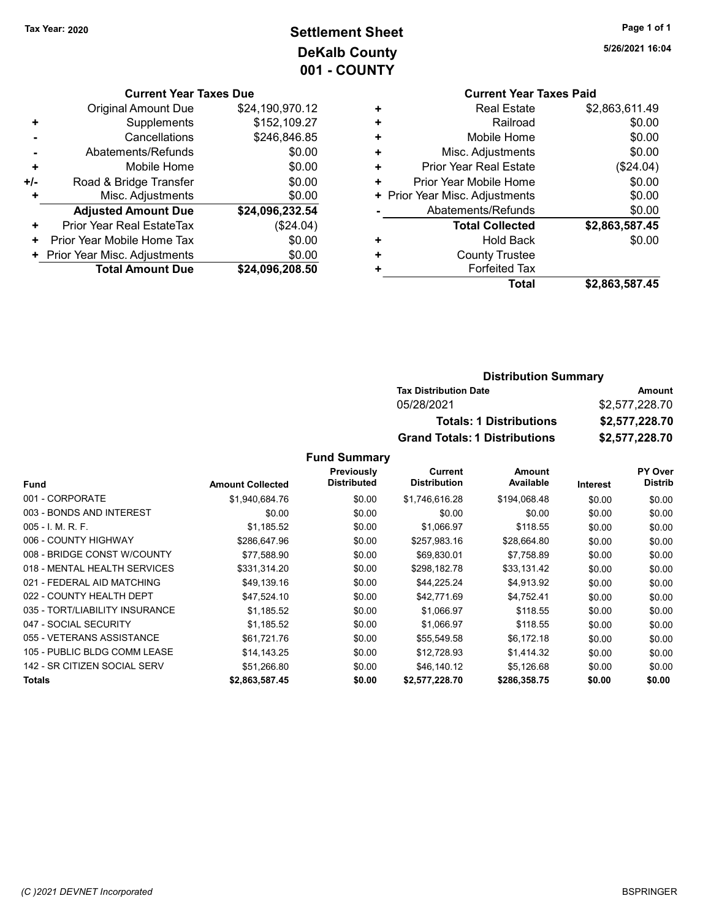Tax Year: 2020

# Settlement Sheet
## DeKalb County
## 001 - COUNTY

5/26/2021 16:04

### Current Year Taxes Due

| | | |
|---|---|---|
| | Original Amount Due | $24,190,970.12 |
| + | Supplements | $152,109.27 |
| - | Cancellations | $246,846.85 |
| - | Abatements/Refunds | $0.00 |
| + | Mobile Home | $0.00 |
| +/- | Road & Bridge Transfer | $0.00 |
| + | Misc. Adjustments | $0.00 |
| | **Adjusted Amount Due** | **$24,096,232.54** |
| + | Prior Year Real EstateTax | ($24.04) |
| + | Prior Year Mobile Home Tax | $0.00 |
| + | Prior Year Misc. Adjustments | $0.00 |
| | **Total Amount Due** | **$24,096,208.50** |

### Current Year Taxes Paid

| | | |
|---|---|---|
| + | Real Estate | $2,863,611.49 |
| + | Railroad | $0.00 |
| + | Mobile Home | $0.00 |
| + | Misc. Adjustments | $0.00 |
| + | Prior Year Real Estate | ($24.04) |
| + | Prior Year Mobile Home | $0.00 |
| + | Prior Year Misc. Adjustments | $0.00 |
| - | Abatements/Refunds | $0.00 |
| | **Total Collected** | **$2,863,587.45** |
| + | Hold Back | $0.00 |
| + | County Trustee | |
| + | Forfeited Tax | |
| | **Total** | **$2,863,587.45** |

### Distribution Summary

| Tax Distribution Date | Amount |
|---|---|
| 05/28/2021 | $2,577,228.70 |
| **Totals: 1 Distributions** | **$2,577,228.70** |
| **Grand Totals: 1 Distributions** | **$2,577,228.70** |

### Fund Summary

| Fund | Amount Collected | Previously Distributed | Current Distribution | Amount Available | Interest | PY Over Distrib |
|---|---|---|---|---|---|---|
| 001 - CORPORATE | $1,940,684.76 | $0.00 | $1,746,616.28 | $194,068.48 | $0.00 | $0.00 |
| 003 - BONDS AND INTEREST | $0.00 | $0.00 | $0.00 | $0.00 | $0.00 | $0.00 |
| 005 - I. M. R. F. | $1,185.52 | $0.00 | $1,066.97 | $118.55 | $0.00 | $0.00 |
| 006 - COUNTY HIGHWAY | $286,647.96 | $0.00 | $257,983.16 | $28,664.80 | $0.00 | $0.00 |
| 008 - BRIDGE CONST W/COUNTY | $77,588.90 | $0.00 | $69,830.01 | $7,758.89 | $0.00 | $0.00 |
| 018 - MENTAL HEALTH SERVICES | $331,314.20 | $0.00 | $298,182.78 | $33,131.42 | $0.00 | $0.00 |
| 021 - FEDERAL AID MATCHING | $49,139.16 | $0.00 | $44,225.24 | $4,913.92 | $0.00 | $0.00 |
| 022 - COUNTY HEALTH DEPT | $47,524.10 | $0.00 | $42,771.69 | $4,752.41 | $0.00 | $0.00 |
| 035 - TORT/LIABILITY INSURANCE | $1,185.52 | $0.00 | $1,066.97 | $118.55 | $0.00 | $0.00 |
| 047 - SOCIAL SECURITY | $1,185.52 | $0.00 | $1,066.97 | $118.55 | $0.00 | $0.00 |
| 055 - VETERANS ASSISTANCE | $61,721.76 | $0.00 | $55,549.58 | $6,172.18 | $0.00 | $0.00 |
| 105 - PUBLIC BLDG COMM LEASE | $14,143.25 | $0.00 | $12,728.93 | $1,414.32 | $0.00 | $0.00 |
| 142 - SR CITIZEN SOCIAL SERV | $51,266.80 | $0.00 | $46,140.12 | $5,126.68 | $0.00 | $0.00 |
| **Totals** | **$2,863,587.45** | **$0.00** | **$2,577,228.70** | **$286,358.75** | **$0.00** | **$0.00** |

(C )2021 DEVNET Incorporated

BSPRINGER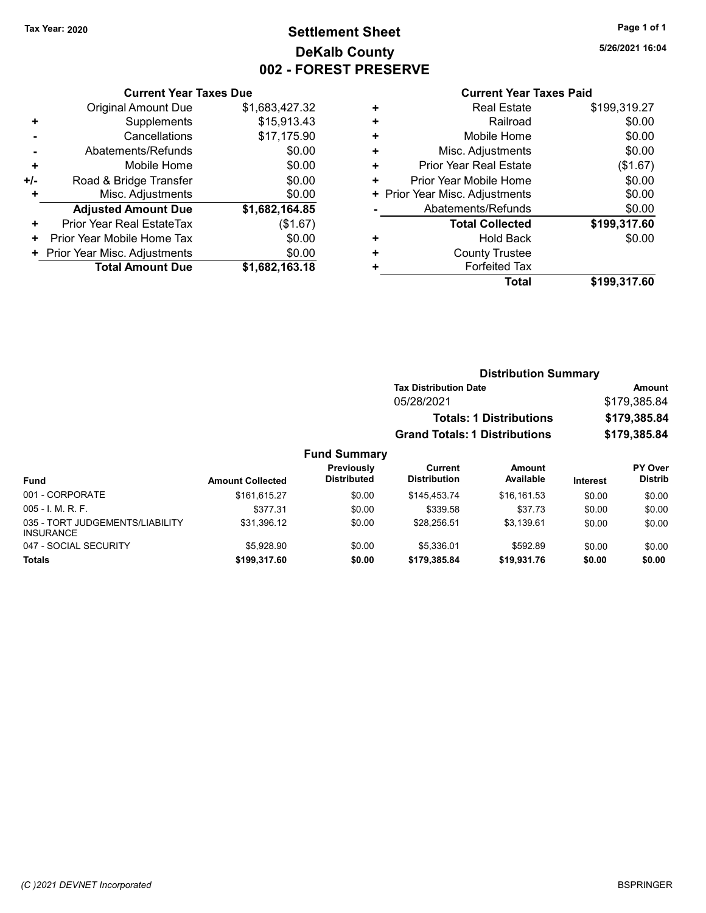Tax Year: 2020

# Settlement Sheet
## DeKalb County
## 002 - FOREST PRESERVE

5/26/2021 16:04

### Current Year Taxes Due

| | | |
|---|---|---|
| | Original Amount Due | $1,683,427.32 |
| + | Supplements | $15,913.43 |
| - | Cancellations | $17,175.90 |
| - | Abatements/Refunds | $0.00 |
| + | Mobile Home | $0.00 |
| +/- | Road & Bridge Transfer | $0.00 |
| + | Misc. Adjustments | $0.00 |
| | **Adjusted Amount Due** | **$1,682,164.85** |
| + | Prior Year Real EstateTax | ($1.67) |
| + | Prior Year Mobile Home Tax | $0.00 |
| + | Prior Year Misc. Adjustments | $0.00 |
| | **Total Amount Due** | **$1,682,163.18** |

### Current Year Taxes Paid

| | | |
|---|---|---|
| + | Real Estate | $199,319.27 |
| + | Railroad | $0.00 |
| + | Mobile Home | $0.00 |
| + | Misc. Adjustments | $0.00 |
| + | Prior Year Real Estate | ($1.67) |
| + | Prior Year Mobile Home | $0.00 |
| + | Prior Year Misc. Adjustments | $0.00 |
| - | Abatements/Refunds | $0.00 |
| | **Total Collected** | **$199,317.60** |
| + | Hold Back | $0.00 |
| + | County Trustee | |
| + | Forfeited Tax | |
| | **Total** | **$199,317.60** |

### Distribution Summary

| Tax Distribution Date | Amount |
|---|---|
| 05/28/2021 | $179,385.84 |
| **Totals: 1 Distributions** | **$179,385.84** |
| **Grand Totals: 1 Distributions** | **$179,385.84** |

### Fund Summary

| Fund | Amount Collected | Previously Distributed | Current Distribution | Amount Available | Interest | PY Over Distrib |
|---|---|---|---|---|---|---|
| 001 - CORPORATE | $161,615.27 | $0.00 | $145,453.74 | $16,161.53 | $0.00 | $0.00 |
| 005 - I. M. R. F. | $377.31 | $0.00 | $339.58 | $37.73 | $0.00 | $0.00 |
| 035 - TORT JUDGEMENTS/LIABILITY INSURANCE | $31,396.12 | $0.00 | $28,256.51 | $3,139.61 | $0.00 | $0.00 |
| 047 - SOCIAL SECURITY | $5,928.90 | $0.00 | $5,336.01 | $592.89 | $0.00 | $0.00 |
| **Totals** | **$199,317.60** | **$0.00** | **$179,385.84** | **$19,931.76** | **$0.00** | **$0.00** |

(C )2021 DEVNET Incorporated — BSPRINGER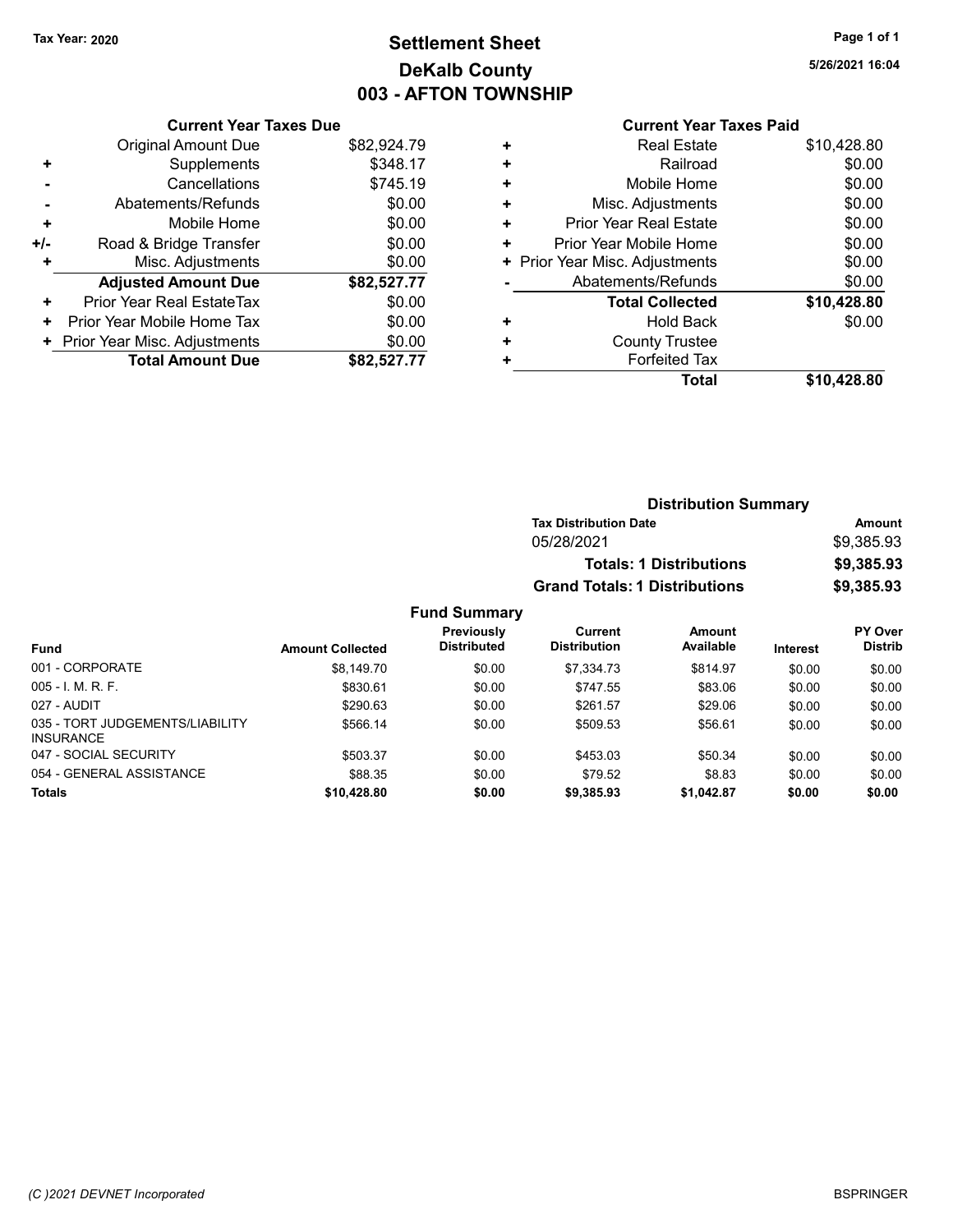Tax Year: 2020

# Settlement Sheet
## DeKalb County
## 003 - AFTON TOWNSHIP

5/26/2021 16:04

### Current Year Taxes Due

| | | |
|---|---|---|
| | Original Amount Due | $82,924.79 |
| + | Supplements | $348.17 |
| - | Cancellations | $745.19 |
| - | Abatements/Refunds | $0.00 |
| + | Mobile Home | $0.00 |
| +/- | Road & Bridge Transfer | $0.00 |
| + | Misc. Adjustments | $0.00 |
| | **Adjusted Amount Due** | **$82,527.77** |
| + | Prior Year Real EstateTax | $0.00 |
| + | Prior Year Mobile Home Tax | $0.00 |
| + | Prior Year Misc. Adjustments | $0.00 |
| | **Total Amount Due** | **$82,527.77** |

### Current Year Taxes Paid

| | | |
|---|---|---|
| + | Real Estate | $10,428.80 |
| + | Railroad | $0.00 |
| + | Mobile Home | $0.00 |
| + | Misc. Adjustments | $0.00 |
| + | Prior Year Real Estate | $0.00 |
| + | Prior Year Mobile Home | $0.00 |
| + | Prior Year Misc. Adjustments | $0.00 |
| - | Abatements/Refunds | $0.00 |
| | **Total Collected** | **$10,428.80** |
| + | Hold Back | $0.00 |
| + | County Trustee | |
| + | Forfeited Tax | |
| | **Total** | **$10,428.80** |

### Distribution Summary

| Tax Distribution Date | Amount |
|---|---|
| 05/28/2021 | $9,385.93 |
| **Totals: 1 Distributions** | **$9,385.93** |
| **Grand Totals: 1 Distributions** | **$9,385.93** |

### Fund Summary

| Fund | Amount Collected | Previously Distributed | Current Distribution | Amount Available | Interest | PY Over Distrib |
|---|---|---|---|---|---|---|
| 001 - CORPORATE | $8,149.70 | $0.00 | $7,334.73 | $814.97 | $0.00 | $0.00 |
| 005 - I. M. R. F. | $830.61 | $0.00 | $747.55 | $83.06 | $0.00 | $0.00 |
| 027 - AUDIT | $290.63 | $0.00 | $261.57 | $29.06 | $0.00 | $0.00 |
| 035 - TORT JUDGEMENTS/LIABILITY INSURANCE | $566.14 | $0.00 | $509.53 | $56.61 | $0.00 | $0.00 |
| 047 - SOCIAL SECURITY | $503.37 | $0.00 | $453.03 | $50.34 | $0.00 | $0.00 |
| 054 - GENERAL ASSISTANCE | $88.35 | $0.00 | $79.52 | $8.83 | $0.00 | $0.00 |
| **Totals** | **$10,428.80** | **$0.00** | **$9,385.93** | **$1,042.87** | **$0.00** | **$0.00** |

(C )2021 DEVNET Incorporated BSPRINGER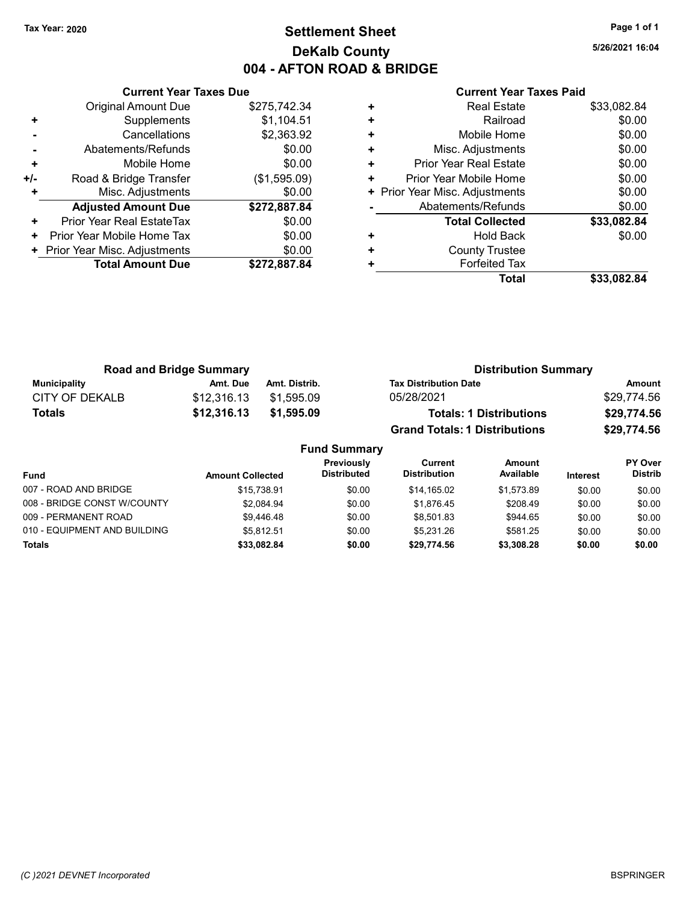Tax Year: 2020

# Settlement Sheet
## DeKalb County
## 004 - AFTON ROAD & BRIDGE

5/26/2021 16:04

### Current Year Taxes Due

| | | |
|---|---|---|
| | Original Amount Due | $275,742.34 |
| + | Supplements | $1,104.51 |
| - | Cancellations | $2,363.92 |
| - | Abatements/Refunds | $0.00 |
| + | Mobile Home | $0.00 |
| +/- | Road & Bridge Transfer | ($1,595.09) |
| + | Misc. Adjustments | $0.00 |
| | **Adjusted Amount Due** | **$272,887.84** |
| + | Prior Year Real EstateTax | $0.00 |
| + | Prior Year Mobile Home Tax | $0.00 |
| + | Prior Year Misc. Adjustments | $0.00 |
| | **Total Amount Due** | **$272,887.84** |

### Current Year Taxes Paid

| | | |
|---|---|---|
| + | Real Estate | $33,082.84 |
| + | Railroad | $0.00 |
| + | Mobile Home | $0.00 |
| + | Misc. Adjustments | $0.00 |
| + | Prior Year Real Estate | $0.00 |
| + | Prior Year Mobile Home | $0.00 |
| + | Prior Year Misc. Adjustments | $0.00 |
| - | Abatements/Refunds | $0.00 |
| | **Total Collected** | **$33,082.84** |
| + | Hold Back | $0.00 |
| + | County Trustee | |
| + | Forfeited Tax | |
| | **Total** | **$33,082.84** |

### Road and Bridge Summary

| Municipality | Amt. Due | Amt. Distrib. |
|---|---|---|
| CITY OF DEKALB | $12,316.13 | $1,595.09 |
| **Totals** | **$12,316.13** | **$1,595.09** |

### Distribution Summary

| Tax Distribution Date | Amount |
|---|---|
| 05/28/2021 | $29,774.56 |
| **Totals: 1 Distributions** | **$29,774.56** |
| **Grand Totals: 1 Distributions** | **$29,774.56** |

### Fund Summary

| Fund | Amount Collected | Previously Distributed | Current Distribution | Amount Available | Interest | PY Over Distrib |
|---|---|---|---|---|---|---|
| 007 - ROAD AND BRIDGE | $15,738.91 | $0.00 | $14,165.02 | $1,573.89 | $0.00 | $0.00 |
| 008 - BRIDGE CONST W/COUNTY | $2,084.94 | $0.00 | $1,876.45 | $208.49 | $0.00 | $0.00 |
| 009 - PERMANENT ROAD | $9,446.48 | $0.00 | $8,501.83 | $944.65 | $0.00 | $0.00 |
| 010 - EQUIPMENT AND BUILDING | $5,812.51 | $0.00 | $5,231.26 | $581.25 | $0.00 | $0.00 |
| **Totals** | **$33,082.84** | **$0.00** | **$29,774.56** | **$3,308.28** | **$0.00** | **$0.00** |

(C )2021 DEVNET Incorporated

BSPRINGER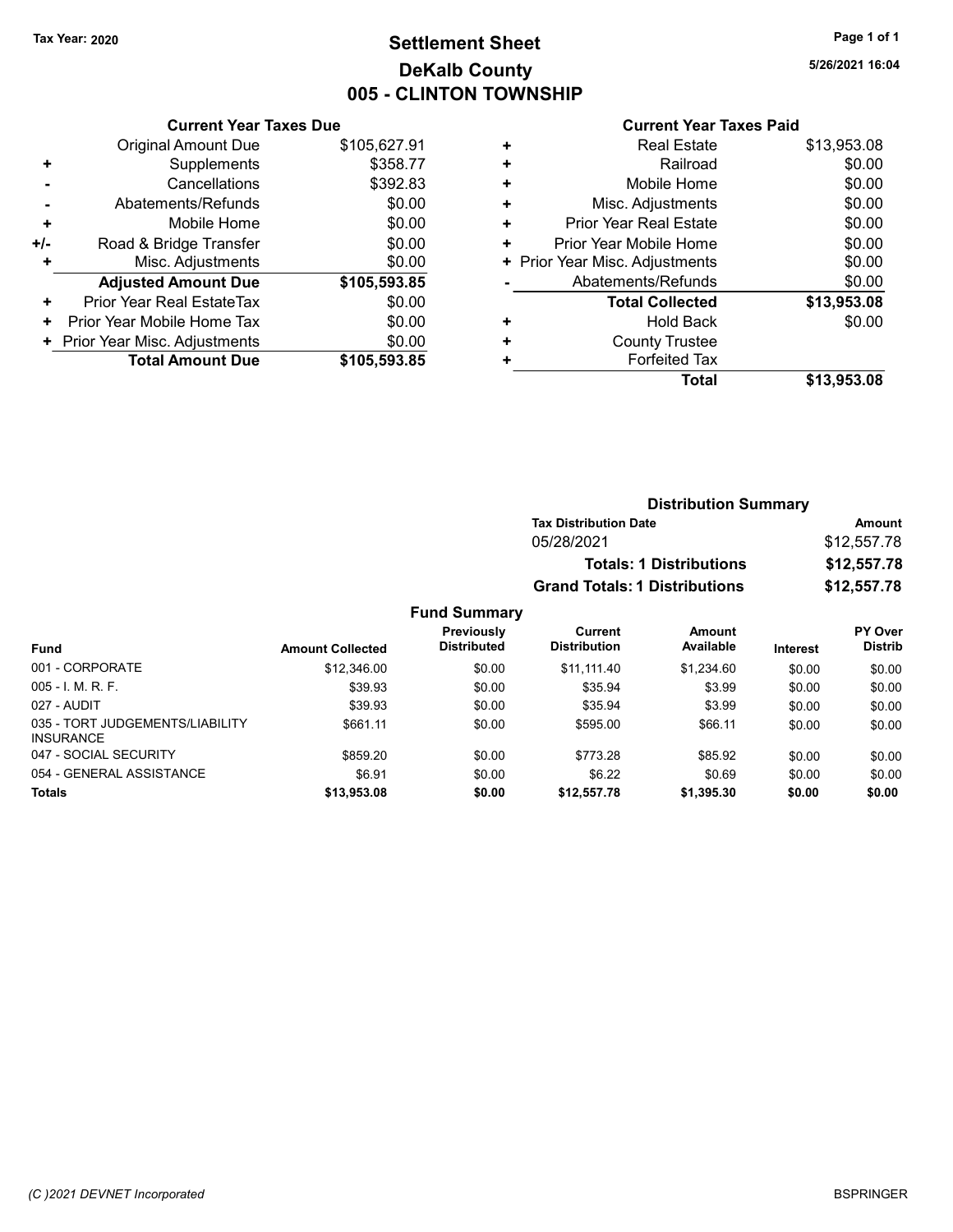Tax Year: 2020

# Settlement Sheet
## DeKalb County
## 005 - CLINTON TOWNSHIP

5/26/2021 16:04

### Current Year Taxes Due

| | | |
|---|---|---|
| | Original Amount Due | $105,627.91 |
| + | Supplements | $358.77 |
| - | Cancellations | $392.83 |
| - | Abatements/Refunds | $0.00 |
| + | Mobile Home | $0.00 |
| +/- | Road & Bridge Transfer | $0.00 |
| + | Misc. Adjustments | $0.00 |
| | **Adjusted Amount Due** | **$105,593.85** |
| + | Prior Year Real EstateTax | $0.00 |
| + | Prior Year Mobile Home Tax | $0.00 |
| + | Prior Year Misc. Adjustments | $0.00 |
| | **Total Amount Due** | **$105,593.85** |

### Current Year Taxes Paid

| | | |
|---|---|---|
| + | Real Estate | $13,953.08 |
| + | Railroad | $0.00 |
| + | Mobile Home | $0.00 |
| + | Misc. Adjustments | $0.00 |
| + | Prior Year Real Estate | $0.00 |
| + | Prior Year Mobile Home | $0.00 |
| + | Prior Year Misc. Adjustments | $0.00 |
| - | Abatements/Refunds | $0.00 |
| | **Total Collected** | **$13,953.08** |
| + | Hold Back | $0.00 |
| + | County Trustee | |
| + | Forfeited Tax | |
| | **Total** | **$13,953.08** |

### Distribution Summary

| Tax Distribution Date | Amount |
|---|---|
| 05/28/2021 | $12,557.78 |
| **Totals: 1 Distributions** | **$12,557.78** |
| **Grand Totals: 1 Distributions** | **$12,557.78** |

### Fund Summary

| Fund | Amount Collected | Previously Distributed | Current Distribution | Amount Available | Interest | PY Over Distrib |
|---|---|---|---|---|---|---|
| 001 - CORPORATE | $12,346.00 | $0.00 | $11,111.40 | $1,234.60 | $0.00 | $0.00 |
| 005 - I. M. R. F. | $39.93 | $0.00 | $35.94 | $3.99 | $0.00 | $0.00 |
| 027 - AUDIT | $39.93 | $0.00 | $35.94 | $3.99 | $0.00 | $0.00 |
| 035 - TORT JUDGEMENTS/LIABILITY INSURANCE | $661.11 | $0.00 | $595.00 | $66.11 | $0.00 | $0.00 |
| 047 - SOCIAL SECURITY | $859.20 | $0.00 | $773.28 | $85.92 | $0.00 | $0.00 |
| 054 - GENERAL ASSISTANCE | $6.91 | $0.00 | $6.22 | $0.69 | $0.00 | $0.00 |
| **Totals** | **$13,953.08** | **$0.00** | **$12,557.78** | **$1,395.30** | **$0.00** | **$0.00** |

(C )2021 DEVNET Incorporated — BSPRINGER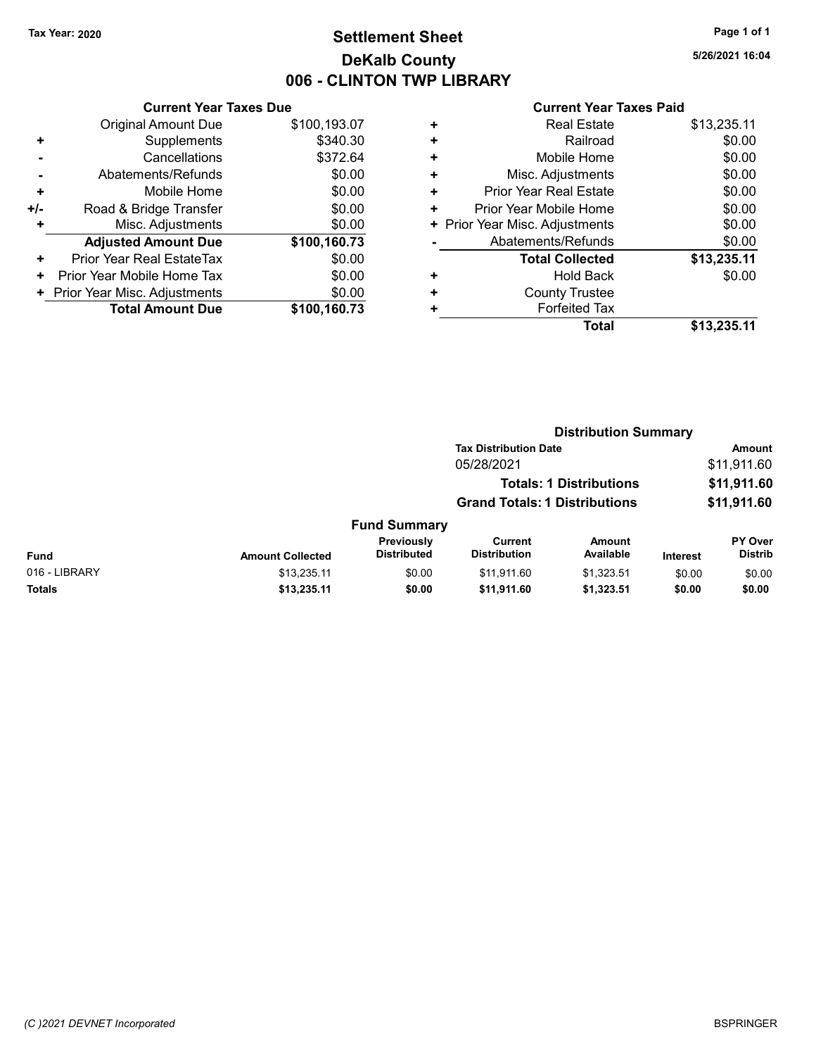Tax Year: 2020

# Settlement Sheet
## DeKalb County
## 006 - CLINTON TWP LIBRARY

5/26/2021 16:04

### Current Year Taxes Due

| | | |
|---|---|---|
| | Original Amount Due | $100,193.07 |
| + | Supplements | $340.30 |
| - | Cancellations | $372.64 |
| - | Abatements/Refunds | $0.00 |
| + | Mobile Home | $0.00 |
| +/- | Road & Bridge Transfer | $0.00 |
| + | Misc. Adjustments | $0.00 |
| | **Adjusted Amount Due** | **$100,160.73** |
| + | Prior Year Real EstateTax | $0.00 |
| + | Prior Year Mobile Home Tax | $0.00 |
| + | Prior Year Misc. Adjustments | $0.00 |
| | **Total Amount Due** | **$100,160.73** |

### Current Year Taxes Paid

| | | |
|---|---|---|
| + | Real Estate | $13,235.11 |
| + | Railroad | $0.00 |
| + | Mobile Home | $0.00 |
| + | Misc. Adjustments | $0.00 |
| + | Prior Year Real Estate | $0.00 |
| + | Prior Year Mobile Home | $0.00 |
| + | Prior Year Misc. Adjustments | $0.00 |
| - | Abatements/Refunds | $0.00 |
| | **Total Collected** | **$13,235.11** |
| + | Hold Back | $0.00 |
| + | County Trustee | |
| + | Forfeited Tax | |
| | **Total** | **$13,235.11** |

### Distribution Summary

| Tax Distribution Date | Amount |
|---|---|
| 05/28/2021 | $11,911.60 |
| **Totals: 1 Distributions** | **$11,911.60** |
| **Grand Totals: 1 Distributions** | **$11,911.60** |

### Fund Summary

| Fund | Amount Collected | Previously Distributed | Current Distribution | Amount Available | Interest | PY Over Distrib |
|---|---|---|---|---|---|---|
| 016 - LIBRARY | $13,235.11 | $0.00 | $11,911.60 | $1,323.51 | $0.00 | $0.00 |
| **Totals** | **$13,235.11** | **$0.00** | **$11,911.60** | **$1,323.51** | **$0.00** | **$0.00** |

(C )2021 DEVNET Incorporated

BSPRINGER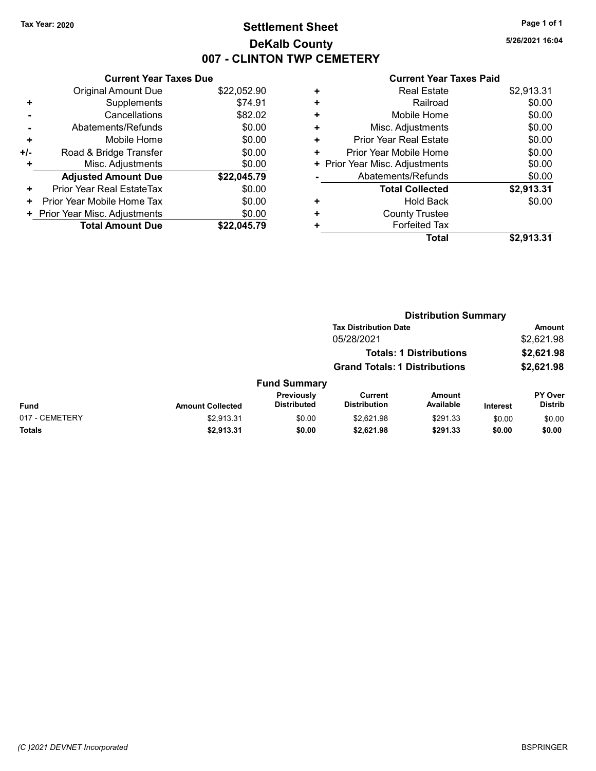Tax Year: 2020

# Settlement Sheet

## DeKalb County

## 007 - CLINTON TWP CEMETERY

5/26/2021 16:04

### Current Year Taxes Due

| | | |
|---|---|---|
| | Original Amount Due | $22,052.90 |
| + | Supplements | $74.91 |
| - | Cancellations | $82.02 |
| - | Abatements/Refunds | $0.00 |
| + | Mobile Home | $0.00 |
| +/- | Road & Bridge Transfer | $0.00 |
| + | Misc. Adjustments | $0.00 |
| | **Adjusted Amount Due** | **$22,045.79** |
| + | Prior Year Real EstateTax | $0.00 |
| + | Prior Year Mobile Home Tax | $0.00 |
| + | Prior Year Misc. Adjustments | $0.00 |
| | **Total Amount Due** | **$22,045.79** |

### Current Year Taxes Paid

| | | |
|---|---|---|
| + | Real Estate | $2,913.31 |
| + | Railroad | $0.00 |
| + | Mobile Home | $0.00 |
| + | Misc. Adjustments | $0.00 |
| + | Prior Year Real Estate | $0.00 |
| + | Prior Year Mobile Home | $0.00 |
| + | Prior Year Misc. Adjustments | $0.00 |
| - | Abatements/Refunds | $0.00 |
| | **Total Collected** | **$2,913.31** |
| + | Hold Back | $0.00 |
| + | County Trustee | |
| + | Forfeited Tax | |
| | **Total** | **$2,913.31** |

### Distribution Summary

| Tax Distribution Date | Amount |
|---|---|
| 05/28/2021 | $2,621.98 |
| **Totals: 1 Distributions** | **$2,621.98** |
| **Grand Totals: 1 Distributions** | **$2,621.98** |

### Fund Summary

| Fund | Amount Collected | Previously Distributed | Current Distribution | Amount Available | Interest | PY Over Distrib |
|---|---|---|---|---|---|---|
| 017 - CEMETERY | $2,913.31 | $0.00 | $2,621.98 | $291.33 | $0.00 | $0.00 |
| **Totals** | **$2,913.31** | **$0.00** | **$2,621.98** | **$291.33** | **$0.00** | **$0.00** |

(C )2021 DEVNET Incorporated

BSPRINGER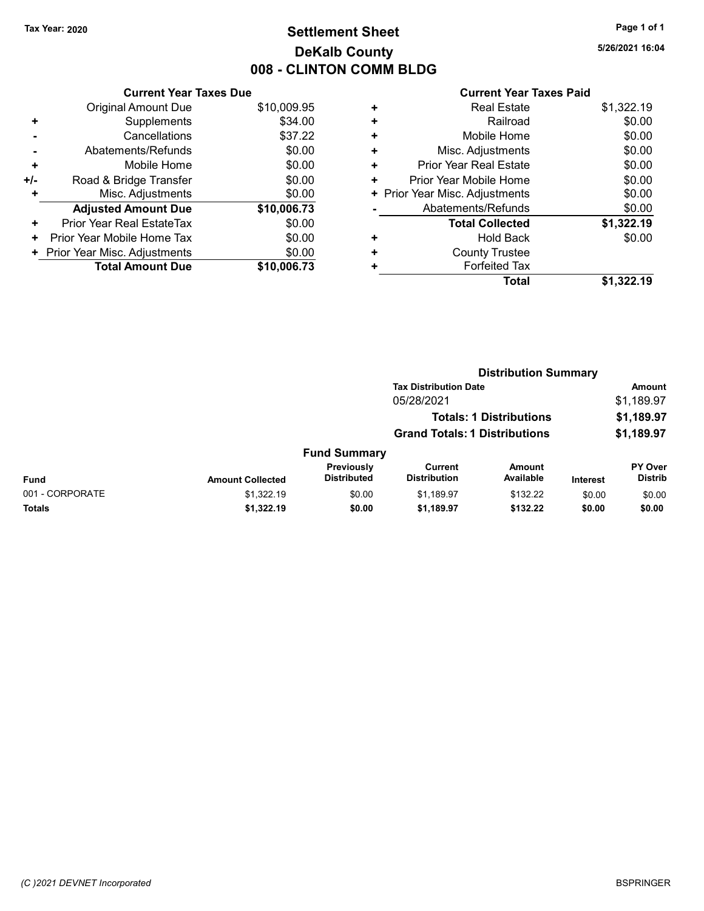Tax Year: 2020

# Settlement Sheet
## DeKalb County
## 008 - CLINTON COMM BLDG

5/26/2021 16:04

### Current Year Taxes Due

| | | |
|---|---|---|
| | Original Amount Due | $10,009.95 |
| + | Supplements | $34.00 |
| - | Cancellations | $37.22 |
| - | Abatements/Refunds | $0.00 |
| + | Mobile Home | $0.00 |
| +/- | Road & Bridge Transfer | $0.00 |
| + | Misc. Adjustments | $0.00 |
| | **Adjusted Amount Due** | **$10,006.73** |
| + | Prior Year Real EstateTax | $0.00 |
| + | Prior Year Mobile Home Tax | $0.00 |
| + | Prior Year Misc. Adjustments | $0.00 |
| | **Total Amount Due** | **$10,006.73** |

### Current Year Taxes Paid

| | | |
|---|---|---|
| + | Real Estate | $1,322.19 |
| + | Railroad | $0.00 |
| + | Mobile Home | $0.00 |
| + | Misc. Adjustments | $0.00 |
| + | Prior Year Real Estate | $0.00 |
| + | Prior Year Mobile Home | $0.00 |
| + | Prior Year Misc. Adjustments | $0.00 |
| - | Abatements/Refunds | $0.00 |
| | **Total Collected** | **$1,322.19** |
| + | Hold Back | $0.00 |
| + | County Trustee | |
| + | Forfeited Tax | |
| | **Total** | **$1,322.19** |

### Distribution Summary

| Tax Distribution Date | Amount |
|---|---|
| 05/28/2021 | $1,189.97 |
| **Totals: 1 Distributions** | **$1,189.97** |
| **Grand Totals: 1 Distributions** | **$1,189.97** |

### Fund Summary

| Fund | Amount Collected | Previously Distributed | Current Distribution | Amount Available | Interest | PY Over Distrib |
|---|---|---|---|---|---|---|
| 001 - CORPORATE | $1,322.19 | $0.00 | $1,189.97 | $132.22 | $0.00 | $0.00 |
| **Totals** | **$1,322.19** | **$0.00** | **$1,189.97** | **$132.22** | **$0.00** | **$0.00** |

(C )2021 DEVNET Incorporated

BSPRINGER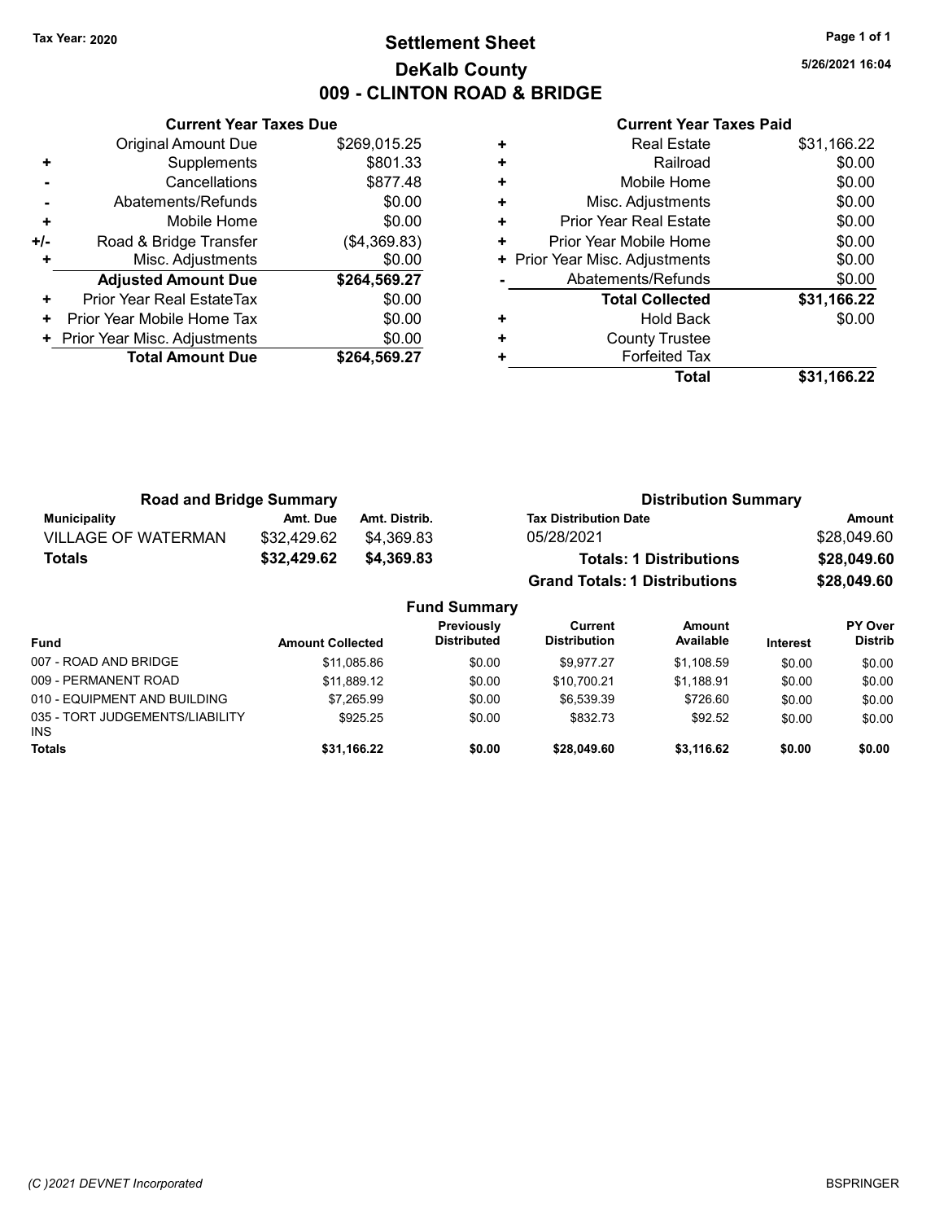Tax Year: 2020

# Settlement Sheet
## DeKalb County
## 009 - CLINTON ROAD & BRIDGE

5/26/2021 16:04

### Current Year Taxes Due

| | | |
|---|---|---|
| | Original Amount Due | $269,015.25 |
| + | Supplements | $801.33 |
| - | Cancellations | $877.48 |
| - | Abatements/Refunds | $0.00 |
| + | Mobile Home | $0.00 |
| +/- | Road & Bridge Transfer | ($4,369.83) |
| + | Misc. Adjustments | $0.00 |
| | **Adjusted Amount Due** | **$264,569.27** |
| + | Prior Year Real EstateTax | $0.00 |
| + | Prior Year Mobile Home Tax | $0.00 |
| + | Prior Year Misc. Adjustments | $0.00 |
| | **Total Amount Due** | **$264,569.27** |

### Current Year Taxes Paid

| | | |
|---|---|---|
| + | Real Estate | $31,166.22 |
| + | Railroad | $0.00 |
| + | Mobile Home | $0.00 |
| + | Misc. Adjustments | $0.00 |
| + | Prior Year Real Estate | $0.00 |
| + | Prior Year Mobile Home | $0.00 |
| + | Prior Year Misc. Adjustments | $0.00 |
| - | Abatements/Refunds | $0.00 |
| | **Total Collected** | **$31,166.22** |
| + | Hold Back | $0.00 |
| + | County Trustee | |
| + | Forfeited Tax | |
| | **Total** | **$31,166.22** |

### Road and Bridge Summary

| Municipality | Amt. Due | Amt. Distrib. |
|---|---|---|
| VILLAGE OF WATERMAN | $32,429.62 | $4,369.83 |
| **Totals** | **$32,429.62** | **$4,369.83** |

### Distribution Summary

| Tax Distribution Date | Amount |
|---|---|
| 05/28/2021 | $28,049.60 |
| **Totals: 1 Distributions** | **$28,049.60** |
| **Grand Totals: 1 Distributions** | **$28,049.60** |

### Fund Summary

| Fund | Amount Collected | Previously Distributed | Current Distribution | Amount Available | Interest | PY Over Distrib |
|---|---|---|---|---|---|---|
| 007 - ROAD AND BRIDGE | $11,085.86 | $0.00 | $9,977.27 | $1,108.59 | $0.00 | $0.00 |
| 009 - PERMANENT ROAD | $11,889.12 | $0.00 | $10,700.21 | $1,188.91 | $0.00 | $0.00 |
| 010 - EQUIPMENT AND BUILDING | $7,265.99 | $0.00 | $6,539.39 | $726.60 | $0.00 | $0.00 |
| 035 - TORT JUDGEMENTS/LIABILITY INS | $925.25 | $0.00 | $832.73 | $92.52 | $0.00 | $0.00 |
| **Totals** | **$31,166.22** | **$0.00** | **$28,049.60** | **$3,116.62** | **$0.00** | **$0.00** |

(C )2021 DEVNET Incorporated BSPRINGER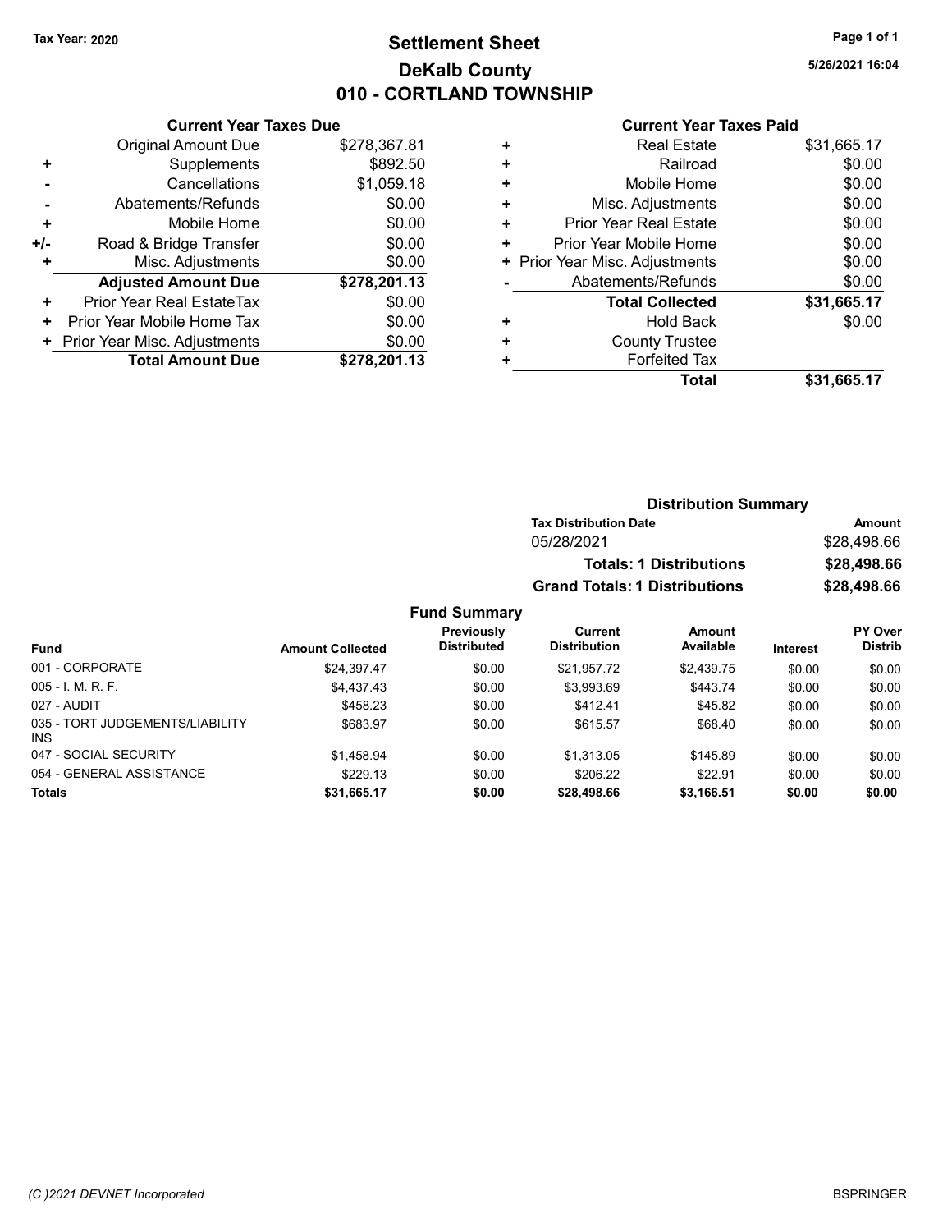Tax Year: 2020

# Settlement Sheet
## DeKalb County
## 010 - CORTLAND TOWNSHIP

5/26/2021 16:04

### Current Year Taxes Due

| | | |
|---|---|---|
| | Original Amount Due | $278,367.81 |
| + | Supplements | $892.50 |
| - | Cancellations | $1,059.18 |
| - | Abatements/Refunds | $0.00 |
| + | Mobile Home | $0.00 |
| +/- | Road & Bridge Transfer | $0.00 |
| + | Misc. Adjustments | $0.00 |
| | **Adjusted Amount Due** | **$278,201.13** |
| + | Prior Year Real EstateTax | $0.00 |
| + | Prior Year Mobile Home Tax | $0.00 |
| + | Prior Year Misc. Adjustments | $0.00 |
| | **Total Amount Due** | **$278,201.13** |

### Current Year Taxes Paid

| | | |
|---|---|---|
| + | Real Estate | $31,665.17 |
| + | Railroad | $0.00 |
| + | Mobile Home | $0.00 |
| + | Misc. Adjustments | $0.00 |
| + | Prior Year Real Estate | $0.00 |
| + | Prior Year Mobile Home | $0.00 |
| + | Prior Year Misc. Adjustments | $0.00 |
| - | Abatements/Refunds | $0.00 |
| | **Total Collected** | **$31,665.17** |
| + | Hold Back | $0.00 |
| + | County Trustee | |
| + | Forfeited Tax | |
| | **Total** | **$31,665.17** |

### Distribution Summary

| Tax Distribution Date | Amount |
|---|---|
| 05/28/2021 | $28,498.66 |
| **Totals: 1 Distributions** | **$28,498.66** |
| **Grand Totals: 1 Distributions** | **$28,498.66** |

### Fund Summary

| Fund | Amount Collected | Previously Distributed | Current Distribution | Amount Available | Interest | PY Over Distrib |
|---|---|---|---|---|---|---|
| 001 - CORPORATE | $24,397.47 | $0.00 | $21,957.72 | $2,439.75 | $0.00 | $0.00 |
| 005 - I. M. R. F. | $4,437.43 | $0.00 | $3,993.69 | $443.74 | $0.00 | $0.00 |
| 027 - AUDIT | $458.23 | $0.00 | $412.41 | $45.82 | $0.00 | $0.00 |
| 035 - TORT JUDGEMENTS/LIABILITY INS | $683.97 | $0.00 | $615.57 | $68.40 | $0.00 | $0.00 |
| 047 - SOCIAL SECURITY | $1,458.94 | $0.00 | $1,313.05 | $145.89 | $0.00 | $0.00 |
| 054 - GENERAL ASSISTANCE | $229.13 | $0.00 | $206.22 | $22.91 | $0.00 | $0.00 |
| **Totals** | **$31,665.17** | **$0.00** | **$28,498.66** | **$3,166.51** | **$0.00** | **$0.00** |

(C )2021 DEVNET Incorporated

BSPRINGER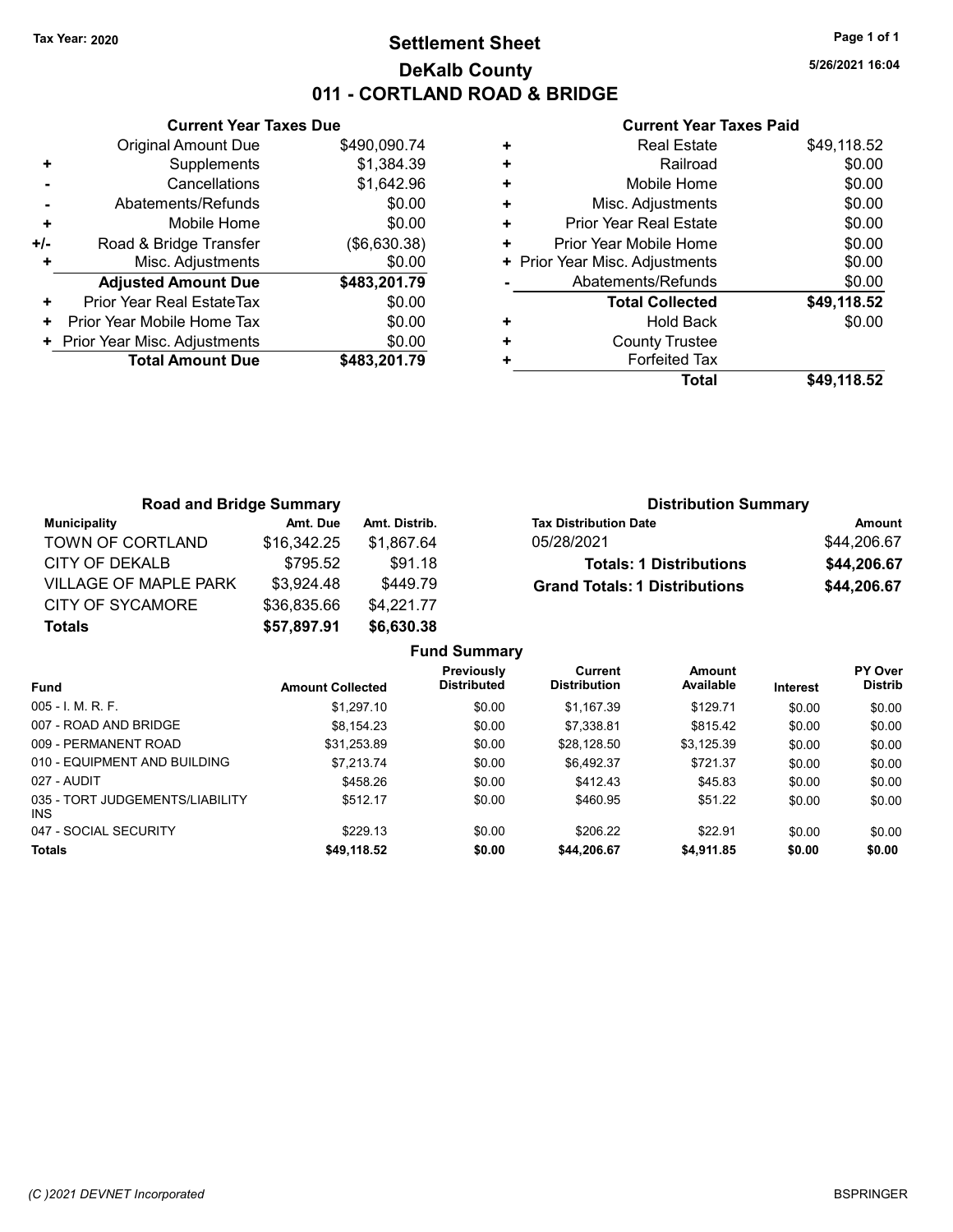Tax Year: 2020

# Settlement Sheet

## DeKalb County

## 011 - CORTLAND ROAD & BRIDGE

5/26/2021 16:04

| | Current Year Taxes Due | |
|---|---|---|
| | Original Amount Due | $490,090.74 |
| + | Supplements | $1,384.39 |
| - | Cancellations | $1,642.96 |
| - | Abatements/Refunds | $0.00 |
| + | Mobile Home | $0.00 |
| +/- | Road & Bridge Transfer | ($6,630.38) |
| + | Misc. Adjustments | $0.00 |
| | **Adjusted Amount Due** | **$483,201.79** |
| + | Prior Year Real EstateTax | $0.00 |
| + | Prior Year Mobile Home Tax | $0.00 |
| + | Prior Year Misc. Adjustments | $0.00 |
| | **Total Amount Due** | **$483,201.79** |

| | Current Year Taxes Paid | |
|---|---|---|
| + | Real Estate | $49,118.52 |
| + | Railroad | $0.00 |
| + | Mobile Home | $0.00 |
| + | Misc. Adjustments | $0.00 |
| + | Prior Year Real Estate | $0.00 |
| + | Prior Year Mobile Home | $0.00 |
| + | Prior Year Misc. Adjustments | $0.00 |
| - | Abatements/Refunds | $0.00 |
| | **Total Collected** | **$49,118.52** |
| + | Hold Back | $0.00 |
| + | County Trustee | |
| + | Forfeited Tax | |
| | **Total** | **$49,118.52** |

**Road and Bridge Summary**

| Municipality | Amt. Due | Amt. Distrib. |
|---|---|---|
| TOWN OF CORTLAND | $16,342.25 | $1,867.64 |
| CITY OF DEKALB | $795.52 | $91.18 |
| VILLAGE OF MAPLE PARK | $3,924.48 | $449.79 |
| CITY OF SYCAMORE | $36,835.66 | $4,221.77 |
| **Totals** | **$57,897.91** | **$6,630.38** |

**Distribution Summary**

| Tax Distribution Date | Amount |
|---|---|
| 05/28/2021 | $44,206.67 |
| **Totals: 1 Distributions** | **$44,206.67** |
| **Grand Totals: 1 Distributions** | **$44,206.67** |

**Fund Summary**

| Fund | Amount Collected | Previously Distributed | Current Distribution | Amount Available | Interest | PY Over Distrib |
|---|---|---|---|---|---|---|
| 005 - I. M. R. F. | $1,297.10 | $0.00 | $1,167.39 | $129.71 | $0.00 | $0.00 |
| 007 - ROAD AND BRIDGE | $8,154.23 | $0.00 | $7,338.81 | $815.42 | $0.00 | $0.00 |
| 009 - PERMANENT ROAD | $31,253.89 | $0.00 | $28,128.50 | $3,125.39 | $0.00 | $0.00 |
| 010 - EQUIPMENT AND BUILDING | $7,213.74 | $0.00 | $6,492.37 | $721.37 | $0.00 | $0.00 |
| 027 - AUDIT | $458.26 | $0.00 | $412.43 | $45.83 | $0.00 | $0.00 |
| 035 - TORT JUDGEMENTS/LIABILITY INS | $512.17 | $0.00 | $460.95 | $51.22 | $0.00 | $0.00 |
| 047 - SOCIAL SECURITY | $229.13 | $0.00 | $206.22 | $22.91 | $0.00 | $0.00 |
| **Totals** | **$49,118.52** | **$0.00** | **$44,206.67** | **$4,911.85** | **$0.00** | **$0.00** |

(C )2021 DEVNET Incorporated | BSPRINGER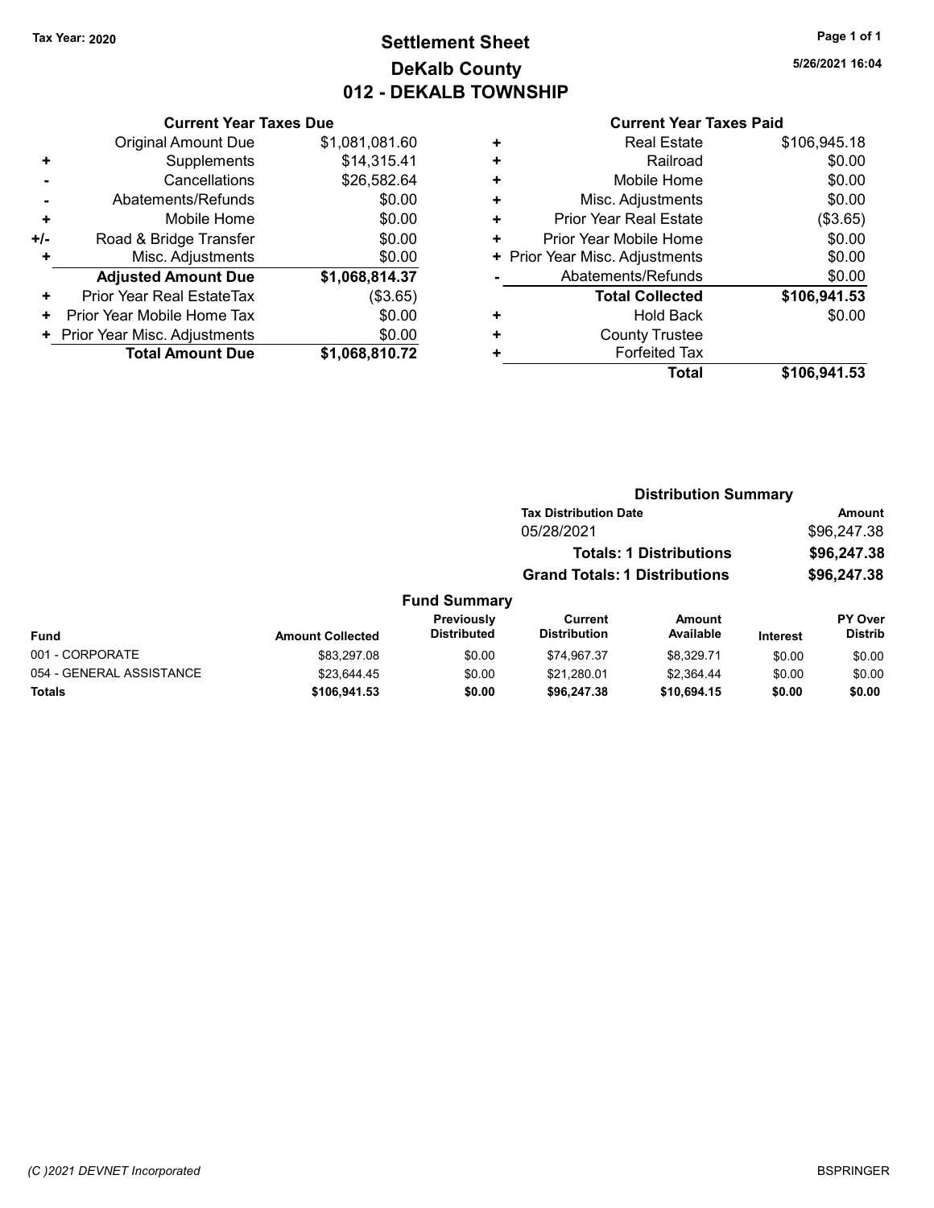Tax Year: 2020

# Settlement Sheet
## DeKalb County
## 012 - DEKALB TOWNSHIP

5/26/2021 16:04

### Current Year Taxes Due

| | | |
|---|---|---|
| | Original Amount Due | $1,081,081.60 |
| + | Supplements | $14,315.41 |
| - | Cancellations | $26,582.64 |
| - | Abatements/Refunds | $0.00 |
| + | Mobile Home | $0.00 |
| +/- | Road & Bridge Transfer | $0.00 |
| + | Misc. Adjustments | $0.00 |
| | **Adjusted Amount Due** | **$1,068,814.37** |
| + | Prior Year Real EstateTax | ($3.65) |
| + | Prior Year Mobile Home Tax | $0.00 |
| + | Prior Year Misc. Adjustments | $0.00 |
| | **Total Amount Due** | **$1,068,810.72** |

### Current Year Taxes Paid

| | | |
|---|---|---|
| + | Real Estate | $106,945.18 |
| + | Railroad | $0.00 |
| + | Mobile Home | $0.00 |
| + | Misc. Adjustments | $0.00 |
| + | Prior Year Real Estate | ($3.65) |
| + | Prior Year Mobile Home | $0.00 |
| + | Prior Year Misc. Adjustments | $0.00 |
| - | Abatements/Refunds | $0.00 |
| | **Total Collected** | **$106,941.53** |
| + | Hold Back | $0.00 |
| + | County Trustee | |
| + | Forfeited Tax | |
| | **Total** | **$106,941.53** |

### Distribution Summary

| Tax Distribution Date | Amount |
|---|---|
| 05/28/2021 | $96,247.38 |
| **Totals: 1 Distributions** | **$96,247.38** |
| **Grand Totals: 1 Distributions** | **$96,247.38** |

### Fund Summary

| Fund | Amount Collected | Previously Distributed | Current Distribution | Amount Available | Interest | PY Over Distrib |
|---|---|---|---|---|---|---|
| 001 - CORPORATE | $83,297.08 | $0.00 | $74,967.37 | $8,329.71 | $0.00 | $0.00 |
| 054 - GENERAL ASSISTANCE | $23,644.45 | $0.00 | $21,280.01 | $2,364.44 | $0.00 | $0.00 |
| **Totals** | **$106,941.53** | **$0.00** | **$96,247.38** | **$10,694.15** | **$0.00** | **$0.00** |

(C )2021 DEVNET Incorporated

BSPRINGER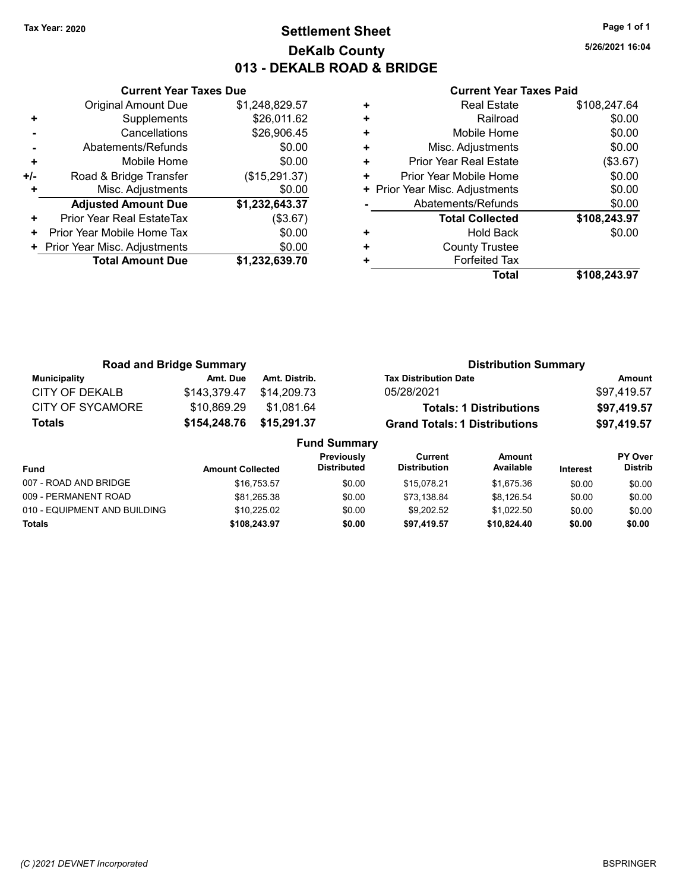Tax Year: 2020

# Settlement Sheet

## DeKalb County

## 013 - DEKALB ROAD & BRIDGE

5/26/2021 16:04

### Current Year Taxes Due

| | | |
|---|---|---|
| | Original Amount Due | $1,248,829.57 |
| + | Supplements | $26,011.62 |
| - | Cancellations | $26,906.45 |
| - | Abatements/Refunds | $0.00 |
| + | Mobile Home | $0.00 |
| +/- | Road & Bridge Transfer | ($15,291.37) |
| + | Misc. Adjustments | $0.00 |
| | **Adjusted Amount Due** | **$1,232,643.37** |
| + | Prior Year Real EstateTax | ($3.67) |
| + | Prior Year Mobile Home Tax | $0.00 |
| + | Prior Year Misc. Adjustments | $0.00 |
| | **Total Amount Due** | **$1,232,639.70** |

### Current Year Taxes Paid

| | | |
|---|---|---|
| + | Real Estate | $108,247.64 |
| + | Railroad | $0.00 |
| + | Mobile Home | $0.00 |
| + | Misc. Adjustments | $0.00 |
| + | Prior Year Real Estate | ($3.67) |
| + | Prior Year Mobile Home | $0.00 |
| + | Prior Year Misc. Adjustments | $0.00 |
| - | Abatements/Refunds | $0.00 |
| | **Total Collected** | **$108,243.97** |
| + | Hold Back | $0.00 |
| + | County Trustee | |
| + | Forfeited Tax | |
| | **Total** | **$108,243.97** |

### Road and Bridge Summary

| Municipality | Amt. Due | Amt. Distrib. |
|---|---|---|
| CITY OF DEKALB | $143,379.47 | $14,209.73 |
| CITY OF SYCAMORE | $10,869.29 | $1,081.64 |
| **Totals** | **$154,248.76** | **$15,291.37** |

### Distribution Summary

| Tax Distribution Date | Amount |
|---|---|
| 05/28/2021 | $97,419.57 |
| **Totals: 1 Distributions** | **$97,419.57** |
| **Grand Totals: 1 Distributions** | **$97,419.57** |

### Fund Summary

| Fund | Amount Collected | Previously Distributed | Current Distribution | Amount Available | Interest | PY Over Distrib |
|---|---|---|---|---|---|---|
| 007 - ROAD AND BRIDGE | $16,753.57 | $0.00 | $15,078.21 | $1,675.36 | $0.00 | $0.00 |
| 009 - PERMANENT ROAD | $81,265.38 | $0.00 | $73,138.84 | $8,126.54 | $0.00 | $0.00 |
| 010 - EQUIPMENT AND BUILDING | $10,225.02 | $0.00 | $9,202.52 | $1,022.50 | $0.00 | $0.00 |
| **Totals** | **$108,243.97** | **$0.00** | **$97,419.57** | **$10,824.40** | **$0.00** | **$0.00** |

(C )2021 DEVNET Incorporated

BSPRINGER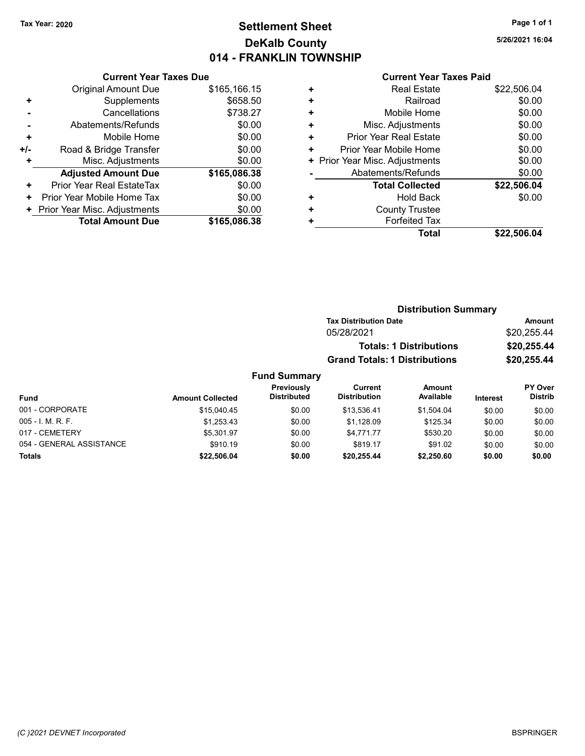Tax Year: 2020

# Settlement Sheet
## DeKalb County
## 014 - FRANKLIN TOWNSHIP

5/26/2021 16:04

### Current Year Taxes Due

| | | |
|---|---|---|
| | Original Amount Due | $165,166.15 |
| + | Supplements | $658.50 |
| - | Cancellations | $738.27 |
| - | Abatements/Refunds | $0.00 |
| + | Mobile Home | $0.00 |
| +/- | Road & Bridge Transfer | $0.00 |
| + | Misc. Adjustments | $0.00 |
| | **Adjusted Amount Due** | **$165,086.38** |
| + | Prior Year Real EstateTax | $0.00 |
| + | Prior Year Mobile Home Tax | $0.00 |
| + | Prior Year Misc. Adjustments | $0.00 |
| | **Total Amount Due** | **$165,086.38** |

### Current Year Taxes Paid

| | | |
|---|---|---|
| + | Real Estate | $22,506.04 |
| + | Railroad | $0.00 |
| + | Mobile Home | $0.00 |
| + | Misc. Adjustments | $0.00 |
| + | Prior Year Real Estate | $0.00 |
| + | Prior Year Mobile Home | $0.00 |
| + | Prior Year Misc. Adjustments | $0.00 |
| - | Abatements/Refunds | $0.00 |
| | **Total Collected** | **$22,506.04** |
| + | Hold Back | $0.00 |
| + | County Trustee | |
| + | Forfeited Tax | |
| | **Total** | **$22,506.04** |

### Distribution Summary

| Tax Distribution Date | Amount |
|---|---|
| 05/28/2021 | $20,255.44 |
| **Totals: 1 Distributions** | **$20,255.44** |
| **Grand Totals: 1 Distributions** | **$20,255.44** |

### Fund Summary

| Fund | Amount Collected | Previously Distributed | Current Distribution | Amount Available | Interest | PY Over Distrib |
|---|---|---|---|---|---|---|
| 001 - CORPORATE | $15,040.45 | $0.00 | $13,536.41 | $1,504.04 | $0.00 | $0.00 |
| 005 - I. M. R. F. | $1,253.43 | $0.00 | $1,128.09 | $125.34 | $0.00 | $0.00 |
| 017 - CEMETERY | $5,301.97 | $0.00 | $4,771.77 | $530.20 | $0.00 | $0.00 |
| 054 - GENERAL ASSISTANCE | $910.19 | $0.00 | $819.17 | $91.02 | $0.00 | $0.00 |
| **Totals** | **$22,506.04** | **$0.00** | **$20,255.44** | **$2,250.60** | **$0.00** | **$0.00** |

(C )2021 DEVNET Incorporated

BSPRINGER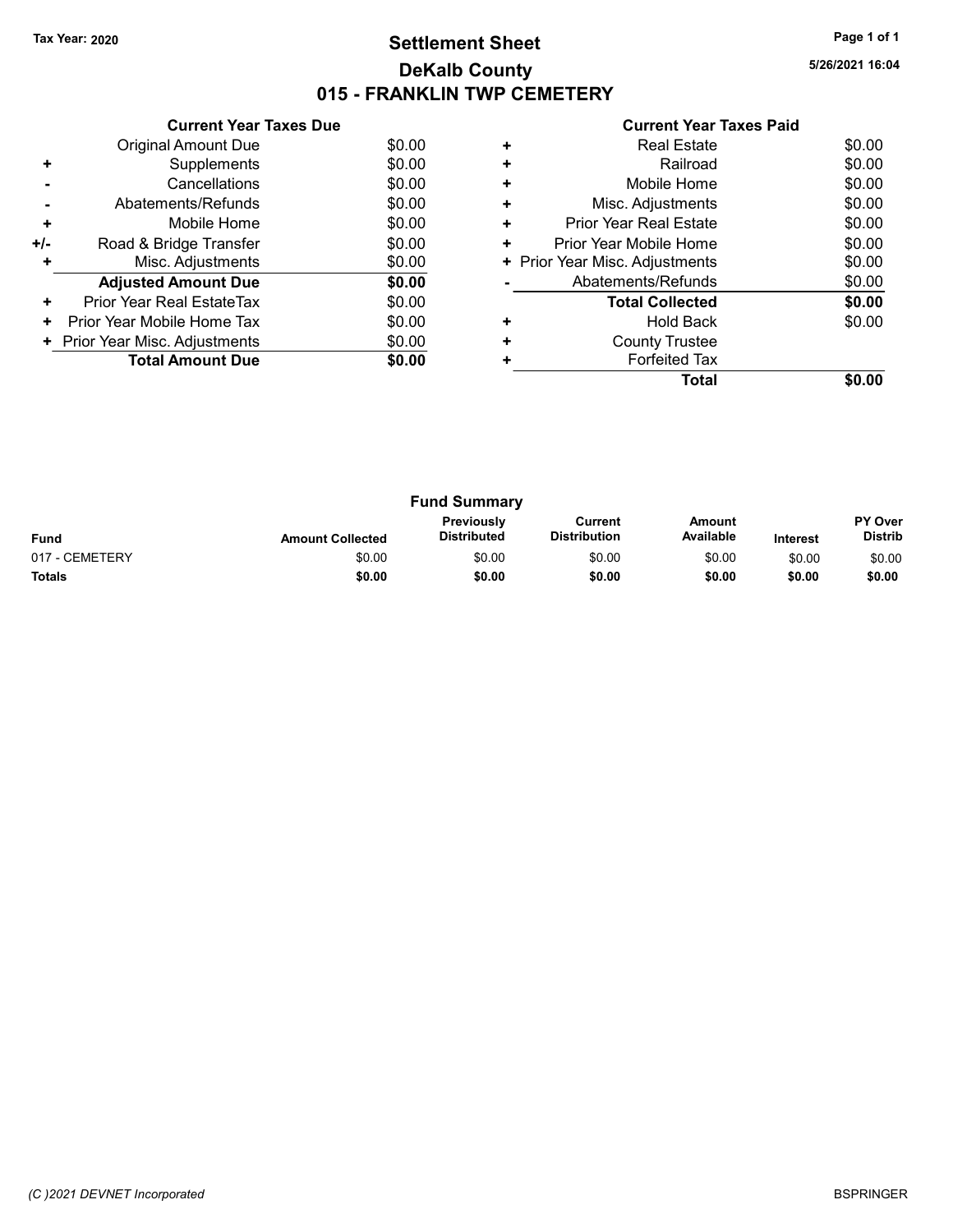Tax Year: 2020

# Settlement Sheet

## DeKalb County

## 015 - FRANKLIN TWP CEMETERY

5/26/2021 16:04

### Current Year Taxes Due

| | | |
|---|---|---|
| | Original Amount Due | $0.00 |
| + | Supplements | $0.00 |
| - | Cancellations | $0.00 |
| - | Abatements/Refunds | $0.00 |
| + | Mobile Home | $0.00 |
| +/- | Road & Bridge Transfer | $0.00 |
| + | Misc. Adjustments | $0.00 |
| | **Adjusted Amount Due** | **$0.00** |
| + | Prior Year Real EstateTax | $0.00 |
| + | Prior Year Mobile Home Tax | $0.00 |
| + | Prior Year Misc. Adjustments | $0.00 |
| | **Total Amount Due** | **$0.00** |

### Current Year Taxes Paid

| | | |
|---|---|---|
| + | Real Estate | $0.00 |
| + | Railroad | $0.00 |
| + | Mobile Home | $0.00 |
| + | Misc. Adjustments | $0.00 |
| + | Prior Year Real Estate | $0.00 |
| + | Prior Year Mobile Home | $0.00 |
| + | Prior Year Misc. Adjustments | $0.00 |
| - | Abatements/Refunds | $0.00 |
| | **Total Collected** | **$0.00** |
| + | Hold Back | $0.00 |
| + | County Trustee | |
| + | Forfeited Tax | |
| | **Total** | **$0.00** |

### Fund Summary

| Fund | Amount Collected | Previously Distributed | Current Distribution | Amount Available | Interest | PY Over Distrib |
|---|---|---|---|---|---|---|
| 017 - CEMETERY | $0.00 | $0.00 | $0.00 | $0.00 | $0.00 | $0.00 |
| **Totals** | **$0.00** | **$0.00** | **$0.00** | **$0.00** | **$0.00** | **$0.00** |

*(C )2021 DEVNET Incorporated* BSPRINGER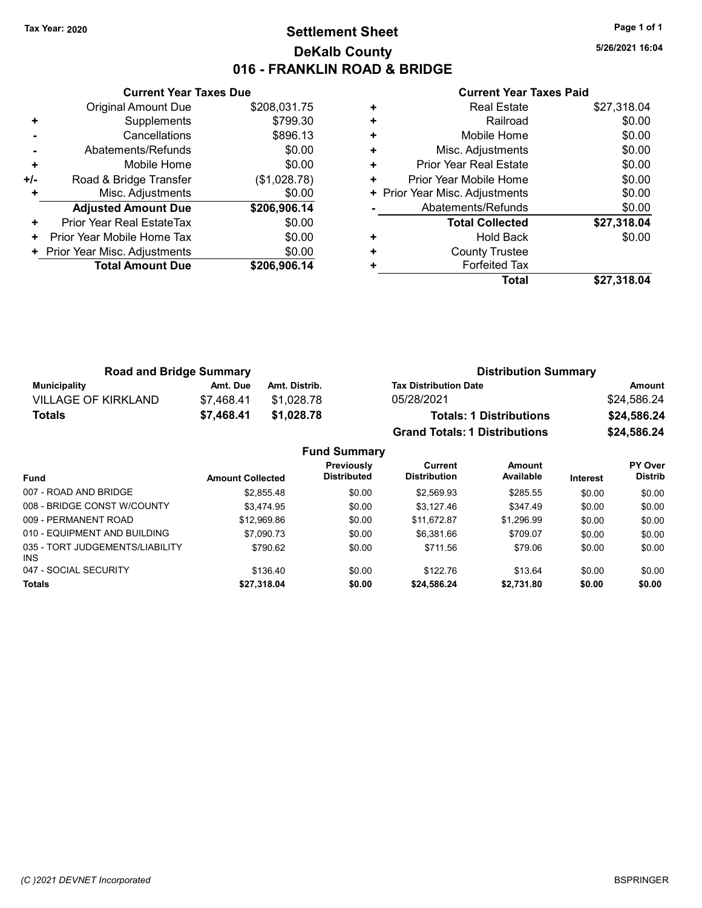Tax Year: 2020

# Settlement Sheet

## DeKalb County

## 016 - FRANKLIN ROAD & BRIDGE

5/26/2021 16:04

### Current Year Taxes Due

| | | |
|---|---|---|
| | Original Amount Due | $208,031.75 |
| + | Supplements | $799.30 |
| - | Cancellations | $896.13 |
| - | Abatements/Refunds | $0.00 |
| + | Mobile Home | $0.00 |
| +/- | Road & Bridge Transfer | ($1,028.78) |
| + | Misc. Adjustments | $0.00 |
| | **Adjusted Amount Due** | **$206,906.14** |
| + | Prior Year Real EstateTax | $0.00 |
| + | Prior Year Mobile Home Tax | $0.00 |
| + | Prior Year Misc. Adjustments | $0.00 |
| | **Total Amount Due** | **$206,906.14** |

### Current Year Taxes Paid

| | | |
|---|---|---|
| + | Real Estate | $27,318.04 |
| + | Railroad | $0.00 |
| + | Mobile Home | $0.00 |
| + | Misc. Adjustments | $0.00 |
| + | Prior Year Real Estate | $0.00 |
| + | Prior Year Mobile Home | $0.00 |
| + | Prior Year Misc. Adjustments | $0.00 |
| - | Abatements/Refunds | $0.00 |
| | **Total Collected** | **$27,318.04** |
| + | Hold Back | $0.00 |
| + | County Trustee | |
| + | Forfeited Tax | |
| | **Total** | **$27,318.04** |

### Road and Bridge Summary

| Municipality | Amt. Due | Amt. Distrib. |
|---|---|---|
| VILLAGE OF KIRKLAND | $7,468.41 | $1,028.78 |
| **Totals** | **$7,468.41** | **$1,028.78** |

### Distribution Summary

| Tax Distribution Date | Amount |
|---|---|
| 05/28/2021 | $24,586.24 |
| **Totals: 1 Distributions** | **$24,586.24** |
| **Grand Totals: 1 Distributions** | **$24,586.24** |

### Fund Summary

| Fund | Amount Collected | Previously Distributed | Current Distribution | Amount Available | Interest | PY Over Distrib |
|---|---|---|---|---|---|---|
| 007 - ROAD AND BRIDGE | $2,855.48 | $0.00 | $2,569.93 | $285.55 | $0.00 | $0.00 |
| 008 - BRIDGE CONST W/COUNTY | $3,474.95 | $0.00 | $3,127.46 | $347.49 | $0.00 | $0.00 |
| 009 - PERMANENT ROAD | $12,969.86 | $0.00 | $11,672.87 | $1,296.99 | $0.00 | $0.00 |
| 010 - EQUIPMENT AND BUILDING | $7,090.73 | $0.00 | $6,381.66 | $709.07 | $0.00 | $0.00 |
| 035 - TORT JUDGEMENTS/LIABILITY INS | $790.62 | $0.00 | $711.56 | $79.06 | $0.00 | $0.00 |
| 047 - SOCIAL SECURITY | $136.40 | $0.00 | $122.76 | $13.64 | $0.00 | $0.00 |
| **Totals** | **$27,318.04** | **$0.00** | **$24,586.24** | **$2,731.80** | **$0.00** | **$0.00** |

(C )2021 DEVNET Incorporated BSPRINGER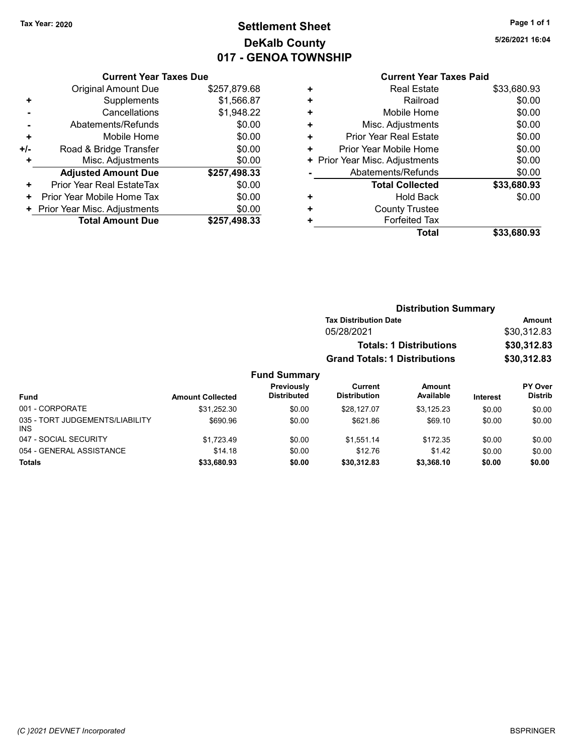Tax Year: 2020

# Settlement Sheet
## DeKalb County
## 017 - GENOA TOWNSHIP

5/26/2021 16:04

| | Current Year Taxes Due | |
|---|---|---|
| | Original Amount Due | $257,879.68 |
| + | Supplements | $1,566.87 |
| - | Cancellations | $1,948.22 |
| - | Abatements/Refunds | $0.00 |
| + | Mobile Home | $0.00 |
| +/- | Road & Bridge Transfer | $0.00 |
| + | Misc. Adjustments | $0.00 |
| | **Adjusted Amount Due** | **$257,498.33** |
| + | Prior Year Real EstateTax | $0.00 |
| + | Prior Year Mobile Home Tax | $0.00 |
| + | Prior Year Misc. Adjustments | $0.00 |
| | **Total Amount Due** | **$257,498.33** |

| | Current Year Taxes Paid | |
|---|---|---|
| + | Real Estate | $33,680.93 |
| + | Railroad | $0.00 |
| + | Mobile Home | $0.00 |
| + | Misc. Adjustments | $0.00 |
| + | Prior Year Real Estate | $0.00 |
| + | Prior Year Mobile Home | $0.00 |
| + | Prior Year Misc. Adjustments | $0.00 |
| - | Abatements/Refunds | $0.00 |
| | **Total Collected** | **$33,680.93** |
| + | Hold Back | $0.00 |
| + | County Trustee | |
| + | Forfeited Tax | |
| | **Total** | **$33,680.93** |

### Distribution Summary

| Tax Distribution Date | Amount |
|---|---|
| 05/28/2021 | $30,312.83 |
| **Totals: 1 Distributions** | **$30,312.83** |
| **Grand Totals: 1 Distributions** | **$30,312.83** |

### Fund Summary

| Fund | Amount Collected | Previously Distributed | Current Distribution | Amount Available | Interest | PY Over Distrib |
|---|---|---|---|---|---|---|
| 001 - CORPORATE | $31,252.30 | $0.00 | $28,127.07 | $3,125.23 | $0.00 | $0.00 |
| 035 - TORT JUDGEMENTS/LIABILITY INS | $690.96 | $0.00 | $621.86 | $69.10 | $0.00 | $0.00 |
| 047 - SOCIAL SECURITY | $1,723.49 | $0.00 | $1,551.14 | $172.35 | $0.00 | $0.00 |
| 054 - GENERAL ASSISTANCE | $14.18 | $0.00 | $12.76 | $1.42 | $0.00 | $0.00 |
| **Totals** | **$33,680.93** | **$0.00** | **$30,312.83** | **$3,368.10** | **$0.00** | **$0.00** |

(C )2021 DEVNET Incorporated

BSPRINGER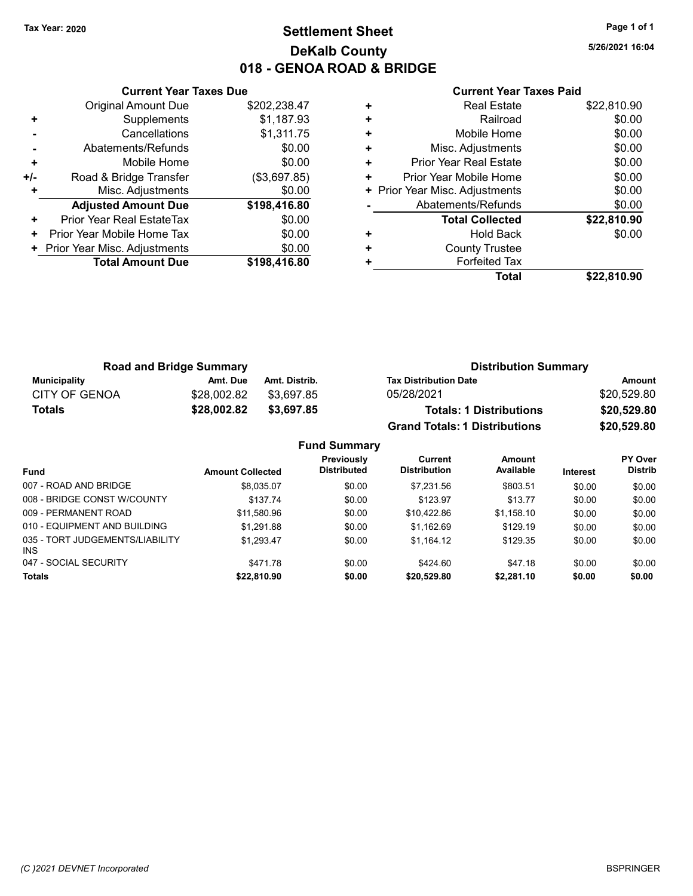Tax Year: 2020

# Settlement Sheet

## DeKalb County

## 018 - GENOA ROAD & BRIDGE

5/26/2021 16:04

### Current Year Taxes Due

| | | |
|---|---|---|
| | Original Amount Due | $202,238.47 |
| + | Supplements | $1,187.93 |
| - | Cancellations | $1,311.75 |
| - | Abatements/Refunds | $0.00 |
| + | Mobile Home | $0.00 |
| +/- | Road & Bridge Transfer | ($3,697.85) |
| + | Misc. Adjustments | $0.00 |
| | **Adjusted Amount Due** | **$198,416.80** |
| + | Prior Year Real EstateTax | $0.00 |
| + | Prior Year Mobile Home Tax | $0.00 |
| + | Prior Year Misc. Adjustments | $0.00 |
| | **Total Amount Due** | **$198,416.80** |

### Current Year Taxes Paid

| | | |
|---|---|---|
| + | Real Estate | $22,810.90 |
| + | Railroad | $0.00 |
| + | Mobile Home | $0.00 |
| + | Misc. Adjustments | $0.00 |
| + | Prior Year Real Estate | $0.00 |
| + | Prior Year Mobile Home | $0.00 |
| + | Prior Year Misc. Adjustments | $0.00 |
| - | Abatements/Refunds | $0.00 |
| | **Total Collected** | **$22,810.90** |
| + | Hold Back | $0.00 |
| + | County Trustee | |
| + | Forfeited Tax | |
| | **Total** | **$22,810.90** |

### Road and Bridge Summary

| Municipality | Amt. Due | Amt. Distrib. |
|---|---|---|
| CITY OF GENOA | $28,002.82 | $3,697.85 |
| **Totals** | **$28,002.82** | **$3,697.85** |

### Distribution Summary

| Tax Distribution Date | Amount |
|---|---|
| 05/28/2021 | $20,529.80 |
| **Totals: 1 Distributions** | **$20,529.80** |
| **Grand Totals: 1 Distributions** | **$20,529.80** |

### Fund Summary

| Fund | Amount Collected | Previously Distributed | Current Distribution | Amount Available | Interest | PY Over Distrib |
|---|---|---|---|---|---|---|
| 007 - ROAD AND BRIDGE | $8,035.07 | $0.00 | $7,231.56 | $803.51 | $0.00 | $0.00 |
| 008 - BRIDGE CONST W/COUNTY | $137.74 | $0.00 | $123.97 | $13.77 | $0.00 | $0.00 |
| 009 - PERMANENT ROAD | $11,580.96 | $0.00 | $10,422.86 | $1,158.10 | $0.00 | $0.00 |
| 010 - EQUIPMENT AND BUILDING | $1,291.88 | $0.00 | $1,162.69 | $129.19 | $0.00 | $0.00 |
| 035 - TORT JUDGEMENTS/LIABILITY INS | $1,293.47 | $0.00 | $1,164.12 | $129.35 | $0.00 | $0.00 |
| 047 - SOCIAL SECURITY | $471.78 | $0.00 | $424.60 | $47.18 | $0.00 | $0.00 |
| **Totals** | **$22,810.90** | **$0.00** | **$20,529.80** | **$2,281.10** | **$0.00** | **$0.00** |

(C )2021 DEVNET Incorporated BSPRINGER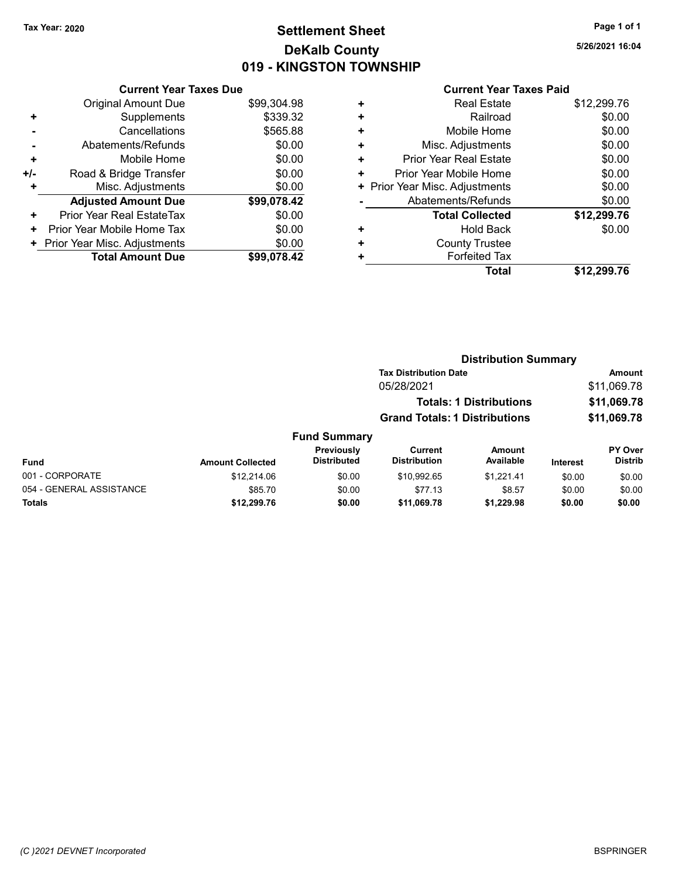Tax Year: 2020

# Settlement Sheet
## DeKalb County
## 019 - KINGSTON TOWNSHIP

5/26/2021 16:04

| | Current Year Taxes Due | |
|---|---|---|
| | Original Amount Due | $99,304.98 |
| + | Supplements | $339.32 |
| - | Cancellations | $565.88 |
| - | Abatements/Refunds | $0.00 |
| + | Mobile Home | $0.00 |
| +/- | Road & Bridge Transfer | $0.00 |
| + | Misc. Adjustments | $0.00 |
| | **Adjusted Amount Due** | **$99,078.42** |
| + | Prior Year Real EstateTax | $0.00 |
| + | Prior Year Mobile Home Tax | $0.00 |
| + | Prior Year Misc. Adjustments | $0.00 |
| | **Total Amount Due** | **$99,078.42** |

| | Current Year Taxes Paid | |
|---|---|---|
| + | Real Estate | $12,299.76 |
| + | Railroad | $0.00 |
| + | Mobile Home | $0.00 |
| + | Misc. Adjustments | $0.00 |
| + | Prior Year Real Estate | $0.00 |
| + | Prior Year Mobile Home | $0.00 |
| + | Prior Year Misc. Adjustments | $0.00 |
| - | Abatements/Refunds | $0.00 |
| | **Total Collected** | **$12,299.76** |
| + | Hold Back | $0.00 |
| + | County Trustee | |
| + | Forfeited Tax | |
| | **Total** | **$12,299.76** |

### Distribution Summary

| Tax Distribution Date | Amount |
|---|---|
| 05/28/2021 | $11,069.78 |
| **Totals: 1 Distributions** | **$11,069.78** |
| **Grand Totals: 1 Distributions** | **$11,069.78** |

### Fund Summary

| Fund | Amount Collected | Previously Distributed | Current Distribution | Amount Available | Interest | PY Over Distrib |
|---|---|---|---|---|---|---|
| 001 - CORPORATE | $12,214.06 | $0.00 | $10,992.65 | $1,221.41 | $0.00 | $0.00 |
| 054 - GENERAL ASSISTANCE | $85.70 | $0.00 | $77.13 | $8.57 | $0.00 | $0.00 |
| **Totals** | **$12,299.76** | **$0.00** | **$11,069.78** | **$1,229.98** | **$0.00** | **$0.00** |

(C )2021 DEVNET Incorporated

BSPRINGER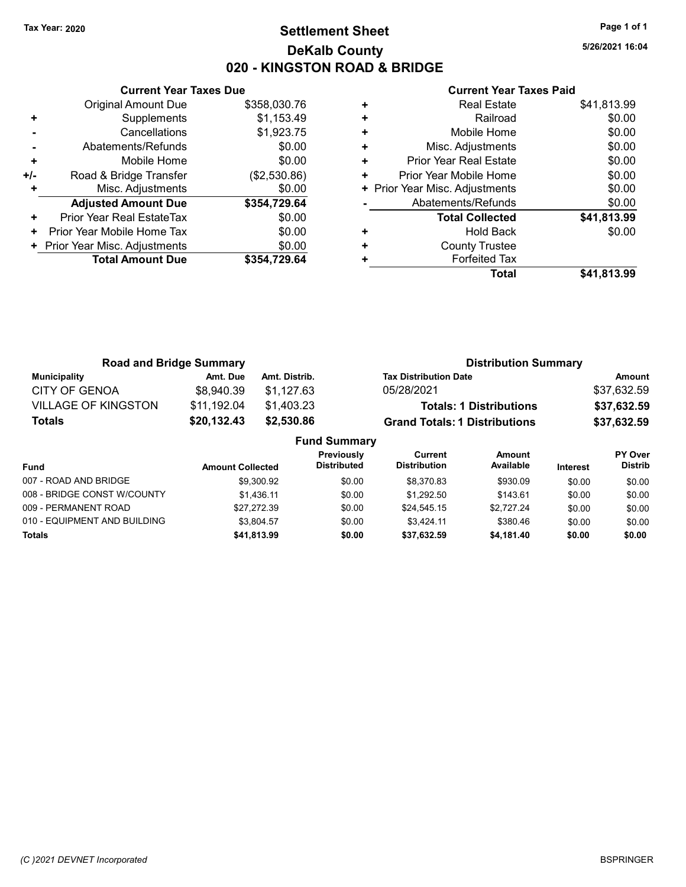Tax Year: 2020

# Settlement Sheet
## DeKalb County
## 020 - KINGSTON ROAD & BRIDGE

5/26/2021 16:04

### Current Year Taxes Due

| | | |
|---|---|---|
| | Original Amount Due | $358,030.76 |
| + | Supplements | $1,153.49 |
| - | Cancellations | $1,923.75 |
| - | Abatements/Refunds | $0.00 |
| + | Mobile Home | $0.00 |
| +/- | Road & Bridge Transfer | ($2,530.86) |
| + | Misc. Adjustments | $0.00 |
| | **Adjusted Amount Due** | **$354,729.64** |
| + | Prior Year Real EstateTax | $0.00 |
| + | Prior Year Mobile Home Tax | $0.00 |
| + | Prior Year Misc. Adjustments | $0.00 |
| | **Total Amount Due** | **$354,729.64** |

### Current Year Taxes Paid

| | | |
|---|---|---|
| + | Real Estate | $41,813.99 |
| + | Railroad | $0.00 |
| + | Mobile Home | $0.00 |
| + | Misc. Adjustments | $0.00 |
| + | Prior Year Real Estate | $0.00 |
| + | Prior Year Mobile Home | $0.00 |
| + | Prior Year Misc. Adjustments | $0.00 |
| - | Abatements/Refunds | $0.00 |
| | **Total Collected** | **$41,813.99** |
| + | Hold Back | $0.00 |
| + | County Trustee | |
| + | Forfeited Tax | |
| | **Total** | **$41,813.99** |

### Road and Bridge Summary

| Municipality | Amt. Due | Amt. Distrib. |
|---|---|---|
| CITY OF GENOA | $8,940.39 | $1,127.63 |
| VILLAGE OF KINGSTON | $11,192.04 | $1,403.23 |
| **Totals** | **$20,132.43** | **$2,530.86** |

### Distribution Summary

| Tax Distribution Date | Amount |
|---|---|
| 05/28/2021 | $37,632.59 |
| **Totals: 1 Distributions** | **$37,632.59** |
| **Grand Totals: 1 Distributions** | **$37,632.59** |

### Fund Summary

| Fund | Amount Collected | Previously Distributed | Current Distribution | Amount Available | Interest | PY Over Distrib |
|---|---|---|---|---|---|---|
| 007 - ROAD AND BRIDGE | $9,300.92 | $0.00 | $8,370.83 | $930.09 | $0.00 | $0.00 |
| 008 - BRIDGE CONST W/COUNTY | $1,436.11 | $0.00 | $1,292.50 | $143.61 | $0.00 | $0.00 |
| 009 - PERMANENT ROAD | $27,272.39 | $0.00 | $24,545.15 | $2,727.24 | $0.00 | $0.00 |
| 010 - EQUIPMENT AND BUILDING | $3,804.57 | $0.00 | $3,424.11 | $380.46 | $0.00 | $0.00 |
| **Totals** | **$41,813.99** | **$0.00** | **$37,632.59** | **$4,181.40** | **$0.00** | **$0.00** |

(C )2021 DEVNET Incorporated — BSPRINGER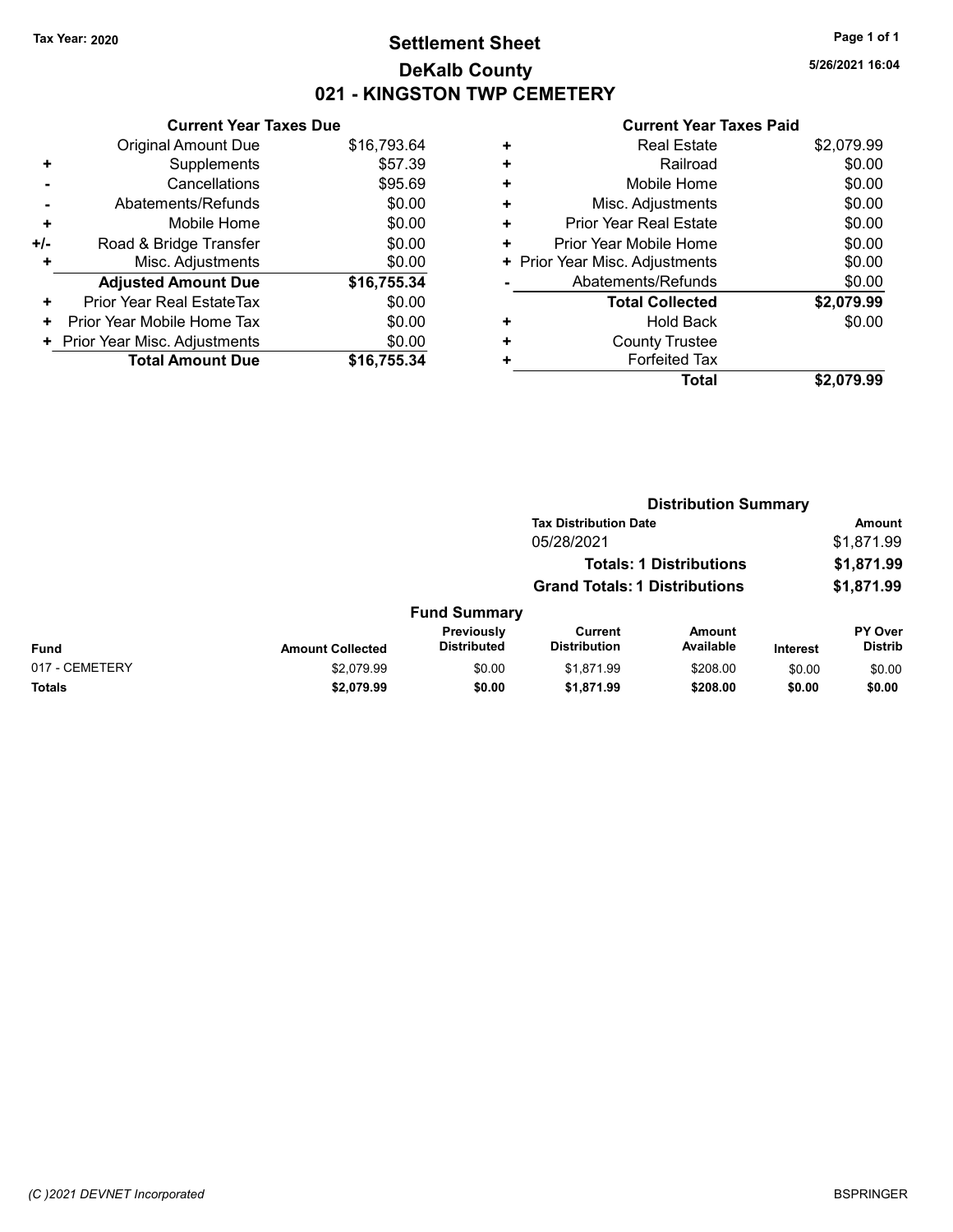Tax Year: 2020

# Settlement Sheet
## DeKalb County
## 021 - KINGSTON TWP CEMETERY

5/26/2021 16:04

**Current Year Taxes Due**

| | | |
|---|---|---|
| | Original Amount Due | $16,793.64 |
| + | Supplements | $57.39 |
| - | Cancellations | $95.69 |
| - | Abatements/Refunds | $0.00 |
| + | Mobile Home | $0.00 |
| +/- | Road & Bridge Transfer | $0.00 |
| + | Misc. Adjustments | $0.00 |
| | **Adjusted Amount Due** | **$16,755.34** |
| + | Prior Year Real EstateTax | $0.00 |
| + | Prior Year Mobile Home Tax | $0.00 |
| + | Prior Year Misc. Adjustments | $0.00 |
| | **Total Amount Due** | **$16,755.34** |

**Current Year Taxes Paid**

| | | |
|---|---|---|
| + | Real Estate | $2,079.99 |
| + | Railroad | $0.00 |
| + | Mobile Home | $0.00 |
| + | Misc. Adjustments | $0.00 |
| + | Prior Year Real Estate | $0.00 |
| + | Prior Year Mobile Home | $0.00 |
| + | Prior Year Misc. Adjustments | $0.00 |
| - | Abatements/Refunds | $0.00 |
| | **Total Collected** | **$2,079.99** |
| + | Hold Back | $0.00 |
| + | County Trustee | |
| + | Forfeited Tax | |
| | **Total** | **$2,079.99** |

**Distribution Summary**

| Tax Distribution Date | Amount |
|---|---|
| 05/28/2021 | $1,871.99 |
| **Totals: 1 Distributions** | **$1,871.99** |
| **Grand Totals: 1 Distributions** | **$1,871.99** |

**Fund Summary**

| Fund | Amount Collected | Previously Distributed | Current Distribution | Amount Available | Interest | PY Over Distrib |
|---|---|---|---|---|---|---|
| 017 - CEMETERY | $2,079.99 | $0.00 | $1,871.99 | $208.00 | $0.00 | $0.00 |
| **Totals** | **$2,079.99** | **$0.00** | **$1,871.99** | **$208.00** | **$0.00** | **$0.00** |

(C )2021 DEVNET Incorporated — BSPRINGER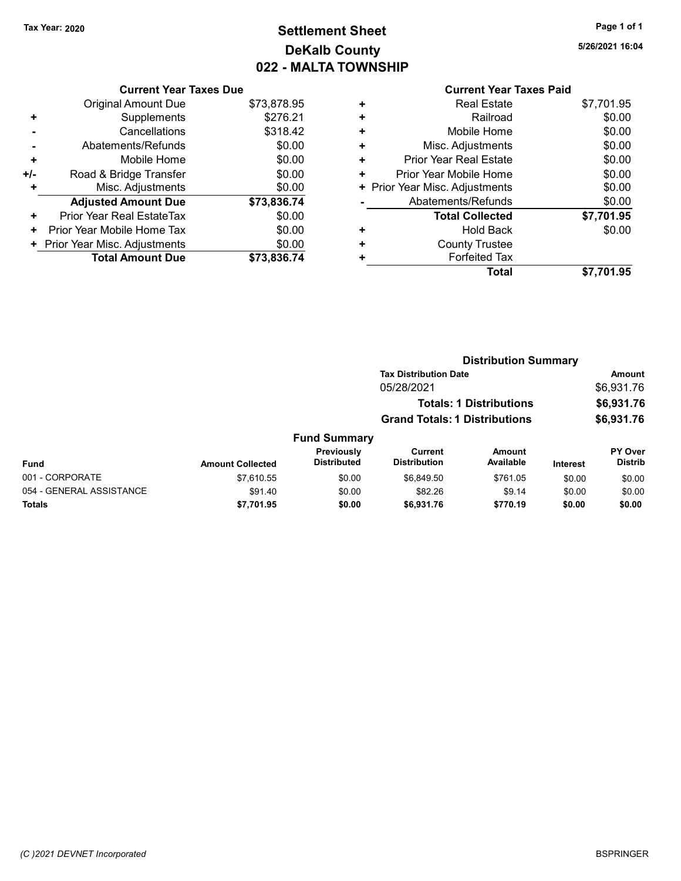Tax Year: 2020

# Settlement Sheet
## DeKalb County
## 022 - MALTA TOWNSHIP

5/26/2021 16:04

### Current Year Taxes Due

| | | |
|---|---|---|
| | Original Amount Due | $73,878.95 |
| + | Supplements | $276.21 |
| - | Cancellations | $318.42 |
| - | Abatements/Refunds | $0.00 |
| + | Mobile Home | $0.00 |
| +/- | Road & Bridge Transfer | $0.00 |
| + | Misc. Adjustments | $0.00 |
| | **Adjusted Amount Due** | **$73,836.74** |
| + | Prior Year Real EstateTax | $0.00 |
| + | Prior Year Mobile Home Tax | $0.00 |
| + | Prior Year Misc. Adjustments | $0.00 |
| | **Total Amount Due** | **$73,836.74** |

### Current Year Taxes Paid

| | | |
|---|---|---|
| + | Real Estate | $7,701.95 |
| + | Railroad | $0.00 |
| + | Mobile Home | $0.00 |
| + | Misc. Adjustments | $0.00 |
| + | Prior Year Real Estate | $0.00 |
| + | Prior Year Mobile Home | $0.00 |
| + | Prior Year Misc. Adjustments | $0.00 |
| - | Abatements/Refunds | $0.00 |
| | **Total Collected** | **$7,701.95** |
| + | Hold Back | $0.00 |
| + | County Trustee | |
| + | Forfeited Tax | |
| | **Total** | **$7,701.95** |

### Distribution Summary

| Tax Distribution Date | Amount |
|---|---|
| 05/28/2021 | $6,931.76 |
| **Totals: 1 Distributions** | **$6,931.76** |
| **Grand Totals: 1 Distributions** | **$6,931.76** |

### Fund Summary

| Fund | Amount Collected | Previously Distributed | Current Distribution | Amount Available | Interest | PY Over Distrib |
|---|---|---|---|---|---|---|
| 001 - CORPORATE | $7,610.55 | $0.00 | $6,849.50 | $761.05 | $0.00 | $0.00 |
| 054 - GENERAL ASSISTANCE | $91.40 | $0.00 | $82.26 | $9.14 | $0.00 | $0.00 |
| **Totals** | **$7,701.95** | **$0.00** | **$6,931.76** | **$770.19** | **$0.00** | **$0.00** |

(C )2021 DEVNET Incorporated

BSPRINGER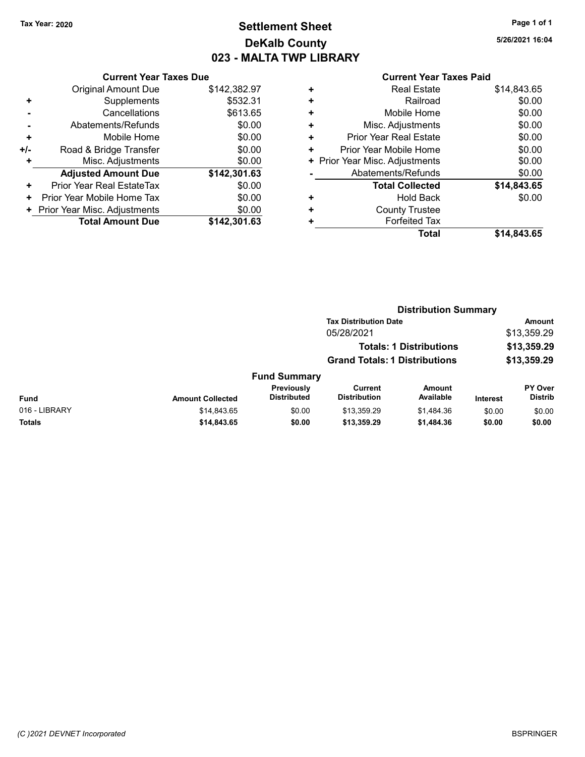**Tax Year: 2020**

# Settlement Sheet
## DeKalb County
## 023 - MALTA TWP LIBRARY

5/26/2021 16:04

### Current Year Taxes Due

| | | |
|---|---|---|
| | Original Amount Due | $142,382.97 |
| + | Supplements | $532.31 |
| - | Cancellations | $613.65 |
| - | Abatements/Refunds | $0.00 |
| + | Mobile Home | $0.00 |
| +/- | Road & Bridge Transfer | $0.00 |
| + | Misc. Adjustments | $0.00 |
| | **Adjusted Amount Due** | **$142,301.63** |
| + | Prior Year Real EstateTax | $0.00 |
| + | Prior Year Mobile Home Tax | $0.00 |
| + | Prior Year Misc. Adjustments | $0.00 |
| | **Total Amount Due** | **$142,301.63** |

### Current Year Taxes Paid

| | | |
|---|---|---|
| + | Real Estate | $14,843.65 |
| + | Railroad | $0.00 |
| + | Mobile Home | $0.00 |
| + | Misc. Adjustments | $0.00 |
| + | Prior Year Real Estate | $0.00 |
| + | Prior Year Mobile Home | $0.00 |
| + | Prior Year Misc. Adjustments | $0.00 |
| - | Abatements/Refunds | $0.00 |
| | **Total Collected** | **$14,843.65** |
| + | Hold Back | $0.00 |
| + | County Trustee | |
| + | Forfeited Tax | |
| | **Total** | **$14,843.65** |

### Distribution Summary

| Tax Distribution Date | Amount |
|---|---|
| 05/28/2021 | $13,359.29 |
| **Totals: 1 Distributions** | **$13,359.29** |
| **Grand Totals: 1 Distributions** | **$13,359.29** |

### Fund Summary

| Fund | Amount Collected | Previously Distributed | Current Distribution | Amount Available | Interest | PY Over Distrib |
|---|---|---|---|---|---|---|
| 016 - LIBRARY | $14,843.65 | $0.00 | $13,359.29 | $1,484.36 | $0.00 | $0.00 |
| **Totals** | **$14,843.65** | **$0.00** | **$13,359.29** | **$1,484.36** | **$0.00** | **$0.00** |

*(C )2021 DEVNET Incorporated* BSPRINGER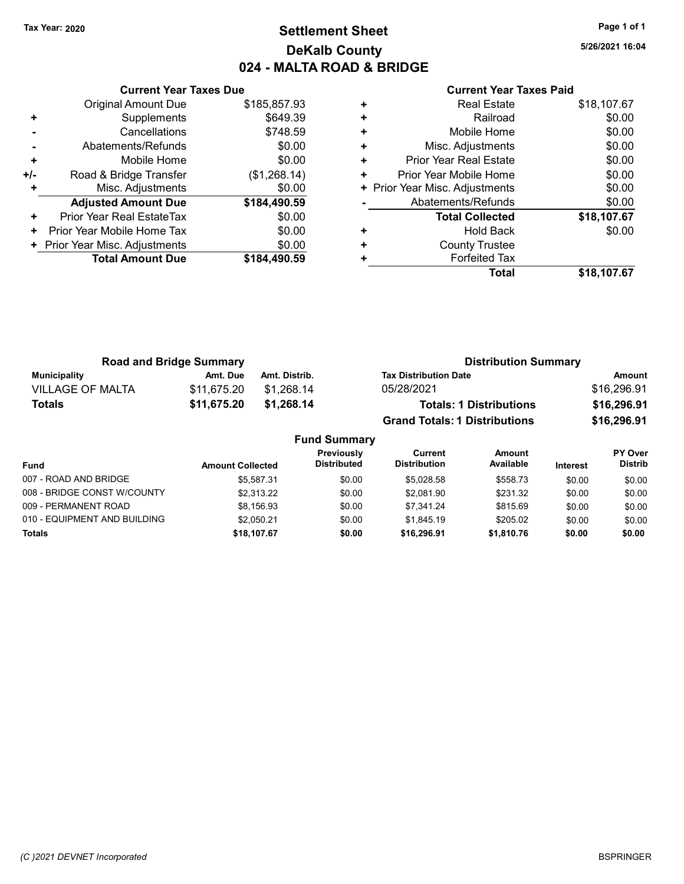Tax Year: 2020

# Settlement Sheet

## DeKalb County

## 024 - MALTA ROAD & BRIDGE

5/26/2021 16:04

### Current Year Taxes Due

| | | |
|---|---|---|
| | Original Amount Due | $185,857.93 |
| + | Supplements | $649.39 |
| - | Cancellations | $748.59 |
| - | Abatements/Refunds | $0.00 |
| + | Mobile Home | $0.00 |
| +/- | Road & Bridge Transfer | ($1,268.14) |
| + | Misc. Adjustments | $0.00 |
| | **Adjusted Amount Due** | **$184,490.59** |
| + | Prior Year Real EstateTax | $0.00 |
| + | Prior Year Mobile Home Tax | $0.00 |
| + | Prior Year Misc. Adjustments | $0.00 |
| | **Total Amount Due** | **$184,490.59** |

### Current Year Taxes Paid

| | | |
|---|---|---|
| + | Real Estate | $18,107.67 |
| + | Railroad | $0.00 |
| + | Mobile Home | $0.00 |
| + | Misc. Adjustments | $0.00 |
| + | Prior Year Real Estate | $0.00 |
| + | Prior Year Mobile Home | $0.00 |
| + | Prior Year Misc. Adjustments | $0.00 |
| - | Abatements/Refunds | $0.00 |
| | **Total Collected** | **$18,107.67** |
| + | Hold Back | $0.00 |
| + | County Trustee | |
| + | Forfeited Tax | |
| | **Total** | **$18,107.67** |

### Road and Bridge Summary

| Municipality | Amt. Due | Amt. Distrib. |
|---|---|---|
| VILLAGE OF MALTA | $11,675.20 | $1,268.14 |
| **Totals** | **$11,675.20** | **$1,268.14** |

### Distribution Summary

| Tax Distribution Date | Amount |
|---|---|
| 05/28/2021 | $16,296.91 |
| **Totals: 1 Distributions** | **$16,296.91** |
| **Grand Totals: 1 Distributions** | **$16,296.91** |

### Fund Summary

| Fund | Amount Collected | Previously Distributed | Current Distribution | Amount Available | Interest | PY Over Distrib |
|---|---|---|---|---|---|---|
| 007 - ROAD AND BRIDGE | $5,587.31 | $0.00 | $5,028.58 | $558.73 | $0.00 | $0.00 |
| 008 - BRIDGE CONST W/COUNTY | $2,313.22 | $0.00 | $2,081.90 | $231.32 | $0.00 | $0.00 |
| 009 - PERMANENT ROAD | $8,156.93 | $0.00 | $7,341.24 | $815.69 | $0.00 | $0.00 |
| 010 - EQUIPMENT AND BUILDING | $2,050.21 | $0.00 | $1,845.19 | $205.02 | $0.00 | $0.00 |
| **Totals** | **$18,107.67** | **$0.00** | **$16,296.91** | **$1,810.76** | **$0.00** | **$0.00** |

(C )2021 DEVNET Incorporated BSPRINGER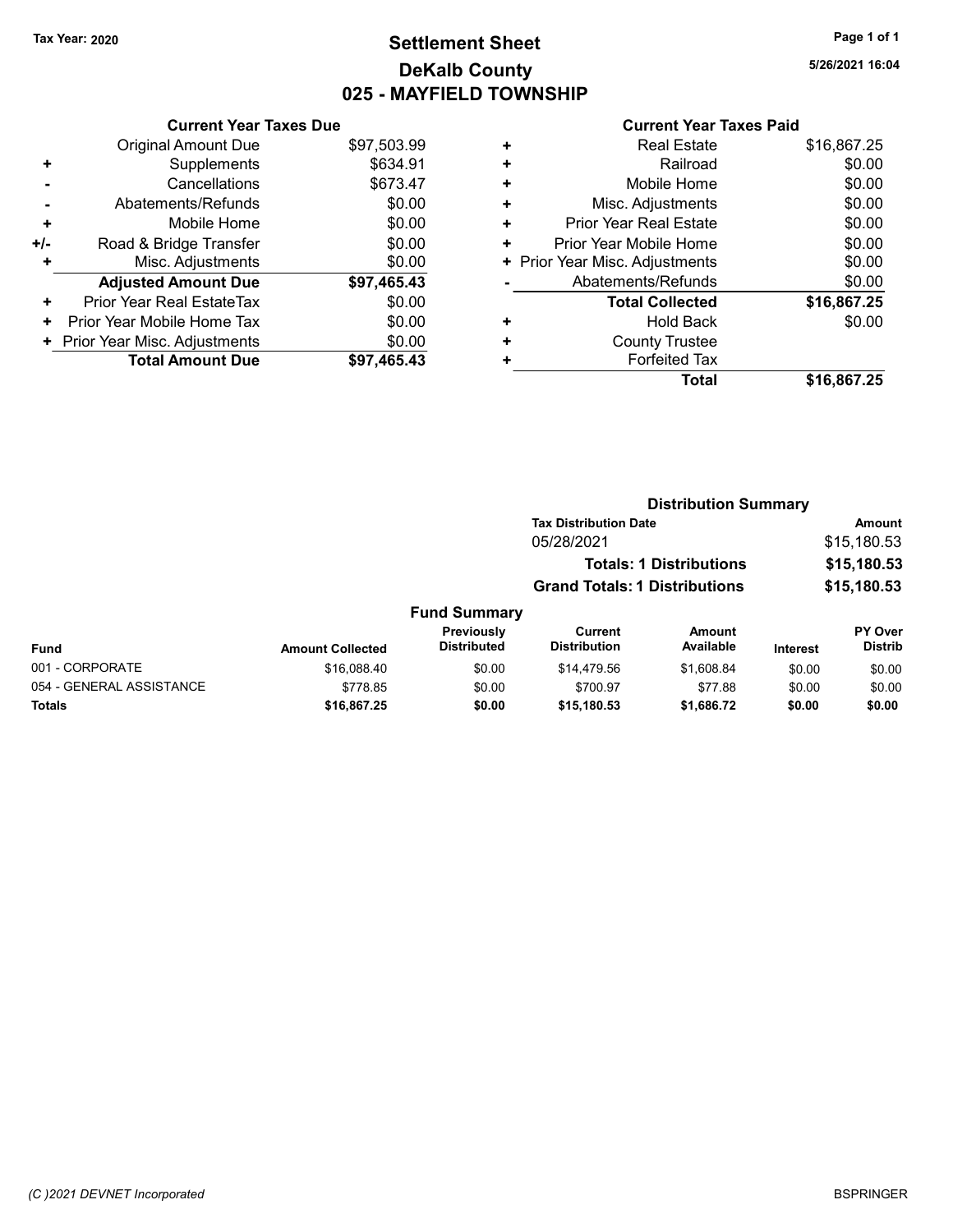Tax Year: 2020

# Settlement Sheet
## DeKalb County
## 025 - MAYFIELD TOWNSHIP

5/26/2021 16:04

### Current Year Taxes Due

| | | |
|---|---|---|
| | Original Amount Due | $97,503.99 |
| + | Supplements | $634.91 |
| - | Cancellations | $673.47 |
| - | Abatements/Refunds | $0.00 |
| + | Mobile Home | $0.00 |
| +/- | Road & Bridge Transfer | $0.00 |
| + | Misc. Adjustments | $0.00 |
| | **Adjusted Amount Due** | **$97,465.43** |
| + | Prior Year Real EstateTax | $0.00 |
| + | Prior Year Mobile Home Tax | $0.00 |
| + | Prior Year Misc. Adjustments | $0.00 |
| | **Total Amount Due** | **$97,465.43** |

### Current Year Taxes Paid

| | | |
|---|---|---|
| + | Real Estate | $16,867.25 |
| + | Railroad | $0.00 |
| + | Mobile Home | $0.00 |
| + | Misc. Adjustments | $0.00 |
| + | Prior Year Real Estate | $0.00 |
| + | Prior Year Mobile Home | $0.00 |
| + | Prior Year Misc. Adjustments | $0.00 |
| - | Abatements/Refunds | $0.00 |
| | **Total Collected** | **$16,867.25** |
| + | Hold Back | $0.00 |
| + | County Trustee | |
| + | Forfeited Tax | |
| | **Total** | **$16,867.25** |

### Distribution Summary

| Tax Distribution Date | Amount |
|---|---|
| 05/28/2021 | $15,180.53 |
| **Totals: 1 Distributions** | **$15,180.53** |
| **Grand Totals: 1 Distributions** | **$15,180.53** |

### Fund Summary

| Fund | Amount Collected | Previously Distributed | Current Distribution | Amount Available | Interest | PY Over Distrib |
|---|---|---|---|---|---|---|
| 001 - CORPORATE | $16,088.40 | $0.00 | $14,479.56 | $1,608.84 | $0.00 | $0.00 |
| 054 - GENERAL ASSISTANCE | $778.85 | $0.00 | $700.97 | $77.88 | $0.00 | $0.00 |
| **Totals** | **$16,867.25** | **$0.00** | **$15,180.53** | **$1,686.72** | **$0.00** | **$0.00** |

(C )2021 DEVNET Incorporated

BSPRINGER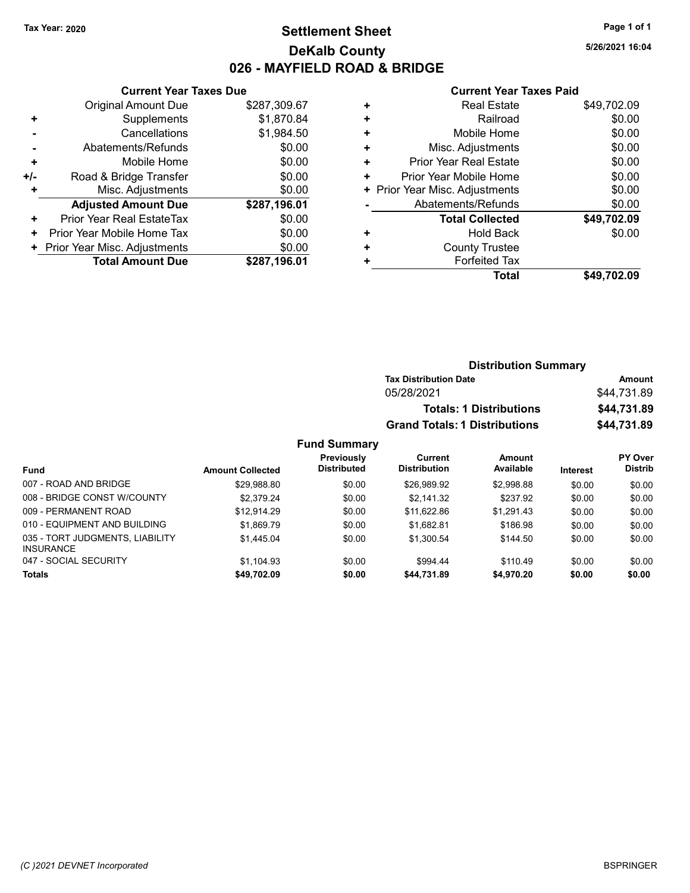Tax Year: 2020

# Settlement Sheet
## DeKalb County
## 026 - MAYFIELD ROAD & BRIDGE

5/26/2021 16:04

### Current Year Taxes Due

| | | |
|---|---|---|
| | Original Amount Due | $287,309.67 |
| + | Supplements | $1,870.84 |
| - | Cancellations | $1,984.50 |
| - | Abatements/Refunds | $0.00 |
| + | Mobile Home | $0.00 |
| +/- | Road & Bridge Transfer | $0.00 |
| + | Misc. Adjustments | $0.00 |
| | **Adjusted Amount Due** | **$287,196.01** |
| + | Prior Year Real EstateTax | $0.00 |
| + | Prior Year Mobile Home Tax | $0.00 |
| + | Prior Year Misc. Adjustments | $0.00 |
| | **Total Amount Due** | **$287,196.01** |

### Current Year Taxes Paid

| | | |
|---|---|---|
| + | Real Estate | $49,702.09 |
| + | Railroad | $0.00 |
| + | Mobile Home | $0.00 |
| + | Misc. Adjustments | $0.00 |
| + | Prior Year Real Estate | $0.00 |
| + | Prior Year Mobile Home | $0.00 |
| + | Prior Year Misc. Adjustments | $0.00 |
| - | Abatements/Refunds | $0.00 |
| | **Total Collected** | **$49,702.09** |
| + | Hold Back | $0.00 |
| + | County Trustee | |
| + | Forfeited Tax | |
| | **Total** | **$49,702.09** |

### Distribution Summary

| Tax Distribution Date | Amount |
|---|---|
| 05/28/2021 | $44,731.89 |
| **Totals: 1 Distributions** | **$44,731.89** |
| **Grand Totals: 1 Distributions** | **$44,731.89** |

### Fund Summary

| Fund | Amount Collected | Previously Distributed | Current Distribution | Amount Available | Interest | PY Over Distrib |
|---|---|---|---|---|---|---|
| 007 - ROAD AND BRIDGE | $29,988.80 | $0.00 | $26,989.92 | $2,998.88 | $0.00 | $0.00 |
| 008 - BRIDGE CONST W/COUNTY | $2,379.24 | $0.00 | $2,141.32 | $237.92 | $0.00 | $0.00 |
| 009 - PERMANENT ROAD | $12,914.29 | $0.00 | $11,622.86 | $1,291.43 | $0.00 | $0.00 |
| 010 - EQUIPMENT AND BUILDING | $1,869.79 | $0.00 | $1,682.81 | $186.98 | $0.00 | $0.00 |
| 035 - TORT JUDGMENTS, LIABILITY INSURANCE | $1,445.04 | $0.00 | $1,300.54 | $144.50 | $0.00 | $0.00 |
| 047 - SOCIAL SECURITY | $1,104.93 | $0.00 | $994.44 | $110.49 | $0.00 | $0.00 |
| **Totals** | **$49,702.09** | **$0.00** | **$44,731.89** | **$4,970.20** | **$0.00** | **$0.00** |

(C )2021 DEVNET Incorporated

BSPRINGER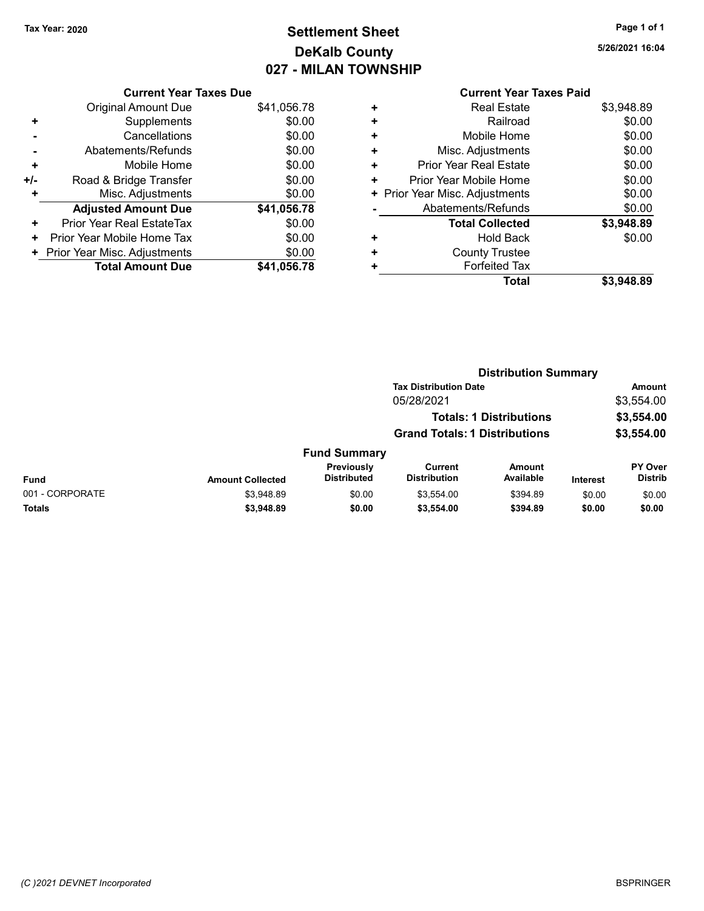Tax Year: 2020

# Settlement Sheet
## DeKalb County
## 027 - MILAN TOWNSHIP

5/26/2021 16:04

**Current Year Taxes Due**

| | | |
|---|---|---|
| | Original Amount Due | $41,056.78 |
| + | Supplements | $0.00 |
| - | Cancellations | $0.00 |
| - | Abatements/Refunds | $0.00 |
| + | Mobile Home | $0.00 |
| +/- | Road & Bridge Transfer | $0.00 |
| + | Misc. Adjustments | $0.00 |
| | **Adjusted Amount Due** | **$41,056.78** |
| + | Prior Year Real EstateTax | $0.00 |
| + | Prior Year Mobile Home Tax | $0.00 |
| + | Prior Year Misc. Adjustments | $0.00 |
| | **Total Amount Due** | **$41,056.78** |

**Current Year Taxes Paid**

| | | |
|---|---|---|
| + | Real Estate | $3,948.89 |
| + | Railroad | $0.00 |
| + | Mobile Home | $0.00 |
| + | Misc. Adjustments | $0.00 |
| + | Prior Year Real Estate | $0.00 |
| + | Prior Year Mobile Home | $0.00 |
| + | Prior Year Misc. Adjustments | $0.00 |
| - | Abatements/Refunds | $0.00 |
| | **Total Collected** | **$3,948.89** |
| + | Hold Back | $0.00 |
| + | County Trustee | |
| + | Forfeited Tax | |
| | **Total** | **$3,948.89** |

**Distribution Summary**

| Tax Distribution Date | Amount |
|---|---|
| 05/28/2021 | $3,554.00 |
| **Totals: 1 Distributions** | **$3,554.00** |
| **Grand Totals: 1 Distributions** | **$3,554.00** |

**Fund Summary**

| Fund | Amount Collected | Previously Distributed | Current Distribution | Amount Available | Interest | PY Over Distrib |
|---|---|---|---|---|---|---|
| 001 - CORPORATE | $3,948.89 | $0.00 | $3,554.00 | $394.89 | $0.00 | $0.00 |
| **Totals** | **$3,948.89** | **$0.00** | **$3,554.00** | **$394.89** | **$0.00** | **$0.00** |

(C )2021 DEVNET Incorporated

BSPRINGER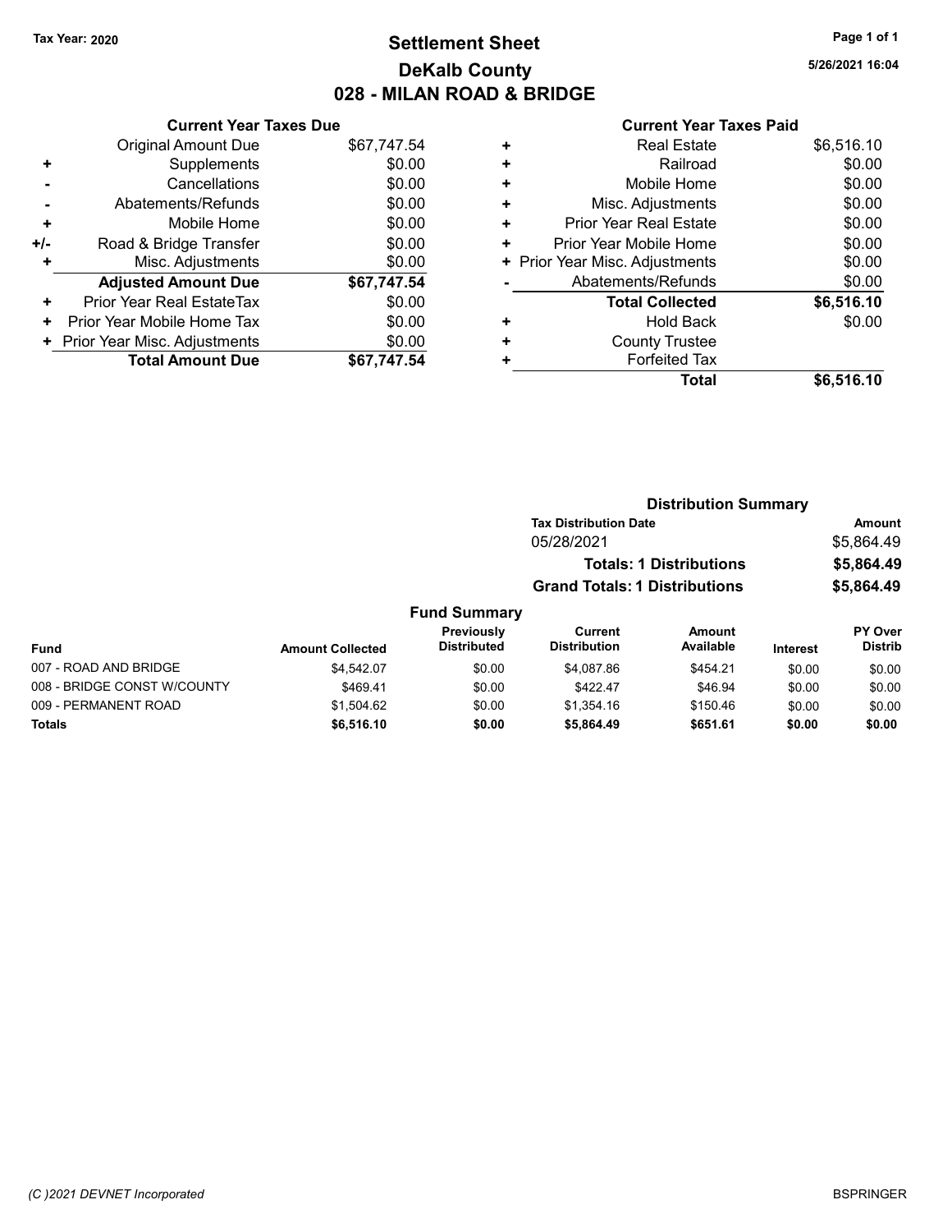Tax Year: 2020

# Settlement Sheet
## DeKalb County
## 028 - MILAN ROAD & BRIDGE

5/26/2021 16:04

### Current Year Taxes Due

| | | |
|---|---|---|
| | Original Amount Due | $67,747.54 |
| + | Supplements | $0.00 |
| - | Cancellations | $0.00 |
| - | Abatements/Refunds | $0.00 |
| + | Mobile Home | $0.00 |
| +/- | Road & Bridge Transfer | $0.00 |
| + | Misc. Adjustments | $0.00 |
| | **Adjusted Amount Due** | **$67,747.54** |
| + | Prior Year Real EstateTax | $0.00 |
| + | Prior Year Mobile Home Tax | $0.00 |
| + | Prior Year Misc. Adjustments | $0.00 |
| | **Total Amount Due** | **$67,747.54** |

### Current Year Taxes Paid

| | | |
|---|---|---|
| + | Real Estate | $6,516.10 |
| + | Railroad | $0.00 |
| + | Mobile Home | $0.00 |
| + | Misc. Adjustments | $0.00 |
| + | Prior Year Real Estate | $0.00 |
| + | Prior Year Mobile Home | $0.00 |
| + | Prior Year Misc. Adjustments | $0.00 |
| - | Abatements/Refunds | $0.00 |
| | **Total Collected** | **$6,516.10** |
| + | Hold Back | $0.00 |
| + | County Trustee | |
| + | Forfeited Tax | |
| | **Total** | **$6,516.10** |

### Distribution Summary

| Tax Distribution Date | Amount |
|---|---|
| 05/28/2021 | $5,864.49 |
| **Totals: 1 Distributions** | **$5,864.49** |
| **Grand Totals: 1 Distributions** | **$5,864.49** |

### Fund Summary

| Fund | Amount Collected | Previously Distributed | Current Distribution | Amount Available | Interest | PY Over Distrib |
|---|---|---|---|---|---|---|
| 007 - ROAD AND BRIDGE | $4,542.07 | $0.00 | $4,087.86 | $454.21 | $0.00 | $0.00 |
| 008 - BRIDGE CONST W/COUNTY | $469.41 | $0.00 | $422.47 | $46.94 | $0.00 | $0.00 |
| 009 - PERMANENT ROAD | $1,504.62 | $0.00 | $1,354.16 | $150.46 | $0.00 | $0.00 |
| **Totals** | **$6,516.10** | **$0.00** | **$5,864.49** | **$651.61** | **$0.00** | **$0.00** |

(C )2021 DEVNET Incorporated

BSPRINGER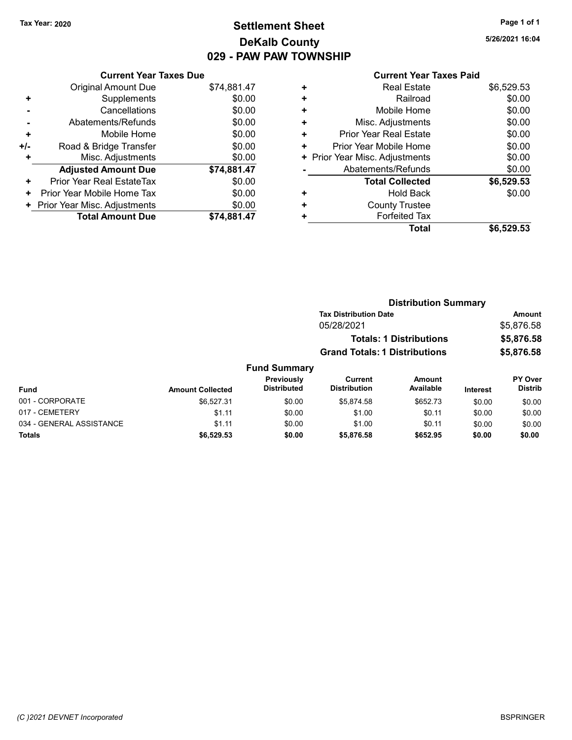Tax Year: 2020

# Settlement Sheet
## DeKalb County
## 029 - PAW PAW TOWNSHIP

5/26/2021 16:04

### Current Year Taxes Due

| | | |
|---|---|---|
| | Original Amount Due | $74,881.47 |
| + | Supplements | $0.00 |
| - | Cancellations | $0.00 |
| - | Abatements/Refunds | $0.00 |
| + | Mobile Home | $0.00 |
| +/- | Road & Bridge Transfer | $0.00 |
| + | Misc. Adjustments | $0.00 |
| | **Adjusted Amount Due** | **$74,881.47** |
| + | Prior Year Real EstateTax | $0.00 |
| + | Prior Year Mobile Home Tax | $0.00 |
| + | Prior Year Misc. Adjustments | $0.00 |
| | **Total Amount Due** | **$74,881.47** |

### Current Year Taxes Paid

| | | |
|---|---|---|
| + | Real Estate | $6,529.53 |
| + | Railroad | $0.00 |
| + | Mobile Home | $0.00 |
| + | Misc. Adjustments | $0.00 |
| + | Prior Year Real Estate | $0.00 |
| + | Prior Year Mobile Home | $0.00 |
| + | Prior Year Misc. Adjustments | $0.00 |
| - | Abatements/Refunds | $0.00 |
| | **Total Collected** | **$6,529.53** |
| + | Hold Back | $0.00 |
| + | County Trustee | |
| + | Forfeited Tax | |
| | **Total** | **$6,529.53** |

### Distribution Summary

| Tax Distribution Date | Amount |
|---|---|
| 05/28/2021 | $5,876.58 |
| **Totals: 1 Distributions** | **$5,876.58** |
| **Grand Totals: 1 Distributions** | **$5,876.58** |

### Fund Summary

| Fund | Amount Collected | Previously Distributed | Current Distribution | Amount Available | Interest | PY Over Distrib |
|---|---|---|---|---|---|---|
| 001 - CORPORATE | $6,527.31 | $0.00 | $5,874.58 | $652.73 | $0.00 | $0.00 |
| 017 - CEMETERY | $1.11 | $0.00 | $1.00 | $0.11 | $0.00 | $0.00 |
| 034 - GENERAL ASSISTANCE | $1.11 | $0.00 | $1.00 | $0.11 | $0.00 | $0.00 |
| **Totals** | **$6,529.53** | **$0.00** | **$5,876.58** | **$652.95** | **$0.00** | **$0.00** |

(C )2021 DEVNET Incorporated

BSPRINGER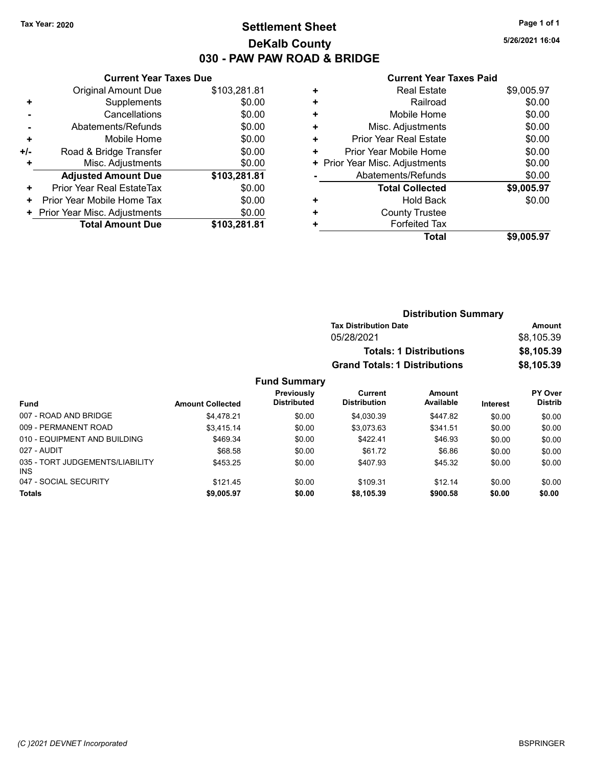Tax Year: 2020

# Settlement Sheet
## DeKalb County
## 030 - PAW PAW ROAD & BRIDGE

5/26/2021 16:04

### Current Year Taxes Due

| | | |
|---|---|---|
| | Original Amount Due | $103,281.81 |
| + | Supplements | $0.00 |
| - | Cancellations | $0.00 |
| - | Abatements/Refunds | $0.00 |
| + | Mobile Home | $0.00 |
| +/- | Road & Bridge Transfer | $0.00 |
| + | Misc. Adjustments | $0.00 |
| | **Adjusted Amount Due** | **$103,281.81** |
| + | Prior Year Real EstateTax | $0.00 |
| + | Prior Year Mobile Home Tax | $0.00 |
| + | Prior Year Misc. Adjustments | $0.00 |
| | **Total Amount Due** | **$103,281.81** |

### Current Year Taxes Paid

| | | |
|---|---|---|
| + | Real Estate | $9,005.97 |
| + | Railroad | $0.00 |
| + | Mobile Home | $0.00 |
| + | Misc. Adjustments | $0.00 |
| + | Prior Year Real Estate | $0.00 |
| + | Prior Year Mobile Home | $0.00 |
| + | Prior Year Misc. Adjustments | $0.00 |
| - | Abatements/Refunds | $0.00 |
| | **Total Collected** | **$9,005.97** |
| + | Hold Back | $0.00 |
| + | County Trustee | |
| + | Forfeited Tax | |
| | **Total** | **$9,005.97** |

### Distribution Summary

| Tax Distribution Date | Amount |
|---|---|
| 05/28/2021 | $8,105.39 |
| **Totals: 1 Distributions** | **$8,105.39** |
| **Grand Totals: 1 Distributions** | **$8,105.39** |

### Fund Summary

| Fund | Amount Collected | Previously Distributed | Current Distribution | Amount Available | Interest | PY Over Distrib |
|---|---|---|---|---|---|---|
| 007 - ROAD AND BRIDGE | $4,478.21 | $0.00 | $4,030.39 | $447.82 | $0.00 | $0.00 |
| 009 - PERMANENT ROAD | $3,415.14 | $0.00 | $3,073.63 | $341.51 | $0.00 | $0.00 |
| 010 - EQUIPMENT AND BUILDING | $469.34 | $0.00 | $422.41 | $46.93 | $0.00 | $0.00 |
| 027 - AUDIT | $68.58 | $0.00 | $61.72 | $6.86 | $0.00 | $0.00 |
| 035 - TORT JUDGEMENTS/LIABILITY INS | $453.25 | $0.00 | $407.93 | $45.32 | $0.00 | $0.00 |
| 047 - SOCIAL SECURITY | $121.45 | $0.00 | $109.31 | $12.14 | $0.00 | $0.00 |
| **Totals** | **$9,005.97** | **$0.00** | **$8,105.39** | **$900.58** | **$0.00** | **$0.00** |

(C )2021 DEVNET Incorporated

BSPRINGER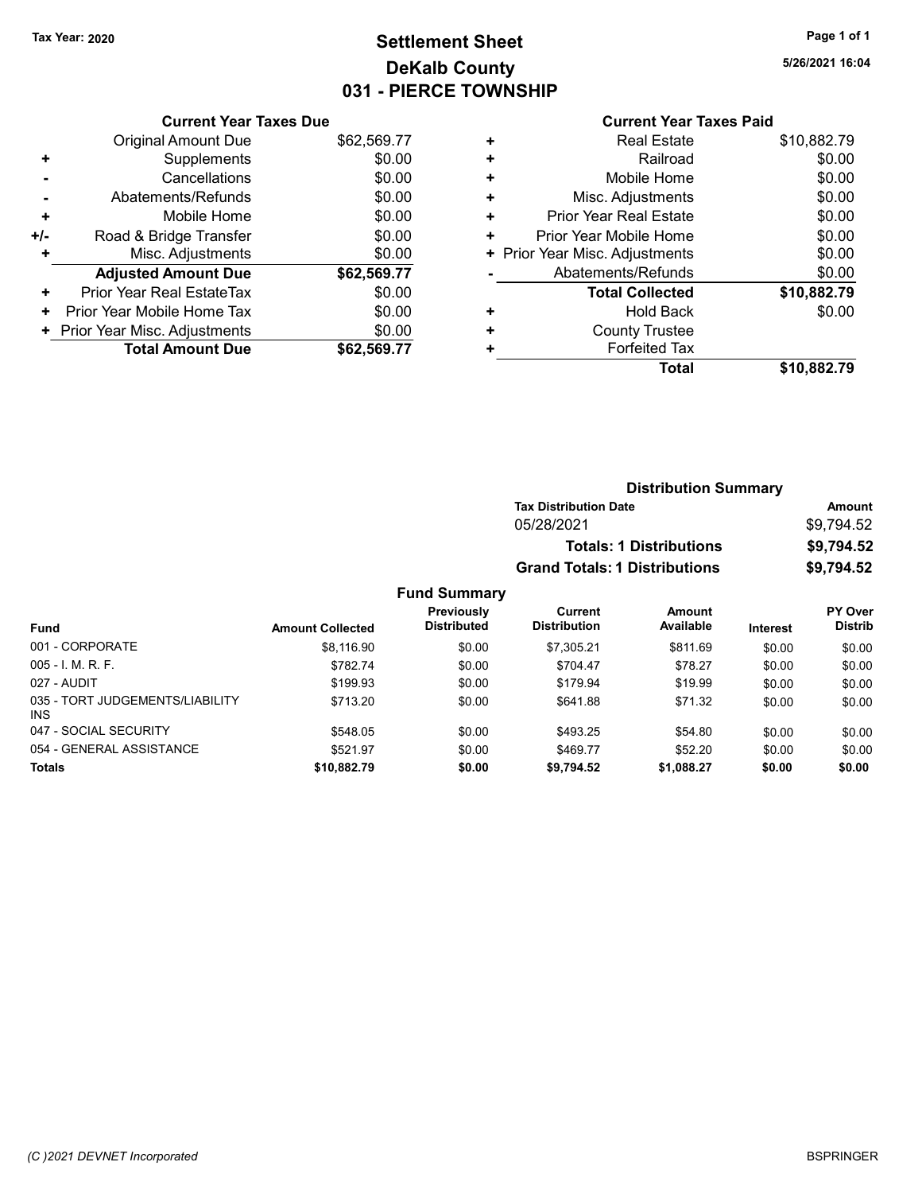Tax Year: 2020

# Settlement Sheet
## DeKalb County
## 031 - PIERCE TOWNSHIP

5/26/2021 16:04

### Current Year Taxes Due

| | | |
|---|---|---|
| | Original Amount Due | $62,569.77 |
| + | Supplements | $0.00 |
| - | Cancellations | $0.00 |
| - | Abatements/Refunds | $0.00 |
| + | Mobile Home | $0.00 |
| +/- | Road & Bridge Transfer | $0.00 |
| + | Misc. Adjustments | $0.00 |
| | **Adjusted Amount Due** | **$62,569.77** |
| + | Prior Year Real EstateTax | $0.00 |
| + | Prior Year Mobile Home Tax | $0.00 |
| + | Prior Year Misc. Adjustments | $0.00 |
| | **Total Amount Due** | **$62,569.77** |

### Current Year Taxes Paid

| | | |
|---|---|---|
| + | Real Estate | $10,882.79 |
| + | Railroad | $0.00 |
| + | Mobile Home | $0.00 |
| + | Misc. Adjustments | $0.00 |
| + | Prior Year Real Estate | $0.00 |
| + | Prior Year Mobile Home | $0.00 |
| + | Prior Year Misc. Adjustments | $0.00 |
| - | Abatements/Refunds | $0.00 |
| | **Total Collected** | **$10,882.79** |
| + | Hold Back | $0.00 |
| + | County Trustee | |
| + | Forfeited Tax | |
| | **Total** | **$10,882.79** |

### Distribution Summary

| Tax Distribution Date | Amount |
|---|---|
| 05/28/2021 | $9,794.52 |
| **Totals: 1 Distributions** | **$9,794.52** |
| **Grand Totals: 1 Distributions** | **$9,794.52** |

### Fund Summary

| Fund | Amount Collected | Previously Distributed | Current Distribution | Amount Available | Interest | PY Over Distrib |
|---|---|---|---|---|---|---|
| 001 - CORPORATE | $8,116.90 | $0.00 | $7,305.21 | $811.69 | $0.00 | $0.00 |
| 005 - I. M. R. F. | $782.74 | $0.00 | $704.47 | $78.27 | $0.00 | $0.00 |
| 027 - AUDIT | $199.93 | $0.00 | $179.94 | $19.99 | $0.00 | $0.00 |
| 035 - TORT JUDGEMENTS/LIABILITY INS | $713.20 | $0.00 | $641.88 | $71.32 | $0.00 | $0.00 |
| 047 - SOCIAL SECURITY | $548.05 | $0.00 | $493.25 | $54.80 | $0.00 | $0.00 |
| 054 - GENERAL ASSISTANCE | $521.97 | $0.00 | $469.77 | $52.20 | $0.00 | $0.00 |
| **Totals** | **$10,882.79** | **$0.00** | **$9,794.52** | **$1,088.27** | **$0.00** | **$0.00** |

(C )2021 DEVNET Incorporated

BSPRINGER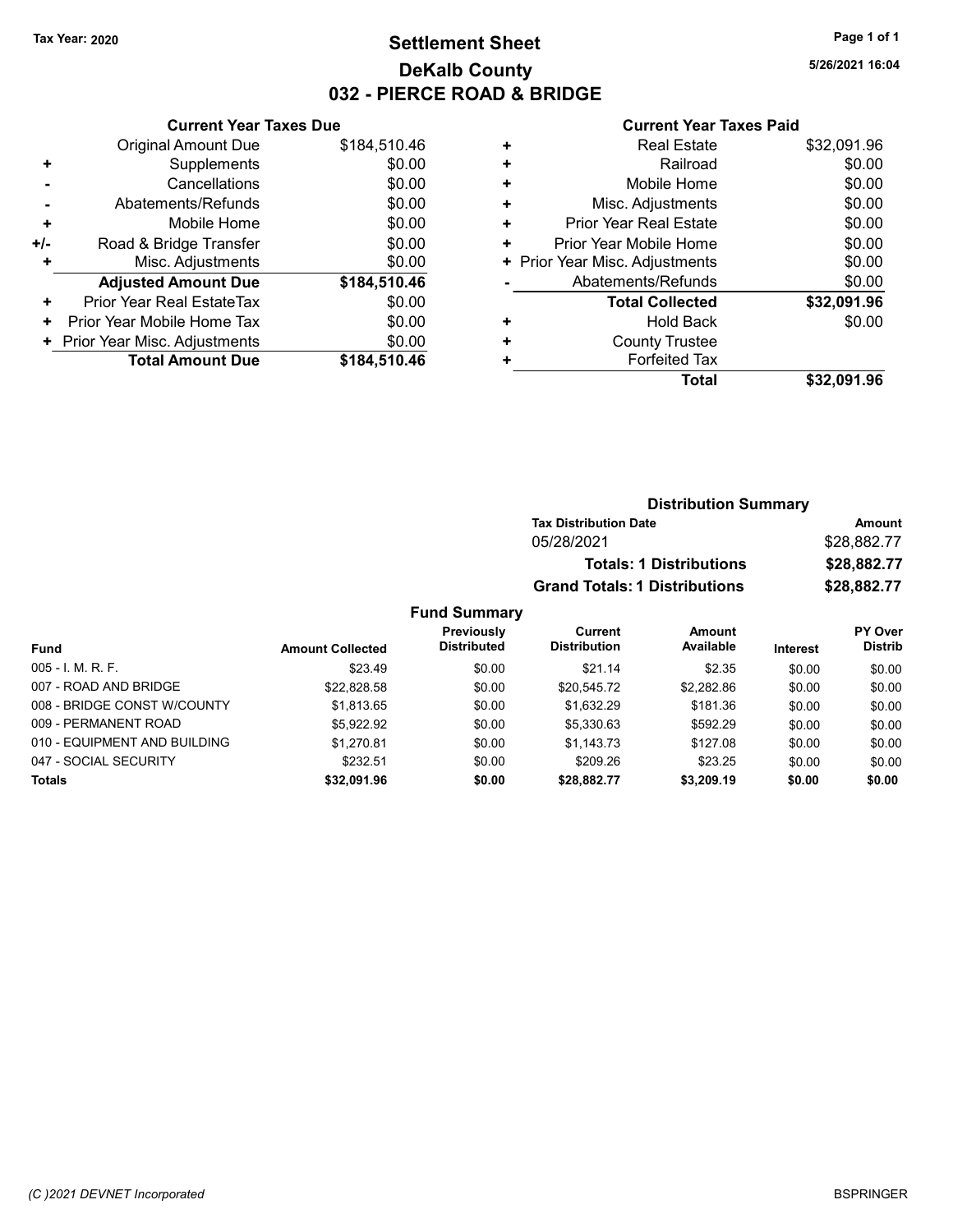Tax Year: 2020

# Settlement Sheet

## DeKalb County

## 032 - PIERCE ROAD & BRIDGE

5/26/2021 16:04

### Current Year Taxes Due

| | | |
|---|---|---|
| | Original Amount Due | $184,510.46 |
| + | Supplements | $0.00 |
| - | Cancellations | $0.00 |
| - | Abatements/Refunds | $0.00 |
| + | Mobile Home | $0.00 |
| +/- | Road & Bridge Transfer | $0.00 |
| + | Misc. Adjustments | $0.00 |
| | **Adjusted Amount Due** | **$184,510.46** |
| + | Prior Year Real EstateTax | $0.00 |
| + | Prior Year Mobile Home Tax | $0.00 |
| + | Prior Year Misc. Adjustments | $0.00 |
| | **Total Amount Due** | **$184,510.46** |

### Current Year Taxes Paid

| | | |
|---|---|---|
| + | Real Estate | $32,091.96 |
| + | Railroad | $0.00 |
| + | Mobile Home | $0.00 |
| + | Misc. Adjustments | $0.00 |
| + | Prior Year Real Estate | $0.00 |
| + | Prior Year Mobile Home | $0.00 |
| + | Prior Year Misc. Adjustments | $0.00 |
| - | Abatements/Refunds | $0.00 |
| | **Total Collected** | **$32,091.96** |
| + | Hold Back | $0.00 |
| + | County Trustee | |
| + | Forfeited Tax | |
| | **Total** | **$32,091.96** |

### Distribution Summary

| Tax Distribution Date | Amount |
|---|---|
| 05/28/2021 | $28,882.77 |
| **Totals: 1 Distributions** | **$28,882.77** |
| **Grand Totals: 1 Distributions** | **$28,882.77** |

### Fund Summary

| Fund | Amount Collected | Previously Distributed | Current Distribution | Amount Available | Interest | PY Over Distrib |
|---|---|---|---|---|---|---|
| 005 - I. M. R. F. | $23.49 | $0.00 | $21.14 | $2.35 | $0.00 | $0.00 |
| 007 - ROAD AND BRIDGE | $22,828.58 | $0.00 | $20,545.72 | $2,282.86 | $0.00 | $0.00 |
| 008 - BRIDGE CONST W/COUNTY | $1,813.65 | $0.00 | $1,632.29 | $181.36 | $0.00 | $0.00 |
| 009 - PERMANENT ROAD | $5,922.92 | $0.00 | $5,330.63 | $592.29 | $0.00 | $0.00 |
| 010 - EQUIPMENT AND BUILDING | $1,270.81 | $0.00 | $1,143.73 | $127.08 | $0.00 | $0.00 |
| 047 - SOCIAL SECURITY | $232.51 | $0.00 | $209.26 | $23.25 | $0.00 | $0.00 |
| **Totals** | **$32,091.96** | **$0.00** | **$28,882.77** | **$3,209.19** | **$0.00** | **$0.00** |

(C )2021 DEVNET Incorporated BSPRINGER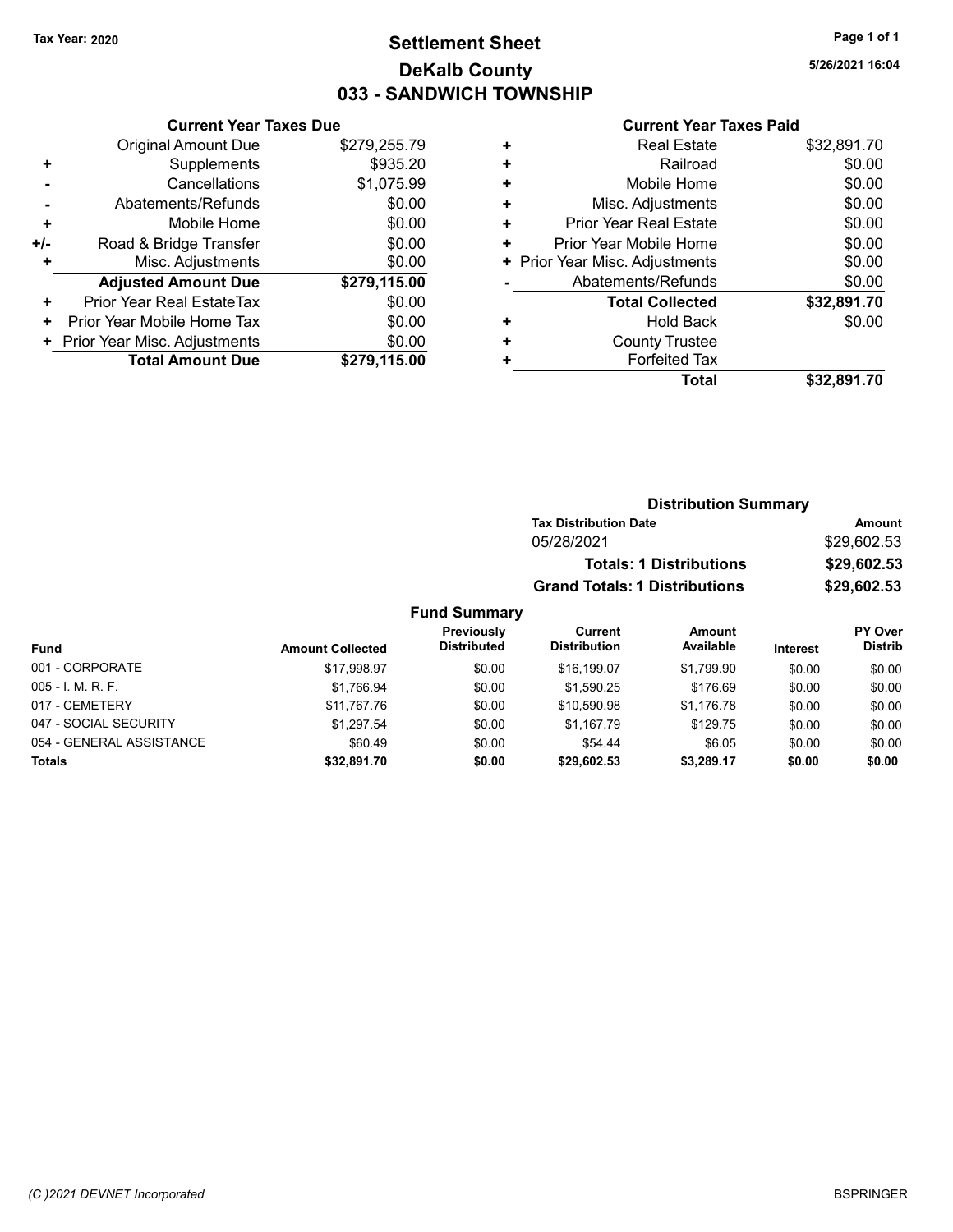Tax Year: 2020

# Settlement Sheet
## DeKalb County
## 033 - SANDWICH TOWNSHIP

5/26/2021 16:04

### Current Year Taxes Due

| | | |
|---|---|---|
| | Original Amount Due | $279,255.79 |
| + | Supplements | $935.20 |
| - | Cancellations | $1,075.99 |
| - | Abatements/Refunds | $0.00 |
| + | Mobile Home | $0.00 |
| +/- | Road & Bridge Transfer | $0.00 |
| + | Misc. Adjustments | $0.00 |
| | **Adjusted Amount Due** | **$279,115.00** |
| + | Prior Year Real EstateTax | $0.00 |
| + | Prior Year Mobile Home Tax | $0.00 |
| + | Prior Year Misc. Adjustments | $0.00 |
| | **Total Amount Due** | **$279,115.00** |

### Current Year Taxes Paid

| | | |
|---|---|---|
| + | Real Estate | $32,891.70 |
| + | Railroad | $0.00 |
| + | Mobile Home | $0.00 |
| + | Misc. Adjustments | $0.00 |
| + | Prior Year Real Estate | $0.00 |
| + | Prior Year Mobile Home | $0.00 |
| + | Prior Year Misc. Adjustments | $0.00 |
| - | Abatements/Refunds | $0.00 |
| | **Total Collected** | **$32,891.70** |
| + | Hold Back | $0.00 |
| + | County Trustee | |
| + | Forfeited Tax | |
| | **Total** | **$32,891.70** |

### Distribution Summary

| Tax Distribution Date | Amount |
|---|---|
| 05/28/2021 | $29,602.53 |
| **Totals: 1 Distributions** | **$29,602.53** |
| **Grand Totals: 1 Distributions** | **$29,602.53** |

### Fund Summary

| Fund | Amount Collected | Previously Distributed | Current Distribution | Amount Available | Interest | PY Over Distrib |
|---|---|---|---|---|---|---|
| 001 - CORPORATE | $17,998.97 | $0.00 | $16,199.07 | $1,799.90 | $0.00 | $0.00 |
| 005 - I. M. R. F. | $1,766.94 | $0.00 | $1,590.25 | $176.69 | $0.00 | $0.00 |
| 017 - CEMETERY | $11,767.76 | $0.00 | $10,590.98 | $1,176.78 | $0.00 | $0.00 |
| 047 - SOCIAL SECURITY | $1,297.54 | $0.00 | $1,167.79 | $129.75 | $0.00 | $0.00 |
| 054 - GENERAL ASSISTANCE | $60.49 | $0.00 | $54.44 | $6.05 | $0.00 | $0.00 |
| **Totals** | **$32,891.70** | **$0.00** | **$29,602.53** | **$3,289.17** | **$0.00** | **$0.00** |

(C )2021 DEVNET Incorporated BSPRINGER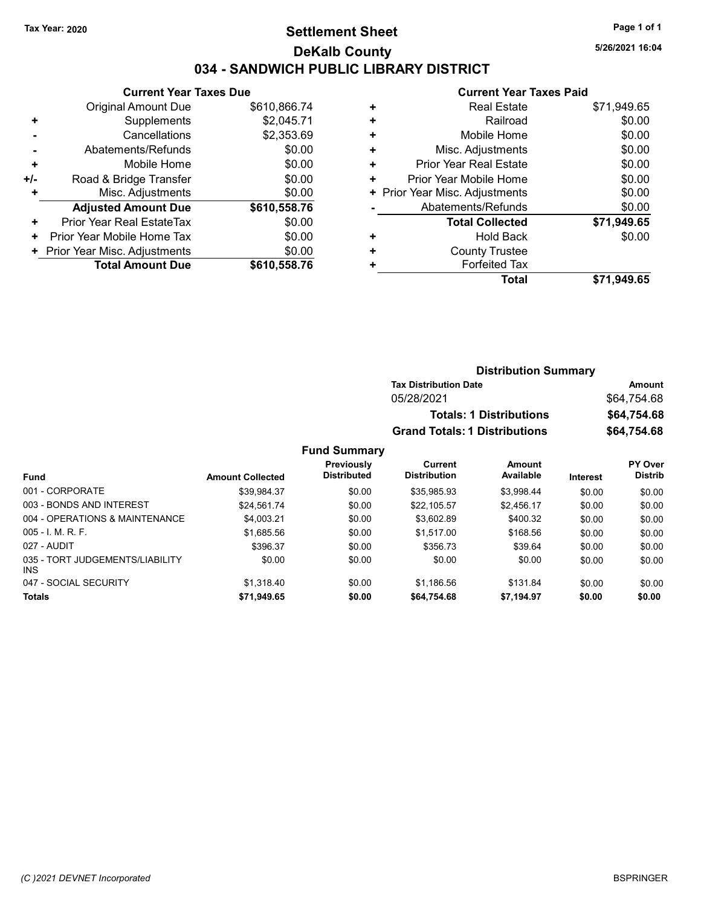**Tax Year: 2020**

# Settlement Sheet

## DeKalb County

## 034 - SANDWICH PUBLIC LIBRARY DISTRICT

5/26/2021 16:04

### Current Year Taxes Due

| | | |
|---|---|---|
| | Original Amount Due | $610,866.74 |
| + | Supplements | $2,045.71 |
| - | Cancellations | $2,353.69 |
| - | Abatements/Refunds | $0.00 |
| + | Mobile Home | $0.00 |
| +/- | Road & Bridge Transfer | $0.00 |
| + | Misc. Adjustments | $0.00 |
| | **Adjusted Amount Due** | **$610,558.76** |
| + | Prior Year Real EstateTax | $0.00 |
| + | Prior Year Mobile Home Tax | $0.00 |
| + | Prior Year Misc. Adjustments | $0.00 |
| | **Total Amount Due** | **$610,558.76** |

### Current Year Taxes Paid

| | | |
|---|---|---|
| + | Real Estate | $71,949.65 |
| + | Railroad | $0.00 |
| + | Mobile Home | $0.00 |
| + | Misc. Adjustments | $0.00 |
| + | Prior Year Real Estate | $0.00 |
| + | Prior Year Mobile Home | $0.00 |
| + | Prior Year Misc. Adjustments | $0.00 |
| - | Abatements/Refunds | $0.00 |
| | **Total Collected** | **$71,949.65** |
| + | Hold Back | $0.00 |
| + | County Trustee | |
| + | Forfeited Tax | |
| | **Total** | **$71,949.65** |

### Distribution Summary

| Tax Distribution Date | Amount |
|---|---|
| 05/28/2021 | $64,754.68 |
| **Totals: 1 Distributions** | **$64,754.68** |
| **Grand Totals: 1 Distributions** | **$64,754.68** |

### Fund Summary

| Fund | Amount Collected | Previously Distributed | Current Distribution | Amount Available | Interest | PY Over Distrib |
|---|---|---|---|---|---|---|
| 001 - CORPORATE | $39,984.37 | $0.00 | $35,985.93 | $3,998.44 | $0.00 | $0.00 |
| 003 - BONDS AND INTEREST | $24,561.74 | $0.00 | $22,105.57 | $2,456.17 | $0.00 | $0.00 |
| 004 - OPERATIONS & MAINTENANCE | $4,003.21 | $0.00 | $3,602.89 | $400.32 | $0.00 | $0.00 |
| 005 - I. M. R. F. | $1,685.56 | $0.00 | $1,517.00 | $168.56 | $0.00 | $0.00 |
| 027 - AUDIT | $396.37 | $0.00 | $356.73 | $39.64 | $0.00 | $0.00 |
| 035 - TORT JUDGEMENTS/LIABILITY INS | $0.00 | $0.00 | $0.00 | $0.00 | $0.00 | $0.00 |
| 047 - SOCIAL SECURITY | $1,318.40 | $0.00 | $1,186.56 | $131.84 | $0.00 | $0.00 |
| **Totals** | **$71,949.65** | **$0.00** | **$64,754.68** | **$7,194.97** | **$0.00** | **$0.00** |

(C )2021 DEVNET Incorporated — BSPRINGER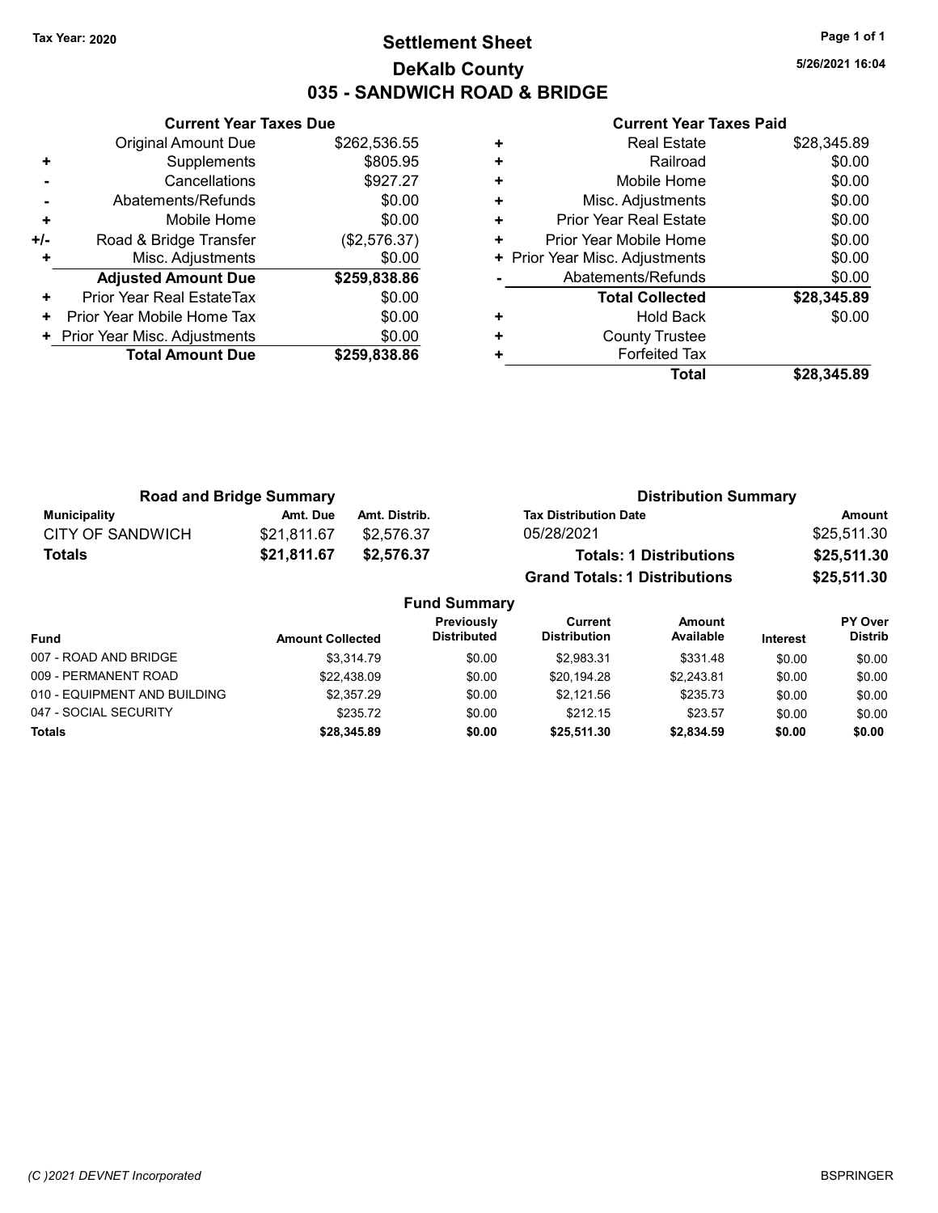Tax Year: 2020

# Settlement Sheet

## DeKalb County

## 035 - SANDWICH ROAD & BRIDGE

5/26/2021 16:04

### Current Year Taxes Due

| | | |
|---|---|---|
| | Original Amount Due | $262,536.55 |
| + | Supplements | $805.95 |
| - | Cancellations | $927.27 |
| - | Abatements/Refunds | $0.00 |
| + | Mobile Home | $0.00 |
| +/- | Road & Bridge Transfer | ($2,576.37) |
| + | Misc. Adjustments | $0.00 |
| | **Adjusted Amount Due** | **$259,838.86** |
| + | Prior Year Real EstateTax | $0.00 |
| + | Prior Year Mobile Home Tax | $0.00 |
| + | Prior Year Misc. Adjustments | $0.00 |
| | **Total Amount Due** | **$259,838.86** |

### Current Year Taxes Paid

| | | |
|---|---|---|
| + | Real Estate | $28,345.89 |
| + | Railroad | $0.00 |
| + | Mobile Home | $0.00 |
| + | Misc. Adjustments | $0.00 |
| + | Prior Year Real Estate | $0.00 |
| + | Prior Year Mobile Home | $0.00 |
| + | Prior Year Misc. Adjustments | $0.00 |
| - | Abatements/Refunds | $0.00 |
| | **Total Collected** | **$28,345.89** |
| + | Hold Back | $0.00 |
| + | County Trustee | |
| + | Forfeited Tax | |
| | **Total** | **$28,345.89** |

### Road and Bridge Summary

| Municipality | Amt. Due | Amt. Distrib. |
|---|---|---|
| CITY OF SANDWICH | $21,811.67 | $2,576.37 |
| **Totals** | **$21,811.67** | **$2,576.37** |

### Distribution Summary

| Tax Distribution Date | Amount |
|---|---|
| 05/28/2021 | $25,511.30 |
| **Totals: 1 Distributions** | **$25,511.30** |
| **Grand Totals: 1 Distributions** | **$25,511.30** |

### Fund Summary

| Fund | Amount Collected | Previously Distributed | Current Distribution | Amount Available | Interest | PY Over Distrib |
|---|---|---|---|---|---|---|
| 007 - ROAD AND BRIDGE | $3,314.79 | $0.00 | $2,983.31 | $331.48 | $0.00 | $0.00 |
| 009 - PERMANENT ROAD | $22,438.09 | $0.00 | $20,194.28 | $2,243.81 | $0.00 | $0.00 |
| 010 - EQUIPMENT AND BUILDING | $2,357.29 | $0.00 | $2,121.56 | $235.73 | $0.00 | $0.00 |
| 047 - SOCIAL SECURITY | $235.72 | $0.00 | $212.15 | $23.57 | $0.00 | $0.00 |
| **Totals** | **$28,345.89** | **$0.00** | **$25,511.30** | **$2,834.59** | **$0.00** | **$0.00** |

(C )2021 DEVNET Incorporated BSPRINGER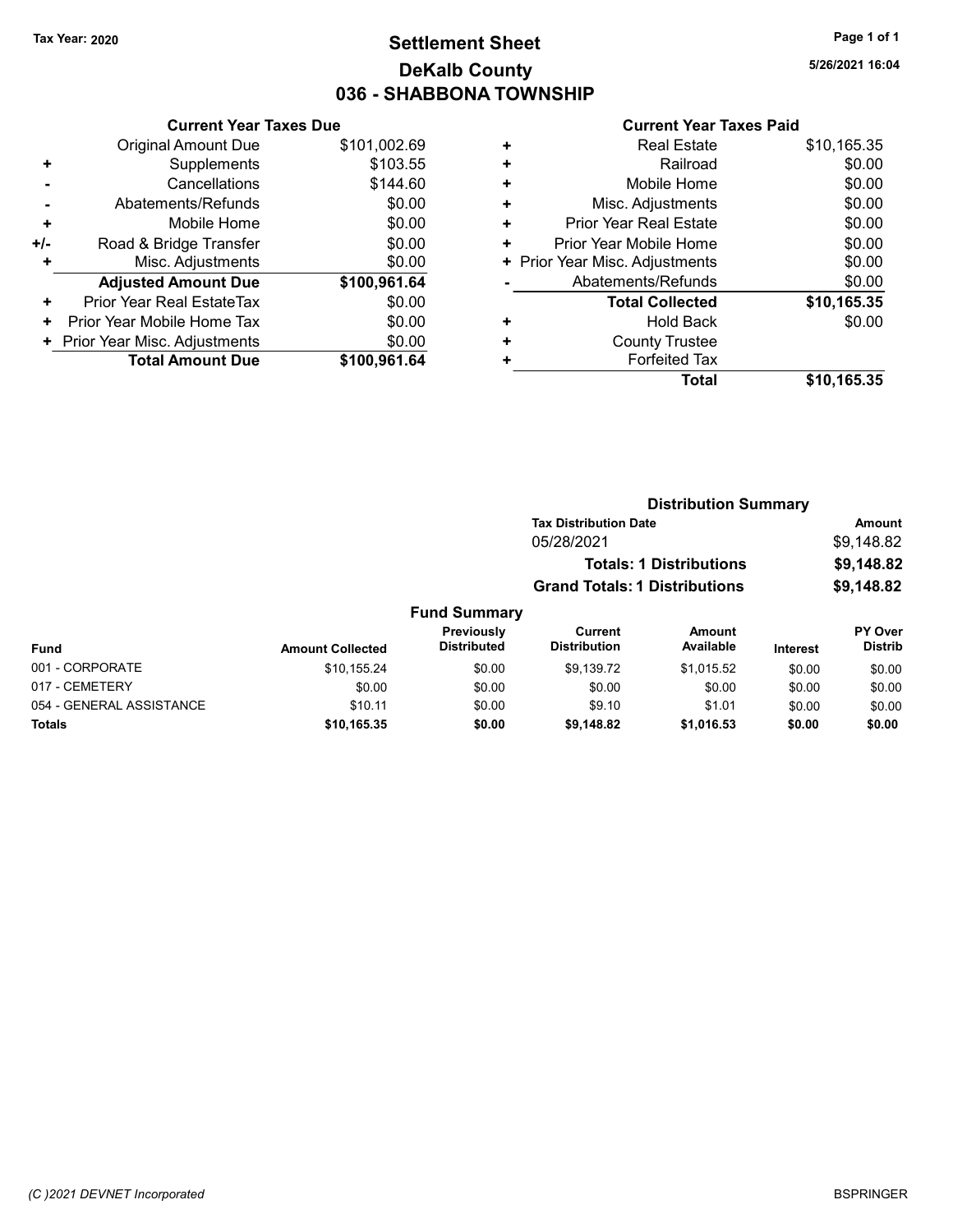Tax Year: 2020

# Settlement Sheet
## DeKalb County
## 036 - SHABBONA TOWNSHIP

5/26/2021 16:04

**Current Year Taxes Due**

| | | |
|---|---|---|
| | Original Amount Due | $101,002.69 |
| + | Supplements | $103.55 |
| - | Cancellations | $144.60 |
| - | Abatements/Refunds | $0.00 |
| + | Mobile Home | $0.00 |
| +/- | Road & Bridge Transfer | $0.00 |
| + | Misc. Adjustments | $0.00 |
| | **Adjusted Amount Due** | **$100,961.64** |
| + | Prior Year Real EstateTax | $0.00 |
| + | Prior Year Mobile Home Tax | $0.00 |
| + | Prior Year Misc. Adjustments | $0.00 |
| | **Total Amount Due** | **$100,961.64** |

**Current Year Taxes Paid**

| | | |
|---|---|---|
| + | Real Estate | $10,165.35 |
| + | Railroad | $0.00 |
| + | Mobile Home | $0.00 |
| + | Misc. Adjustments | $0.00 |
| + | Prior Year Real Estate | $0.00 |
| + | Prior Year Mobile Home | $0.00 |
| + | Prior Year Misc. Adjustments | $0.00 |
| - | Abatements/Refunds | $0.00 |
| | **Total Collected** | **$10,165.35** |
| + | Hold Back | $0.00 |
| + | County Trustee | |
| + | Forfeited Tax | |
| | **Total** | **$10,165.35** |

**Distribution Summary**

| Tax Distribution Date | Amount |
|---|---|
| 05/28/2021 | $9,148.82 |
| **Totals: 1 Distributions** | **$9,148.82** |
| **Grand Totals: 1 Distributions** | **$9,148.82** |

**Fund Summary**

| Fund | Amount Collected | Previously Distributed | Current Distribution | Amount Available | Interest | PY Over Distrib |
|---|---|---|---|---|---|---|
| 001 - CORPORATE | $10,155.24 | $0.00 | $9,139.72 | $1,015.52 | $0.00 | $0.00 |
| 017 - CEMETERY | $0.00 | $0.00 | $0.00 | $0.00 | $0.00 | $0.00 |
| 054 - GENERAL ASSISTANCE | $10.11 | $0.00 | $9.10 | $1.01 | $0.00 | $0.00 |
| **Totals** | **$10,165.35** | **$0.00** | **$9,148.82** | **$1,016.53** | **$0.00** | **$0.00** |

(C )2021 DEVNET Incorporated

BSPRINGER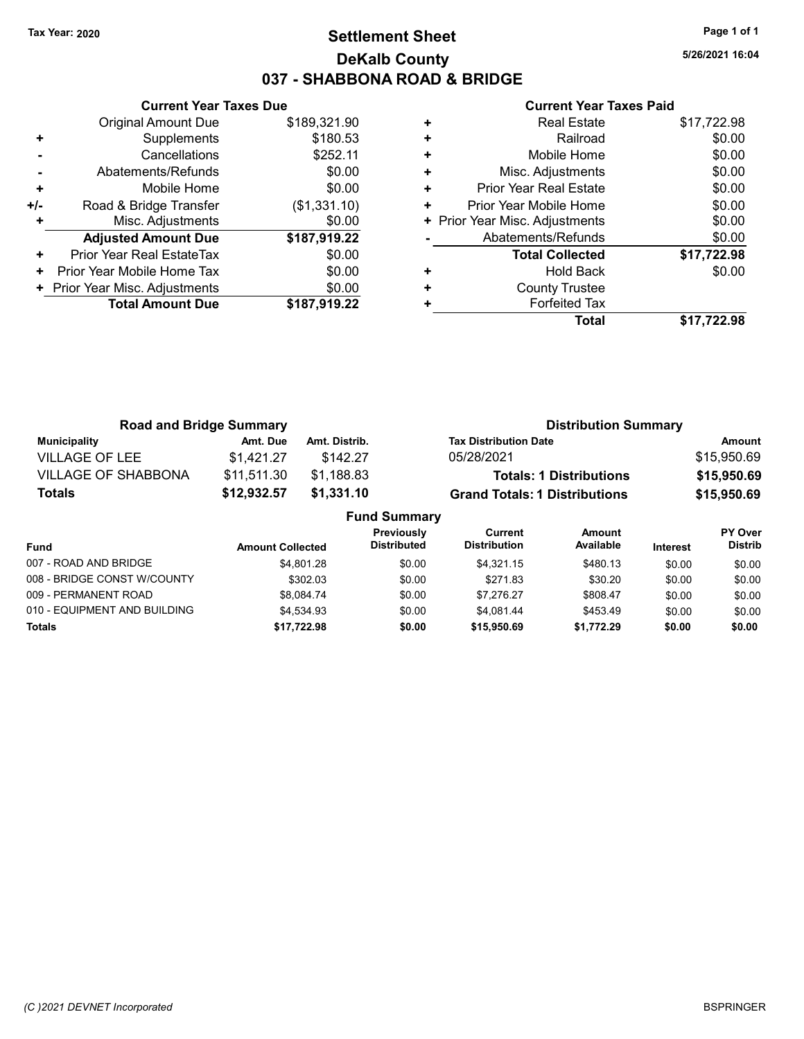Tax Year: 2020

# Settlement Sheet
## DeKalb County
## 037 - SHABBONA ROAD & BRIDGE

5/26/2021 16:04

### Current Year Taxes Due

| | | |
|---|---|---|
| | Original Amount Due | $189,321.90 |
| + | Supplements | $180.53 |
| - | Cancellations | $252.11 |
| - | Abatements/Refunds | $0.00 |
| + | Mobile Home | $0.00 |
| +/- | Road & Bridge Transfer | ($1,331.10) |
| + | Misc. Adjustments | $0.00 |
| | **Adjusted Amount Due** | **$187,919.22** |
| + | Prior Year Real EstateTax | $0.00 |
| + | Prior Year Mobile Home Tax | $0.00 |
| + | Prior Year Misc. Adjustments | $0.00 |
| | **Total Amount Due** | **$187,919.22** |

### Current Year Taxes Paid

| | | |
|---|---|---|
| + | Real Estate | $17,722.98 |
| + | Railroad | $0.00 |
| + | Mobile Home | $0.00 |
| + | Misc. Adjustments | $0.00 |
| + | Prior Year Real Estate | $0.00 |
| + | Prior Year Mobile Home | $0.00 |
| + | Prior Year Misc. Adjustments | $0.00 |
| - | Abatements/Refunds | $0.00 |
| | **Total Collected** | **$17,722.98** |
| + | Hold Back | $0.00 |
| + | County Trustee | |
| + | Forfeited Tax | |
| | **Total** | **$17,722.98** |

### Road and Bridge Summary

| Municipality | Amt. Due | Amt. Distrib. |
|---|---|---|
| VILLAGE OF LEE | $1,421.27 | $142.27 |
| VILLAGE OF SHABBONA | $11,511.30 | $1,188.83 |
| **Totals** | **$12,932.57** | **$1,331.10** |

### Distribution Summary

| Tax Distribution Date | Amount |
|---|---|
| 05/28/2021 | $15,950.69 |
| **Totals: 1 Distributions** | **$15,950.69** |
| **Grand Totals: 1 Distributions** | **$15,950.69** |

### Fund Summary

| Fund | Amount Collected | Previously Distributed | Current Distribution | Amount Available | Interest | PY Over Distrib |
|---|---|---|---|---|---|---|
| 007 - ROAD AND BRIDGE | $4,801.28 | $0.00 | $4,321.15 | $480.13 | $0.00 | $0.00 |
| 008 - BRIDGE CONST W/COUNTY | $302.03 | $0.00 | $271.83 | $30.20 | $0.00 | $0.00 |
| 009 - PERMANENT ROAD | $8,084.74 | $0.00 | $7,276.27 | $808.47 | $0.00 | $0.00 |
| 010 - EQUIPMENT AND BUILDING | $4,534.93 | $0.00 | $4,081.44 | $453.49 | $0.00 | $0.00 |
| **Totals** | **$17,722.98** | **$0.00** | **$15,950.69** | **$1,772.29** | **$0.00** | **$0.00** |

(C )2021 DEVNET Incorporated — BSPRINGER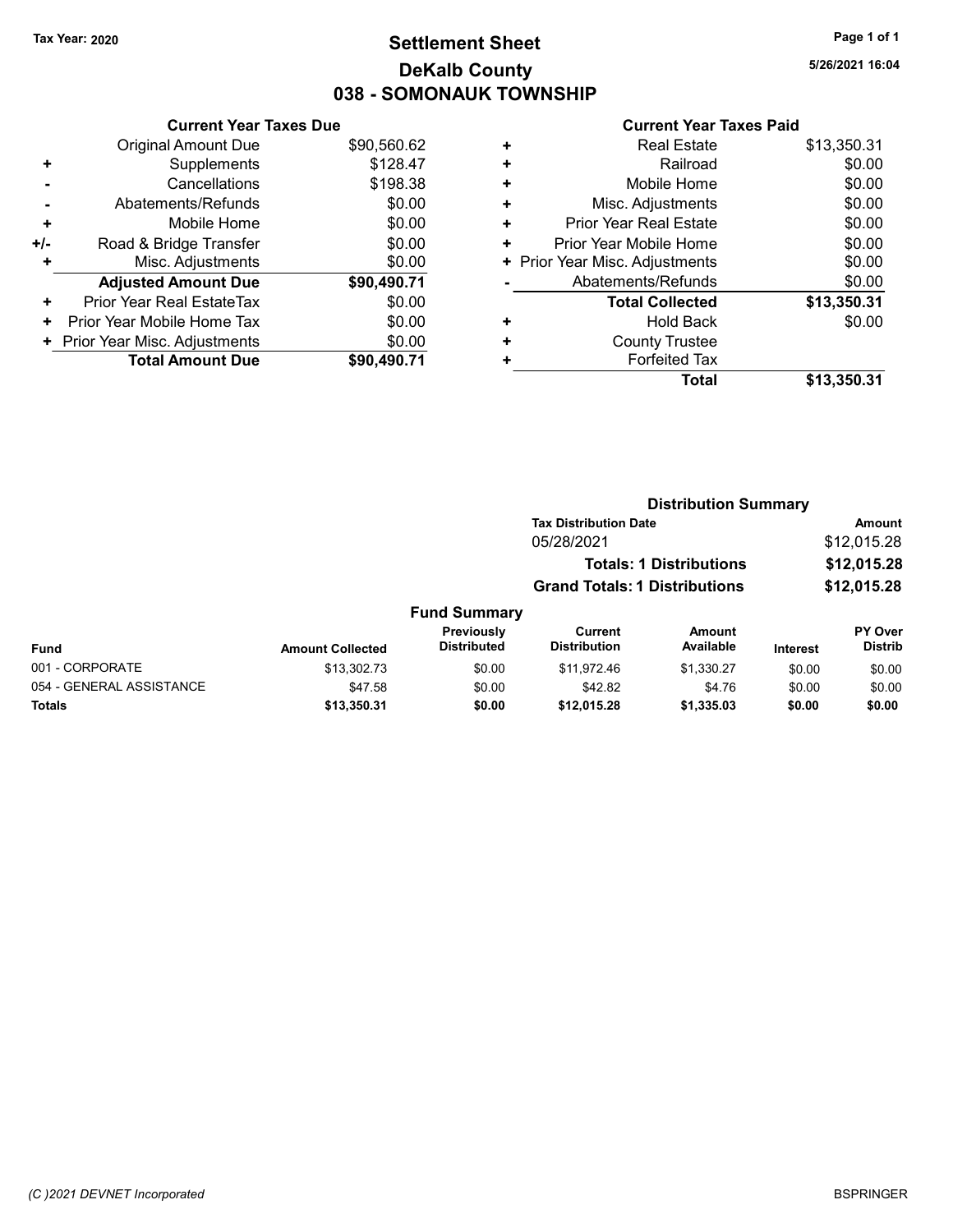Tax Year: 2020

# Settlement Sheet
## DeKalb County
## 038 - SOMONAUK TOWNSHIP

5/26/2021 16:04

### Current Year Taxes Due

| | | |
|---|---|---|
| | Original Amount Due | $90,560.62 |
| + | Supplements | $128.47 |
| - | Cancellations | $198.38 |
| - | Abatements/Refunds | $0.00 |
| + | Mobile Home | $0.00 |
| +/- | Road & Bridge Transfer | $0.00 |
| + | Misc. Adjustments | $0.00 |
| | **Adjusted Amount Due** | **$90,490.71** |
| + | Prior Year Real EstateTax | $0.00 |
| + | Prior Year Mobile Home Tax | $0.00 |
| + | Prior Year Misc. Adjustments | $0.00 |
| | **Total Amount Due** | **$90,490.71** |

### Current Year Taxes Paid

| | | |
|---|---|---|
| + | Real Estate | $13,350.31 |
| + | Railroad | $0.00 |
| + | Mobile Home | $0.00 |
| + | Misc. Adjustments | $0.00 |
| + | Prior Year Real Estate | $0.00 |
| + | Prior Year Mobile Home | $0.00 |
| + | Prior Year Misc. Adjustments | $0.00 |
| - | Abatements/Refunds | $0.00 |
| | **Total Collected** | **$13,350.31** |
| + | Hold Back | $0.00 |
| + | County Trustee | |
| + | Forfeited Tax | |
| | **Total** | **$13,350.31** |

### Distribution Summary

| Tax Distribution Date | Amount |
|---|---|
| 05/28/2021 | $12,015.28 |
| **Totals: 1 Distributions** | **$12,015.28** |
| **Grand Totals: 1 Distributions** | **$12,015.28** |

### Fund Summary

| Fund | Amount Collected | Previously Distributed | Current Distribution | Amount Available | Interest | PY Over Distrib |
|---|---|---|---|---|---|---|
| 001 - CORPORATE | $13,302.73 | $0.00 | $11,972.46 | $1,330.27 | $0.00 | $0.00 |
| 054 - GENERAL ASSISTANCE | $47.58 | $0.00 | $42.82 | $4.76 | $0.00 | $0.00 |
| **Totals** | **$13,350.31** | **$0.00** | **$12,015.28** | **$1,335.03** | **$0.00** | **$0.00** |

(C )2021 DEVNET Incorporated BSPRINGER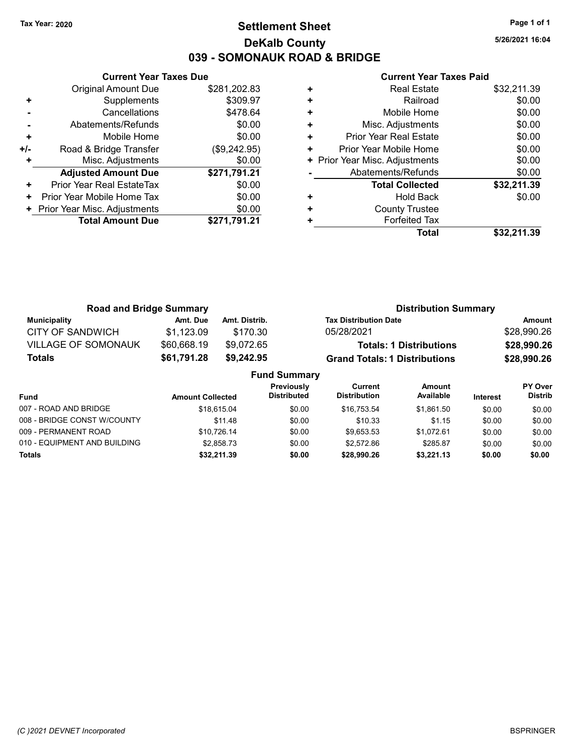Tax Year: 2020

# Settlement Sheet

## DeKalb County

## 039 - SOMONAUK ROAD & BRIDGE

5/26/2021 16:04

### Current Year Taxes Due

| | | |
|---|---|---|
| | Original Amount Due | $281,202.83 |
| + | Supplements | $309.97 |
| - | Cancellations | $478.64 |
| - | Abatements/Refunds | $0.00 |
| + | Mobile Home | $0.00 |
| +/- | Road & Bridge Transfer | ($9,242.95) |
| + | Misc. Adjustments | $0.00 |
| | **Adjusted Amount Due** | **$271,791.21** |
| + | Prior Year Real EstateTax | $0.00 |
| + | Prior Year Mobile Home Tax | $0.00 |
| + | Prior Year Misc. Adjustments | $0.00 |
| | **Total Amount Due** | **$271,791.21** |

### Current Year Taxes Paid

| | | |
|---|---|---|
| + | Real Estate | $32,211.39 |
| + | Railroad | $0.00 |
| + | Mobile Home | $0.00 |
| + | Misc. Adjustments | $0.00 |
| + | Prior Year Real Estate | $0.00 |
| + | Prior Year Mobile Home | $0.00 |
| + | Prior Year Misc. Adjustments | $0.00 |
| - | Abatements/Refunds | $0.00 |
| | **Total Collected** | **$32,211.39** |
| + | Hold Back | $0.00 |
| + | County Trustee | |
| + | Forfeited Tax | |
| | **Total** | **$32,211.39** |

### Road and Bridge Summary

| Municipality | Amt. Due | Amt. Distrib. |
|---|---|---|
| CITY OF SANDWICH | $1,123.09 | $170.30 |
| VILLAGE OF SOMONAUK | $60,668.19 | $9,072.65 |
| **Totals** | **$61,791.28** | **$9,242.95** |

### Distribution Summary

| Tax Distribution Date | Amount |
|---|---|
| 05/28/2021 | $28,990.26 |
| **Totals: 1 Distributions** | **$28,990.26** |
| **Grand Totals: 1 Distributions** | **$28,990.26** |

### Fund Summary

| Fund | Amount Collected | Previously Distributed | Current Distribution | Amount Available | Interest | PY Over Distrib |
|---|---|---|---|---|---|---|
| 007 - ROAD AND BRIDGE | $18,615.04 | $0.00 | $16,753.54 | $1,861.50 | $0.00 | $0.00 |
| 008 - BRIDGE CONST W/COUNTY | $11.48 | $0.00 | $10.33 | $1.15 | $0.00 | $0.00 |
| 009 - PERMANENT ROAD | $10,726.14 | $0.00 | $9,653.53 | $1,072.61 | $0.00 | $0.00 |
| 010 - EQUIPMENT AND BUILDING | $2,858.73 | $0.00 | $2,572.86 | $285.87 | $0.00 | $0.00 |
| **Totals** | **$32,211.39** | **$0.00** | **$28,990.26** | **$3,221.13** | **$0.00** | **$0.00** |

(C )2021 DEVNET Incorporated

BSPRINGER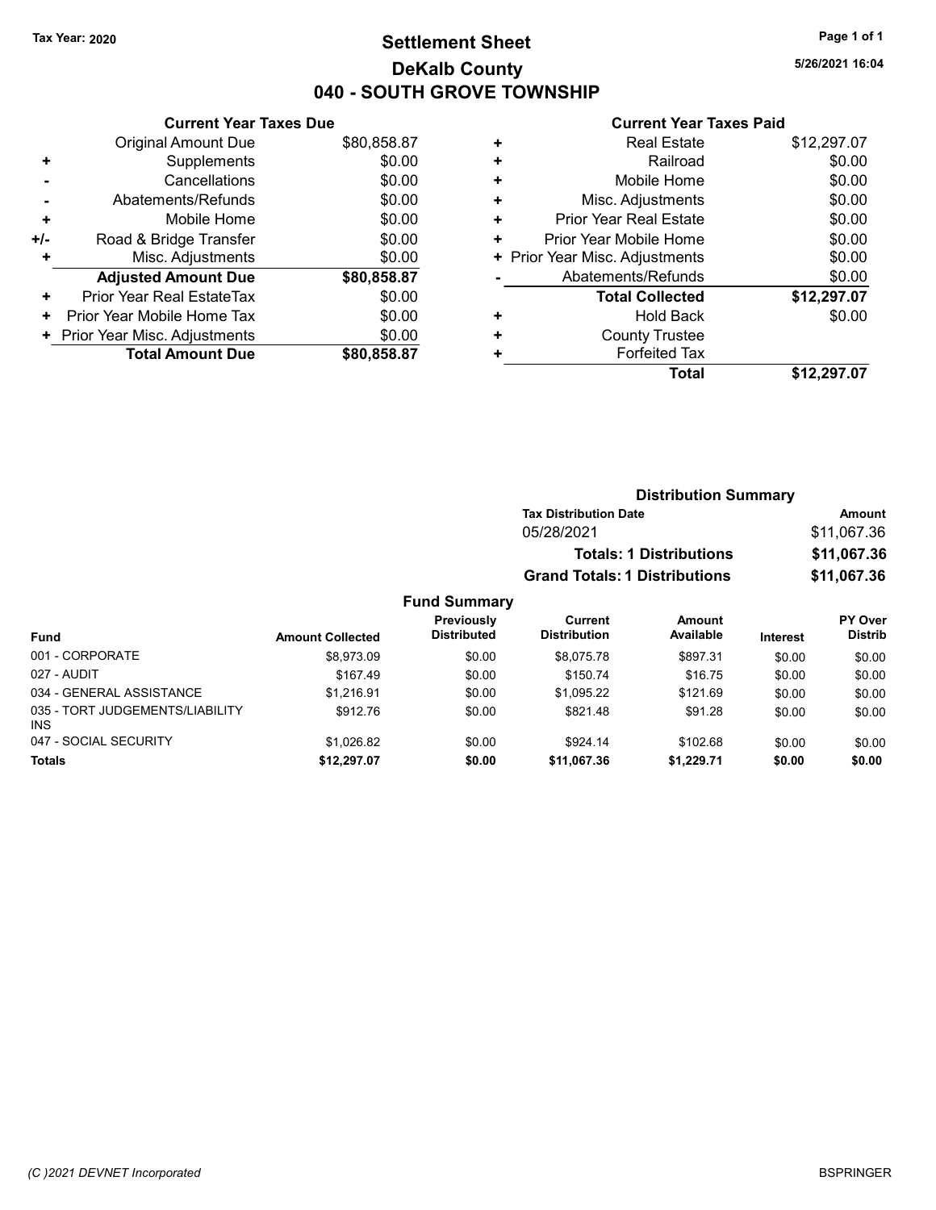Tax Year: 2020

# Settlement Sheet
## DeKalb County
## 040 - SOUTH GROVE TOWNSHIP

5/26/2021 16:04

### Current Year Taxes Due

| | | |
|---|---|---|
| | Original Amount Due | $80,858.87 |
| + | Supplements | $0.00 |
| - | Cancellations | $0.00 |
| - | Abatements/Refunds | $0.00 |
| + | Mobile Home | $0.00 |
| +/- | Road & Bridge Transfer | $0.00 |
| + | Misc. Adjustments | $0.00 |
| | **Adjusted Amount Due** | **$80,858.87** |
| + | Prior Year Real EstateTax | $0.00 |
| + | Prior Year Mobile Home Tax | $0.00 |
| + | Prior Year Misc. Adjustments | $0.00 |
| | **Total Amount Due** | **$80,858.87** |

### Current Year Taxes Paid

| | | |
|---|---|---|
| + | Real Estate | $12,297.07 |
| + | Railroad | $0.00 |
| + | Mobile Home | $0.00 |
| + | Misc. Adjustments | $0.00 |
| + | Prior Year Real Estate | $0.00 |
| + | Prior Year Mobile Home | $0.00 |
| + | Prior Year Misc. Adjustments | $0.00 |
| - | Abatements/Refunds | $0.00 |
| | **Total Collected** | **$12,297.07** |
| + | Hold Back | $0.00 |
| + | County Trustee | |
| + | Forfeited Tax | |
| | **Total** | **$12,297.07** |

### Distribution Summary

| Tax Distribution Date | Amount |
|---|---|
| 05/28/2021 | $11,067.36 |
| **Totals: 1 Distributions** | **$11,067.36** |
| **Grand Totals: 1 Distributions** | **$11,067.36** |

### Fund Summary

| Fund | Amount Collected | Previously Distributed | Current Distribution | Amount Available | Interest | PY Over Distrib |
|---|---|---|---|---|---|---|
| 001 - CORPORATE | $8,973.09 | $0.00 | $8,075.78 | $897.31 | $0.00 | $0.00 |
| 027 - AUDIT | $167.49 | $0.00 | $150.74 | $16.75 | $0.00 | $0.00 |
| 034 - GENERAL ASSISTANCE | $1,216.91 | $0.00 | $1,095.22 | $121.69 | $0.00 | $0.00 |
| 035 - TORT JUDGEMENTS/LIABILITY INS | $912.76 | $0.00 | $821.48 | $91.28 | $0.00 | $0.00 |
| 047 - SOCIAL SECURITY | $1,026.82 | $0.00 | $924.14 | $102.68 | $0.00 | $0.00 |
| **Totals** | **$12,297.07** | **$0.00** | **$11,067.36** | **$1,229.71** | **$0.00** | **$0.00** |

(C )2021 DEVNET Incorporated    BSPRINGER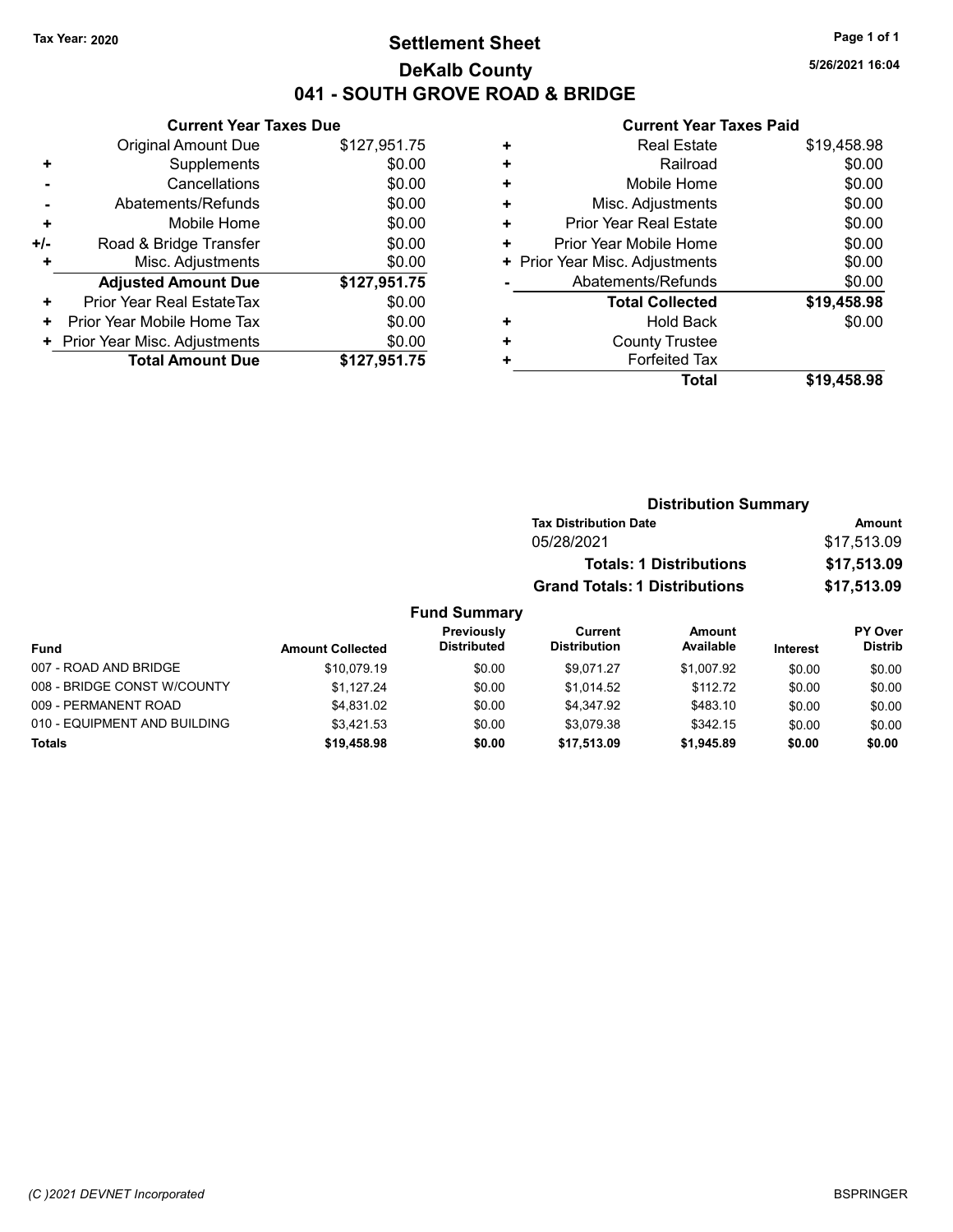Tax Year: 2020

# Settlement Sheet
## DeKalb County
## 041 - SOUTH GROVE ROAD & BRIDGE

5/26/2021 16:04

### Current Year Taxes Due

| | | |
|---|---|---|
| | Original Amount Due | $127,951.75 |
| + | Supplements | $0.00 |
| - | Cancellations | $0.00 |
| - | Abatements/Refunds | $0.00 |
| + | Mobile Home | $0.00 |
| +/- | Road & Bridge Transfer | $0.00 |
| + | Misc. Adjustments | $0.00 |
| | **Adjusted Amount Due** | **$127,951.75** |
| + | Prior Year Real EstateTax | $0.00 |
| + | Prior Year Mobile Home Tax | $0.00 |
| + | Prior Year Misc. Adjustments | $0.00 |
| | **Total Amount Due** | **$127,951.75** |

### Current Year Taxes Paid

| | | |
|---|---|---|
| + | Real Estate | $19,458.98 |
| + | Railroad | $0.00 |
| + | Mobile Home | $0.00 |
| + | Misc. Adjustments | $0.00 |
| + | Prior Year Real Estate | $0.00 |
| + | Prior Year Mobile Home | $0.00 |
| + | Prior Year Misc. Adjustments | $0.00 |
| - | Abatements/Refunds | $0.00 |
| | **Total Collected** | **$19,458.98** |
| + | Hold Back | $0.00 |
| + | County Trustee | |
| + | Forfeited Tax | |
| | **Total** | **$19,458.98** |

### Distribution Summary

| Tax Distribution Date | Amount |
|---|---|
| 05/28/2021 | $17,513.09 |
| **Totals: 1 Distributions** | **$17,513.09** |
| **Grand Totals: 1 Distributions** | **$17,513.09** |

### Fund Summary

| Fund | Amount Collected | Previously Distributed | Current Distribution | Amount Available | Interest | PY Over Distrib |
|---|---|---|---|---|---|---|
| 007 - ROAD AND BRIDGE | $10,079.19 | $0.00 | $9,071.27 | $1,007.92 | $0.00 | $0.00 |
| 008 - BRIDGE CONST W/COUNTY | $1,127.24 | $0.00 | $1,014.52 | $112.72 | $0.00 | $0.00 |
| 009 - PERMANENT ROAD | $4,831.02 | $0.00 | $4,347.92 | $483.10 | $0.00 | $0.00 |
| 010 - EQUIPMENT AND BUILDING | $3,421.53 | $0.00 | $3,079.38 | $342.15 | $0.00 | $0.00 |
| **Totals** | **$19,458.98** | **$0.00** | **$17,513.09** | **$1,945.89** | **$0.00** | **$0.00** |

(C )2021 DEVNET Incorporated

BSPRINGER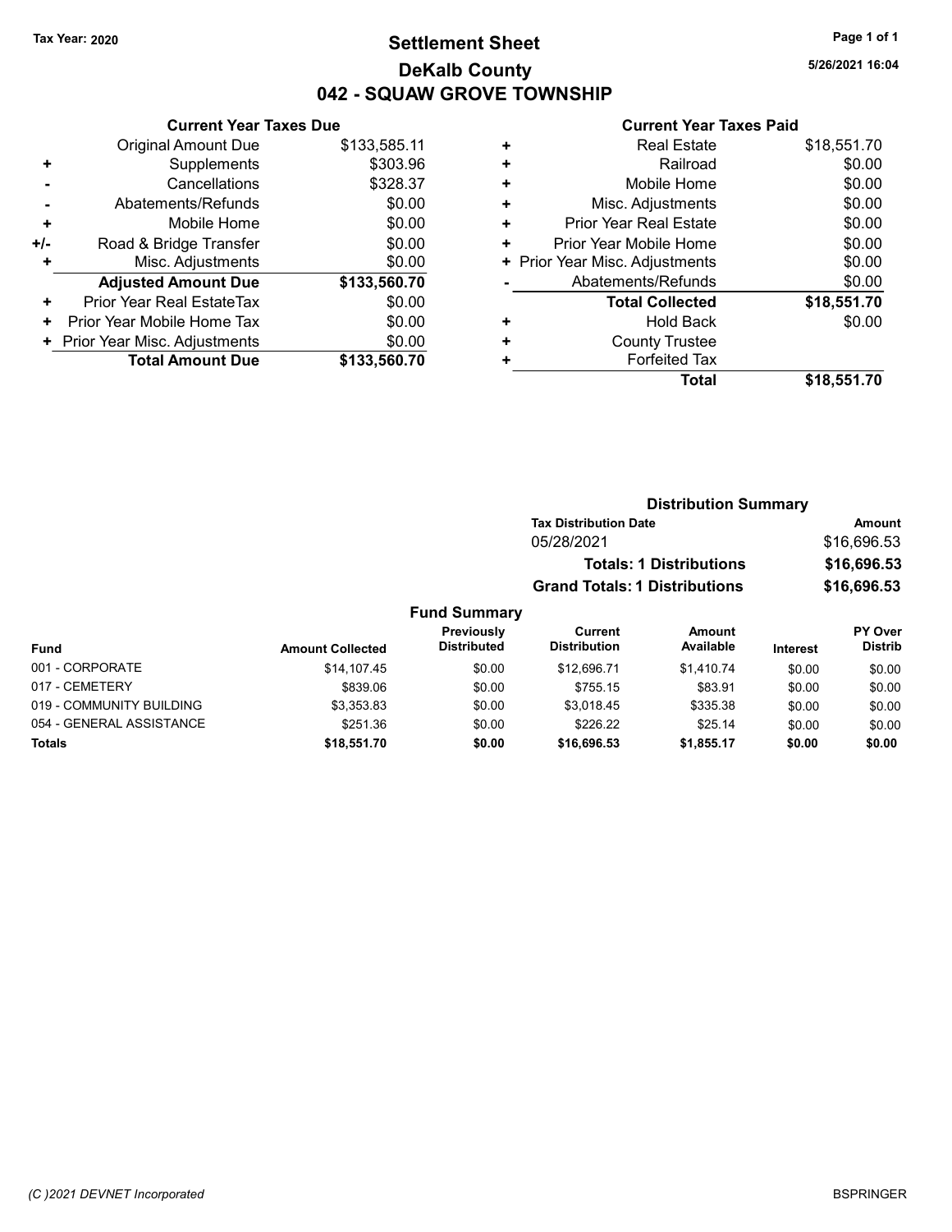Tax Year: 2020

# Settlement Sheet
## DeKalb County
## 042 - SQUAW GROVE TOWNSHIP

5/26/2021 16:04

### Current Year Taxes Due

| | | |
|---|---|---|
| | Original Amount Due | $133,585.11 |
| + | Supplements | $303.96 |
| - | Cancellations | $328.37 |
| - | Abatements/Refunds | $0.00 |
| + | Mobile Home | $0.00 |
| +/- | Road & Bridge Transfer | $0.00 |
| + | Misc. Adjustments | $0.00 |
| | **Adjusted Amount Due** | **$133,560.70** |
| + | Prior Year Real EstateTax | $0.00 |
| + | Prior Year Mobile Home Tax | $0.00 |
| + | Prior Year Misc. Adjustments | $0.00 |
| | **Total Amount Due** | **$133,560.70** |

### Current Year Taxes Paid

| | | |
|---|---|---|
| + | Real Estate | $18,551.70 |
| + | Railroad | $0.00 |
| + | Mobile Home | $0.00 |
| + | Misc. Adjustments | $0.00 |
| + | Prior Year Real Estate | $0.00 |
| + | Prior Year Mobile Home | $0.00 |
| + | Prior Year Misc. Adjustments | $0.00 |
| - | Abatements/Refunds | $0.00 |
| | **Total Collected** | **$18,551.70** |
| + | Hold Back | $0.00 |
| + | County Trustee | |
| + | Forfeited Tax | |
| | **Total** | **$18,551.70** |

### Distribution Summary

| Tax Distribution Date | Amount |
|---|---|
| 05/28/2021 | $16,696.53 |
| **Totals: 1 Distributions** | **$16,696.53** |
| **Grand Totals: 1 Distributions** | **$16,696.53** |

### Fund Summary

| Fund | Amount Collected | Previously Distributed | Current Distribution | Amount Available | Interest | PY Over Distrib |
|---|---|---|---|---|---|---|
| 001 - CORPORATE | $14,107.45 | $0.00 | $12,696.71 | $1,410.74 | $0.00 | $0.00 |
| 017 - CEMETERY | $839.06 | $0.00 | $755.15 | $83.91 | $0.00 | $0.00 |
| 019 - COMMUNITY BUILDING | $3,353.83 | $0.00 | $3,018.45 | $335.38 | $0.00 | $0.00 |
| 054 - GENERAL ASSISTANCE | $251.36 | $0.00 | $226.22 | $25.14 | $0.00 | $0.00 |
| **Totals** | **$18,551.70** | **$0.00** | **$16,696.53** | **$1,855.17** | **$0.00** | **$0.00** |

(C )2021 DEVNET Incorporated BSPRINGER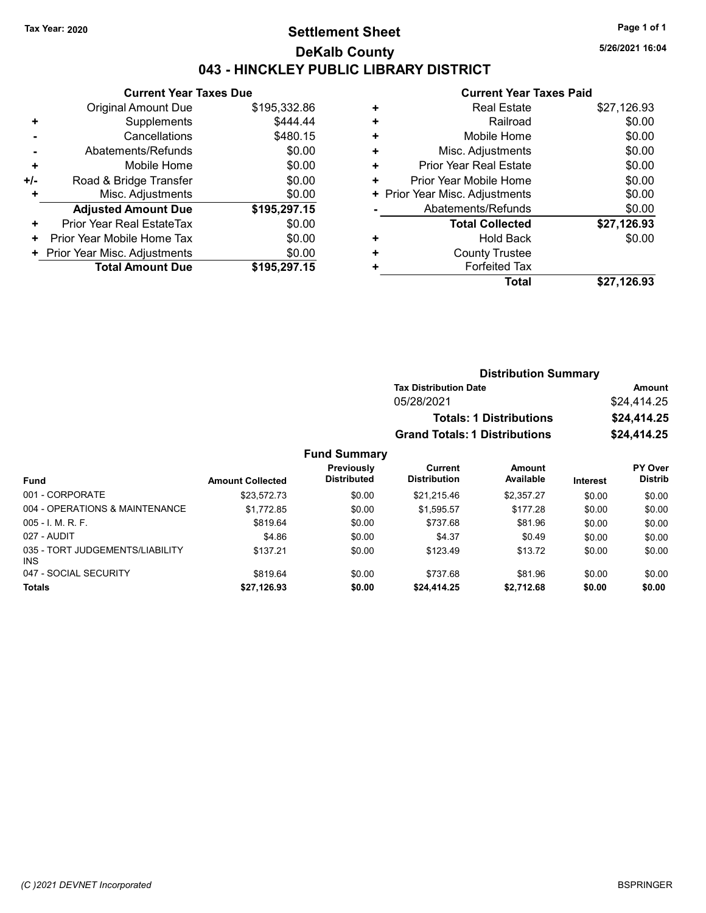Tax Year: 2020

# Settlement Sheet

## DeKalb County

## 043 - HINCKLEY PUBLIC LIBRARY DISTRICT

5/26/2021 16:04

### Current Year Taxes Due

| | | |
|---|---|---|
| | Original Amount Due | $195,332.86 |
| + | Supplements | $444.44 |
| - | Cancellations | $480.15 |
| - | Abatements/Refunds | $0.00 |
| + | Mobile Home | $0.00 |
| +/- | Road & Bridge Transfer | $0.00 |
| + | Misc. Adjustments | $0.00 |
| | **Adjusted Amount Due** | **$195,297.15** |
| + | Prior Year Real EstateTax | $0.00 |
| + | Prior Year Mobile Home Tax | $0.00 |
| + | Prior Year Misc. Adjustments | $0.00 |
| | **Total Amount Due** | **$195,297.15** |

### Current Year Taxes Paid

| | | |
|---|---|---|
| + | Real Estate | $27,126.93 |
| + | Railroad | $0.00 |
| + | Mobile Home | $0.00 |
| + | Misc. Adjustments | $0.00 |
| + | Prior Year Real Estate | $0.00 |
| + | Prior Year Mobile Home | $0.00 |
| + | Prior Year Misc. Adjustments | $0.00 |
| - | Abatements/Refunds | $0.00 |
| | **Total Collected** | **$27,126.93** |
| + | Hold Back | $0.00 |
| + | County Trustee | |
| + | Forfeited Tax | |
| | **Total** | **$27,126.93** |

### Distribution Summary

| Tax Distribution Date | Amount |
|---|---|
| 05/28/2021 | $24,414.25 |
| **Totals: 1 Distributions** | **$24,414.25** |
| **Grand Totals: 1 Distributions** | **$24,414.25** |

### Fund Summary

| Fund | Amount Collected | Previously Distributed | Current Distribution | Amount Available | Interest | PY Over Distrib |
|---|---|---|---|---|---|---|
| 001 - CORPORATE | $23,572.73 | $0.00 | $21,215.46 | $2,357.27 | $0.00 | $0.00 |
| 004 - OPERATIONS & MAINTENANCE | $1,772.85 | $0.00 | $1,595.57 | $177.28 | $0.00 | $0.00 |
| 005 - I. M. R. F. | $819.64 | $0.00 | $737.68 | $81.96 | $0.00 | $0.00 |
| 027 - AUDIT | $4.86 | $0.00 | $4.37 | $0.49 | $0.00 | $0.00 |
| 035 - TORT JUDGEMENTS/LIABILITY INS | $137.21 | $0.00 | $123.49 | $13.72 | $0.00 | $0.00 |
| 047 - SOCIAL SECURITY | $819.64 | $0.00 | $737.68 | $81.96 | $0.00 | $0.00 |
| **Totals** | **$27,126.93** | **$0.00** | **$24,414.25** | **$2,712.68** | **$0.00** | **$0.00** |

(C )2021 DEVNET Incorporated BSPRINGER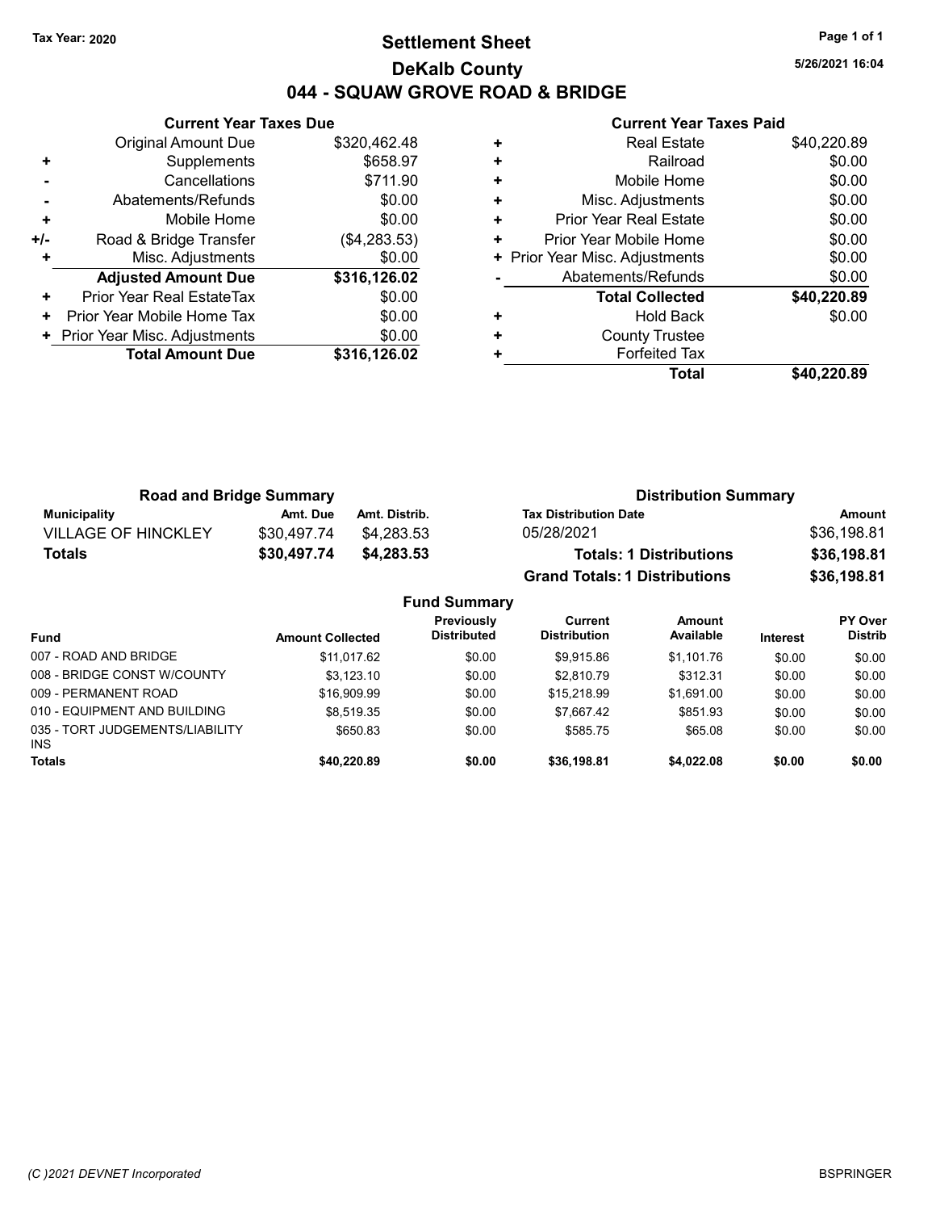Tax Year: 2020

# Settlement Sheet
## DeKalb County
## 044 - SQUAW GROVE ROAD & BRIDGE

5/26/2021 16:04

### Current Year Taxes Due

| | | |
|---|---|---|
| | Original Amount Due | $320,462.48 |
| + | Supplements | $658.97 |
| - | Cancellations | $711.90 |
| - | Abatements/Refunds | $0.00 |
| + | Mobile Home | $0.00 |
| +/- | Road & Bridge Transfer | ($4,283.53) |
| + | Misc. Adjustments | $0.00 |
| | **Adjusted Amount Due** | **$316,126.02** |
| + | Prior Year Real EstateTax | $0.00 |
| + | Prior Year Mobile Home Tax | $0.00 |
| + | Prior Year Misc. Adjustments | $0.00 |
| | **Total Amount Due** | **$316,126.02** |

### Current Year Taxes Paid

| | | |
|---|---|---|
| + | Real Estate | $40,220.89 |
| + | Railroad | $0.00 |
| + | Mobile Home | $0.00 |
| + | Misc. Adjustments | $0.00 |
| + | Prior Year Real Estate | $0.00 |
| + | Prior Year Mobile Home | $0.00 |
| + | Prior Year Misc. Adjustments | $0.00 |
| - | Abatements/Refunds | $0.00 |
| | **Total Collected** | **$40,220.89** |
| + | Hold Back | $0.00 |
| + | County Trustee | |
| + | Forfeited Tax | |
| | **Total** | **$40,220.89** |

### Road and Bridge Summary

| Municipality | Amt. Due | Amt. Distrib. |
|---|---|---|
| VILLAGE OF HINCKLEY | $30,497.74 | $4,283.53 |
| **Totals** | **$30,497.74** | **$4,283.53** |

### Distribution Summary

| Tax Distribution Date | Amount |
|---|---|
| 05/28/2021 | $36,198.81 |
| **Totals: 1 Distributions** | **$36,198.81** |
| **Grand Totals: 1 Distributions** | **$36,198.81** |

### Fund Summary

| Fund | Amount Collected | Previously Distributed | Current Distribution | Amount Available | Interest | PY Over Distrib |
|---|---|---|---|---|---|---|
| 007 - ROAD AND BRIDGE | $11,017.62 | $0.00 | $9,915.86 | $1,101.76 | $0.00 | $0.00 |
| 008 - BRIDGE CONST W/COUNTY | $3,123.10 | $0.00 | $2,810.79 | $312.31 | $0.00 | $0.00 |
| 009 - PERMANENT ROAD | $16,909.99 | $0.00 | $15,218.99 | $1,691.00 | $0.00 | $0.00 |
| 010 - EQUIPMENT AND BUILDING | $8,519.35 | $0.00 | $7,667.42 | $851.93 | $0.00 | $0.00 |
| 035 - TORT JUDGEMENTS/LIABILITY INS | $650.83 | $0.00 | $585.75 | $65.08 | $0.00 | $0.00 |
| **Totals** | **$40,220.89** | **$0.00** | **$36,198.81** | **$4,022.08** | **$0.00** | **$0.00** |

(C )2021 DEVNET Incorporated — BSPRINGER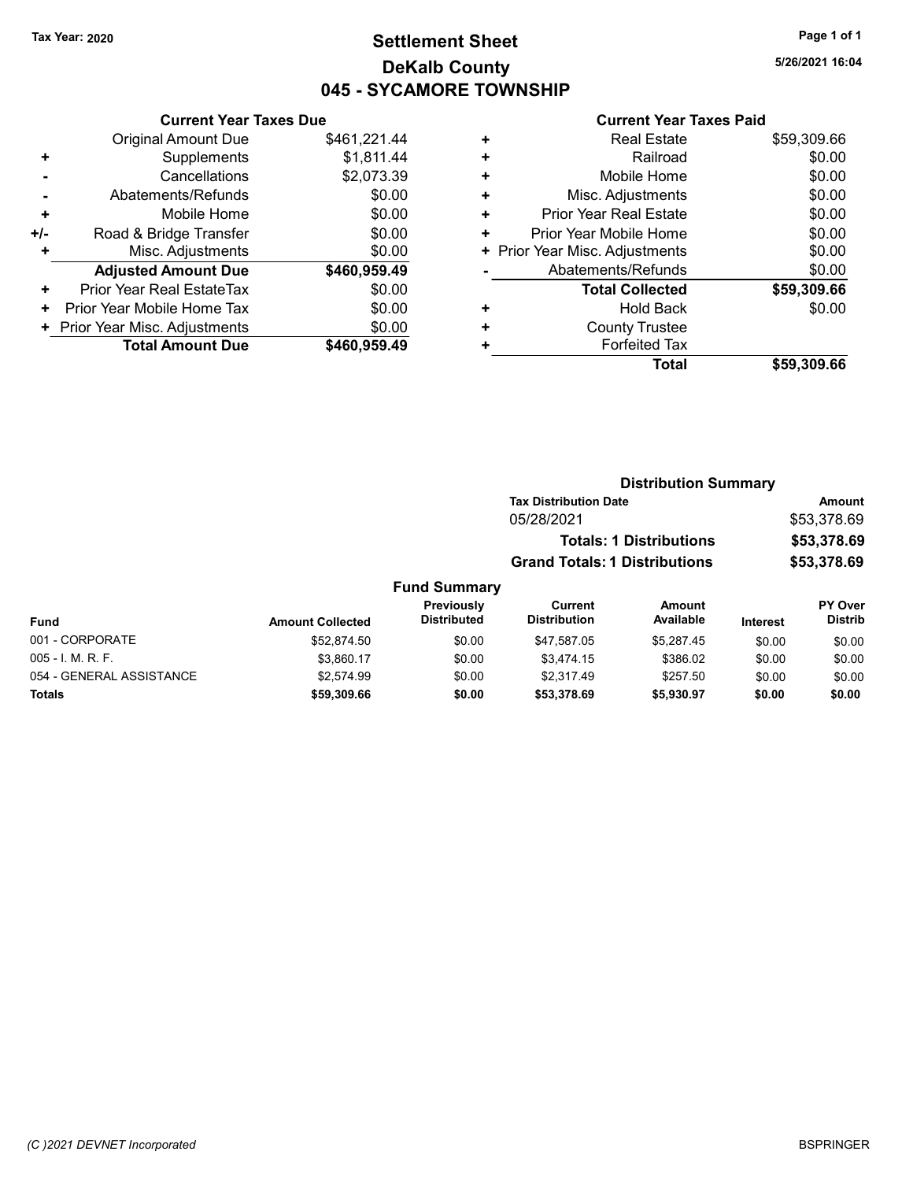Tax Year: 2020

# Settlement Sheet
## DeKalb County
## 045 - SYCAMORE TOWNSHIP

5/26/2021 16:04

### Current Year Taxes Due

| | | |
|---|---|---|
| | Original Amount Due | $461,221.44 |
| + | Supplements | $1,811.44 |
| - | Cancellations | $2,073.39 |
| - | Abatements/Refunds | $0.00 |
| + | Mobile Home | $0.00 |
| +/- | Road & Bridge Transfer | $0.00 |
| + | Misc. Adjustments | $0.00 |
| | **Adjusted Amount Due** | **$460,959.49** |
| + | Prior Year Real EstateTax | $0.00 |
| + | Prior Year Mobile Home Tax | $0.00 |
| + | Prior Year Misc. Adjustments | $0.00 |
| | **Total Amount Due** | **$460,959.49** |

### Current Year Taxes Paid

| | | |
|---|---|---|
| + | Real Estate | $59,309.66 |
| + | Railroad | $0.00 |
| + | Mobile Home | $0.00 |
| + | Misc. Adjustments | $0.00 |
| + | Prior Year Real Estate | $0.00 |
| + | Prior Year Mobile Home | $0.00 |
| + | Prior Year Misc. Adjustments | $0.00 |
| - | Abatements/Refunds | $0.00 |
| | **Total Collected** | **$59,309.66** |
| + | Hold Back | $0.00 |
| + | County Trustee | |
| + | Forfeited Tax | |
| | **Total** | **$59,309.66** |

### Distribution Summary

| Tax Distribution Date | Amount |
|---|---|
| 05/28/2021 | $53,378.69 |
| **Totals: 1 Distributions** | **$53,378.69** |
| **Grand Totals: 1 Distributions** | **$53,378.69** |

### Fund Summary

| Fund | Amount Collected | Previously Distributed | Current Distribution | Amount Available | Interest | PY Over Distrib |
|---|---|---|---|---|---|---|
| 001 - CORPORATE | $52,874.50 | $0.00 | $47,587.05 | $5,287.45 | $0.00 | $0.00 |
| 005 - I. M. R. F. | $3,860.17 | $0.00 | $3,474.15 | $386.02 | $0.00 | $0.00 |
| 054 - GENERAL ASSISTANCE | $2,574.99 | $0.00 | $2,317.49 | $257.50 | $0.00 | $0.00 |
| **Totals** | **$59,309.66** | **$0.00** | **$53,378.69** | **$5,930.97** | **$0.00** | **$0.00** |

(C )2021 DEVNET Incorporated

BSPRINGER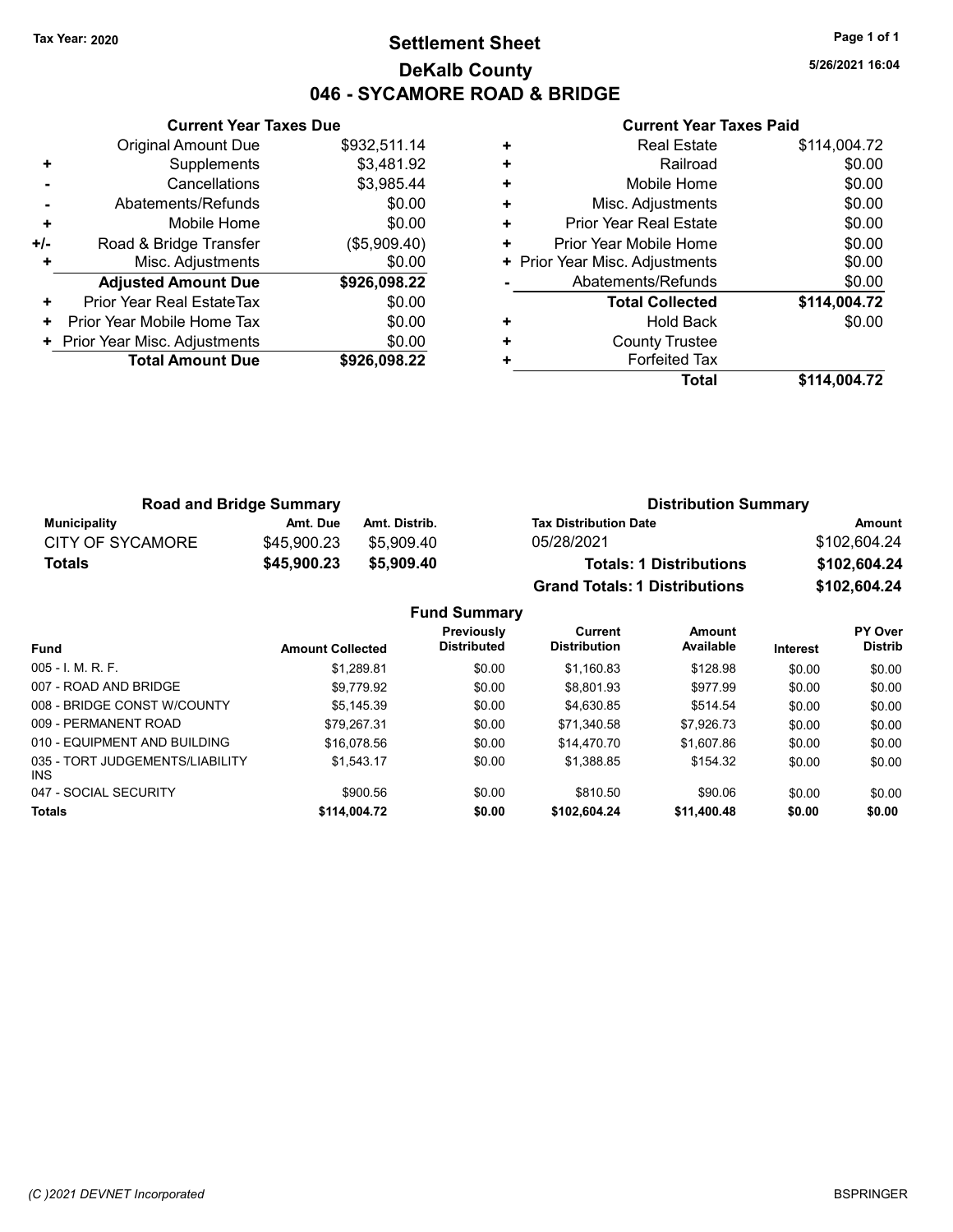Tax Year: 2020

# Settlement Sheet
## DeKalb County
## 046 - SYCAMORE ROAD & BRIDGE

5/26/2021 16:04

### Current Year Taxes Due

| | | |
|---|---|---|
| | Original Amount Due | $932,511.14 |
| + | Supplements | $3,481.92 |
| - | Cancellations | $3,985.44 |
| - | Abatements/Refunds | $0.00 |
| + | Mobile Home | $0.00 |
| +/- | Road & Bridge Transfer | ($5,909.40) |
| + | Misc. Adjustments | $0.00 |
| | **Adjusted Amount Due** | **$926,098.22** |
| + | Prior Year Real EstateTax | $0.00 |
| + | Prior Year Mobile Home Tax | $0.00 |
| + | Prior Year Misc. Adjustments | $0.00 |
| | **Total Amount Due** | **$926,098.22** |

### Current Year Taxes Paid

| | | |
|---|---|---|
| + | Real Estate | $114,004.72 |
| + | Railroad | $0.00 |
| + | Mobile Home | $0.00 |
| + | Misc. Adjustments | $0.00 |
| + | Prior Year Real Estate | $0.00 |
| + | Prior Year Mobile Home | $0.00 |
| + | Prior Year Misc. Adjustments | $0.00 |
| - | Abatements/Refunds | $0.00 |
| | **Total Collected** | **$114,004.72** |
| + | Hold Back | $0.00 |
| + | County Trustee | |
| + | Forfeited Tax | |
| | **Total** | **$114,004.72** |

### Road and Bridge Summary

| Municipality | Amt. Due | Amt. Distrib. |
|---|---|---|
| CITY OF SYCAMORE | $45,900.23 | $5,909.40 |
| **Totals** | **$45,900.23** | **$5,909.40** |

### Distribution Summary

| Tax Distribution Date | Amount |
|---|---|
| 05/28/2021 | $102,604.24 |
| **Totals: 1 Distributions** | **$102,604.24** |
| **Grand Totals: 1 Distributions** | **$102,604.24** |

### Fund Summary

| Fund | Amount Collected | Previously Distributed | Current Distribution | Amount Available | Interest | PY Over Distrib |
|---|---|---|---|---|---|---|
| 005 - I. M. R. F. | $1,289.81 | $0.00 | $1,160.83 | $128.98 | $0.00 | $0.00 |
| 007 - ROAD AND BRIDGE | $9,779.92 | $0.00 | $8,801.93 | $977.99 | $0.00 | $0.00 |
| 008 - BRIDGE CONST W/COUNTY | $5,145.39 | $0.00 | $4,630.85 | $514.54 | $0.00 | $0.00 |
| 009 - PERMANENT ROAD | $79,267.31 | $0.00 | $71,340.58 | $7,926.73 | $0.00 | $0.00 |
| 010 - EQUIPMENT AND BUILDING | $16,078.56 | $0.00 | $14,470.70 | $1,607.86 | $0.00 | $0.00 |
| 035 - TORT JUDGEMENTS/LIABILITY INS | $1,543.17 | $0.00 | $1,388.85 | $154.32 | $0.00 | $0.00 |
| 047 - SOCIAL SECURITY | $900.56 | $0.00 | $810.50 | $90.06 | $0.00 | $0.00 |
| **Totals** | **$114,004.72** | **$0.00** | **$102,604.24** | **$11,400.48** | **$0.00** | **$0.00** |

(C )2021 DEVNET Incorporated

BSPRINGER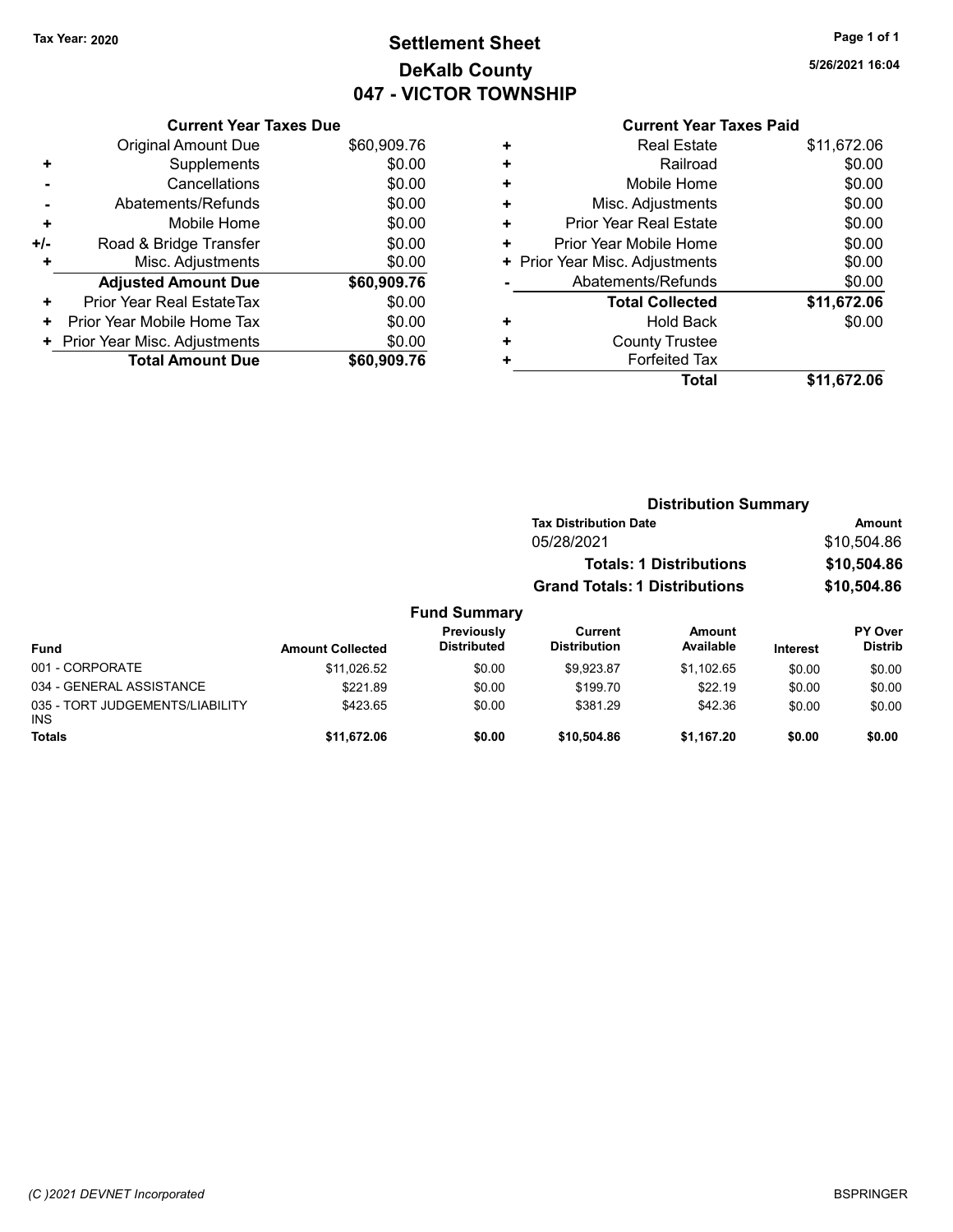Tax Year: 2020

# Settlement Sheet
## DeKalb County
## 047 - VICTOR TOWNSHIP

5/26/2021 16:04

### Current Year Taxes Due

| | | |
|---|---|---|
| | Original Amount Due | $60,909.76 |
| + | Supplements | $0.00 |
| - | Cancellations | $0.00 |
| - | Abatements/Refunds | $0.00 |
| + | Mobile Home | $0.00 |
| +/- | Road & Bridge Transfer | $0.00 |
| + | Misc. Adjustments | $0.00 |
| | **Adjusted Amount Due** | **$60,909.76** |
| + | Prior Year Real EstateTax | $0.00 |
| + | Prior Year Mobile Home Tax | $0.00 |
| + | Prior Year Misc. Adjustments | $0.00 |
| | **Total Amount Due** | **$60,909.76** |

### Current Year Taxes Paid

| | | |
|---|---|---|
| + | Real Estate | $11,672.06 |
| + | Railroad | $0.00 |
| + | Mobile Home | $0.00 |
| + | Misc. Adjustments | $0.00 |
| + | Prior Year Real Estate | $0.00 |
| + | Prior Year Mobile Home | $0.00 |
| + | Prior Year Misc. Adjustments | $0.00 |
| - | Abatements/Refunds | $0.00 |
| | **Total Collected** | **$11,672.06** |
| + | Hold Back | $0.00 |
| + | County Trustee | |
| + | Forfeited Tax | |
| | **Total** | **$11,672.06** |

### Distribution Summary

| Tax Distribution Date | Amount |
|---|---|
| 05/28/2021 | $10,504.86 |
| **Totals: 1 Distributions** | **$10,504.86** |
| **Grand Totals: 1 Distributions** | **$10,504.86** |

### Fund Summary

| Fund | Amount Collected | Previously Distributed | Current Distribution | Amount Available | Interest | PY Over Distrib |
|---|---|---|---|---|---|---|
| 001 - CORPORATE | $11,026.52 | $0.00 | $9,923.87 | $1,102.65 | $0.00 | $0.00 |
| 034 - GENERAL ASSISTANCE | $221.89 | $0.00 | $199.70 | $22.19 | $0.00 | $0.00 |
| 035 - TORT JUDGEMENTS/LIABILITY INS | $423.65 | $0.00 | $381.29 | $42.36 | $0.00 | $0.00 |
| **Totals** | **$11,672.06** | **$0.00** | **$10,504.86** | **$1,167.20** | **$0.00** | **$0.00** |

(C )2021 DEVNET Incorporated BSPRINGER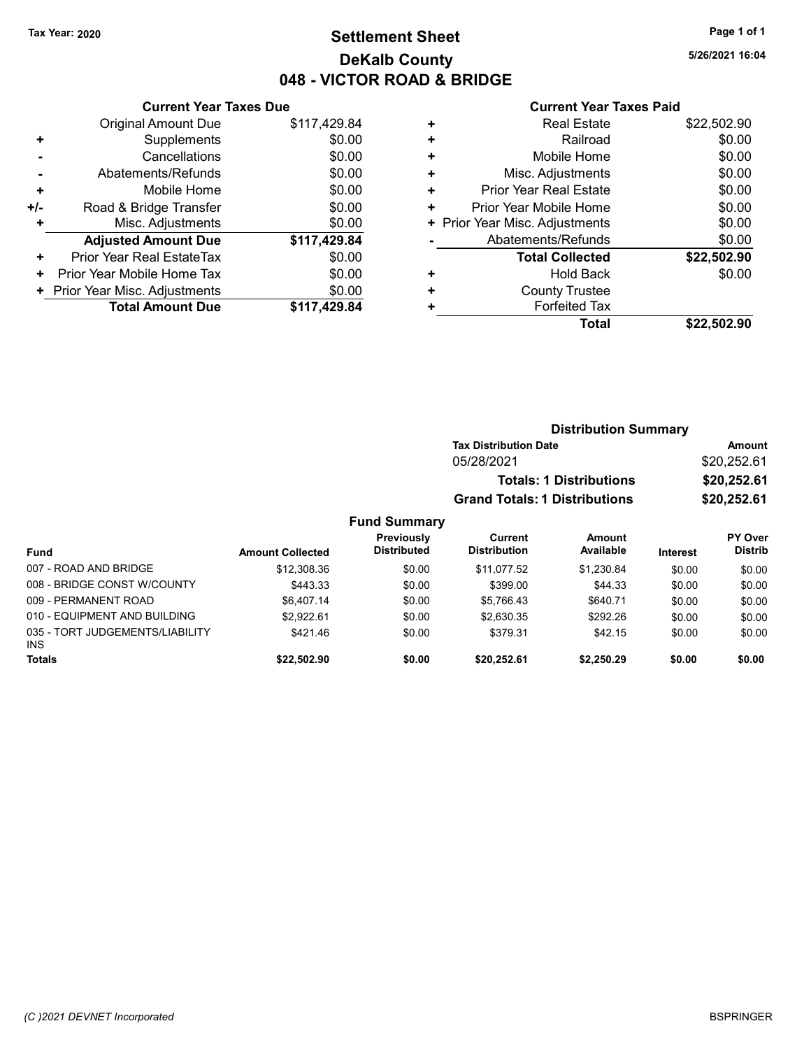Tax Year: 2020

# Settlement Sheet

## DeKalb County

## 048 - VICTOR ROAD & BRIDGE

5/26/2021 16:04

### Current Year Taxes Due

| | | |
|---|---|---|
| | Original Amount Due | $117,429.84 |
| + | Supplements | $0.00 |
| - | Cancellations | $0.00 |
| - | Abatements/Refunds | $0.00 |
| + | Mobile Home | $0.00 |
| +/- | Road & Bridge Transfer | $0.00 |
| + | Misc. Adjustments | $0.00 |
| | **Adjusted Amount Due** | **$117,429.84** |
| + | Prior Year Real EstateTax | $0.00 |
| + | Prior Year Mobile Home Tax | $0.00 |
| + | Prior Year Misc. Adjustments | $0.00 |
| | **Total Amount Due** | **$117,429.84** |

### Current Year Taxes Paid

| | | |
|---|---|---|
| + | Real Estate | $22,502.90 |
| + | Railroad | $0.00 |
| + | Mobile Home | $0.00 |
| + | Misc. Adjustments | $0.00 |
| + | Prior Year Real Estate | $0.00 |
| + | Prior Year Mobile Home | $0.00 |
| + | Prior Year Misc. Adjustments | $0.00 |
| - | Abatements/Refunds | $0.00 |
| | **Total Collected** | **$22,502.90** |
| + | Hold Back | $0.00 |
| + | County Trustee | |
| + | Forfeited Tax | |
| | **Total** | **$22,502.90** |

### Distribution Summary

| Tax Distribution Date | Amount |
|---|---|
| 05/28/2021 | $20,252.61 |
| **Totals: 1 Distributions** | **$20,252.61** |
| **Grand Totals: 1 Distributions** | **$20,252.61** |

### Fund Summary

| Fund | Amount Collected | Previously Distributed | Current Distribution | Amount Available | Interest | PY Over Distrib |
|---|---|---|---|---|---|---|
| 007 - ROAD AND BRIDGE | $12,308.36 | $0.00 | $11,077.52 | $1,230.84 | $0.00 | $0.00 |
| 008 - BRIDGE CONST W/COUNTY | $443.33 | $0.00 | $399.00 | $44.33 | $0.00 | $0.00 |
| 009 - PERMANENT ROAD | $6,407.14 | $0.00 | $5,766.43 | $640.71 | $0.00 | $0.00 |
| 010 - EQUIPMENT AND BUILDING | $2,922.61 | $0.00 | $2,630.35 | $292.26 | $0.00 | $0.00 |
| 035 - TORT JUDGEMENTS/LIABILITY INS | $421.46 | $0.00 | $379.31 | $42.15 | $0.00 | $0.00 |
| **Totals** | **$22,502.90** | **$0.00** | **$20,252.61** | **$2,250.29** | **$0.00** | **$0.00** |

(C )2021 DEVNET Incorporated

BSPRINGER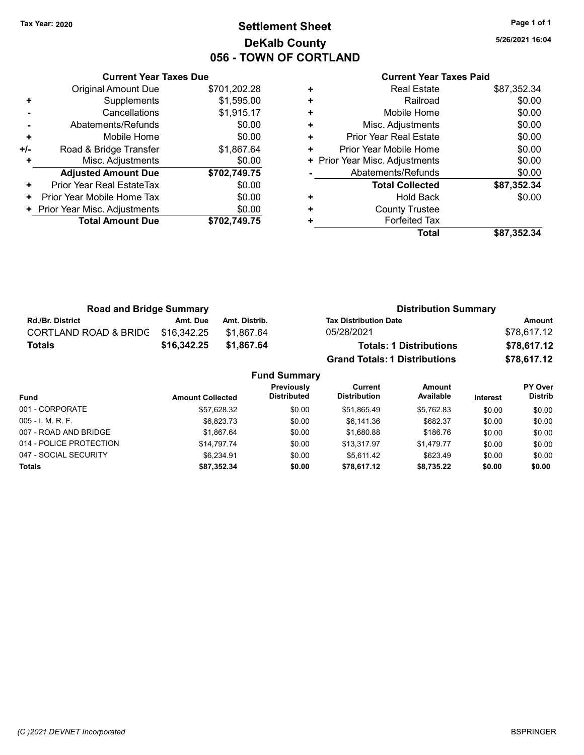Tax Year: 2020

# Settlement Sheet
## DeKalb County
## 056 - TOWN OF CORTLAND

5/26/2021 16:04

| | Current Year Taxes Due | |
|---|---|---|
| | Original Amount Due | $701,202.28 |
| + | Supplements | $1,595.00 |
| - | Cancellations | $1,915.17 |
| - | Abatements/Refunds | $0.00 |
| + | Mobile Home | $0.00 |
| +/- | Road & Bridge Transfer | $1,867.64 |
| + | Misc. Adjustments | $0.00 |
| | **Adjusted Amount Due** | **$702,749.75** |
| + | Prior Year Real EstateTax | $0.00 |
| + | Prior Year Mobile Home Tax | $0.00 |
| + | Prior Year Misc. Adjustments | $0.00 |
| | **Total Amount Due** | **$702,749.75** |

| | Current Year Taxes Paid | |
|---|---|---|
| + | Real Estate | $87,352.34 |
| + | Railroad | $0.00 |
| + | Mobile Home | $0.00 |
| + | Misc. Adjustments | $0.00 |
| + | Prior Year Real Estate | $0.00 |
| + | Prior Year Mobile Home | $0.00 |
| + | Prior Year Misc. Adjustments | $0.00 |
| - | Abatements/Refunds | $0.00 |
| | **Total Collected** | **$87,352.34** |
| + | Hold Back | $0.00 |
| + | County Trustee | |
| + | Forfeited Tax | |
| | **Total** | **$87,352.34** |

**Road and Bridge Summary**

| Rd./Br. District | Amt. Due | Amt. Distrib. |
|---|---|---|
| CORTLAND ROAD & BRIDG | $16,342.25 | $1,867.64 |
| **Totals** | **$16,342.25** | **$1,867.64** |

**Distribution Summary**

| Tax Distribution Date | Amount |
|---|---|
| 05/28/2021 | $78,617.12 |
| **Totals: 1 Distributions** | **$78,617.12** |
| **Grand Totals: 1 Distributions** | **$78,617.12** |

**Fund Summary**

| Fund | Amount Collected | Previously Distributed | Current Distribution | Amount Available | Interest | PY Over Distrib |
|---|---|---|---|---|---|---|
| 001 - CORPORATE | $57,628.32 | $0.00 | $51,865.49 | $5,762.83 | $0.00 | $0.00 |
| 005 - I. M. R. F. | $6,823.73 | $0.00 | $6,141.36 | $682.37 | $0.00 | $0.00 |
| 007 - ROAD AND BRIDGE | $1,867.64 | $0.00 | $1,680.88 | $186.76 | $0.00 | $0.00 |
| 014 - POLICE PROTECTION | $14,797.74 | $0.00 | $13,317.97 | $1,479.77 | $0.00 | $0.00 |
| 047 - SOCIAL SECURITY | $6,234.91 | $0.00 | $5,611.42 | $623.49 | $0.00 | $0.00 |
| **Totals** | **$87,352.34** | **$0.00** | **$78,617.12** | **$8,735.22** | **$0.00** | **$0.00** |

(C )2021 DEVNET Incorporated

BSPRINGER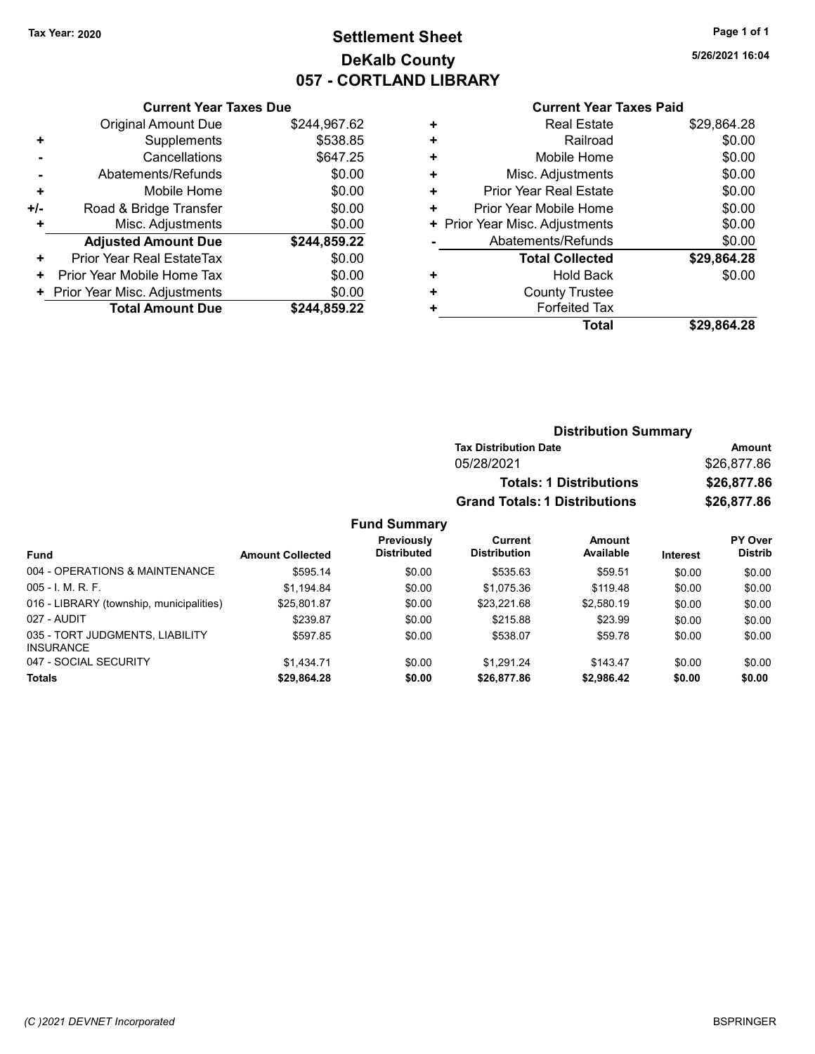Tax Year: 2020

# Settlement Sheet
## DeKalb County
## 057 - CORTLAND LIBRARY

5/26/2021 16:04

### Current Year Taxes Due

| | | |
|---|---|---|
| | Original Amount Due | $244,967.62 |
| + | Supplements | $538.85 |
| - | Cancellations | $647.25 |
| - | Abatements/Refunds | $0.00 |
| + | Mobile Home | $0.00 |
| +/- | Road & Bridge Transfer | $0.00 |
| + | Misc. Adjustments | $0.00 |
| | **Adjusted Amount Due** | **$244,859.22** |
| + | Prior Year Real EstateTax | $0.00 |
| + | Prior Year Mobile Home Tax | $0.00 |
| + | Prior Year Misc. Adjustments | $0.00 |
| | **Total Amount Due** | **$244,859.22** |

### Current Year Taxes Paid

| | | |
|---|---|---|
| + | Real Estate | $29,864.28 |
| + | Railroad | $0.00 |
| + | Mobile Home | $0.00 |
| + | Misc. Adjustments | $0.00 |
| + | Prior Year Real Estate | $0.00 |
| + | Prior Year Mobile Home | $0.00 |
| + | Prior Year Misc. Adjustments | $0.00 |
| - | Abatements/Refunds | $0.00 |
| | **Total Collected** | **$29,864.28** |
| + | Hold Back | $0.00 |
| + | County Trustee | |
| + | Forfeited Tax | |
| | **Total** | **$29,864.28** |

### Distribution Summary

| Tax Distribution Date | Amount |
|---|---|
| 05/28/2021 | $26,877.86 |
| **Totals: 1 Distributions** | **$26,877.86** |
| **Grand Totals: 1 Distributions** | **$26,877.86** |

### Fund Summary

| Fund | Amount Collected | Previously Distributed | Current Distribution | Amount Available | Interest | PY Over Distrib |
|---|---|---|---|---|---|---|
| 004 - OPERATIONS & MAINTENANCE | $595.14 | $0.00 | $535.63 | $59.51 | $0.00 | $0.00 |
| 005 - I. M. R. F. | $1,194.84 | $0.00 | $1,075.36 | $119.48 | $0.00 | $0.00 |
| 016 - LIBRARY (township, municipalities) | $25,801.87 | $0.00 | $23,221.68 | $2,580.19 | $0.00 | $0.00 |
| 027 - AUDIT | $239.87 | $0.00 | $215.88 | $23.99 | $0.00 | $0.00 |
| 035 - TORT JUDGMENTS, LIABILITY INSURANCE | $597.85 | $0.00 | $538.07 | $59.78 | $0.00 | $0.00 |
| 047 - SOCIAL SECURITY | $1,434.71 | $0.00 | $1,291.24 | $143.47 | $0.00 | $0.00 |
| **Totals** | **$29,864.28** | **$0.00** | **$26,877.86** | **$2,986.42** | **$0.00** | **$0.00** |

(C )2021 DEVNET Incorporated BSPRINGER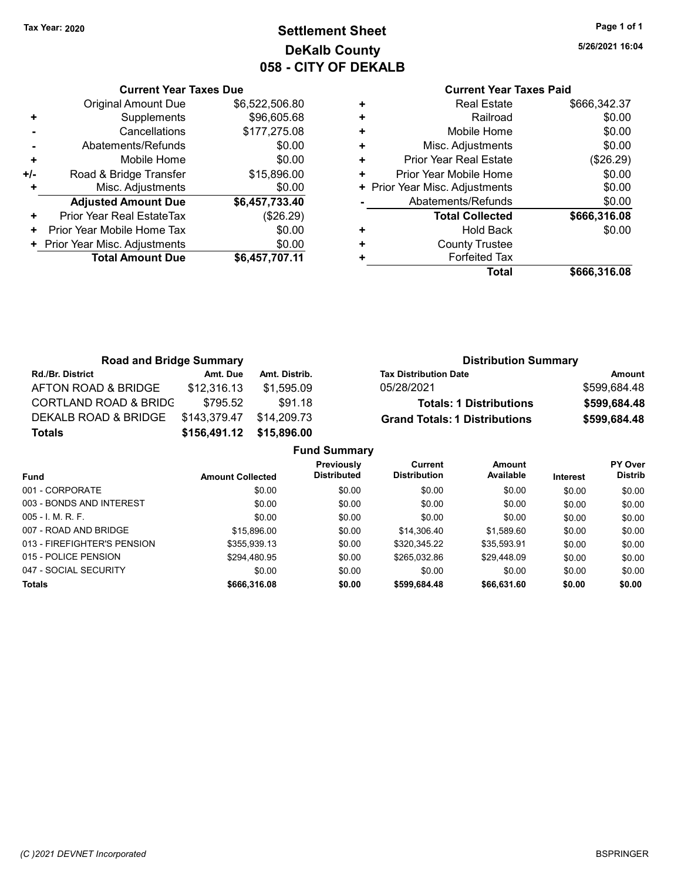Tax Year: 2020

# Settlement Sheet
## DeKalb County
## 058 - CITY OF DEKALB

5/26/2021 16:04

### Current Year Taxes Due

| | | |
|---|---|---|
| | Original Amount Due | $6,522,506.80 |
| + | Supplements | $96,605.68 |
| - | Cancellations | $177,275.08 |
| - | Abatements/Refunds | $0.00 |
| + | Mobile Home | $0.00 |
| +/- | Road & Bridge Transfer | $15,896.00 |
| + | Misc. Adjustments | $0.00 |
| | **Adjusted Amount Due** | **$6,457,733.40** |
| + | Prior Year Real EstateTax | ($26.29) |
| + | Prior Year Mobile Home Tax | $0.00 |
| + | Prior Year Misc. Adjustments | $0.00 |
| | **Total Amount Due** | **$6,457,707.11** |

### Current Year Taxes Paid

| | | |
|---|---|---|
| + | Real Estate | $666,342.37 |
| + | Railroad | $0.00 |
| + | Mobile Home | $0.00 |
| + | Misc. Adjustments | $0.00 |
| + | Prior Year Real Estate | ($26.29) |
| + | Prior Year Mobile Home | $0.00 |
| + | Prior Year Misc. Adjustments | $0.00 |
| - | Abatements/Refunds | $0.00 |
| | **Total Collected** | **$666,316.08** |
| + | Hold Back | $0.00 |
| + | County Trustee | |
| + | Forfeited Tax | |
| | **Total** | **$666,316.08** |

### Road and Bridge Summary

| Rd./Br. District | Amt. Due | Amt. Distrib. |
|---|---|---|
| AFTON ROAD & BRIDGE | $12,316.13 | $1,595.09 |
| CORTLAND ROAD & BRIDG | $795.52 | $91.18 |
| DEKALB ROAD & BRIDGE | $143,379.47 | $14,209.73 |
| **Totals** | **$156,491.12** | **$15,896.00** |

### Distribution Summary

| Tax Distribution Date | Amount |
|---|---|
| 05/28/2021 | $599,684.48 |
| **Totals: 1 Distributions** | **$599,684.48** |
| **Grand Totals: 1 Distributions** | **$599,684.48** |

### Fund Summary

| Fund | Amount Collected | Previously Distributed | Current Distribution | Amount Available | Interest | PY Over Distrib |
|---|---|---|---|---|---|---|
| 001 - CORPORATE | $0.00 | $0.00 | $0.00 | $0.00 | $0.00 | $0.00 |
| 003 - BONDS AND INTEREST | $0.00 | $0.00 | $0.00 | $0.00 | $0.00 | $0.00 |
| 005 - I. M. R. F. | $0.00 | $0.00 | $0.00 | $0.00 | $0.00 | $0.00 |
| 007 - ROAD AND BRIDGE | $15,896.00 | $0.00 | $14,306.40 | $1,589.60 | $0.00 | $0.00 |
| 013 - FIREFIGHTER'S PENSION | $355,939.13 | $0.00 | $320,345.22 | $35,593.91 | $0.00 | $0.00 |
| 015 - POLICE PENSION | $294,480.95 | $0.00 | $265,032.86 | $29,448.09 | $0.00 | $0.00 |
| 047 - SOCIAL SECURITY | $0.00 | $0.00 | $0.00 | $0.00 | $0.00 | $0.00 |
| **Totals** | **$666,316.08** | **$0.00** | **$599,684.48** | **$66,631.60** | **$0.00** | **$0.00** |

(C )2021 DEVNET Incorporated — BSPRINGER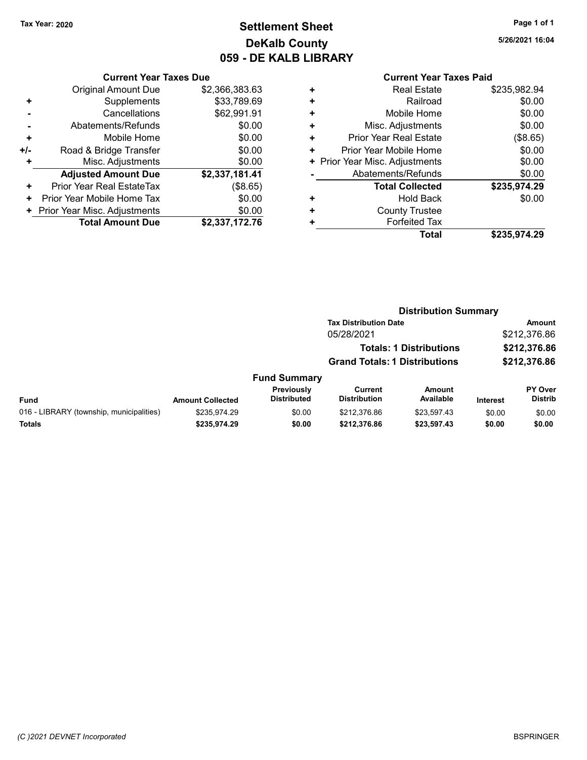**Tax Year: 2020**

# Settlement Sheet
## DeKalb County
## 059 - DE KALB LIBRARY

5/26/2021 16:04

### Current Year Taxes Due

| | | |
|---|---|---|
| | Original Amount Due | $2,366,383.63 |
| + | Supplements | $33,789.69 |
| - | Cancellations | $62,991.91 |
| - | Abatements/Refunds | $0.00 |
| + | Mobile Home | $0.00 |
| +/- | Road & Bridge Transfer | $0.00 |
| + | Misc. Adjustments | $0.00 |
| | **Adjusted Amount Due** | **$2,337,181.41** |
| + | Prior Year Real EstateTax | ($8.65) |
| + | Prior Year Mobile Home Tax | $0.00 |
| + | Prior Year Misc. Adjustments | $0.00 |
| | **Total Amount Due** | **$2,337,172.76** |

### Current Year Taxes Paid

| | | |
|---|---|---|
| + | Real Estate | $235,982.94 |
| + | Railroad | $0.00 |
| + | Mobile Home | $0.00 |
| + | Misc. Adjustments | $0.00 |
| + | Prior Year Real Estate | ($8.65) |
| + | Prior Year Mobile Home | $0.00 |
| + | Prior Year Misc. Adjustments | $0.00 |
| - | Abatements/Refunds | $0.00 |
| | **Total Collected** | **$235,974.29** |
| + | Hold Back | $0.00 |
| + | County Trustee | |
| + | Forfeited Tax | |
| | **Total** | **$235,974.29** |

### Distribution Summary

| Tax Distribution Date | Amount |
|---|---|
| 05/28/2021 | $212,376.86 |
| **Totals: 1 Distributions** | **$212,376.86** |
| **Grand Totals: 1 Distributions** | **$212,376.86** |

### Fund Summary

| Fund | Amount Collected | Previously Distributed | Current Distribution | Amount Available | Interest | PY Over Distrib |
|---|---|---|---|---|---|---|
| 016 - LIBRARY (township, municipalities) | $235,974.29 | $0.00 | $212,376.86 | $23,597.43 | $0.00 | $0.00 |
| **Totals** | **$235,974.29** | **$0.00** | **$212,376.86** | **$23,597.43** | **$0.00** | **$0.00** |

*(C )2021 DEVNET Incorporated* BSPRINGER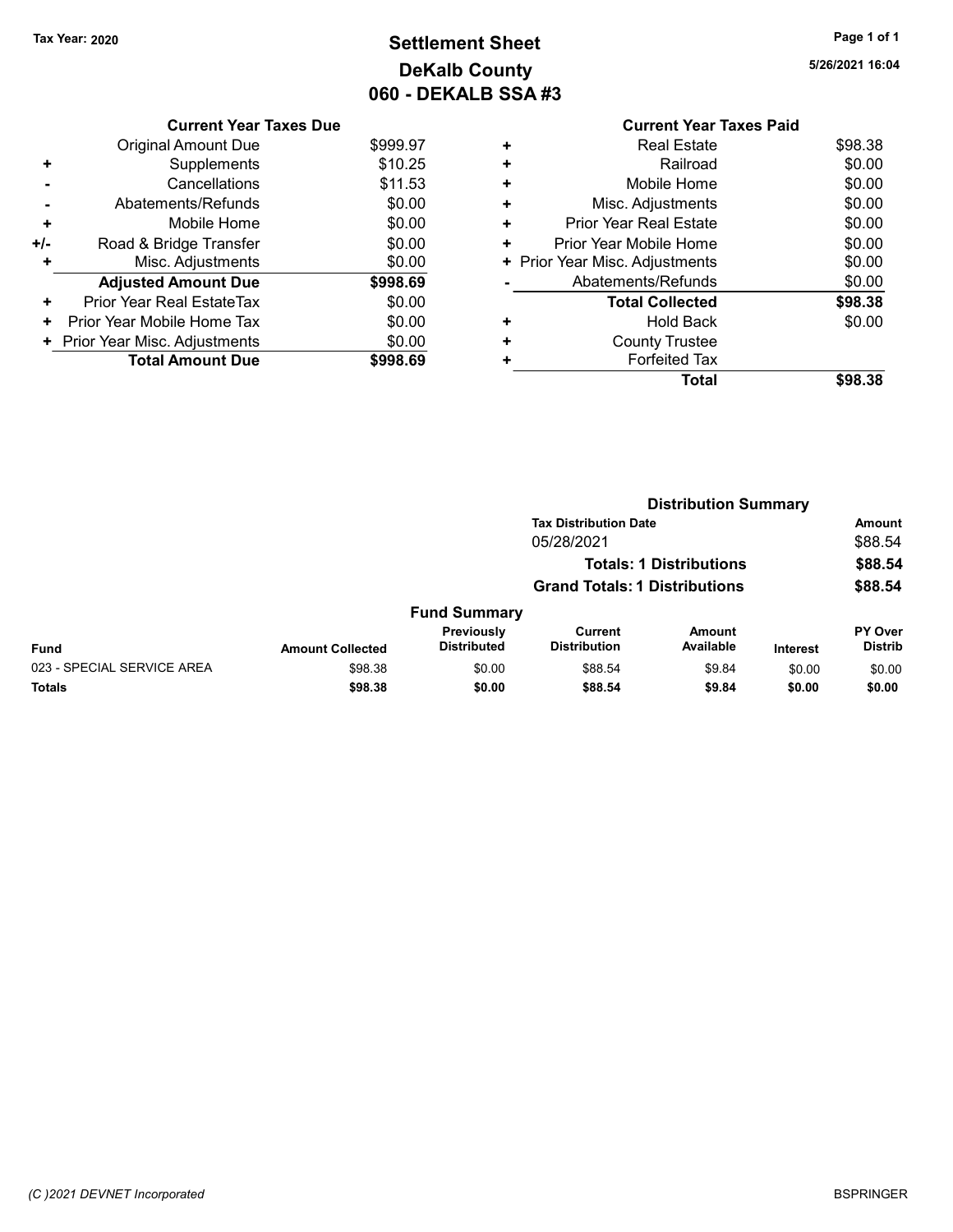Tax Year: 2020

# Settlement Sheet
## DeKalb County
## 060 - DEKALB SSA #3

5/26/2021 16:04

### Current Year Taxes Due

| | | |
|---|---|---|
| | Original Amount Due | $999.97 |
| + | Supplements | $10.25 |
| - | Cancellations | $11.53 |
| - | Abatements/Refunds | $0.00 |
| + | Mobile Home | $0.00 |
| +/- | Road & Bridge Transfer | $0.00 |
| + | Misc. Adjustments | $0.00 |
| | **Adjusted Amount Due** | **$998.69** |
| + | Prior Year Real EstateTax | $0.00 |
| + | Prior Year Mobile Home Tax | $0.00 |
| + | Prior Year Misc. Adjustments | $0.00 |
| | **Total Amount Due** | **$998.69** |

### Current Year Taxes Paid

| | | |
|---|---|---|
| + | Real Estate | $98.38 |
| + | Railroad | $0.00 |
| + | Mobile Home | $0.00 |
| + | Misc. Adjustments | $0.00 |
| + | Prior Year Real Estate | $0.00 |
| + | Prior Year Mobile Home | $0.00 |
| + | Prior Year Misc. Adjustments | $0.00 |
| - | Abatements/Refunds | $0.00 |
| | **Total Collected** | **$98.38** |
| + | Hold Back | $0.00 |
| + | County Trustee | |
| + | Forfeited Tax | |
| | **Total** | **$98.38** |

### Distribution Summary

| Tax Distribution Date | Amount |
|---|---|
| 05/28/2021 | $88.54 |
| **Totals: 1 Distributions** | **$88.54** |
| **Grand Totals: 1 Distributions** | **$88.54** |

### Fund Summary

| Fund | Amount Collected | Previously Distributed | Current Distribution | Amount Available | Interest | PY Over Distrib |
|---|---|---|---|---|---|---|
| 023 - SPECIAL SERVICE AREA | $98.38 | $0.00 | $88.54 | $9.84 | $0.00 | $0.00 |
| **Totals** | **$98.38** | **$0.00** | **$88.54** | **$9.84** | **$0.00** | **$0.00** |

(C )2021 DEVNET Incorporated BSPRINGER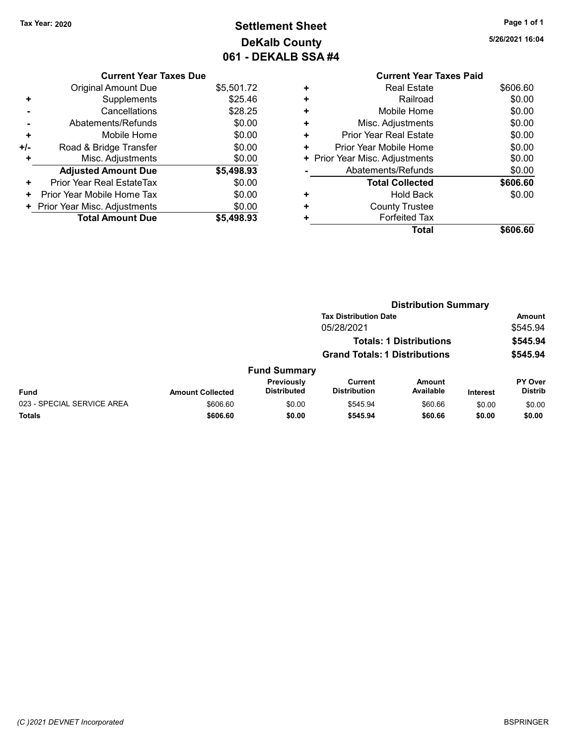Tax Year: 2020

# Settlement Sheet
## DeKalb County
## 061 - DEKALB SSA #4

5/26/2021 16:04

### Current Year Taxes Due

| | | |
|---|---|---|
| | Original Amount Due | $5,501.72 |
| + | Supplements | $25.46 |
| - | Cancellations | $28.25 |
| - | Abatements/Refunds | $0.00 |
| + | Mobile Home | $0.00 |
| +/- | Road & Bridge Transfer | $0.00 |
| + | Misc. Adjustments | $0.00 |
| | **Adjusted Amount Due** | **$5,498.93** |
| + | Prior Year Real EstateTax | $0.00 |
| + | Prior Year Mobile Home Tax | $0.00 |
| + | Prior Year Misc. Adjustments | $0.00 |
| | **Total Amount Due** | **$5,498.93** |

### Current Year Taxes Paid

| | | |
|---|---|---|
| + | Real Estate | $606.60 |
| + | Railroad | $0.00 |
| + | Mobile Home | $0.00 |
| + | Misc. Adjustments | $0.00 |
| + | Prior Year Real Estate | $0.00 |
| + | Prior Year Mobile Home | $0.00 |
| + | Prior Year Misc. Adjustments | $0.00 |
| - | Abatements/Refunds | $0.00 |
| | **Total Collected** | **$606.60** |
| + | Hold Back | $0.00 |
| + | County Trustee | |
| + | Forfeited Tax | |
| | **Total** | **$606.60** |

### Distribution Summary

| Tax Distribution Date | Amount |
|---|---|
| 05/28/2021 | $545.94 |
| **Totals: 1 Distributions** | **$545.94** |
| **Grand Totals: 1 Distributions** | **$545.94** |

### Fund Summary

| Fund | Amount Collected | Previously Distributed | Current Distribution | Amount Available | Interest | PY Over Distrib |
|---|---|---|---|---|---|---|
| 023 - SPECIAL SERVICE AREA | $606.60 | $0.00 | $545.94 | $60.66 | $0.00 | $0.00 |
| **Totals** | **$606.60** | **$0.00** | **$545.94** | **$60.66** | **$0.00** | **$0.00** |

(C )2021 DEVNET Incorporated BSPRINGER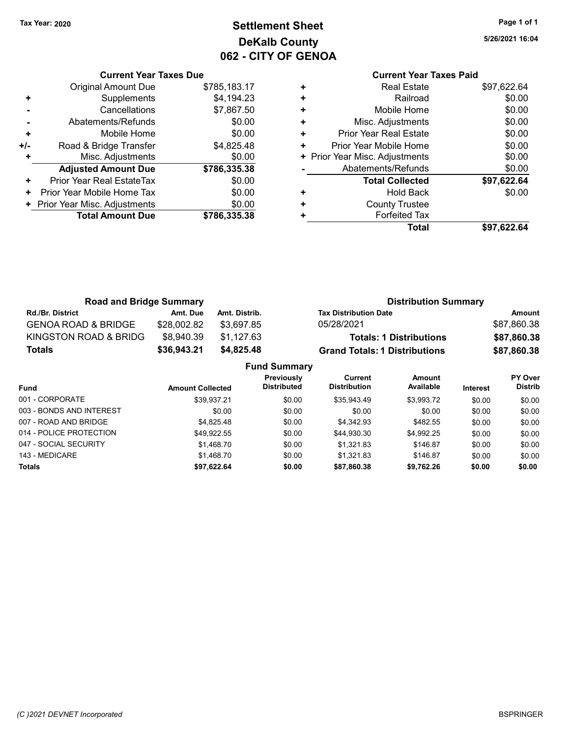Tax Year: 2020

# Settlement Sheet
## DeKalb County
## 062 - CITY OF GENOA

5/26/2021 16:04

**Current Year Taxes Due**

| | | |
|---|---|---|
| | Original Amount Due | $785,183.17 |
| + | Supplements | $4,194.23 |
| - | Cancellations | $7,867.50 |
| - | Abatements/Refunds | $0.00 |
| + | Mobile Home | $0.00 |
| +/- | Road & Bridge Transfer | $4,825.48 |
| + | Misc. Adjustments | $0.00 |
| | **Adjusted Amount Due** | **$786,335.38** |
| + | Prior Year Real EstateTax | $0.00 |
| + | Prior Year Mobile Home Tax | $0.00 |
| + | Prior Year Misc. Adjustments | $0.00 |
| | **Total Amount Due** | **$786,335.38** |

**Current Year Taxes Paid**

| | | |
|---|---|---|
| + | Real Estate | $97,622.64 |
| + | Railroad | $0.00 |
| + | Mobile Home | $0.00 |
| + | Misc. Adjustments | $0.00 |
| + | Prior Year Real Estate | $0.00 |
| + | Prior Year Mobile Home | $0.00 |
| + | Prior Year Misc. Adjustments | $0.00 |
| - | Abatements/Refunds | $0.00 |
| | **Total Collected** | **$97,622.64** |
| + | Hold Back | $0.00 |
| + | County Trustee | |
| + | Forfeited Tax | |
| | **Total** | **$97,622.64** |

**Road and Bridge Summary**

| Rd./Br. District | Amt. Due | Amt. Distrib. |
|---|---|---|
| GENOA ROAD & BRIDGE | $28,002.82 | $3,697.85 |
| KINGSTON ROAD & BRIDG | $8,940.39 | $1,127.63 |
| **Totals** | **$36,943.21** | **$4,825.48** |

**Distribution Summary**

| Tax Distribution Date | Amount |
|---|---|
| 05/28/2021 | $87,860.38 |
| **Totals: 1 Distributions** | **$87,860.38** |
| **Grand Totals: 1 Distributions** | **$87,860.38** |

**Fund Summary**

| Fund | Amount Collected | Previously Distributed | Current Distribution | Amount Available | Interest | PY Over Distrib |
|---|---|---|---|---|---|---|
| 001 - CORPORATE | $39,937.21 | $0.00 | $35,943.49 | $3,993.72 | $0.00 | $0.00 |
| 003 - BONDS AND INTEREST | $0.00 | $0.00 | $0.00 | $0.00 | $0.00 | $0.00 |
| 007 - ROAD AND BRIDGE | $4,825.48 | $0.00 | $4,342.93 | $482.55 | $0.00 | $0.00 |
| 014 - POLICE PROTECTION | $49,922.55 | $0.00 | $44,930.30 | $4,992.25 | $0.00 | $0.00 |
| 047 - SOCIAL SECURITY | $1,468.70 | $0.00 | $1,321.83 | $146.87 | $0.00 | $0.00 |
| 143 - MEDICARE | $1,468.70 | $0.00 | $1,321.83 | $146.87 | $0.00 | $0.00 |
| **Totals** | **$97,622.64** | **$0.00** | **$87,860.38** | **$9,762.26** | **$0.00** | **$0.00** |

(C )2021 DEVNET Incorporated BSPRINGER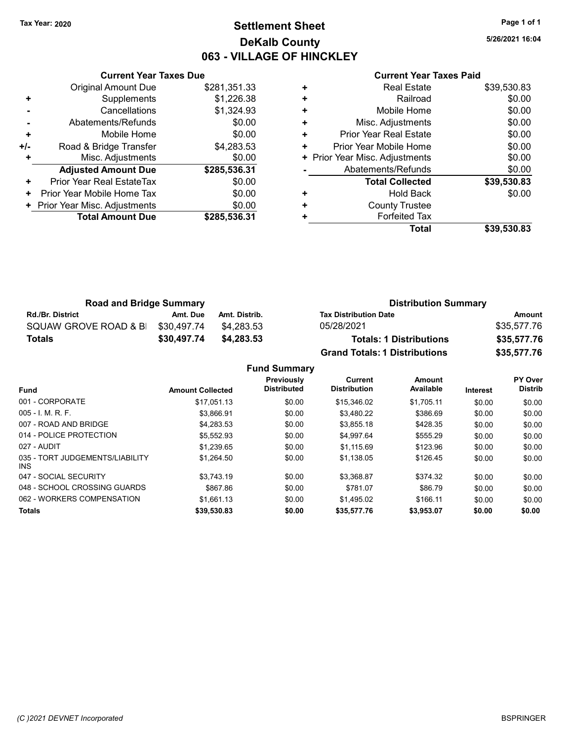Tax Year: 2020

# Settlement Sheet

## DeKalb County

## 063 - VILLAGE OF HINCKLEY

5/26/2021 16:04

### Current Year Taxes Due

| | | |
|---|---|---|
| | Original Amount Due | $281,351.33 |
| + | Supplements | $1,226.38 |
| - | Cancellations | $1,324.93 |
| - | Abatements/Refunds | $0.00 |
| + | Mobile Home | $0.00 |
| +/- | Road & Bridge Transfer | $4,283.53 |
| + | Misc. Adjustments | $0.00 |
| | **Adjusted Amount Due** | **$285,536.31** |
| + | Prior Year Real EstateTax | $0.00 |
| + | Prior Year Mobile Home Tax | $0.00 |
| + | Prior Year Misc. Adjustments | $0.00 |
| | **Total Amount Due** | **$285,536.31** |

### Current Year Taxes Paid

| | | |
|---|---|---|
| + | Real Estate | $39,530.83 |
| + | Railroad | $0.00 |
| + | Mobile Home | $0.00 |
| + | Misc. Adjustments | $0.00 |
| + | Prior Year Real Estate | $0.00 |
| + | Prior Year Mobile Home | $0.00 |
| + | Prior Year Misc. Adjustments | $0.00 |
| - | Abatements/Refunds | $0.00 |
| | **Total Collected** | **$39,530.83** |
| + | Hold Back | $0.00 |
| + | County Trustee | |
| + | Forfeited Tax | |
| | **Total** | **$39,530.83** |

### Road and Bridge Summary

| Rd./Br. District | Amt. Due | Amt. Distrib. |
|---|---|---|
| SQUAW GROVE ROAD & BI | $30,497.74 | $4,283.53 |
| **Totals** | **$30,497.74** | **$4,283.53** |

### Distribution Summary

| Tax Distribution Date | Amount |
|---|---|
| 05/28/2021 | $35,577.76 |
| **Totals: 1 Distributions** | **$35,577.76** |
| **Grand Totals: 1 Distributions** | **$35,577.76** |

### Fund Summary

| Fund | Amount Collected | Previously Distributed | Current Distribution | Amount Available | Interest | PY Over Distrib |
|---|---|---|---|---|---|---|
| 001 - CORPORATE | $17,051.13 | $0.00 | $15,346.02 | $1,705.11 | $0.00 | $0.00 |
| 005 - I. M. R. F. | $3,866.91 | $0.00 | $3,480.22 | $386.69 | $0.00 | $0.00 |
| 007 - ROAD AND BRIDGE | $4,283.53 | $0.00 | $3,855.18 | $428.35 | $0.00 | $0.00 |
| 014 - POLICE PROTECTION | $5,552.93 | $0.00 | $4,997.64 | $555.29 | $0.00 | $0.00 |
| 027 - AUDIT | $1,239.65 | $0.00 | $1,115.69 | $123.96 | $0.00 | $0.00 |
| 035 - TORT JUDGEMENTS/LIABILITY INS | $1,264.50 | $0.00 | $1,138.05 | $126.45 | $0.00 | $0.00 |
| 047 - SOCIAL SECURITY | $3,743.19 | $0.00 | $3,368.87 | $374.32 | $0.00 | $0.00 |
| 048 - SCHOOL CROSSING GUARDS | $867.86 | $0.00 | $781.07 | $86.79 | $0.00 | $0.00 |
| 062 - WORKERS COMPENSATION | $1,661.13 | $0.00 | $1,495.02 | $166.11 | $0.00 | $0.00 |
| **Totals** | **$39,530.83** | **$0.00** | **$35,577.76** | **$3,953.07** | **$0.00** | **$0.00** |

(C )2021 DEVNET Incorporated BSPRINGER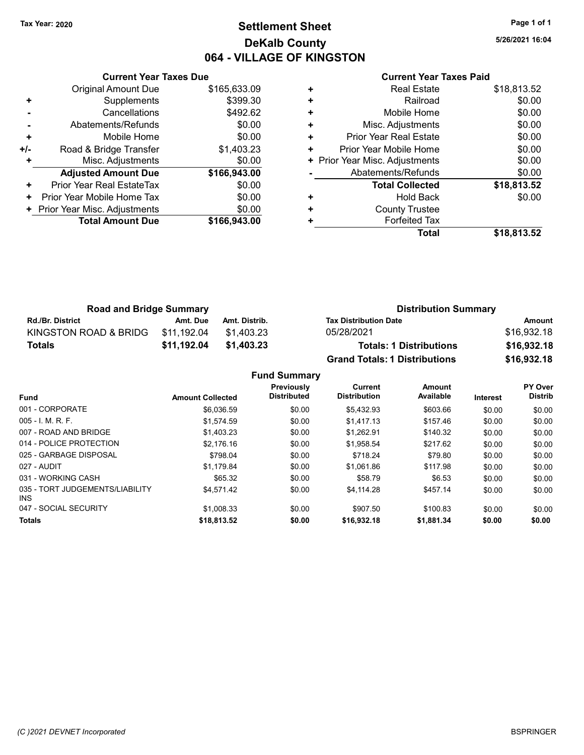Tax Year: 2020

# Settlement Sheet
## DeKalb County
## 064 - VILLAGE OF KINGSTON

5/26/2021 16:04

### Current Year Taxes Due

| | | |
|---|---|---|
| | Original Amount Due | $165,633.09 |
| + | Supplements | $399.30 |
| - | Cancellations | $492.62 |
| - | Abatements/Refunds | $0.00 |
| + | Mobile Home | $0.00 |
| +/- | Road & Bridge Transfer | $1,403.23 |
| + | Misc. Adjustments | $0.00 |
| | **Adjusted Amount Due** | **$166,943.00** |
| + | Prior Year Real EstateTax | $0.00 |
| + | Prior Year Mobile Home Tax | $0.00 |
| + | Prior Year Misc. Adjustments | $0.00 |
| | **Total Amount Due** | **$166,943.00** |

### Current Year Taxes Paid

| | | |
|---|---|---|
| + | Real Estate | $18,813.52 |
| + | Railroad | $0.00 |
| + | Mobile Home | $0.00 |
| + | Misc. Adjustments | $0.00 |
| + | Prior Year Real Estate | $0.00 |
| + | Prior Year Mobile Home | $0.00 |
| + | Prior Year Misc. Adjustments | $0.00 |
| - | Abatements/Refunds | $0.00 |
| | **Total Collected** | **$18,813.52** |
| + | Hold Back | $0.00 |
| + | County Trustee | |
| + | Forfeited Tax | |
| | **Total** | **$18,813.52** |

### Road and Bridge Summary

| Rd./Br. District | Amt. Due | Amt. Distrib. |
|---|---|---|
| KINGSTON ROAD & BRIDG | $11,192.04 | $1,403.23 |
| **Totals** | **$11,192.04** | **$1,403.23** |

### Distribution Summary

| Tax Distribution Date | Amount |
|---|---|
| 05/28/2021 | $16,932.18 |
| **Totals: 1 Distributions** | **$16,932.18** |
| **Grand Totals: 1 Distributions** | **$16,932.18** |

### Fund Summary

| Fund | Amount Collected | Previously Distributed | Current Distribution | Amount Available | Interest | PY Over Distrib |
|---|---|---|---|---|---|---|
| 001 - CORPORATE | $6,036.59 | $0.00 | $5,432.93 | $603.66 | $0.00 | $0.00 |
| 005 - I. M. R. F. | $1,574.59 | $0.00 | $1,417.13 | $157.46 | $0.00 | $0.00 |
| 007 - ROAD AND BRIDGE | $1,403.23 | $0.00 | $1,262.91 | $140.32 | $0.00 | $0.00 |
| 014 - POLICE PROTECTION | $2,176.16 | $0.00 | $1,958.54 | $217.62 | $0.00 | $0.00 |
| 025 - GARBAGE DISPOSAL | $798.04 | $0.00 | $718.24 | $79.80 | $0.00 | $0.00 |
| 027 - AUDIT | $1,179.84 | $0.00 | $1,061.86 | $117.98 | $0.00 | $0.00 |
| 031 - WORKING CASH | $65.32 | $0.00 | $58.79 | $6.53 | $0.00 | $0.00 |
| 035 - TORT JUDGEMENTS/LIABILITY INS | $4,571.42 | $0.00 | $4,114.28 | $457.14 | $0.00 | $0.00 |
| 047 - SOCIAL SECURITY | $1,008.33 | $0.00 | $907.50 | $100.83 | $0.00 | $0.00 |
| **Totals** | **$18,813.52** | **$0.00** | **$16,932.18** | **$1,881.34** | **$0.00** | **$0.00** |

(C )2021 DEVNET Incorporated — BSPRINGER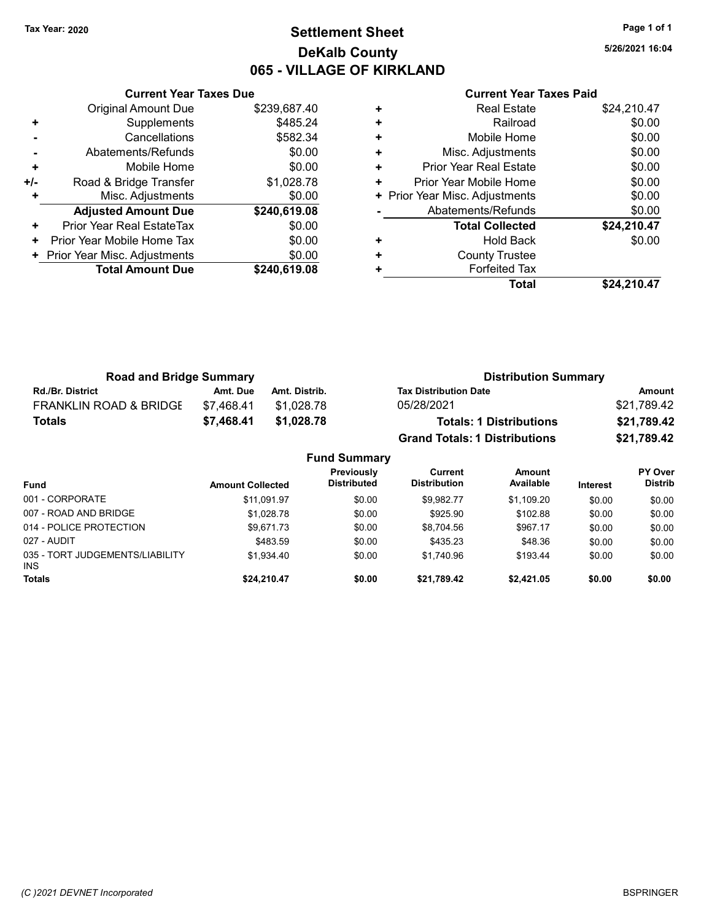Tax Year: 2020

# Settlement Sheet

## DeKalb County

## 065 - VILLAGE OF KIRKLAND

5/26/2021 16:04

### Current Year Taxes Due

| | | |
|---|---|---|
| | Original Amount Due | $239,687.40 |
| + | Supplements | $485.24 |
| - | Cancellations | $582.34 |
| - | Abatements/Refunds | $0.00 |
| + | Mobile Home | $0.00 |
| +/- | Road & Bridge Transfer | $1,028.78 |
| + | Misc. Adjustments | $0.00 |
| | **Adjusted Amount Due** | **$240,619.08** |
| + | Prior Year Real EstateTax | $0.00 |
| + | Prior Year Mobile Home Tax | $0.00 |
| + | Prior Year Misc. Adjustments | $0.00 |
| | **Total Amount Due** | **$240,619.08** |

### Current Year Taxes Paid

| | | |
|---|---|---|
| + | Real Estate | $24,210.47 |
| + | Railroad | $0.00 |
| + | Mobile Home | $0.00 |
| + | Misc. Adjustments | $0.00 |
| + | Prior Year Real Estate | $0.00 |
| + | Prior Year Mobile Home | $0.00 |
| + | Prior Year Misc. Adjustments | $0.00 |
| - | Abatements/Refunds | $0.00 |
| | **Total Collected** | **$24,210.47** |
| + | Hold Back | $0.00 |
| + | County Trustee | |
| + | Forfeited Tax | |
| | **Total** | **$24,210.47** |

### Road and Bridge Summary

| Rd./Br. District | Amt. Due | Amt. Distrib. |
|---|---|---|
| FRANKLIN ROAD & BRIDGE | $7,468.41 | $1,028.78 |
| **Totals** | **$7,468.41** | **$1,028.78** |

### Distribution Summary

| Tax Distribution Date | Amount |
|---|---|
| 05/28/2021 | $21,789.42 |
| **Totals: 1 Distributions** | **$21,789.42** |
| **Grand Totals: 1 Distributions** | **$21,789.42** |

### Fund Summary

| Fund | Amount Collected | Previously Distributed | Current Distribution | Amount Available | Interest | PY Over Distrib |
|---|---|---|---|---|---|---|
| 001 - CORPORATE | $11,091.97 | $0.00 | $9,982.77 | $1,109.20 | $0.00 | $0.00 |
| 007 - ROAD AND BRIDGE | $1,028.78 | $0.00 | $925.90 | $102.88 | $0.00 | $0.00 |
| 014 - POLICE PROTECTION | $9,671.73 | $0.00 | $8,704.56 | $967.17 | $0.00 | $0.00 |
| 027 - AUDIT | $483.59 | $0.00 | $435.23 | $48.36 | $0.00 | $0.00 |
| 035 - TORT JUDGEMENTS/LIABILITY INS | $1,934.40 | $0.00 | $1,740.96 | $193.44 | $0.00 | $0.00 |
| **Totals** | **$24,210.47** | **$0.00** | **$21,789.42** | **$2,421.05** | **$0.00** | **$0.00** |

(C )2021 DEVNET Incorporated

BSPRINGER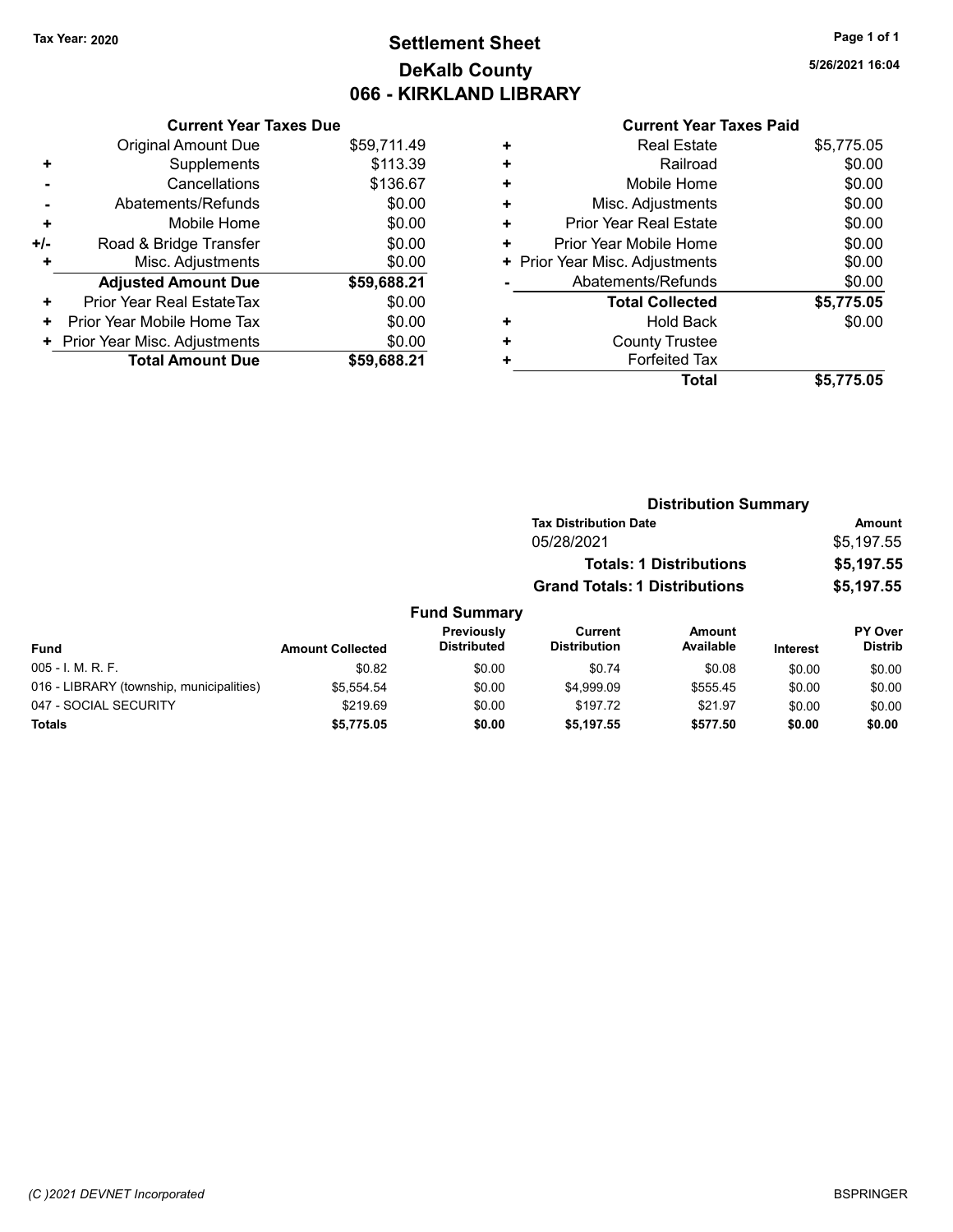Tax Year: 2020

# Settlement Sheet
## DeKalb County
## 066 - KIRKLAND LIBRARY

5/26/2021 16:04

### Current Year Taxes Due

| | | |
|---|---|---|
| | Original Amount Due | $59,711.49 |
| + | Supplements | $113.39 |
| - | Cancellations | $136.67 |
| - | Abatements/Refunds | $0.00 |
| + | Mobile Home | $0.00 |
| +/- | Road & Bridge Transfer | $0.00 |
| + | Misc. Adjustments | $0.00 |
| | **Adjusted Amount Due** | **$59,688.21** |
| + | Prior Year Real EstateTax | $0.00 |
| + | Prior Year Mobile Home Tax | $0.00 |
| + | Prior Year Misc. Adjustments | $0.00 |
| | **Total Amount Due** | **$59,688.21** |

### Current Year Taxes Paid

| | | |
|---|---|---|
| + | Real Estate | $5,775.05 |
| + | Railroad | $0.00 |
| + | Mobile Home | $0.00 |
| + | Misc. Adjustments | $0.00 |
| + | Prior Year Real Estate | $0.00 |
| + | Prior Year Mobile Home | $0.00 |
| + | Prior Year Misc. Adjustments | $0.00 |
| - | Abatements/Refunds | $0.00 |
| | **Total Collected** | **$5,775.05** |
| + | Hold Back | $0.00 |
| + | County Trustee | |
| + | Forfeited Tax | |
| | **Total** | **$5,775.05** |

### Distribution Summary

| Tax Distribution Date | Amount |
|---|---|
| 05/28/2021 | $5,197.55 |
| **Totals: 1 Distributions** | **$5,197.55** |
| **Grand Totals: 1 Distributions** | **$5,197.55** |

### Fund Summary

| Fund | Amount Collected | Previously Distributed | Current Distribution | Amount Available | Interest | PY Over Distrib |
|---|---|---|---|---|---|---|
| 005 - I. M. R. F. | $0.82 | $0.00 | $0.74 | $0.08 | $0.00 | $0.00 |
| 016 - LIBRARY (township, municipalities) | $5,554.54 | $0.00 | $4,999.09 | $555.45 | $0.00 | $0.00 |
| 047 - SOCIAL SECURITY | $219.69 | $0.00 | $197.72 | $21.97 | $0.00 | $0.00 |
| **Totals** | **$5,775.05** | **$0.00** | **$5,197.55** | **$577.50** | **$0.00** | **$0.00** |

(C )2021 DEVNET Incorporated BSPRINGER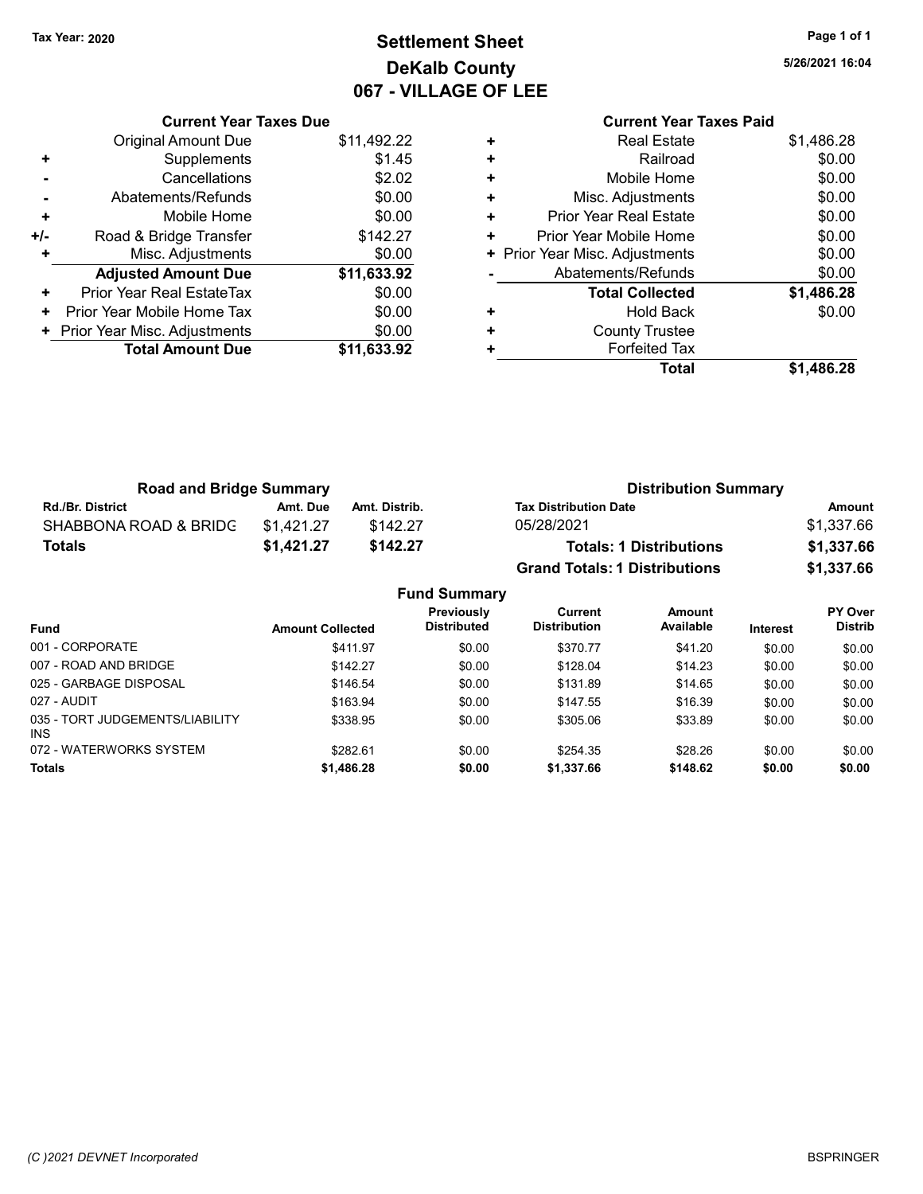**Tax Year: 2020**

# Settlement Sheet
## DeKalb County
## 067 - VILLAGE OF LEE

5/26/2021 16:04

### Current Year Taxes Due

| | | |
|---|---|---|
| | Original Amount Due | $11,492.22 |
| + | Supplements | $1.45 |
| - | Cancellations | $2.02 |
| - | Abatements/Refunds | $0.00 |
| + | Mobile Home | $0.00 |
| +/- | Road & Bridge Transfer | $142.27 |
| + | Misc. Adjustments | $0.00 |
| | **Adjusted Amount Due** | **$11,633.92** |
| + | Prior Year Real EstateTax | $0.00 |
| + | Prior Year Mobile Home Tax | $0.00 |
| + | Prior Year Misc. Adjustments | $0.00 |
| | **Total Amount Due** | **$11,633.92** |

### Current Year Taxes Paid

| | | |
|---|---|---|
| + | Real Estate | $1,486.28 |
| + | Railroad | $0.00 |
| + | Mobile Home | $0.00 |
| + | Misc. Adjustments | $0.00 |
| + | Prior Year Real Estate | $0.00 |
| + | Prior Year Mobile Home | $0.00 |
| + | Prior Year Misc. Adjustments | $0.00 |
| - | Abatements/Refunds | $0.00 |
| | **Total Collected** | **$1,486.28** |
| + | Hold Back | $0.00 |
| + | County Trustee | |
| + | Forfeited Tax | |
| | **Total** | **$1,486.28** |

### Road and Bridge Summary

| Rd./Br. District | Amt. Due | Amt. Distrib. |
|---|---|---|
| SHABBONA ROAD & BRIDG | $1,421.27 | $142.27 |
| **Totals** | **$1,421.27** | **$142.27** |

### Distribution Summary

| Tax Distribution Date | Amount |
|---|---|
| 05/28/2021 | $1,337.66 |
| **Totals: 1 Distributions** | **$1,337.66** |
| **Grand Totals: 1 Distributions** | **$1,337.66** |

### Fund Summary

| Fund | Amount Collected | Previously Distributed | Current Distribution | Amount Available | Interest | PY Over Distrib |
|---|---|---|---|---|---|---|
| 001 - CORPORATE | $411.97 | $0.00 | $370.77 | $41.20 | $0.00 | $0.00 |
| 007 - ROAD AND BRIDGE | $142.27 | $0.00 | $128.04 | $14.23 | $0.00 | $0.00 |
| 025 - GARBAGE DISPOSAL | $146.54 | $0.00 | $131.89 | $14.65 | $0.00 | $0.00 |
| 027 - AUDIT | $163.94 | $0.00 | $147.55 | $16.39 | $0.00 | $0.00 |
| 035 - TORT JUDGEMENTS/LIABILITY INS | $338.95 | $0.00 | $305.06 | $33.89 | $0.00 | $0.00 |
| 072 - WATERWORKS SYSTEM | $282.61 | $0.00 | $254.35 | $28.26 | $0.00 | $0.00 |
| **Totals** | **$1,486.28** | **$0.00** | **$1,337.66** | **$148.62** | **$0.00** | **$0.00** |

(C )2021 DEVNET Incorporated BSPRINGER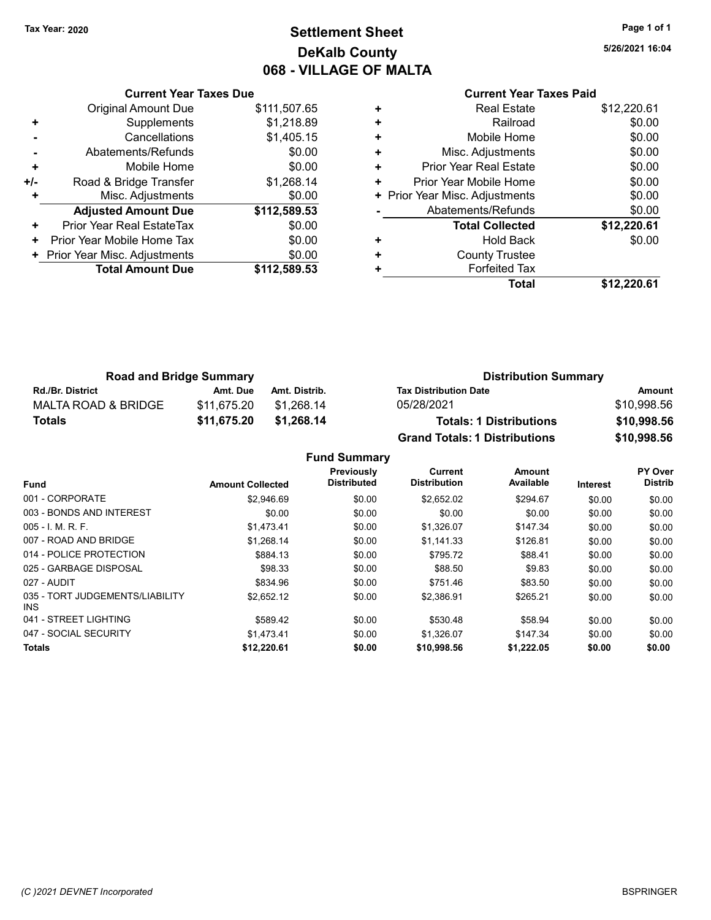Tax Year: 2020

# Settlement Sheet
## DeKalb County
## 068 - VILLAGE OF MALTA

5/26/2021 16:04

| | Current Year Taxes Due | |
|---|---|---|
| | Original Amount Due | $111,507.65 |
| + | Supplements | $1,218.89 |
| - | Cancellations | $1,405.15 |
| - | Abatements/Refunds | $0.00 |
| + | Mobile Home | $0.00 |
| +/- | Road & Bridge Transfer | $1,268.14 |
| + | Misc. Adjustments | $0.00 |
| | **Adjusted Amount Due** | **$112,589.53** |
| + | Prior Year Real EstateTax | $0.00 |
| + | Prior Year Mobile Home Tax | $0.00 |
| + | Prior Year Misc. Adjustments | $0.00 |
| | **Total Amount Due** | **$112,589.53** |

| | Current Year Taxes Paid | |
|---|---|---|
| + | Real Estate | $12,220.61 |
| + | Railroad | $0.00 |
| + | Mobile Home | $0.00 |
| + | Misc. Adjustments | $0.00 |
| + | Prior Year Real Estate | $0.00 |
| + | Prior Year Mobile Home | $0.00 |
| + | Prior Year Misc. Adjustments | $0.00 |
| - | Abatements/Refunds | $0.00 |
| | **Total Collected** | **$12,220.61** |
| + | Hold Back | $0.00 |
| + | County Trustee | |
| + | Forfeited Tax | |
| | **Total** | **$12,220.61** |

**Road and Bridge Summary**

| Rd./Br. District | Amt. Due | Amt. Distrib. |
|---|---|---|
| MALTA ROAD & BRIDGE | $11,675.20 | $1,268.14 |
| **Totals** | **$11,675.20** | **$1,268.14** |

**Distribution Summary**

| Tax Distribution Date | Amount |
|---|---|
| 05/28/2021 | $10,998.56 |
| **Totals: 1 Distributions** | **$10,998.56** |
| **Grand Totals: 1 Distributions** | **$10,998.56** |

**Fund Summary**

| Fund | Amount Collected | Previously Distributed | Current Distribution | Amount Available | Interest | PY Over Distrib |
|---|---|---|---|---|---|---|
| 001 - CORPORATE | $2,946.69 | $0.00 | $2,652.02 | $294.67 | $0.00 | $0.00 |
| 003 - BONDS AND INTEREST | $0.00 | $0.00 | $0.00 | $0.00 | $0.00 | $0.00 |
| 005 - I. M. R. F. | $1,473.41 | $0.00 | $1,326.07 | $147.34 | $0.00 | $0.00 |
| 007 - ROAD AND BRIDGE | $1,268.14 | $0.00 | $1,141.33 | $126.81 | $0.00 | $0.00 |
| 014 - POLICE PROTECTION | $884.13 | $0.00 | $795.72 | $88.41 | $0.00 | $0.00 |
| 025 - GARBAGE DISPOSAL | $98.33 | $0.00 | $88.50 | $9.83 | $0.00 | $0.00 |
| 027 - AUDIT | $834.96 | $0.00 | $751.46 | $83.50 | $0.00 | $0.00 |
| 035 - TORT JUDGEMENTS/LIABILITY INS | $2,652.12 | $0.00 | $2,386.91 | $265.21 | $0.00 | $0.00 |
| 041 - STREET LIGHTING | $589.42 | $0.00 | $530.48 | $58.94 | $0.00 | $0.00 |
| 047 - SOCIAL SECURITY | $1,473.41 | $0.00 | $1,326.07 | $147.34 | $0.00 | $0.00 |
| **Totals** | **$12,220.61** | **$0.00** | **$10,998.56** | **$1,222.05** | **$0.00** | **$0.00** |

(C )2021 DEVNET Incorporated BSPRINGER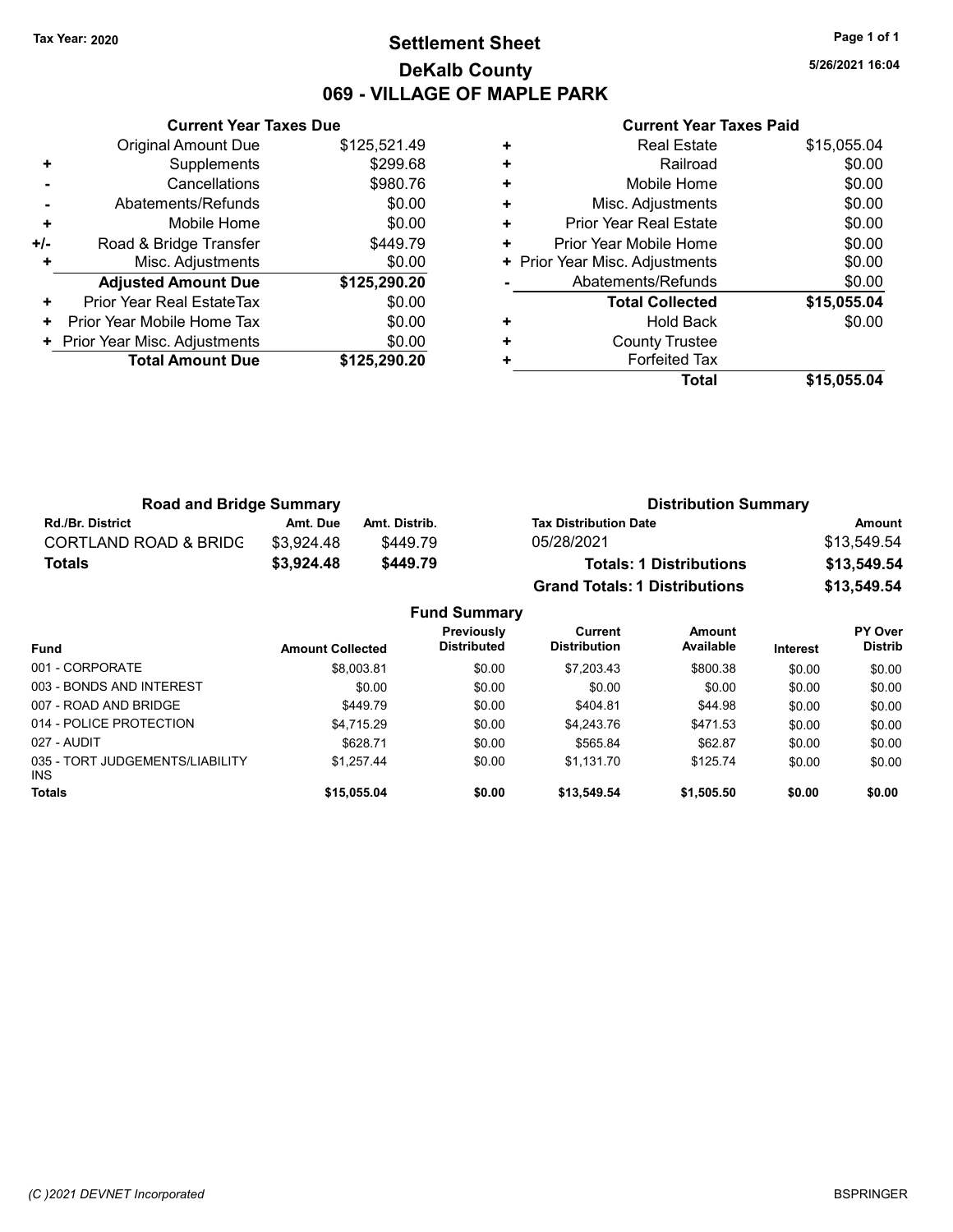Tax Year: 2020

# Settlement Sheet

## DeKalb County

## 069 - VILLAGE OF MAPLE PARK

5/26/2021 16:04

### Current Year Taxes Due

| | | |
|---|---|---|
| | Original Amount Due | $125,521.49 |
| + | Supplements | $299.68 |
| - | Cancellations | $980.76 |
| - | Abatements/Refunds | $0.00 |
| + | Mobile Home | $0.00 |
| +/- | Road & Bridge Transfer | $449.79 |
| + | Misc. Adjustments | $0.00 |
| | **Adjusted Amount Due** | **$125,290.20** |
| + | Prior Year Real EstateTax | $0.00 |
| + | Prior Year Mobile Home Tax | $0.00 |
| + | Prior Year Misc. Adjustments | $0.00 |
| | **Total Amount Due** | **$125,290.20** |

### Current Year Taxes Paid

| | | |
|---|---|---|
| + | Real Estate | $15,055.04 |
| + | Railroad | $0.00 |
| + | Mobile Home | $0.00 |
| + | Misc. Adjustments | $0.00 |
| + | Prior Year Real Estate | $0.00 |
| + | Prior Year Mobile Home | $0.00 |
| + | Prior Year Misc. Adjustments | $0.00 |
| - | Abatements/Refunds | $0.00 |
| | **Total Collected** | **$15,055.04** |
| + | Hold Back | $0.00 |
| + | County Trustee | |
| + | Forfeited Tax | |
| | **Total** | **$15,055.04** |

### Road and Bridge Summary

| Rd./Br. District | Amt. Due | Amt. Distrib. |
|---|---|---|
| CORTLAND ROAD & BRIDG | $3,924.48 | $449.79 |
| **Totals** | **$3,924.48** | **$449.79** |

### Distribution Summary

| Tax Distribution Date | Amount |
|---|---|
| 05/28/2021 | $13,549.54 |
| **Totals: 1 Distributions** | **$13,549.54** |
| **Grand Totals: 1 Distributions** | **$13,549.54** |

### Fund Summary

| Fund | Amount Collected | Previously Distributed | Current Distribution | Amount Available | Interest | PY Over Distrib |
|---|---|---|---|---|---|---|
| 001 - CORPORATE | $8,003.81 | $0.00 | $7,203.43 | $800.38 | $0.00 | $0.00 |
| 003 - BONDS AND INTEREST | $0.00 | $0.00 | $0.00 | $0.00 | $0.00 | $0.00 |
| 007 - ROAD AND BRIDGE | $449.79 | $0.00 | $404.81 | $44.98 | $0.00 | $0.00 |
| 014 - POLICE PROTECTION | $4,715.29 | $0.00 | $4,243.76 | $471.53 | $0.00 | $0.00 |
| 027 - AUDIT | $628.71 | $0.00 | $565.84 | $62.87 | $0.00 | $0.00 |
| 035 - TORT JUDGEMENTS/LIABILITY INS | $1,257.44 | $0.00 | $1,131.70 | $125.74 | $0.00 | $0.00 |
| **Totals** | **$15,055.04** | **$0.00** | **$13,549.54** | **$1,505.50** | **$0.00** | **$0.00** |

(C )2021 DEVNET Incorporated

BSPRINGER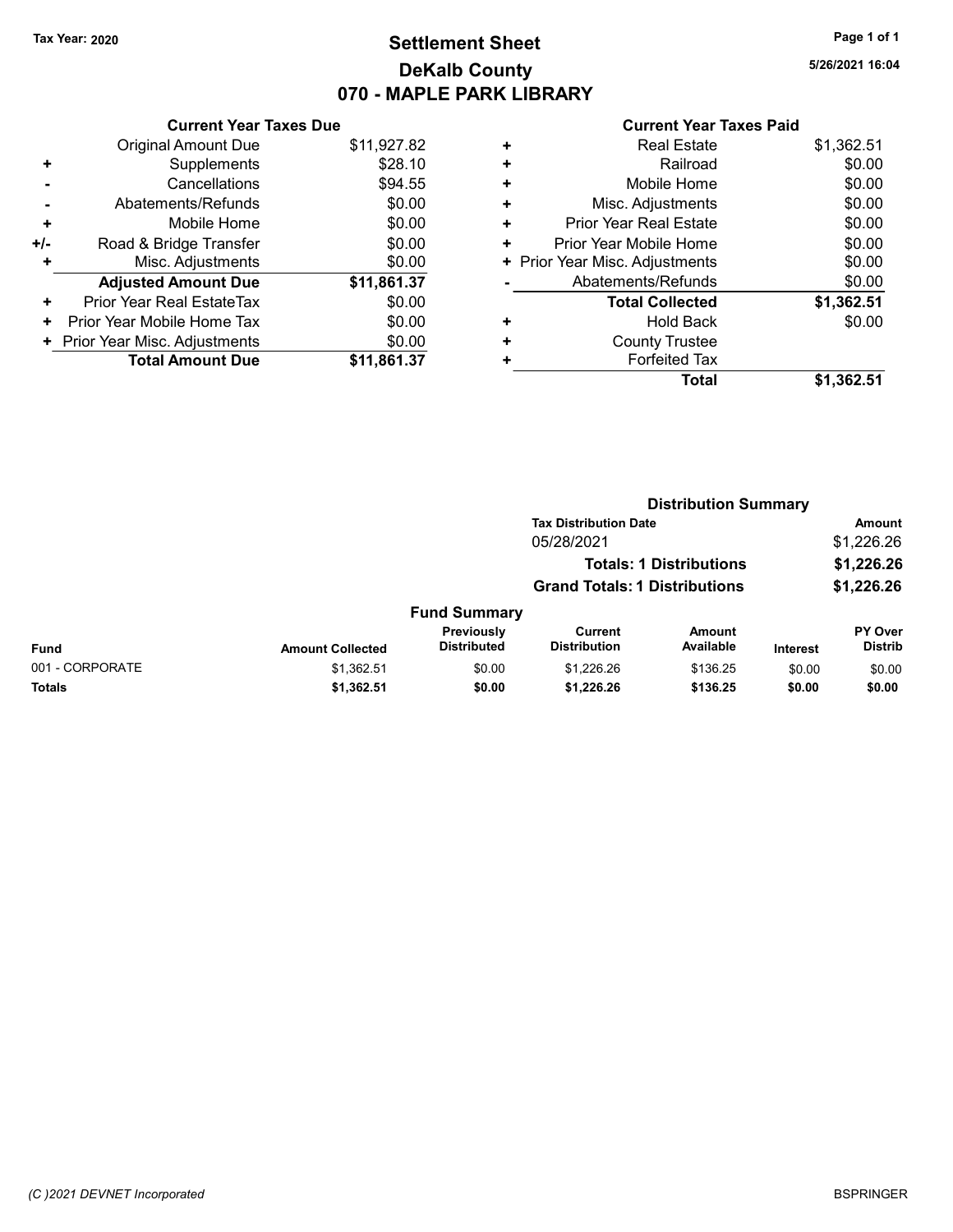**Tax Year: 2020**

# Settlement Sheet
## DeKalb County
## 070 - MAPLE PARK LIBRARY

5/26/2021 16:04

### Current Year Taxes Due

| | | |
|---|---|---|
| | Original Amount Due | $11,927.82 |
| + | Supplements | $28.10 |
| - | Cancellations | $94.55 |
| - | Abatements/Refunds | $0.00 |
| + | Mobile Home | $0.00 |
| +/- | Road & Bridge Transfer | $0.00 |
| + | Misc. Adjustments | $0.00 |
| | **Adjusted Amount Due** | **$11,861.37** |
| + | Prior Year Real EstateTax | $0.00 |
| + | Prior Year Mobile Home Tax | $0.00 |
| + | Prior Year Misc. Adjustments | $0.00 |
| | **Total Amount Due** | **$11,861.37** |

### Current Year Taxes Paid

| | | |
|---|---|---|
| + | Real Estate | $1,362.51 |
| + | Railroad | $0.00 |
| + | Mobile Home | $0.00 |
| + | Misc. Adjustments | $0.00 |
| + | Prior Year Real Estate | $0.00 |
| + | Prior Year Mobile Home | $0.00 |
| + | Prior Year Misc. Adjustments | $0.00 |
| - | Abatements/Refunds | $0.00 |
| | **Total Collected** | **$1,362.51** |
| + | Hold Back | $0.00 |
| + | County Trustee | |
| + | Forfeited Tax | |
| | **Total** | **$1,362.51** |

### Distribution Summary

| Tax Distribution Date | Amount |
|---|---|
| 05/28/2021 | $1,226.26 |
| **Totals: 1 Distributions** | **$1,226.26** |
| **Grand Totals: 1 Distributions** | **$1,226.26** |

### Fund Summary

| Fund | Amount Collected | Previously Distributed | Current Distribution | Amount Available | Interest | PY Over Distrib |
|---|---|---|---|---|---|---|
| 001 - CORPORATE | $1,362.51 | $0.00 | $1,226.26 | $136.25 | $0.00 | $0.00 |
| **Totals** | **$1,362.51** | **$0.00** | **$1,226.26** | **$136.25** | **$0.00** | **$0.00** |

*(C )2021 DEVNET Incorporated* BSPRINGER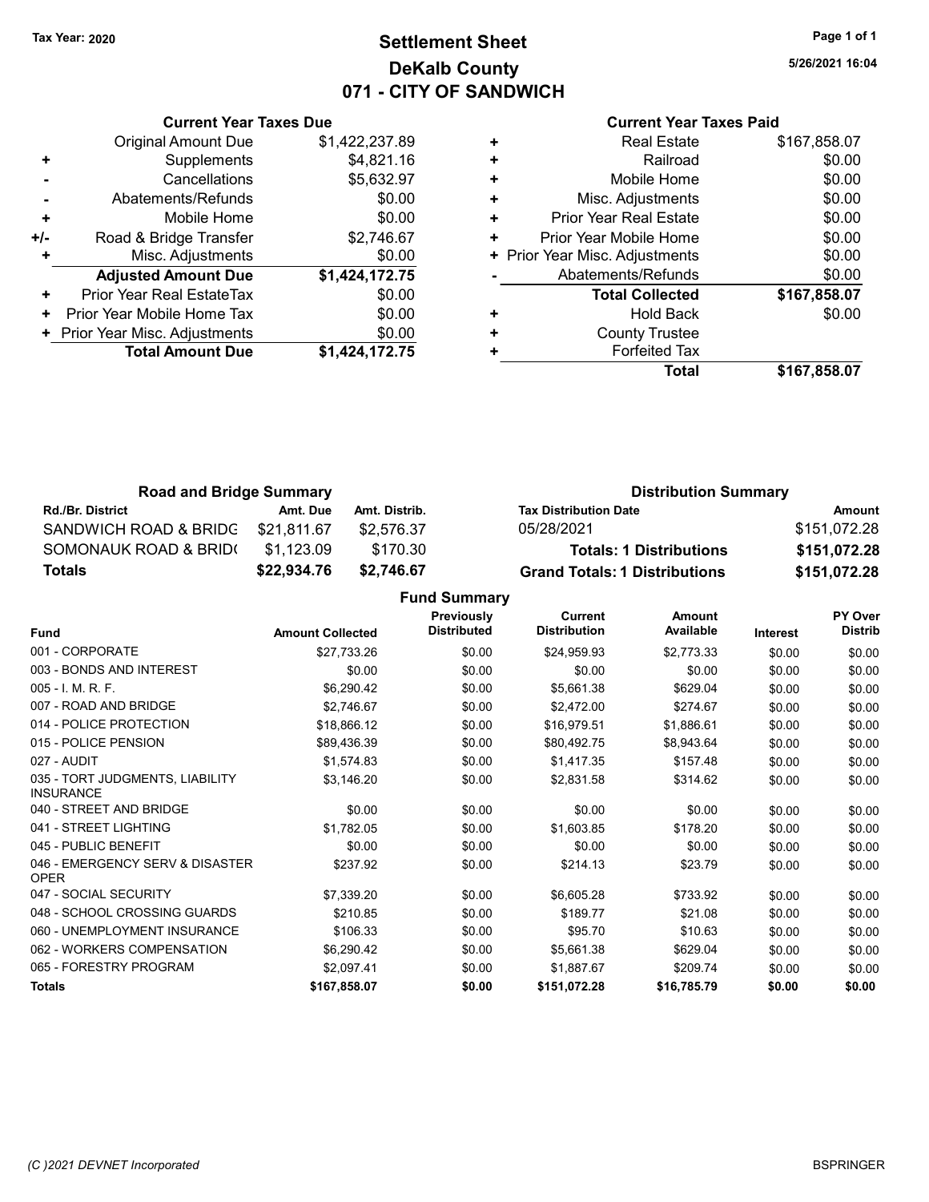Tax Year: 2020

# Settlement Sheet

## DeKalb County

## 071 - CITY OF SANDWICH

5/26/2021 16:04

### Current Year Taxes Due

| | | |
|---|---|---|
| | Original Amount Due | $1,422,237.89 |
| + | Supplements | $4,821.16 |
| - | Cancellations | $5,632.97 |
| - | Abatements/Refunds | $0.00 |
| + | Mobile Home | $0.00 |
| +/- | Road & Bridge Transfer | $2,746.67 |
| + | Misc. Adjustments | $0.00 |
| | **Adjusted Amount Due** | **$1,424,172.75** |
| + | Prior Year Real EstateTax | $0.00 |
| + | Prior Year Mobile Home Tax | $0.00 |
| + | Prior Year Misc. Adjustments | $0.00 |
| | **Total Amount Due** | **$1,424,172.75** |

### Current Year Taxes Paid

| | | |
|---|---|---|
| + | Real Estate | $167,858.07 |
| + | Railroad | $0.00 |
| + | Mobile Home | $0.00 |
| + | Misc. Adjustments | $0.00 |
| + | Prior Year Real Estate | $0.00 |
| + | Prior Year Mobile Home | $0.00 |
| + | Prior Year Misc. Adjustments | $0.00 |
| - | Abatements/Refunds | $0.00 |
| | **Total Collected** | **$167,858.07** |
| + | Hold Back | $0.00 |
| + | County Trustee | |
| + | Forfeited Tax | |
| | **Total** | **$167,858.07** |

### Road and Bridge Summary

| Rd./Br. District | Amt. Due | Amt. Distrib. |
|---|---|---|
| SANDWICH ROAD & BRIDG | $21,811.67 | $2,576.37 |
| SOMONAUK ROAD & BRID( | $1,123.09 | $170.30 |
| **Totals** | **$22,934.76** | **$2,746.67** |

### Distribution Summary

| Tax Distribution Date | Amount |
|---|---|
| 05/28/2021 | $151,072.28 |
| **Totals: 1 Distributions** | **$151,072.28** |
| **Grand Totals: 1 Distributions** | **$151,072.28** |

### Fund Summary

| Fund | Amount Collected | Previously Distributed | Current Distribution | Amount Available | Interest | PY Over Distrib |
|---|---|---|---|---|---|---|
| 001 - CORPORATE | $27,733.26 | $0.00 | $24,959.93 | $2,773.33 | $0.00 | $0.00 |
| 003 - BONDS AND INTEREST | $0.00 | $0.00 | $0.00 | $0.00 | $0.00 | $0.00 |
| 005 - I. M. R. F. | $6,290.42 | $0.00 | $5,661.38 | $629.04 | $0.00 | $0.00 |
| 007 - ROAD AND BRIDGE | $2,746.67 | $0.00 | $2,472.00 | $274.67 | $0.00 | $0.00 |
| 014 - POLICE PROTECTION | $18,866.12 | $0.00 | $16,979.51 | $1,886.61 | $0.00 | $0.00 |
| 015 - POLICE PENSION | $89,436.39 | $0.00 | $80,492.75 | $8,943.64 | $0.00 | $0.00 |
| 027 - AUDIT | $1,574.83 | $0.00 | $1,417.35 | $157.48 | $0.00 | $0.00 |
| 035 - TORT JUDGMENTS, LIABILITY INSURANCE | $3,146.20 | $0.00 | $2,831.58 | $314.62 | $0.00 | $0.00 |
| 040 - STREET AND BRIDGE | $0.00 | $0.00 | $0.00 | $0.00 | $0.00 | $0.00 |
| 041 - STREET LIGHTING | $1,782.05 | $0.00 | $1,603.85 | $178.20 | $0.00 | $0.00 |
| 045 - PUBLIC BENEFIT | $0.00 | $0.00 | $0.00 | $0.00 | $0.00 | $0.00 |
| 046 - EMERGENCY SERV & DISASTER OPER | $237.92 | $0.00 | $214.13 | $23.79 | $0.00 | $0.00 |
| 047 - SOCIAL SECURITY | $7,339.20 | $0.00 | $6,605.28 | $733.92 | $0.00 | $0.00 |
| 048 - SCHOOL CROSSING GUARDS | $210.85 | $0.00 | $189.77 | $21.08 | $0.00 | $0.00 |
| 060 - UNEMPLOYMENT INSURANCE | $106.33 | $0.00 | $95.70 | $10.63 | $0.00 | $0.00 |
| 062 - WORKERS COMPENSATION | $6,290.42 | $0.00 | $5,661.38 | $629.04 | $0.00 | $0.00 |
| 065 - FORESTRY PROGRAM | $2,097.41 | $0.00 | $1,887.67 | $209.74 | $0.00 | $0.00 |
| **Totals** | **$167,858.07** | **$0.00** | **$151,072.28** | **$16,785.79** | **$0.00** | **$0.00** |

(C )2021 DEVNET Incorporated BSPRINGER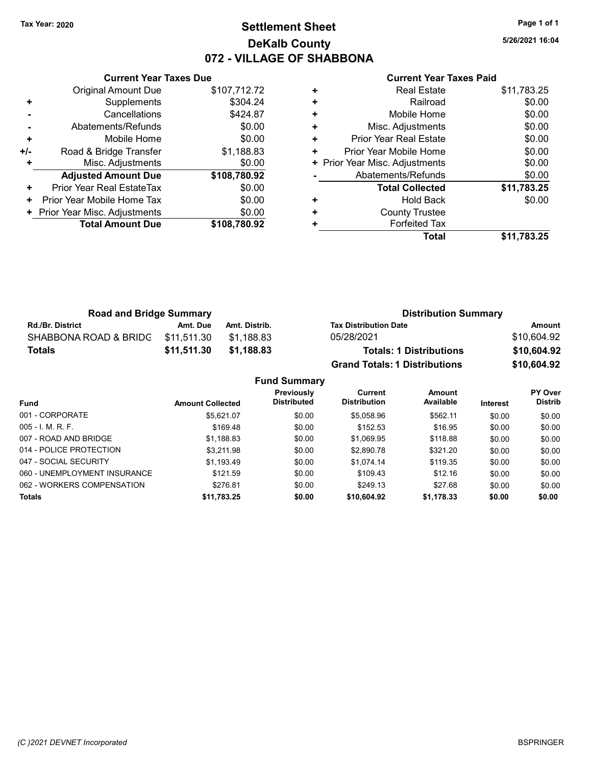Tax Year: 2020

# Settlement Sheet
## DeKalb County
## 072 - VILLAGE OF SHABBONA

5/26/2021 16:04

### Current Year Taxes Due

| | | |
|---|---|---|
| | Original Amount Due | $107,712.72 |
| + | Supplements | $304.24 |
| - | Cancellations | $424.87 |
| - | Abatements/Refunds | $0.00 |
| + | Mobile Home | $0.00 |
| +/- | Road & Bridge Transfer | $1,188.83 |
| + | Misc. Adjustments | $0.00 |
| | **Adjusted Amount Due** | **$108,780.92** |
| + | Prior Year Real EstateTax | $0.00 |
| + | Prior Year Mobile Home Tax | $0.00 |
| + | Prior Year Misc. Adjustments | $0.00 |
| | **Total Amount Due** | **$108,780.92** |

### Current Year Taxes Paid

| | | |
|---|---|---|
| + | Real Estate | $11,783.25 |
| + | Railroad | $0.00 |
| + | Mobile Home | $0.00 |
| + | Misc. Adjustments | $0.00 |
| + | Prior Year Real Estate | $0.00 |
| + | Prior Year Mobile Home | $0.00 |
| + | Prior Year Misc. Adjustments | $0.00 |
| - | Abatements/Refunds | $0.00 |
| | **Total Collected** | **$11,783.25** |
| + | Hold Back | $0.00 |
| + | County Trustee | |
| + | Forfeited Tax | |
| | **Total** | **$11,783.25** |

### Road and Bridge Summary

| Rd./Br. District | Amt. Due | Amt. Distrib. |
|---|---|---|
| SHABBONA ROAD & BRIDG | $11,511.30 | $1,188.83 |
| **Totals** | **$11,511.30** | **$1,188.83** |

### Distribution Summary

| Tax Distribution Date | Amount |
|---|---|
| 05/28/2021 | $10,604.92 |
| **Totals: 1 Distributions** | **$10,604.92** |
| **Grand Totals: 1 Distributions** | **$10,604.92** |

### Fund Summary

| Fund | Amount Collected | Previously Distributed | Current Distribution | Amount Available | Interest | PY Over Distrib |
|---|---|---|---|---|---|---|
| 001 - CORPORATE | $5,621.07 | $0.00 | $5,058.96 | $562.11 | $0.00 | $0.00 |
| 005 - I. M. R. F. | $169.48 | $0.00 | $152.53 | $16.95 | $0.00 | $0.00 |
| 007 - ROAD AND BRIDGE | $1,188.83 | $0.00 | $1,069.95 | $118.88 | $0.00 | $0.00 |
| 014 - POLICE PROTECTION | $3,211.98 | $0.00 | $2,890.78 | $321.20 | $0.00 | $0.00 |
| 047 - SOCIAL SECURITY | $1,193.49 | $0.00 | $1,074.14 | $119.35 | $0.00 | $0.00 |
| 060 - UNEMPLOYMENT INSURANCE | $121.59 | $0.00 | $109.43 | $12.16 | $0.00 | $0.00 |
| 062 - WORKERS COMPENSATION | $276.81 | $0.00 | $249.13 | $27.68 | $0.00 | $0.00 |
| **Totals** | **$11,783.25** | **$0.00** | **$10,604.92** | **$1,178.33** | **$0.00** | **$0.00** |

(C )2021 DEVNET Incorporated BSPRINGER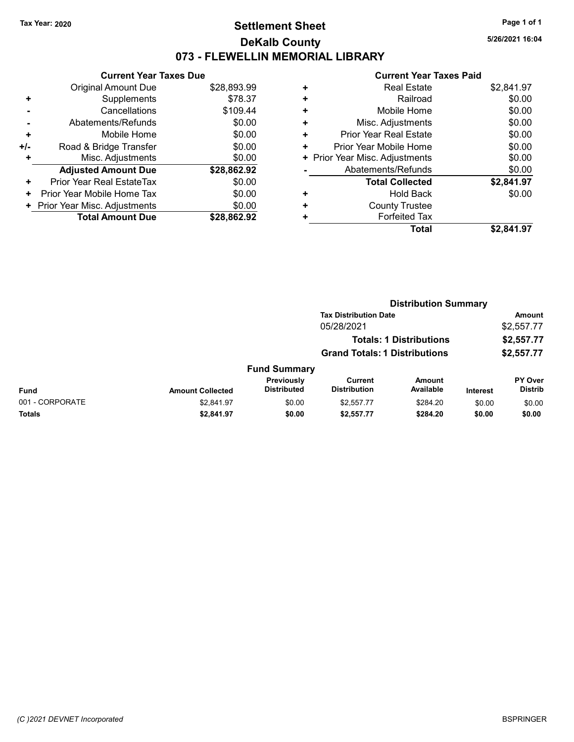Tax Year: 2020

# Settlement Sheet
## DeKalb County
## 073 - FLEWELLIN MEMORIAL LIBRARY

5/26/2021 16:04

### Current Year Taxes Due

| | | |
|---|---|---|
| | Original Amount Due | $28,893.99 |
| + | Supplements | $78.37 |
| - | Cancellations | $109.44 |
| - | Abatements/Refunds | $0.00 |
| + | Mobile Home | $0.00 |
| +/- | Road & Bridge Transfer | $0.00 |
| + | Misc. Adjustments | $0.00 |
| | **Adjusted Amount Due** | **$28,862.92** |
| + | Prior Year Real EstateTax | $0.00 |
| + | Prior Year Mobile Home Tax | $0.00 |
| + | Prior Year Misc. Adjustments | $0.00 |
| | **Total Amount Due** | **$28,862.92** |

### Current Year Taxes Paid

| | | |
|---|---|---|
| + | Real Estate | $2,841.97 |
| + | Railroad | $0.00 |
| + | Mobile Home | $0.00 |
| + | Misc. Adjustments | $0.00 |
| + | Prior Year Real Estate | $0.00 |
| + | Prior Year Mobile Home | $0.00 |
| + | Prior Year Misc. Adjustments | $0.00 |
| - | Abatements/Refunds | $0.00 |
| | **Total Collected** | **$2,841.97** |
| + | Hold Back | $0.00 |
| + | County Trustee | |
| + | Forfeited Tax | |
| | **Total** | **$2,841.97** |

### Distribution Summary

| Tax Distribution Date | Amount |
|---|---|
| 05/28/2021 | $2,557.77 |
| **Totals: 1 Distributions** | **$2,557.77** |
| **Grand Totals: 1 Distributions** | **$2,557.77** |

### Fund Summary

| Fund | Amount Collected | Previously Distributed | Current Distribution | Amount Available | Interest | PY Over Distrib |
|---|---|---|---|---|---|---|
| 001 - CORPORATE | $2,841.97 | $0.00 | $2,557.77 | $284.20 | $0.00 | $0.00 |
| **Totals** | **$2,841.97** | **$0.00** | **$2,557.77** | **$284.20** | **$0.00** | **$0.00** |

(C )2021 DEVNET Incorporated

BSPRINGER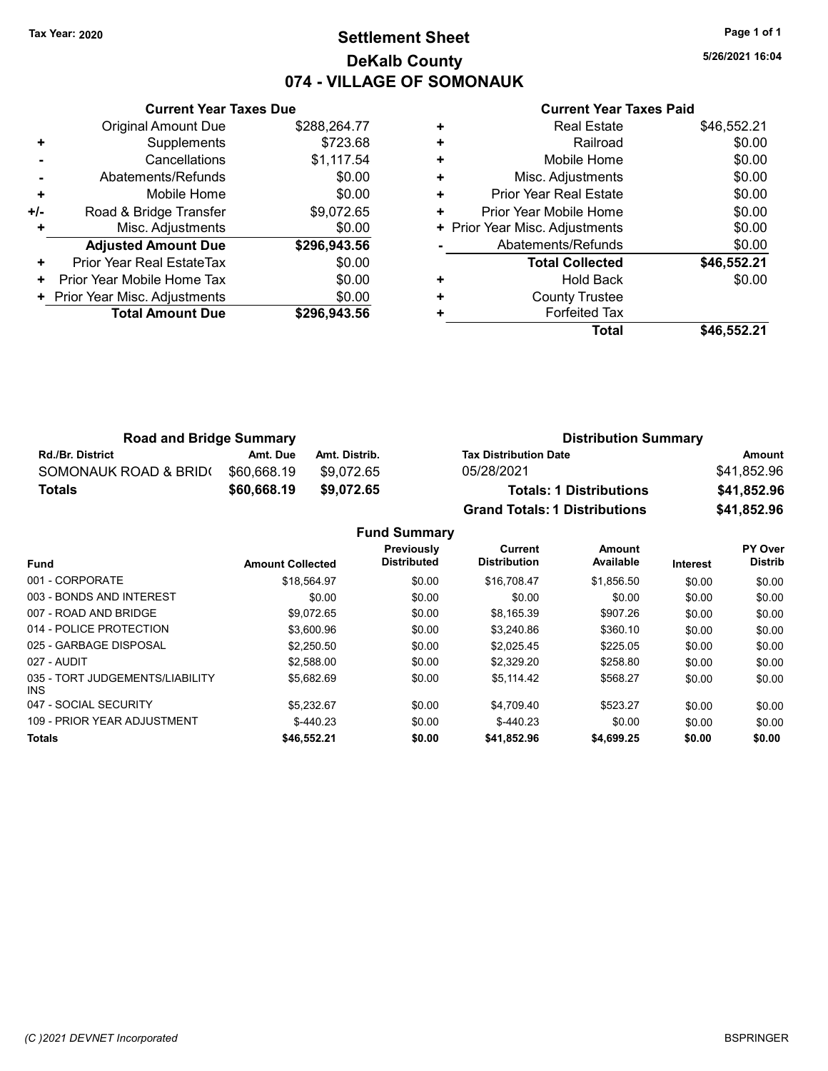Tax Year: 2020

# Settlement Sheet
## DeKalb County
## 074 - VILLAGE OF SOMONAUK

5/26/2021 16:04

| | Current Year Taxes Due | |
|---|---|---|
| | Original Amount Due | $288,264.77 |
| + | Supplements | $723.68 |
| - | Cancellations | $1,117.54 |
| - | Abatements/Refunds | $0.00 |
| + | Mobile Home | $0.00 |
| +/- | Road & Bridge Transfer | $9,072.65 |
| + | Misc. Adjustments | $0.00 |
| | **Adjusted Amount Due** | **$296,943.56** |
| + | Prior Year Real EstateTax | $0.00 |
| + | Prior Year Mobile Home Tax | $0.00 |
| + | Prior Year Misc. Adjustments | $0.00 |
| | **Total Amount Due** | **$296,943.56** |

| | Current Year Taxes Paid | |
|---|---|---|
| + | Real Estate | $46,552.21 |
| + | Railroad | $0.00 |
| + | Mobile Home | $0.00 |
| + | Misc. Adjustments | $0.00 |
| + | Prior Year Real Estate | $0.00 |
| + | Prior Year Mobile Home | $0.00 |
| + | Prior Year Misc. Adjustments | $0.00 |
| - | Abatements/Refunds | $0.00 |
| | **Total Collected** | **$46,552.21** |
| + | Hold Back | $0.00 |
| + | County Trustee | |
| + | Forfeited Tax | |
| | **Total** | **$46,552.21** |

**Road and Bridge Summary**

| Rd./Br. District | Amt. Due | Amt. Distrib. |
|---|---|---|
| SOMONAUK ROAD & BRID( | $60,668.19 | $9,072.65 |
| **Totals** | **$60,668.19** | **$9,072.65** |

**Distribution Summary**

| Tax Distribution Date | Amount |
|---|---|
| 05/28/2021 | $41,852.96 |
| **Totals: 1 Distributions** | **$41,852.96** |
| **Grand Totals: 1 Distributions** | **$41,852.96** |

**Fund Summary**

| Fund | Amount Collected | Previously Distributed | Current Distribution | Amount Available | Interest | PY Over Distrib |
|---|---|---|---|---|---|---|
| 001 - CORPORATE | $18,564.97 | $0.00 | $16,708.47 | $1,856.50 | $0.00 | $0.00 |
| 003 - BONDS AND INTEREST | $0.00 | $0.00 | $0.00 | $0.00 | $0.00 | $0.00 |
| 007 - ROAD AND BRIDGE | $9,072.65 | $0.00 | $8,165.39 | $907.26 | $0.00 | $0.00 |
| 014 - POLICE PROTECTION | $3,600.96 | $0.00 | $3,240.86 | $360.10 | $0.00 | $0.00 |
| 025 - GARBAGE DISPOSAL | $2,250.50 | $0.00 | $2,025.45 | $225.05 | $0.00 | $0.00 |
| 027 - AUDIT | $2,588.00 | $0.00 | $2,329.20 | $258.80 | $0.00 | $0.00 |
| 035 - TORT JUDGEMENTS/LIABILITY INS | $5,682.69 | $0.00 | $5,114.42 | $568.27 | $0.00 | $0.00 |
| 047 - SOCIAL SECURITY | $5,232.67 | $0.00 | $4,709.40 | $523.27 | $0.00 | $0.00 |
| 109 - PRIOR YEAR ADJUSTMENT | $-440.23 | $0.00 | $-440.23 | $0.00 | $0.00 | $0.00 |
| **Totals** | **$46,552.21** | **$0.00** | **$41,852.96** | **$4,699.25** | **$0.00** | **$0.00** |

(C )2021 DEVNET Incorporated BSPRINGER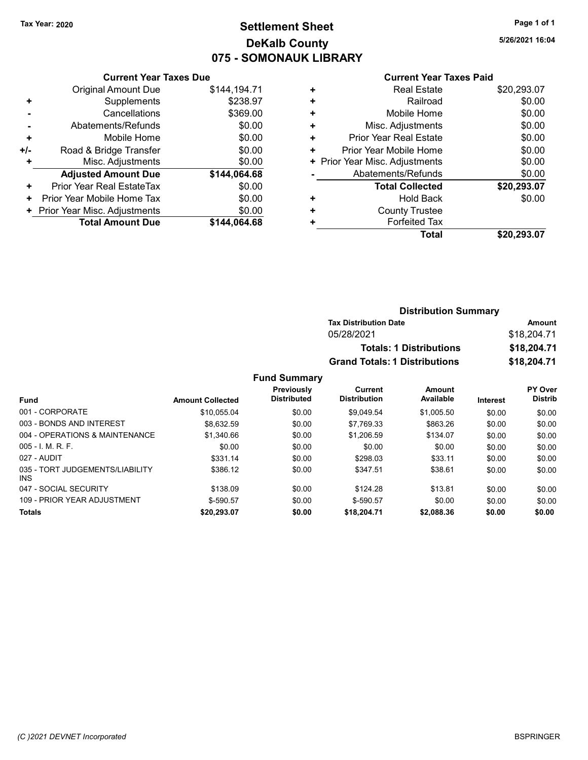**Tax Year: 2020**

# Settlement Sheet

## DeKalb County

## 075 - SOMONAUK LIBRARY

5/26/2021 16:04

### Current Year Taxes Due

| | | |
|---|---|---|
| | Original Amount Due | $144,194.71 |
| + | Supplements | $238.97 |
| - | Cancellations | $369.00 |
| - | Abatements/Refunds | $0.00 |
| + | Mobile Home | $0.00 |
| +/- | Road & Bridge Transfer | $0.00 |
| + | Misc. Adjustments | $0.00 |
| | **Adjusted Amount Due** | **$144,064.68** |
| + | Prior Year Real EstateTax | $0.00 |
| + | Prior Year Mobile Home Tax | $0.00 |
| + | Prior Year Misc. Adjustments | $0.00 |
| | **Total Amount Due** | **$144,064.68** |

### Current Year Taxes Paid

| | | |
|---|---|---|
| + | Real Estate | $20,293.07 |
| + | Railroad | $0.00 |
| + | Mobile Home | $0.00 |
| + | Misc. Adjustments | $0.00 |
| + | Prior Year Real Estate | $0.00 |
| + | Prior Year Mobile Home | $0.00 |
| + | Prior Year Misc. Adjustments | $0.00 |
| - | Abatements/Refunds | $0.00 |
| | **Total Collected** | **$20,293.07** |
| + | Hold Back | $0.00 |
| + | County Trustee | |
| + | Forfeited Tax | |
| | **Total** | **$20,293.07** |

### Distribution Summary

| Tax Distribution Date | Amount |
|---|---|
| 05/28/2021 | $18,204.71 |
| **Totals: 1 Distributions** | **$18,204.71** |
| **Grand Totals: 1 Distributions** | **$18,204.71** |

### Fund Summary

| Fund | Amount Collected | Previously Distributed | Current Distribution | Amount Available | Interest | PY Over Distrib |
|---|---|---|---|---|---|---|
| 001 - CORPORATE | $10,055.04 | $0.00 | $9,049.54 | $1,005.50 | $0.00 | $0.00 |
| 003 - BONDS AND INTEREST | $8,632.59 | $0.00 | $7,769.33 | $863.26 | $0.00 | $0.00 |
| 004 - OPERATIONS & MAINTENANCE | $1,340.66 | $0.00 | $1,206.59 | $134.07 | $0.00 | $0.00 |
| 005 - I. M. R. F. | $0.00 | $0.00 | $0.00 | $0.00 | $0.00 | $0.00 |
| 027 - AUDIT | $331.14 | $0.00 | $298.03 | $33.11 | $0.00 | $0.00 |
| 035 - TORT JUDGEMENTS/LIABILITY INS | $386.12 | $0.00 | $347.51 | $38.61 | $0.00 | $0.00 |
| 047 - SOCIAL SECURITY | $138.09 | $0.00 | $124.28 | $13.81 | $0.00 | $0.00 |
| 109 - PRIOR YEAR ADJUSTMENT | $-590.57 | $0.00 | $-590.57 | $0.00 | $0.00 | $0.00 |
| **Totals** | **$20,293.07** | **$0.00** | **$18,204.71** | **$2,088.36** | **$0.00** | **$0.00** |

(C )2021 DEVNET Incorporated — BSPRINGER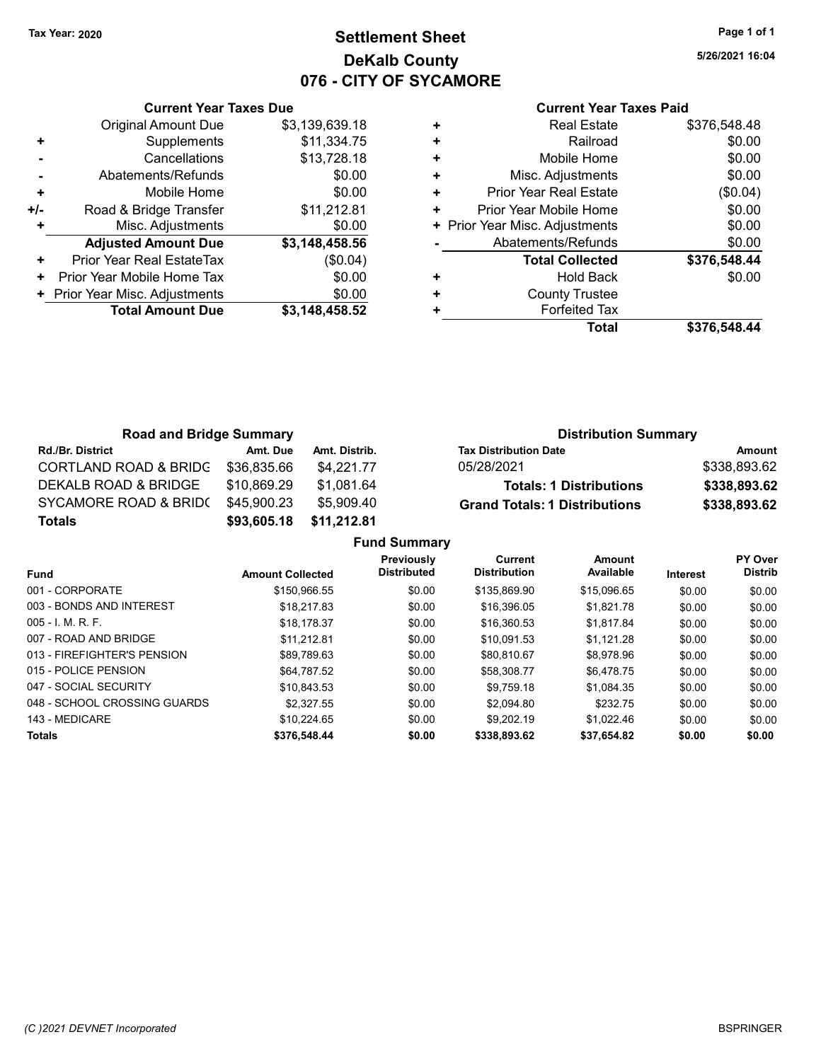Tax Year: 2020

# Settlement Sheet
## DeKalb County
## 076 - CITY OF SYCAMORE

5/26/2021 16:04

### Current Year Taxes Due

| | | |
|---|---|---|
| | Original Amount Due | $3,139,639.18 |
| + | Supplements | $11,334.75 |
| - | Cancellations | $13,728.18 |
| - | Abatements/Refunds | $0.00 |
| + | Mobile Home | $0.00 |
| +/- | Road & Bridge Transfer | $11,212.81 |
| + | Misc. Adjustments | $0.00 |
| | **Adjusted Amount Due** | **$3,148,458.56** |
| + | Prior Year Real EstateTax | ($0.04) |
| + | Prior Year Mobile Home Tax | $0.00 |
| + | Prior Year Misc. Adjustments | $0.00 |
| | **Total Amount Due** | **$3,148,458.52** |

### Current Year Taxes Paid

| | | |
|---|---|---|
| + | Real Estate | $376,548.48 |
| + | Railroad | $0.00 |
| + | Mobile Home | $0.00 |
| + | Misc. Adjustments | $0.00 |
| + | Prior Year Real Estate | ($0.04) |
| + | Prior Year Mobile Home | $0.00 |
| + | Prior Year Misc. Adjustments | $0.00 |
| - | Abatements/Refunds | $0.00 |
| | **Total Collected** | **$376,548.44** |
| + | Hold Back | $0.00 |
| + | County Trustee | |
| + | Forfeited Tax | |
| | **Total** | **$376,548.44** |

### Road and Bridge Summary

| Rd./Br. District | Amt. Due | Amt. Distrib. |
|---|---|---|
| CORTLAND ROAD & BRIDG | $36,835.66 | $4,221.77 |
| DEKALB ROAD & BRIDGE | $10,869.29 | $1,081.64 |
| SYCAMORE ROAD & BRID( | $45,900.23 | $5,909.40 |
| **Totals** | **$93,605.18** | **$11,212.81** |

### Distribution Summary

| Tax Distribution Date | Amount |
|---|---|
| 05/28/2021 | $338,893.62 |
| **Totals: 1 Distributions** | **$338,893.62** |
| **Grand Totals: 1 Distributions** | **$338,893.62** |

### Fund Summary

| Fund | Amount Collected | Previously Distributed | Current Distribution | Amount Available | Interest | PY Over Distrib |
|---|---|---|---|---|---|---|
| 001 - CORPORATE | $150,966.55 | $0.00 | $135,869.90 | $15,096.65 | $0.00 | $0.00 |
| 003 - BONDS AND INTEREST | $18,217.83 | $0.00 | $16,396.05 | $1,821.78 | $0.00 | $0.00 |
| 005 - I. M. R. F. | $18,178.37 | $0.00 | $16,360.53 | $1,817.84 | $0.00 | $0.00 |
| 007 - ROAD AND BRIDGE | $11,212.81 | $0.00 | $10,091.53 | $1,121.28 | $0.00 | $0.00 |
| 013 - FIREFIGHTER'S PENSION | $89,789.63 | $0.00 | $80,810.67 | $8,978.96 | $0.00 | $0.00 |
| 015 - POLICE PENSION | $64,787.52 | $0.00 | $58,308.77 | $6,478.75 | $0.00 | $0.00 |
| 047 - SOCIAL SECURITY | $10,843.53 | $0.00 | $9,759.18 | $1,084.35 | $0.00 | $0.00 |
| 048 - SCHOOL CROSSING GUARDS | $2,327.55 | $0.00 | $2,094.80 | $232.75 | $0.00 | $0.00 |
| 143 - MEDICARE | $10,224.65 | $0.00 | $9,202.19 | $1,022.46 | $0.00 | $0.00 |
| **Totals** | **$376,548.44** | **$0.00** | **$338,893.62** | **$37,654.82** | **$0.00** | **$0.00** |

(C )2021 DEVNET Incorporated

BSPRINGER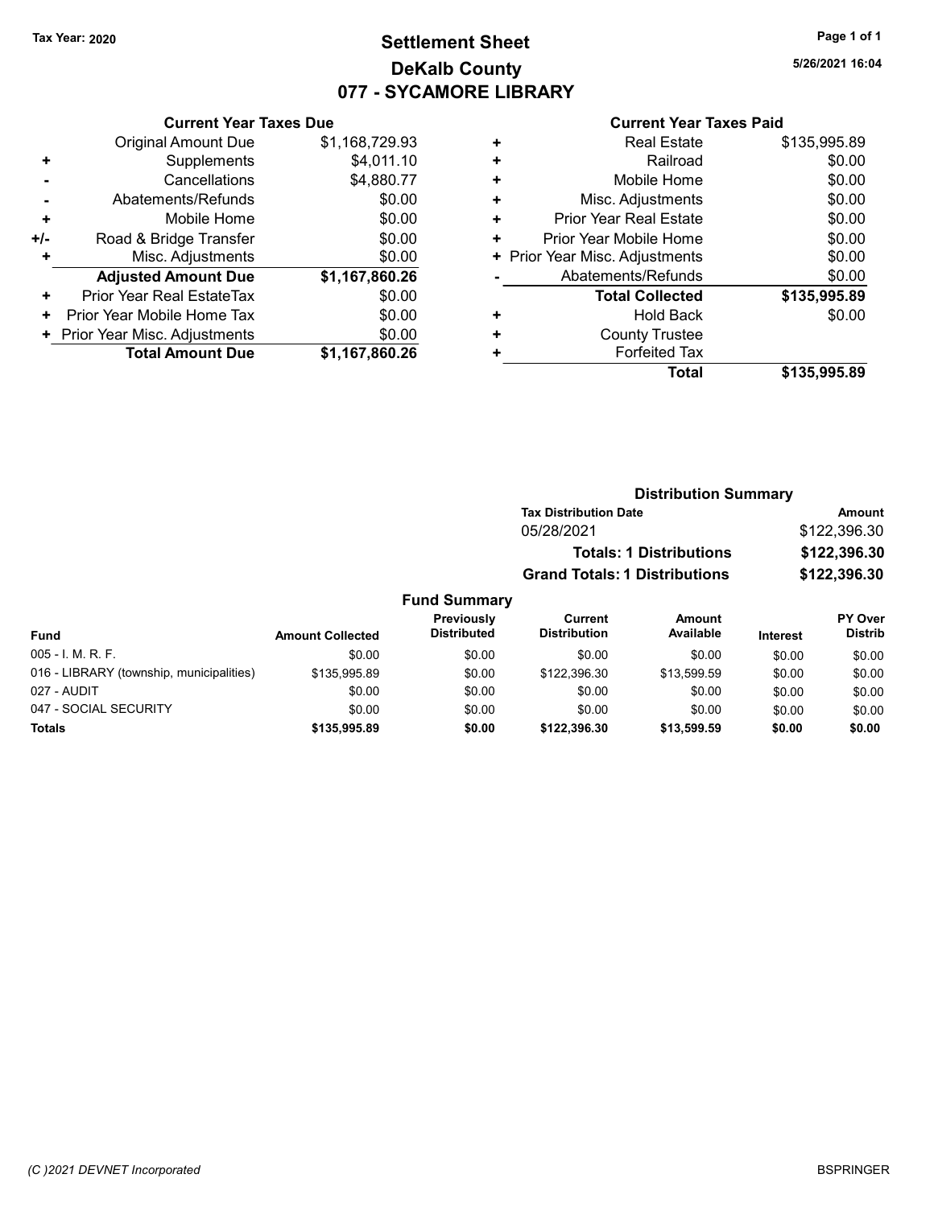Tax Year: 2020

# Settlement Sheet
## DeKalb County
## 077 - SYCAMORE LIBRARY

5/26/2021 16:04

### Current Year Taxes Due

| | | |
|---|---|---|
| | Original Amount Due | $1,168,729.93 |
| + | Supplements | $4,011.10 |
| - | Cancellations | $4,880.77 |
| - | Abatements/Refunds | $0.00 |
| + | Mobile Home | $0.00 |
| +/- | Road & Bridge Transfer | $0.00 |
| + | Misc. Adjustments | $0.00 |
| | **Adjusted Amount Due** | **$1,167,860.26** |
| + | Prior Year Real EstateTax | $0.00 |
| + | Prior Year Mobile Home Tax | $0.00 |
| + | Prior Year Misc. Adjustments | $0.00 |
| | **Total Amount Due** | **$1,167,860.26** |

### Current Year Taxes Paid

| | | |
|---|---|---|
| + | Real Estate | $135,995.89 |
| + | Railroad | $0.00 |
| + | Mobile Home | $0.00 |
| + | Misc. Adjustments | $0.00 |
| + | Prior Year Real Estate | $0.00 |
| + | Prior Year Mobile Home | $0.00 |
| + | Prior Year Misc. Adjustments | $0.00 |
| - | Abatements/Refunds | $0.00 |
| | **Total Collected** | **$135,995.89** |
| + | Hold Back | $0.00 |
| + | County Trustee | |
| + | Forfeited Tax | |
| | **Total** | **$135,995.89** |

### Distribution Summary

| Tax Distribution Date | Amount |
|---|---|
| 05/28/2021 | $122,396.30 |
| **Totals: 1 Distributions** | **$122,396.30** |
| **Grand Totals: 1 Distributions** | **$122,396.30** |

### Fund Summary

| Fund | Amount Collected | Previously Distributed | Current Distribution | Amount Available | Interest | PY Over Distrib |
|---|---|---|---|---|---|---|
| 005 - I. M. R. F. | $0.00 | $0.00 | $0.00 | $0.00 | $0.00 | $0.00 |
| 016 - LIBRARY (township, municipalities) | $135,995.89 | $0.00 | $122,396.30 | $13,599.59 | $0.00 | $0.00 |
| 027 - AUDIT | $0.00 | $0.00 | $0.00 | $0.00 | $0.00 | $0.00 |
| 047 - SOCIAL SECURITY | $0.00 | $0.00 | $0.00 | $0.00 | $0.00 | $0.00 |
| **Totals** | **$135,995.89** | **$0.00** | **$122,396.30** | **$13,599.59** | **$0.00** | **$0.00** |

(C )2021 DEVNET Incorporated

BSPRINGER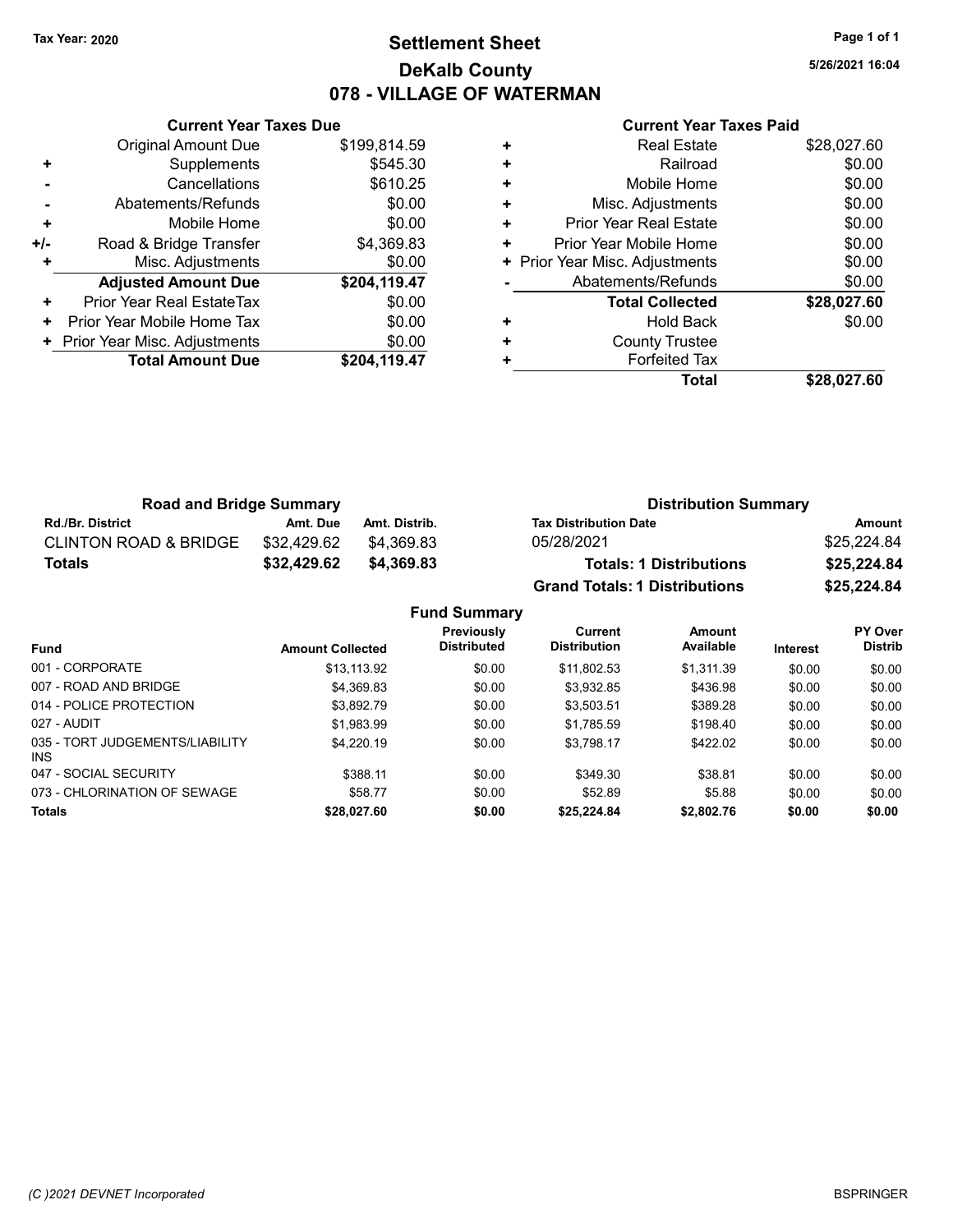Tax Year: 2020

# Settlement Sheet

## DeKalb County

## 078 - VILLAGE OF WATERMAN

5/26/2021 16:04

### Current Year Taxes Due

| | | |
|---|---|---|
| | Original Amount Due | $199,814.59 |
| + | Supplements | $545.30 |
| - | Cancellations | $610.25 |
| - | Abatements/Refunds | $0.00 |
| + | Mobile Home | $0.00 |
| +/- | Road & Bridge Transfer | $4,369.83 |
| + | Misc. Adjustments | $0.00 |
| | **Adjusted Amount Due** | **$204,119.47** |
| + | Prior Year Real EstateTax | $0.00 |
| + | Prior Year Mobile Home Tax | $0.00 |
| + | Prior Year Misc. Adjustments | $0.00 |
| | **Total Amount Due** | **$204,119.47** |

### Current Year Taxes Paid

| | | |
|---|---|---|
| + | Real Estate | $28,027.60 |
| + | Railroad | $0.00 |
| + | Mobile Home | $0.00 |
| + | Misc. Adjustments | $0.00 |
| + | Prior Year Real Estate | $0.00 |
| + | Prior Year Mobile Home | $0.00 |
| + | Prior Year Misc. Adjustments | $0.00 |
| - | Abatements/Refunds | $0.00 |
| | **Total Collected** | **$28,027.60** |
| + | Hold Back | $0.00 |
| + | County Trustee | |
| + | Forfeited Tax | |
| | **Total** | **$28,027.60** |

### Road and Bridge Summary

| Rd./Br. District | Amt. Due | Amt. Distrib. |
|---|---|---|
| CLINTON ROAD & BRIDGE | $32,429.62 | $4,369.83 |
| **Totals** | **$32,429.62** | **$4,369.83** |

### Distribution Summary

| Tax Distribution Date | Amount |
|---|---|
| 05/28/2021 | $25,224.84 |
| **Totals: 1 Distributions** | **$25,224.84** |
| **Grand Totals: 1 Distributions** | **$25,224.84** |

### Fund Summary

| Fund | Amount Collected | Previously Distributed | Current Distribution | Amount Available | Interest | PY Over Distrib |
|---|---|---|---|---|---|---|
| 001 - CORPORATE | $13,113.92 | $0.00 | $11,802.53 | $1,311.39 | $0.00 | $0.00 |
| 007 - ROAD AND BRIDGE | $4,369.83 | $0.00 | $3,932.85 | $436.98 | $0.00 | $0.00 |
| 014 - POLICE PROTECTION | $3,892.79 | $0.00 | $3,503.51 | $389.28 | $0.00 | $0.00 |
| 027 - AUDIT | $1,983.99 | $0.00 | $1,785.59 | $198.40 | $0.00 | $0.00 |
| 035 - TORT JUDGEMENTS/LIABILITY INS | $4,220.19 | $0.00 | $3,798.17 | $422.02 | $0.00 | $0.00 |
| 047 - SOCIAL SECURITY | $388.11 | $0.00 | $349.30 | $38.81 | $0.00 | $0.00 |
| 073 - CHLORINATION OF SEWAGE | $58.77 | $0.00 | $52.89 | $5.88 | $0.00 | $0.00 |
| **Totals** | **$28,027.60** | **$0.00** | **$25,224.84** | **$2,802.76** | **$0.00** | **$0.00** |

(C )2021 DEVNET Incorporated BSPRINGER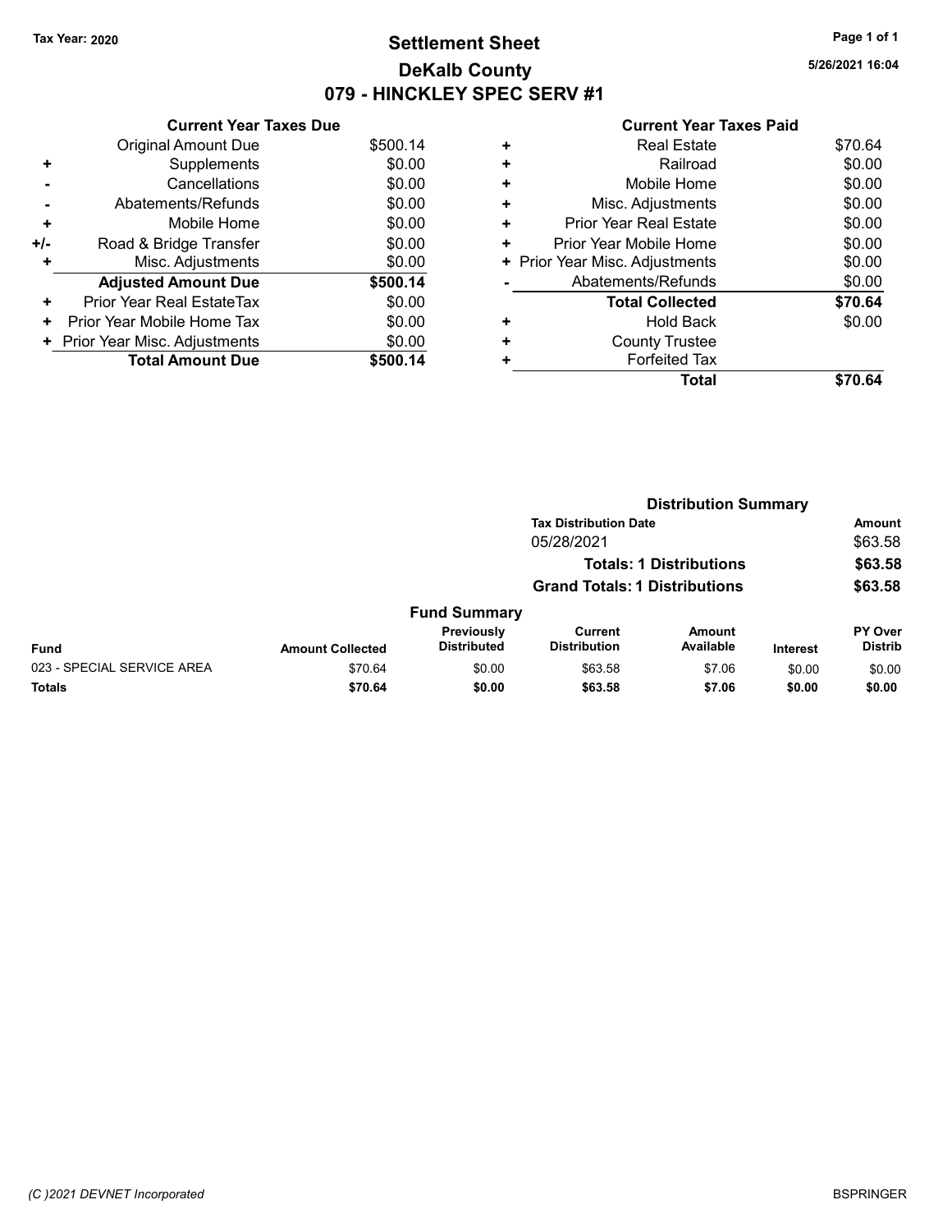Tax Year: 2020

# Settlement Sheet
## DeKalb County
## 079 - HINCKLEY SPEC SERV #1

5/26/2021 16:04

### Current Year Taxes Due

| | | |
|---|---|---|
| | Original Amount Due | $500.14 |
| + | Supplements | $0.00 |
| - | Cancellations | $0.00 |
| - | Abatements/Refunds | $0.00 |
| + | Mobile Home | $0.00 |
| +/- | Road & Bridge Transfer | $0.00 |
| + | Misc. Adjustments | $0.00 |
| | **Adjusted Amount Due** | **$500.14** |
| + | Prior Year Real EstateTax | $0.00 |
| + | Prior Year Mobile Home Tax | $0.00 |
| + | Prior Year Misc. Adjustments | $0.00 |
| | **Total Amount Due** | **$500.14** |

### Current Year Taxes Paid

| | | |
|---|---|---|
| + | Real Estate | $70.64 |
| + | Railroad | $0.00 |
| + | Mobile Home | $0.00 |
| + | Misc. Adjustments | $0.00 |
| + | Prior Year Real Estate | $0.00 |
| + | Prior Year Mobile Home | $0.00 |
| + | Prior Year Misc. Adjustments | $0.00 |
| - | Abatements/Refunds | $0.00 |
| | **Total Collected** | **$70.64** |
| + | Hold Back | $0.00 |
| + | County Trustee | |
| + | Forfeited Tax | |
| | **Total** | **$70.64** |

### Distribution Summary

| Tax Distribution Date | Amount |
|---|---|
| 05/28/2021 | $63.58 |
| **Totals: 1 Distributions** | **$63.58** |
| **Grand Totals: 1 Distributions** | **$63.58** |

### Fund Summary

| Fund | Amount Collected | Previously Distributed | Current Distribution | Amount Available | Interest | PY Over Distrib |
|---|---|---|---|---|---|---|
| 023 - SPECIAL SERVICE AREA | $70.64 | $0.00 | $63.58 | $7.06 | $0.00 | $0.00 |
| **Totals** | **$70.64** | **$0.00** | **$63.58** | **$7.06** | **$0.00** | **$0.00** |

*(C )2021 DEVNET Incorporated* BSPRINGER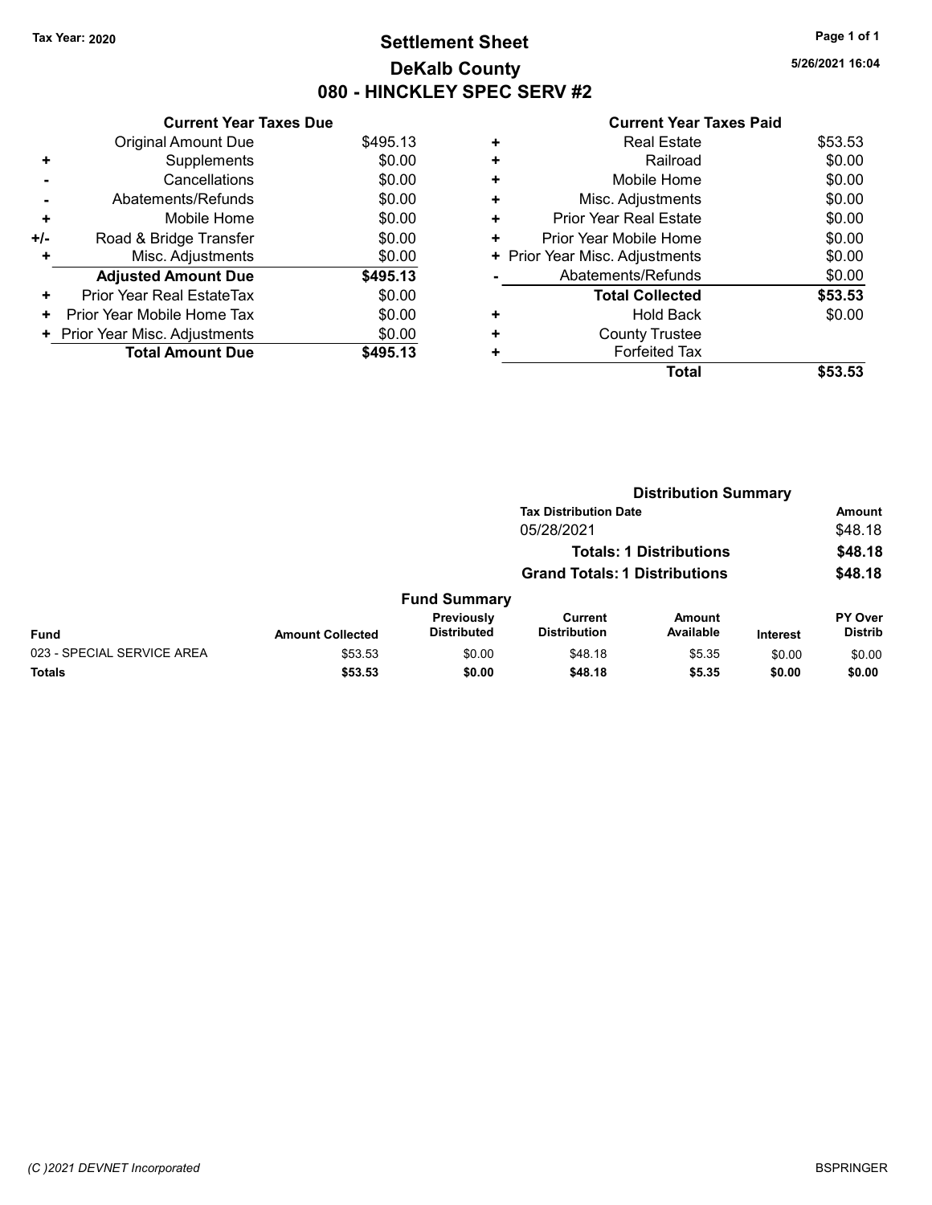Tax Year: 2020

# Settlement Sheet
## DeKalb County
## 080 - HINCKLEY SPEC SERV #2

5/26/2021 16:04

### Current Year Taxes Due

| | | |
|---|---|---|
| | Original Amount Due | $495.13 |
| + | Supplements | $0.00 |
| - | Cancellations | $0.00 |
| - | Abatements/Refunds | $0.00 |
| + | Mobile Home | $0.00 |
| +/- | Road & Bridge Transfer | $0.00 |
| + | Misc. Adjustments | $0.00 |
| | **Adjusted Amount Due** | **$495.13** |
| + | Prior Year Real EstateTax | $0.00 |
| + | Prior Year Mobile Home Tax | $0.00 |
| + | Prior Year Misc. Adjustments | $0.00 |
| | **Total Amount Due** | **$495.13** |

### Current Year Taxes Paid

| | | |
|---|---|---|
| + | Real Estate | $53.53 |
| + | Railroad | $0.00 |
| + | Mobile Home | $0.00 |
| + | Misc. Adjustments | $0.00 |
| + | Prior Year Real Estate | $0.00 |
| + | Prior Year Mobile Home | $0.00 |
| + | Prior Year Misc. Adjustments | $0.00 |
| - | Abatements/Refunds | $0.00 |
| | **Total Collected** | **$53.53** |
| + | Hold Back | $0.00 |
| + | County Trustee | |
| + | Forfeited Tax | |
| | **Total** | **$53.53** |

### Distribution Summary

| Tax Distribution Date | Amount |
|---|---|
| 05/28/2021 | $48.18 |
| **Totals: 1 Distributions** | **$48.18** |
| **Grand Totals: 1 Distributions** | **$48.18** |

### Fund Summary

| Fund | Amount Collected | Previously Distributed | Current Distribution | Amount Available | Interest | PY Over Distrib |
|---|---|---|---|---|---|---|
| 023 - SPECIAL SERVICE AREA | $53.53 | $0.00 | $48.18 | $5.35 | $0.00 | $0.00 |
| **Totals** | **$53.53** | **$0.00** | **$48.18** | **$5.35** | **$0.00** | **$0.00** |

(C )2021 DEVNET Incorporated

BSPRINGER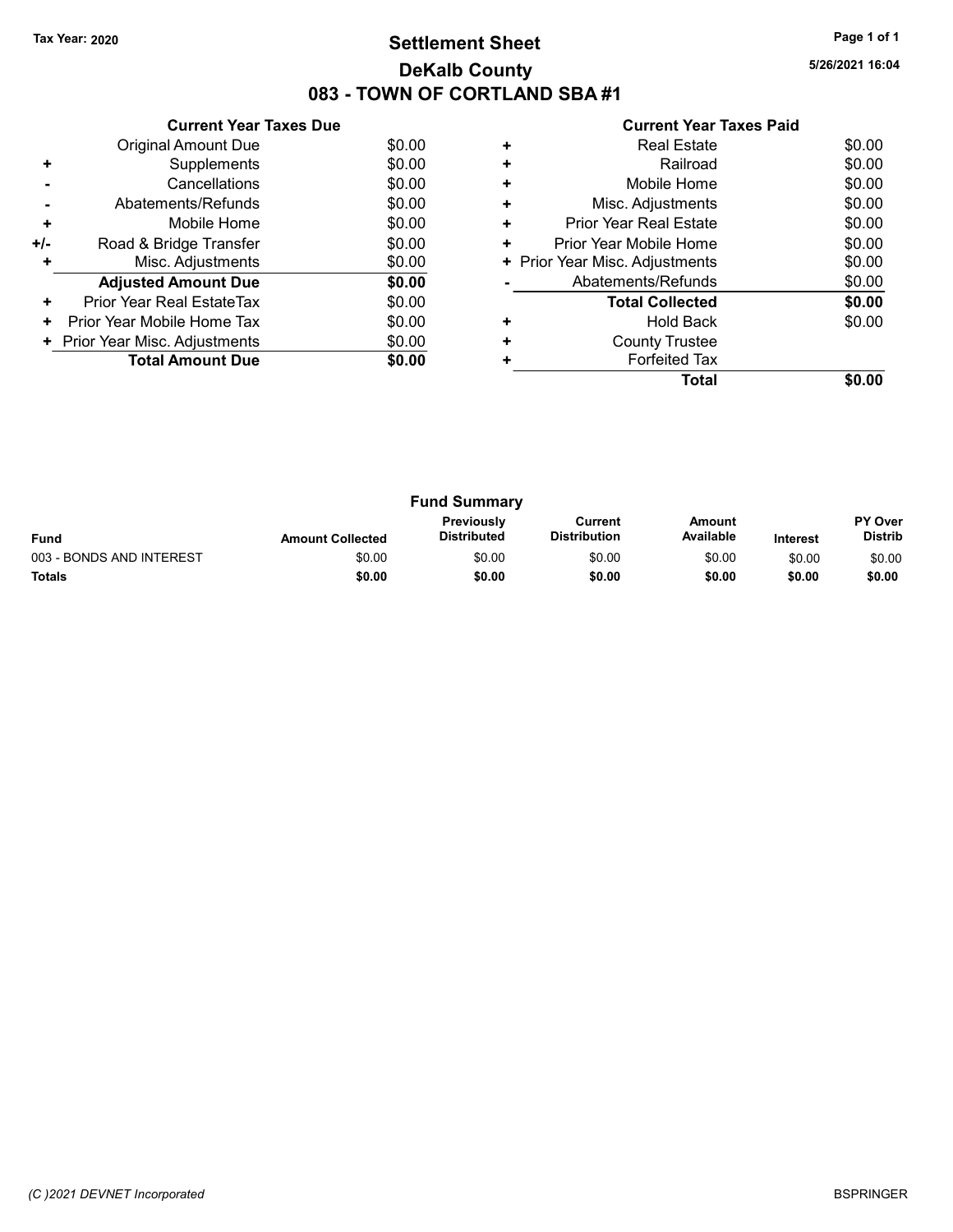Tax Year: 2020

# Settlement Sheet
## DeKalb County
## 083 - TOWN OF CORTLAND SBA #1

5/26/2021 16:04

### Current Year Taxes Due

| | | |
|---|---|---|
| | Original Amount Due | $0.00 |
| + | Supplements | $0.00 |
| - | Cancellations | $0.00 |
| - | Abatements/Refunds | $0.00 |
| + | Mobile Home | $0.00 |
| +/- | Road & Bridge Transfer | $0.00 |
| + | Misc. Adjustments | $0.00 |
| | **Adjusted Amount Due** | **$0.00** |
| + | Prior Year Real EstateTax | $0.00 |
| + | Prior Year Mobile Home Tax | $0.00 |
| + | Prior Year Misc. Adjustments | $0.00 |
| | **Total Amount Due** | **$0.00** |

### Current Year Taxes Paid

| | | |
|---|---|---|
| + | Real Estate | $0.00 |
| + | Railroad | $0.00 |
| + | Mobile Home | $0.00 |
| + | Misc. Adjustments | $0.00 |
| + | Prior Year Real Estate | $0.00 |
| + | Prior Year Mobile Home | $0.00 |
| + | Prior Year Misc. Adjustments | $0.00 |
| - | Abatements/Refunds | $0.00 |
| | **Total Collected** | **$0.00** |
| + | Hold Back | $0.00 |
| + | County Trustee | |
| + | Forfeited Tax | |
| | **Total** | **$0.00** |

### Fund Summary

| Fund | Amount Collected | Previously Distributed | Current Distribution | Amount Available | Interest | PY Over Distrib |
|---|---|---|---|---|---|---|
| 003 - BONDS AND INTEREST | $0.00 | $0.00 | $0.00 | $0.00 | $0.00 | $0.00 |
| **Totals** | **$0.00** | **$0.00** | **$0.00** | **$0.00** | **$0.00** | **$0.00** |

*(C )2021 DEVNET Incorporated* BSPRINGER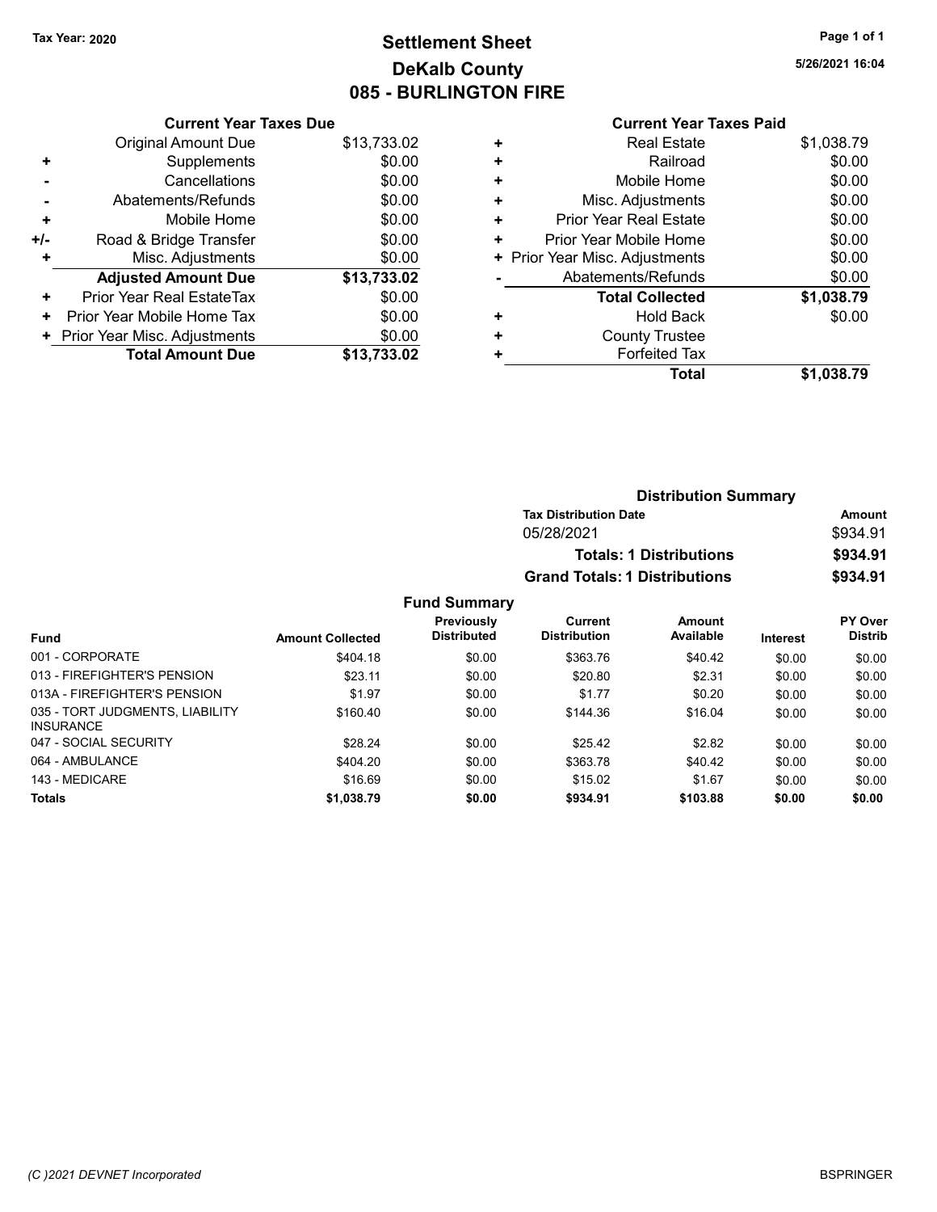Tax Year: 2020

# Settlement Sheet
## DeKalb County
## 085 - BURLINGTON FIRE

5/26/2021 16:04

### Current Year Taxes Due

| | | |
|---|---|---|
| | Original Amount Due | $13,733.02 |
| + | Supplements | $0.00 |
| - | Cancellations | $0.00 |
| - | Abatements/Refunds | $0.00 |
| + | Mobile Home | $0.00 |
| +/- | Road & Bridge Transfer | $0.00 |
| + | Misc. Adjustments | $0.00 |
| | **Adjusted Amount Due** | **$13,733.02** |
| + | Prior Year Real EstateTax | $0.00 |
| + | Prior Year Mobile Home Tax | $0.00 |
| + | Prior Year Misc. Adjustments | $0.00 |
| | **Total Amount Due** | **$13,733.02** |

### Current Year Taxes Paid

| | | |
|---|---|---|
| + | Real Estate | $1,038.79 |
| + | Railroad | $0.00 |
| + | Mobile Home | $0.00 |
| + | Misc. Adjustments | $0.00 |
| + | Prior Year Real Estate | $0.00 |
| + | Prior Year Mobile Home | $0.00 |
| + | Prior Year Misc. Adjustments | $0.00 |
| - | Abatements/Refunds | $0.00 |
| | **Total Collected** | **$1,038.79** |
| + | Hold Back | $0.00 |
| + | County Trustee | |
| + | Forfeited Tax | |
| | **Total** | **$1,038.79** |

### Distribution Summary

| Tax Distribution Date | Amount |
|---|---|
| 05/28/2021 | $934.91 |
| **Totals: 1 Distributions** | **$934.91** |
| **Grand Totals: 1 Distributions** | **$934.91** |

### Fund Summary

| Fund | Amount Collected | Previously Distributed | Current Distribution | Amount Available | Interest | PY Over Distrib |
|---|---|---|---|---|---|---|
| 001 - CORPORATE | $404.18 | $0.00 | $363.76 | $40.42 | $0.00 | $0.00 |
| 013 - FIREFIGHTER'S PENSION | $23.11 | $0.00 | $20.80 | $2.31 | $0.00 | $0.00 |
| 013A - FIREFIGHTER'S PENSION | $1.97 | $0.00 | $1.77 | $0.20 | $0.00 | $0.00 |
| 035 - TORT JUDGMENTS, LIABILITY INSURANCE | $160.40 | $0.00 | $144.36 | $16.04 | $0.00 | $0.00 |
| 047 - SOCIAL SECURITY | $28.24 | $0.00 | $25.42 | $2.82 | $0.00 | $0.00 |
| 064 - AMBULANCE | $404.20 | $0.00 | $363.78 | $40.42 | $0.00 | $0.00 |
| 143 - MEDICARE | $16.69 | $0.00 | $15.02 | $1.67 | $0.00 | $0.00 |
| **Totals** | **$1,038.79** | **$0.00** | **$934.91** | **$103.88** | **$0.00** | **$0.00** |

(C )2021 DEVNET Incorporated

BSPRINGER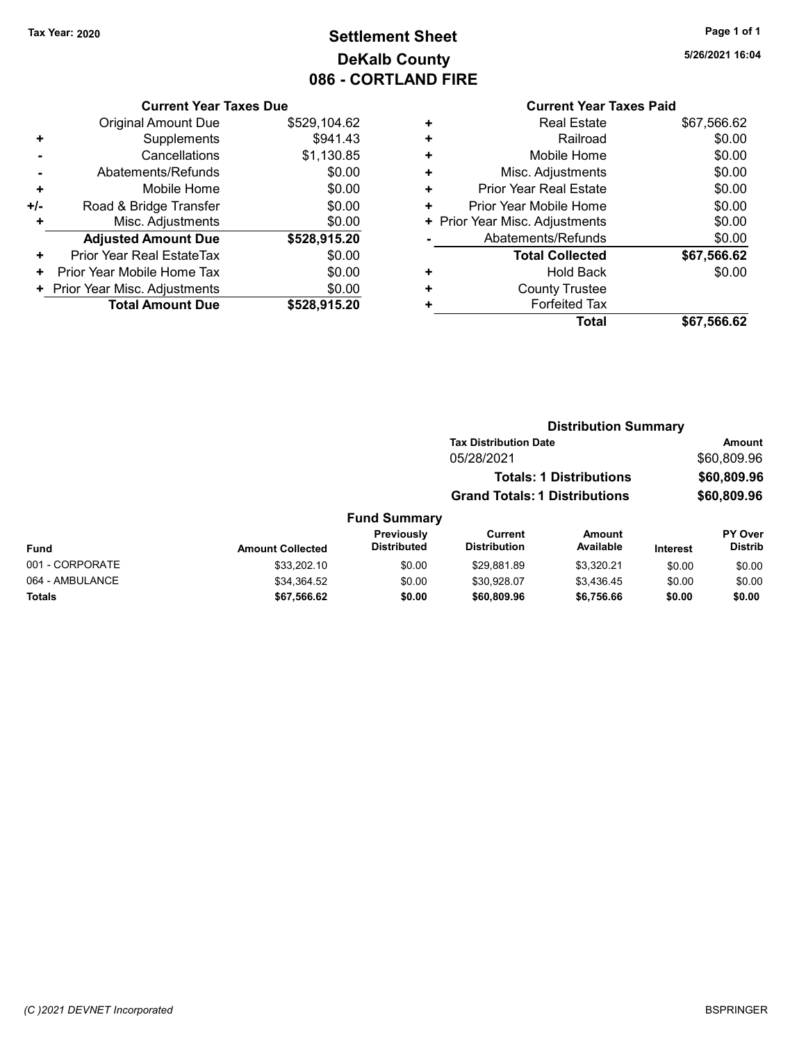Tax Year: 2020

# Settlement Sheet
## DeKalb County
## 086 - CORTLAND FIRE

5/26/2021 16:04

### Current Year Taxes Due

| | | |
|---|---|---|
| | Original Amount Due | $529,104.62 |
| + | Supplements | $941.43 |
| - | Cancellations | $1,130.85 |
| - | Abatements/Refunds | $0.00 |
| + | Mobile Home | $0.00 |
| +/- | Road & Bridge Transfer | $0.00 |
| + | Misc. Adjustments | $0.00 |
| | **Adjusted Amount Due** | **$528,915.20** |
| + | Prior Year Real EstateTax | $0.00 |
| + | Prior Year Mobile Home Tax | $0.00 |
| + | Prior Year Misc. Adjustments | $0.00 |
| | **Total Amount Due** | **$528,915.20** |

### Current Year Taxes Paid

| | | |
|---|---|---|
| + | Real Estate | $67,566.62 |
| + | Railroad | $0.00 |
| + | Mobile Home | $0.00 |
| + | Misc. Adjustments | $0.00 |
| + | Prior Year Real Estate | $0.00 |
| + | Prior Year Mobile Home | $0.00 |
| + | Prior Year Misc. Adjustments | $0.00 |
| - | Abatements/Refunds | $0.00 |
| | **Total Collected** | **$67,566.62** |
| + | Hold Back | $0.00 |
| + | County Trustee | |
| + | Forfeited Tax | |
| | **Total** | **$67,566.62** |

### Distribution Summary

| Tax Distribution Date | Amount |
|---|---|
| 05/28/2021 | $60,809.96 |
| **Totals: 1 Distributions** | **$60,809.96** |
| **Grand Totals: 1 Distributions** | **$60,809.96** |

### Fund Summary

| Fund | Amount Collected | Previously Distributed | Current Distribution | Amount Available | Interest | PY Over Distrib |
|---|---|---|---|---|---|---|
| 001 - CORPORATE | $33,202.10 | $0.00 | $29,881.89 | $3,320.21 | $0.00 | $0.00 |
| 064 - AMBULANCE | $34,364.52 | $0.00 | $30,928.07 | $3,436.45 | $0.00 | $0.00 |
| **Totals** | **$67,566.62** | **$0.00** | **$60,809.96** | **$6,756.66** | **$0.00** | **$0.00** |

(C )2021 DEVNET Incorporated

BSPRINGER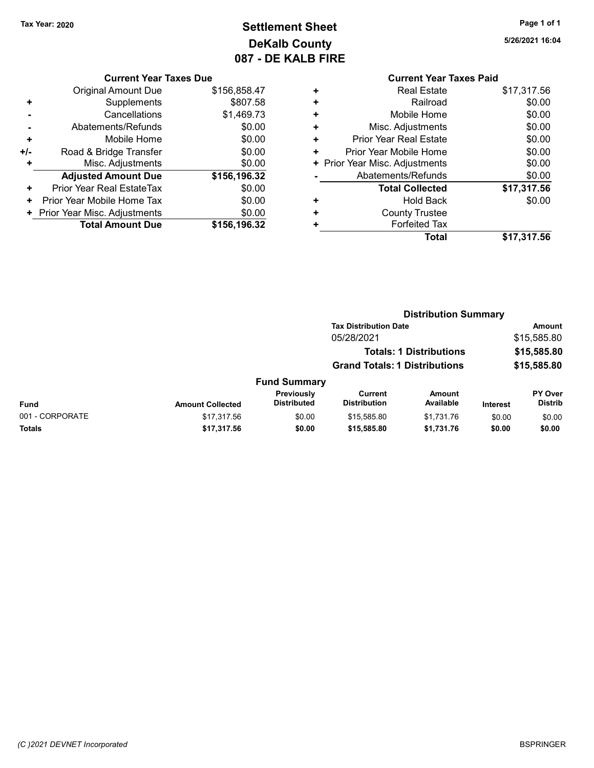Tax Year: 2020

# Settlement Sheet
## DeKalb County
## 087 - DE KALB FIRE

5/26/2021 16:04

### Current Year Taxes Due

| | | |
|---|---|---|
| | Original Amount Due | $156,858.47 |
| + | Supplements | $807.58 |
| - | Cancellations | $1,469.73 |
| - | Abatements/Refunds | $0.00 |
| + | Mobile Home | $0.00 |
| +/- | Road & Bridge Transfer | $0.00 |
| + | Misc. Adjustments | $0.00 |
| | **Adjusted Amount Due** | **$156,196.32** |
| + | Prior Year Real EstateTax | $0.00 |
| + | Prior Year Mobile Home Tax | $0.00 |
| + | Prior Year Misc. Adjustments | $0.00 |
| | **Total Amount Due** | **$156,196.32** |

### Current Year Taxes Paid

| | | |
|---|---|---|
| + | Real Estate | $17,317.56 |
| + | Railroad | $0.00 |
| + | Mobile Home | $0.00 |
| + | Misc. Adjustments | $0.00 |
| + | Prior Year Real Estate | $0.00 |
| + | Prior Year Mobile Home | $0.00 |
| + | Prior Year Misc. Adjustments | $0.00 |
| - | Abatements/Refunds | $0.00 |
| | **Total Collected** | **$17,317.56** |
| + | Hold Back | $0.00 |
| + | County Trustee | |
| + | Forfeited Tax | |
| | **Total** | **$17,317.56** |

### Distribution Summary

| Tax Distribution Date | Amount |
|---|---|
| 05/28/2021 | $15,585.80 |
| **Totals: 1 Distributions** | **$15,585.80** |
| **Grand Totals: 1 Distributions** | **$15,585.80** |

### Fund Summary

| Fund | Amount Collected | Previously Distributed | Current Distribution | Amount Available | Interest | PY Over Distrib |
|---|---|---|---|---|---|---|
| 001 - CORPORATE | $17,317.56 | $0.00 | $15,585.80 | $1,731.76 | $0.00 | $0.00 |
| **Totals** | **$17,317.56** | **$0.00** | **$15,585.80** | **$1,731.76** | **$0.00** | **$0.00** |

(C )2021 DEVNET Incorporated

BSPRINGER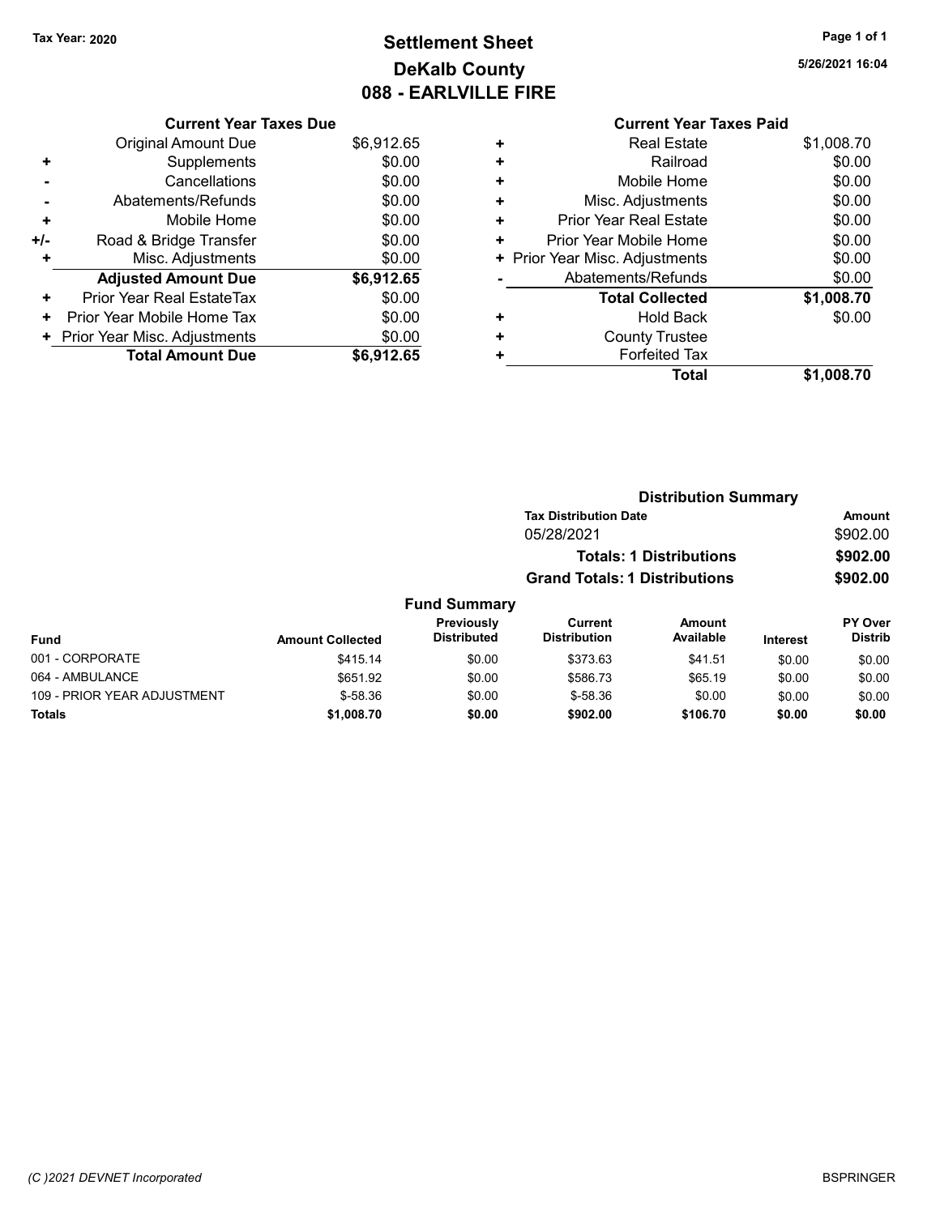Tax Year: 2020

# Settlement Sheet
## DeKalb County
## 088 - EARLVILLE FIRE

5/26/2021 16:04

### Current Year Taxes Due

| | | |
|---|---|---|
| | Original Amount Due | $6,912.65 |
| + | Supplements | $0.00 |
| - | Cancellations | $0.00 |
| - | Abatements/Refunds | $0.00 |
| + | Mobile Home | $0.00 |
| +/- | Road & Bridge Transfer | $0.00 |
| + | Misc. Adjustments | $0.00 |
| | **Adjusted Amount Due** | **$6,912.65** |
| + | Prior Year Real EstateTax | $0.00 |
| + | Prior Year Mobile Home Tax | $0.00 |
| + | Prior Year Misc. Adjustments | $0.00 |
| | **Total Amount Due** | **$6,912.65** |

### Current Year Taxes Paid

| | | |
|---|---|---|
| + | Real Estate | $1,008.70 |
| + | Railroad | $0.00 |
| + | Mobile Home | $0.00 |
| + | Misc. Adjustments | $0.00 |
| + | Prior Year Real Estate | $0.00 |
| + | Prior Year Mobile Home | $0.00 |
| + | Prior Year Misc. Adjustments | $0.00 |
| - | Abatements/Refunds | $0.00 |
| | **Total Collected** | **$1,008.70** |
| + | Hold Back | $0.00 |
| + | County Trustee | |
| + | Forfeited Tax | |
| | **Total** | **$1,008.70** |

### Distribution Summary

| Tax Distribution Date | Amount |
|---|---|
| 05/28/2021 | $902.00 |
| **Totals: 1 Distributions** | **$902.00** |
| **Grand Totals: 1 Distributions** | **$902.00** |

### Fund Summary

| Fund | Amount Collected | Previously Distributed | Current Distribution | Amount Available | Interest | PY Over Distrib |
|---|---|---|---|---|---|---|
| 001 - CORPORATE | $415.14 | $0.00 | $373.63 | $41.51 | $0.00 | $0.00 |
| 064 - AMBULANCE | $651.92 | $0.00 | $586.73 | $65.19 | $0.00 | $0.00 |
| 109 - PRIOR YEAR ADJUSTMENT | $-58.36 | $0.00 | $-58.36 | $0.00 | $0.00 | $0.00 |
| **Totals** | **$1,008.70** | **$0.00** | **$902.00** | **$106.70** | **$0.00** | **$0.00** |

(C )2021 DEVNET Incorporated

BSPRINGER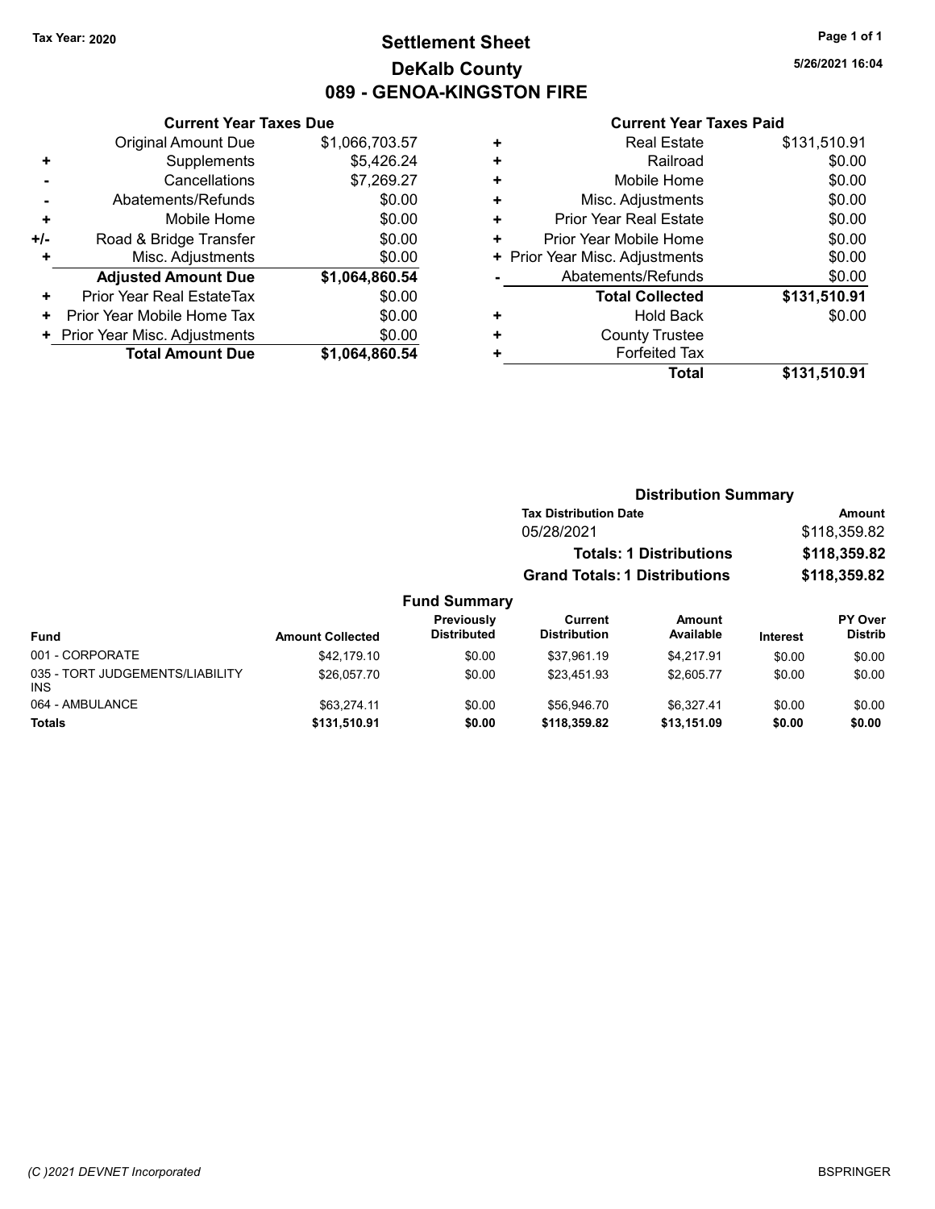Tax Year: 2020

# Settlement Sheet
## DeKalb County
## 089 - GENOA-KINGSTON FIRE

5/26/2021 16:04

### Current Year Taxes Due

| | | |
|---|---|---|
| | Original Amount Due | $1,066,703.57 |
| + | Supplements | $5,426.24 |
| - | Cancellations | $7,269.27 |
| - | Abatements/Refunds | $0.00 |
| + | Mobile Home | $0.00 |
| +/- | Road & Bridge Transfer | $0.00 |
| + | Misc. Adjustments | $0.00 |
| | **Adjusted Amount Due** | **$1,064,860.54** |
| + | Prior Year Real EstateTax | $0.00 |
| + | Prior Year Mobile Home Tax | $0.00 |
| + | Prior Year Misc. Adjustments | $0.00 |
| | **Total Amount Due** | **$1,064,860.54** |

### Current Year Taxes Paid

| | | |
|---|---|---|
| + | Real Estate | $131,510.91 |
| + | Railroad | $0.00 |
| + | Mobile Home | $0.00 |
| + | Misc. Adjustments | $0.00 |
| + | Prior Year Real Estate | $0.00 |
| + | Prior Year Mobile Home | $0.00 |
| + | Prior Year Misc. Adjustments | $0.00 |
| - | Abatements/Refunds | $0.00 |
| | **Total Collected** | **$131,510.91** |
| + | Hold Back | $0.00 |
| + | County Trustee | |
| + | Forfeited Tax | |
| | **Total** | **$131,510.91** |

### Distribution Summary

| Tax Distribution Date | Amount |
|---|---|
| 05/28/2021 | $118,359.82 |
| **Totals: 1 Distributions** | **$118,359.82** |
| **Grand Totals: 1 Distributions** | **$118,359.82** |

### Fund Summary

| Fund | Amount Collected | Previously Distributed | Current Distribution | Amount Available | Interest | PY Over Distrib |
|---|---|---|---|---|---|---|
| 001 - CORPORATE | $42,179.10 | $0.00 | $37,961.19 | $4,217.91 | $0.00 | $0.00 |
| 035 - TORT JUDGEMENTS/LIABILITY INS | $26,057.70 | $0.00 | $23,451.93 | $2,605.77 | $0.00 | $0.00 |
| 064 - AMBULANCE | $63,274.11 | $0.00 | $56,946.70 | $6,327.41 | $0.00 | $0.00 |
| **Totals** | **$131,510.91** | **$0.00** | **$118,359.82** | **$13,151.09** | **$0.00** | **$0.00** |

(C )2021 DEVNET Incorporated BSPRINGER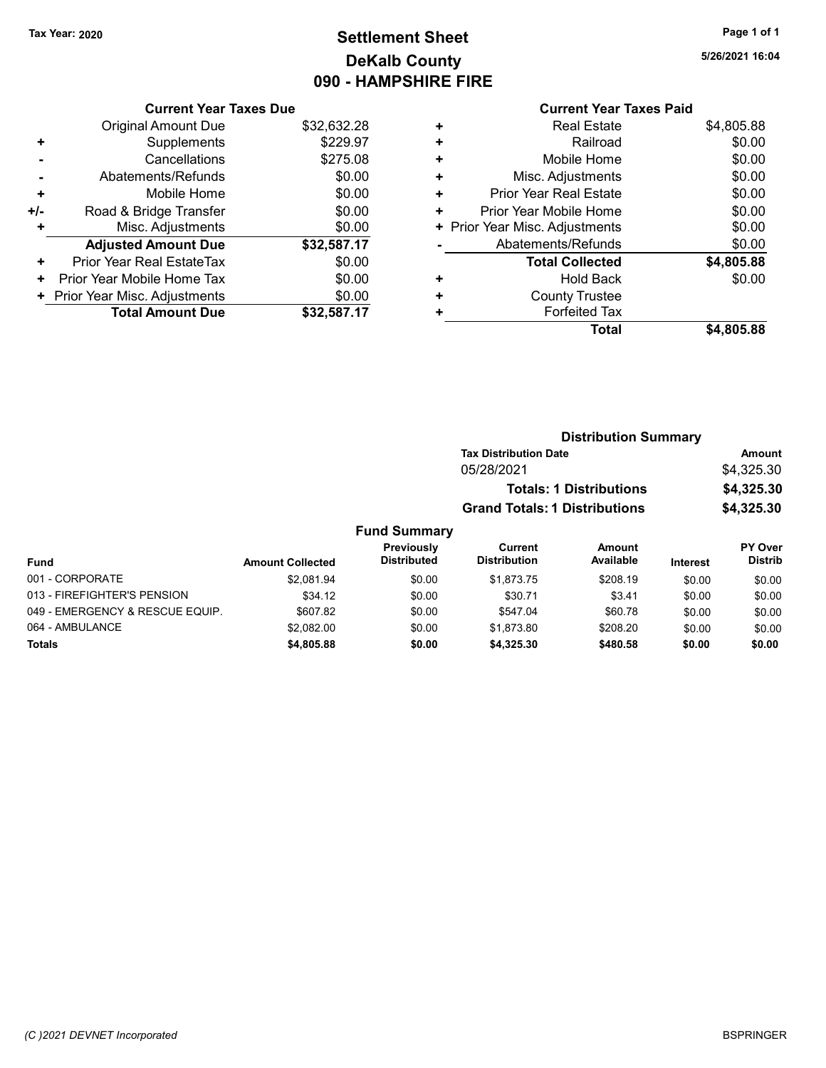Tax Year: 2020

# Settlement Sheet
## DeKalb County
## 090 - HAMPSHIRE FIRE

5/26/2021 16:04

### Current Year Taxes Due

| | | |
|---|---|---|
| | Original Amount Due | $32,632.28 |
| + | Supplements | $229.97 |
| - | Cancellations | $275.08 |
| - | Abatements/Refunds | $0.00 |
| + | Mobile Home | $0.00 |
| +/- | Road & Bridge Transfer | $0.00 |
| + | Misc. Adjustments | $0.00 |
| | **Adjusted Amount Due** | **$32,587.17** |
| + | Prior Year Real EstateTax | $0.00 |
| + | Prior Year Mobile Home Tax | $0.00 |
| + | Prior Year Misc. Adjustments | $0.00 |
| | **Total Amount Due** | **$32,587.17** |

### Current Year Taxes Paid

| | | |
|---|---|---|
| + | Real Estate | $4,805.88 |
| + | Railroad | $0.00 |
| + | Mobile Home | $0.00 |
| + | Misc. Adjustments | $0.00 |
| + | Prior Year Real Estate | $0.00 |
| + | Prior Year Mobile Home | $0.00 |
| + | Prior Year Misc. Adjustments | $0.00 |
| - | Abatements/Refunds | $0.00 |
| | **Total Collected** | **$4,805.88** |
| + | Hold Back | $0.00 |
| + | County Trustee | |
| + | Forfeited Tax | |
| | **Total** | **$4,805.88** |

### Distribution Summary

| Tax Distribution Date | Amount |
|---|---|
| 05/28/2021 | $4,325.30 |
| **Totals: 1 Distributions** | **$4,325.30** |
| **Grand Totals: 1 Distributions** | **$4,325.30** |

### Fund Summary

| Fund | Amount Collected | Previously Distributed | Current Distribution | Amount Available | Interest | PY Over Distrib |
|---|---|---|---|---|---|---|
| 001 - CORPORATE | $2,081.94 | $0.00 | $1,873.75 | $208.19 | $0.00 | $0.00 |
| 013 - FIREFIGHTER'S PENSION | $34.12 | $0.00 | $30.71 | $3.41 | $0.00 | $0.00 |
| 049 - EMERGENCY & RESCUE EQUIP. | $607.82 | $0.00 | $547.04 | $60.78 | $0.00 | $0.00 |
| 064 - AMBULANCE | $2,082.00 | $0.00 | $1,873.80 | $208.20 | $0.00 | $0.00 |
| **Totals** | **$4,805.88** | **$0.00** | **$4,325.30** | **$480.58** | **$0.00** | **$0.00** |

(C )2021 DEVNET Incorporated

BSPRINGER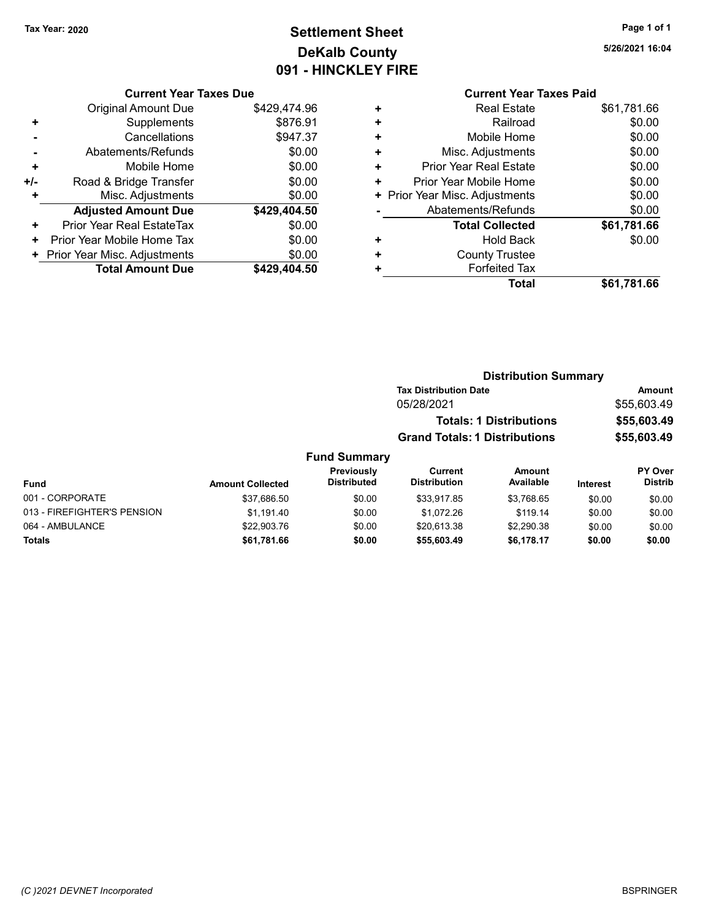Tax Year: 2020

# Settlement Sheet
## DeKalb County
## 091 - HINCKLEY FIRE

5/26/2021 16:04

### Current Year Taxes Due

| | | |
|---|---|---|
| | Original Amount Due | $429,474.96 |
| + | Supplements | $876.91 |
| - | Cancellations | $947.37 |
| - | Abatements/Refunds | $0.00 |
| + | Mobile Home | $0.00 |
| +/- | Road & Bridge Transfer | $0.00 |
| + | Misc. Adjustments | $0.00 |
| | **Adjusted Amount Due** | **$429,404.50** |
| + | Prior Year Real EstateTax | $0.00 |
| + | Prior Year Mobile Home Tax | $0.00 |
| + | Prior Year Misc. Adjustments | $0.00 |
| | **Total Amount Due** | **$429,404.50** |

### Current Year Taxes Paid

| | | |
|---|---|---|
| + | Real Estate | $61,781.66 |
| + | Railroad | $0.00 |
| + | Mobile Home | $0.00 |
| + | Misc. Adjustments | $0.00 |
| + | Prior Year Real Estate | $0.00 |
| + | Prior Year Mobile Home | $0.00 |
| + | Prior Year Misc. Adjustments | $0.00 |
| - | Abatements/Refunds | $0.00 |
| | **Total Collected** | **$61,781.66** |
| + | Hold Back | $0.00 |
| + | County Trustee | |
| + | Forfeited Tax | |
| | **Total** | **$61,781.66** |

### Distribution Summary

| Tax Distribution Date | Amount |
|---|---|
| 05/28/2021 | $55,603.49 |
| **Totals: 1 Distributions** | **$55,603.49** |
| **Grand Totals: 1 Distributions** | **$55,603.49** |

### Fund Summary

| Fund | Amount Collected | Previously Distributed | Current Distribution | Amount Available | Interest | PY Over Distrib |
|---|---|---|---|---|---|---|
| 001 - CORPORATE | $37,686.50 | $0.00 | $33,917.85 | $3,768.65 | $0.00 | $0.00 |
| 013 - FIREFIGHTER'S PENSION | $1,191.40 | $0.00 | $1,072.26 | $119.14 | $0.00 | $0.00 |
| 064 - AMBULANCE | $22,903.76 | $0.00 | $20,613.38 | $2,290.38 | $0.00 | $0.00 |
| **Totals** | **$61,781.66** | **$0.00** | **$55,603.49** | **$6,178.17** | **$0.00** | **$0.00** |

(C )2021 DEVNET Incorporated

BSPRINGER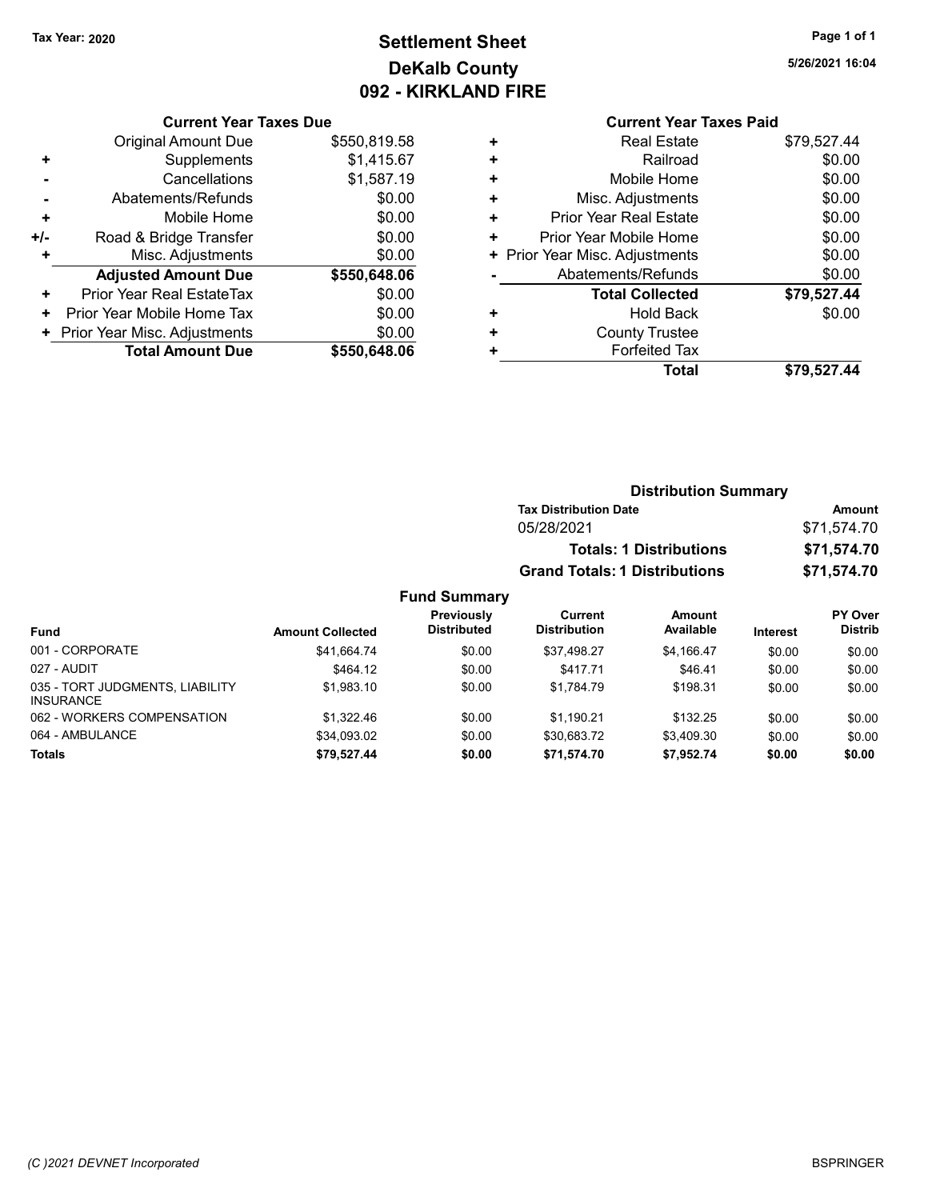Tax Year: 2020

# Settlement Sheet
# DeKalb County
# 092 - KIRKLAND FIRE

5/26/2021 16:04

## Current Year Taxes Due

| | | |
|---|---|---|
| | Original Amount Due | $550,819.58 |
| + | Supplements | $1,415.67 |
| - | Cancellations | $1,587.19 |
| - | Abatements/Refunds | $0.00 |
| + | Mobile Home | $0.00 |
| +/- | Road & Bridge Transfer | $0.00 |
| + | Misc. Adjustments | $0.00 |
| | **Adjusted Amount Due** | **$550,648.06** |
| + | Prior Year Real EstateTax | $0.00 |
| + | Prior Year Mobile Home Tax | $0.00 |
| + | Prior Year Misc. Adjustments | $0.00 |
| | **Total Amount Due** | **$550,648.06** |

## Current Year Taxes Paid

| | | |
|---|---|---|
| + | Real Estate | $79,527.44 |
| + | Railroad | $0.00 |
| + | Mobile Home | $0.00 |
| + | Misc. Adjustments | $0.00 |
| + | Prior Year Real Estate | $0.00 |
| + | Prior Year Mobile Home | $0.00 |
| + | Prior Year Misc. Adjustments | $0.00 |
| - | Abatements/Refunds | $0.00 |
| | **Total Collected** | **$79,527.44** |
| + | Hold Back | $0.00 |
| + | County Trustee | |
| + | Forfeited Tax | |
| | **Total** | **$79,527.44** |

## Distribution Summary

| Tax Distribution Date | Amount |
|---|---|
| 05/28/2021 | $71,574.70 |
| **Totals: 1 Distributions** | **$71,574.70** |
| **Grand Totals: 1 Distributions** | **$71,574.70** |

## Fund Summary

| Fund | Amount Collected | Previously Distributed | Current Distribution | Amount Available | Interest | PY Over Distrib |
|---|---|---|---|---|---|---|
| 001 - CORPORATE | $41,664.74 | $0.00 | $37,498.27 | $4,166.47 | $0.00 | $0.00 |
| 027 - AUDIT | $464.12 | $0.00 | $417.71 | $46.41 | $0.00 | $0.00 |
| 035 - TORT JUDGMENTS, LIABILITY INSURANCE | $1,983.10 | $0.00 | $1,784.79 | $198.31 | $0.00 | $0.00 |
| 062 - WORKERS COMPENSATION | $1,322.46 | $0.00 | $1,190.21 | $132.25 | $0.00 | $0.00 |
| 064 - AMBULANCE | $34,093.02 | $0.00 | $30,683.72 | $3,409.30 | $0.00 | $0.00 |
| **Totals** | **$79,527.44** | **$0.00** | **$71,574.70** | **$7,952.74** | **$0.00** | **$0.00** |

(C )2021 DEVNET Incorporated

BSPRINGER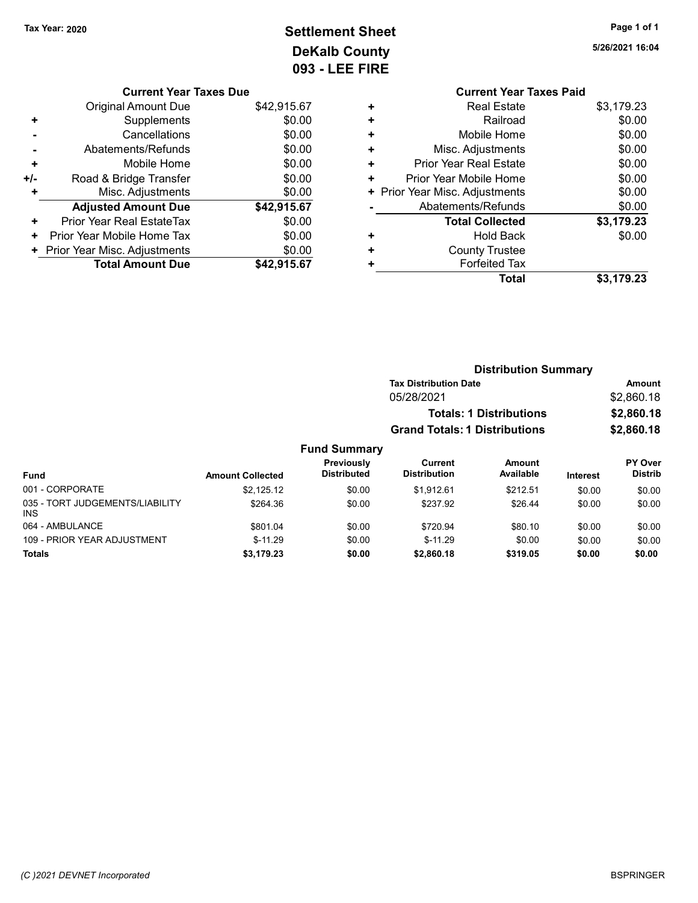**Tax Year: 2020**

# Settlement Sheet
## DeKalb County
## 093 - LEE FIRE

5/26/2021 16:04

### Current Year Taxes Due

| | | |
|---|---|---|
| | Original Amount Due | $42,915.67 |
| + | Supplements | $0.00 |
| - | Cancellations | $0.00 |
| - | Abatements/Refunds | $0.00 |
| + | Mobile Home | $0.00 |
| +/- | Road & Bridge Transfer | $0.00 |
| + | Misc. Adjustments | $0.00 |
| | **Adjusted Amount Due** | **$42,915.67** |
| + | Prior Year Real EstateTax | $0.00 |
| + | Prior Year Mobile Home Tax | $0.00 |
| + | Prior Year Misc. Adjustments | $0.00 |
| | **Total Amount Due** | **$42,915.67** |

### Current Year Taxes Paid

| | | |
|---|---|---|
| + | Real Estate | $3,179.23 |
| + | Railroad | $0.00 |
| + | Mobile Home | $0.00 |
| + | Misc. Adjustments | $0.00 |
| + | Prior Year Real Estate | $0.00 |
| + | Prior Year Mobile Home | $0.00 |
| + | Prior Year Misc. Adjustments | $0.00 |
| - | Abatements/Refunds | $0.00 |
| | **Total Collected** | **$3,179.23** |
| + | Hold Back | $0.00 |
| + | County Trustee | |
| + | Forfeited Tax | |
| | **Total** | **$3,179.23** |

### Distribution Summary

| Tax Distribution Date | Amount |
|---|---|
| 05/28/2021 | $2,860.18 |
| **Totals: 1 Distributions** | **$2,860.18** |
| **Grand Totals: 1 Distributions** | **$2,860.18** |

### Fund Summary

| Fund | Amount Collected | Previously Distributed | Current Distribution | Amount Available | Interest | PY Over Distrib |
|---|---|---|---|---|---|---|
| 001 - CORPORATE | $2,125.12 | $0.00 | $1,912.61 | $212.51 | $0.00 | $0.00 |
| 035 - TORT JUDGEMENTS/LIABILITY INS | $264.36 | $0.00 | $237.92 | $26.44 | $0.00 | $0.00 |
| 064 - AMBULANCE | $801.04 | $0.00 | $720.94 | $80.10 | $0.00 | $0.00 |
| 109 - PRIOR YEAR ADJUSTMENT | $-11.29 | $0.00 | $-11.29 | $0.00 | $0.00 | $0.00 |
| **Totals** | **$3,179.23** | **$0.00** | **$2,860.18** | **$319.05** | **$0.00** | **$0.00** |

(C )2021 DEVNET Incorporated

BSPRINGER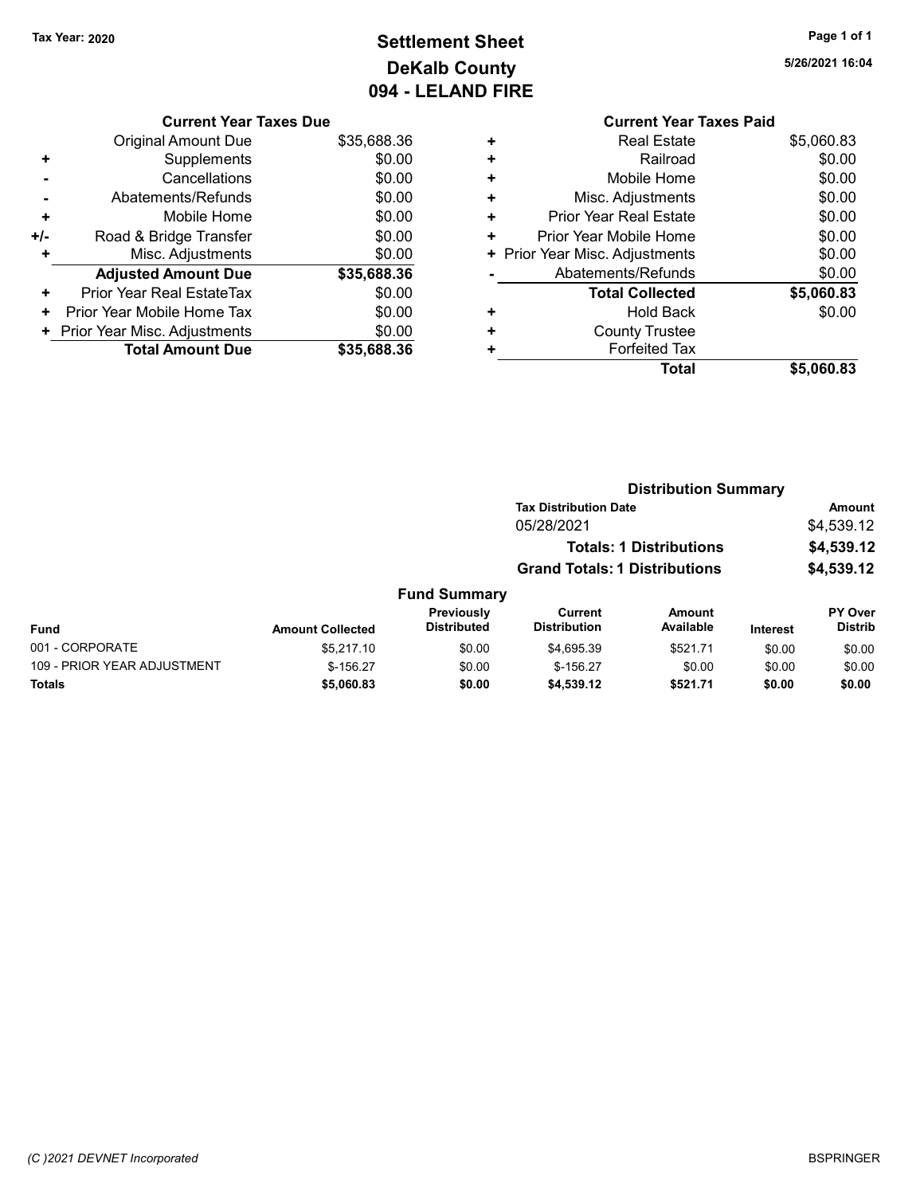Tax Year: 2020

# Settlement Sheet
## DeKalb County
## 094 - LELAND FIRE

5/26/2021 16:04

### Current Year Taxes Due

| | | |
|---|---|---|
| | Original Amount Due | $35,688.36 |
| + | Supplements | $0.00 |
| - | Cancellations | $0.00 |
| - | Abatements/Refunds | $0.00 |
| + | Mobile Home | $0.00 |
| +/- | Road & Bridge Transfer | $0.00 |
| + | Misc. Adjustments | $0.00 |
| | **Adjusted Amount Due** | **$35,688.36** |
| + | Prior Year Real EstateTax | $0.00 |
| + | Prior Year Mobile Home Tax | $0.00 |
| + | Prior Year Misc. Adjustments | $0.00 |
| | **Total Amount Due** | **$35,688.36** |

### Current Year Taxes Paid

| | | |
|---|---|---|
| + | Real Estate | $5,060.83 |
| + | Railroad | $0.00 |
| + | Mobile Home | $0.00 |
| + | Misc. Adjustments | $0.00 |
| + | Prior Year Real Estate | $0.00 |
| + | Prior Year Mobile Home | $0.00 |
| + | Prior Year Misc. Adjustments | $0.00 |
| - | Abatements/Refunds | $0.00 |
| | **Total Collected** | **$5,060.83** |
| + | Hold Back | $0.00 |
| + | County Trustee | |
| + | Forfeited Tax | |
| | **Total** | **$5,060.83** |

### Distribution Summary

| Tax Distribution Date | Amount |
|---|---|
| 05/28/2021 | $4,539.12 |
| **Totals: 1 Distributions** | **$4,539.12** |
| **Grand Totals: 1 Distributions** | **$4,539.12** |

### Fund Summary

| Fund | Amount Collected | Previously Distributed | Current Distribution | Amount Available | Interest | PY Over Distrib |
|---|---|---|---|---|---|---|
| 001 - CORPORATE | $5,217.10 | $0.00 | $4,695.39 | $521.71 | $0.00 | $0.00 |
| 109 - PRIOR YEAR ADJUSTMENT | $-156.27 | $0.00 | $-156.27 | $0.00 | $0.00 | $0.00 |
| **Totals** | **$5,060.83** | **$0.00** | **$4,539.12** | **$521.71** | **$0.00** | **$0.00** |

(C )2021 DEVNET Incorporated BSPRINGER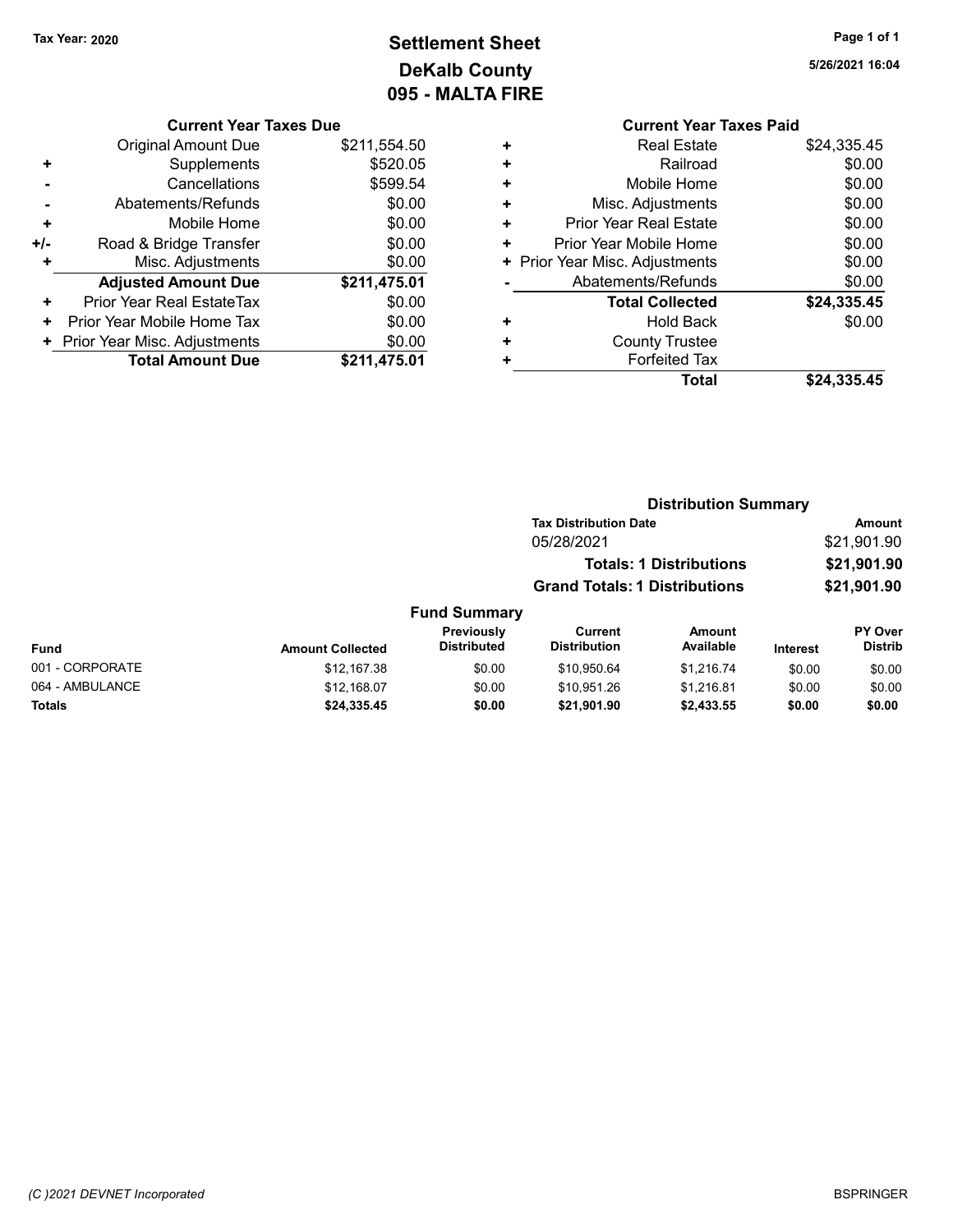Tax Year: 2020

# Settlement Sheet
## DeKalb County
## 095 - MALTA FIRE

5/26/2021 16:04

### Current Year Taxes Due

| | | |
|---|---|---|
| | Original Amount Due | $211,554.50 |
| + | Supplements | $520.05 |
| - | Cancellations | $599.54 |
| - | Abatements/Refunds | $0.00 |
| + | Mobile Home | $0.00 |
| +/- | Road & Bridge Transfer | $0.00 |
| + | Misc. Adjustments | $0.00 |
| | **Adjusted Amount Due** | **$211,475.01** |
| + | Prior Year Real EstateTax | $0.00 |
| + | Prior Year Mobile Home Tax | $0.00 |
| + | Prior Year Misc. Adjustments | $0.00 |
| | **Total Amount Due** | **$211,475.01** |

### Current Year Taxes Paid

| | | |
|---|---|---|
| + | Real Estate | $24,335.45 |
| + | Railroad | $0.00 |
| + | Mobile Home | $0.00 |
| + | Misc. Adjustments | $0.00 |
| + | Prior Year Real Estate | $0.00 |
| + | Prior Year Mobile Home | $0.00 |
| + | Prior Year Misc. Adjustments | $0.00 |
| - | Abatements/Refunds | $0.00 |
| | **Total Collected** | **$24,335.45** |
| + | Hold Back | $0.00 |
| + | County Trustee | |
| + | Forfeited Tax | |
| | **Total** | **$24,335.45** |

### Distribution Summary

| Tax Distribution Date | Amount |
|---|---|
| 05/28/2021 | $21,901.90 |
| **Totals: 1 Distributions** | **$21,901.90** |
| **Grand Totals: 1 Distributions** | **$21,901.90** |

### Fund Summary

| Fund | Amount Collected | Previously Distributed | Current Distribution | Amount Available | Interest | PY Over Distrib |
|---|---|---|---|---|---|---|
| 001 - CORPORATE | $12,167.38 | $0.00 | $10,950.64 | $1,216.74 | $0.00 | $0.00 |
| 064 - AMBULANCE | $12,168.07 | $0.00 | $10,951.26 | $1,216.81 | $0.00 | $0.00 |
| **Totals** | **$24,335.45** | **$0.00** | **$21,901.90** | **$2,433.55** | **$0.00** | **$0.00** |

(C )2021 DEVNET Incorporated

BSPRINGER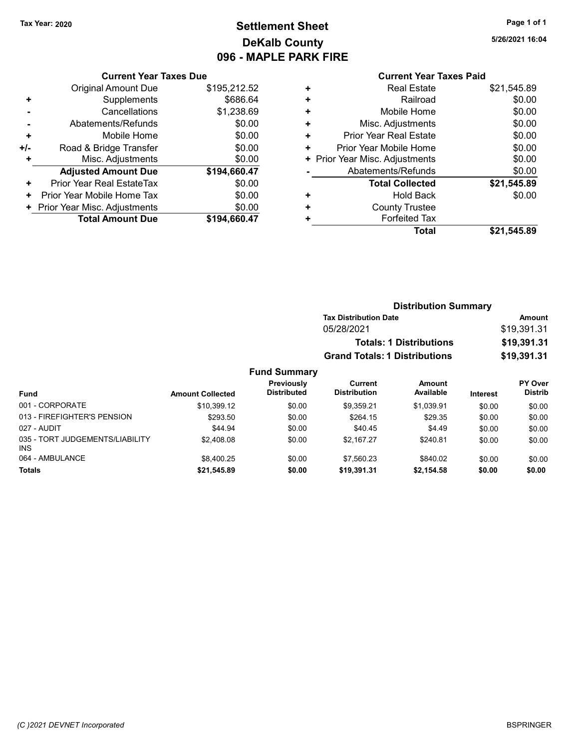**Tax Year: 2020**

# Settlement Sheet
## DeKalb County
## 096 - MAPLE PARK FIRE

5/26/2021 16:04

### Current Year Taxes Due

| | | |
|---|---|---|
| | Original Amount Due | $195,212.52 |
| + | Supplements | $686.64 |
| - | Cancellations | $1,238.69 |
| - | Abatements/Refunds | $0.00 |
| + | Mobile Home | $0.00 |
| +/- | Road & Bridge Transfer | $0.00 |
| + | Misc. Adjustments | $0.00 |
| | **Adjusted Amount Due** | **$194,660.47** |
| + | Prior Year Real EstateTax | $0.00 |
| + | Prior Year Mobile Home Tax | $0.00 |
| + | Prior Year Misc. Adjustments | $0.00 |
| | **Total Amount Due** | **$194,660.47** |

### Current Year Taxes Paid

| | | |
|---|---|---|
| + | Real Estate | $21,545.89 |
| + | Railroad | $0.00 |
| + | Mobile Home | $0.00 |
| + | Misc. Adjustments | $0.00 |
| + | Prior Year Real Estate | $0.00 |
| + | Prior Year Mobile Home | $0.00 |
| + | Prior Year Misc. Adjustments | $0.00 |
| - | Abatements/Refunds | $0.00 |
| | **Total Collected** | **$21,545.89** |
| + | Hold Back | $0.00 |
| + | County Trustee | |
| + | Forfeited Tax | |
| | **Total** | **$21,545.89** |

### Distribution Summary

| Tax Distribution Date | Amount |
|---|---|
| 05/28/2021 | $19,391.31 |
| **Totals: 1 Distributions** | **$19,391.31** |
| **Grand Totals: 1 Distributions** | **$19,391.31** |

### Fund Summary

| Fund | Amount Collected | Previously Distributed | Current Distribution | Amount Available | Interest | PY Over Distrib |
|---|---|---|---|---|---|---|
| 001 - CORPORATE | $10,399.12 | $0.00 | $9,359.21 | $1,039.91 | $0.00 | $0.00 |
| 013 - FIREFIGHTER'S PENSION | $293.50 | $0.00 | $264.15 | $29.35 | $0.00 | $0.00 |
| 027 - AUDIT | $44.94 | $0.00 | $40.45 | $4.49 | $0.00 | $0.00 |
| 035 - TORT JUDGEMENTS/LIABILITY INS | $2,408.08 | $0.00 | $2,167.27 | $240.81 | $0.00 | $0.00 |
| 064 - AMBULANCE | $8,400.25 | $0.00 | $7,560.23 | $840.02 | $0.00 | $0.00 |
| **Totals** | **$21,545.89** | **$0.00** | **$19,391.31** | **$2,154.58** | **$0.00** | **$0.00** |

(C )2021 DEVNET Incorporated — BSPRINGER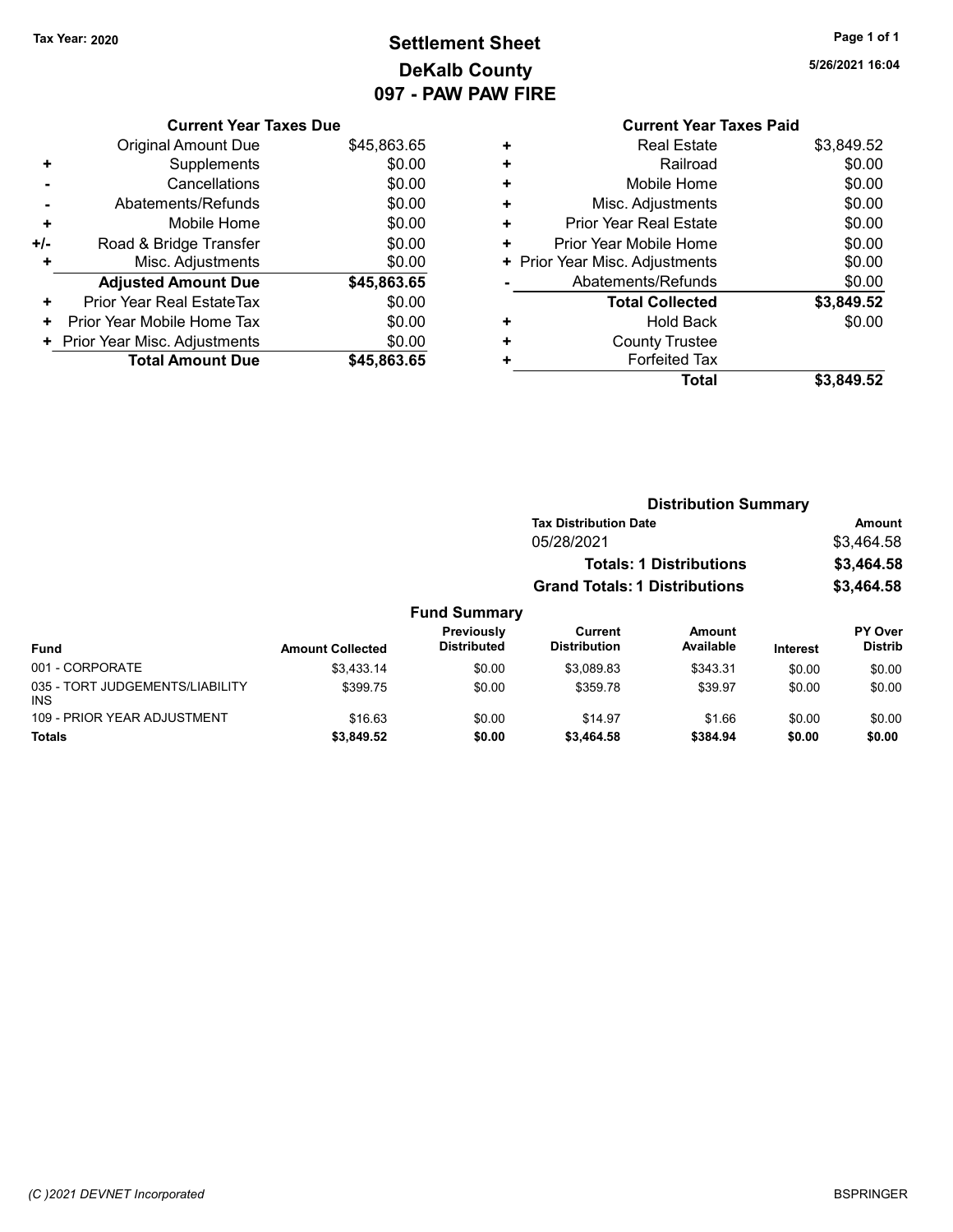Tax Year: 2020

# Settlement Sheet
## DeKalb County
## 097 - PAW PAW FIRE

5/26/2021 16:04

### Current Year Taxes Due

| | | |
|---|---|---|
| | Original Amount Due | $45,863.65 |
| + | Supplements | $0.00 |
| - | Cancellations | $0.00 |
| - | Abatements/Refunds | $0.00 |
| + | Mobile Home | $0.00 |
| +/- | Road & Bridge Transfer | $0.00 |
| + | Misc. Adjustments | $0.00 |
| | **Adjusted Amount Due** | **$45,863.65** |
| + | Prior Year Real EstateTax | $0.00 |
| + | Prior Year Mobile Home Tax | $0.00 |
| + | Prior Year Misc. Adjustments | $0.00 |
| | **Total Amount Due** | **$45,863.65** |

### Current Year Taxes Paid

| | | |
|---|---|---|
| + | Real Estate | $3,849.52 |
| + | Railroad | $0.00 |
| + | Mobile Home | $0.00 |
| + | Misc. Adjustments | $0.00 |
| + | Prior Year Real Estate | $0.00 |
| + | Prior Year Mobile Home | $0.00 |
| + | Prior Year Misc. Adjustments | $0.00 |
| - | Abatements/Refunds | $0.00 |
| | **Total Collected** | **$3,849.52** |
| + | Hold Back | $0.00 |
| + | County Trustee | |
| + | Forfeited Tax | |
| | **Total** | **$3,849.52** |

### Distribution Summary

| Tax Distribution Date | Amount |
|---|---|
| 05/28/2021 | $3,464.58 |
| **Totals: 1 Distributions** | **$3,464.58** |
| **Grand Totals: 1 Distributions** | **$3,464.58** |

### Fund Summary

| Fund | Amount Collected | Previously Distributed | Current Distribution | Amount Available | Interest | PY Over Distrib |
|---|---|---|---|---|---|---|
| 001 - CORPORATE | $3,433.14 | $0.00 | $3,089.83 | $343.31 | $0.00 | $0.00 |
| 035 - TORT JUDGEMENTS/LIABILITY INS | $399.75 | $0.00 | $359.78 | $39.97 | $0.00 | $0.00 |
| 109 - PRIOR YEAR ADJUSTMENT | $16.63 | $0.00 | $14.97 | $1.66 | $0.00 | $0.00 |
| **Totals** | **$3,849.52** | **$0.00** | **$3,464.58** | **$384.94** | **$0.00** | **$0.00** |

(C )2021 DEVNET Incorporated

BSPRINGER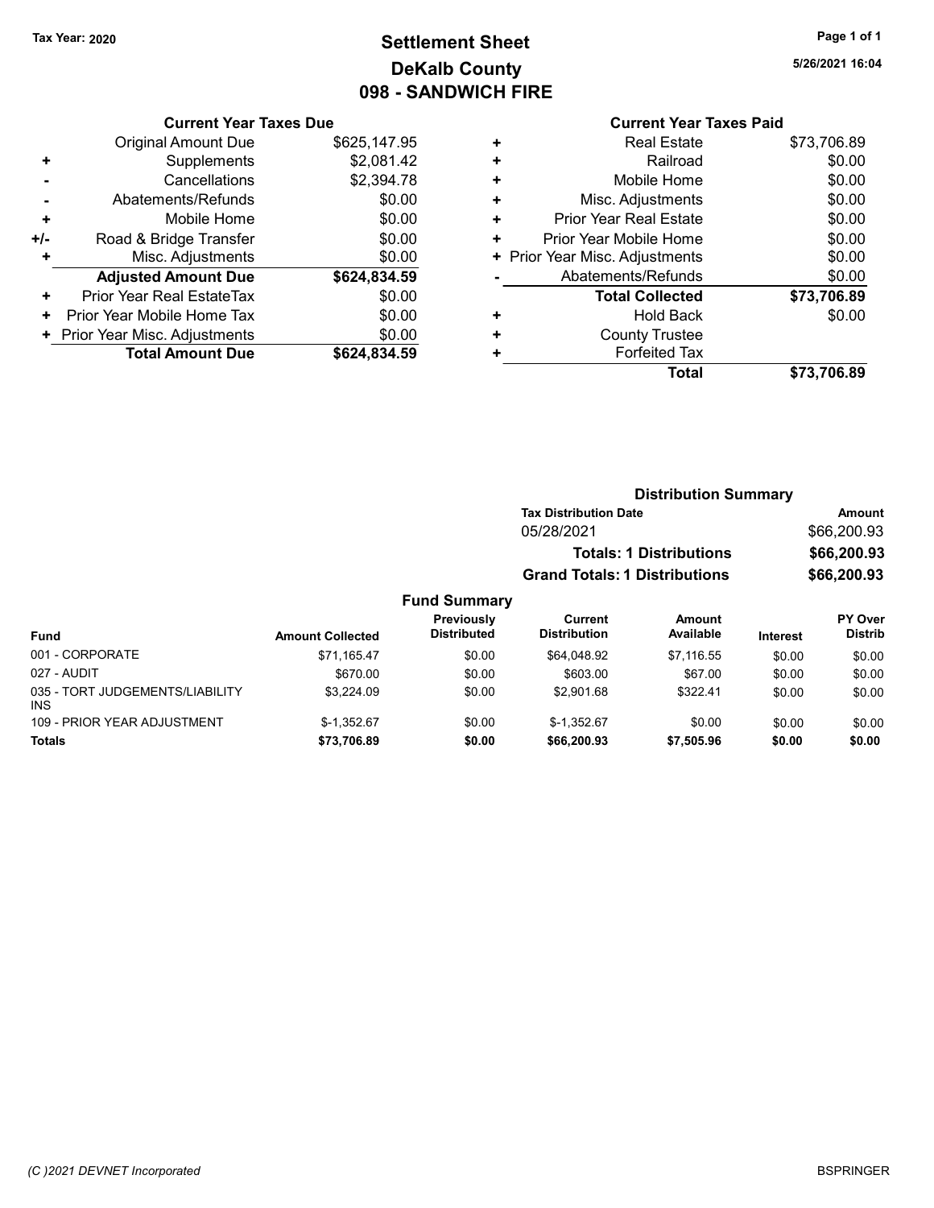Tax Year: 2020

# Settlement Sheet
## DeKalb County
## 098 - SANDWICH FIRE

5/26/2021 16:04

### Current Year Taxes Due

| | | |
|---|---|---|
| | Original Amount Due | $625,147.95 |
| + | Supplements | $2,081.42 |
| - | Cancellations | $2,394.78 |
| - | Abatements/Refunds | $0.00 |
| + | Mobile Home | $0.00 |
| +/- | Road & Bridge Transfer | $0.00 |
| + | Misc. Adjustments | $0.00 |
| | **Adjusted Amount Due** | **$624,834.59** |
| + | Prior Year Real EstateTax | $0.00 |
| + | Prior Year Mobile Home Tax | $0.00 |
| + | Prior Year Misc. Adjustments | $0.00 |
| | **Total Amount Due** | **$624,834.59** |

### Current Year Taxes Paid

| | | |
|---|---|---|
| + | Real Estate | $73,706.89 |
| + | Railroad | $0.00 |
| + | Mobile Home | $0.00 |
| + | Misc. Adjustments | $0.00 |
| + | Prior Year Real Estate | $0.00 |
| + | Prior Year Mobile Home | $0.00 |
| + | Prior Year Misc. Adjustments | $0.00 |
| - | Abatements/Refunds | $0.00 |
| | **Total Collected** | **$73,706.89** |
| + | Hold Back | $0.00 |
| + | County Trustee | |
| + | Forfeited Tax | |
| | **Total** | **$73,706.89** |

### Distribution Summary

| Tax Distribution Date | Amount |
|---|---|
| 05/28/2021 | $66,200.93 |
| **Totals: 1 Distributions** | **$66,200.93** |
| **Grand Totals: 1 Distributions** | **$66,200.93** |

### Fund Summary

| Fund | Amount Collected | Previously Distributed | Current Distribution | Amount Available | Interest | PY Over Distrib |
|---|---|---|---|---|---|---|
| 001 - CORPORATE | $71,165.47 | $0.00 | $64,048.92 | $7,116.55 | $0.00 | $0.00 |
| 027 - AUDIT | $670.00 | $0.00 | $603.00 | $67.00 | $0.00 | $0.00 |
| 035 - TORT JUDGEMENTS/LIABILITY INS | $3,224.09 | $0.00 | $2,901.68 | $322.41 | $0.00 | $0.00 |
| 109 - PRIOR YEAR ADJUSTMENT | $-1,352.67 | $0.00 | $-1,352.67 | $0.00 | $0.00 | $0.00 |
| **Totals** | **$73,706.89** | **$0.00** | **$66,200.93** | **$7,505.96** | **$0.00** | **$0.00** |

(C )2021 DEVNET Incorporated

BSPRINGER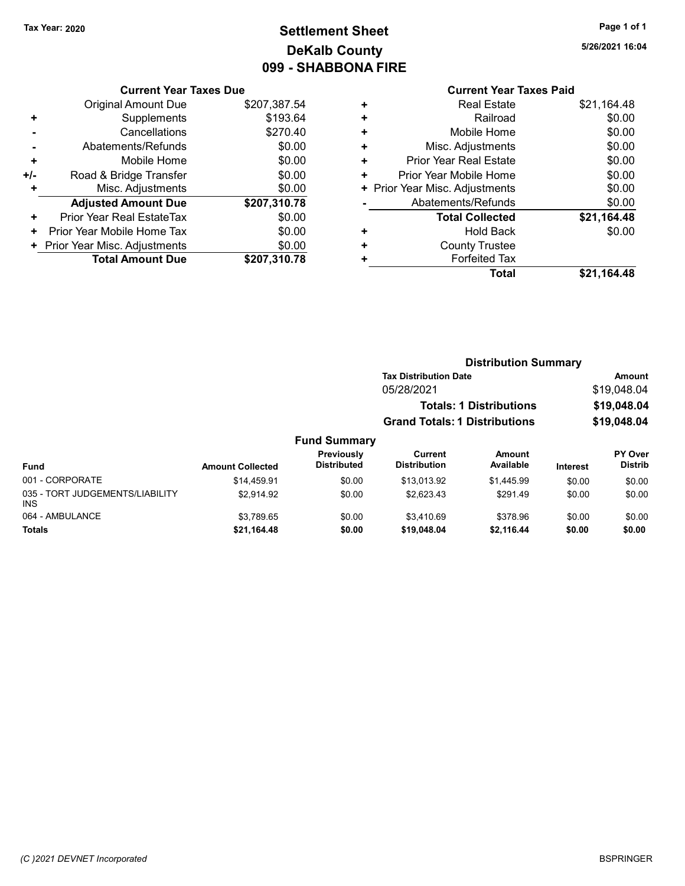Tax Year: 2020

# Settlement Sheet
## DeKalb County
## 099 - SHABBONA FIRE

5/26/2021 16:04

### Current Year Taxes Due

| | | |
|---|---|---|
| | Original Amount Due | $207,387.54 |
| + | Supplements | $193.64 |
| - | Cancellations | $270.40 |
| - | Abatements/Refunds | $0.00 |
| + | Mobile Home | $0.00 |
| +/- | Road & Bridge Transfer | $0.00 |
| + | Misc. Adjustments | $0.00 |
| | **Adjusted Amount Due** | **$207,310.78** |
| + | Prior Year Real EstateTax | $0.00 |
| + | Prior Year Mobile Home Tax | $0.00 |
| + | Prior Year Misc. Adjustments | $0.00 |
| | **Total Amount Due** | **$207,310.78** |

### Current Year Taxes Paid

| | | |
|---|---|---|
| + | Real Estate | $21,164.48 |
| + | Railroad | $0.00 |
| + | Mobile Home | $0.00 |
| + | Misc. Adjustments | $0.00 |
| + | Prior Year Real Estate | $0.00 |
| + | Prior Year Mobile Home | $0.00 |
| + | Prior Year Misc. Adjustments | $0.00 |
| - | Abatements/Refunds | $0.00 |
| | **Total Collected** | **$21,164.48** |
| + | Hold Back | $0.00 |
| + | County Trustee | |
| + | Forfeited Tax | |
| | **Total** | **$21,164.48** |

### Distribution Summary

| Tax Distribution Date | Amount |
|---|---|
| 05/28/2021 | $19,048.04 |
| **Totals: 1 Distributions** | **$19,048.04** |
| **Grand Totals: 1 Distributions** | **$19,048.04** |

### Fund Summary

| Fund | Amount Collected | Previously Distributed | Current Distribution | Amount Available | Interest | PY Over Distrib |
|---|---|---|---|---|---|---|
| 001 - CORPORATE | $14,459.91 | $0.00 | $13,013.92 | $1,445.99 | $0.00 | $0.00 |
| 035 - TORT JUDGEMENTS/LIABILITY INS | $2,914.92 | $0.00 | $2,623.43 | $291.49 | $0.00 | $0.00 |
| 064 - AMBULANCE | $3,789.65 | $0.00 | $3,410.69 | $378.96 | $0.00 | $0.00 |
| **Totals** | **$21,164.48** | **$0.00** | **$19,048.04** | **$2,116.44** | **$0.00** | **$0.00** |

(C )2021 DEVNET Incorporated BSPRINGER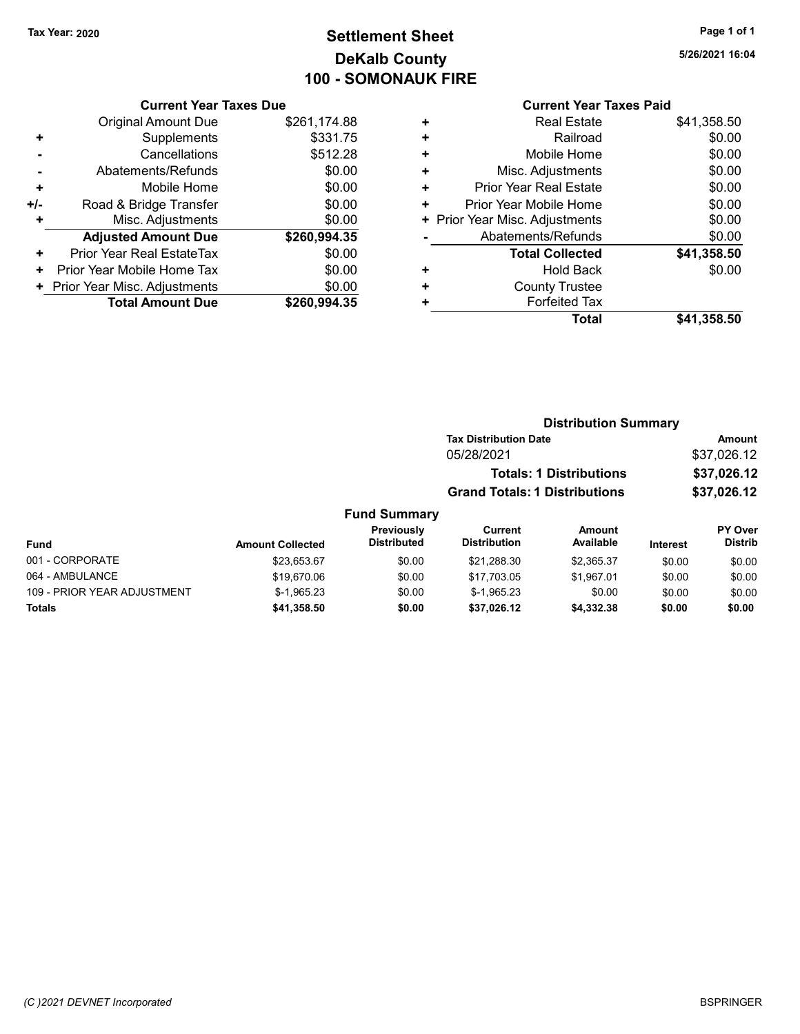Tax Year: 2020

# Settlement Sheet
## DeKalb County
## 100 - SOMONAUK FIRE

5/26/2021 16:04

### Current Year Taxes Due

| | | |
|---|---|---|
| | Original Amount Due | $261,174.88 |
| + | Supplements | $331.75 |
| - | Cancellations | $512.28 |
| - | Abatements/Refunds | $0.00 |
| + | Mobile Home | $0.00 |
| +/- | Road & Bridge Transfer | $0.00 |
| + | Misc. Adjustments | $0.00 |
| | **Adjusted Amount Due** | **$260,994.35** |
| + | Prior Year Real EstateTax | $0.00 |
| + | Prior Year Mobile Home Tax | $0.00 |
| + | Prior Year Misc. Adjustments | $0.00 |
| | **Total Amount Due** | **$260,994.35** |

### Current Year Taxes Paid

| | | |
|---|---|---|
| + | Real Estate | $41,358.50 |
| + | Railroad | $0.00 |
| + | Mobile Home | $0.00 |
| + | Misc. Adjustments | $0.00 |
| + | Prior Year Real Estate | $0.00 |
| + | Prior Year Mobile Home | $0.00 |
| + | Prior Year Misc. Adjustments | $0.00 |
| - | Abatements/Refunds | $0.00 |
| | **Total Collected** | **$41,358.50** |
| + | Hold Back | $0.00 |
| + | County Trustee | |
| + | Forfeited Tax | |
| | **Total** | **$41,358.50** |

### Distribution Summary

| Tax Distribution Date | Amount |
|---|---|
| 05/28/2021 | $37,026.12 |
| **Totals: 1 Distributions** | **$37,026.12** |
| **Grand Totals: 1 Distributions** | **$37,026.12** |

### Fund Summary

| Fund | Amount Collected | Previously Distributed | Current Distribution | Amount Available | Interest | PY Over Distrib |
|---|---|---|---|---|---|---|
| 001 - CORPORATE | $23,653.67 | $0.00 | $21,288.30 | $2,365.37 | $0.00 | $0.00 |
| 064 - AMBULANCE | $19,670.06 | $0.00 | $17,703.05 | $1,967.01 | $0.00 | $0.00 |
| 109 - PRIOR YEAR ADJUSTMENT | $-1,965.23 | $0.00 | $-1,965.23 | $0.00 | $0.00 | $0.00 |
| **Totals** | **$41,358.50** | **$0.00** | **$37,026.12** | **$4,332.38** | **$0.00** | **$0.00** |

(C )2021 DEVNET Incorporated

BSPRINGER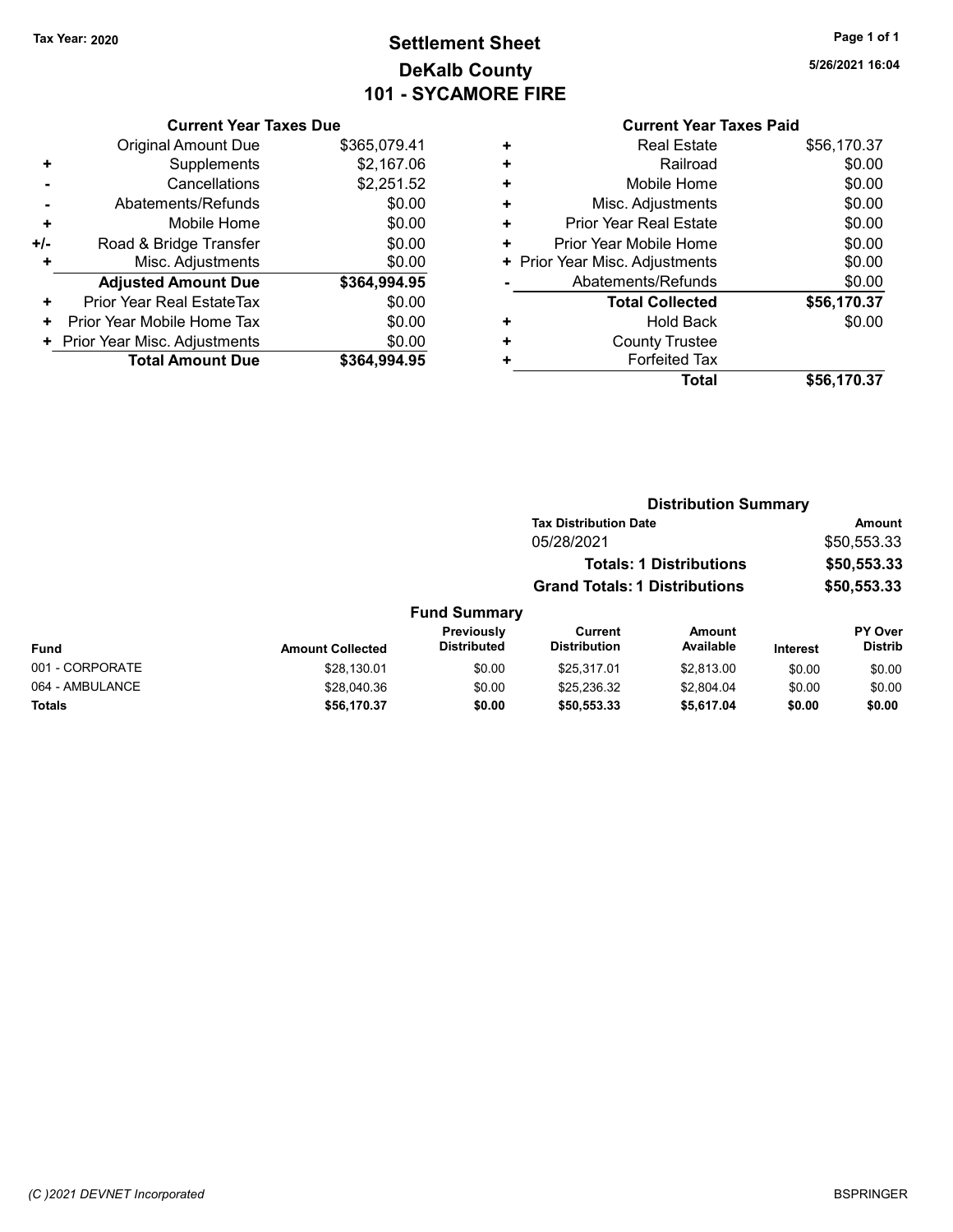Tax Year: 2020

# Settlement Sheet
## DeKalb County
## 101 - SYCAMORE FIRE

5/26/2021 16:04

### Current Year Taxes Due

| | | |
|---|---|---|
| | Original Amount Due | $365,079.41 |
| + | Supplements | $2,167.06 |
| - | Cancellations | $2,251.52 |
| - | Abatements/Refunds | $0.00 |
| + | Mobile Home | $0.00 |
| +/- | Road & Bridge Transfer | $0.00 |
| + | Misc. Adjustments | $0.00 |
| | **Adjusted Amount Due** | **$364,994.95** |
| + | Prior Year Real EstateTax | $0.00 |
| + | Prior Year Mobile Home Tax | $0.00 |
| + | Prior Year Misc. Adjustments | $0.00 |
| | **Total Amount Due** | **$364,994.95** |

### Current Year Taxes Paid

| | | |
|---|---|---|
| + | Real Estate | $56,170.37 |
| + | Railroad | $0.00 |
| + | Mobile Home | $0.00 |
| + | Misc. Adjustments | $0.00 |
| + | Prior Year Real Estate | $0.00 |
| + | Prior Year Mobile Home | $0.00 |
| + | Prior Year Misc. Adjustments | $0.00 |
| - | Abatements/Refunds | $0.00 |
| | **Total Collected** | **$56,170.37** |
| + | Hold Back | $0.00 |
| + | County Trustee | |
| + | Forfeited Tax | |
| | **Total** | **$56,170.37** |

### Distribution Summary

| Tax Distribution Date | Amount |
|---|---|
| 05/28/2021 | $50,553.33 |
| **Totals: 1 Distributions** | **$50,553.33** |
| **Grand Totals: 1 Distributions** | **$50,553.33** |

### Fund Summary

| Fund | Amount Collected | Previously Distributed | Current Distribution | Amount Available | Interest | PY Over Distrib |
|---|---|---|---|---|---|---|
| 001 - CORPORATE | $28,130.01 | $0.00 | $25,317.01 | $2,813.00 | $0.00 | $0.00 |
| 064 - AMBULANCE | $28,040.36 | $0.00 | $25,236.32 | $2,804.04 | $0.00 | $0.00 |
| **Totals** | **$56,170.37** | **$0.00** | **$50,553.33** | **$5,617.04** | **$0.00** | **$0.00** |

(C )2021 DEVNET Incorporated

BSPRINGER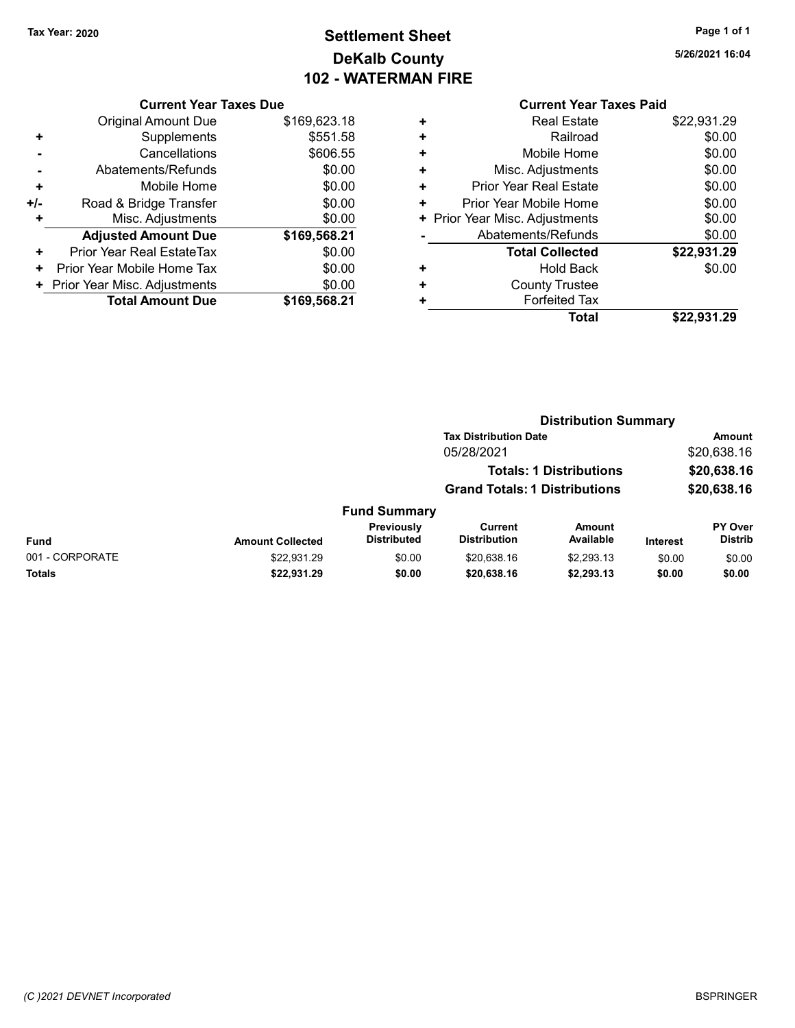Tax Year: 2020

# Settlement Sheet
## DeKalb County
## 102 - WATERMAN FIRE

5/26/2021 16:04

### Current Year Taxes Due

| | | |
|---|---|---|
| | Original Amount Due | $169,623.18 |
| + | Supplements | $551.58 |
| - | Cancellations | $606.55 |
| - | Abatements/Refunds | $0.00 |
| + | Mobile Home | $0.00 |
| +/- | Road & Bridge Transfer | $0.00 |
| + | Misc. Adjustments | $0.00 |
| | **Adjusted Amount Due** | **$169,568.21** |
| + | Prior Year Real EstateTax | $0.00 |
| + | Prior Year Mobile Home Tax | $0.00 |
| + | Prior Year Misc. Adjustments | $0.00 |
| | **Total Amount Due** | **$169,568.21** |

### Current Year Taxes Paid

| | | |
|---|---|---|
| + | Real Estate | $22,931.29 |
| + | Railroad | $0.00 |
| + | Mobile Home | $0.00 |
| + | Misc. Adjustments | $0.00 |
| + | Prior Year Real Estate | $0.00 |
| + | Prior Year Mobile Home | $0.00 |
| + | Prior Year Misc. Adjustments | $0.00 |
| - | Abatements/Refunds | $0.00 |
| | **Total Collected** | **$22,931.29** |
| + | Hold Back | $0.00 |
| + | County Trustee | |
| + | Forfeited Tax | |
| | **Total** | **$22,931.29** |

### Distribution Summary

| Tax Distribution Date | Amount |
|---|---|
| 05/28/2021 | $20,638.16 |
| **Totals: 1 Distributions** | **$20,638.16** |
| **Grand Totals: 1 Distributions** | **$20,638.16** |

### Fund Summary

| Fund | Amount Collected | Previously Distributed | Current Distribution | Amount Available | Interest | PY Over Distrib |
|---|---|---|---|---|---|---|
| 001 - CORPORATE | $22,931.29 | $0.00 | $20,638.16 | $2,293.13 | $0.00 | $0.00 |
| **Totals** | **$22,931.29** | **$0.00** | **$20,638.16** | **$2,293.13** | **$0.00** | **$0.00** |

(C )2021 DEVNET Incorporated

BSPRINGER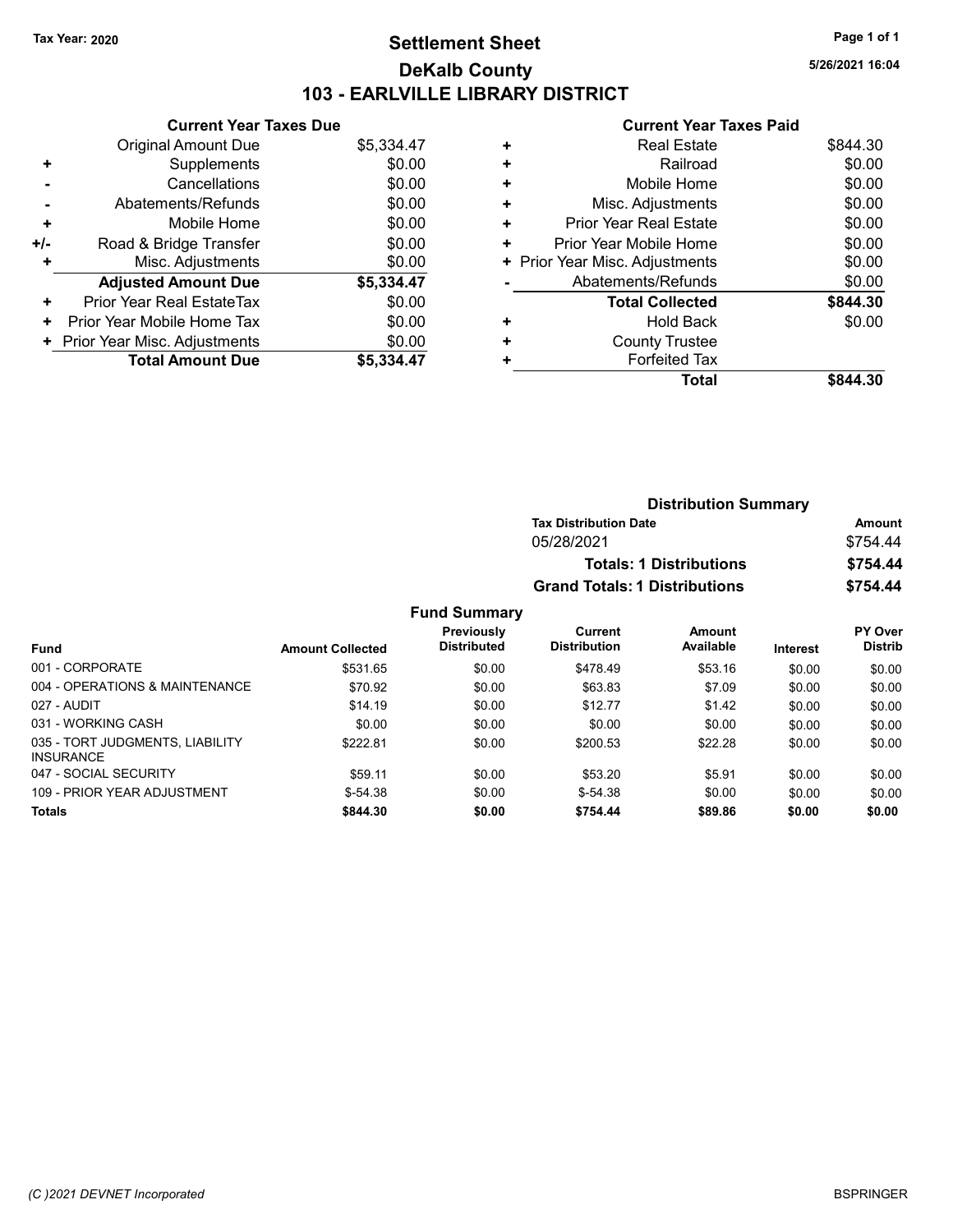Tax Year: 2020

# Settlement Sheet
## DeKalb County
## 103 - EARLVILLE LIBRARY DISTRICT

5/26/2021 16:04

**Current Year Taxes Due**

| | | |
|---|---|---|
| | Original Amount Due | $5,334.47 |
| + | Supplements | $0.00 |
| - | Cancellations | $0.00 |
| - | Abatements/Refunds | $0.00 |
| + | Mobile Home | $0.00 |
| +/- | Road & Bridge Transfer | $0.00 |
| + | Misc. Adjustments | $0.00 |
| | **Adjusted Amount Due** | **$5,334.47** |
| + | Prior Year Real EstateTax | $0.00 |
| + | Prior Year Mobile Home Tax | $0.00 |
| + | Prior Year Misc. Adjustments | $0.00 |
| | **Total Amount Due** | **$5,334.47** |

**Current Year Taxes Paid**

| | | |
|---|---|---|
| + | Real Estate | $844.30 |
| + | Railroad | $0.00 |
| + | Mobile Home | $0.00 |
| + | Misc. Adjustments | $0.00 |
| + | Prior Year Real Estate | $0.00 |
| + | Prior Year Mobile Home | $0.00 |
| + | Prior Year Misc. Adjustments | $0.00 |
| - | Abatements/Refunds | $0.00 |
| | **Total Collected** | **$844.30** |
| + | Hold Back | $0.00 |
| + | County Trustee | |
| + | Forfeited Tax | |
| | **Total** | **$844.30** |

**Distribution Summary**

| Tax Distribution Date | Amount |
|---|---|
| 05/28/2021 | $754.44 |
| **Totals: 1 Distributions** | **$754.44** |
| **Grand Totals: 1 Distributions** | **$754.44** |

**Fund Summary**

| Fund | Amount Collected | Previously Distributed | Current Distribution | Amount Available | Interest | PY Over Distrib |
|---|---|---|---|---|---|---|
| 001 - CORPORATE | $531.65 | $0.00 | $478.49 | $53.16 | $0.00 | $0.00 |
| 004 - OPERATIONS & MAINTENANCE | $70.92 | $0.00 | $63.83 | $7.09 | $0.00 | $0.00 |
| 027 - AUDIT | $14.19 | $0.00 | $12.77 | $1.42 | $0.00 | $0.00 |
| 031 - WORKING CASH | $0.00 | $0.00 | $0.00 | $0.00 | $0.00 | $0.00 |
| 035 - TORT JUDGMENTS, LIABILITY INSURANCE | $222.81 | $0.00 | $200.53 | $22.28 | $0.00 | $0.00 |
| 047 - SOCIAL SECURITY | $59.11 | $0.00 | $53.20 | $5.91 | $0.00 | $0.00 |
| 109 - PRIOR YEAR ADJUSTMENT | $-54.38 | $0.00 | $-54.38 | $0.00 | $0.00 | $0.00 |
| **Totals** | **$844.30** | **$0.00** | **$754.44** | **$89.86** | **$0.00** | **$0.00** |

(C )2021 DEVNET Incorporated BSPRINGER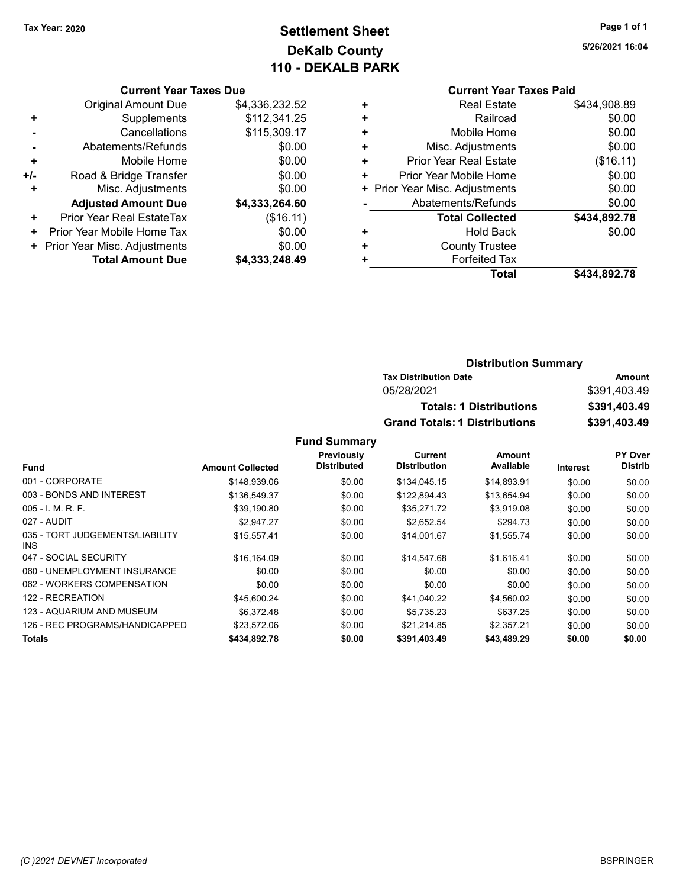Tax Year: 2020

# Settlement Sheet
## DeKalb County
## 110 - DEKALB PARK

5/26/2021 16:04

### Current Year Taxes Due

| | | |
|---|---|---|
| | Original Amount Due | $4,336,232.52 |
| + | Supplements | $112,341.25 |
| - | Cancellations | $115,309.17 |
| - | Abatements/Refunds | $0.00 |
| + | Mobile Home | $0.00 |
| +/- | Road & Bridge Transfer | $0.00 |
| + | Misc. Adjustments | $0.00 |
| | **Adjusted Amount Due** | **$4,333,264.60** |
| + | Prior Year Real EstateTax | ($16.11) |
| + | Prior Year Mobile Home Tax | $0.00 |
| + | Prior Year Misc. Adjustments | $0.00 |
| | **Total Amount Due** | **$4,333,248.49** |

### Current Year Taxes Paid

| | | |
|---|---|---|
| + | Real Estate | $434,908.89 |
| + | Railroad | $0.00 |
| + | Mobile Home | $0.00 |
| + | Misc. Adjustments | $0.00 |
| + | Prior Year Real Estate | ($16.11) |
| + | Prior Year Mobile Home | $0.00 |
| + | Prior Year Misc. Adjustments | $0.00 |
| - | Abatements/Refunds | $0.00 |
| | **Total Collected** | **$434,892.78** |
| + | Hold Back | $0.00 |
| + | County Trustee | |
| + | Forfeited Tax | |
| | **Total** | **$434,892.78** |

### Distribution Summary

| Tax Distribution Date | Amount |
|---|---|
| 05/28/2021 | $391,403.49 |
| **Totals: 1 Distributions** | **$391,403.49** |
| **Grand Totals: 1 Distributions** | **$391,403.49** |

### Fund Summary

| Fund | Amount Collected | Previously Distributed | Current Distribution | Amount Available | Interest | PY Over Distrib |
|---|---|---|---|---|---|---|
| 001 - CORPORATE | $148,939.06 | $0.00 | $134,045.15 | $14,893.91 | $0.00 | $0.00 |
| 003 - BONDS AND INTEREST | $136,549.37 | $0.00 | $122,894.43 | $13,654.94 | $0.00 | $0.00 |
| 005 - I. M. R. F. | $39,190.80 | $0.00 | $35,271.72 | $3,919.08 | $0.00 | $0.00 |
| 027 - AUDIT | $2,947.27 | $0.00 | $2,652.54 | $294.73 | $0.00 | $0.00 |
| 035 - TORT JUDGEMENTS/LIABILITY INS | $15,557.41 | $0.00 | $14,001.67 | $1,555.74 | $0.00 | $0.00 |
| 047 - SOCIAL SECURITY | $16,164.09 | $0.00 | $14,547.68 | $1,616.41 | $0.00 | $0.00 |
| 060 - UNEMPLOYMENT INSURANCE | $0.00 | $0.00 | $0.00 | $0.00 | $0.00 | $0.00 |
| 062 - WORKERS COMPENSATION | $0.00 | $0.00 | $0.00 | $0.00 | $0.00 | $0.00 |
| 122 - RECREATION | $45,600.24 | $0.00 | $41,040.22 | $4,560.02 | $0.00 | $0.00 |
| 123 - AQUARIUM AND MUSEUM | $6,372.48 | $0.00 | $5,735.23 | $637.25 | $0.00 | $0.00 |
| 126 - REC PROGRAMS/HANDICAPPED | $23,572.06 | $0.00 | $21,214.85 | $2,357.21 | $0.00 | $0.00 |
| **Totals** | **$434,892.78** | **$0.00** | **$391,403.49** | **$43,489.29** | **$0.00** | **$0.00** |

(C )2021 DEVNET Incorporated BSPRINGER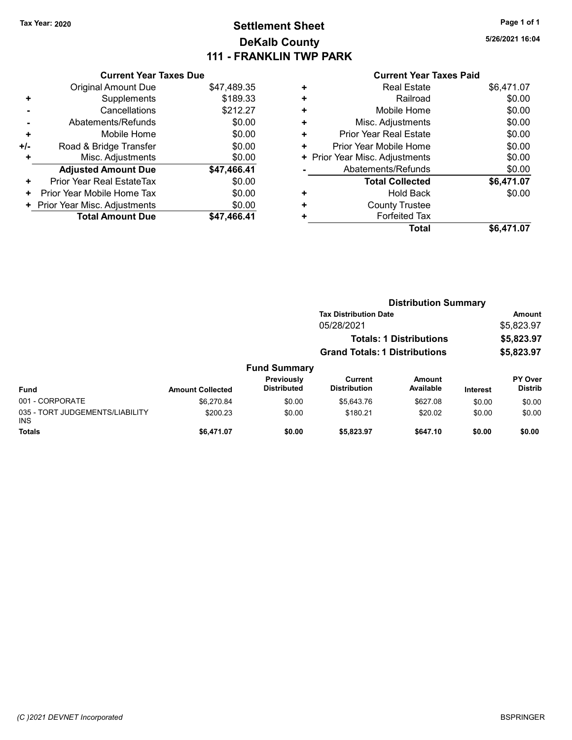Tax Year: 2020

# Settlement Sheet
## DeKalb County
## 111 - FRANKLIN TWP PARK

5/26/2021 16:04

### Current Year Taxes Due

| | | |
|---|---|---|
| | Original Amount Due | $47,489.35 |
| + | Supplements | $189.33 |
| - | Cancellations | $212.27 |
| - | Abatements/Refunds | $0.00 |
| + | Mobile Home | $0.00 |
| +/- | Road & Bridge Transfer | $0.00 |
| + | Misc. Adjustments | $0.00 |
| | **Adjusted Amount Due** | **$47,466.41** |
| + | Prior Year Real EstateTax | $0.00 |
| + | Prior Year Mobile Home Tax | $0.00 |
| + | Prior Year Misc. Adjustments | $0.00 |
| | **Total Amount Due** | **$47,466.41** |

### Current Year Taxes Paid

| | | |
|---|---|---|
| + | Real Estate | $6,471.07 |
| + | Railroad | $0.00 |
| + | Mobile Home | $0.00 |
| + | Misc. Adjustments | $0.00 |
| + | Prior Year Real Estate | $0.00 |
| + | Prior Year Mobile Home | $0.00 |
| + | Prior Year Misc. Adjustments | $0.00 |
| - | Abatements/Refunds | $0.00 |
| | **Total Collected** | **$6,471.07** |
| + | Hold Back | $0.00 |
| + | County Trustee | |
| + | Forfeited Tax | |
| | **Total** | **$6,471.07** |

### Distribution Summary

| Tax Distribution Date | Amount |
|---|---|
| 05/28/2021 | $5,823.97 |
| **Totals: 1 Distributions** | **$5,823.97** |
| **Grand Totals: 1 Distributions** | **$5,823.97** |

### Fund Summary

| Fund | Amount Collected | Previously Distributed | Current Distribution | Amount Available | Interest | PY Over Distrib |
|---|---|---|---|---|---|---|
| 001 - CORPORATE | $6,270.84 | $0.00 | $5,643.76 | $627.08 | $0.00 | $0.00 |
| 035 - TORT JUDGEMENTS/LIABILITY INS | $200.23 | $0.00 | $180.21 | $20.02 | $0.00 | $0.00 |
| **Totals** | **$6,471.07** | **$0.00** | **$5,823.97** | **$647.10** | **$0.00** | **$0.00** |

(C )2021 DEVNET Incorporated

BSPRINGER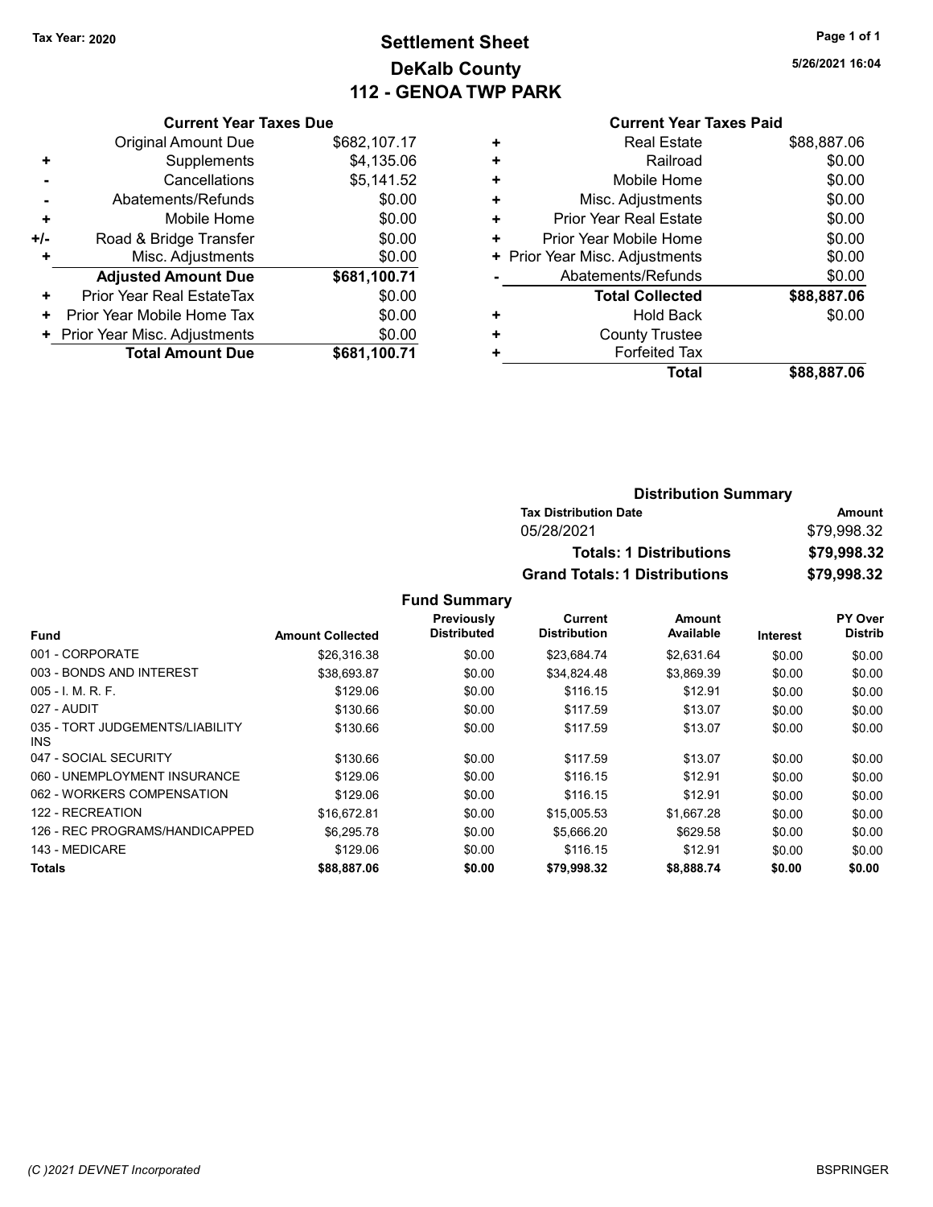Tax Year: 2020

# Settlement Sheet
## DeKalb County
## 112 - GENOA TWP PARK

5/26/2021 16:04

### Current Year Taxes Due

| | | |
|---|---|---|
| | Original Amount Due | $682,107.17 |
| + | Supplements | $4,135.06 |
| - | Cancellations | $5,141.52 |
| - | Abatements/Refunds | $0.00 |
| + | Mobile Home | $0.00 |
| +/- | Road & Bridge Transfer | $0.00 |
| + | Misc. Adjustments | $0.00 |
| | **Adjusted Amount Due** | **$681,100.71** |
| + | Prior Year Real EstateTax | $0.00 |
| + | Prior Year Mobile Home Tax | $0.00 |
| + | Prior Year Misc. Adjustments | $0.00 |
| | **Total Amount Due** | **$681,100.71** |

### Current Year Taxes Paid

| | | |
|---|---|---|
| + | Real Estate | $88,887.06 |
| + | Railroad | $0.00 |
| + | Mobile Home | $0.00 |
| + | Misc. Adjustments | $0.00 |
| + | Prior Year Real Estate | $0.00 |
| + | Prior Year Mobile Home | $0.00 |
| + | Prior Year Misc. Adjustments | $0.00 |
| - | Abatements/Refunds | $0.00 |
| | **Total Collected** | **$88,887.06** |
| + | Hold Back | $0.00 |
| + | County Trustee | |
| + | Forfeited Tax | |
| | **Total** | **$88,887.06** |

### Distribution Summary

| Tax Distribution Date | Amount |
|---|---|
| 05/28/2021 | $79,998.32 |
| **Totals: 1 Distributions** | **$79,998.32** |
| **Grand Totals: 1 Distributions** | **$79,998.32** |

### Fund Summary

| Fund | Amount Collected | Previously Distributed | Current Distribution | Amount Available | Interest | PY Over Distrib |
|---|---|---|---|---|---|---|
| 001 - CORPORATE | $26,316.38 | $0.00 | $23,684.74 | $2,631.64 | $0.00 | $0.00 |
| 003 - BONDS AND INTEREST | $38,693.87 | $0.00 | $34,824.48 | $3,869.39 | $0.00 | $0.00 |
| 005 - I. M. R. F. | $129.06 | $0.00 | $116.15 | $12.91 | $0.00 | $0.00 |
| 027 - AUDIT | $130.66 | $0.00 | $117.59 | $13.07 | $0.00 | $0.00 |
| 035 - TORT JUDGEMENTS/LIABILITY INS | $130.66 | $0.00 | $117.59 | $13.07 | $0.00 | $0.00 |
| 047 - SOCIAL SECURITY | $130.66 | $0.00 | $117.59 | $13.07 | $0.00 | $0.00 |
| 060 - UNEMPLOYMENT INSURANCE | $129.06 | $0.00 | $116.15 | $12.91 | $0.00 | $0.00 |
| 062 - WORKERS COMPENSATION | $129.06 | $0.00 | $116.15 | $12.91 | $0.00 | $0.00 |
| 122 - RECREATION | $16,672.81 | $0.00 | $15,005.53 | $1,667.28 | $0.00 | $0.00 |
| 126 - REC PROGRAMS/HANDICAPPED | $6,295.78 | $0.00 | $5,666.20 | $629.58 | $0.00 | $0.00 |
| 143 - MEDICARE | $129.06 | $0.00 | $116.15 | $12.91 | $0.00 | $0.00 |
| **Totals** | **$88,887.06** | **$0.00** | **$79,998.32** | **$8,888.74** | **$0.00** | **$0.00** |

(C )2021 DEVNET Incorporated — BSPRINGER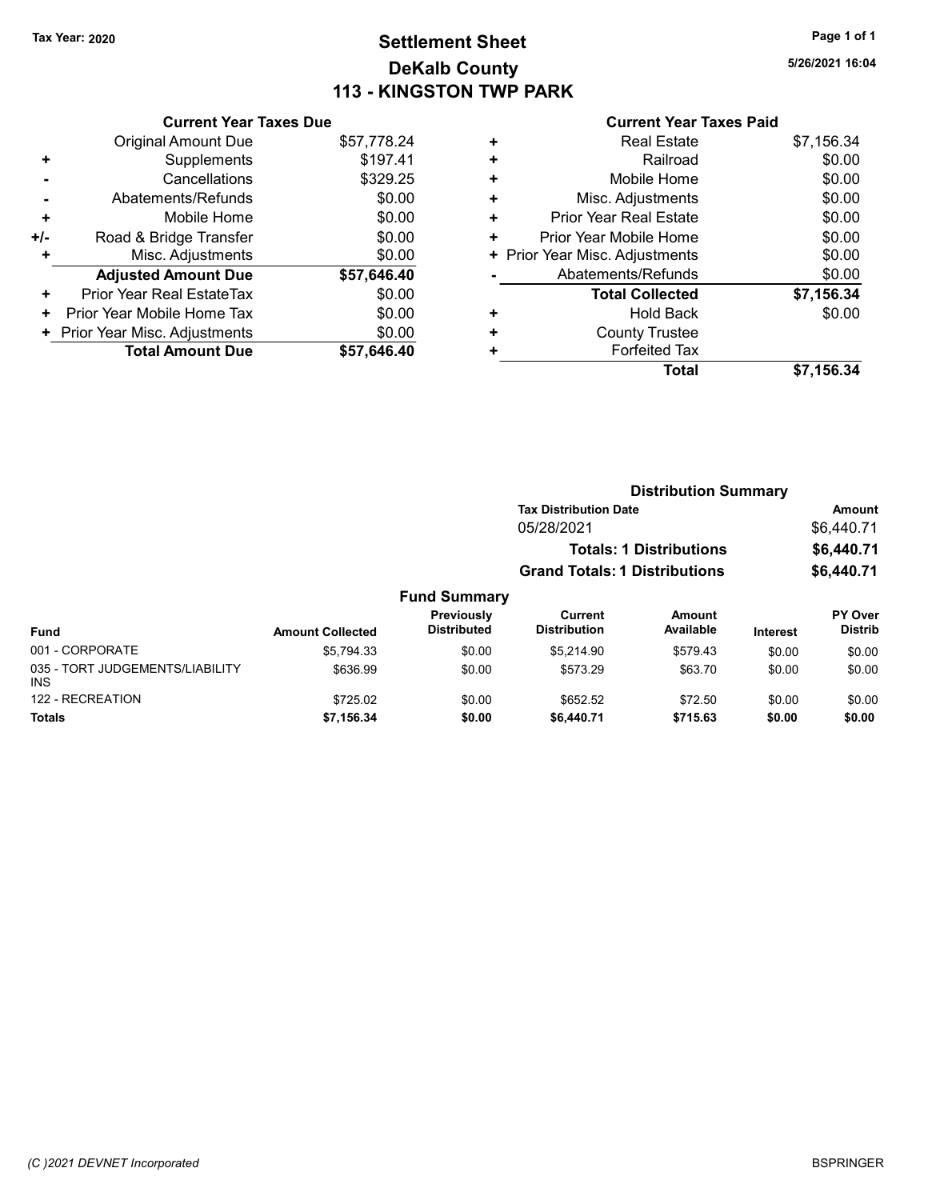Tax Year: 2020

# Settlement Sheet
## DeKalb County
## 113 - KINGSTON TWP PARK

5/26/2021 16:04

### Current Year Taxes Due

| | | |
|---|---|---|
| | Original Amount Due | $57,778.24 |
| + | Supplements | $197.41 |
| - | Cancellations | $329.25 |
| - | Abatements/Refunds | $0.00 |
| + | Mobile Home | $0.00 |
| +/- | Road & Bridge Transfer | $0.00 |
| + | Misc. Adjustments | $0.00 |
| | **Adjusted Amount Due** | **$57,646.40** |
| + | Prior Year Real EstateTax | $0.00 |
| + | Prior Year Mobile Home Tax | $0.00 |
| + | Prior Year Misc. Adjustments | $0.00 |
| | **Total Amount Due** | **$57,646.40** |

### Current Year Taxes Paid

| | | |
|---|---|---|
| + | Real Estate | $7,156.34 |
| + | Railroad | $0.00 |
| + | Mobile Home | $0.00 |
| + | Misc. Adjustments | $0.00 |
| + | Prior Year Real Estate | $0.00 |
| + | Prior Year Mobile Home | $0.00 |
| + | Prior Year Misc. Adjustments | $0.00 |
| - | Abatements/Refunds | $0.00 |
| | **Total Collected** | **$7,156.34** |
| + | Hold Back | $0.00 |
| + | County Trustee | |
| + | Forfeited Tax | |
| | **Total** | **$7,156.34** |

### Distribution Summary

| Tax Distribution Date | Amount |
|---|---|
| 05/28/2021 | $6,440.71 |
| **Totals: 1 Distributions** | **$6,440.71** |
| **Grand Totals: 1 Distributions** | **$6,440.71** |

### Fund Summary

| Fund | Amount Collected | Previously Distributed | Current Distribution | Amount Available | Interest | PY Over Distrib |
|---|---|---|---|---|---|---|
| 001 - CORPORATE | $5,794.33 | $0.00 | $5,214.90 | $579.43 | $0.00 | $0.00 |
| 035 - TORT JUDGEMENTS/LIABILITY INS | $636.99 | $0.00 | $573.29 | $63.70 | $0.00 | $0.00 |
| 122 - RECREATION | $725.02 | $0.00 | $652.52 | $72.50 | $0.00 | $0.00 |
| **Totals** | **$7,156.34** | **$0.00** | **$6,440.71** | **$715.63** | **$0.00** | **$0.00** |

(C )2021 DEVNET Incorporated

BSPRINGER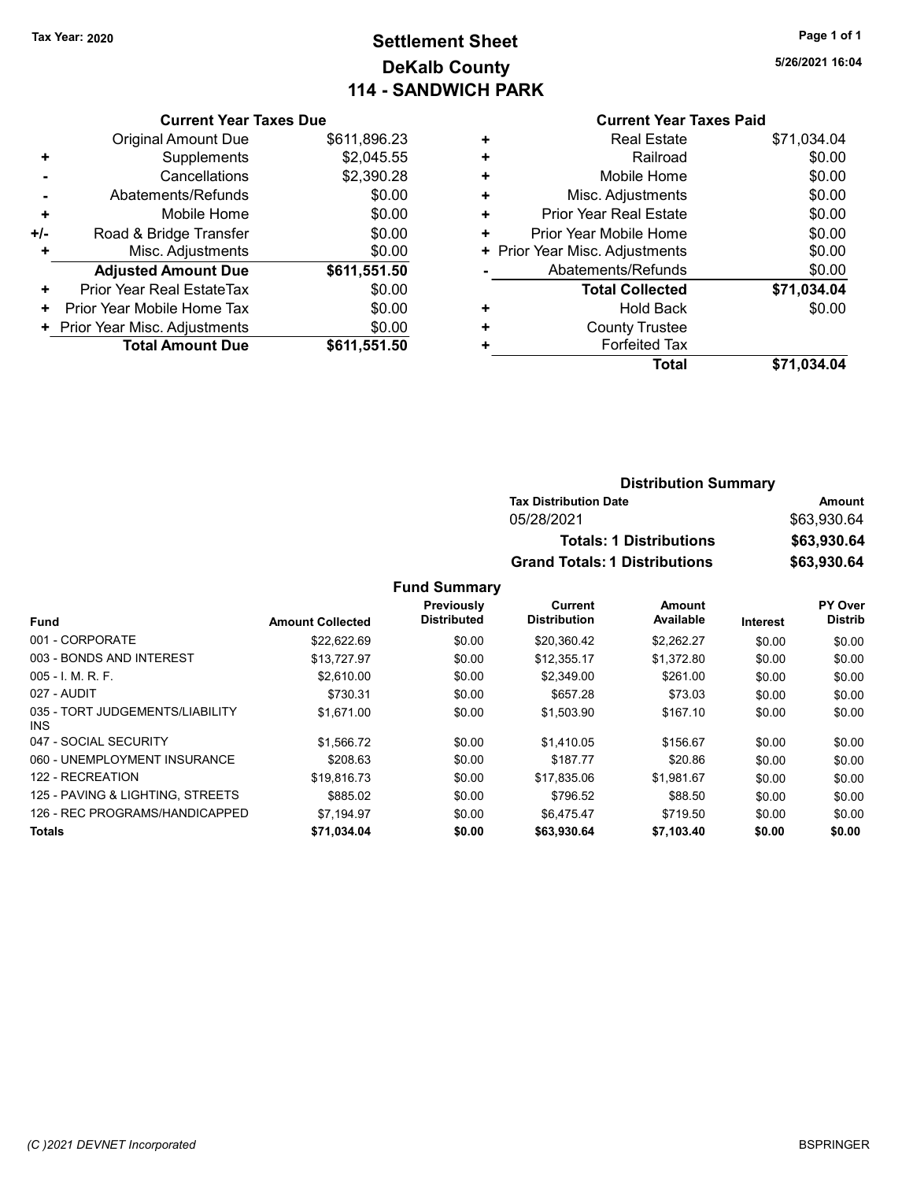Tax Year: 2020

# Settlement Sheet
## DeKalb County
## 114 - SANDWICH PARK

5/26/2021 16:04

### Current Year Taxes Due

| | | |
|---|---|---|
| | Original Amount Due | $611,896.23 |
| + | Supplements | $2,045.55 |
| - | Cancellations | $2,390.28 |
| - | Abatements/Refunds | $0.00 |
| + | Mobile Home | $0.00 |
| +/- | Road & Bridge Transfer | $0.00 |
| + | Misc. Adjustments | $0.00 |
| | **Adjusted Amount Due** | **$611,551.50** |
| + | Prior Year Real EstateTax | $0.00 |
| + | Prior Year Mobile Home Tax | $0.00 |
| + | Prior Year Misc. Adjustments | $0.00 |
| | **Total Amount Due** | **$611,551.50** |

### Current Year Taxes Paid

| | | |
|---|---|---|
| + | Real Estate | $71,034.04 |
| + | Railroad | $0.00 |
| + | Mobile Home | $0.00 |
| + | Misc. Adjustments | $0.00 |
| + | Prior Year Real Estate | $0.00 |
| + | Prior Year Mobile Home | $0.00 |
| + | Prior Year Misc. Adjustments | $0.00 |
| - | Abatements/Refunds | $0.00 |
| | **Total Collected** | **$71,034.04** |
| + | Hold Back | $0.00 |
| + | County Trustee | |
| + | Forfeited Tax | |
| | **Total** | **$71,034.04** |

### Distribution Summary

| Tax Distribution Date | Amount |
|---|---|
| 05/28/2021 | $63,930.64 |
| **Totals: 1 Distributions** | **$63,930.64** |
| **Grand Totals: 1 Distributions** | **$63,930.64** |

### Fund Summary

| Fund | Amount Collected | Previously Distributed | Current Distribution | Amount Available | Interest | PY Over Distrib |
|---|---|---|---|---|---|---|
| 001 - CORPORATE | $22,622.69 | $0.00 | $20,360.42 | $2,262.27 | $0.00 | $0.00 |
| 003 - BONDS AND INTEREST | $13,727.97 | $0.00 | $12,355.17 | $1,372.80 | $0.00 | $0.00 |
| 005 - I. M. R. F. | $2,610.00 | $0.00 | $2,349.00 | $261.00 | $0.00 | $0.00 |
| 027 - AUDIT | $730.31 | $0.00 | $657.28 | $73.03 | $0.00 | $0.00 |
| 035 - TORT JUDGEMENTS/LIABILITY INS | $1,671.00 | $0.00 | $1,503.90 | $167.10 | $0.00 | $0.00 |
| 047 - SOCIAL SECURITY | $1,566.72 | $0.00 | $1,410.05 | $156.67 | $0.00 | $0.00 |
| 060 - UNEMPLOYMENT INSURANCE | $208.63 | $0.00 | $187.77 | $20.86 | $0.00 | $0.00 |
| 122 - RECREATION | $19,816.73 | $0.00 | $17,835.06 | $1,981.67 | $0.00 | $0.00 |
| 125 - PAVING & LIGHTING, STREETS | $885.02 | $0.00 | $796.52 | $88.50 | $0.00 | $0.00 |
| 126 - REC PROGRAMS/HANDICAPPED | $7,194.97 | $0.00 | $6,475.47 | $719.50 | $0.00 | $0.00 |
| **Totals** | **$71,034.04** | **$0.00** | **$63,930.64** | **$7,103.40** | **$0.00** | **$0.00** |

(C )2021 DEVNET Incorporated — BSPRINGER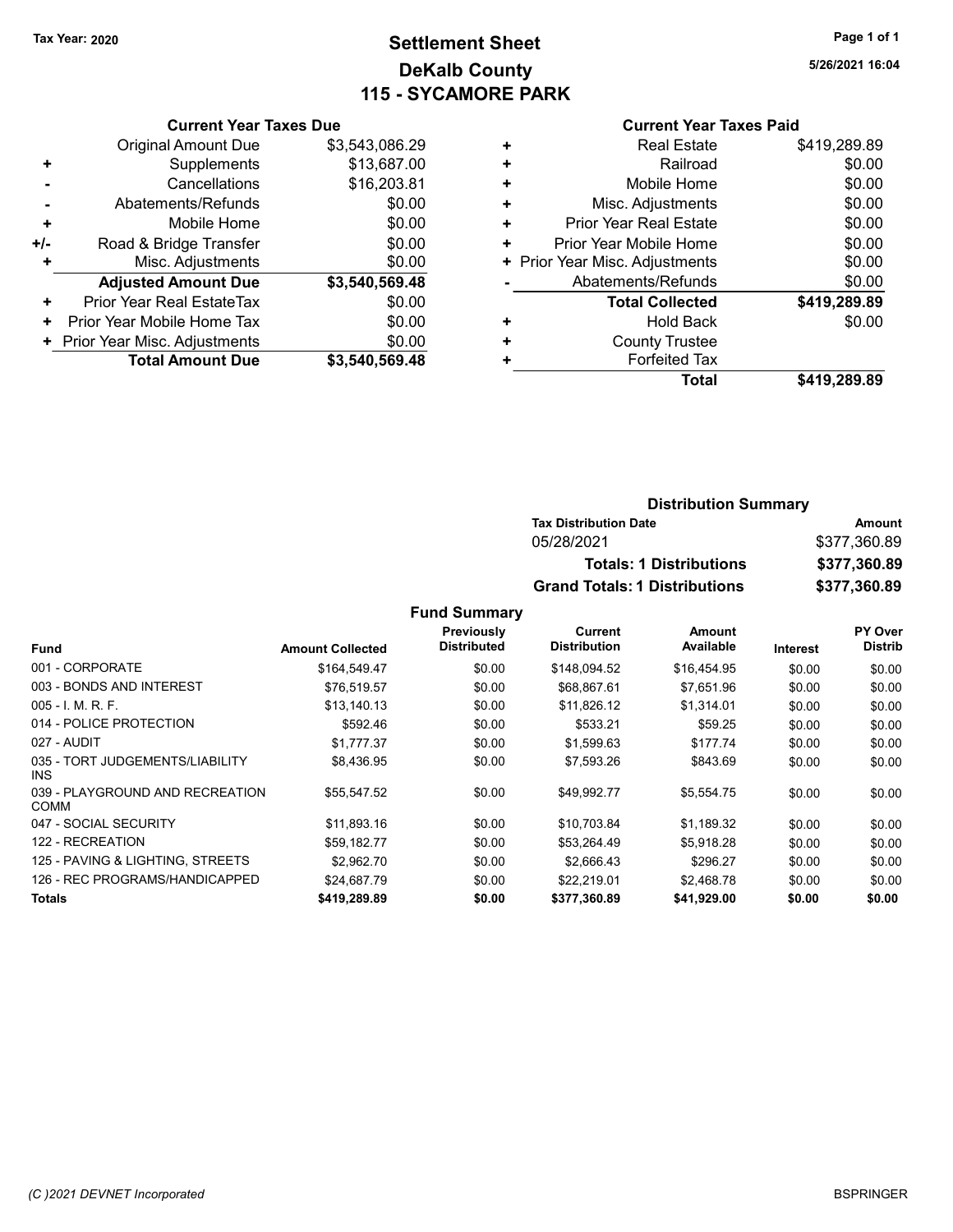Tax Year: 2020

# Settlement Sheet
## DeKalb County
## 115 - SYCAMORE PARK

5/26/2021 16:04

### Current Year Taxes Due

| | | |
|---|---|---|
| | Original Amount Due | $3,543,086.29 |
| + | Supplements | $13,687.00 |
| - | Cancellations | $16,203.81 |
| - | Abatements/Refunds | $0.00 |
| + | Mobile Home | $0.00 |
| +/- | Road & Bridge Transfer | $0.00 |
| + | Misc. Adjustments | $0.00 |
| | **Adjusted Amount Due** | **$3,540,569.48** |
| + | Prior Year Real EstateTax | $0.00 |
| + | Prior Year Mobile Home Tax | $0.00 |
| + | Prior Year Misc. Adjustments | $0.00 |
| | **Total Amount Due** | **$3,540,569.48** |

### Current Year Taxes Paid

| | | |
|---|---|---|
| + | Real Estate | $419,289.89 |
| + | Railroad | $0.00 |
| + | Mobile Home | $0.00 |
| + | Misc. Adjustments | $0.00 |
| + | Prior Year Real Estate | $0.00 |
| + | Prior Year Mobile Home | $0.00 |
| + | Prior Year Misc. Adjustments | $0.00 |
| - | Abatements/Refunds | $0.00 |
| | **Total Collected** | **$419,289.89** |
| + | Hold Back | $0.00 |
| + | County Trustee | |
| + | Forfeited Tax | |
| | **Total** | **$419,289.89** |

### Distribution Summary

| Tax Distribution Date | Amount |
|---|---|
| 05/28/2021 | $377,360.89 |
| **Totals: 1 Distributions** | **$377,360.89** |
| **Grand Totals: 1 Distributions** | **$377,360.89** |

### Fund Summary

| Fund | Amount Collected | Previously Distributed | Current Distribution | Amount Available | Interest | PY Over Distrib |
|---|---|---|---|---|---|---|
| 001 - CORPORATE | $164,549.47 | $0.00 | $148,094.52 | $16,454.95 | $0.00 | $0.00 |
| 003 - BONDS AND INTEREST | $76,519.57 | $0.00 | $68,867.61 | $7,651.96 | $0.00 | $0.00 |
| 005 - I. M. R. F. | $13,140.13 | $0.00 | $11,826.12 | $1,314.01 | $0.00 | $0.00 |
| 014 - POLICE PROTECTION | $592.46 | $0.00 | $533.21 | $59.25 | $0.00 | $0.00 |
| 027 - AUDIT | $1,777.37 | $0.00 | $1,599.63 | $177.74 | $0.00 | $0.00 |
| 035 - TORT JUDGEMENTS/LIABILITY INS | $8,436.95 | $0.00 | $7,593.26 | $843.69 | $0.00 | $0.00 |
| 039 - PLAYGROUND AND RECREATION COMM | $55,547.52 | $0.00 | $49,992.77 | $5,554.75 | $0.00 | $0.00 |
| 047 - SOCIAL SECURITY | $11,893.16 | $0.00 | $10,703.84 | $1,189.32 | $0.00 | $0.00 |
| 122 - RECREATION | $59,182.77 | $0.00 | $53,264.49 | $5,918.28 | $0.00 | $0.00 |
| 125 - PAVING & LIGHTING, STREETS | $2,962.70 | $0.00 | $2,666.43 | $296.27 | $0.00 | $0.00 |
| 126 - REC PROGRAMS/HANDICAPPED | $24,687.79 | $0.00 | $22,219.01 | $2,468.78 | $0.00 | $0.00 |
| **Totals** | **$419,289.89** | **$0.00** | **$377,360.89** | **$41,929.00** | **$0.00** | **$0.00** |

(C )2021 DEVNET Incorporated

BSPRINGER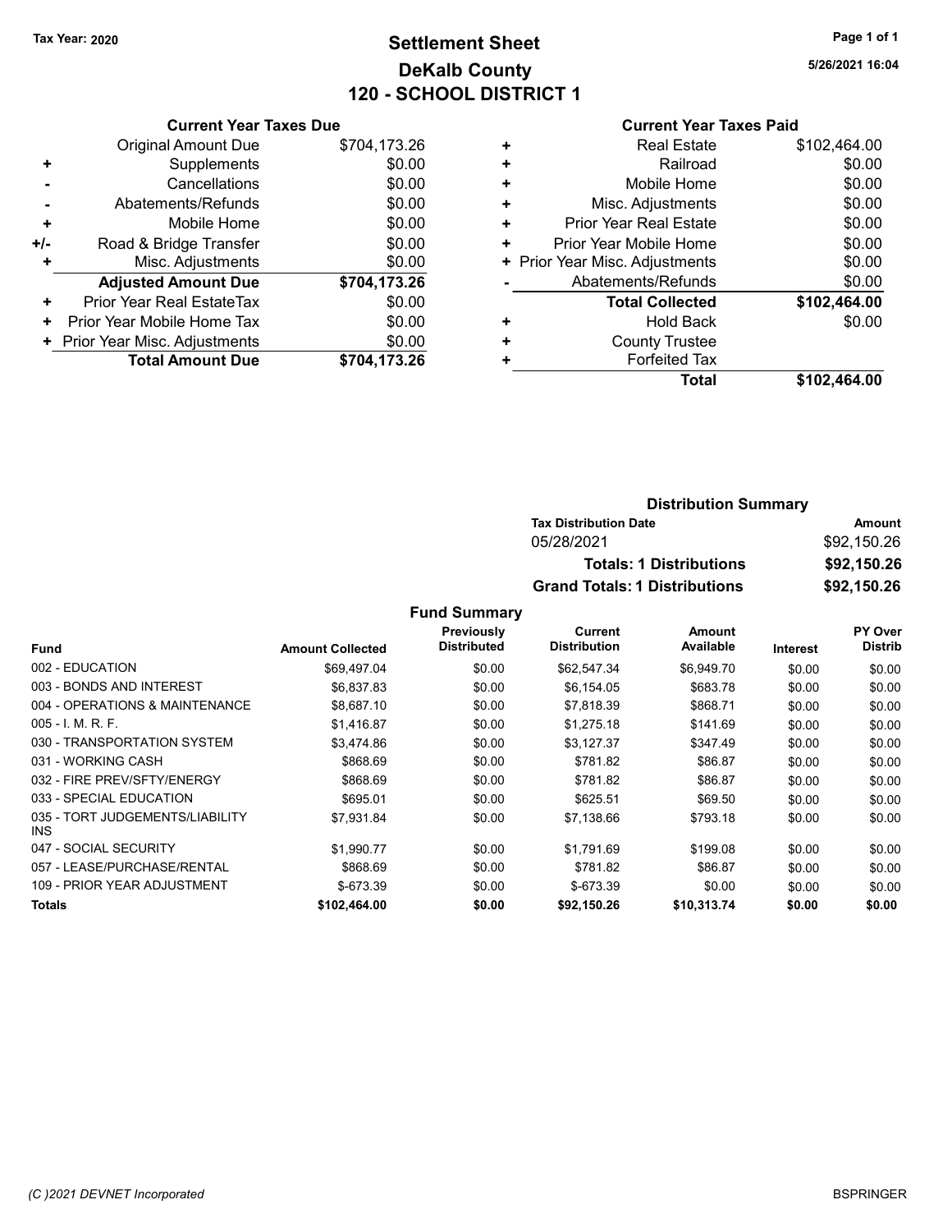**Tax Year: 2020**

# Settlement Sheet
## DeKalb County
## 120 - SCHOOL DISTRICT 1

5/26/2021 16:04

### Current Year Taxes Due

| | | |
|---|---|---|
| | Original Amount Due | $704,173.26 |
| + | Supplements | $0.00 |
| - | Cancellations | $0.00 |
| - | Abatements/Refunds | $0.00 |
| + | Mobile Home | $0.00 |
| +/- | Road & Bridge Transfer | $0.00 |
| + | Misc. Adjustments | $0.00 |
| | **Adjusted Amount Due** | **$704,173.26** |
| + | Prior Year Real EstateTax | $0.00 |
| + | Prior Year Mobile Home Tax | $0.00 |
| + | Prior Year Misc. Adjustments | $0.00 |
| | **Total Amount Due** | **$704,173.26** |

### Current Year Taxes Paid

| | | |
|---|---|---|
| + | Real Estate | $102,464.00 |
| + | Railroad | $0.00 |
| + | Mobile Home | $0.00 |
| + | Misc. Adjustments | $0.00 |
| + | Prior Year Real Estate | $0.00 |
| + | Prior Year Mobile Home | $0.00 |
| + | Prior Year Misc. Adjustments | $0.00 |
| - | Abatements/Refunds | $0.00 |
| | **Total Collected** | **$102,464.00** |
| + | Hold Back | $0.00 |
| + | County Trustee | |
| + | Forfeited Tax | |
| | **Total** | **$102,464.00** |

### Distribution Summary

| Tax Distribution Date | Amount |
|---|---|
| 05/28/2021 | $92,150.26 |
| **Totals: 1 Distributions** | **$92,150.26** |
| **Grand Totals: 1 Distributions** | **$92,150.26** |

### Fund Summary

| Fund | Amount Collected | Previously Distributed | Current Distribution | Amount Available | Interest | PY Over Distrib |
|---|---|---|---|---|---|---|
| 002 - EDUCATION | $69,497.04 | $0.00 | $62,547.34 | $6,949.70 | $0.00 | $0.00 |
| 003 - BONDS AND INTEREST | $6,837.83 | $0.00 | $6,154.05 | $683.78 | $0.00 | $0.00 |
| 004 - OPERATIONS & MAINTENANCE | $8,687.10 | $0.00 | $7,818.39 | $868.71 | $0.00 | $0.00 |
| 005 - I. M. R. F. | $1,416.87 | $0.00 | $1,275.18 | $141.69 | $0.00 | $0.00 |
| 030 - TRANSPORTATION SYSTEM | $3,474.86 | $0.00 | $3,127.37 | $347.49 | $0.00 | $0.00 |
| 031 - WORKING CASH | $868.69 | $0.00 | $781.82 | $86.87 | $0.00 | $0.00 |
| 032 - FIRE PREV/SFTY/ENERGY | $868.69 | $0.00 | $781.82 | $86.87 | $0.00 | $0.00 |
| 033 - SPECIAL EDUCATION | $695.01 | $0.00 | $625.51 | $69.50 | $0.00 | $0.00 |
| 035 - TORT JUDGEMENTS/LIABILITY INS | $7,931.84 | $0.00 | $7,138.66 | $793.18 | $0.00 | $0.00 |
| 047 - SOCIAL SECURITY | $1,990.77 | $0.00 | $1,791.69 | $199.08 | $0.00 | $0.00 |
| 057 - LEASE/PURCHASE/RENTAL | $868.69 | $0.00 | $781.82 | $86.87 | $0.00 | $0.00 |
| 109 - PRIOR YEAR ADJUSTMENT | $-673.39 | $0.00 | $-673.39 | $0.00 | $0.00 | $0.00 |
| **Totals** | **$102,464.00** | **$0.00** | **$92,150.26** | **$10,313.74** | **$0.00** | **$0.00** |

(C )2021 DEVNET Incorporated — BSPRINGER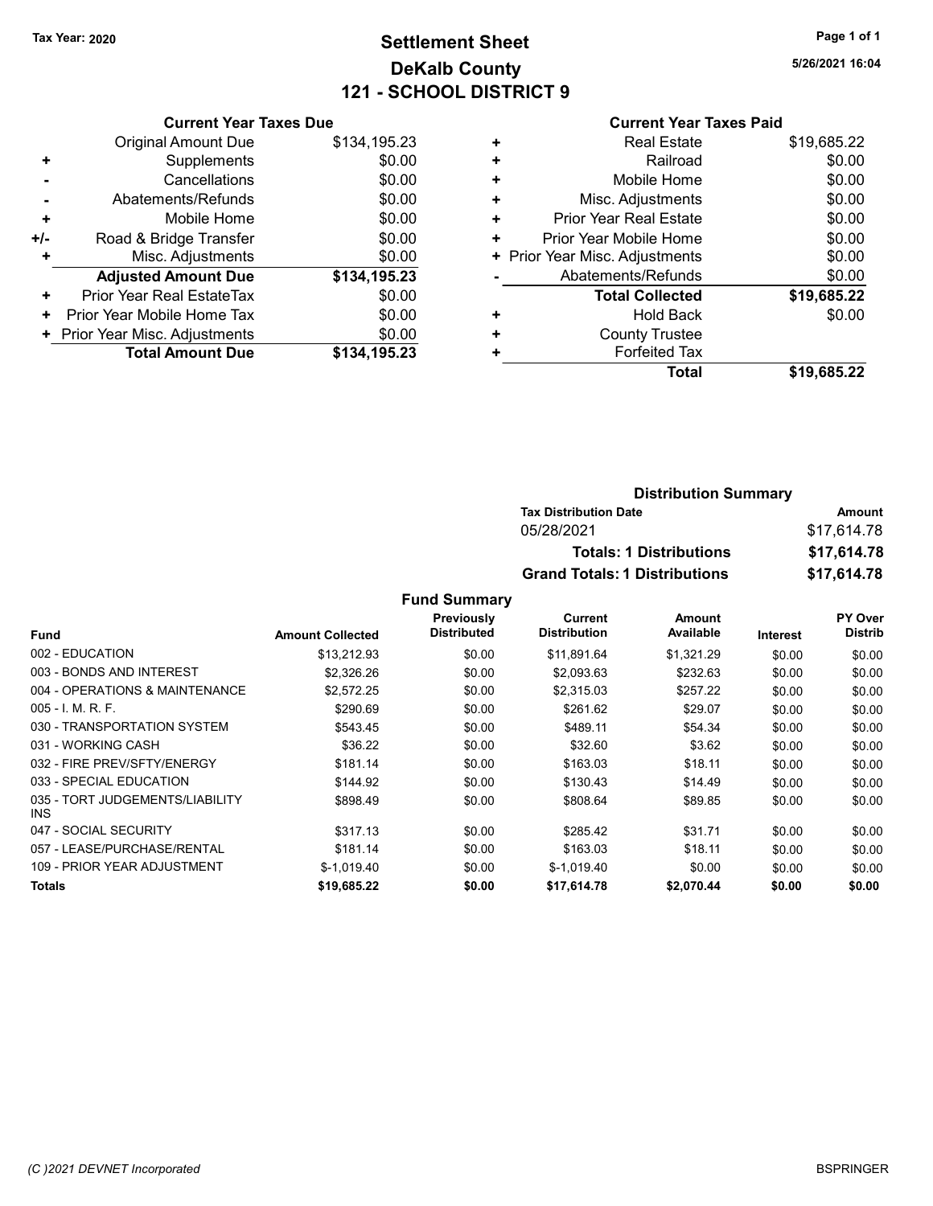Tax Year: 2020

# Settlement Sheet
## DeKalb County
## 121 - SCHOOL DISTRICT 9

5/26/2021 16:04

### Current Year Taxes Due

| | | |
|---|---|---|
| | Original Amount Due | $134,195.23 |
| + | Supplements | $0.00 |
| - | Cancellations | $0.00 |
| - | Abatements/Refunds | $0.00 |
| + | Mobile Home | $0.00 |
| +/- | Road & Bridge Transfer | $0.00 |
| + | Misc. Adjustments | $0.00 |
| | **Adjusted Amount Due** | **$134,195.23** |
| + | Prior Year Real EstateTax | $0.00 |
| + | Prior Year Mobile Home Tax | $0.00 |
| + | Prior Year Misc. Adjustments | $0.00 |
| | **Total Amount Due** | **$134,195.23** |

### Current Year Taxes Paid

| | | |
|---|---|---|
| + | Real Estate | $19,685.22 |
| + | Railroad | $0.00 |
| + | Mobile Home | $0.00 |
| + | Misc. Adjustments | $0.00 |
| + | Prior Year Real Estate | $0.00 |
| + | Prior Year Mobile Home | $0.00 |
| + | Prior Year Misc. Adjustments | $0.00 |
| - | Abatements/Refunds | $0.00 |
| | **Total Collected** | **$19,685.22** |
| + | Hold Back | $0.00 |
| + | County Trustee | |
| + | Forfeited Tax | |
| | **Total** | **$19,685.22** |

### Distribution Summary

| Tax Distribution Date | Amount |
|---|---|
| 05/28/2021 | $17,614.78 |
| **Totals: 1 Distributions** | **$17,614.78** |
| **Grand Totals: 1 Distributions** | **$17,614.78** |

### Fund Summary

| Fund | Amount Collected | Previously Distributed | Current Distribution | Amount Available | Interest | PY Over Distrib |
|---|---|---|---|---|---|---|
| 002 - EDUCATION | $13,212.93 | $0.00 | $11,891.64 | $1,321.29 | $0.00 | $0.00 |
| 003 - BONDS AND INTEREST | $2,326.26 | $0.00 | $2,093.63 | $232.63 | $0.00 | $0.00 |
| 004 - OPERATIONS & MAINTENANCE | $2,572.25 | $0.00 | $2,315.03 | $257.22 | $0.00 | $0.00 |
| 005 - I. M. R. F. | $290.69 | $0.00 | $261.62 | $29.07 | $0.00 | $0.00 |
| 030 - TRANSPORTATION SYSTEM | $543.45 | $0.00 | $489.11 | $54.34 | $0.00 | $0.00 |
| 031 - WORKING CASH | $36.22 | $0.00 | $32.60 | $3.62 | $0.00 | $0.00 |
| 032 - FIRE PREV/SFTY/ENERGY | $181.14 | $0.00 | $163.03 | $18.11 | $0.00 | $0.00 |
| 033 - SPECIAL EDUCATION | $144.92 | $0.00 | $130.43 | $14.49 | $0.00 | $0.00 |
| 035 - TORT JUDGEMENTS/LIABILITY INS | $898.49 | $0.00 | $808.64 | $89.85 | $0.00 | $0.00 |
| 047 - SOCIAL SECURITY | $317.13 | $0.00 | $285.42 | $31.71 | $0.00 | $0.00 |
| 057 - LEASE/PURCHASE/RENTAL | $181.14 | $0.00 | $163.03 | $18.11 | $0.00 | $0.00 |
| 109 - PRIOR YEAR ADJUSTMENT | $-1,019.40 | $0.00 | $-1,019.40 | $0.00 | $0.00 | $0.00 |
| **Totals** | **$19,685.22** | **$0.00** | **$17,614.78** | **$2,070.44** | **$0.00** | **$0.00** |

(C )2021 DEVNET Incorporated — BSPRINGER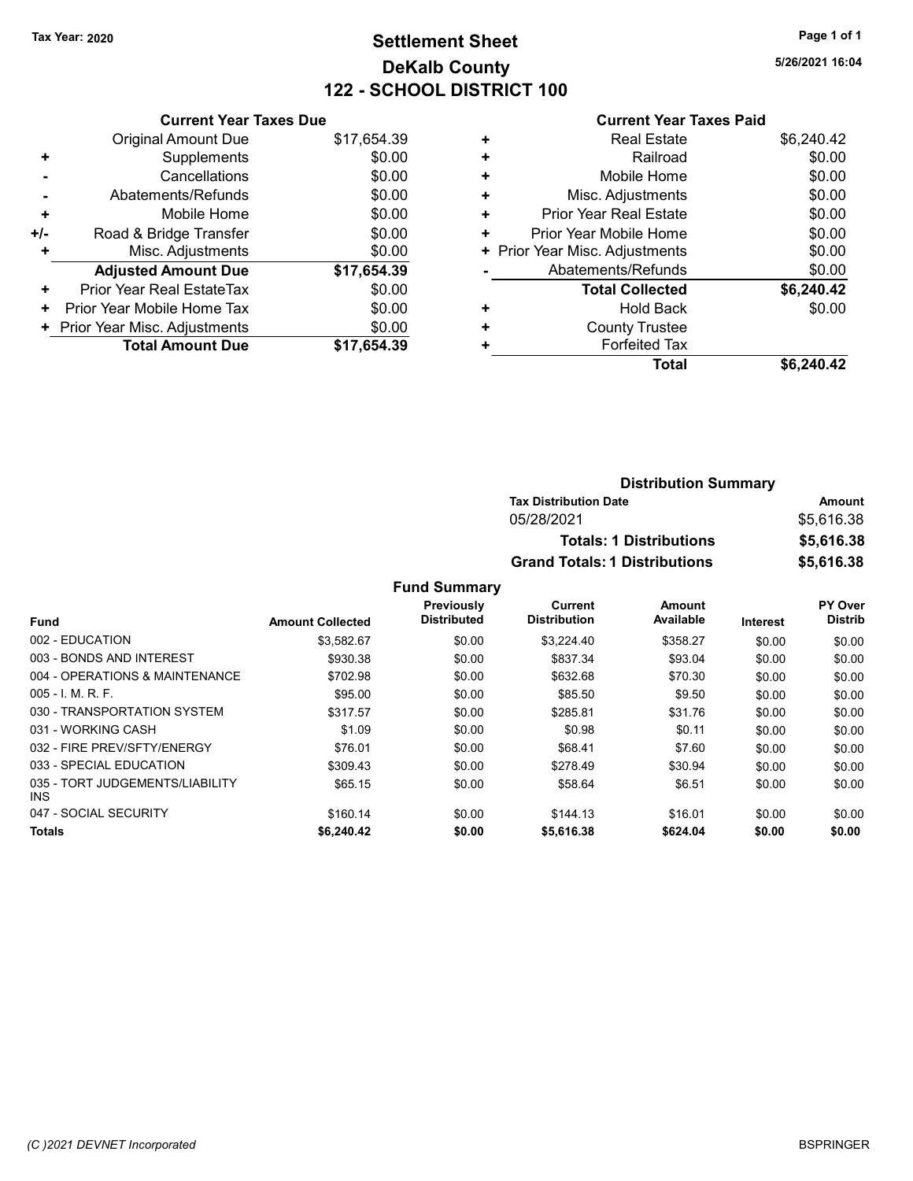Tax Year: 2020

# Settlement Sheet
## DeKalb County
## 122 - SCHOOL DISTRICT 100

5/26/2021 16:04

### Current Year Taxes Due

| | | |
|---|---|---|
| | Original Amount Due | $17,654.39 |
| + | Supplements | $0.00 |
| - | Cancellations | $0.00 |
| - | Abatements/Refunds | $0.00 |
| + | Mobile Home | $0.00 |
| +/- | Road & Bridge Transfer | $0.00 |
| + | Misc. Adjustments | $0.00 |
| | **Adjusted Amount Due** | **$17,654.39** |
| + | Prior Year Real EstateTax | $0.00 |
| + | Prior Year Mobile Home Tax | $0.00 |
| + | Prior Year Misc. Adjustments | $0.00 |
| | **Total Amount Due** | **$17,654.39** |

### Current Year Taxes Paid

| | | |
|---|---|---|
| + | Real Estate | $6,240.42 |
| + | Railroad | $0.00 |
| + | Mobile Home | $0.00 |
| + | Misc. Adjustments | $0.00 |
| + | Prior Year Real Estate | $0.00 |
| + | Prior Year Mobile Home | $0.00 |
| + | Prior Year Misc. Adjustments | $0.00 |
| - | Abatements/Refunds | $0.00 |
| | **Total Collected** | **$6,240.42** |
| + | Hold Back | $0.00 |
| + | County Trustee | |
| + | Forfeited Tax | |
| | **Total** | **$6,240.42** |

### Distribution Summary

| Tax Distribution Date | Amount |
|---|---|
| 05/28/2021 | $5,616.38 |
| **Totals: 1 Distributions** | **$5,616.38** |
| **Grand Totals: 1 Distributions** | **$5,616.38** |

### Fund Summary

| Fund | Amount Collected | Previously Distributed | Current Distribution | Amount Available | Interest | PY Over Distrib |
|---|---|---|---|---|---|---|
| 002 - EDUCATION | $3,582.67 | $0.00 | $3,224.40 | $358.27 | $0.00 | $0.00 |
| 003 - BONDS AND INTEREST | $930.38 | $0.00 | $837.34 | $93.04 | $0.00 | $0.00 |
| 004 - OPERATIONS & MAINTENANCE | $702.98 | $0.00 | $632.68 | $70.30 | $0.00 | $0.00 |
| 005 - I. M. R. F. | $95.00 | $0.00 | $85.50 | $9.50 | $0.00 | $0.00 |
| 030 - TRANSPORTATION SYSTEM | $317.57 | $0.00 | $285.81 | $31.76 | $0.00 | $0.00 |
| 031 - WORKING CASH | $1.09 | $0.00 | $0.98 | $0.11 | $0.00 | $0.00 |
| 032 - FIRE PREV/SFTY/ENERGY | $76.01 | $0.00 | $68.41 | $7.60 | $0.00 | $0.00 |
| 033 - SPECIAL EDUCATION | $309.43 | $0.00 | $278.49 | $30.94 | $0.00 | $0.00 |
| 035 - TORT JUDGEMENTS/LIABILITY INS | $65.15 | $0.00 | $58.64 | $6.51 | $0.00 | $0.00 |
| 047 - SOCIAL SECURITY | $160.14 | $0.00 | $144.13 | $16.01 | $0.00 | $0.00 |
| **Totals** | **$6,240.42** | **$0.00** | **$5,616.38** | **$624.04** | **$0.00** | **$0.00** |

(C )2021 DEVNET Incorporated

BSPRINGER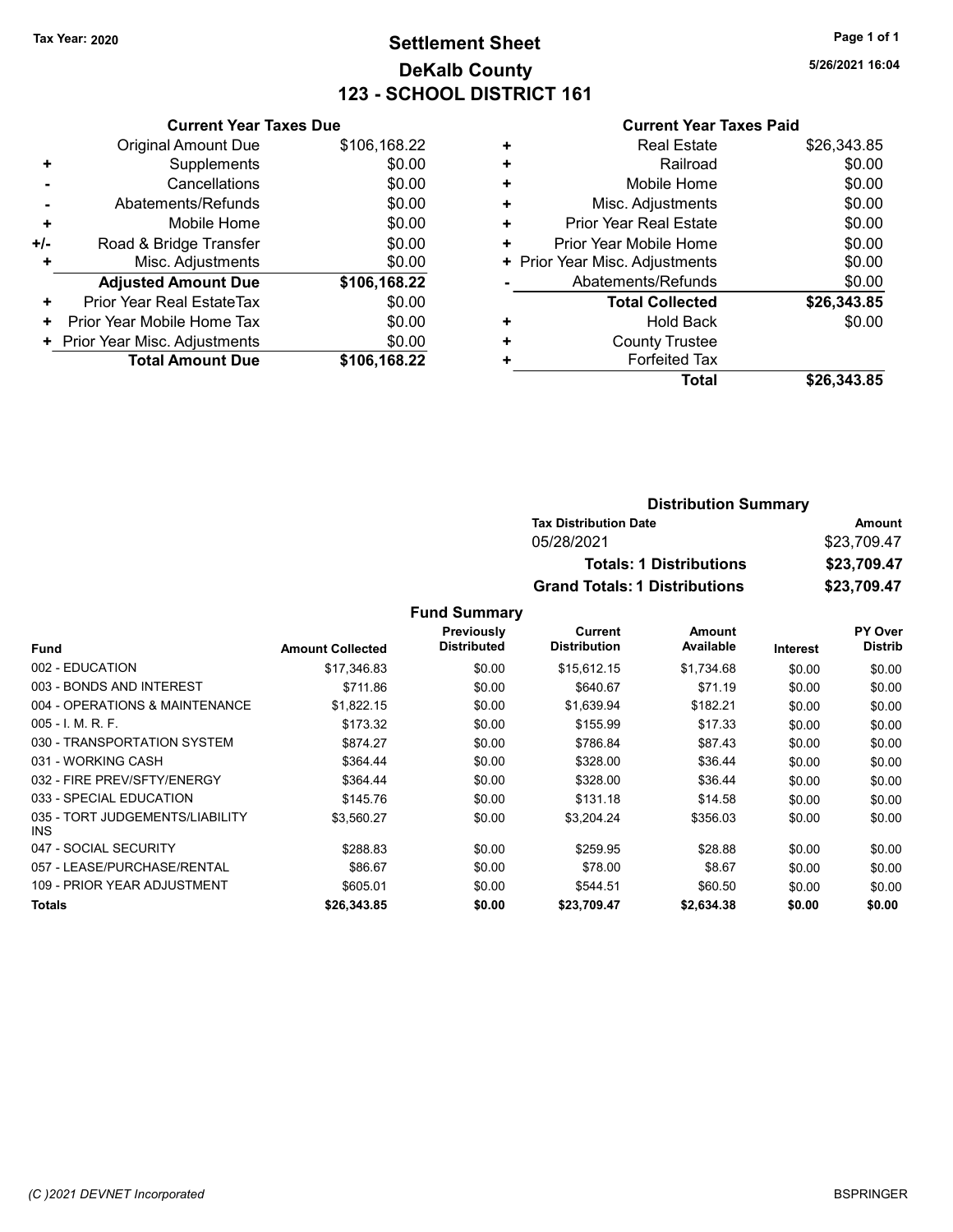Tax Year: 2020

# Settlement Sheet
## DeKalb County
## 123 - SCHOOL DISTRICT 161

5/26/2021 16:04

### Current Year Taxes Due

| | | |
|---|---|---|
| | Original Amount Due | $106,168.22 |
| + | Supplements | $0.00 |
| - | Cancellations | $0.00 |
| - | Abatements/Refunds | $0.00 |
| + | Mobile Home | $0.00 |
| +/- | Road & Bridge Transfer | $0.00 |
| + | Misc. Adjustments | $0.00 |
| | **Adjusted Amount Due** | **$106,168.22** |
| + | Prior Year Real EstateTax | $0.00 |
| + | Prior Year Mobile Home Tax | $0.00 |
| + | Prior Year Misc. Adjustments | $0.00 |
| | **Total Amount Due** | **$106,168.22** |

### Current Year Taxes Paid

| | | |
|---|---|---|
| + | Real Estate | $26,343.85 |
| + | Railroad | $0.00 |
| + | Mobile Home | $0.00 |
| + | Misc. Adjustments | $0.00 |
| + | Prior Year Real Estate | $0.00 |
| + | Prior Year Mobile Home | $0.00 |
| + | Prior Year Misc. Adjustments | $0.00 |
| - | Abatements/Refunds | $0.00 |
| | **Total Collected** | **$26,343.85** |
| + | Hold Back | $0.00 |
| + | County Trustee | |
| + | Forfeited Tax | |
| | **Total** | **$26,343.85** |

### Distribution Summary

| Tax Distribution Date | Amount |
|---|---|
| 05/28/2021 | $23,709.47 |
| **Totals: 1 Distributions** | **$23,709.47** |
| **Grand Totals: 1 Distributions** | **$23,709.47** |

### Fund Summary

| Fund | Amount Collected | Previously Distributed | Current Distribution | Amount Available | Interest | PY Over Distrib |
|---|---|---|---|---|---|---|
| 002 - EDUCATION | $17,346.83 | $0.00 | $15,612.15 | $1,734.68 | $0.00 | $0.00 |
| 003 - BONDS AND INTEREST | $711.86 | $0.00 | $640.67 | $71.19 | $0.00 | $0.00 |
| 004 - OPERATIONS & MAINTENANCE | $1,822.15 | $0.00 | $1,639.94 | $182.21 | $0.00 | $0.00 |
| 005 - I. M. R. F. | $173.32 | $0.00 | $155.99 | $17.33 | $0.00 | $0.00 |
| 030 - TRANSPORTATION SYSTEM | $874.27 | $0.00 | $786.84 | $87.43 | $0.00 | $0.00 |
| 031 - WORKING CASH | $364.44 | $0.00 | $328.00 | $36.44 | $0.00 | $0.00 |
| 032 - FIRE PREV/SFTY/ENERGY | $364.44 | $0.00 | $328.00 | $36.44 | $0.00 | $0.00 |
| 033 - SPECIAL EDUCATION | $145.76 | $0.00 | $131.18 | $14.58 | $0.00 | $0.00 |
| 035 - TORT JUDGEMENTS/LIABILITY INS | $3,560.27 | $0.00 | $3,204.24 | $356.03 | $0.00 | $0.00 |
| 047 - SOCIAL SECURITY | $288.83 | $0.00 | $259.95 | $28.88 | $0.00 | $0.00 |
| 057 - LEASE/PURCHASE/RENTAL | $86.67 | $0.00 | $78.00 | $8.67 | $0.00 | $0.00 |
| 109 - PRIOR YEAR ADJUSTMENT | $605.01 | $0.00 | $544.51 | $60.50 | $0.00 | $0.00 |
| **Totals** | **$26,343.85** | **$0.00** | **$23,709.47** | **$2,634.38** | **$0.00** | **$0.00** |

(C )2021 DEVNET Incorporated

BSPRINGER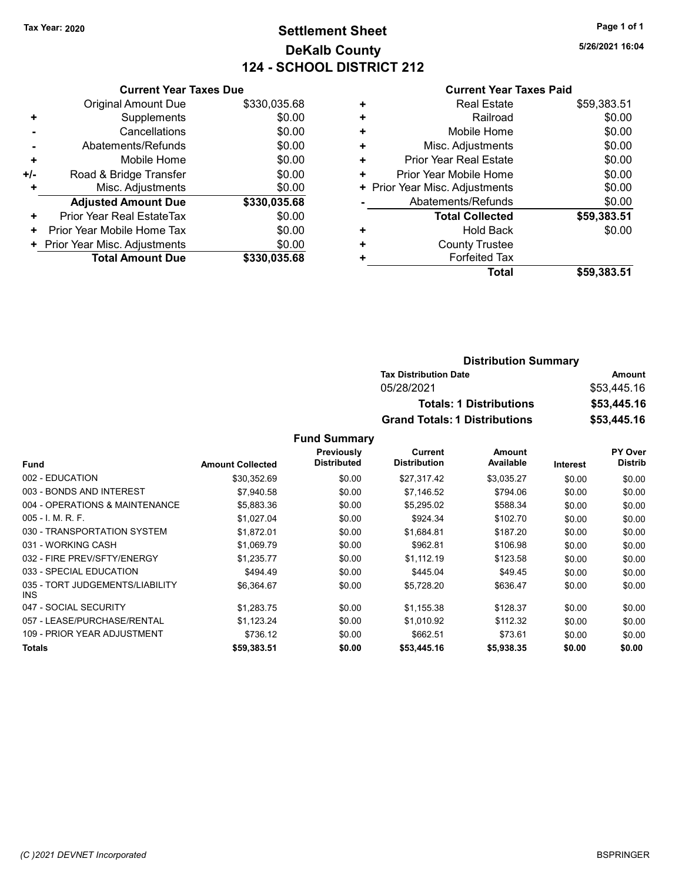Tax Year: 2020

# Settlement Sheet
## DeKalb County
## 124 - SCHOOL DISTRICT 212

5/26/2021 16:04

### Current Year Taxes Due

| | | |
|---|---|---|
| | Original Amount Due | $330,035.68 |
| + | Supplements | $0.00 |
| - | Cancellations | $0.00 |
| - | Abatements/Refunds | $0.00 |
| + | Mobile Home | $0.00 |
| +/- | Road & Bridge Transfer | $0.00 |
| + | Misc. Adjustments | $0.00 |
| | **Adjusted Amount Due** | **$330,035.68** |
| + | Prior Year Real EstateTax | $0.00 |
| + | Prior Year Mobile Home Tax | $0.00 |
| + | Prior Year Misc. Adjustments | $0.00 |
| | **Total Amount Due** | **$330,035.68** |

### Current Year Taxes Paid

| | | |
|---|---|---|
| + | Real Estate | $59,383.51 |
| + | Railroad | $0.00 |
| + | Mobile Home | $0.00 |
| + | Misc. Adjustments | $0.00 |
| + | Prior Year Real Estate | $0.00 |
| + | Prior Year Mobile Home | $0.00 |
| + | Prior Year Misc. Adjustments | $0.00 |
| - | Abatements/Refunds | $0.00 |
| | **Total Collected** | **$59,383.51** |
| + | Hold Back | $0.00 |
| + | County Trustee | |
| + | Forfeited Tax | |
| | **Total** | **$59,383.51** |

### Distribution Summary

| Tax Distribution Date | Amount |
|---|---|
| 05/28/2021 | $53,445.16 |
| **Totals: 1 Distributions** | **$53,445.16** |
| **Grand Totals: 1 Distributions** | **$53,445.16** |

### Fund Summary

| Fund | Amount Collected | Previously Distributed | Current Distribution | Amount Available | Interest | PY Over Distrib |
|---|---|---|---|---|---|---|
| 002 - EDUCATION | $30,352.69 | $0.00 | $27,317.42 | $3,035.27 | $0.00 | $0.00 |
| 003 - BONDS AND INTEREST | $7,940.58 | $0.00 | $7,146.52 | $794.06 | $0.00 | $0.00 |
| 004 - OPERATIONS & MAINTENANCE | $5,883.36 | $0.00 | $5,295.02 | $588.34 | $0.00 | $0.00 |
| 005 - I. M. R. F. | $1,027.04 | $0.00 | $924.34 | $102.70 | $0.00 | $0.00 |
| 030 - TRANSPORTATION SYSTEM | $1,872.01 | $0.00 | $1,684.81 | $187.20 | $0.00 | $0.00 |
| 031 - WORKING CASH | $1,069.79 | $0.00 | $962.81 | $106.98 | $0.00 | $0.00 |
| 032 - FIRE PREV/SFTY/ENERGY | $1,235.77 | $0.00 | $1,112.19 | $123.58 | $0.00 | $0.00 |
| 033 - SPECIAL EDUCATION | $494.49 | $0.00 | $445.04 | $49.45 | $0.00 | $0.00 |
| 035 - TORT JUDGEMENTS/LIABILITY INS | $6,364.67 | $0.00 | $5,728.20 | $636.47 | $0.00 | $0.00 |
| 047 - SOCIAL SECURITY | $1,283.75 | $0.00 | $1,155.38 | $128.37 | $0.00 | $0.00 |
| 057 - LEASE/PURCHASE/RENTAL | $1,123.24 | $0.00 | $1,010.92 | $112.32 | $0.00 | $0.00 |
| 109 - PRIOR YEAR ADJUSTMENT | $736.12 | $0.00 | $662.51 | $73.61 | $0.00 | $0.00 |
| **Totals** | **$59,383.51** | **$0.00** | **$53,445.16** | **$5,938.35** | **$0.00** | **$0.00** |

(C )2021 DEVNET Incorporated

BSPRINGER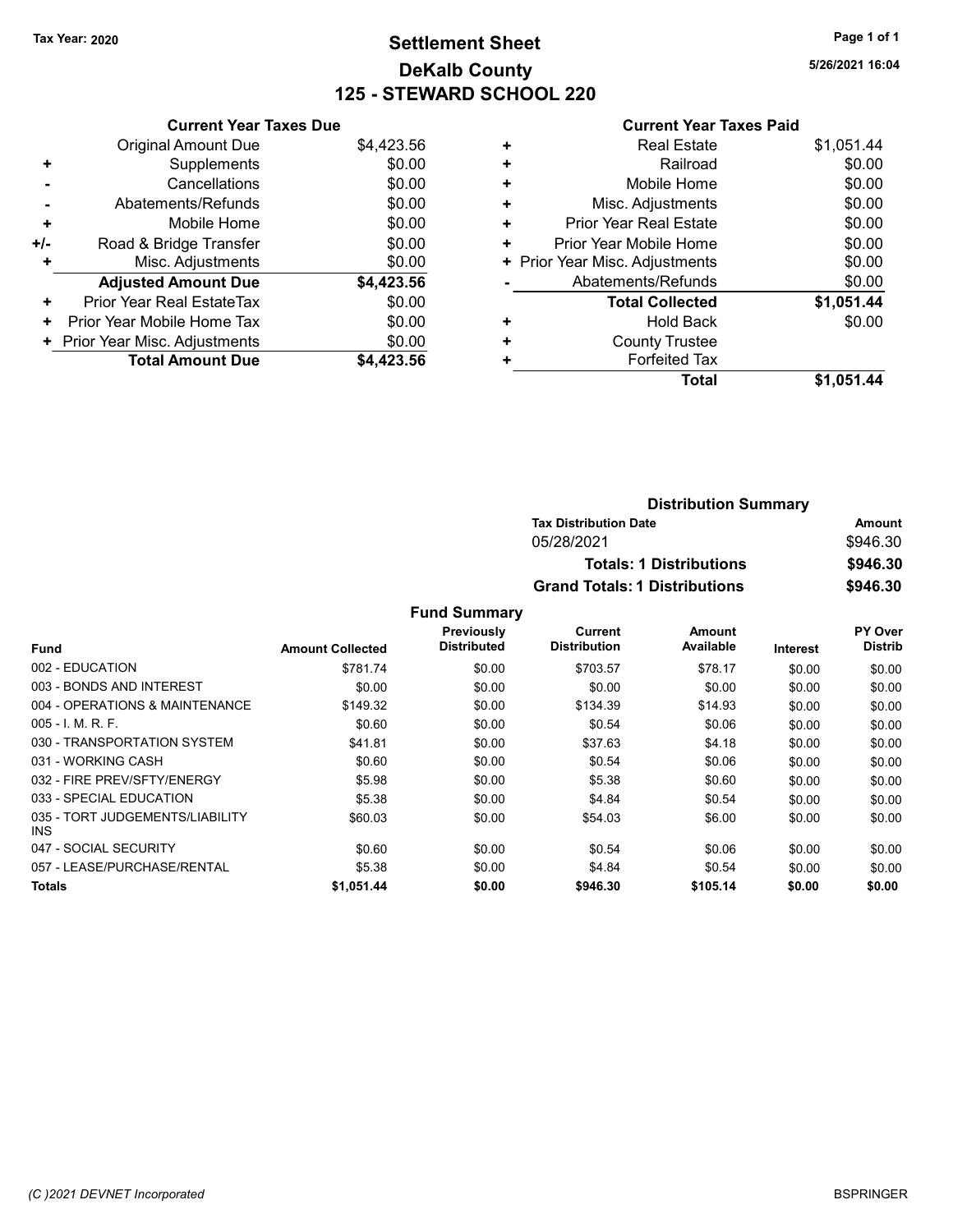Tax Year: 2020

# Settlement Sheet
## DeKalb County
## 125 - STEWARD SCHOOL 220

5/26/2021 16:04

### Current Year Taxes Due

| | | |
|---|---|---|
| | Original Amount Due | $4,423.56 |
| + | Supplements | $0.00 |
| - | Cancellations | $0.00 |
| - | Abatements/Refunds | $0.00 |
| + | Mobile Home | $0.00 |
| +/- | Road & Bridge Transfer | $0.00 |
| + | Misc. Adjustments | $0.00 |
| | **Adjusted Amount Due** | **$4,423.56** |
| + | Prior Year Real EstateTax | $0.00 |
| + | Prior Year Mobile Home Tax | $0.00 |
| + | Prior Year Misc. Adjustments | $0.00 |
| | **Total Amount Due** | **$4,423.56** |

### Current Year Taxes Paid

| | | |
|---|---|---|
| + | Real Estate | $1,051.44 |
| + | Railroad | $0.00 |
| + | Mobile Home | $0.00 |
| + | Misc. Adjustments | $0.00 |
| + | Prior Year Real Estate | $0.00 |
| + | Prior Year Mobile Home | $0.00 |
| + | Prior Year Misc. Adjustments | $0.00 |
| - | Abatements/Refunds | $0.00 |
| | **Total Collected** | **$1,051.44** |
| + | Hold Back | $0.00 |
| + | County Trustee | |
| + | Forfeited Tax | |
| | **Total** | **$1,051.44** |

### Distribution Summary

| Tax Distribution Date | Amount |
|---|---|
| 05/28/2021 | $946.30 |
| **Totals: 1 Distributions** | **$946.30** |
| **Grand Totals: 1 Distributions** | **$946.30** |

### Fund Summary

| Fund | Amount Collected | Previously Distributed | Current Distribution | Amount Available | Interest | PY Over Distrib |
|---|---|---|---|---|---|---|
| 002 - EDUCATION | $781.74 | $0.00 | $703.57 | $78.17 | $0.00 | $0.00 |
| 003 - BONDS AND INTEREST | $0.00 | $0.00 | $0.00 | $0.00 | $0.00 | $0.00 |
| 004 - OPERATIONS & MAINTENANCE | $149.32 | $0.00 | $134.39 | $14.93 | $0.00 | $0.00 |
| 005 - I. M. R. F. | $0.60 | $0.00 | $0.54 | $0.06 | $0.00 | $0.00 |
| 030 - TRANSPORTATION SYSTEM | $41.81 | $0.00 | $37.63 | $4.18 | $0.00 | $0.00 |
| 031 - WORKING CASH | $0.60 | $0.00 | $0.54 | $0.06 | $0.00 | $0.00 |
| 032 - FIRE PREV/SFTY/ENERGY | $5.98 | $0.00 | $5.38 | $0.60 | $0.00 | $0.00 |
| 033 - SPECIAL EDUCATION | $5.38 | $0.00 | $4.84 | $0.54 | $0.00 | $0.00 |
| 035 - TORT JUDGEMENTS/LIABILITY INS | $60.03 | $0.00 | $54.03 | $6.00 | $0.00 | $0.00 |
| 047 - SOCIAL SECURITY | $0.60 | $0.00 | $0.54 | $0.06 | $0.00 | $0.00 |
| 057 - LEASE/PURCHASE/RENTAL | $5.38 | $0.00 | $4.84 | $0.54 | $0.00 | $0.00 |
| **Totals** | **$1,051.44** | **$0.00** | **$946.30** | **$105.14** | **$0.00** | **$0.00** |

(C )2021 DEVNET Incorporated

BSPRINGER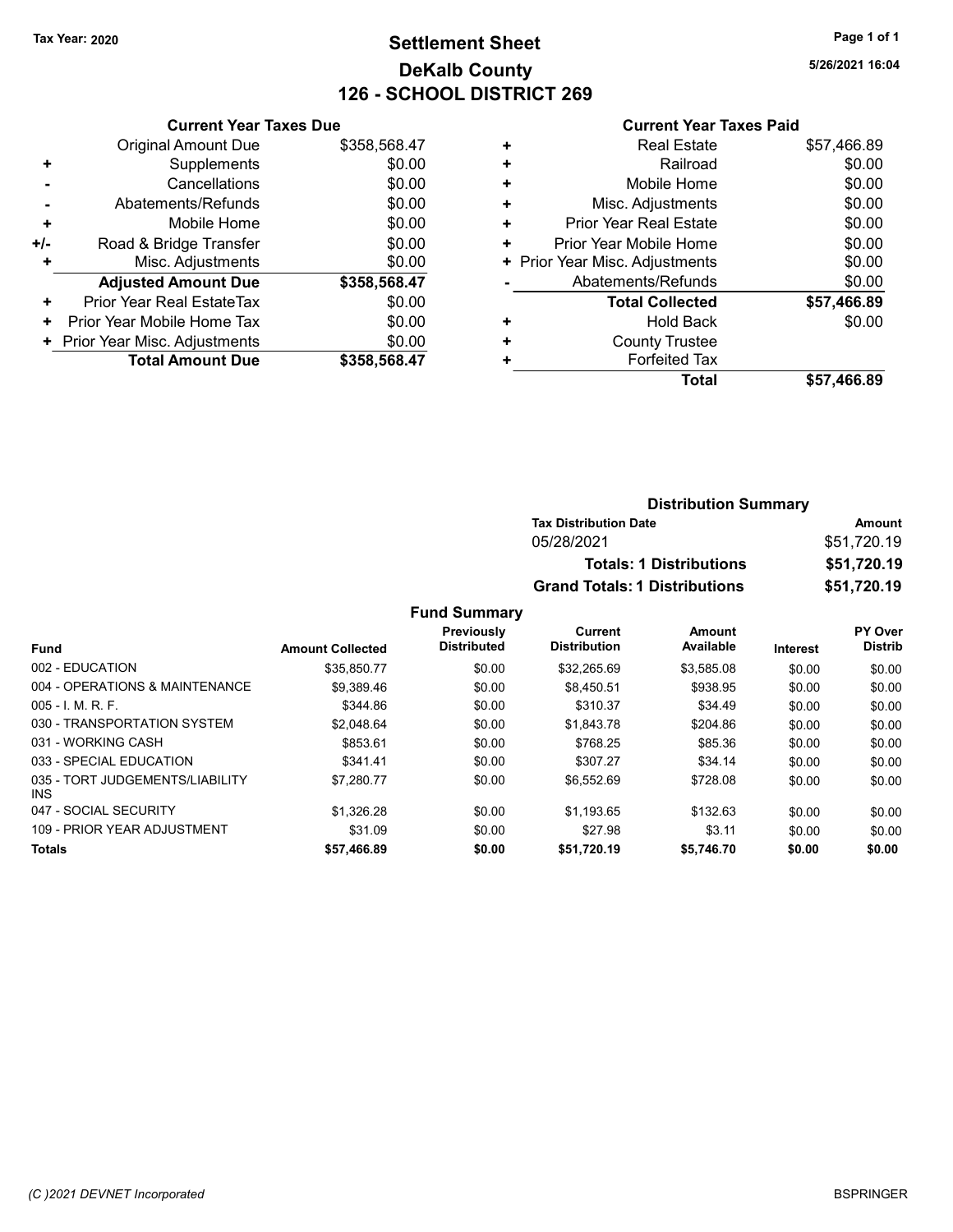Tax Year: 2020

# Settlement Sheet
## DeKalb County
## 126 - SCHOOL DISTRICT 269

5/26/2021 16:04

### Current Year Taxes Due

| | | |
|---|---|---|
| | Original Amount Due | $358,568.47 |
| + | Supplements | $0.00 |
| - | Cancellations | $0.00 |
| - | Abatements/Refunds | $0.00 |
| + | Mobile Home | $0.00 |
| +/- | Road & Bridge Transfer | $0.00 |
| + | Misc. Adjustments | $0.00 |
| | **Adjusted Amount Due** | **$358,568.47** |
| + | Prior Year Real EstateTax | $0.00 |
| + | Prior Year Mobile Home Tax | $0.00 |
| + | Prior Year Misc. Adjustments | $0.00 |
| | **Total Amount Due** | **$358,568.47** |

### Current Year Taxes Paid

| | | |
|---|---|---|
| + | Real Estate | $57,466.89 |
| + | Railroad | $0.00 |
| + | Mobile Home | $0.00 |
| + | Misc. Adjustments | $0.00 |
| + | Prior Year Real Estate | $0.00 |
| + | Prior Year Mobile Home | $0.00 |
| + | Prior Year Misc. Adjustments | $0.00 |
| - | Abatements/Refunds | $0.00 |
| | **Total Collected** | **$57,466.89** |
| + | Hold Back | $0.00 |
| + | County Trustee | |
| + | Forfeited Tax | |
| | **Total** | **$57,466.89** |

### Distribution Summary

| Tax Distribution Date | Amount |
|---|---|
| 05/28/2021 | $51,720.19 |
| **Totals: 1 Distributions** | **$51,720.19** |
| **Grand Totals: 1 Distributions** | **$51,720.19** |

### Fund Summary

| Fund | Amount Collected | Previously Distributed | Current Distribution | Amount Available | Interest | PY Over Distrib |
|---|---|---|---|---|---|---|
| 002 - EDUCATION | $35,850.77 | $0.00 | $32,265.69 | $3,585.08 | $0.00 | $0.00 |
| 004 - OPERATIONS & MAINTENANCE | $9,389.46 | $0.00 | $8,450.51 | $938.95 | $0.00 | $0.00 |
| 005 - I. M. R. F. | $344.86 | $0.00 | $310.37 | $34.49 | $0.00 | $0.00 |
| 030 - TRANSPORTATION SYSTEM | $2,048.64 | $0.00 | $1,843.78 | $204.86 | $0.00 | $0.00 |
| 031 - WORKING CASH | $853.61 | $0.00 | $768.25 | $85.36 | $0.00 | $0.00 |
| 033 - SPECIAL EDUCATION | $341.41 | $0.00 | $307.27 | $34.14 | $0.00 | $0.00 |
| 035 - TORT JUDGEMENTS/LIABILITY INS | $7,280.77 | $0.00 | $6,552.69 | $728.08 | $0.00 | $0.00 |
| 047 - SOCIAL SECURITY | $1,326.28 | $0.00 | $1,193.65 | $132.63 | $0.00 | $0.00 |
| 109 - PRIOR YEAR ADJUSTMENT | $31.09 | $0.00 | $27.98 | $3.11 | $0.00 | $0.00 |
| **Totals** | **$57,466.89** | **$0.00** | **$51,720.19** | **$5,746.70** | **$0.00** | **$0.00** |

(C )2021 DEVNET Incorporated BSPRINGER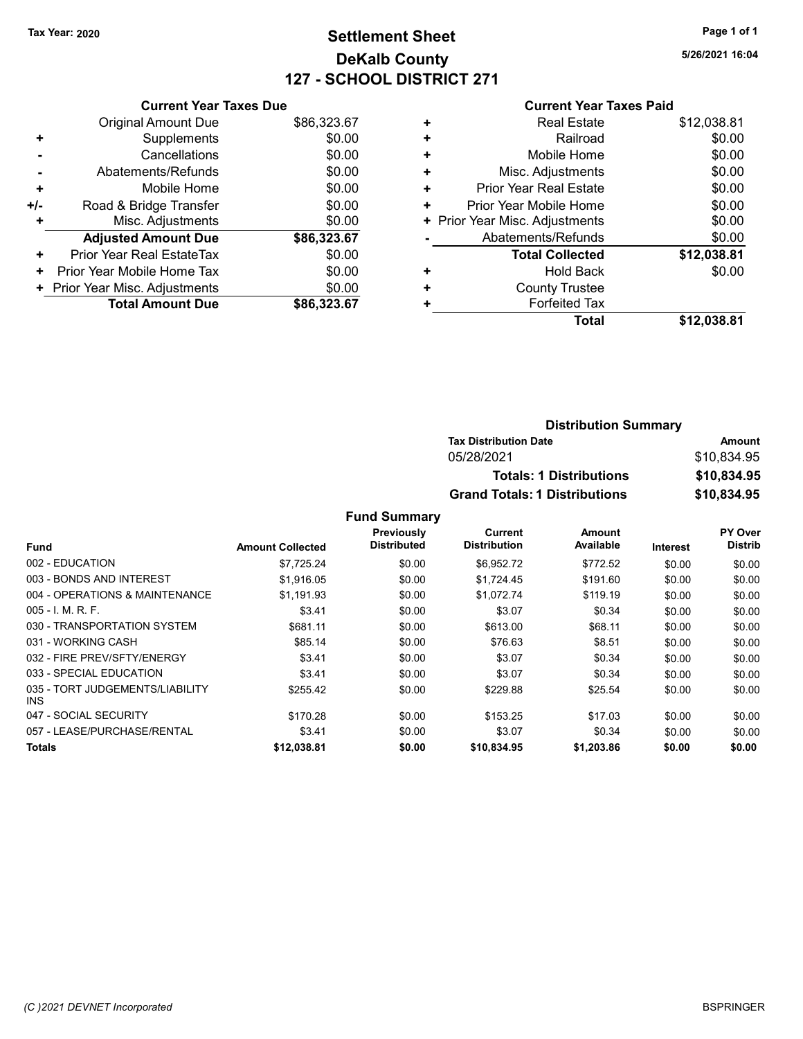Tax Year: 2020

# Settlement Sheet
## DeKalb County
## 127 - SCHOOL DISTRICT 271

5/26/2021 16:04

### Current Year Taxes Due

| | | |
|---|---|---|
| | Original Amount Due | $86,323.67 |
| + | Supplements | $0.00 |
| - | Cancellations | $0.00 |
| - | Abatements/Refunds | $0.00 |
| + | Mobile Home | $0.00 |
| +/- | Road & Bridge Transfer | $0.00 |
| + | Misc. Adjustments | $0.00 |
| | **Adjusted Amount Due** | **$86,323.67** |
| + | Prior Year Real EstateTax | $0.00 |
| + | Prior Year Mobile Home Tax | $0.00 |
| + | Prior Year Misc. Adjustments | $0.00 |
| | **Total Amount Due** | **$86,323.67** |

### Current Year Taxes Paid

| | | |
|---|---|---|
| + | Real Estate | $12,038.81 |
| + | Railroad | $0.00 |
| + | Mobile Home | $0.00 |
| + | Misc. Adjustments | $0.00 |
| + | Prior Year Real Estate | $0.00 |
| + | Prior Year Mobile Home | $0.00 |
| + | Prior Year Misc. Adjustments | $0.00 |
| - | Abatements/Refunds | $0.00 |
| | **Total Collected** | **$12,038.81** |
| + | Hold Back | $0.00 |
| + | County Trustee | |
| + | Forfeited Tax | |
| | **Total** | **$12,038.81** |

### Distribution Summary

| Tax Distribution Date | Amount |
|---|---|
| 05/28/2021 | $10,834.95 |
| **Totals: 1 Distributions** | **$10,834.95** |
| **Grand Totals: 1 Distributions** | **$10,834.95** |

### Fund Summary

| Fund | Amount Collected | Previously Distributed | Current Distribution | Amount Available | Interest | PY Over Distrib |
|---|---|---|---|---|---|---|
| 002 - EDUCATION | $7,725.24 | $0.00 | $6,952.72 | $772.52 | $0.00 | $0.00 |
| 003 - BONDS AND INTEREST | $1,916.05 | $0.00 | $1,724.45 | $191.60 | $0.00 | $0.00 |
| 004 - OPERATIONS & MAINTENANCE | $1,191.93 | $0.00 | $1,072.74 | $119.19 | $0.00 | $0.00 |
| 005 - I. M. R. F. | $3.41 | $0.00 | $3.07 | $0.34 | $0.00 | $0.00 |
| 030 - TRANSPORTATION SYSTEM | $681.11 | $0.00 | $613.00 | $68.11 | $0.00 | $0.00 |
| 031 - WORKING CASH | $85.14 | $0.00 | $76.63 | $8.51 | $0.00 | $0.00 |
| 032 - FIRE PREV/SFTY/ENERGY | $3.41 | $0.00 | $3.07 | $0.34 | $0.00 | $0.00 |
| 033 - SPECIAL EDUCATION | $3.41 | $0.00 | $3.07 | $0.34 | $0.00 | $0.00 |
| 035 - TORT JUDGEMENTS/LIABILITY INS | $255.42 | $0.00 | $229.88 | $25.54 | $0.00 | $0.00 |
| 047 - SOCIAL SECURITY | $170.28 | $0.00 | $153.25 | $17.03 | $0.00 | $0.00 |
| 057 - LEASE/PURCHASE/RENTAL | $3.41 | $0.00 | $3.07 | $0.34 | $0.00 | $0.00 |
| **Totals** | **$12,038.81** | **$0.00** | **$10,834.95** | **$1,203.86** | **$0.00** | **$0.00** |

(C )2021 DEVNET Incorporated — BSPRINGER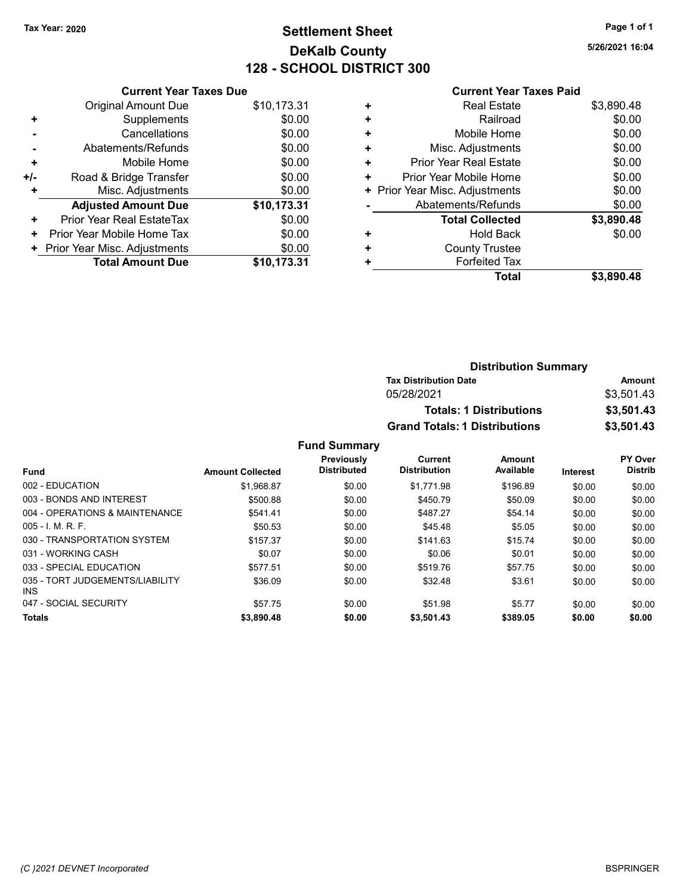Tax Year: 2020

# Settlement Sheet

## DeKalb County

## 128 - SCHOOL DISTRICT 300

5/26/2021 16:04

### Current Year Taxes Due

| | | |
|---|---|---|
| | Original Amount Due | $10,173.31 |
| + | Supplements | $0.00 |
| - | Cancellations | $0.00 |
| - | Abatements/Refunds | $0.00 |
| + | Mobile Home | $0.00 |
| +/- | Road & Bridge Transfer | $0.00 |
| + | Misc. Adjustments | $0.00 |
| | **Adjusted Amount Due** | **$10,173.31** |
| + | Prior Year Real EstateTax | $0.00 |
| + | Prior Year Mobile Home Tax | $0.00 |
| + | Prior Year Misc. Adjustments | $0.00 |
| | **Total Amount Due** | **$10,173.31** |

### Current Year Taxes Paid

| | | |
|---|---|---|
| + | Real Estate | $3,890.48 |
| + | Railroad | $0.00 |
| + | Mobile Home | $0.00 |
| + | Misc. Adjustments | $0.00 |
| + | Prior Year Real Estate | $0.00 |
| + | Prior Year Mobile Home | $0.00 |
| + | Prior Year Misc. Adjustments | $0.00 |
| - | Abatements/Refunds | $0.00 |
| | **Total Collected** | **$3,890.48** |
| + | Hold Back | $0.00 |
| + | County Trustee | |
| + | Forfeited Tax | |
| | **Total** | **$3,890.48** |

### Distribution Summary

| Tax Distribution Date | Amount |
|---|---|
| 05/28/2021 | $3,501.43 |
| **Totals: 1 Distributions** | **$3,501.43** |
| **Grand Totals: 1 Distributions** | **$3,501.43** |

### Fund Summary

| Fund | Amount Collected | Previously Distributed | Current Distribution | Amount Available | Interest | PY Over Distrib |
|---|---|---|---|---|---|---|
| 002 - EDUCATION | $1,968.87 | $0.00 | $1,771.98 | $196.89 | $0.00 | $0.00 |
| 003 - BONDS AND INTEREST | $500.88 | $0.00 | $450.79 | $50.09 | $0.00 | $0.00 |
| 004 - OPERATIONS & MAINTENANCE | $541.41 | $0.00 | $487.27 | $54.14 | $0.00 | $0.00 |
| 005 - I. M. R. F. | $50.53 | $0.00 | $45.48 | $5.05 | $0.00 | $0.00 |
| 030 - TRANSPORTATION SYSTEM | $157.37 | $0.00 | $141.63 | $15.74 | $0.00 | $0.00 |
| 031 - WORKING CASH | $0.07 | $0.00 | $0.06 | $0.01 | $0.00 | $0.00 |
| 033 - SPECIAL EDUCATION | $577.51 | $0.00 | $519.76 | $57.75 | $0.00 | $0.00 |
| 035 - TORT JUDGEMENTS/LIABILITY INS | $36.09 | $0.00 | $32.48 | $3.61 | $0.00 | $0.00 |
| 047 - SOCIAL SECURITY | $57.75 | $0.00 | $51.98 | $5.77 | $0.00 | $0.00 |
| **Totals** | **$3,890.48** | **$0.00** | **$3,501.43** | **$389.05** | **$0.00** | **$0.00** |

(C )2021 DEVNET Incorporated BSPRINGER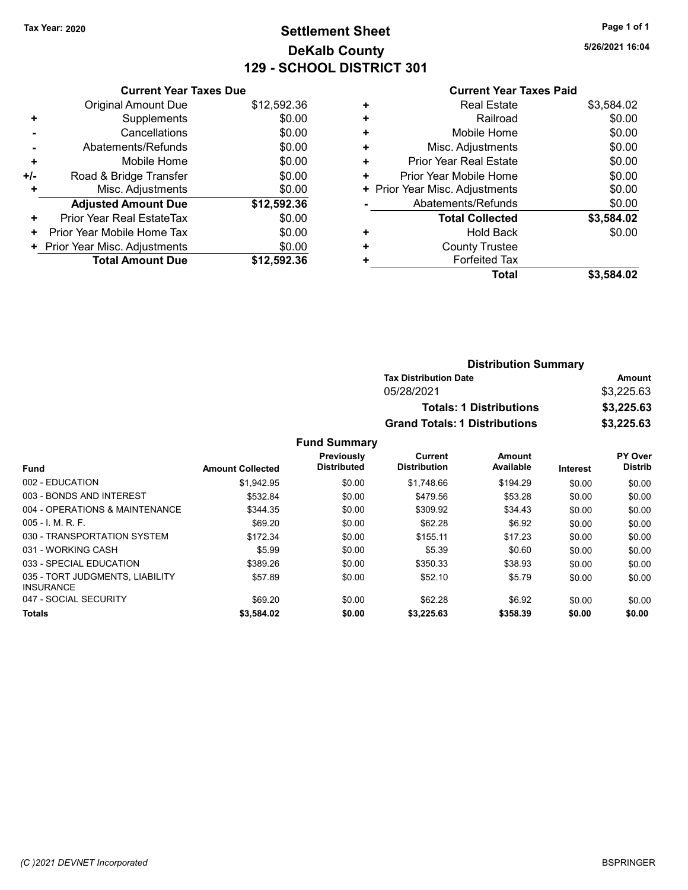Tax Year: 2020

# Settlement Sheet
## DeKalb County
## 129 - SCHOOL DISTRICT 301

5/26/2021 16:04

### Current Year Taxes Due

| | | |
|---|---|---|
| | Original Amount Due | $12,592.36 |
| + | Supplements | $0.00 |
| - | Cancellations | $0.00 |
| - | Abatements/Refunds | $0.00 |
| + | Mobile Home | $0.00 |
| +/- | Road & Bridge Transfer | $0.00 |
| + | Misc. Adjustments | $0.00 |
| | **Adjusted Amount Due** | **$12,592.36** |
| + | Prior Year Real EstateTax | $0.00 |
| + | Prior Year Mobile Home Tax | $0.00 |
| + | Prior Year Misc. Adjustments | $0.00 |
| | **Total Amount Due** | **$12,592.36** |

### Current Year Taxes Paid

| | | |
|---|---|---|
| + | Real Estate | $3,584.02 |
| + | Railroad | $0.00 |
| + | Mobile Home | $0.00 |
| + | Misc. Adjustments | $0.00 |
| + | Prior Year Real Estate | $0.00 |
| + | Prior Year Mobile Home | $0.00 |
| + | Prior Year Misc. Adjustments | $0.00 |
| - | Abatements/Refunds | $0.00 |
| | **Total Collected** | **$3,584.02** |
| + | Hold Back | $0.00 |
| + | County Trustee | |
| + | Forfeited Tax | |
| | **Total** | **$3,584.02** |

### Distribution Summary

| Tax Distribution Date | Amount |
|---|---|
| 05/28/2021 | $3,225.63 |
| **Totals: 1 Distributions** | **$3,225.63** |
| **Grand Totals: 1 Distributions** | **$3,225.63** |

### Fund Summary

| Fund | Amount Collected | Previously Distributed | Current Distribution | Amount Available | Interest | PY Over Distrib |
|---|---|---|---|---|---|---|
| 002 - EDUCATION | $1,942.95 | $0.00 | $1,748.66 | $194.29 | $0.00 | $0.00 |
| 003 - BONDS AND INTEREST | $532.84 | $0.00 | $479.56 | $53.28 | $0.00 | $0.00 |
| 004 - OPERATIONS & MAINTENANCE | $344.35 | $0.00 | $309.92 | $34.43 | $0.00 | $0.00 |
| 005 - I. M. R. F. | $69.20 | $0.00 | $62.28 | $6.92 | $0.00 | $0.00 |
| 030 - TRANSPORTATION SYSTEM | $172.34 | $0.00 | $155.11 | $17.23 | $0.00 | $0.00 |
| 031 - WORKING CASH | $5.99 | $0.00 | $5.39 | $0.60 | $0.00 | $0.00 |
| 033 - SPECIAL EDUCATION | $389.26 | $0.00 | $350.33 | $38.93 | $0.00 | $0.00 |
| 035 - TORT JUDGMENTS, LIABILITY INSURANCE | $57.89 | $0.00 | $52.10 | $5.79 | $0.00 | $0.00 |
| 047 - SOCIAL SECURITY | $69.20 | $0.00 | $62.28 | $6.92 | $0.00 | $0.00 |
| **Totals** | **$3,584.02** | **$0.00** | **$3,225.63** | **$358.39** | **$0.00** | **$0.00** |

(C )2021 DEVNET Incorporated — BSPRINGER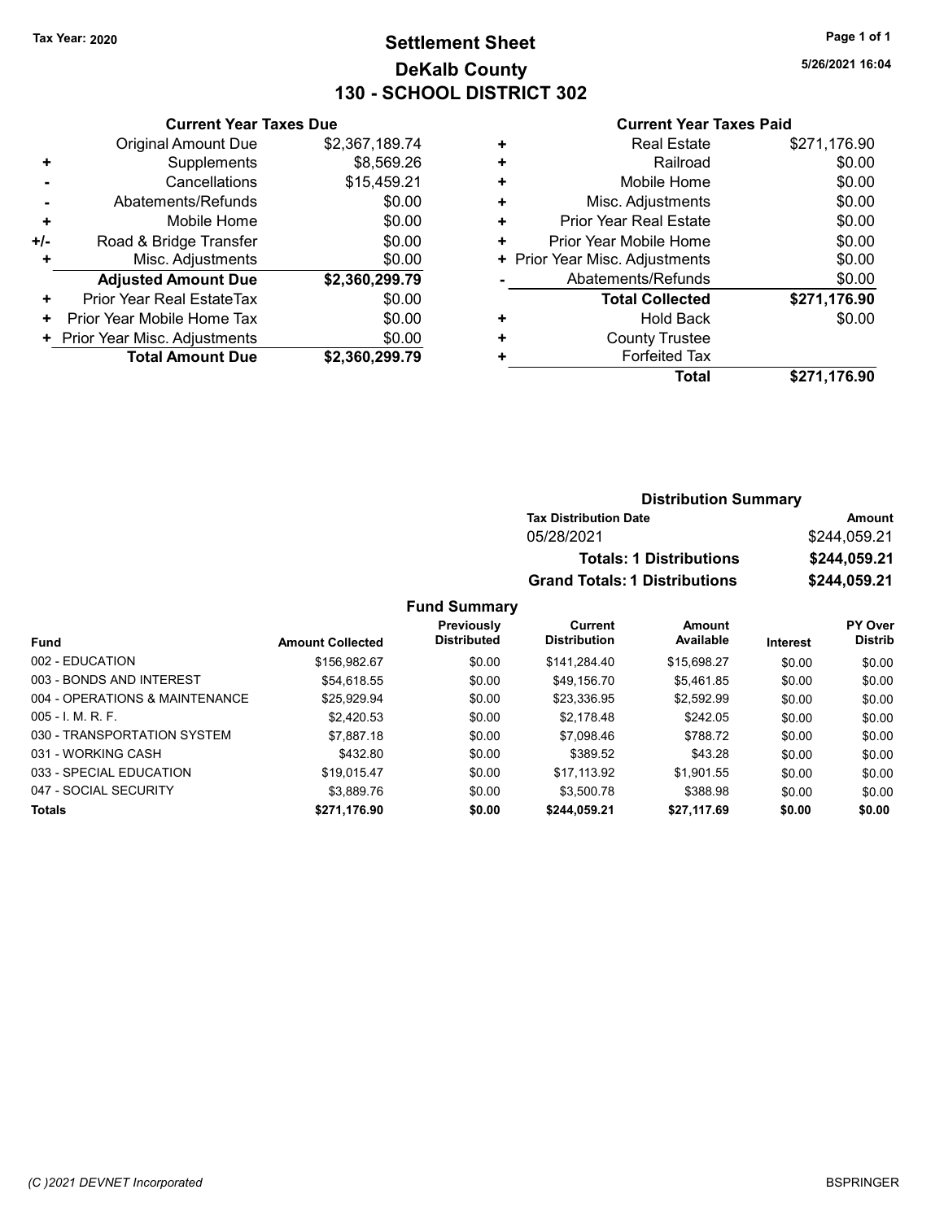Tax Year: 2020

# Settlement Sheet
## DeKalb County
## 130 - SCHOOL DISTRICT 302

5/26/2021 16:04

### Current Year Taxes Due

| | | |
|---|---|---|
| | Original Amount Due | $2,367,189.74 |
| + | Supplements | $8,569.26 |
| - | Cancellations | $15,459.21 |
| - | Abatements/Refunds | $0.00 |
| + | Mobile Home | $0.00 |
| +/- | Road & Bridge Transfer | $0.00 |
| + | Misc. Adjustments | $0.00 |
| | **Adjusted Amount Due** | **$2,360,299.79** |
| + | Prior Year Real EstateTax | $0.00 |
| + | Prior Year Mobile Home Tax | $0.00 |
| + | Prior Year Misc. Adjustments | $0.00 |
| | **Total Amount Due** | **$2,360,299.79** |

### Current Year Taxes Paid

| | | |
|---|---|---|
| + | Real Estate | $271,176.90 |
| + | Railroad | $0.00 |
| + | Mobile Home | $0.00 |
| + | Misc. Adjustments | $0.00 |
| + | Prior Year Real Estate | $0.00 |
| + | Prior Year Mobile Home | $0.00 |
| + | Prior Year Misc. Adjustments | $0.00 |
| - | Abatements/Refunds | $0.00 |
| | **Total Collected** | **$271,176.90** |
| + | Hold Back | $0.00 |
| + | County Trustee | |
| + | Forfeited Tax | |
| | **Total** | **$271,176.90** |

### Distribution Summary

| Tax Distribution Date | Amount |
|---|---|
| 05/28/2021 | $244,059.21 |
| **Totals: 1 Distributions** | **$244,059.21** |
| **Grand Totals: 1 Distributions** | **$244,059.21** |

### Fund Summary

| Fund | Amount Collected | Previously Distributed | Current Distribution | Amount Available | Interest | PY Over Distrib |
|---|---|---|---|---|---|---|
| 002 - EDUCATION | $156,982.67 | $0.00 | $141,284.40 | $15,698.27 | $0.00 | $0.00 |
| 003 - BONDS AND INTEREST | $54,618.55 | $0.00 | $49,156.70 | $5,461.85 | $0.00 | $0.00 |
| 004 - OPERATIONS & MAINTENANCE | $25,929.94 | $0.00 | $23,336.95 | $2,592.99 | $0.00 | $0.00 |
| 005 - I. M. R. F. | $2,420.53 | $0.00 | $2,178.48 | $242.05 | $0.00 | $0.00 |
| 030 - TRANSPORTATION SYSTEM | $7,887.18 | $0.00 | $7,098.46 | $788.72 | $0.00 | $0.00 |
| 031 - WORKING CASH | $432.80 | $0.00 | $389.52 | $43.28 | $0.00 | $0.00 |
| 033 - SPECIAL EDUCATION | $19,015.47 | $0.00 | $17,113.92 | $1,901.55 | $0.00 | $0.00 |
| 047 - SOCIAL SECURITY | $3,889.76 | $0.00 | $3,500.78 | $388.98 | $0.00 | $0.00 |
| **Totals** | **$271,176.90** | **$0.00** | **$244,059.21** | **$27,117.69** | **$0.00** | **$0.00** |

(C )2021 DEVNET Incorporated

BSPRINGER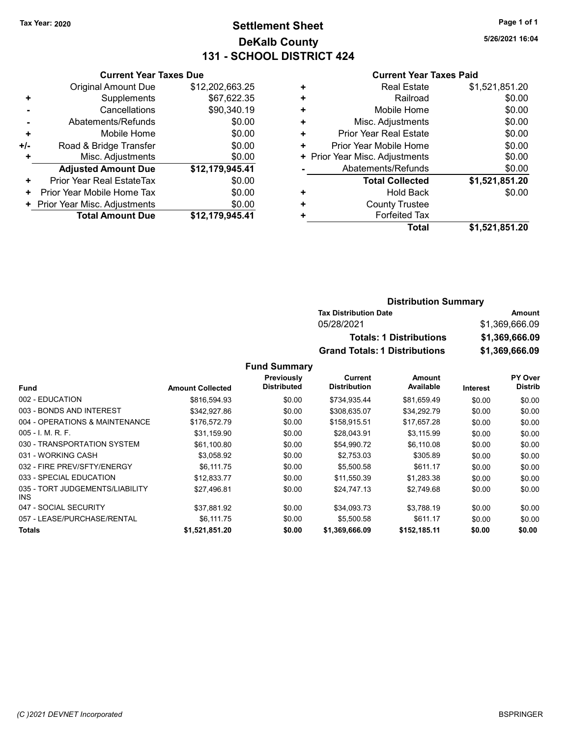Tax Year: 2020

# Settlement Sheet
## DeKalb County
## 131 - SCHOOL DISTRICT 424

5/26/2021 16:04

### Current Year Taxes Due

| | | |
|---|---|---|
| | Original Amount Due | $12,202,663.25 |
| + | Supplements | $67,622.35 |
| - | Cancellations | $90,340.19 |
| - | Abatements/Refunds | $0.00 |
| + | Mobile Home | $0.00 |
| +/- | Road & Bridge Transfer | $0.00 |
| + | Misc. Adjustments | $0.00 |
| | **Adjusted Amount Due** | **$12,179,945.41** |
| + | Prior Year Real EstateTax | $0.00 |
| + | Prior Year Mobile Home Tax | $0.00 |
| + | Prior Year Misc. Adjustments | $0.00 |
| | **Total Amount Due** | **$12,179,945.41** |

### Current Year Taxes Paid

| | | |
|---|---|---|
| + | Real Estate | $1,521,851.20 |
| + | Railroad | $0.00 |
| + | Mobile Home | $0.00 |
| + | Misc. Adjustments | $0.00 |
| + | Prior Year Real Estate | $0.00 |
| + | Prior Year Mobile Home | $0.00 |
| + | Prior Year Misc. Adjustments | $0.00 |
| - | Abatements/Refunds | $0.00 |
| | **Total Collected** | **$1,521,851.20** |
| + | Hold Back | $0.00 |
| + | County Trustee | |
| + | Forfeited Tax | |
| | **Total** | **$1,521,851.20** |

### Distribution Summary

| Tax Distribution Date | Amount |
|---|---|
| 05/28/2021 | $1,369,666.09 |
| **Totals: 1 Distributions** | **$1,369,666.09** |
| **Grand Totals: 1 Distributions** | **$1,369,666.09** |

### Fund Summary

| Fund | Amount Collected | Previously Distributed | Current Distribution | Amount Available | Interest | PY Over Distrib |
|---|---|---|---|---|---|---|
| 002 - EDUCATION | $816,594.93 | $0.00 | $734,935.44 | $81,659.49 | $0.00 | $0.00 |
| 003 - BONDS AND INTEREST | $342,927.86 | $0.00 | $308,635.07 | $34,292.79 | $0.00 | $0.00 |
| 004 - OPERATIONS & MAINTENANCE | $176,572.79 | $0.00 | $158,915.51 | $17,657.28 | $0.00 | $0.00 |
| 005 - I. M. R. F. | $31,159.90 | $0.00 | $28,043.91 | $3,115.99 | $0.00 | $0.00 |
| 030 - TRANSPORTATION SYSTEM | $61,100.80 | $0.00 | $54,990.72 | $6,110.08 | $0.00 | $0.00 |
| 031 - WORKING CASH | $3,058.92 | $0.00 | $2,753.03 | $305.89 | $0.00 | $0.00 |
| 032 - FIRE PREV/SFTY/ENERGY | $6,111.75 | $0.00 | $5,500.58 | $611.17 | $0.00 | $0.00 |
| 033 - SPECIAL EDUCATION | $12,833.77 | $0.00 | $11,550.39 | $1,283.38 | $0.00 | $0.00 |
| 035 - TORT JUDGEMENTS/LIABILITY INS | $27,496.81 | $0.00 | $24,747.13 | $2,749.68 | $0.00 | $0.00 |
| 047 - SOCIAL SECURITY | $37,881.92 | $0.00 | $34,093.73 | $3,788.19 | $0.00 | $0.00 |
| 057 - LEASE/PURCHASE/RENTAL | $6,111.75 | $0.00 | $5,500.58 | $611.17 | $0.00 | $0.00 |
| **Totals** | **$1,521,851.20** | **$0.00** | **$1,369,666.09** | **$152,185.11** | **$0.00** | **$0.00** |

(C )2021 DEVNET Incorporated — BSPRINGER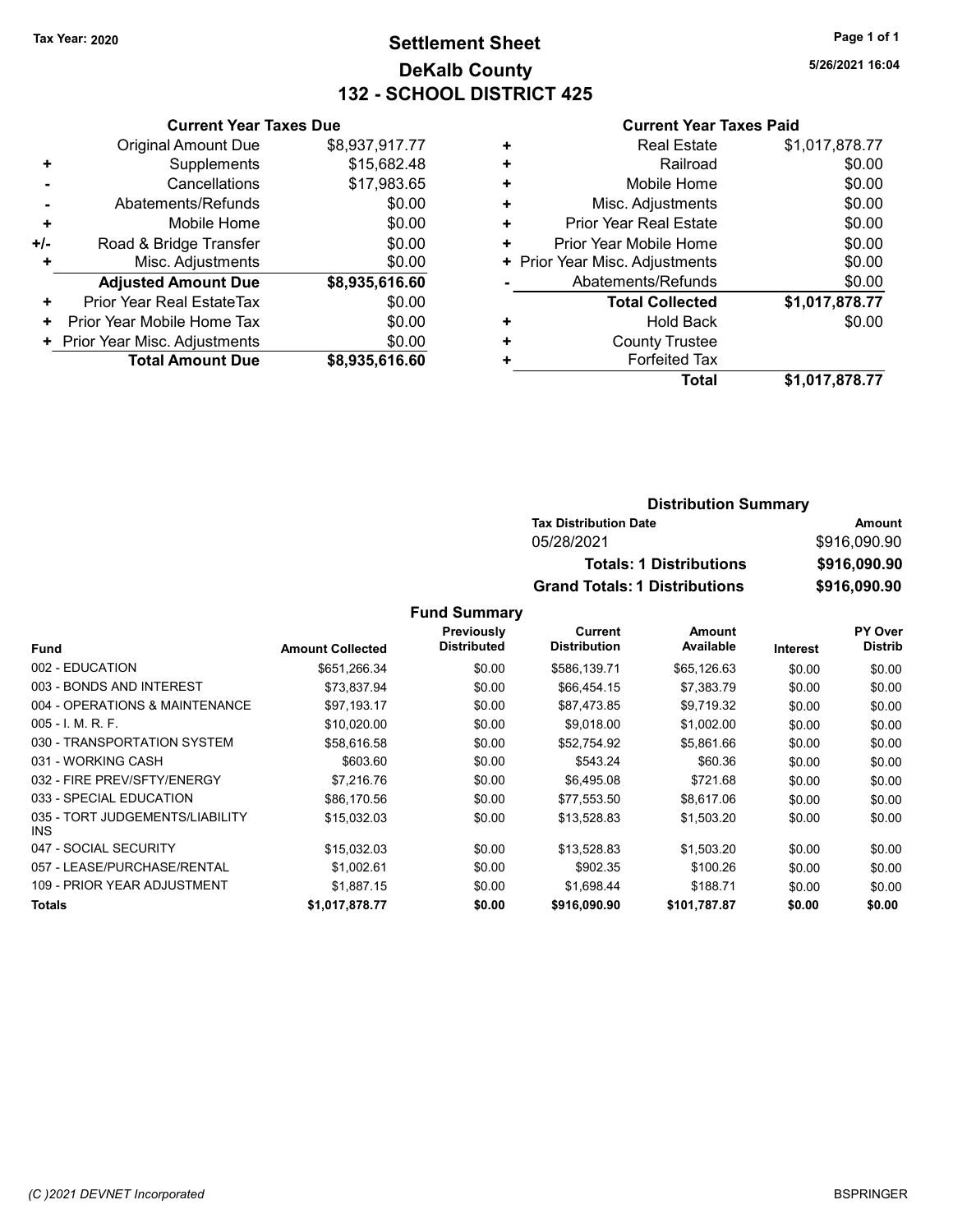Tax Year: 2020

# Settlement Sheet
## DeKalb County
## 132 - SCHOOL DISTRICT 425

5/26/2021 16:04

**Current Year Taxes Due**

| | | |
|---|---|---|
| | Original Amount Due | $8,937,917.77 |
| + | Supplements | $15,682.48 |
| - | Cancellations | $17,983.65 |
| - | Abatements/Refunds | $0.00 |
| + | Mobile Home | $0.00 |
| +/- | Road & Bridge Transfer | $0.00 |
| + | Misc. Adjustments | $0.00 |
| | **Adjusted Amount Due** | **$8,935,616.60** |
| + | Prior Year Real EstateTax | $0.00 |
| + | Prior Year Mobile Home Tax | $0.00 |
| + | Prior Year Misc. Adjustments | $0.00 |
| | **Total Amount Due** | **$8,935,616.60** |

**Current Year Taxes Paid**

| | | |
|---|---|---|
| + | Real Estate | $1,017,878.77 |
| + | Railroad | $0.00 |
| + | Mobile Home | $0.00 |
| + | Misc. Adjustments | $0.00 |
| + | Prior Year Real Estate | $0.00 |
| + | Prior Year Mobile Home | $0.00 |
| + | Prior Year Misc. Adjustments | $0.00 |
| - | Abatements/Refunds | $0.00 |
| | **Total Collected** | **$1,017,878.77** |
| + | Hold Back | $0.00 |
| + | County Trustee | |
| + | Forfeited Tax | |
| | **Total** | **$1,017,878.77** |

**Distribution Summary**

| Tax Distribution Date | Amount |
|---|---|
| 05/28/2021 | $916,090.90 |
| **Totals: 1 Distributions** | **$916,090.90** |
| **Grand Totals: 1 Distributions** | **$916,090.90** |

**Fund Summary**

| Fund | Amount Collected | Previously Distributed | Current Distribution | Amount Available | Interest | PY Over Distrib |
|---|---|---|---|---|---|---|
| 002 - EDUCATION | $651,266.34 | $0.00 | $586,139.71 | $65,126.63 | $0.00 | $0.00 |
| 003 - BONDS AND INTEREST | $73,837.94 | $0.00 | $66,454.15 | $7,383.79 | $0.00 | $0.00 |
| 004 - OPERATIONS & MAINTENANCE | $97,193.17 | $0.00 | $87,473.85 | $9,719.32 | $0.00 | $0.00 |
| 005 - I. M. R. F. | $10,020.00 | $0.00 | $9,018.00 | $1,002.00 | $0.00 | $0.00 |
| 030 - TRANSPORTATION SYSTEM | $58,616.58 | $0.00 | $52,754.92 | $5,861.66 | $0.00 | $0.00 |
| 031 - WORKING CASH | $603.60 | $0.00 | $543.24 | $60.36 | $0.00 | $0.00 |
| 032 - FIRE PREV/SFTY/ENERGY | $7,216.76 | $0.00 | $6,495.08 | $721.68 | $0.00 | $0.00 |
| 033 - SPECIAL EDUCATION | $86,170.56 | $0.00 | $77,553.50 | $8,617.06 | $0.00 | $0.00 |
| 035 - TORT JUDGEMENTS/LIABILITY INS | $15,032.03 | $0.00 | $13,528.83 | $1,503.20 | $0.00 | $0.00 |
| 047 - SOCIAL SECURITY | $15,032.03 | $0.00 | $13,528.83 | $1,503.20 | $0.00 | $0.00 |
| 057 - LEASE/PURCHASE/RENTAL | $1,002.61 | $0.00 | $902.35 | $100.26 | $0.00 | $0.00 |
| 109 - PRIOR YEAR ADJUSTMENT | $1,887.15 | $0.00 | $1,698.44 | $188.71 | $0.00 | $0.00 |
| **Totals** | **$1,017,878.77** | **$0.00** | **$916,090.90** | **$101,787.87** | **$0.00** | **$0.00** |

(C )2021 DEVNET Incorporated

BSPRINGER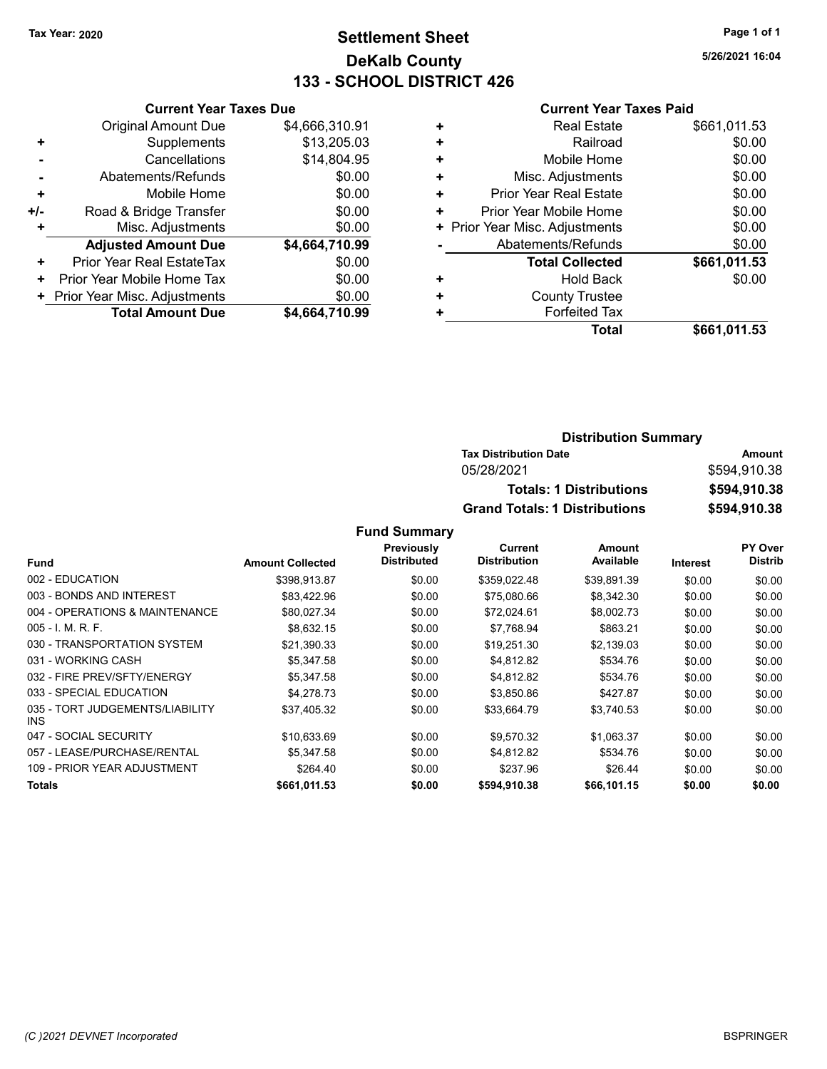Tax Year: 2020

# Settlement Sheet
## DeKalb County
## 133 - SCHOOL DISTRICT 426

5/26/2021 16:04

### Current Year Taxes Due

| | | |
|---|---|---|
| | Original Amount Due | $4,666,310.91 |
| + | Supplements | $13,205.03 |
| - | Cancellations | $14,804.95 |
| - | Abatements/Refunds | $0.00 |
| + | Mobile Home | $0.00 |
| +/- | Road & Bridge Transfer | $0.00 |
| + | Misc. Adjustments | $0.00 |
| | **Adjusted Amount Due** | **$4,664,710.99** |
| + | Prior Year Real EstateTax | $0.00 |
| + | Prior Year Mobile Home Tax | $0.00 |
| + | Prior Year Misc. Adjustments | $0.00 |
| | **Total Amount Due** | **$4,664,710.99** |

### Current Year Taxes Paid

| | | |
|---|---|---|
| + | Real Estate | $661,011.53 |
| + | Railroad | $0.00 |
| + | Mobile Home | $0.00 |
| + | Misc. Adjustments | $0.00 |
| + | Prior Year Real Estate | $0.00 |
| + | Prior Year Mobile Home | $0.00 |
| + | Prior Year Misc. Adjustments | $0.00 |
| - | Abatements/Refunds | $0.00 |
| | **Total Collected** | **$661,011.53** |
| + | Hold Back | $0.00 |
| + | County Trustee | |
| + | Forfeited Tax | |
| | **Total** | **$661,011.53** |

### Distribution Summary

| Tax Distribution Date | Amount |
|---|---|
| 05/28/2021 | $594,910.38 |
| **Totals: 1 Distributions** | **$594,910.38** |
| **Grand Totals: 1 Distributions** | **$594,910.38** |

### Fund Summary

| Fund | Amount Collected | Previously Distributed | Current Distribution | Amount Available | Interest | PY Over Distrib |
|---|---|---|---|---|---|---|
| 002 - EDUCATION | $398,913.87 | $0.00 | $359,022.48 | $39,891.39 | $0.00 | $0.00 |
| 003 - BONDS AND INTEREST | $83,422.96 | $0.00 | $75,080.66 | $8,342.30 | $0.00 | $0.00 |
| 004 - OPERATIONS & MAINTENANCE | $80,027.34 | $0.00 | $72,024.61 | $8,002.73 | $0.00 | $0.00 |
| 005 - I. M. R. F. | $8,632.15 | $0.00 | $7,768.94 | $863.21 | $0.00 | $0.00 |
| 030 - TRANSPORTATION SYSTEM | $21,390.33 | $0.00 | $19,251.30 | $2,139.03 | $0.00 | $0.00 |
| 031 - WORKING CASH | $5,347.58 | $0.00 | $4,812.82 | $534.76 | $0.00 | $0.00 |
| 032 - FIRE PREV/SFTY/ENERGY | $5,347.58 | $0.00 | $4,812.82 | $534.76 | $0.00 | $0.00 |
| 033 - SPECIAL EDUCATION | $4,278.73 | $0.00 | $3,850.86 | $427.87 | $0.00 | $0.00 |
| 035 - TORT JUDGEMENTS/LIABILITY INS | $37,405.32 | $0.00 | $33,664.79 | $3,740.53 | $0.00 | $0.00 |
| 047 - SOCIAL SECURITY | $10,633.69 | $0.00 | $9,570.32 | $1,063.37 | $0.00 | $0.00 |
| 057 - LEASE/PURCHASE/RENTAL | $5,347.58 | $0.00 | $4,812.82 | $534.76 | $0.00 | $0.00 |
| 109 - PRIOR YEAR ADJUSTMENT | $264.40 | $0.00 | $237.96 | $26.44 | $0.00 | $0.00 |
| **Totals** | **$661,011.53** | **$0.00** | **$594,910.38** | **$66,101.15** | **$0.00** | **$0.00** |

(C )2021 DEVNET Incorporated BSPRINGER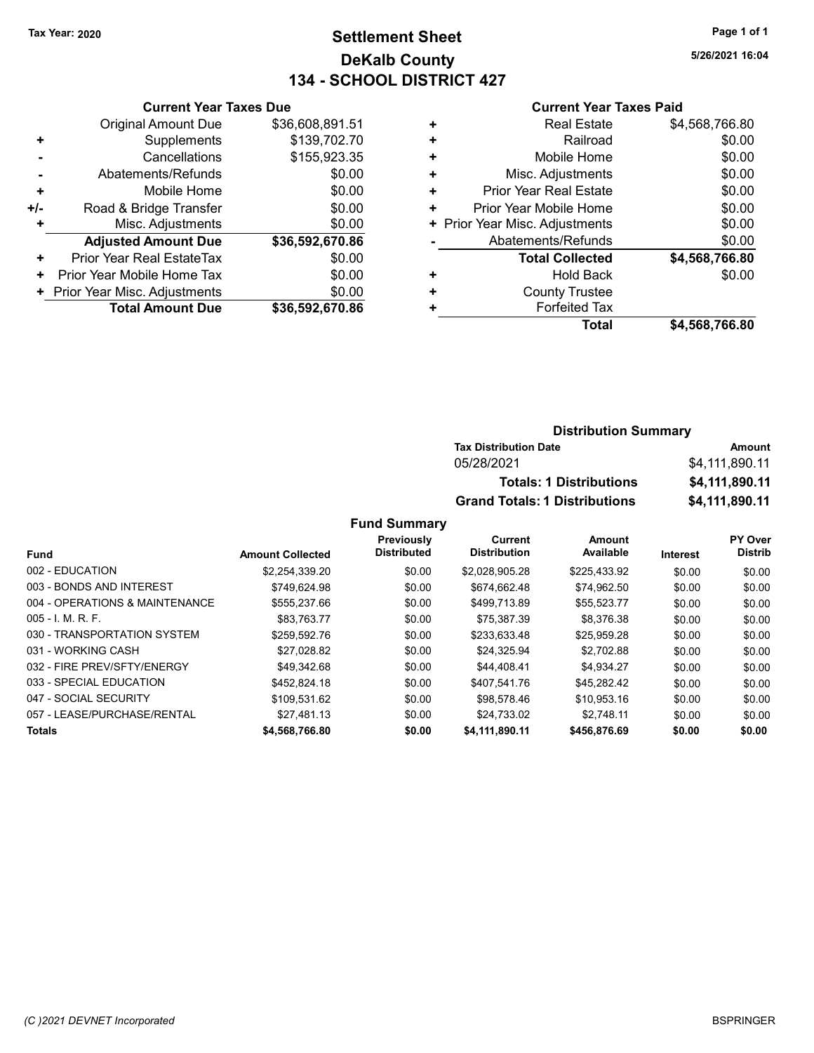Tax Year: 2020

# Settlement Sheet
## DeKalb County
## 134 - SCHOOL DISTRICT 427

5/26/2021 16:04

### Current Year Taxes Due

| | | |
|---|---|---|
| | Original Amount Due | $36,608,891.51 |
| + | Supplements | $139,702.70 |
| - | Cancellations | $155,923.35 |
| - | Abatements/Refunds | $0.00 |
| + | Mobile Home | $0.00 |
| +/- | Road & Bridge Transfer | $0.00 |
| + | Misc. Adjustments | $0.00 |
| | **Adjusted Amount Due** | **$36,592,670.86** |
| + | Prior Year Real EstateTax | $0.00 |
| + | Prior Year Mobile Home Tax | $0.00 |
| + | Prior Year Misc. Adjustments | $0.00 |
| | **Total Amount Due** | **$36,592,670.86** |

### Current Year Taxes Paid

| | | |
|---|---|---|
| + | Real Estate | $4,568,766.80 |
| + | Railroad | $0.00 |
| + | Mobile Home | $0.00 |
| + | Misc. Adjustments | $0.00 |
| + | Prior Year Real Estate | $0.00 |
| + | Prior Year Mobile Home | $0.00 |
| + | Prior Year Misc. Adjustments | $0.00 |
| - | Abatements/Refunds | $0.00 |
| | **Total Collected** | **$4,568,766.80** |
| + | Hold Back | $0.00 |
| + | County Trustee | |
| + | Forfeited Tax | |
| | **Total** | **$4,568,766.80** |

### Distribution Summary

| Tax Distribution Date | Amount |
|---|---|
| 05/28/2021 | $4,111,890.11 |
| **Totals: 1 Distributions** | **$4,111,890.11** |
| **Grand Totals: 1 Distributions** | **$4,111,890.11** |

### Fund Summary

| Fund | Amount Collected | Previously Distributed | Current Distribution | Amount Available | Interest | PY Over Distrib |
|---|---|---|---|---|---|---|
| 002 - EDUCATION | $2,254,339.20 | $0.00 | $2,028,905.28 | $225,433.92 | $0.00 | $0.00 |
| 003 - BONDS AND INTEREST | $749,624.98 | $0.00 | $674,662.48 | $74,962.50 | $0.00 | $0.00 |
| 004 - OPERATIONS & MAINTENANCE | $555,237.66 | $0.00 | $499,713.89 | $55,523.77 | $0.00 | $0.00 |
| 005 - I. M. R. F. | $83,763.77 | $0.00 | $75,387.39 | $8,376.38 | $0.00 | $0.00 |
| 030 - TRANSPORTATION SYSTEM | $259,592.76 | $0.00 | $233,633.48 | $25,959.28 | $0.00 | $0.00 |
| 031 - WORKING CASH | $27,028.82 | $0.00 | $24,325.94 | $2,702.88 | $0.00 | $0.00 |
| 032 - FIRE PREV/SFTY/ENERGY | $49,342.68 | $0.00 | $44,408.41 | $4,934.27 | $0.00 | $0.00 |
| 033 - SPECIAL EDUCATION | $452,824.18 | $0.00 | $407,541.76 | $45,282.42 | $0.00 | $0.00 |
| 047 - SOCIAL SECURITY | $109,531.62 | $0.00 | $98,578.46 | $10,953.16 | $0.00 | $0.00 |
| 057 - LEASE/PURCHASE/RENTAL | $27,481.13 | $0.00 | $24,733.02 | $2,748.11 | $0.00 | $0.00 |
| **Totals** | **$4,568,766.80** | **$0.00** | **$4,111,890.11** | **$456,876.69** | **$0.00** | **$0.00** |

(C )2021 DEVNET Incorporated BSPRINGER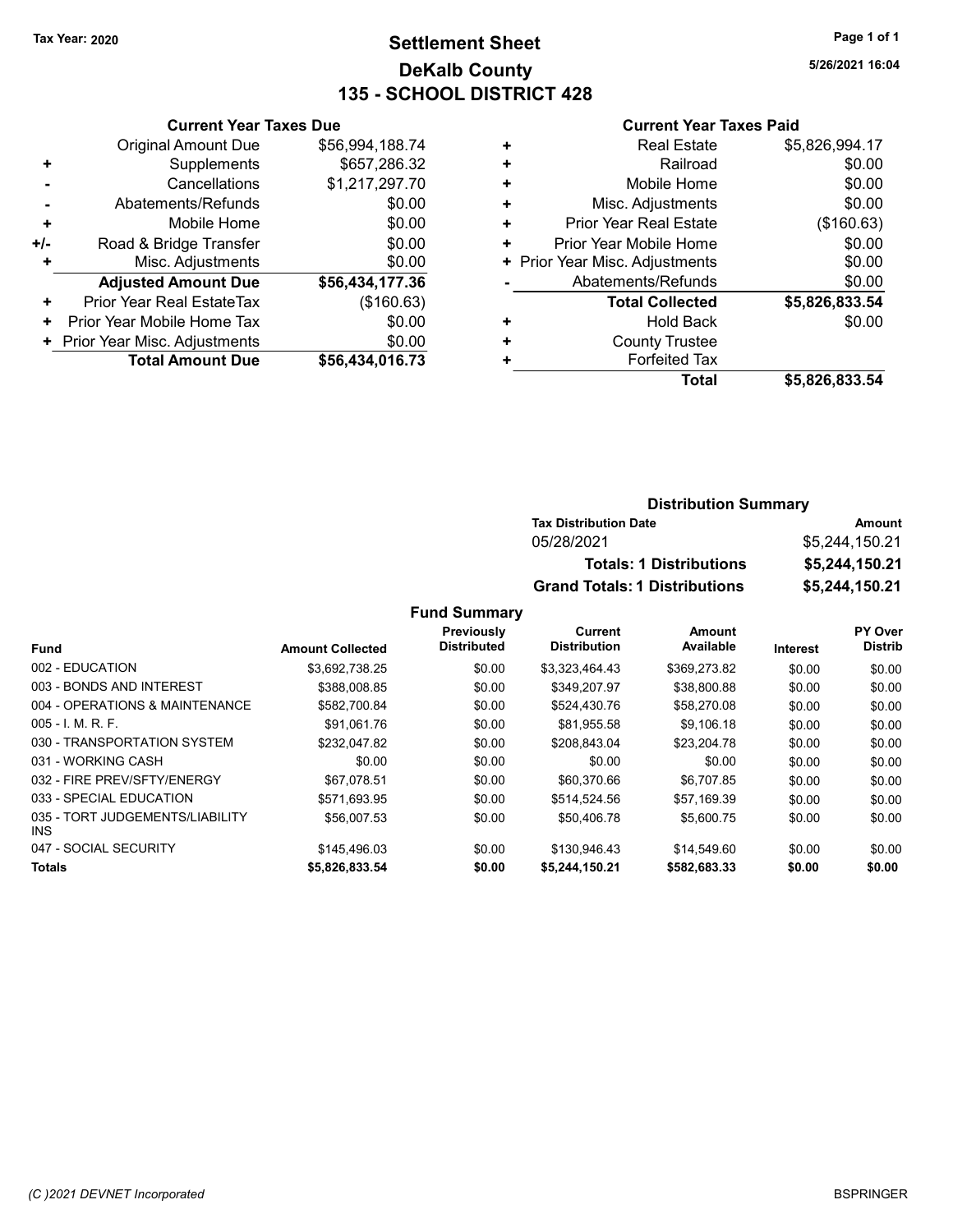Tax Year: 2020

# Settlement Sheet
## DeKalb County
## 135 - SCHOOL DISTRICT 428

5/26/2021 16:04

### Current Year Taxes Due

| | | |
|---|---|---|
| | Original Amount Due | $56,994,188.74 |
| + | Supplements | $657,286.32 |
| - | Cancellations | $1,217,297.70 |
| - | Abatements/Refunds | $0.00 |
| + | Mobile Home | $0.00 |
| +/- | Road & Bridge Transfer | $0.00 |
| + | Misc. Adjustments | $0.00 |
| | **Adjusted Amount Due** | **$56,434,177.36** |
| + | Prior Year Real EstateTax | ($160.63) |
| + | Prior Year Mobile Home Tax | $0.00 |
| + | Prior Year Misc. Adjustments | $0.00 |
| | **Total Amount Due** | **$56,434,016.73** |

### Current Year Taxes Paid

| | | |
|---|---|---|
| + | Real Estate | $5,826,994.17 |
| + | Railroad | $0.00 |
| + | Mobile Home | $0.00 |
| + | Misc. Adjustments | $0.00 |
| + | Prior Year Real Estate | ($160.63) |
| + | Prior Year Mobile Home | $0.00 |
| + | Prior Year Misc. Adjustments | $0.00 |
| - | Abatements/Refunds | $0.00 |
| | **Total Collected** | **$5,826,833.54** |
| + | Hold Back | $0.00 |
| + | County Trustee | |
| + | Forfeited Tax | |
| | **Total** | **$5,826,833.54** |

### Distribution Summary

| Tax Distribution Date | Amount |
|---|---|
| 05/28/2021 | $5,244,150.21 |
| **Totals: 1 Distributions** | **$5,244,150.21** |
| **Grand Totals: 1 Distributions** | **$5,244,150.21** |

### Fund Summary

| Fund | Amount Collected | Previously Distributed | Current Distribution | Amount Available | Interest | PY Over Distrib |
|---|---|---|---|---|---|---|
| 002 - EDUCATION | $3,692,738.25 | $0.00 | $3,323,464.43 | $369,273.82 | $0.00 | $0.00 |
| 003 - BONDS AND INTEREST | $388,008.85 | $0.00 | $349,207.97 | $38,800.88 | $0.00 | $0.00 |
| 004 - OPERATIONS & MAINTENANCE | $582,700.84 | $0.00 | $524,430.76 | $58,270.08 | $0.00 | $0.00 |
| 005 - I. M. R. F. | $91,061.76 | $0.00 | $81,955.58 | $9,106.18 | $0.00 | $0.00 |
| 030 - TRANSPORTATION SYSTEM | $232,047.82 | $0.00 | $208,843.04 | $23,204.78 | $0.00 | $0.00 |
| 031 - WORKING CASH | $0.00 | $0.00 | $0.00 | $0.00 | $0.00 | $0.00 |
| 032 - FIRE PREV/SFTY/ENERGY | $67,078.51 | $0.00 | $60,370.66 | $6,707.85 | $0.00 | $0.00 |
| 033 - SPECIAL EDUCATION | $571,693.95 | $0.00 | $514,524.56 | $57,169.39 | $0.00 | $0.00 |
| 035 - TORT JUDGEMENTS/LIABILITY INS | $56,007.53 | $0.00 | $50,406.78 | $5,600.75 | $0.00 | $0.00 |
| 047 - SOCIAL SECURITY | $145,496.03 | $0.00 | $130,946.43 | $14,549.60 | $0.00 | $0.00 |
| **Totals** | **$5,826,833.54** | **$0.00** | **$5,244,150.21** | **$582,683.33** | **$0.00** | **$0.00** |

(C )2021 DEVNET Incorporated

BSPRINGER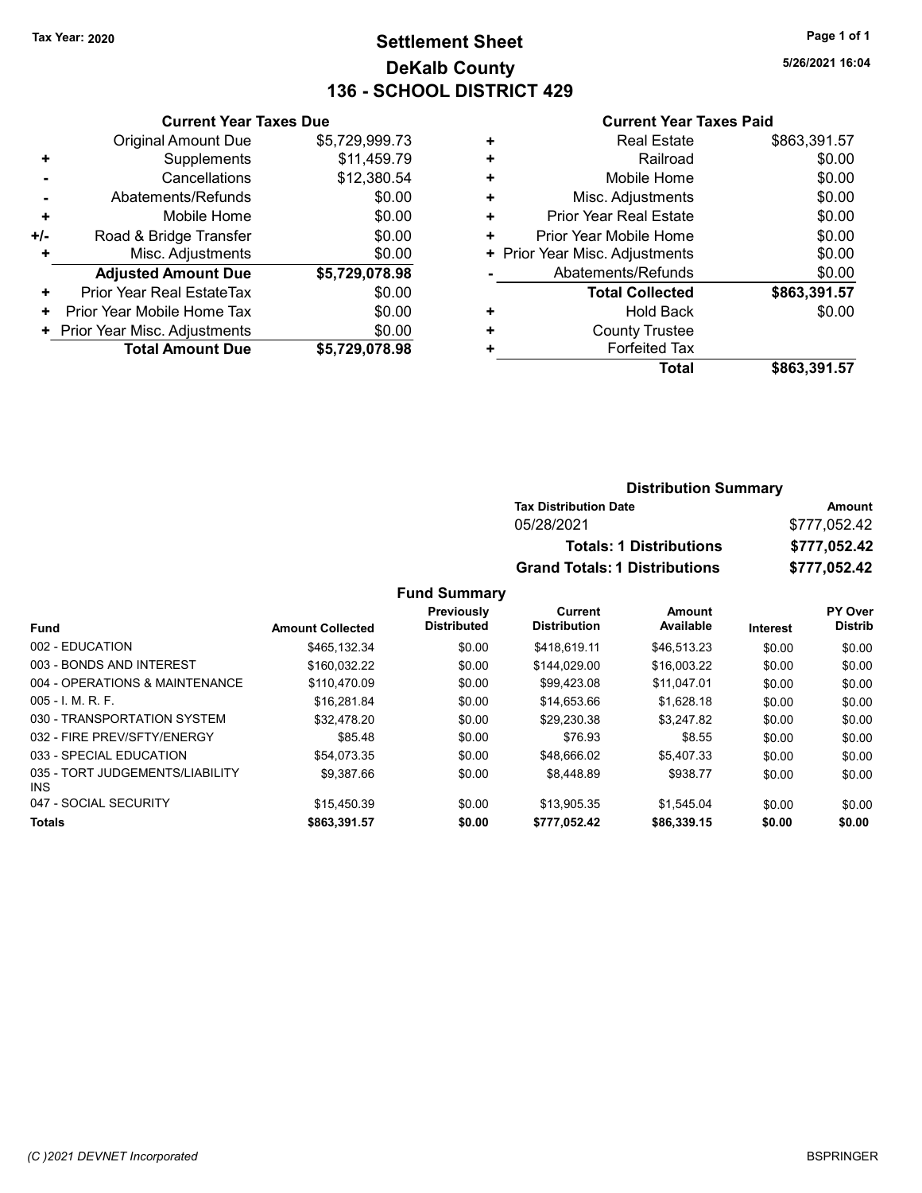Tax Year: 2020

# Settlement Sheet

## DeKalb County

## 136 - SCHOOL DISTRICT 429

5/26/2021 16:04

### Current Year Taxes Due

| | | |
|---|---|---|
| | Original Amount Due | $5,729,999.73 |
| + | Supplements | $11,459.79 |
| - | Cancellations | $12,380.54 |
| - | Abatements/Refunds | $0.00 |
| + | Mobile Home | $0.00 |
| +/- | Road & Bridge Transfer | $0.00 |
| + | Misc. Adjustments | $0.00 |
| | **Adjusted Amount Due** | **$5,729,078.98** |
| + | Prior Year Real EstateTax | $0.00 |
| + | Prior Year Mobile Home Tax | $0.00 |
| + | Prior Year Misc. Adjustments | $0.00 |
| | **Total Amount Due** | **$5,729,078.98** |

### Current Year Taxes Paid

| | | |
|---|---|---|
| + | Real Estate | $863,391.57 |
| + | Railroad | $0.00 |
| + | Mobile Home | $0.00 |
| + | Misc. Adjustments | $0.00 |
| + | Prior Year Real Estate | $0.00 |
| + | Prior Year Mobile Home | $0.00 |
| + | Prior Year Misc. Adjustments | $0.00 |
| - | Abatements/Refunds | $0.00 |
| | **Total Collected** | **$863,391.57** |
| + | Hold Back | $0.00 |
| + | County Trustee | |
| + | Forfeited Tax | |
| | **Total** | **$863,391.57** |

### Distribution Summary

| Tax Distribution Date | Amount |
|---|---|
| 05/28/2021 | $777,052.42 |
| **Totals: 1 Distributions** | **$777,052.42** |
| **Grand Totals: 1 Distributions** | **$777,052.42** |

### Fund Summary

| Fund | Amount Collected | Previously Distributed | Current Distribution | Amount Available | Interest | PY Over Distrib |
|---|---|---|---|---|---|---|
| 002 - EDUCATION | $465,132.34 | $0.00 | $418,619.11 | $46,513.23 | $0.00 | $0.00 |
| 003 - BONDS AND INTEREST | $160,032.22 | $0.00 | $144,029.00 | $16,003.22 | $0.00 | $0.00 |
| 004 - OPERATIONS & MAINTENANCE | $110,470.09 | $0.00 | $99,423.08 | $11,047.01 | $0.00 | $0.00 |
| 005 - I. M. R. F. | $16,281.84 | $0.00 | $14,653.66 | $1,628.18 | $0.00 | $0.00 |
| 030 - TRANSPORTATION SYSTEM | $32,478.20 | $0.00 | $29,230.38 | $3,247.82 | $0.00 | $0.00 |
| 032 - FIRE PREV/SFTY/ENERGY | $85.48 | $0.00 | $76.93 | $8.55 | $0.00 | $0.00 |
| 033 - SPECIAL EDUCATION | $54,073.35 | $0.00 | $48,666.02 | $5,407.33 | $0.00 | $0.00 |
| 035 - TORT JUDGEMENTS/LIABILITY INS | $9,387.66 | $0.00 | $8,448.89 | $938.77 | $0.00 | $0.00 |
| 047 - SOCIAL SECURITY | $15,450.39 | $0.00 | $13,905.35 | $1,545.04 | $0.00 | $0.00 |
| **Totals** | **$863,391.57** | **$0.00** | **$777,052.42** | **$86,339.15** | **$0.00** | **$0.00** |

(C )2021 DEVNET Incorporated

BSPRINGER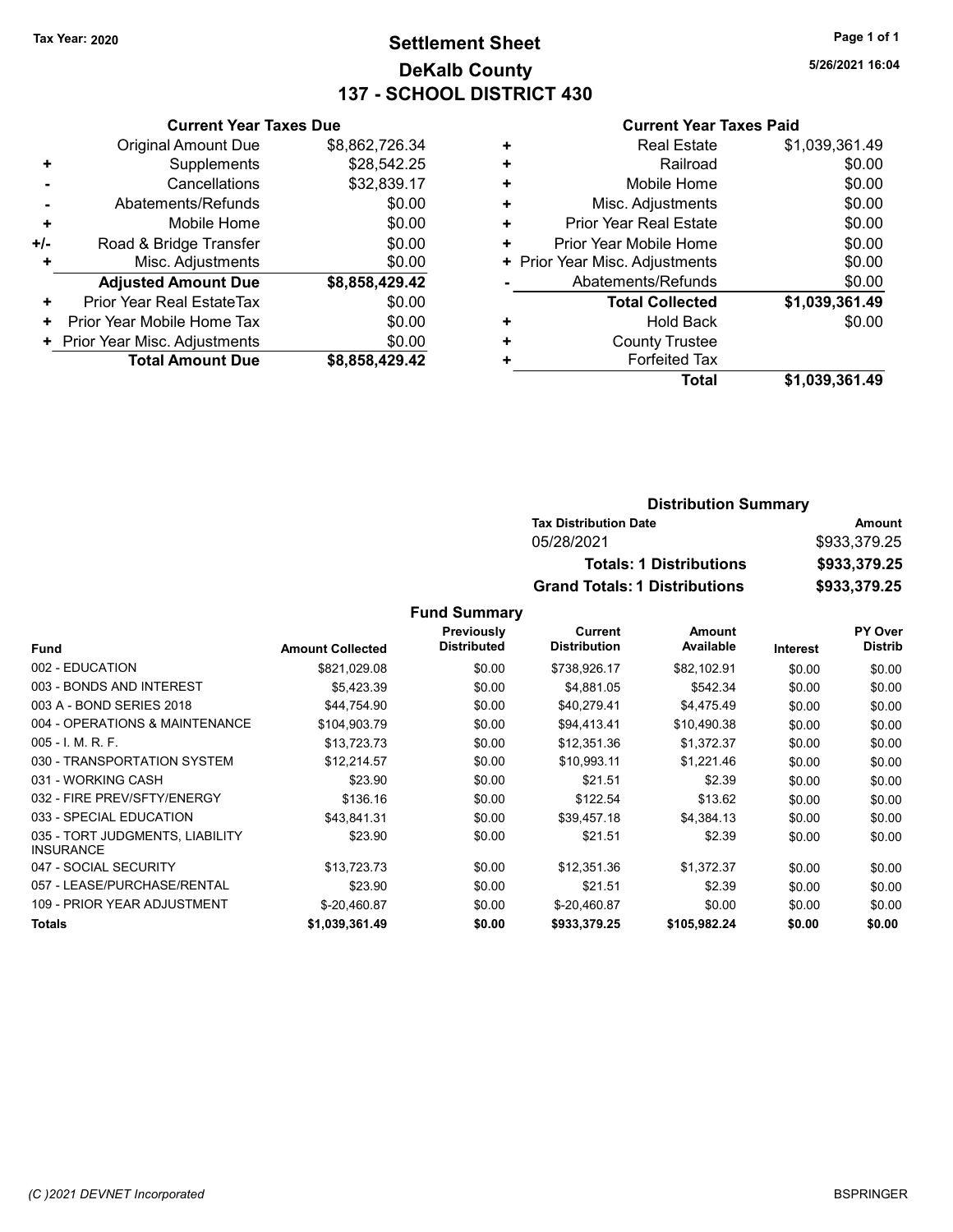Tax Year: 2020

# Settlement Sheet
## DeKalb County
## 137 - SCHOOL DISTRICT 430

5/26/2021 16:04

### Current Year Taxes Due

| | | |
|---|---|---|
| | Original Amount Due | $8,862,726.34 |
| + | Supplements | $28,542.25 |
| - | Cancellations | $32,839.17 |
| - | Abatements/Refunds | $0.00 |
| + | Mobile Home | $0.00 |
| +/- | Road & Bridge Transfer | $0.00 |
| + | Misc. Adjustments | $0.00 |
| | **Adjusted Amount Due** | **$8,858,429.42** |
| + | Prior Year Real EstateTax | $0.00 |
| + | Prior Year Mobile Home Tax | $0.00 |
| + | Prior Year Misc. Adjustments | $0.00 |
| | **Total Amount Due** | **$8,858,429.42** |

### Current Year Taxes Paid

| | | |
|---|---|---|
| + | Real Estate | $1,039,361.49 |
| + | Railroad | $0.00 |
| + | Mobile Home | $0.00 |
| + | Misc. Adjustments | $0.00 |
| + | Prior Year Real Estate | $0.00 |
| + | Prior Year Mobile Home | $0.00 |
| + | Prior Year Misc. Adjustments | $0.00 |
| - | Abatements/Refunds | $0.00 |
| | **Total Collected** | **$1,039,361.49** |
| + | Hold Back | $0.00 |
| + | County Trustee | |
| + | Forfeited Tax | |
| | **Total** | **$1,039,361.49** |

### Distribution Summary

| Tax Distribution Date | Amount |
|---|---|
| 05/28/2021 | $933,379.25 |
| **Totals: 1 Distributions** | **$933,379.25** |
| **Grand Totals: 1 Distributions** | **$933,379.25** |

### Fund Summary

| Fund | Amount Collected | Previously Distributed | Current Distribution | Amount Available | Interest | PY Over Distrib |
|---|---|---|---|---|---|---|
| 002 - EDUCATION | $821,029.08 | $0.00 | $738,926.17 | $82,102.91 | $0.00 | $0.00 |
| 003 - BONDS AND INTEREST | $5,423.39 | $0.00 | $4,881.05 | $542.34 | $0.00 | $0.00 |
| 003 A - BOND SERIES 2018 | $44,754.90 | $0.00 | $40,279.41 | $4,475.49 | $0.00 | $0.00 |
| 004 - OPERATIONS & MAINTENANCE | $104,903.79 | $0.00 | $94,413.41 | $10,490.38 | $0.00 | $0.00 |
| 005 - I. M. R. F. | $13,723.73 | $0.00 | $12,351.36 | $1,372.37 | $0.00 | $0.00 |
| 030 - TRANSPORTATION SYSTEM | $12,214.57 | $0.00 | $10,993.11 | $1,221.46 | $0.00 | $0.00 |
| 031 - WORKING CASH | $23.90 | $0.00 | $21.51 | $2.39 | $0.00 | $0.00 |
| 032 - FIRE PREV/SFTY/ENERGY | $136.16 | $0.00 | $122.54 | $13.62 | $0.00 | $0.00 |
| 033 - SPECIAL EDUCATION | $43,841.31 | $0.00 | $39,457.18 | $4,384.13 | $0.00 | $0.00 |
| 035 - TORT JUDGMENTS, LIABILITY INSURANCE | $23.90 | $0.00 | $21.51 | $2.39 | $0.00 | $0.00 |
| 047 - SOCIAL SECURITY | $13,723.73 | $0.00 | $12,351.36 | $1,372.37 | $0.00 | $0.00 |
| 057 - LEASE/PURCHASE/RENTAL | $23.90 | $0.00 | $21.51 | $2.39 | $0.00 | $0.00 |
| 109 - PRIOR YEAR ADJUSTMENT | $-20,460.87 | $0.00 | $-20,460.87 | $0.00 | $0.00 | $0.00 |
| **Totals** | **$1,039,361.49** | **$0.00** | **$933,379.25** | **$105,982.24** | **$0.00** | **$0.00** |

(C )2021 DEVNET Incorporated — BSPRINGER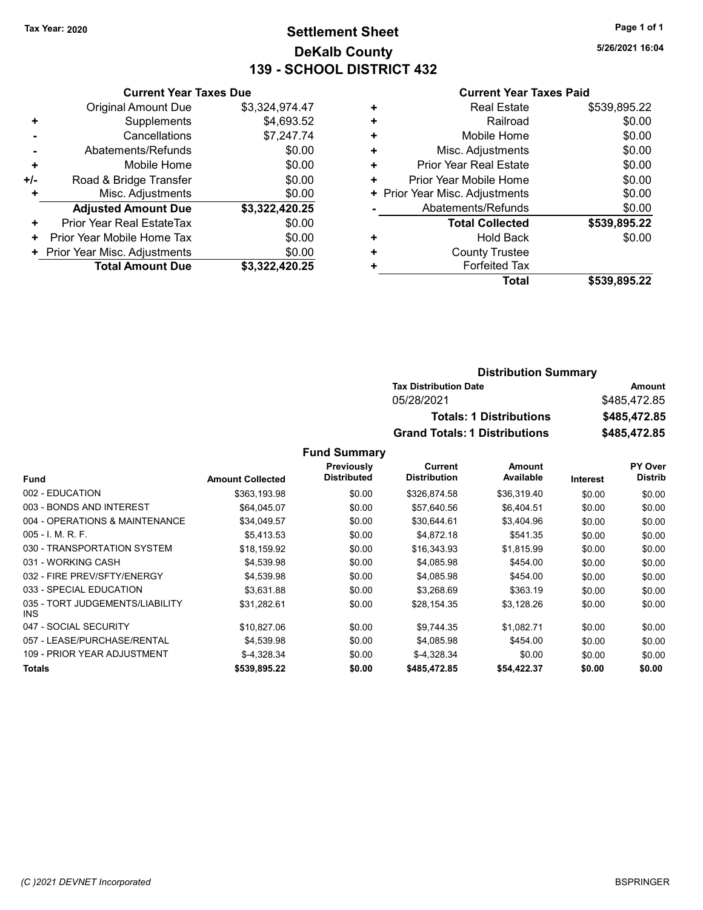Tax Year: 2020

# Settlement Sheet
## DeKalb County
## 139 - SCHOOL DISTRICT 432

5/26/2021 16:04

### Current Year Taxes Due

| | | |
|---|---|---|
| | Original Amount Due | $3,324,974.47 |
| + | Supplements | $4,693.52 |
| - | Cancellations | $7,247.74 |
| - | Abatements/Refunds | $0.00 |
| + | Mobile Home | $0.00 |
| +/- | Road & Bridge Transfer | $0.00 |
| + | Misc. Adjustments | $0.00 |
| | **Adjusted Amount Due** | **$3,322,420.25** |
| + | Prior Year Real EstateTax | $0.00 |
| + | Prior Year Mobile Home Tax | $0.00 |
| + | Prior Year Misc. Adjustments | $0.00 |
| | **Total Amount Due** | **$3,322,420.25** |

### Current Year Taxes Paid

| | | |
|---|---|---|
| + | Real Estate | $539,895.22 |
| + | Railroad | $0.00 |
| + | Mobile Home | $0.00 |
| + | Misc. Adjustments | $0.00 |
| + | Prior Year Real Estate | $0.00 |
| + | Prior Year Mobile Home | $0.00 |
| + | Prior Year Misc. Adjustments | $0.00 |
| - | Abatements/Refunds | $0.00 |
| | **Total Collected** | **$539,895.22** |
| + | Hold Back | $0.00 |
| + | County Trustee | |
| + | Forfeited Tax | |
| | **Total** | **$539,895.22** |

### Distribution Summary

| Tax Distribution Date | Amount |
|---|---|
| 05/28/2021 | $485,472.85 |
| **Totals: 1 Distributions** | **$485,472.85** |
| **Grand Totals: 1 Distributions** | **$485,472.85** |

### Fund Summary

| Fund | Amount Collected | Previously Distributed | Current Distribution | Amount Available | Interest | PY Over Distrib |
|---|---|---|---|---|---|---|
| 002 - EDUCATION | $363,193.98 | $0.00 | $326,874.58 | $36,319.40 | $0.00 | $0.00 |
| 003 - BONDS AND INTEREST | $64,045.07 | $0.00 | $57,640.56 | $6,404.51 | $0.00 | $0.00 |
| 004 - OPERATIONS & MAINTENANCE | $34,049.57 | $0.00 | $30,644.61 | $3,404.96 | $0.00 | $0.00 |
| 005 - I. M. R. F. | $5,413.53 | $0.00 | $4,872.18 | $541.35 | $0.00 | $0.00 |
| 030 - TRANSPORTATION SYSTEM | $18,159.92 | $0.00 | $16,343.93 | $1,815.99 | $0.00 | $0.00 |
| 031 - WORKING CASH | $4,539.98 | $0.00 | $4,085.98 | $454.00 | $0.00 | $0.00 |
| 032 - FIRE PREV/SFTY/ENERGY | $4,539.98 | $0.00 | $4,085.98 | $454.00 | $0.00 | $0.00 |
| 033 - SPECIAL EDUCATION | $3,631.88 | $0.00 | $3,268.69 | $363.19 | $0.00 | $0.00 |
| 035 - TORT JUDGEMENTS/LIABILITY INS | $31,282.61 | $0.00 | $28,154.35 | $3,128.26 | $0.00 | $0.00 |
| 047 - SOCIAL SECURITY | $10,827.06 | $0.00 | $9,744.35 | $1,082.71 | $0.00 | $0.00 |
| 057 - LEASE/PURCHASE/RENTAL | $4,539.98 | $0.00 | $4,085.98 | $454.00 | $0.00 | $0.00 |
| 109 - PRIOR YEAR ADJUSTMENT | $-4,328.34 | $0.00 | $-4,328.34 | $0.00 | $0.00 | $0.00 |
| **Totals** | **$539,895.22** | **$0.00** | **$485,472.85** | **$54,422.37** | **$0.00** | **$0.00** |

(C )2021 DEVNET Incorporated

BSPRINGER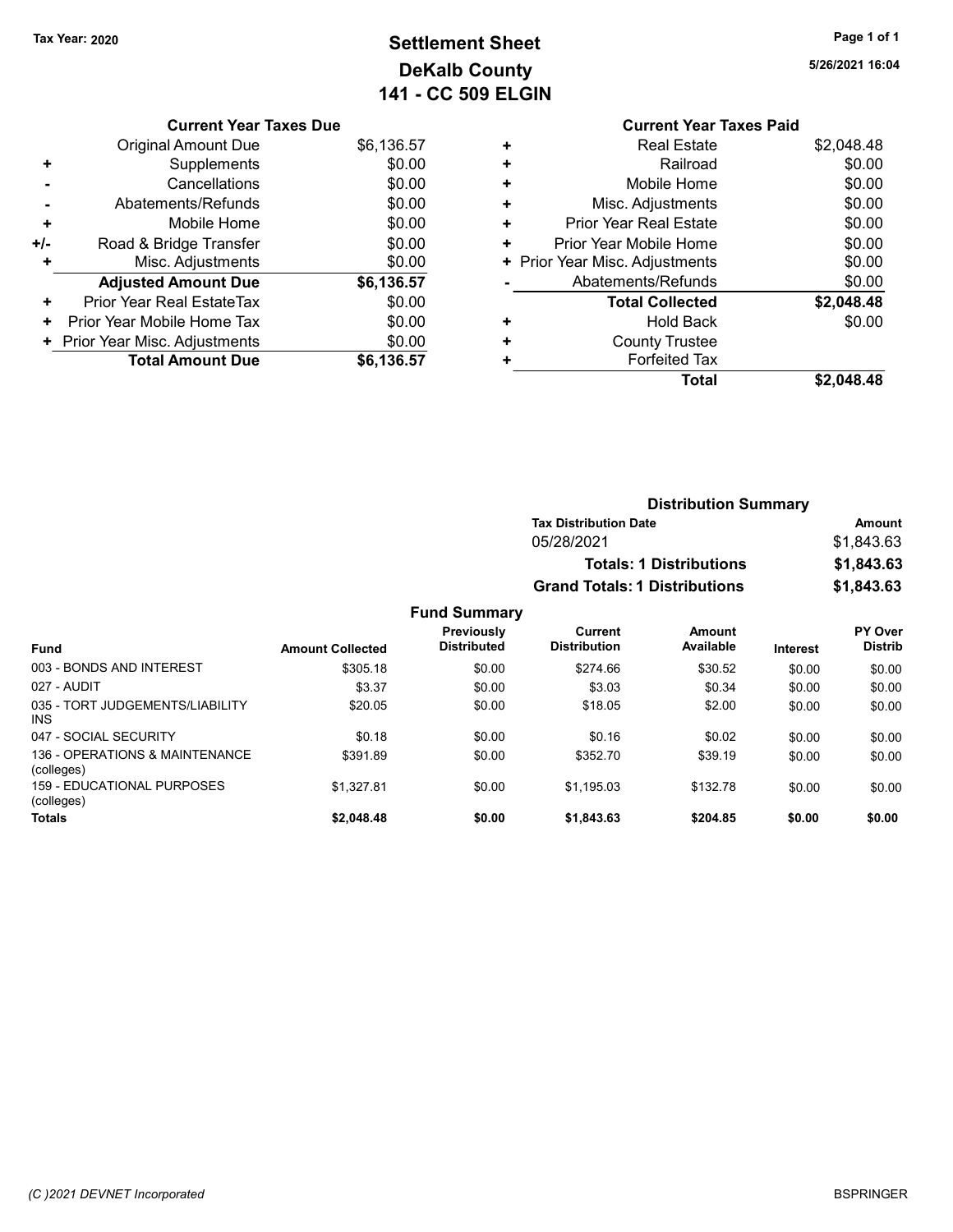**Tax Year: 2020**

# Settlement Sheet
## DeKalb County
## 141 - CC 509 ELGIN

5/26/2021 16:04

| | Current Year Taxes Due | |
|---|---|---|
| | Original Amount Due | $6,136.57 |
| + | Supplements | $0.00 |
| - | Cancellations | $0.00 |
| - | Abatements/Refunds | $0.00 |
| + | Mobile Home | $0.00 |
| +/- | Road & Bridge Transfer | $0.00 |
| + | Misc. Adjustments | $0.00 |
| | **Adjusted Amount Due** | **$6,136.57** |
| + | Prior Year Real EstateTax | $0.00 |
| + | Prior Year Mobile Home Tax | $0.00 |
| + | Prior Year Misc. Adjustments | $0.00 |
| | **Total Amount Due** | **$6,136.57** |

| | Current Year Taxes Paid | |
|---|---|---|
| + | Real Estate | $2,048.48 |
| + | Railroad | $0.00 |
| + | Mobile Home | $0.00 |
| + | Misc. Adjustments | $0.00 |
| + | Prior Year Real Estate | $0.00 |
| + | Prior Year Mobile Home | $0.00 |
| + | Prior Year Misc. Adjustments | $0.00 |
| - | Abatements/Refunds | $0.00 |
| | **Total Collected** | **$2,048.48** |
| + | Hold Back | $0.00 |
| + | County Trustee | |
| + | Forfeited Tax | |
| | **Total** | **$2,048.48** |

### Distribution Summary

| Tax Distribution Date | Amount |
|---|---|
| 05/28/2021 | $1,843.63 |
| **Totals: 1 Distributions** | **$1,843.63** |
| **Grand Totals: 1 Distributions** | **$1,843.63** |

### Fund Summary

| Fund | Amount Collected | Previously Distributed | Current Distribution | Amount Available | Interest | PY Over Distrib |
|---|---|---|---|---|---|---|
| 003 - BONDS AND INTEREST | $305.18 | $0.00 | $274.66 | $30.52 | $0.00 | $0.00 |
| 027 - AUDIT | $3.37 | $0.00 | $3.03 | $0.34 | $0.00 | $0.00 |
| 035 - TORT JUDGEMENTS/LIABILITY INS | $20.05 | $0.00 | $18.05 | $2.00 | $0.00 | $0.00 |
| 047 - SOCIAL SECURITY | $0.18 | $0.00 | $0.16 | $0.02 | $0.00 | $0.00 |
| 136 - OPERATIONS & MAINTENANCE (colleges) | $391.89 | $0.00 | $352.70 | $39.19 | $0.00 | $0.00 |
| 159 - EDUCATIONAL PURPOSES (colleges) | $1,327.81 | $0.00 | $1,195.03 | $132.78 | $0.00 | $0.00 |
| **Totals** | **$2,048.48** | **$0.00** | **$1,843.63** | **$204.85** | **$0.00** | **$0.00** |

(C )2021 DEVNET Incorporated — BSPRINGER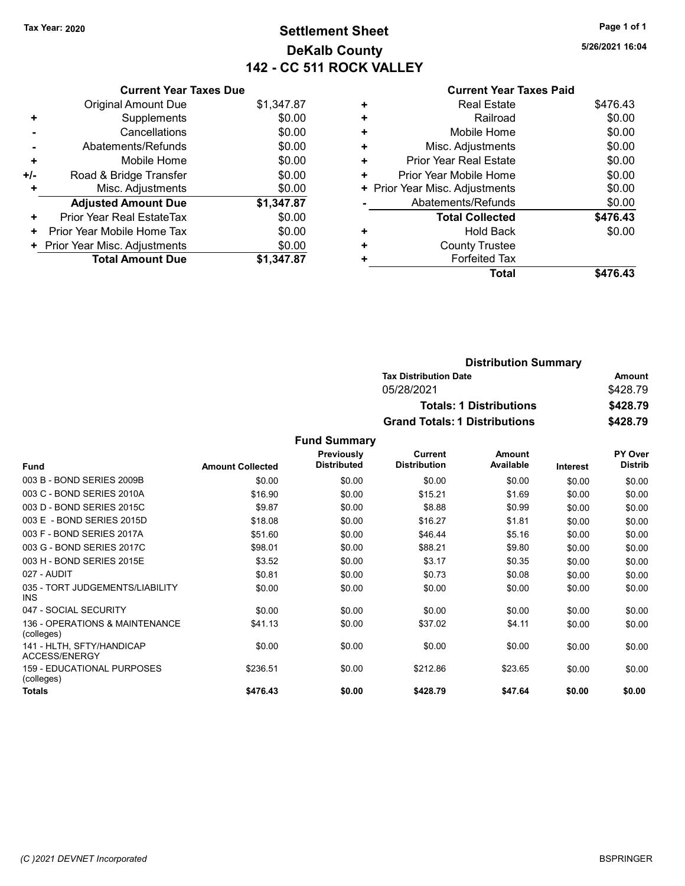Tax Year: 2020

# Settlement Sheet

## DeKalb County

## 142 - CC 511 ROCK VALLEY

5/26/2021 16:04

### Current Year Taxes Due

| | | |
|---|---|---|
| | Original Amount Due | $1,347.87 |
| + | Supplements | $0.00 |
| - | Cancellations | $0.00 |
| - | Abatements/Refunds | $0.00 |
| + | Mobile Home | $0.00 |
| +/- | Road & Bridge Transfer | $0.00 |
| + | Misc. Adjustments | $0.00 |
| | **Adjusted Amount Due** | **$1,347.87** |
| + | Prior Year Real EstateTax | $0.00 |
| + | Prior Year Mobile Home Tax | $0.00 |
| + | Prior Year Misc. Adjustments | $0.00 |
| | **Total Amount Due** | **$1,347.87** |

### Current Year Taxes Paid

| | | |
|---|---|---|
| + | Real Estate | $476.43 |
| + | Railroad | $0.00 |
| + | Mobile Home | $0.00 |
| + | Misc. Adjustments | $0.00 |
| + | Prior Year Real Estate | $0.00 |
| + | Prior Year Mobile Home | $0.00 |
| + | Prior Year Misc. Adjustments | $0.00 |
| - | Abatements/Refunds | $0.00 |
| | **Total Collected** | **$476.43** |
| + | Hold Back | $0.00 |
| + | County Trustee | |
| + | Forfeited Tax | |
| | **Total** | **$476.43** |

### Distribution Summary

| Tax Distribution Date | Amount |
|---|---|
| 05/28/2021 | $428.79 |
| **Totals: 1 Distributions** | **$428.79** |
| **Grand Totals: 1 Distributions** | **$428.79** |

### Fund Summary

| Fund | Amount Collected | Previously Distributed | Current Distribution | Amount Available | Interest | PY Over Distrib |
|---|---|---|---|---|---|---|
| 003 B - BOND SERIES 2009B | $0.00 | $0.00 | $0.00 | $0.00 | $0.00 | $0.00 |
| 003 C - BOND SERIES 2010A | $16.90 | $0.00 | $15.21 | $1.69 | $0.00 | $0.00 |
| 003 D - BOND SERIES 2015C | $9.87 | $0.00 | $8.88 | $0.99 | $0.00 | $0.00 |
| 003 E - BOND SERIES 2015D | $18.08 | $0.00 | $16.27 | $1.81 | $0.00 | $0.00 |
| 003 F - BOND SERIES 2017A | $51.60 | $0.00 | $46.44 | $5.16 | $0.00 | $0.00 |
| 003 G - BOND SERIES 2017C | $98.01 | $0.00 | $88.21 | $9.80 | $0.00 | $0.00 |
| 003 H - BOND SERIES 2015E | $3.52 | $0.00 | $3.17 | $0.35 | $0.00 | $0.00 |
| 027 - AUDIT | $0.81 | $0.00 | $0.73 | $0.08 | $0.00 | $0.00 |
| 035 - TORT JUDGEMENTS/LIABILITY INS | $0.00 | $0.00 | $0.00 | $0.00 | $0.00 | $0.00 |
| 047 - SOCIAL SECURITY | $0.00 | $0.00 | $0.00 | $0.00 | $0.00 | $0.00 |
| 136 - OPERATIONS & MAINTENANCE (colleges) | $41.13 | $0.00 | $37.02 | $4.11 | $0.00 | $0.00 |
| 141 - HLTH, SFTY/HANDICAP ACCESS/ENERGY | $0.00 | $0.00 | $0.00 | $0.00 | $0.00 | $0.00 |
| 159 - EDUCATIONAL PURPOSES (colleges) | $236.51 | $0.00 | $212.86 | $23.65 | $0.00 | $0.00 |
| **Totals** | **$476.43** | **$0.00** | **$428.79** | **$47.64** | **$0.00** | **$0.00** |

(C )2021 DEVNET Incorporated

BSPRINGER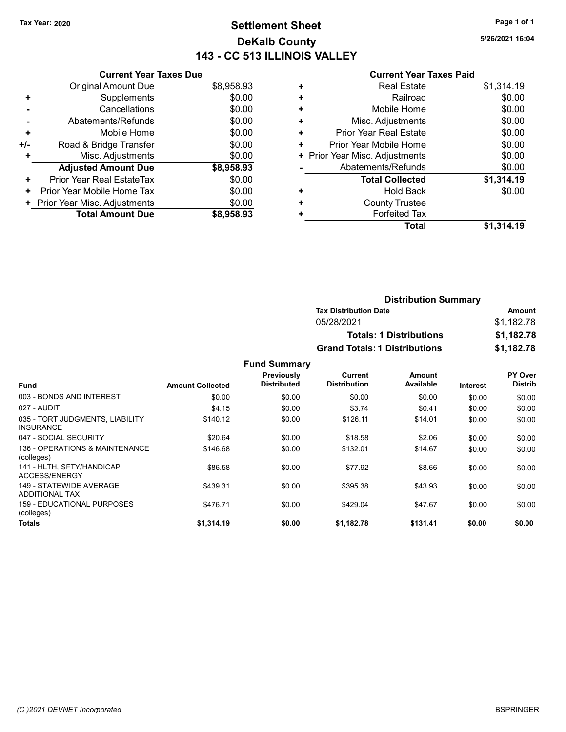Tax Year: 2020

# Settlement Sheet

## DeKalb County

## 143 - CC 513 ILLINOIS VALLEY

5/26/2021 16:04

### Current Year Taxes Due

| | | |
|---|---|---|
| | Original Amount Due | $8,958.93 |
| + | Supplements | $0.00 |
| - | Cancellations | $0.00 |
| - | Abatements/Refunds | $0.00 |
| + | Mobile Home | $0.00 |
| +/- | Road & Bridge Transfer | $0.00 |
| + | Misc. Adjustments | $0.00 |
| | **Adjusted Amount Due** | **$8,958.93** |
| + | Prior Year Real EstateTax | $0.00 |
| + | Prior Year Mobile Home Tax | $0.00 |
| + | Prior Year Misc. Adjustments | $0.00 |
| | **Total Amount Due** | **$8,958.93** |

### Current Year Taxes Paid

| | | |
|---|---|---|
| + | Real Estate | $1,314.19 |
| + | Railroad | $0.00 |
| + | Mobile Home | $0.00 |
| + | Misc. Adjustments | $0.00 |
| + | Prior Year Real Estate | $0.00 |
| + | Prior Year Mobile Home | $0.00 |
| + | Prior Year Misc. Adjustments | $0.00 |
| - | Abatements/Refunds | $0.00 |
| | **Total Collected** | **$1,314.19** |
| + | Hold Back | $0.00 |
| + | County Trustee | |
| + | Forfeited Tax | |
| | **Total** | **$1,314.19** |

### Distribution Summary

| Tax Distribution Date | Amount |
|---|---|
| 05/28/2021 | $1,182.78 |
| **Totals: 1 Distributions** | **$1,182.78** |
| **Grand Totals: 1 Distributions** | **$1,182.78** |

### Fund Summary

| Fund | Amount Collected | Previously Distributed | Current Distribution | Amount Available | Interest | PY Over Distrib |
|---|---|---|---|---|---|---|
| 003 - BONDS AND INTEREST | $0.00 | $0.00 | $0.00 | $0.00 | $0.00 | $0.00 |
| 027 - AUDIT | $4.15 | $0.00 | $3.74 | $0.41 | $0.00 | $0.00 |
| 035 - TORT JUDGMENTS, LIABILITY INSURANCE | $140.12 | $0.00 | $126.11 | $14.01 | $0.00 | $0.00 |
| 047 - SOCIAL SECURITY | $20.64 | $0.00 | $18.58 | $2.06 | $0.00 | $0.00 |
| 136 - OPERATIONS & MAINTENANCE (colleges) | $146.68 | $0.00 | $132.01 | $14.67 | $0.00 | $0.00 |
| 141 - HLTH, SFTY/HANDICAP ACCESS/ENERGY | $86.58 | $0.00 | $77.92 | $8.66 | $0.00 | $0.00 |
| 149 - STATEWIDE AVERAGE ADDITIONAL TAX | $439.31 | $0.00 | $395.38 | $43.93 | $0.00 | $0.00 |
| 159 - EDUCATIONAL PURPOSES (colleges) | $476.71 | $0.00 | $429.04 | $47.67 | $0.00 | $0.00 |
| **Totals** | **$1,314.19** | **$0.00** | **$1,182.78** | **$131.41** | **$0.00** | **$0.00** |

(C )2021 DEVNET Incorporated

BSPRINGER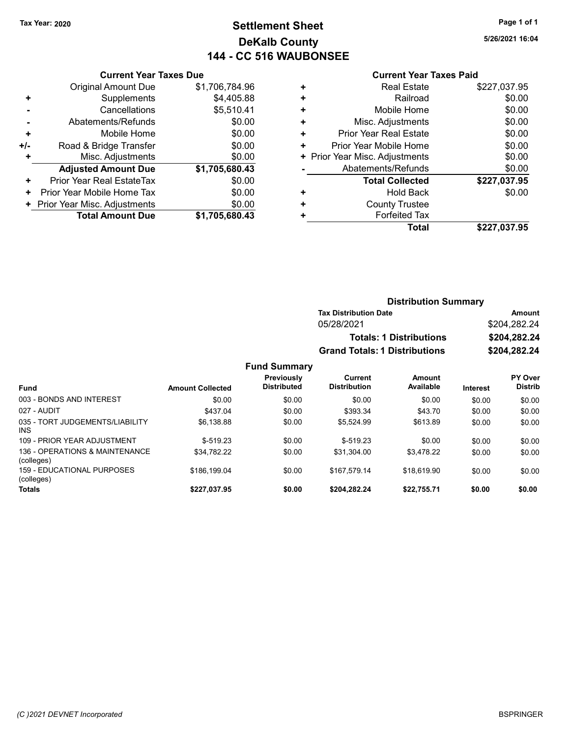Tax Year: 2020

# Settlement Sheet

## DeKalb County

## 144 - CC 516 WAUBONSEE

5/26/2021 16:04

### Current Year Taxes Due

| | | |
|---|---|---|
| | Original Amount Due | $1,706,784.96 |
| + | Supplements | $4,405.88 |
| - | Cancellations | $5,510.41 |
| - | Abatements/Refunds | $0.00 |
| + | Mobile Home | $0.00 |
| +/- | Road & Bridge Transfer | $0.00 |
| + | Misc. Adjustments | $0.00 |
| | **Adjusted Amount Due** | **$1,705,680.43** |
| + | Prior Year Real EstateTax | $0.00 |
| + | Prior Year Mobile Home Tax | $0.00 |
| + | Prior Year Misc. Adjustments | $0.00 |
| | **Total Amount Due** | **$1,705,680.43** |

### Current Year Taxes Paid

| | | |
|---|---|---|
| + | Real Estate | $227,037.95 |
| + | Railroad | $0.00 |
| + | Mobile Home | $0.00 |
| + | Misc. Adjustments | $0.00 |
| + | Prior Year Real Estate | $0.00 |
| + | Prior Year Mobile Home | $0.00 |
| + | Prior Year Misc. Adjustments | $0.00 |
| - | Abatements/Refunds | $0.00 |
| | **Total Collected** | **$227,037.95** |
| + | Hold Back | $0.00 |
| + | County Trustee | |
| + | Forfeited Tax | |
| | **Total** | **$227,037.95** |

### Distribution Summary

| Tax Distribution Date | Amount |
|---|---|
| 05/28/2021 | $204,282.24 |
| **Totals: 1 Distributions** | **$204,282.24** |
| **Grand Totals: 1 Distributions** | **$204,282.24** |

### Fund Summary

| Fund | Amount Collected | Previously Distributed | Current Distribution | Amount Available | Interest | PY Over Distrib |
|---|---|---|---|---|---|---|
| 003 - BONDS AND INTEREST | $0.00 | $0.00 | $0.00 | $0.00 | $0.00 | $0.00 |
| 027 - AUDIT | $437.04 | $0.00 | $393.34 | $43.70 | $0.00 | $0.00 |
| 035 - TORT JUDGEMENTS/LIABILITY INS | $6,138.88 | $0.00 | $5,524.99 | $613.89 | $0.00 | $0.00 |
| 109 - PRIOR YEAR ADJUSTMENT | $-519.23 | $0.00 | $-519.23 | $0.00 | $0.00 | $0.00 |
| 136 - OPERATIONS & MAINTENANCE (colleges) | $34,782.22 | $0.00 | $31,304.00 | $3,478.22 | $0.00 | $0.00 |
| 159 - EDUCATIONAL PURPOSES (colleges) | $186,199.04 | $0.00 | $167,579.14 | $18,619.90 | $0.00 | $0.00 |
| **Totals** | **$227,037.95** | **$0.00** | **$204,282.24** | **$22,755.71** | **$0.00** | **$0.00** |

(C )2021 DEVNET Incorporated

BSPRINGER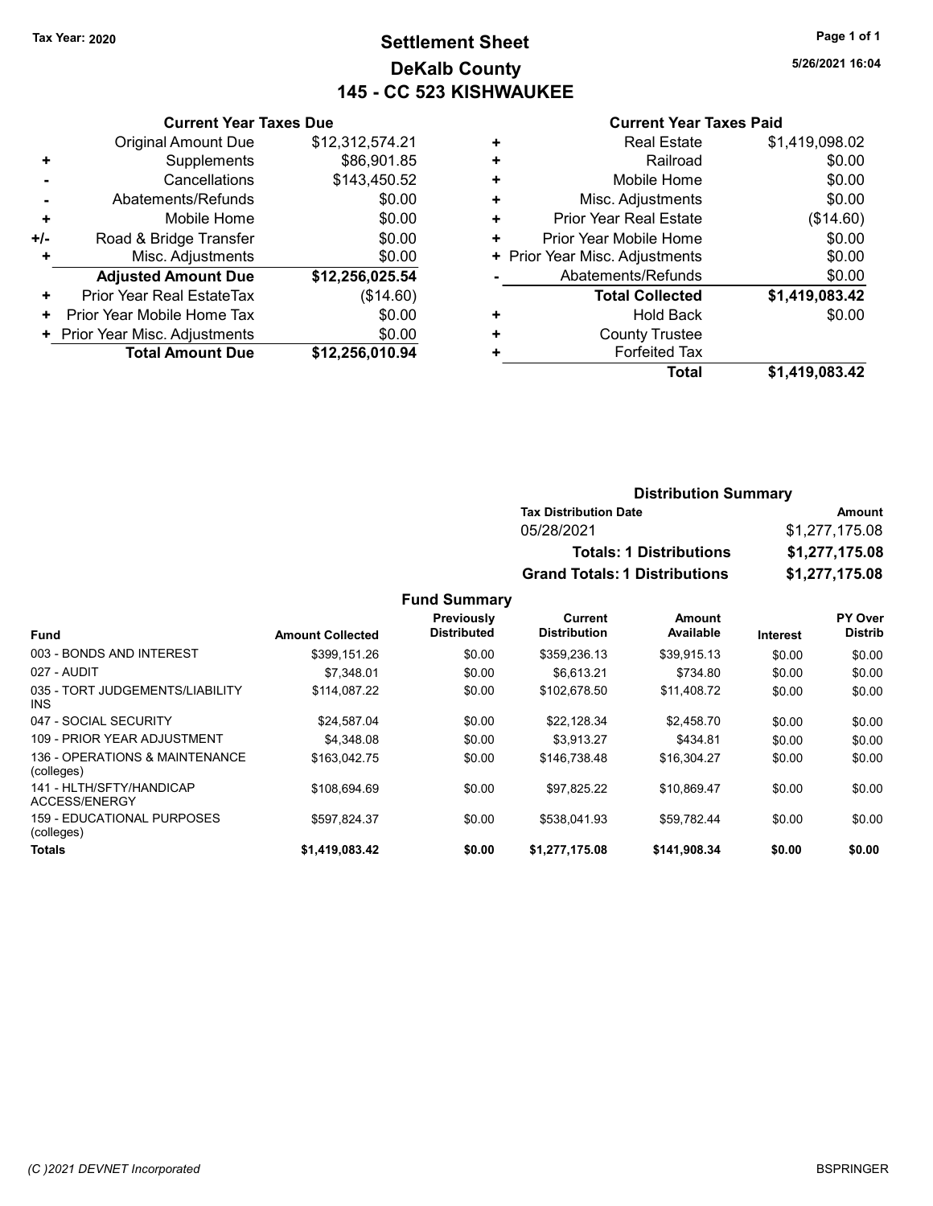Tax Year: 2020

# Settlement Sheet
## DeKalb County
## 145 - CC 523 KISHWAUKEE

5/26/2021 16:04

### Current Year Taxes Due

| | | |
|---|---|---|
| | Original Amount Due | $12,312,574.21 |
| + | Supplements | $86,901.85 |
| - | Cancellations | $143,450.52 |
| - | Abatements/Refunds | $0.00 |
| + | Mobile Home | $0.00 |
| +/- | Road & Bridge Transfer | $0.00 |
| + | Misc. Adjustments | $0.00 |
| | **Adjusted Amount Due** | **$12,256,025.54** |
| + | Prior Year Real EstateTax | ($14.60) |
| + | Prior Year Mobile Home Tax | $0.00 |
| + | Prior Year Misc. Adjustments | $0.00 |
| | **Total Amount Due** | **$12,256,010.94** |

### Current Year Taxes Paid

| | | |
|---|---|---|
| + | Real Estate | $1,419,098.02 |
| + | Railroad | $0.00 |
| + | Mobile Home | $0.00 |
| + | Misc. Adjustments | $0.00 |
| + | Prior Year Real Estate | ($14.60) |
| + | Prior Year Mobile Home | $0.00 |
| + | Prior Year Misc. Adjustments | $0.00 |
| - | Abatements/Refunds | $0.00 |
| | **Total Collected** | **$1,419,083.42** |
| + | Hold Back | $0.00 |
| + | County Trustee | |
| + | Forfeited Tax | |
| | **Total** | **$1,419,083.42** |

### Distribution Summary

| Tax Distribution Date | Amount |
|---|---|
| 05/28/2021 | $1,277,175.08 |
| **Totals: 1 Distributions** | **$1,277,175.08** |
| **Grand Totals: 1 Distributions** | **$1,277,175.08** |

### Fund Summary

| Fund | Amount Collected | Previously Distributed | Current Distribution | Amount Available | Interest | PY Over Distrib |
|---|---|---|---|---|---|---|
| 003 - BONDS AND INTEREST | $399,151.26 | $0.00 | $359,236.13 | $39,915.13 | $0.00 | $0.00 |
| 027 - AUDIT | $7,348.01 | $0.00 | $6,613.21 | $734.80 | $0.00 | $0.00 |
| 035 - TORT JUDGEMENTS/LIABILITY INS | $114,087.22 | $0.00 | $102,678.50 | $11,408.72 | $0.00 | $0.00 |
| 047 - SOCIAL SECURITY | $24,587.04 | $0.00 | $22,128.34 | $2,458.70 | $0.00 | $0.00 |
| 109 - PRIOR YEAR ADJUSTMENT | $4,348.08 | $0.00 | $3,913.27 | $434.81 | $0.00 | $0.00 |
| 136 - OPERATIONS & MAINTENANCE (colleges) | $163,042.75 | $0.00 | $146,738.48 | $16,304.27 | $0.00 | $0.00 |
| 141 - HLTH/SFTY/HANDICAP ACCESS/ENERGY | $108,694.69 | $0.00 | $97,825.22 | $10,869.47 | $0.00 | $0.00 |
| 159 - EDUCATIONAL PURPOSES (colleges) | $597,824.37 | $0.00 | $538,041.93 | $59,782.44 | $0.00 | $0.00 |
| **Totals** | **$1,419,083.42** | **$0.00** | **$1,277,175.08** | **$141,908.34** | **$0.00** | **$0.00** |

(C )2021 DEVNET Incorporated

BSPRINGER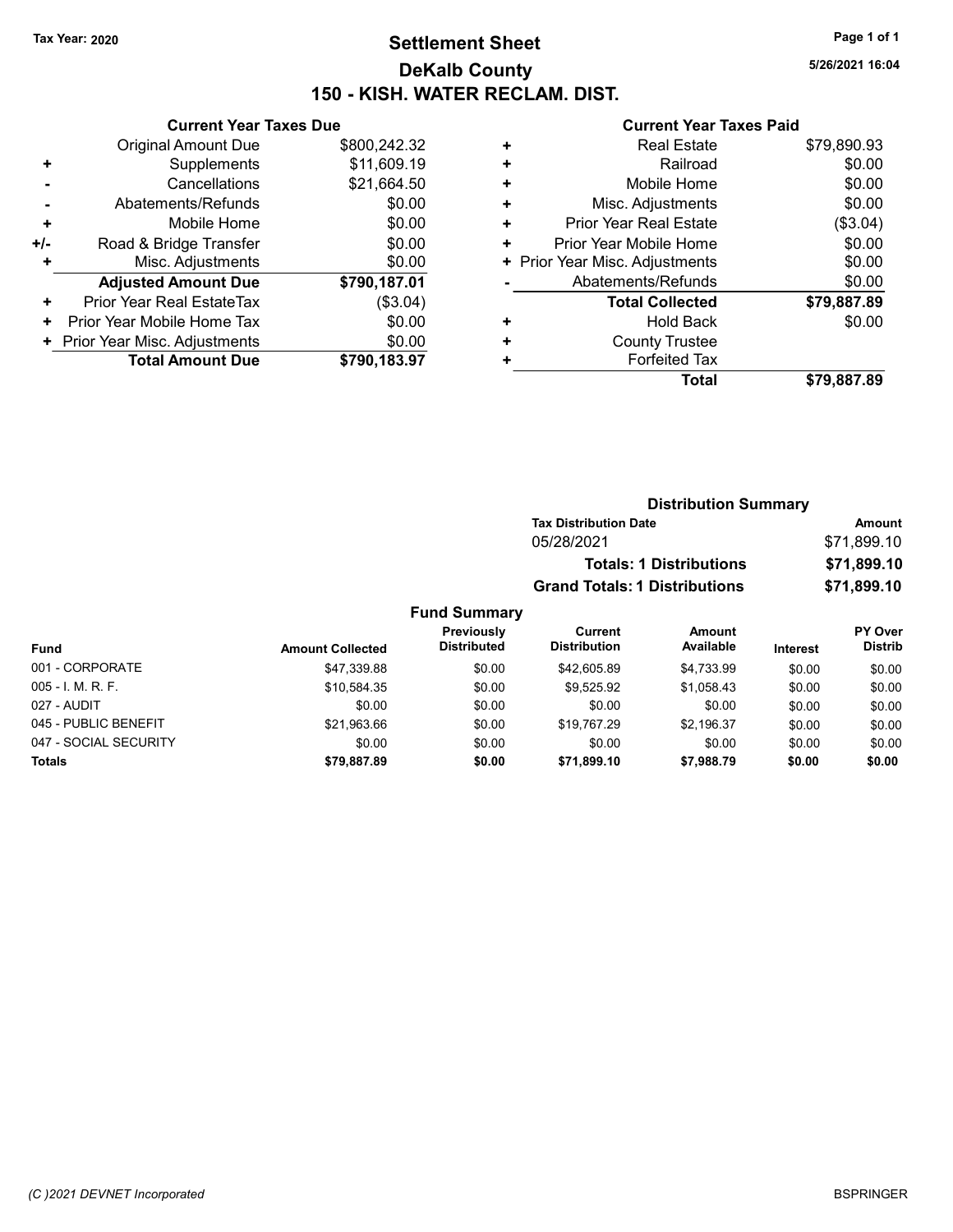Tax Year: 2020

# Settlement Sheet
## DeKalb County
## 150 - KISH. WATER RECLAM. DIST.

5/26/2021 16:04

### Current Year Taxes Due

| | | |
|---|---|---|
| | Original Amount Due | $800,242.32 |
| + | Supplements | $11,609.19 |
| - | Cancellations | $21,664.50 |
| - | Abatements/Refunds | $0.00 |
| + | Mobile Home | $0.00 |
| +/- | Road & Bridge Transfer | $0.00 |
| + | Misc. Adjustments | $0.00 |
| | **Adjusted Amount Due** | **$790,187.01** |
| + | Prior Year Real EstateTax | ($3.04) |
| + | Prior Year Mobile Home Tax | $0.00 |
| + | Prior Year Misc. Adjustments | $0.00 |
| | **Total Amount Due** | **$790,183.97** |

### Current Year Taxes Paid

| | | |
|---|---|---|
| + | Real Estate | $79,890.93 |
| + | Railroad | $0.00 |
| + | Mobile Home | $0.00 |
| + | Misc. Adjustments | $0.00 |
| + | Prior Year Real Estate | ($3.04) |
| + | Prior Year Mobile Home | $0.00 |
| + | Prior Year Misc. Adjustments | $0.00 |
| - | Abatements/Refunds | $0.00 |
| | **Total Collected** | **$79,887.89** |
| + | Hold Back | $0.00 |
| + | County Trustee | |
| + | Forfeited Tax | |
| | **Total** | **$79,887.89** |

### Distribution Summary

| Tax Distribution Date | Amount |
|---|---|
| 05/28/2021 | $71,899.10 |
| **Totals: 1 Distributions** | **$71,899.10** |
| **Grand Totals: 1 Distributions** | **$71,899.10** |

### Fund Summary

| Fund | Amount Collected | Previously Distributed | Current Distribution | Amount Available | Interest | PY Over Distrib |
|---|---|---|---|---|---|---|
| 001 - CORPORATE | $47,339.88 | $0.00 | $42,605.89 | $4,733.99 | $0.00 | $0.00 |
| 005 - I. M. R. F. | $10,584.35 | $0.00 | $9,525.92 | $1,058.43 | $0.00 | $0.00 |
| 027 - AUDIT | $0.00 | $0.00 | $0.00 | $0.00 | $0.00 | $0.00 |
| 045 - PUBLIC BENEFIT | $21,963.66 | $0.00 | $19,767.29 | $2,196.37 | $0.00 | $0.00 |
| 047 - SOCIAL SECURITY | $0.00 | $0.00 | $0.00 | $0.00 | $0.00 | $0.00 |
| **Totals** | **$79,887.89** | **$0.00** | **$71,899.10** | **$7,988.79** | **$0.00** | **$0.00** |

(C )2021 DEVNET Incorporated BSPRINGER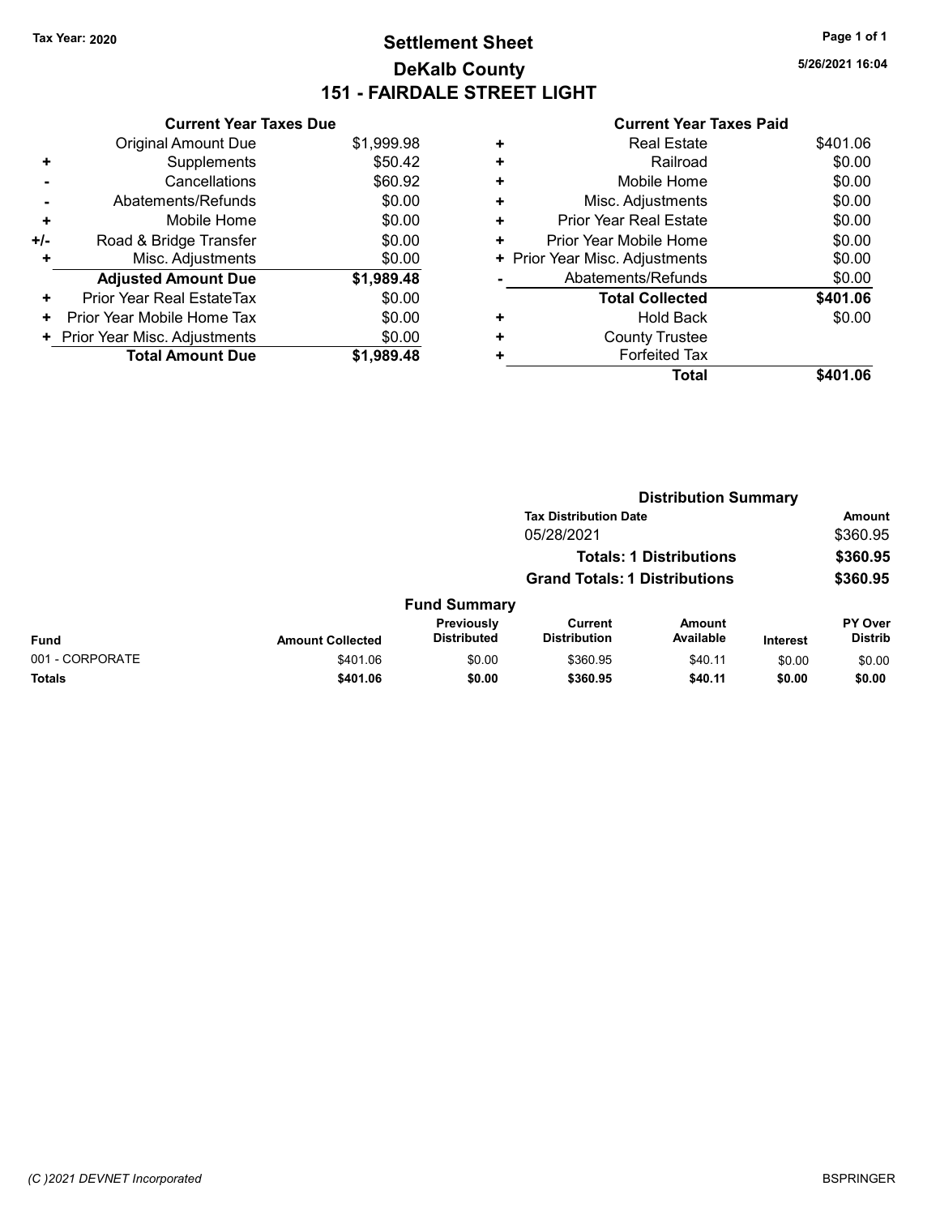**Tax Year: 2020**

# Settlement Sheet
## DeKalb County
## 151 - FAIRDALE STREET LIGHT

5/26/2021 16:04

### Current Year Taxes Due

| | | |
|---|---|---|
| | Original Amount Due | $1,999.98 |
| + | Supplements | $50.42 |
| - | Cancellations | $60.92 |
| - | Abatements/Refunds | $0.00 |
| + | Mobile Home | $0.00 |
| +/- | Road & Bridge Transfer | $0.00 |
| + | Misc. Adjustments | $0.00 |
| | **Adjusted Amount Due** | **$1,989.48** |
| + | Prior Year Real EstateTax | $0.00 |
| + | Prior Year Mobile Home Tax | $0.00 |
| + | Prior Year Misc. Adjustments | $0.00 |
| | **Total Amount Due** | **$1,989.48** |

### Current Year Taxes Paid

| | | |
|---|---|---|
| + | Real Estate | $401.06 |
| + | Railroad | $0.00 |
| + | Mobile Home | $0.00 |
| + | Misc. Adjustments | $0.00 |
| + | Prior Year Real Estate | $0.00 |
| + | Prior Year Mobile Home | $0.00 |
| + | Prior Year Misc. Adjustments | $0.00 |
| - | Abatements/Refunds | $0.00 |
| | **Total Collected** | **$401.06** |
| + | Hold Back | $0.00 |
| + | County Trustee | |
| + | Forfeited Tax | |
| | **Total** | **$401.06** |

### Distribution Summary

| Tax Distribution Date | Amount |
|---|---|
| 05/28/2021 | $360.95 |
| **Totals: 1 Distributions** | **$360.95** |
| **Grand Totals: 1 Distributions** | **$360.95** |

### Fund Summary

| Fund | Amount Collected | Previously Distributed | Current Distribution | Amount Available | Interest | PY Over Distrib |
|---|---|---|---|---|---|---|
| 001 - CORPORATE | $401.06 | $0.00 | $360.95 | $40.11 | $0.00 | $0.00 |
| **Totals** | **$401.06** | **$0.00** | **$360.95** | **$40.11** | **$0.00** | **$0.00** |

*(C )2021 DEVNET Incorporated* BSPRINGER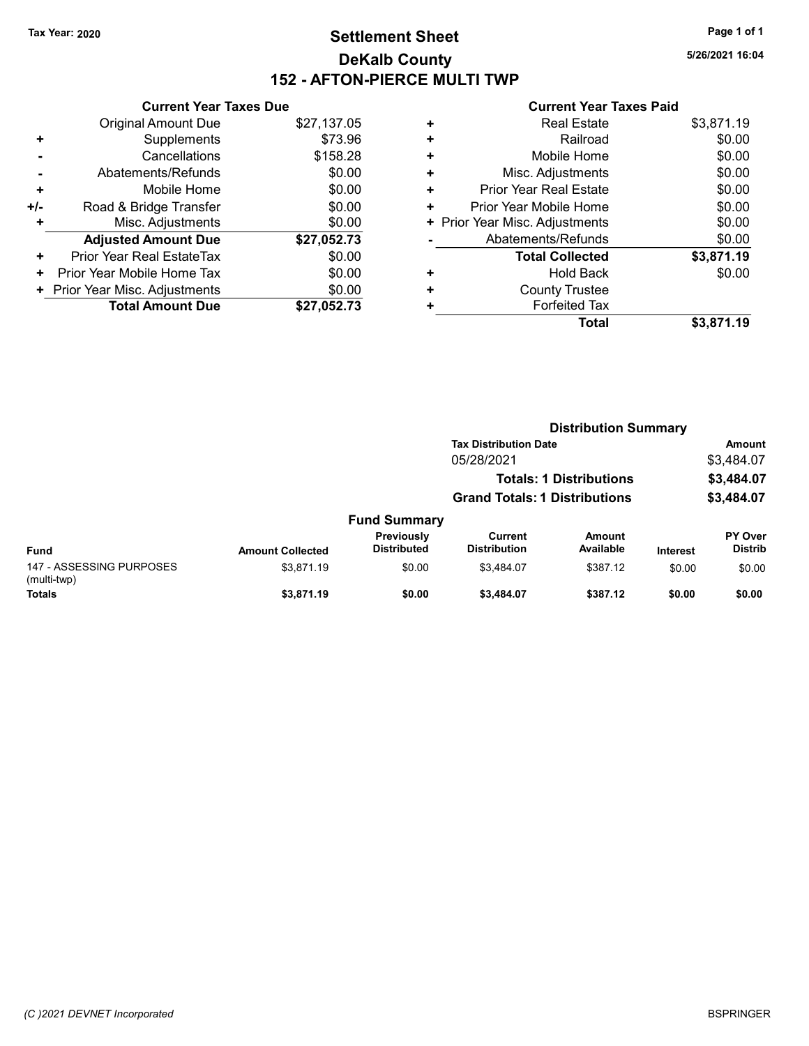Tax Year: 2020

# Settlement Sheet
## DeKalb County
## 152 - AFTON-PIERCE MULTI TWP

5/26/2021 16:04

| | Current Year Taxes Due | |
|---|---|---|
| | Original Amount Due | $27,137.05 |
| + | Supplements | $73.96 |
| - | Cancellations | $158.28 |
| - | Abatements/Refunds | $0.00 |
| + | Mobile Home | $0.00 |
| +/- | Road & Bridge Transfer | $0.00 |
| + | Misc. Adjustments | $0.00 |
| | **Adjusted Amount Due** | **$27,052.73** |
| + | Prior Year Real EstateTax | $0.00 |
| + | Prior Year Mobile Home Tax | $0.00 |
| + | Prior Year Misc. Adjustments | $0.00 |
| | **Total Amount Due** | **$27,052.73** |

| | Current Year Taxes Paid | |
|---|---|---|
| + | Real Estate | $3,871.19 |
| + | Railroad | $0.00 |
| + | Mobile Home | $0.00 |
| + | Misc. Adjustments | $0.00 |
| + | Prior Year Real Estate | $0.00 |
| + | Prior Year Mobile Home | $0.00 |
| + | Prior Year Misc. Adjustments | $0.00 |
| - | Abatements/Refunds | $0.00 |
| | **Total Collected** | **$3,871.19** |
| + | Hold Back | $0.00 |
| + | County Trustee | |
| + | Forfeited Tax | |
| | **Total** | **$3,871.19** |

### Distribution Summary

| Tax Distribution Date | Amount |
|---|---|
| 05/28/2021 | $3,484.07 |
| **Totals: 1 Distributions** | **$3,484.07** |
| **Grand Totals: 1 Distributions** | **$3,484.07** |

### Fund Summary

| Fund | Amount Collected | Previously Distributed | Current Distribution | Amount Available | Interest | PY Over Distrib |
|---|---|---|---|---|---|---|
| 147 - ASSESSING PURPOSES (multi-twp) | $3,871.19 | $0.00 | $3,484.07 | $387.12 | $0.00 | $0.00 |
| **Totals** | **$3,871.19** | **$0.00** | **$3,484.07** | **$387.12** | **$0.00** | **$0.00** |

(C )2021 DEVNET Incorporated

BSPRINGER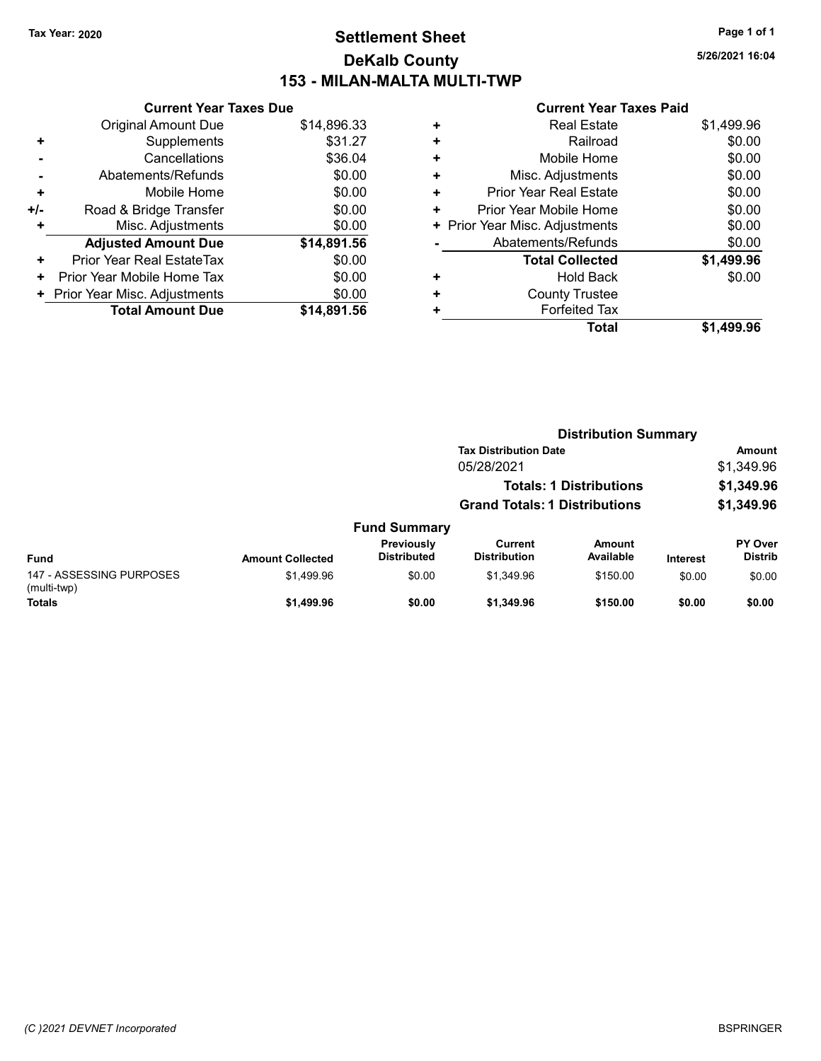Tax Year: 2020

# Settlement Sheet

## DeKalb County

## 153 - MILAN-MALTA MULTI-TWP

5/26/2021 16:04

### Current Year Taxes Due

| | | |
|---|---|---|
| | Original Amount Due | $14,896.33 |
| + | Supplements | $31.27 |
| - | Cancellations | $36.04 |
| - | Abatements/Refunds | $0.00 |
| + | Mobile Home | $0.00 |
| +/- | Road & Bridge Transfer | $0.00 |
| + | Misc. Adjustments | $0.00 |
| | **Adjusted Amount Due** | **$14,891.56** |
| + | Prior Year Real EstateTax | $0.00 |
| + | Prior Year Mobile Home Tax | $0.00 |
| + | Prior Year Misc. Adjustments | $0.00 |
| | **Total Amount Due** | **$14,891.56** |

### Current Year Taxes Paid

| | | |
|---|---|---|
| + | Real Estate | $1,499.96 |
| + | Railroad | $0.00 |
| + | Mobile Home | $0.00 |
| + | Misc. Adjustments | $0.00 |
| + | Prior Year Real Estate | $0.00 |
| + | Prior Year Mobile Home | $0.00 |
| + | Prior Year Misc. Adjustments | $0.00 |
| - | Abatements/Refunds | $0.00 |
| | **Total Collected** | **$1,499.96** |
| + | Hold Back | $0.00 |
| + | County Trustee | |
| + | Forfeited Tax | |
| | **Total** | **$1,499.96** |

### Distribution Summary

| Tax Distribution Date | Amount |
|---|---|
| 05/28/2021 | $1,349.96 |
| **Totals: 1 Distributions** | **$1,349.96** |
| **Grand Totals: 1 Distributions** | **$1,349.96** |

### Fund Summary

| Fund | Amount Collected | Previously Distributed | Current Distribution | Amount Available | Interest | PY Over Distrib |
|---|---|---|---|---|---|---|
| 147 - ASSESSING PURPOSES (multi-twp) | $1,499.96 | $0.00 | $1,349.96 | $150.00 | $0.00 | $0.00 |
| **Totals** | **$1,499.96** | **$0.00** | **$1,349.96** | **$150.00** | **$0.00** | **$0.00** |

(C )2021 DEVNET Incorporated

BSPRINGER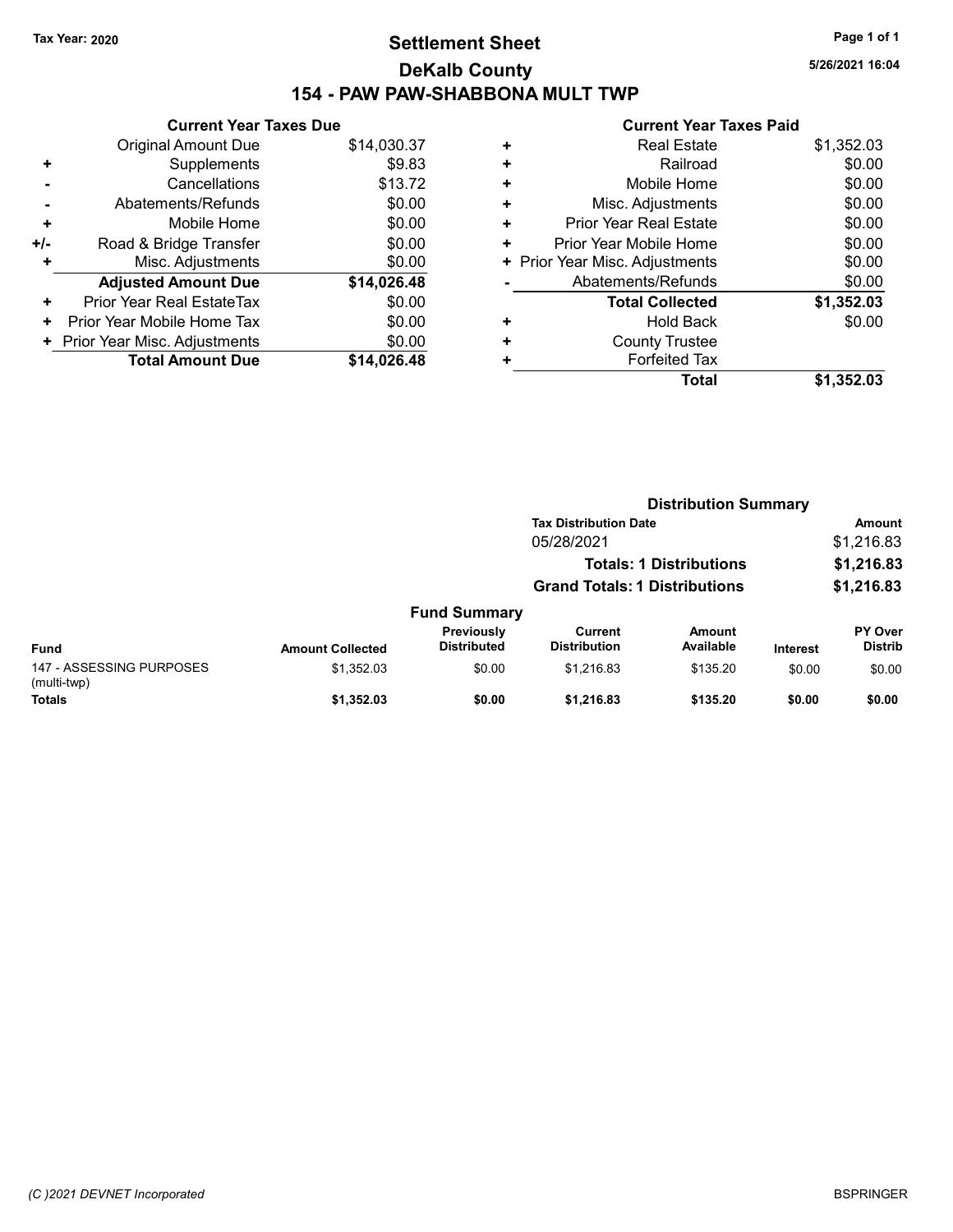Tax Year: 2020

# Settlement Sheet

## DeKalb County

## 154 - PAW PAW-SHABBONA MULT TWP

5/26/2021 16:04

### Current Year Taxes Due

| | | |
|---|---|---|
| | Original Amount Due | $14,030.37 |
| + | Supplements | $9.83 |
| - | Cancellations | $13.72 |
| - | Abatements/Refunds | $0.00 |
| + | Mobile Home | $0.00 |
| +/- | Road & Bridge Transfer | $0.00 |
| + | Misc. Adjustments | $0.00 |
| | **Adjusted Amount Due** | **$14,026.48** |
| + | Prior Year Real EstateTax | $0.00 |
| + | Prior Year Mobile Home Tax | $0.00 |
| + | Prior Year Misc. Adjustments | $0.00 |
| | **Total Amount Due** | **$14,026.48** |

### Current Year Taxes Paid

| | | |
|---|---|---|
| + | Real Estate | $1,352.03 |
| + | Railroad | $0.00 |
| + | Mobile Home | $0.00 |
| + | Misc. Adjustments | $0.00 |
| + | Prior Year Real Estate | $0.00 |
| + | Prior Year Mobile Home | $0.00 |
| + | Prior Year Misc. Adjustments | $0.00 |
| - | Abatements/Refunds | $0.00 |
| | **Total Collected** | **$1,352.03** |
| + | Hold Back | $0.00 |
| + | County Trustee | |
| + | Forfeited Tax | |
| | **Total** | **$1,352.03** |

### Distribution Summary

| Tax Distribution Date | Amount |
|---|---|
| 05/28/2021 | $1,216.83 |
| **Totals: 1 Distributions** | **$1,216.83** |
| **Grand Totals: 1 Distributions** | **$1,216.83** |

### Fund Summary

| Fund | Amount Collected | Previously Distributed | Current Distribution | Amount Available | Interest | PY Over Distrib |
|---|---|---|---|---|---|---|
| 147 - ASSESSING PURPOSES (multi-twp) | $1,352.03 | $0.00 | $1,216.83 | $135.20 | $0.00 | $0.00 |
| **Totals** | **$1,352.03** | **$0.00** | **$1,216.83** | **$135.20** | **$0.00** | **$0.00** |

(C )2021 DEVNET Incorporated

BSPRINGER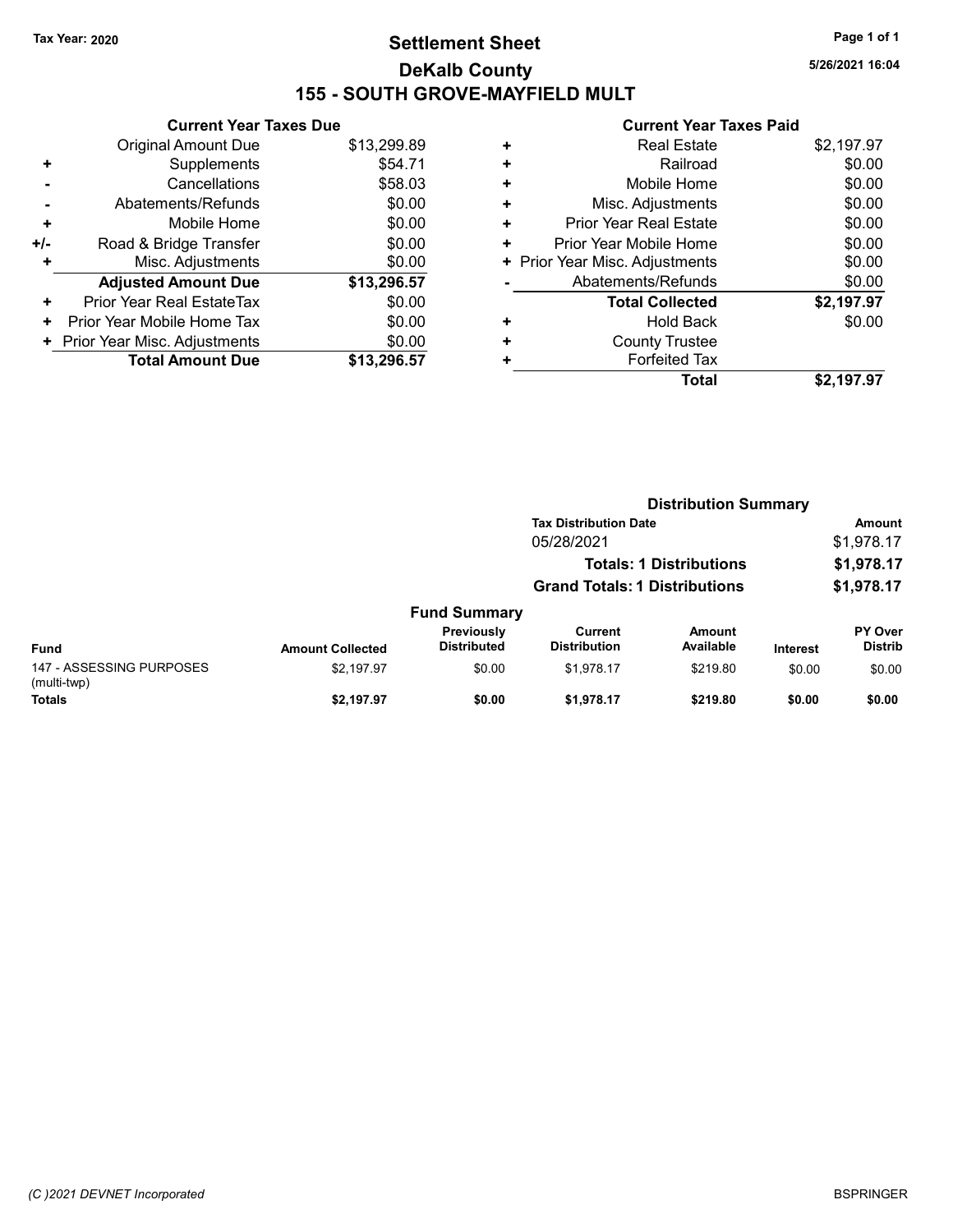Tax Year: 2020

# Settlement Sheet

## DeKalb County

## 155 - SOUTH GROVE-MAYFIELD MULT

5/26/2021 16:04

### Current Year Taxes Due

| | | |
|---|---|---|
| | Original Amount Due | $13,299.89 |
| + | Supplements | $54.71 |
| - | Cancellations | $58.03 |
| - | Abatements/Refunds | $0.00 |
| + | Mobile Home | $0.00 |
| +/- | Road & Bridge Transfer | $0.00 |
| + | Misc. Adjustments | $0.00 |
| | **Adjusted Amount Due** | **$13,296.57** |
| + | Prior Year Real EstateTax | $0.00 |
| + | Prior Year Mobile Home Tax | $0.00 |
| + | Prior Year Misc. Adjustments | $0.00 |
| | **Total Amount Due** | **$13,296.57** |

### Current Year Taxes Paid

| | | |
|---|---|---|
| + | Real Estate | $2,197.97 |
| + | Railroad | $0.00 |
| + | Mobile Home | $0.00 |
| + | Misc. Adjustments | $0.00 |
| + | Prior Year Real Estate | $0.00 |
| + | Prior Year Mobile Home | $0.00 |
| + | Prior Year Misc. Adjustments | $0.00 |
| - | Abatements/Refunds | $0.00 |
| | **Total Collected** | **$2,197.97** |
| + | Hold Back | $0.00 |
| + | County Trustee | |
| + | Forfeited Tax | |
| | **Total** | **$2,197.97** |

### Distribution Summary

| Tax Distribution Date | Amount |
|---|---|
| 05/28/2021 | $1,978.17 |
| **Totals: 1 Distributions** | **$1,978.17** |
| **Grand Totals: 1 Distributions** | **$1,978.17** |

### Fund Summary

| Fund | Amount Collected | Previously Distributed | Current Distribution | Amount Available | Interest | PY Over Distrib |
|---|---|---|---|---|---|---|
| 147 - ASSESSING PURPOSES (multi-twp) | $2,197.97 | $0.00 | $1,978.17 | $219.80 | $0.00 | $0.00 |
| **Totals** | **$2,197.97** | **$0.00** | **$1,978.17** | **$219.80** | **$0.00** | **$0.00** |

(C )2021 DEVNET Incorporated — BSPRINGER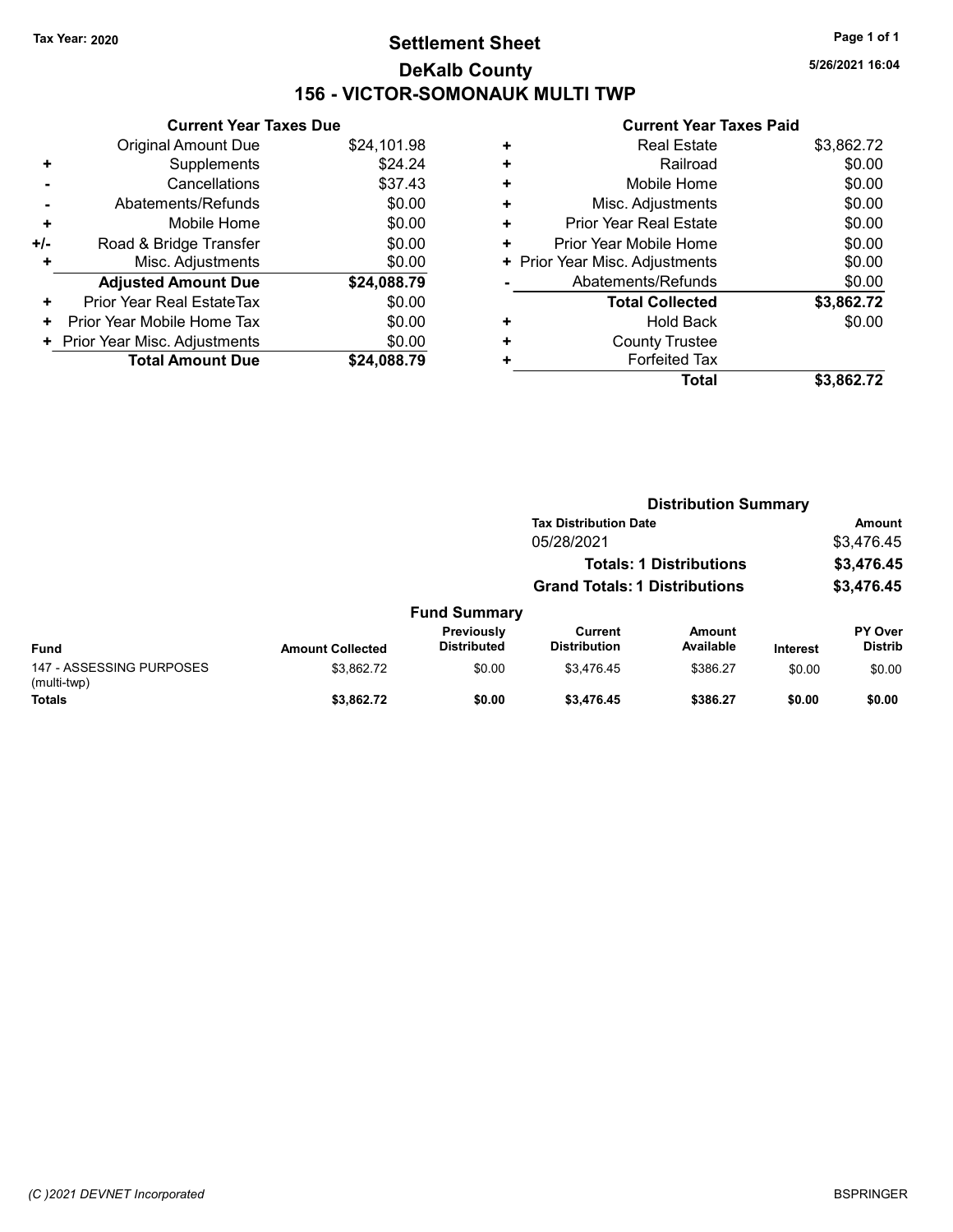Tax Year: 2020

# Settlement Sheet

## DeKalb County

## 156 - VICTOR-SOMONAUK MULTI TWP

5/26/2021 16:04

### Current Year Taxes Due

| | | |
|---|---|---|
| | Original Amount Due | $24,101.98 |
| + | Supplements | $24.24 |
| - | Cancellations | $37.43 |
| - | Abatements/Refunds | $0.00 |
| + | Mobile Home | $0.00 |
| +/- | Road & Bridge Transfer | $0.00 |
| + | Misc. Adjustments | $0.00 |
| | **Adjusted Amount Due** | **$24,088.79** |
| + | Prior Year Real EstateTax | $0.00 |
| + | Prior Year Mobile Home Tax | $0.00 |
| + | Prior Year Misc. Adjustments | $0.00 |
| | **Total Amount Due** | **$24,088.79** |

### Current Year Taxes Paid

| | | |
|---|---|---|
| + | Real Estate | $3,862.72 |
| + | Railroad | $0.00 |
| + | Mobile Home | $0.00 |
| + | Misc. Adjustments | $0.00 |
| + | Prior Year Real Estate | $0.00 |
| + | Prior Year Mobile Home | $0.00 |
| + | Prior Year Misc. Adjustments | $0.00 |
| - | Abatements/Refunds | $0.00 |
| | **Total Collected** | **$3,862.72** |
| + | Hold Back | $0.00 |
| + | County Trustee | |
| + | Forfeited Tax | |
| | **Total** | **$3,862.72** |

### Distribution Summary

| Tax Distribution Date | Amount |
|---|---|
| 05/28/2021 | $3,476.45 |
| **Totals: 1 Distributions** | **$3,476.45** |
| **Grand Totals: 1 Distributions** | **$3,476.45** |

### Fund Summary

| Fund | Amount Collected | Previously Distributed | Current Distribution | Amount Available | Interest | PY Over Distrib |
|---|---|---|---|---|---|---|
| 147 - ASSESSING PURPOSES (multi-twp) | $3,862.72 | $0.00 | $3,476.45 | $386.27 | $0.00 | $0.00 |
| **Totals** | **$3,862.72** | **$0.00** | **$3,476.45** | **$386.27** | **$0.00** | **$0.00** |

(C )2021 DEVNET Incorporated

BSPRINGER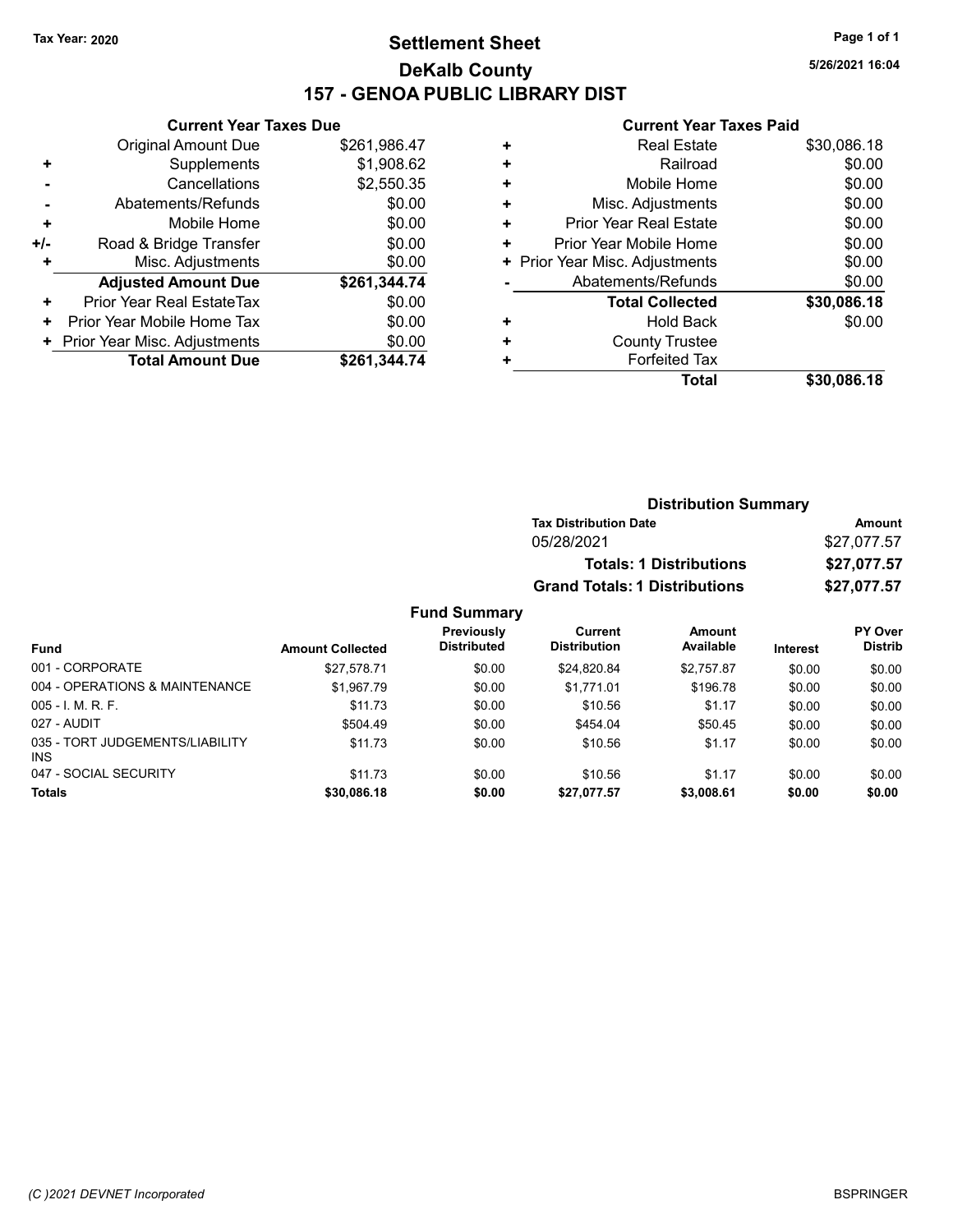Tax Year: 2020

# Settlement Sheet

## DeKalb County

## 157 - GENOA PUBLIC LIBRARY DIST

5/26/2021 16:04

### Current Year Taxes Due

| | | |
|---|---|---|
| | Original Amount Due | $261,986.47 |
| + | Supplements | $1,908.62 |
| - | Cancellations | $2,550.35 |
| - | Abatements/Refunds | $0.00 |
| + | Mobile Home | $0.00 |
| +/- | Road & Bridge Transfer | $0.00 |
| + | Misc. Adjustments | $0.00 |
| | **Adjusted Amount Due** | **$261,344.74** |
| + | Prior Year Real EstateTax | $0.00 |
| + | Prior Year Mobile Home Tax | $0.00 |
| + | Prior Year Misc. Adjustments | $0.00 |
| | **Total Amount Due** | **$261,344.74** |

### Current Year Taxes Paid

| | | |
|---|---|---|
| + | Real Estate | $30,086.18 |
| + | Railroad | $0.00 |
| + | Mobile Home | $0.00 |
| + | Misc. Adjustments | $0.00 |
| + | Prior Year Real Estate | $0.00 |
| + | Prior Year Mobile Home | $0.00 |
| + | Prior Year Misc. Adjustments | $0.00 |
| - | Abatements/Refunds | $0.00 |
| | **Total Collected** | **$30,086.18** |
| + | Hold Back | $0.00 |
| + | County Trustee | |
| + | Forfeited Tax | |
| | **Total** | **$30,086.18** |

### Distribution Summary

| Tax Distribution Date | Amount |
|---|---|
| 05/28/2021 | $27,077.57 |
| **Totals: 1 Distributions** | **$27,077.57** |
| **Grand Totals: 1 Distributions** | **$27,077.57** |

### Fund Summary

| Fund | Amount Collected | Previously Distributed | Current Distribution | Amount Available | Interest | PY Over Distrib |
|---|---|---|---|---|---|---|
| 001 - CORPORATE | $27,578.71 | $0.00 | $24,820.84 | $2,757.87 | $0.00 | $0.00 |
| 004 - OPERATIONS & MAINTENANCE | $1,967.79 | $0.00 | $1,771.01 | $196.78 | $0.00 | $0.00 |
| 005 - I. M. R. F. | $11.73 | $0.00 | $10.56 | $1.17 | $0.00 | $0.00 |
| 027 - AUDIT | $504.49 | $0.00 | $454.04 | $50.45 | $0.00 | $0.00 |
| 035 - TORT JUDGEMENTS/LIABILITY INS | $11.73 | $0.00 | $10.56 | $1.17 | $0.00 | $0.00 |
| 047 - SOCIAL SECURITY | $11.73 | $0.00 | $10.56 | $1.17 | $0.00 | $0.00 |
| **Totals** | **$30,086.18** | **$0.00** | **$27,077.57** | **$3,008.61** | **$0.00** | **$0.00** |

(C )2021 DEVNET Incorporated

BSPRINGER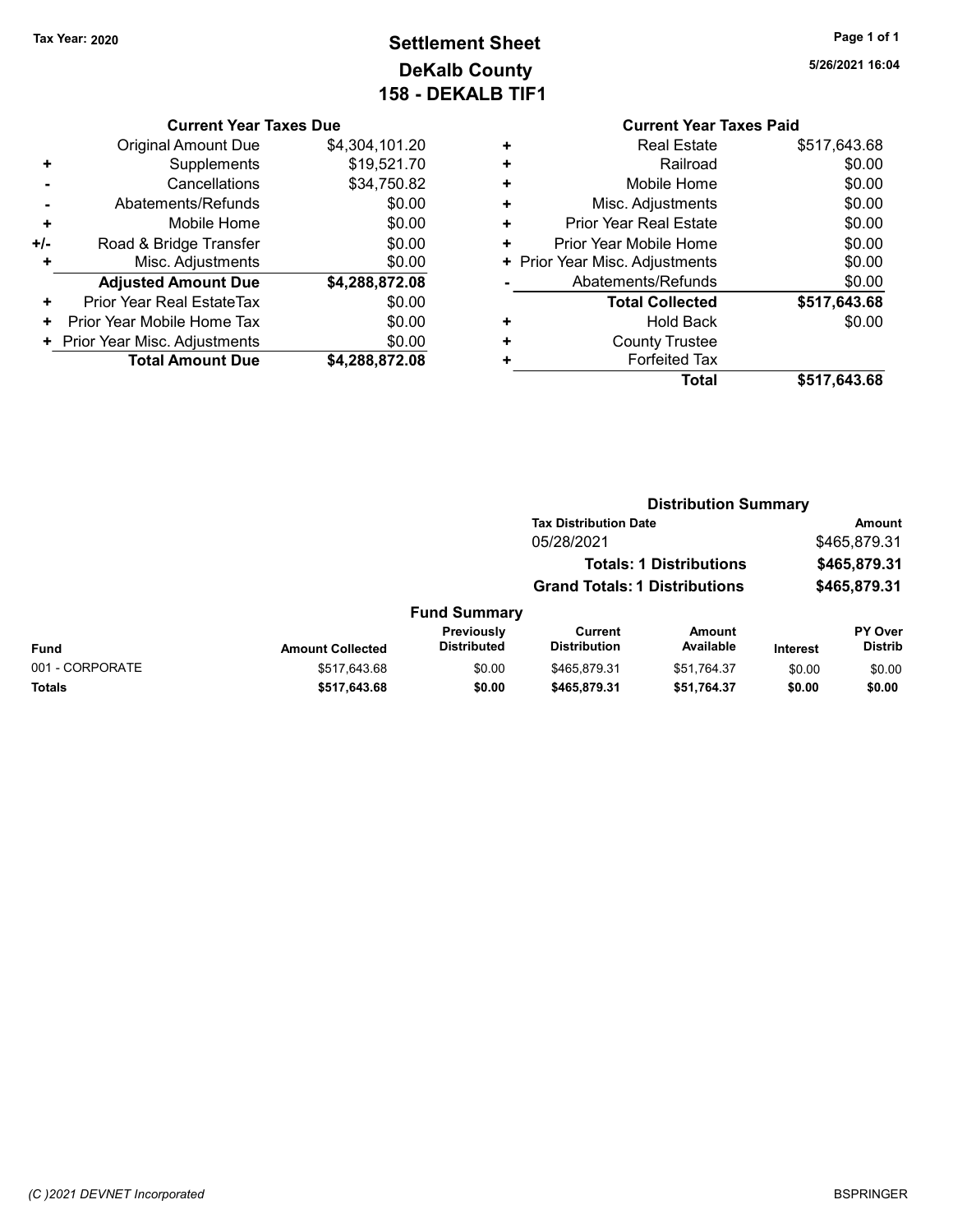Tax Year: 2020

# Settlement Sheet
## DeKalb County
## 158 - DEKALB TIF1

5/26/2021 16:04

### Current Year Taxes Due

| | | |
|---|---|---|
| | Original Amount Due | $4,304,101.20 |
| + | Supplements | $19,521.70 |
| - | Cancellations | $34,750.82 |
| - | Abatements/Refunds | $0.00 |
| + | Mobile Home | $0.00 |
| +/- | Road & Bridge Transfer | $0.00 |
| + | Misc. Adjustments | $0.00 |
| | **Adjusted Amount Due** | **$4,288,872.08** |
| + | Prior Year Real EstateTax | $0.00 |
| + | Prior Year Mobile Home Tax | $0.00 |
| + | Prior Year Misc. Adjustments | $0.00 |
| | **Total Amount Due** | **$4,288,872.08** |

### Current Year Taxes Paid

| | | |
|---|---|---|
| + | Real Estate | $517,643.68 |
| + | Railroad | $0.00 |
| + | Mobile Home | $0.00 |
| + | Misc. Adjustments | $0.00 |
| + | Prior Year Real Estate | $0.00 |
| + | Prior Year Mobile Home | $0.00 |
| + | Prior Year Misc. Adjustments | $0.00 |
| - | Abatements/Refunds | $0.00 |
| | **Total Collected** | **$517,643.68** |
| + | Hold Back | $0.00 |
| + | County Trustee | |
| + | Forfeited Tax | |
| | **Total** | **$517,643.68** |

### Distribution Summary

| Tax Distribution Date | Amount |
|---|---|
| 05/28/2021 | $465,879.31 |
| **Totals: 1 Distributions** | **$465,879.31** |
| **Grand Totals: 1 Distributions** | **$465,879.31** |

### Fund Summary

| Fund | Amount Collected | Previously Distributed | Current Distribution | Amount Available | Interest | PY Over Distrib |
|---|---|---|---|---|---|---|
| 001 - CORPORATE | $517,643.68 | $0.00 | $465,879.31 | $51,764.37 | $0.00 | $0.00 |
| **Totals** | **$517,643.68** | **$0.00** | **$465,879.31** | **$51,764.37** | **$0.00** | **$0.00** |

*(C )2021 DEVNET Incorporated* BSPRINGER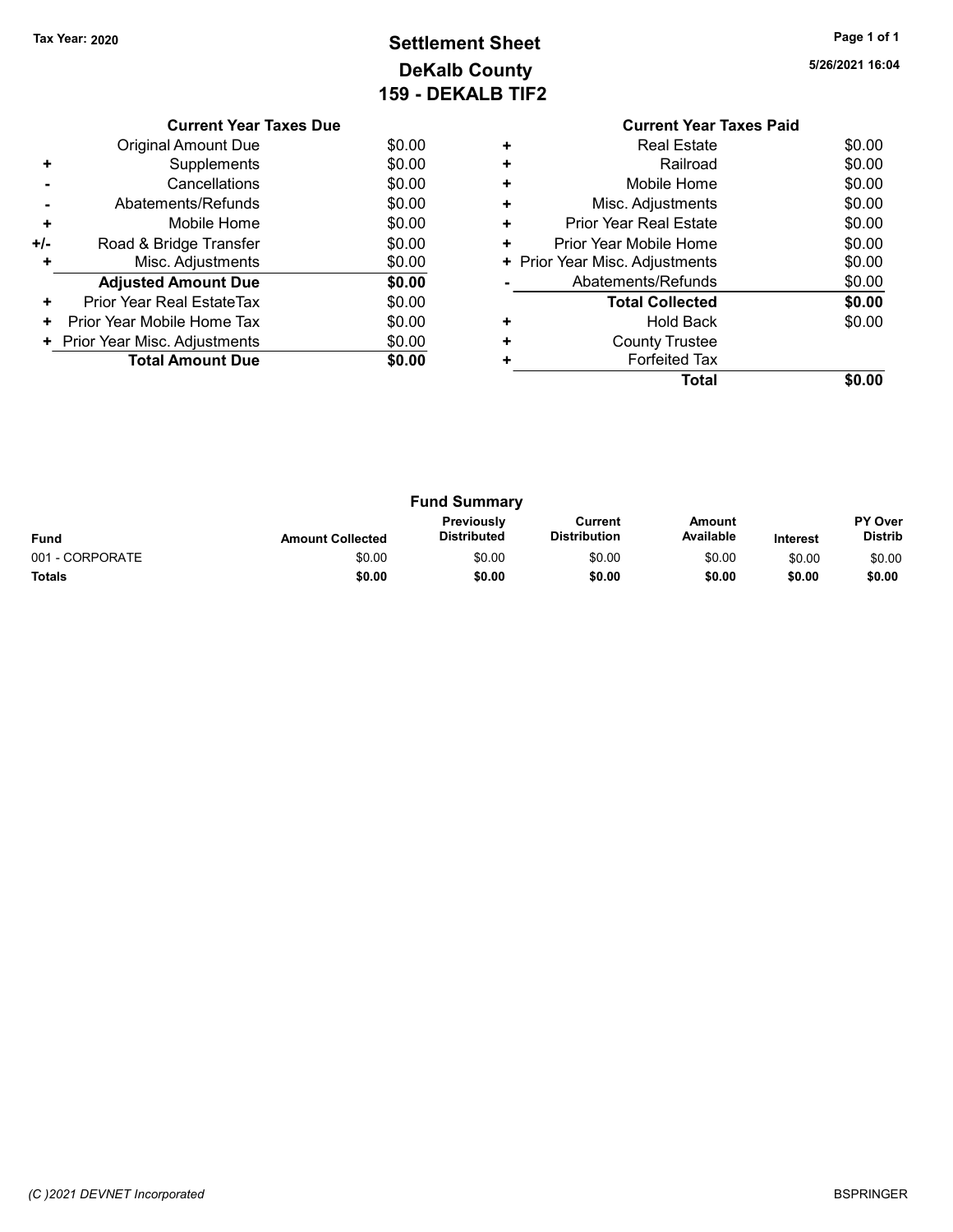Tax Year: 2020

# Settlement Sheet
## DeKalb County
## 159 - DEKALB TIF2

5/26/2021 16:04

| | Current Year Taxes Due | |
|---|---|---|
| | Original Amount Due | $0.00 |
| + | Supplements | $0.00 |
| - | Cancellations | $0.00 |
| - | Abatements/Refunds | $0.00 |
| + | Mobile Home | $0.00 |
| +/- | Road & Bridge Transfer | $0.00 |
| + | Misc. Adjustments | $0.00 |
| | **Adjusted Amount Due** | **$0.00** |
| + | Prior Year Real EstateTax | $0.00 |
| + | Prior Year Mobile Home Tax | $0.00 |
| + | Prior Year Misc. Adjustments | $0.00 |
| | **Total Amount Due** | **$0.00** |

| | Current Year Taxes Paid | |
|---|---|---|
| + | Real Estate | $0.00 |
| + | Railroad | $0.00 |
| + | Mobile Home | $0.00 |
| + | Misc. Adjustments | $0.00 |
| + | Prior Year Real Estate | $0.00 |
| + | Prior Year Mobile Home | $0.00 |
| + | Prior Year Misc. Adjustments | $0.00 |
| - | Abatements/Refunds | $0.00 |
| | **Total Collected** | **$0.00** |
| + | Hold Back | $0.00 |
| + | County Trustee | |
| + | Forfeited Tax | |
| | **Total** | **$0.00** |

### Fund Summary

| Fund | Amount Collected | Previously Distributed | Current Distribution | Amount Available | Interest | PY Over Distrib |
|---|---|---|---|---|---|---|
| 001 - CORPORATE | $0.00 | $0.00 | $0.00 | $0.00 | $0.00 | $0.00 |
| **Totals** | **$0.00** | **$0.00** | **$0.00** | **$0.00** | **$0.00** | **$0.00** |

(C )2021 DEVNET Incorporated

BSPRINGER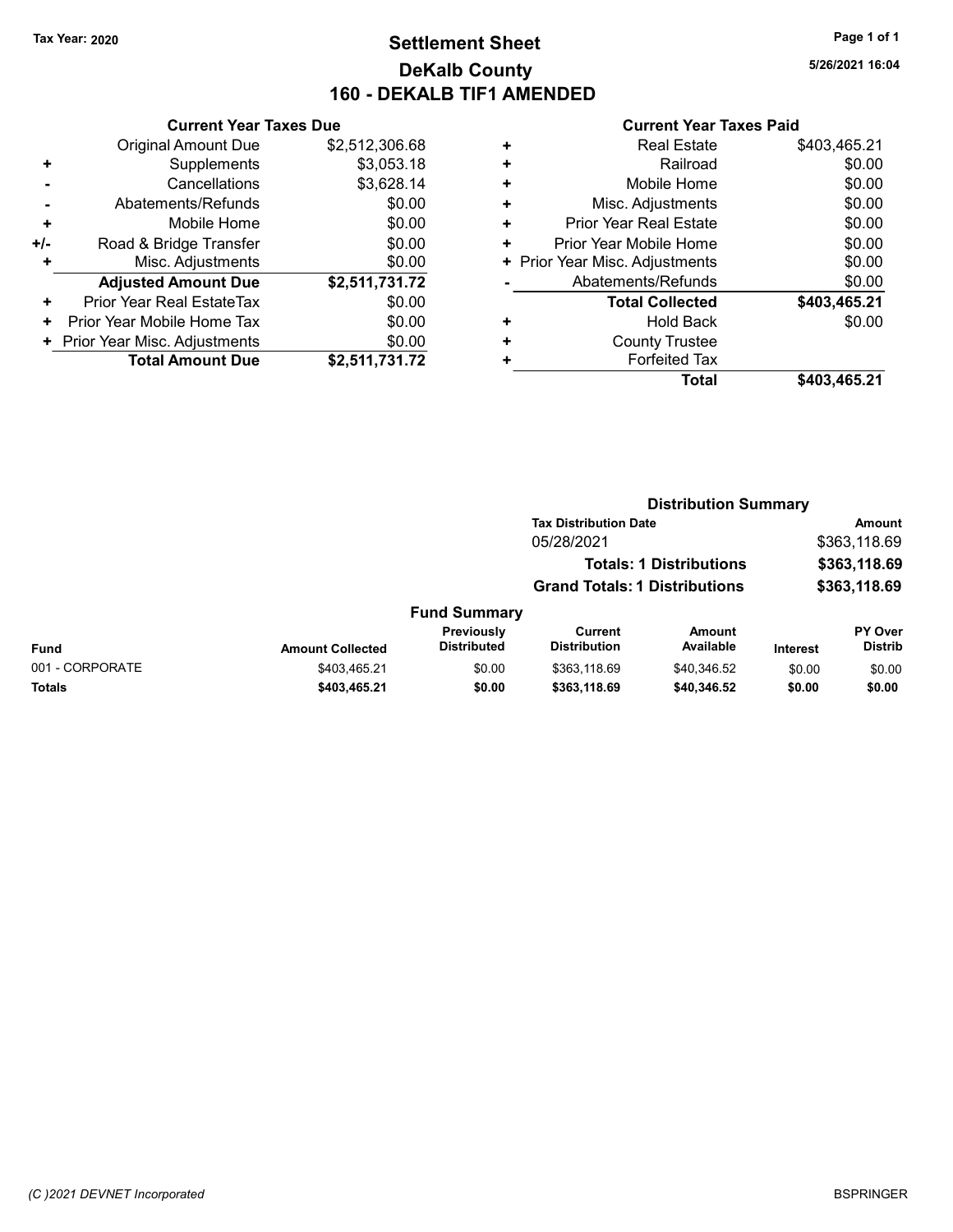Tax Year: 2020

# Settlement Sheet
## DeKalb County
## 160 - DEKALB TIF1 AMENDED

5/26/2021 16:04

### Current Year Taxes Due

| | | |
|---|---|---|
| | Original Amount Due | $2,512,306.68 |
| + | Supplements | $3,053.18 |
| - | Cancellations | $3,628.14 |
| - | Abatements/Refunds | $0.00 |
| + | Mobile Home | $0.00 |
| +/- | Road & Bridge Transfer | $0.00 |
| + | Misc. Adjustments | $0.00 |
| | **Adjusted Amount Due** | **$2,511,731.72** |
| + | Prior Year Real EstateTax | $0.00 |
| + | Prior Year Mobile Home Tax | $0.00 |
| + | Prior Year Misc. Adjustments | $0.00 |
| | **Total Amount Due** | **$2,511,731.72** |

### Current Year Taxes Paid

| | | |
|---|---|---|
| + | Real Estate | $403,465.21 |
| + | Railroad | $0.00 |
| + | Mobile Home | $0.00 |
| + | Misc. Adjustments | $0.00 |
| + | Prior Year Real Estate | $0.00 |
| + | Prior Year Mobile Home | $0.00 |
| + | Prior Year Misc. Adjustments | $0.00 |
| - | Abatements/Refunds | $0.00 |
| | **Total Collected** | **$403,465.21** |
| + | Hold Back | $0.00 |
| + | County Trustee | |
| + | Forfeited Tax | |
| | **Total** | **$403,465.21** |

### Distribution Summary

| Tax Distribution Date | Amount |
|---|---|
| 05/28/2021 | $363,118.69 |
| **Totals: 1 Distributions** | **$363,118.69** |
| **Grand Totals: 1 Distributions** | **$363,118.69** |

### Fund Summary

| Fund | Amount Collected | Previously Distributed | Current Distribution | Amount Available | Interest | PY Over Distrib |
|---|---|---|---|---|---|---|
| 001 - CORPORATE | $403,465.21 | $0.00 | $363,118.69 | $40,346.52 | $0.00 | $0.00 |
| **Totals** | **$403,465.21** | **$0.00** | **$363,118.69** | **$40,346.52** | **$0.00** | **$0.00** |

(C )2021 DEVNET Incorporated

BSPRINGER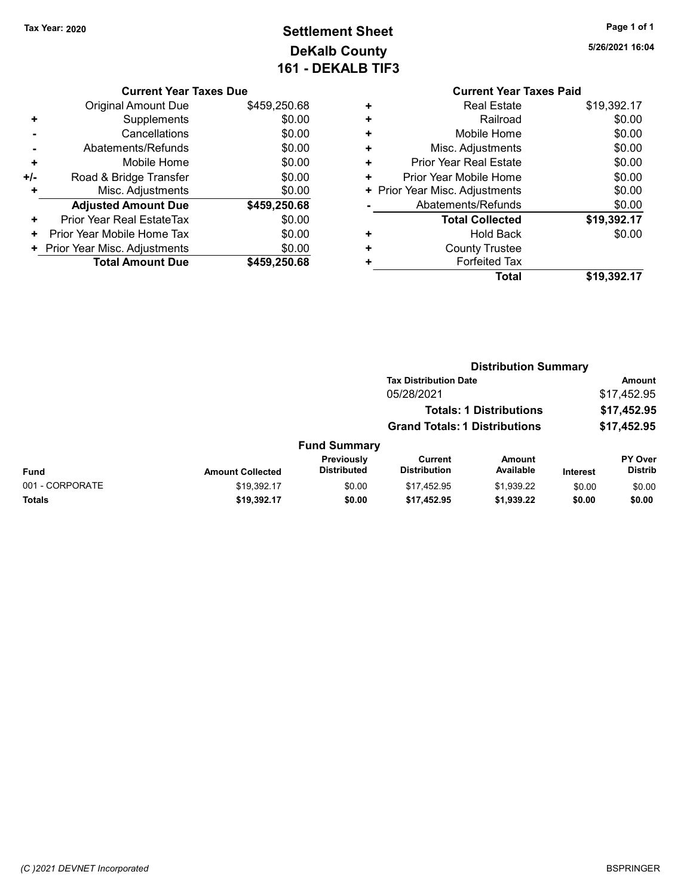Tax Year: 2020

# Settlement Sheet
## DeKalb County
## 161 - DEKALB TIF3

5/26/2021 16:04

### Current Year Taxes Due

| | | |
|---|---|---|
| | Original Amount Due | $459,250.68 |
| + | Supplements | $0.00 |
| - | Cancellations | $0.00 |
| - | Abatements/Refunds | $0.00 |
| + | Mobile Home | $0.00 |
| +/- | Road & Bridge Transfer | $0.00 |
| + | Misc. Adjustments | $0.00 |
| | **Adjusted Amount Due** | **$459,250.68** |
| + | Prior Year Real EstateTax | $0.00 |
| + | Prior Year Mobile Home Tax | $0.00 |
| + | Prior Year Misc. Adjustments | $0.00 |
| | **Total Amount Due** | **$459,250.68** |

### Current Year Taxes Paid

| | | |
|---|---|---|
| + | Real Estate | $19,392.17 |
| + | Railroad | $0.00 |
| + | Mobile Home | $0.00 |
| + | Misc. Adjustments | $0.00 |
| + | Prior Year Real Estate | $0.00 |
| + | Prior Year Mobile Home | $0.00 |
| + | Prior Year Misc. Adjustments | $0.00 |
| - | Abatements/Refunds | $0.00 |
| | **Total Collected** | **$19,392.17** |
| + | Hold Back | $0.00 |
| + | County Trustee | |
| + | Forfeited Tax | |
| | **Total** | **$19,392.17** |

### Distribution Summary

| Tax Distribution Date | Amount |
|---|---|
| 05/28/2021 | $17,452.95 |
| **Totals: 1 Distributions** | **$17,452.95** |
| **Grand Totals: 1 Distributions** | **$17,452.95** |

### Fund Summary

| Fund | Amount Collected | Previously Distributed | Current Distribution | Amount Available | Interest | PY Over Distrib |
|---|---|---|---|---|---|---|
| 001 - CORPORATE | $19,392.17 | $0.00 | $17,452.95 | $1,939.22 | $0.00 | $0.00 |
| **Totals** | **$19,392.17** | **$0.00** | **$17,452.95** | **$1,939.22** | **$0.00** | **$0.00** |

(C )2021 DEVNET Incorporated

BSPRINGER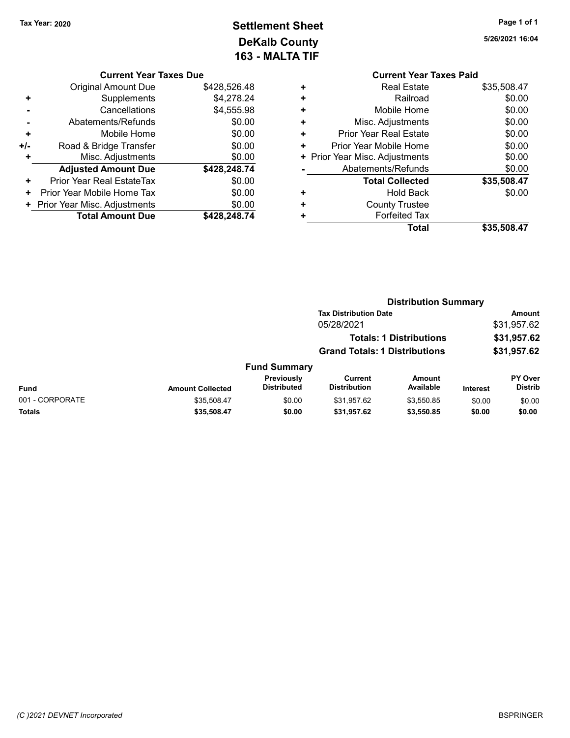Tax Year: 2020

# Settlement Sheet
## DeKalb County
## 163 - MALTA TIF

5/26/2021 16:04

### Current Year Taxes Due

| | | |
|---|---|---|
| | Original Amount Due | $428,526.48 |
| + | Supplements | $4,278.24 |
| - | Cancellations | $4,555.98 |
| - | Abatements/Refunds | $0.00 |
| + | Mobile Home | $0.00 |
| +/- | Road & Bridge Transfer | $0.00 |
| + | Misc. Adjustments | $0.00 |
| | **Adjusted Amount Due** | **$428,248.74** |
| + | Prior Year Real EstateTax | $0.00 |
| + | Prior Year Mobile Home Tax | $0.00 |
| + | Prior Year Misc. Adjustments | $0.00 |
| | **Total Amount Due** | **$428,248.74** |

### Current Year Taxes Paid

| | | |
|---|---|---|
| + | Real Estate | $35,508.47 |
| + | Railroad | $0.00 |
| + | Mobile Home | $0.00 |
| + | Misc. Adjustments | $0.00 |
| + | Prior Year Real Estate | $0.00 |
| + | Prior Year Mobile Home | $0.00 |
| + | Prior Year Misc. Adjustments | $0.00 |
| - | Abatements/Refunds | $0.00 |
| | **Total Collected** | **$35,508.47** |
| + | Hold Back | $0.00 |
| + | County Trustee | |
| + | Forfeited Tax | |
| | **Total** | **$35,508.47** |

### Distribution Summary

| Tax Distribution Date | Amount |
|---|---|
| 05/28/2021 | $31,957.62 |
| **Totals: 1 Distributions** | **$31,957.62** |
| **Grand Totals: 1 Distributions** | **$31,957.62** |

### Fund Summary

| Fund | Amount Collected | Previously Distributed | Current Distribution | Amount Available | Interest | PY Over Distrib |
|---|---|---|---|---|---|---|
| 001 - CORPORATE | $35,508.47 | $0.00 | $31,957.62 | $3,550.85 | $0.00 | $0.00 |
| **Totals** | **$35,508.47** | **$0.00** | **$31,957.62** | **$3,550.85** | **$0.00** | **$0.00** |

(C )2021 DEVNET Incorporated

BSPRINGER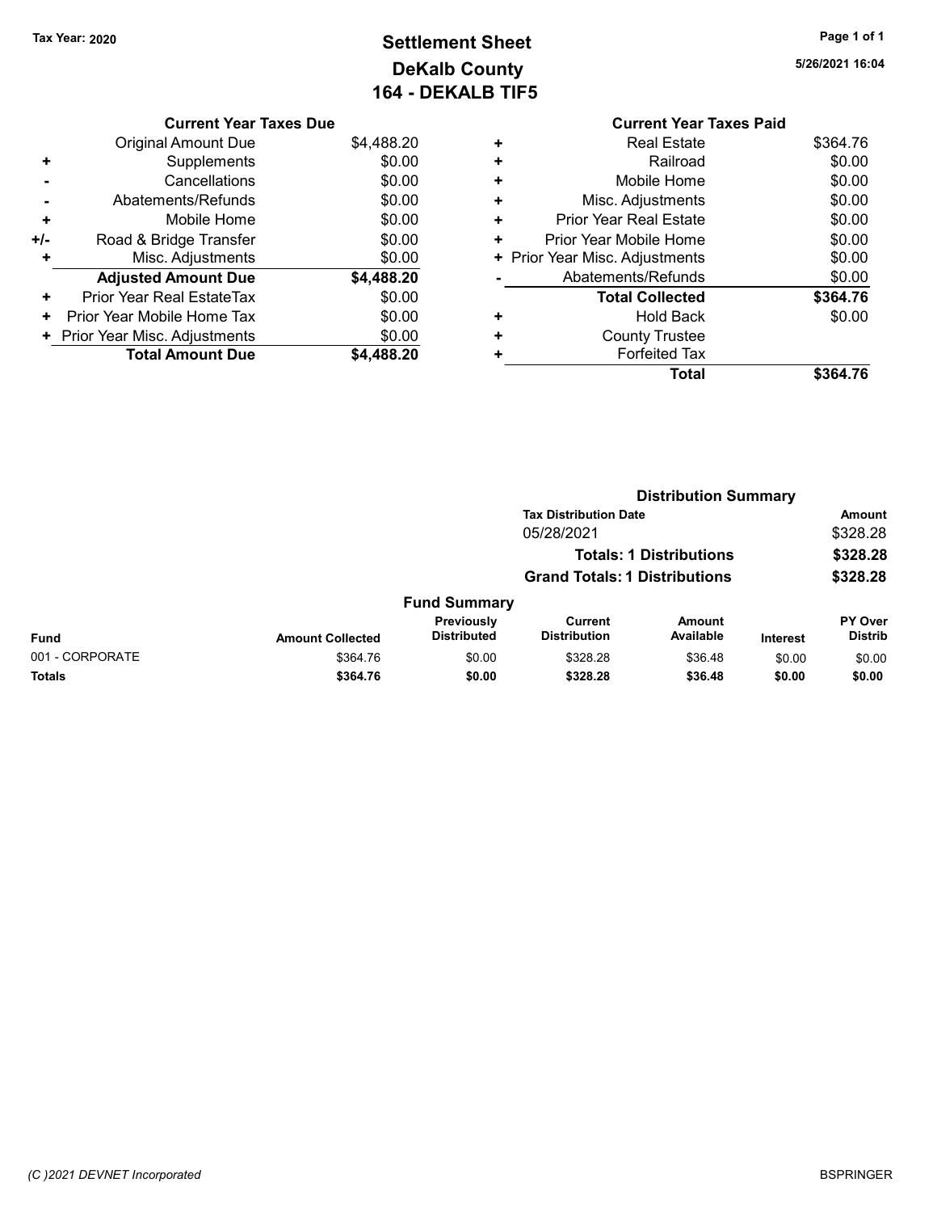Tax Year: 2020

# Settlement Sheet
## DeKalb County
## 164 - DEKALB TIF5

5/26/2021 16:04

### Current Year Taxes Due

| | | |
|---|---|---|
| | Original Amount Due | $4,488.20 |
| + | Supplements | $0.00 |
| - | Cancellations | $0.00 |
| - | Abatements/Refunds | $0.00 |
| + | Mobile Home | $0.00 |
| +/- | Road & Bridge Transfer | $0.00 |
| + | Misc. Adjustments | $0.00 |
| | **Adjusted Amount Due** | **$4,488.20** |
| + | Prior Year Real EstateTax | $0.00 |
| + | Prior Year Mobile Home Tax | $0.00 |
| + | Prior Year Misc. Adjustments | $0.00 |
| | **Total Amount Due** | **$4,488.20** |

### Current Year Taxes Paid

| | | |
|---|---|---|
| + | Real Estate | $364.76 |
| + | Railroad | $0.00 |
| + | Mobile Home | $0.00 |
| + | Misc. Adjustments | $0.00 |
| + | Prior Year Real Estate | $0.00 |
| + | Prior Year Mobile Home | $0.00 |
| + | Prior Year Misc. Adjustments | $0.00 |
| - | Abatements/Refunds | $0.00 |
| | **Total Collected** | **$364.76** |
| + | Hold Back | $0.00 |
| + | County Trustee | |
| + | Forfeited Tax | |
| | **Total** | **$364.76** |

### Distribution Summary

| Tax Distribution Date | Amount |
|---|---|
| 05/28/2021 | $328.28 |
| **Totals: 1 Distributions** | **$328.28** |
| **Grand Totals: 1 Distributions** | **$328.28** |

### Fund Summary

| Fund | Amount Collected | Previously Distributed | Current Distribution | Amount Available | Interest | PY Over Distrib |
|---|---|---|---|---|---|---|
| 001 - CORPORATE | $364.76 | $0.00 | $328.28 | $36.48 | $0.00 | $0.00 |
| **Totals** | **$364.76** | **$0.00** | **$328.28** | **$36.48** | **$0.00** | **$0.00** |

(C )2021 DEVNET Incorporated

BSPRINGER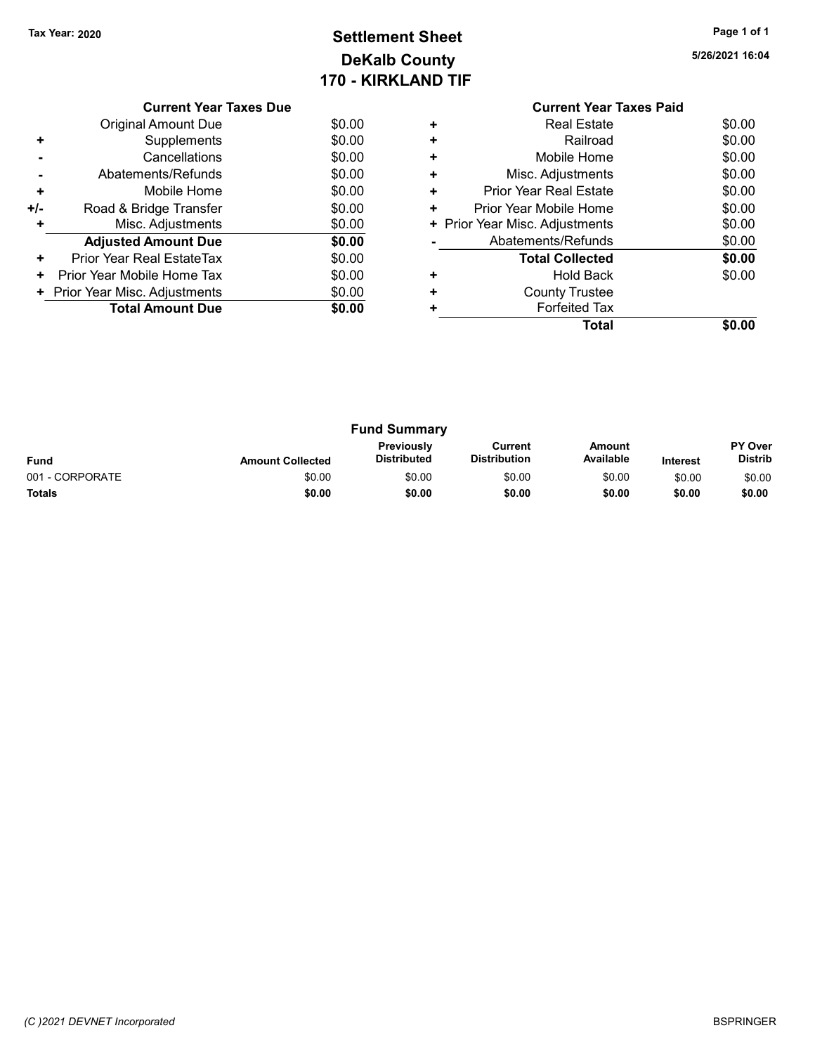Tax Year: 2020

# Settlement Sheet
## DeKalb County
## 170 - KIRKLAND TIF

5/26/2021 16:04

### Current Year Taxes Due

| | | |
|---|---|---|
| | Original Amount Due | $0.00 |
| + | Supplements | $0.00 |
| - | Cancellations | $0.00 |
| - | Abatements/Refunds | $0.00 |
| + | Mobile Home | $0.00 |
| +/- | Road & Bridge Transfer | $0.00 |
| + | Misc. Adjustments | $0.00 |
| | **Adjusted Amount Due** | **$0.00** |
| + | Prior Year Real EstateTax | $0.00 |
| + | Prior Year Mobile Home Tax | $0.00 |
| + | Prior Year Misc. Adjustments | $0.00 |
| | **Total Amount Due** | **$0.00** |

### Current Year Taxes Paid

| | | |
|---|---|---|
| + | Real Estate | $0.00 |
| + | Railroad | $0.00 |
| + | Mobile Home | $0.00 |
| + | Misc. Adjustments | $0.00 |
| + | Prior Year Real Estate | $0.00 |
| + | Prior Year Mobile Home | $0.00 |
| + | Prior Year Misc. Adjustments | $0.00 |
| - | Abatements/Refunds | $0.00 |
| | **Total Collected** | **$0.00** |
| + | Hold Back | $0.00 |
| + | County Trustee | |
| + | Forfeited Tax | |
| | **Total** | **$0.00** |

### Fund Summary

| Fund | Amount Collected | Previously Distributed | Current Distribution | Amount Available | Interest | PY Over Distrib |
|---|---|---|---|---|---|---|
| 001 - CORPORATE | $0.00 | $0.00 | $0.00 | $0.00 | $0.00 | $0.00 |
| **Totals** | **$0.00** | **$0.00** | **$0.00** | **$0.00** | **$0.00** | **$0.00** |

(C )2021 DEVNET Incorporated

BSPRINGER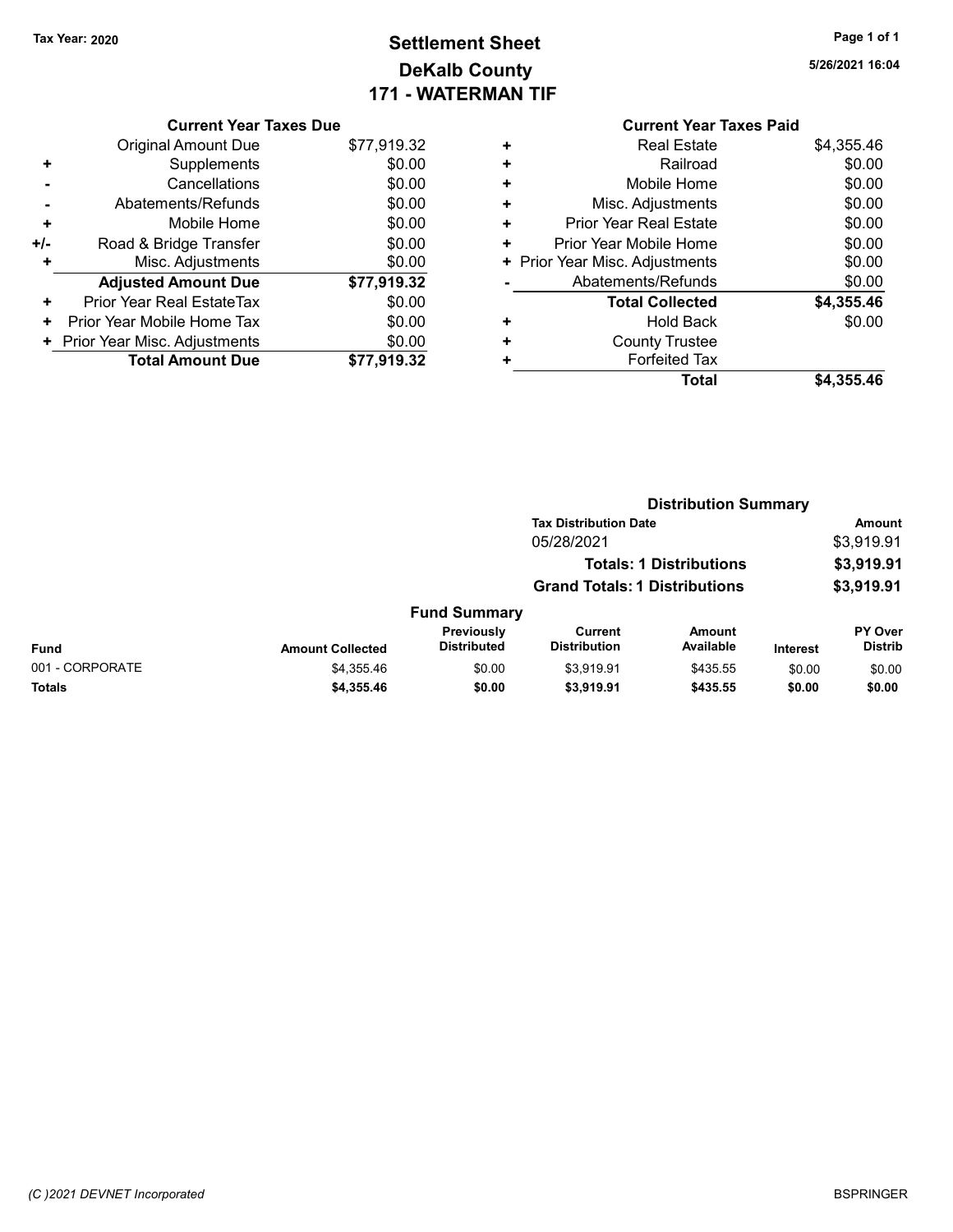Tax Year: 2020

# Settlement Sheet
## DeKalb County
## 171 - WATERMAN TIF

5/26/2021 16:04

**Current Year Taxes Due**

| | | |
|---|---|---|
| | Original Amount Due | $77,919.32 |
| + | Supplements | $0.00 |
| - | Cancellations | $0.00 |
| - | Abatements/Refunds | $0.00 |
| + | Mobile Home | $0.00 |
| +/- | Road & Bridge Transfer | $0.00 |
| + | Misc. Adjustments | $0.00 |
| | **Adjusted Amount Due** | **$77,919.32** |
| + | Prior Year Real EstateTax | $0.00 |
| + | Prior Year Mobile Home Tax | $0.00 |
| + | Prior Year Misc. Adjustments | $0.00 |
| | **Total Amount Due** | **$77,919.32** |

**Current Year Taxes Paid**

| | | |
|---|---|---|
| + | Real Estate | $4,355.46 |
| + | Railroad | $0.00 |
| + | Mobile Home | $0.00 |
| + | Misc. Adjustments | $0.00 |
| + | Prior Year Real Estate | $0.00 |
| + | Prior Year Mobile Home | $0.00 |
| + | Prior Year Misc. Adjustments | $0.00 |
| - | Abatements/Refunds | $0.00 |
| | **Total Collected** | **$4,355.46** |
| + | Hold Back | $0.00 |
| + | County Trustee | |
| + | Forfeited Tax | |
| | **Total** | **$4,355.46** |

**Distribution Summary**

| Tax Distribution Date | Amount |
|---|---|
| 05/28/2021 | $3,919.91 |
| **Totals: 1 Distributions** | **$3,919.91** |
| **Grand Totals: 1 Distributions** | **$3,919.91** |

**Fund Summary**

| Fund | Amount Collected | Previously Distributed | Current Distribution | Amount Available | Interest | PY Over Distrib |
|---|---|---|---|---|---|---|
| 001 - CORPORATE | $4,355.46 | $0.00 | $3,919.91 | $435.55 | $0.00 | $0.00 |
| **Totals** | **$4,355.46** | **$0.00** | **$3,919.91** | **$435.55** | **$0.00** | **$0.00** |

(C )2021 DEVNET Incorporated

BSPRINGER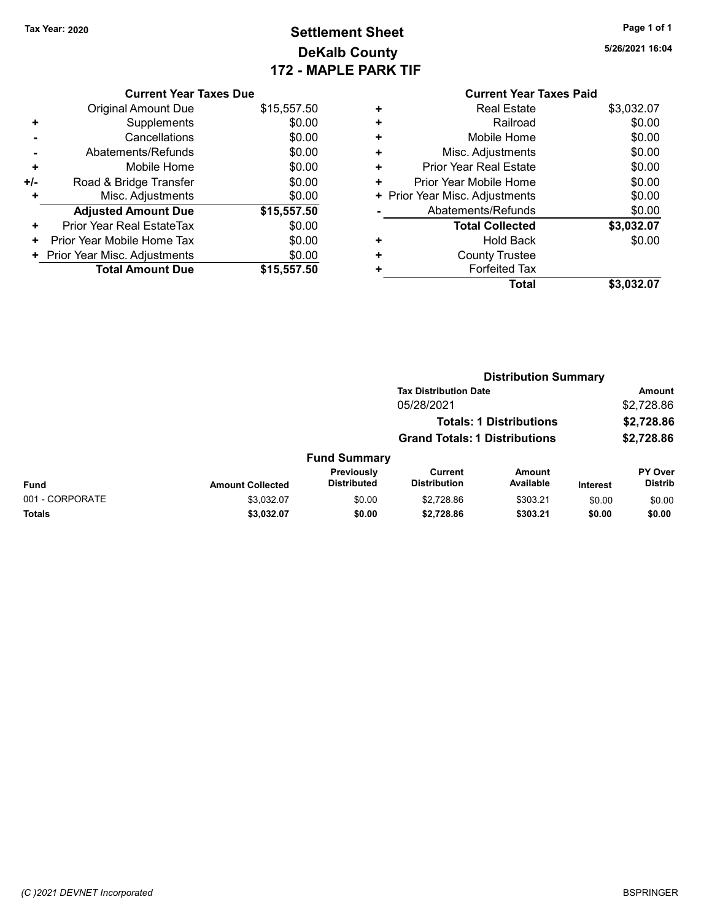Tax Year: 2020

# Settlement Sheet
## DeKalb County
## 172 - MAPLE PARK TIF

5/26/2021 16:04

### Current Year Taxes Due

| | | |
|---|---|---|
| | Original Amount Due | $15,557.50 |
| + | Supplements | $0.00 |
| - | Cancellations | $0.00 |
| - | Abatements/Refunds | $0.00 |
| + | Mobile Home | $0.00 |
| +/- | Road & Bridge Transfer | $0.00 |
| + | Misc. Adjustments | $0.00 |
| | **Adjusted Amount Due** | **$15,557.50** |
| + | Prior Year Real EstateTax | $0.00 |
| + | Prior Year Mobile Home Tax | $0.00 |
| + | Prior Year Misc. Adjustments | $0.00 |
| | **Total Amount Due** | **$15,557.50** |

### Current Year Taxes Paid

| | | |
|---|---|---|
| + | Real Estate | $3,032.07 |
| + | Railroad | $0.00 |
| + | Mobile Home | $0.00 |
| + | Misc. Adjustments | $0.00 |
| + | Prior Year Real Estate | $0.00 |
| + | Prior Year Mobile Home | $0.00 |
| + | Prior Year Misc. Adjustments | $0.00 |
| - | Abatements/Refunds | $0.00 |
| | **Total Collected** | **$3,032.07** |
| + | Hold Back | $0.00 |
| + | County Trustee | |
| + | Forfeited Tax | |
| | **Total** | **$3,032.07** |

### Distribution Summary

| Tax Distribution Date | Amount |
|---|---|
| 05/28/2021 | $2,728.86 |
| **Totals: 1 Distributions** | **$2,728.86** |
| **Grand Totals: 1 Distributions** | **$2,728.86** |

### Fund Summary

| Fund | Amount Collected | Previously Distributed | Current Distribution | Amount Available | Interest | PY Over Distrib |
|---|---|---|---|---|---|---|
| 001 - CORPORATE | $3,032.07 | $0.00 | $2,728.86 | $303.21 | $0.00 | $0.00 |
| **Totals** | **$3,032.07** | **$0.00** | **$2,728.86** | **$303.21** | **$0.00** | **$0.00** |

(C )2021 DEVNET Incorporated BSPRINGER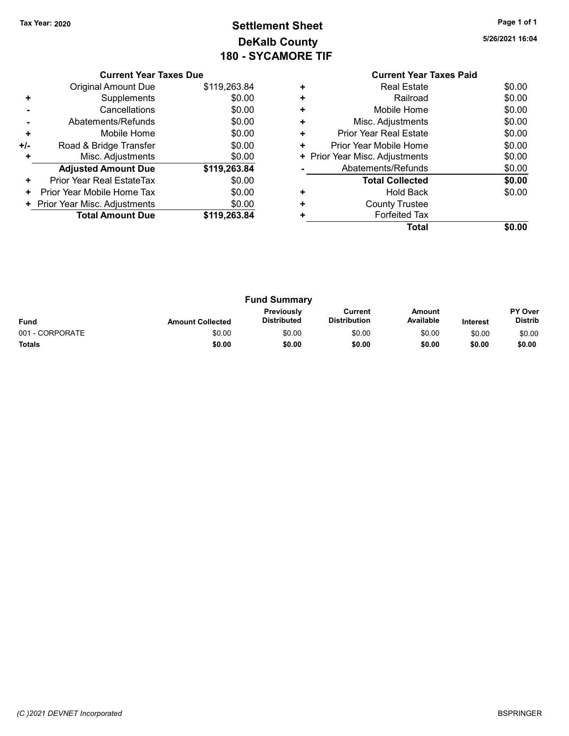Tax Year: 2020

# Settlement Sheet
## DeKalb County
## 180 - SYCAMORE TIF

5/26/2021 16:04

### Current Year Taxes Due

| | | |
|---|---|---|
| | Original Amount Due | $119,263.84 |
| + | Supplements | $0.00 |
| - | Cancellations | $0.00 |
| - | Abatements/Refunds | $0.00 |
| + | Mobile Home | $0.00 |
| +/- | Road & Bridge Transfer | $0.00 |
| + | Misc. Adjustments | $0.00 |
| | **Adjusted Amount Due** | **$119,263.84** |
| + | Prior Year Real EstateTax | $0.00 |
| + | Prior Year Mobile Home Tax | $0.00 |
| + | Prior Year Misc. Adjustments | $0.00 |
| | **Total Amount Due** | **$119,263.84** |

### Current Year Taxes Paid

| | | |
|---|---|---|
| + | Real Estate | $0.00 |
| + | Railroad | $0.00 |
| + | Mobile Home | $0.00 |
| + | Misc. Adjustments | $0.00 |
| + | Prior Year Real Estate | $0.00 |
| + | Prior Year Mobile Home | $0.00 |
| + | Prior Year Misc. Adjustments | $0.00 |
| - | Abatements/Refunds | $0.00 |
| | **Total Collected** | **$0.00** |
| + | Hold Back | $0.00 |
| + | County Trustee | |
| + | Forfeited Tax | |
| | **Total** | **$0.00** |

### Fund Summary

| Fund | Amount Collected | Previously Distributed | Current Distribution | Amount Available | Interest | PY Over Distrib |
|---|---|---|---|---|---|---|
| 001 - CORPORATE | $0.00 | $0.00 | $0.00 | $0.00 | $0.00 | $0.00 |
| **Totals** | **$0.00** | **$0.00** | **$0.00** | **$0.00** | **$0.00** | **$0.00** |

(C )2021 DEVNET Incorporated

BSPRINGER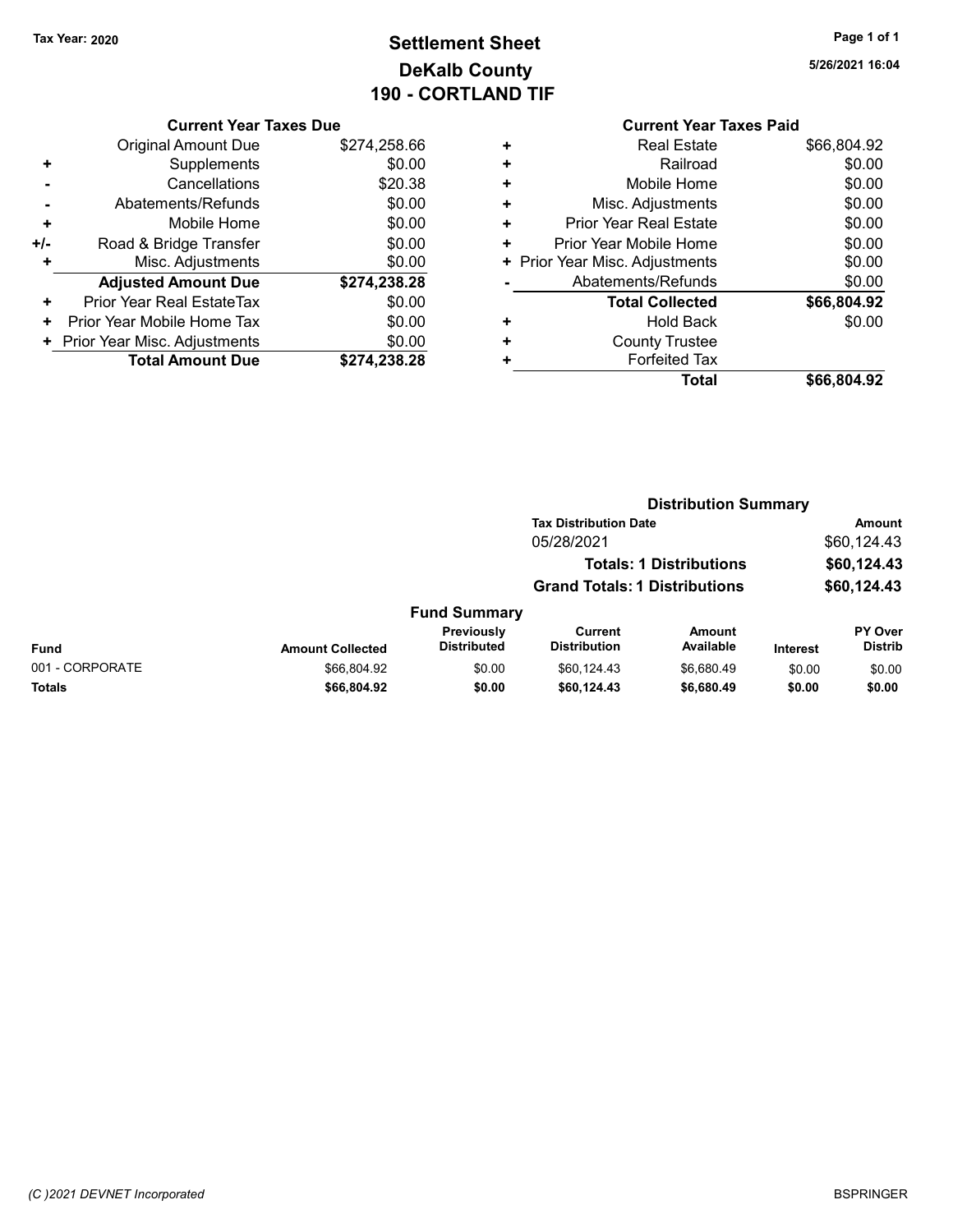Tax Year: 2020

# Settlement Sheet
## DeKalb County
## 190 - CORTLAND TIF

5/26/2021 16:04

### Current Year Taxes Due

| | | |
|---|---|---|
| | Original Amount Due | $274,258.66 |
| + | Supplements | $0.00 |
| - | Cancellations | $20.38 |
| - | Abatements/Refunds | $0.00 |
| + | Mobile Home | $0.00 |
| +/- | Road & Bridge Transfer | $0.00 |
| + | Misc. Adjustments | $0.00 |
| | **Adjusted Amount Due** | **$274,238.28** |
| + | Prior Year Real EstateTax | $0.00 |
| + | Prior Year Mobile Home Tax | $0.00 |
| + | Prior Year Misc. Adjustments | $0.00 |
| | **Total Amount Due** | **$274,238.28** |

### Current Year Taxes Paid

| | | |
|---|---|---|
| + | Real Estate | $66,804.92 |
| + | Railroad | $0.00 |
| + | Mobile Home | $0.00 |
| + | Misc. Adjustments | $0.00 |
| + | Prior Year Real Estate | $0.00 |
| + | Prior Year Mobile Home | $0.00 |
| + | Prior Year Misc. Adjustments | $0.00 |
| - | Abatements/Refunds | $0.00 |
| | **Total Collected** | **$66,804.92** |
| + | Hold Back | $0.00 |
| + | County Trustee | |
| + | Forfeited Tax | |
| | **Total** | **$66,804.92** |

### Distribution Summary

| Tax Distribution Date | Amount |
|---|---|
| 05/28/2021 | $60,124.43 |
| **Totals: 1 Distributions** | **$60,124.43** |
| **Grand Totals: 1 Distributions** | **$60,124.43** |

### Fund Summary

| Fund | Amount Collected | Previously Distributed | Current Distribution | Amount Available | Interest | PY Over Distrib |
|---|---|---|---|---|---|---|
| 001 - CORPORATE | $66,804.92 | $0.00 | $60,124.43 | $6,680.49 | $0.00 | $0.00 |
| **Totals** | **$66,804.92** | **$0.00** | **$60,124.43** | **$6,680.49** | **$0.00** | **$0.00** |

(C )2021 DEVNET Incorporated

BSPRINGER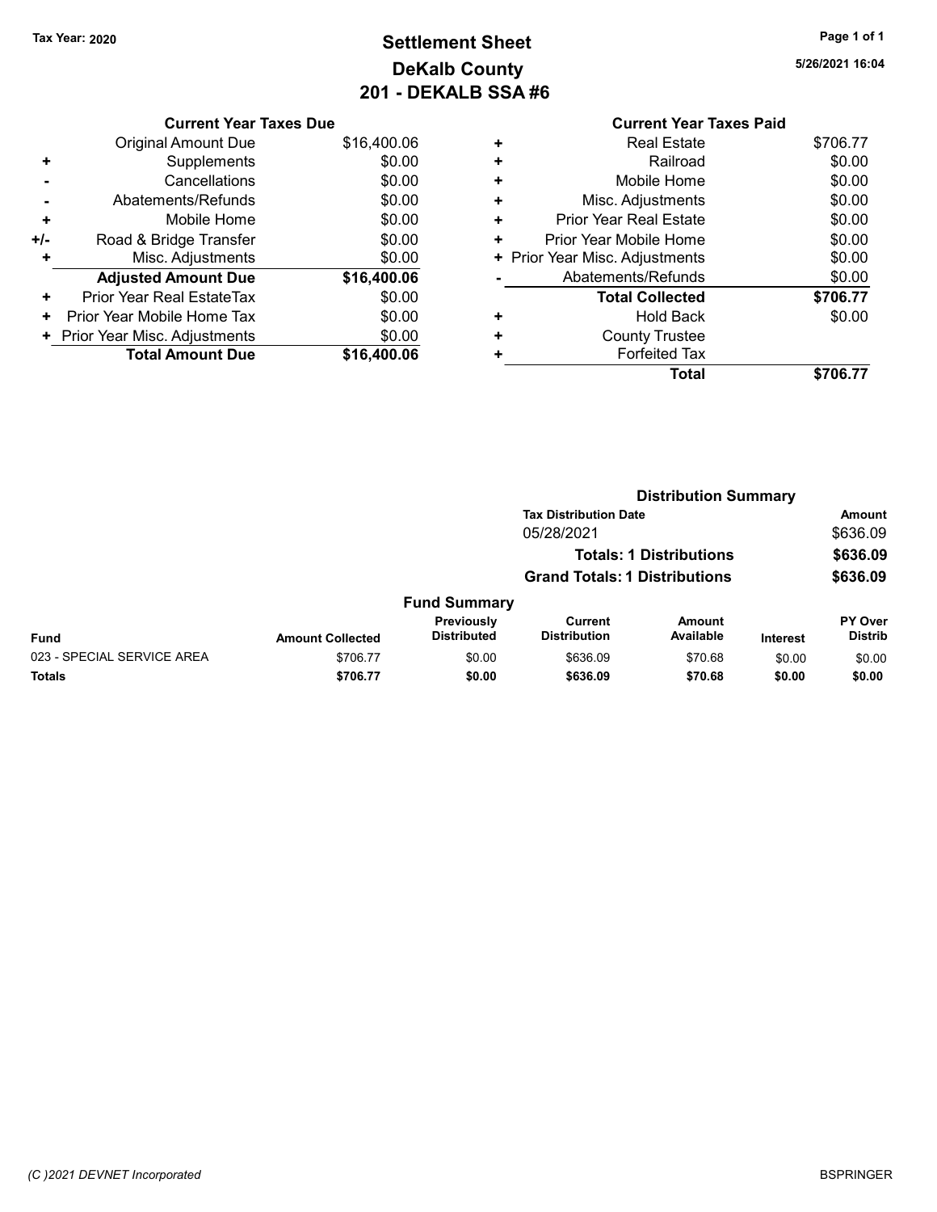**Tax Year: 2020**

# Settlement Sheet
## DeKalb County
## 201 - DEKALB SSA #6

5/26/2021 16:04

### Current Year Taxes Due

| | | |
|---|---|---|
| | Original Amount Due | $16,400.06 |
| + | Supplements | $0.00 |
| - | Cancellations | $0.00 |
| - | Abatements/Refunds | $0.00 |
| + | Mobile Home | $0.00 |
| +/- | Road & Bridge Transfer | $0.00 |
| + | Misc. Adjustments | $0.00 |
| | **Adjusted Amount Due** | **$16,400.06** |
| + | Prior Year Real EstateTax | $0.00 |
| + | Prior Year Mobile Home Tax | $0.00 |
| + | Prior Year Misc. Adjustments | $0.00 |
| | **Total Amount Due** | **$16,400.06** |

### Current Year Taxes Paid

| | | |
|---|---|---|
| + | Real Estate | $706.77 |
| + | Railroad | $0.00 |
| + | Mobile Home | $0.00 |
| + | Misc. Adjustments | $0.00 |
| + | Prior Year Real Estate | $0.00 |
| + | Prior Year Mobile Home | $0.00 |
| + | Prior Year Misc. Adjustments | $0.00 |
| - | Abatements/Refunds | $0.00 |
| | **Total Collected** | **$706.77** |
| + | Hold Back | $0.00 |
| + | County Trustee | |
| + | Forfeited Tax | |
| | **Total** | **$706.77** |

### Distribution Summary

| Tax Distribution Date | Amount |
|---|---|
| 05/28/2021 | $636.09 |
| **Totals: 1 Distributions** | **$636.09** |
| **Grand Totals: 1 Distributions** | **$636.09** |

### Fund Summary

| Fund | Amount Collected | Previously Distributed | Current Distribution | Amount Available | Interest | PY Over Distrib |
|---|---|---|---|---|---|---|
| 023 - SPECIAL SERVICE AREA | $706.77 | $0.00 | $636.09 | $70.68 | $0.00 | $0.00 |
| **Totals** | **$706.77** | **$0.00** | **$636.09** | **$70.68** | **$0.00** | **$0.00** |

*(C )2021 DEVNET Incorporated*

BSPRINGER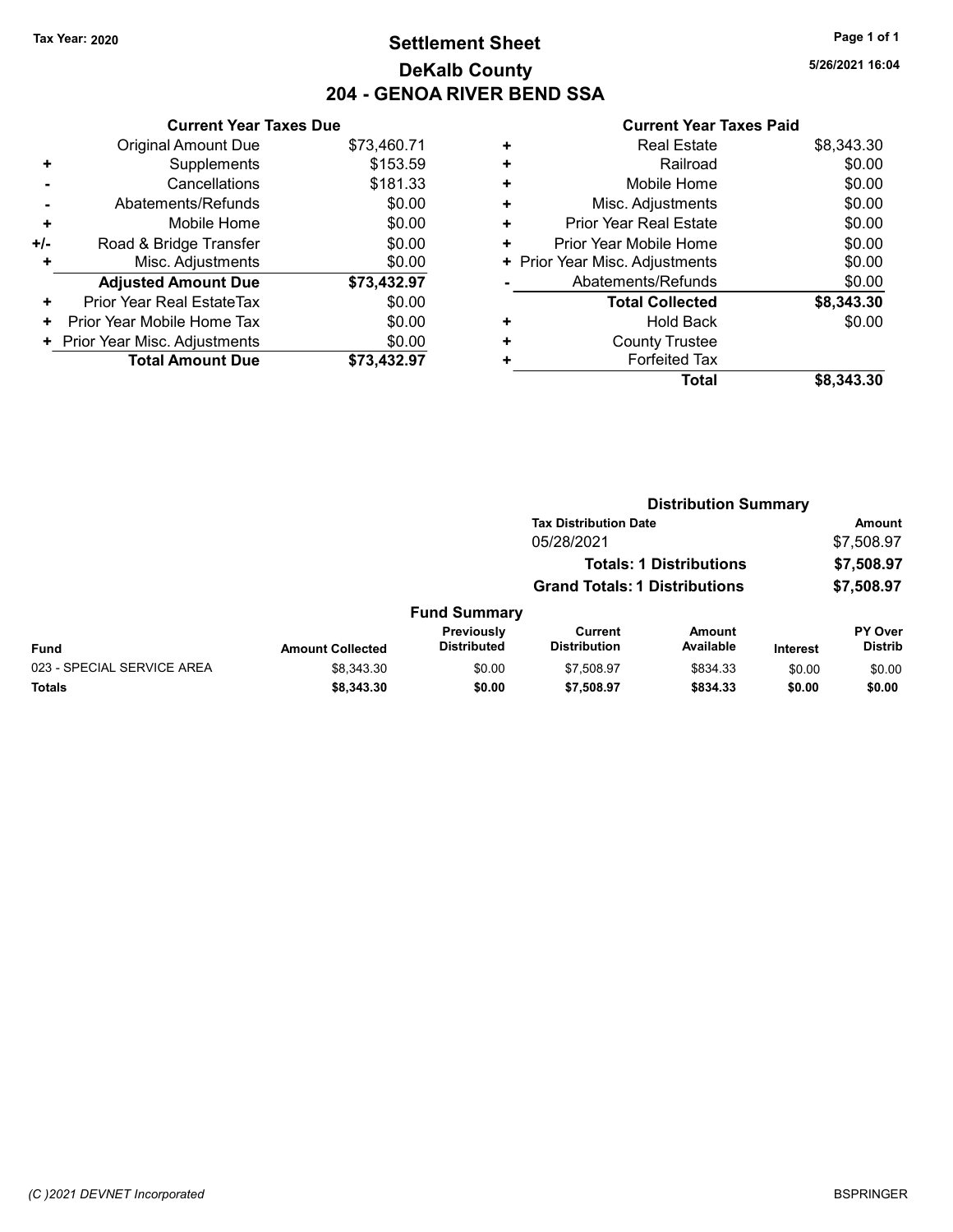Tax Year: 2020

# Settlement Sheet
## DeKalb County
## 204 - GENOA RIVER BEND SSA

5/26/2021 16:04

### Current Year Taxes Due

| | | |
|---|---|---|
| | Original Amount Due | $73,460.71 |
| + | Supplements | $153.59 |
| - | Cancellations | $181.33 |
| - | Abatements/Refunds | $0.00 |
| + | Mobile Home | $0.00 |
| +/- | Road & Bridge Transfer | $0.00 |
| + | Misc. Adjustments | $0.00 |
| | **Adjusted Amount Due** | **$73,432.97** |
| + | Prior Year Real EstateTax | $0.00 |
| + | Prior Year Mobile Home Tax | $0.00 |
| + | Prior Year Misc. Adjustments | $0.00 |
| | **Total Amount Due** | **$73,432.97** |

### Current Year Taxes Paid

| | | |
|---|---|---|
| + | Real Estate | $8,343.30 |
| + | Railroad | $0.00 |
| + | Mobile Home | $0.00 |
| + | Misc. Adjustments | $0.00 |
| + | Prior Year Real Estate | $0.00 |
| + | Prior Year Mobile Home | $0.00 |
| + | Prior Year Misc. Adjustments | $0.00 |
| - | Abatements/Refunds | $0.00 |
| | **Total Collected** | **$8,343.30** |
| + | Hold Back | $0.00 |
| + | County Trustee | |
| + | Forfeited Tax | |
| | **Total** | **$8,343.30** |

### Distribution Summary

| Tax Distribution Date | Amount |
|---|---|
| 05/28/2021 | $7,508.97 |
| **Totals: 1 Distributions** | **$7,508.97** |
| **Grand Totals: 1 Distributions** | **$7,508.97** |

### Fund Summary

| Fund | Amount Collected | Previously Distributed | Current Distribution | Amount Available | Interest | PY Over Distrib |
|---|---|---|---|---|---|---|
| 023 - SPECIAL SERVICE AREA | $8,343.30 | $0.00 | $7,508.97 | $834.33 | $0.00 | $0.00 |
| **Totals** | **$8,343.30** | **$0.00** | **$7,508.97** | **$834.33** | **$0.00** | **$0.00** |

(C )2021 DEVNET Incorporated

BSPRINGER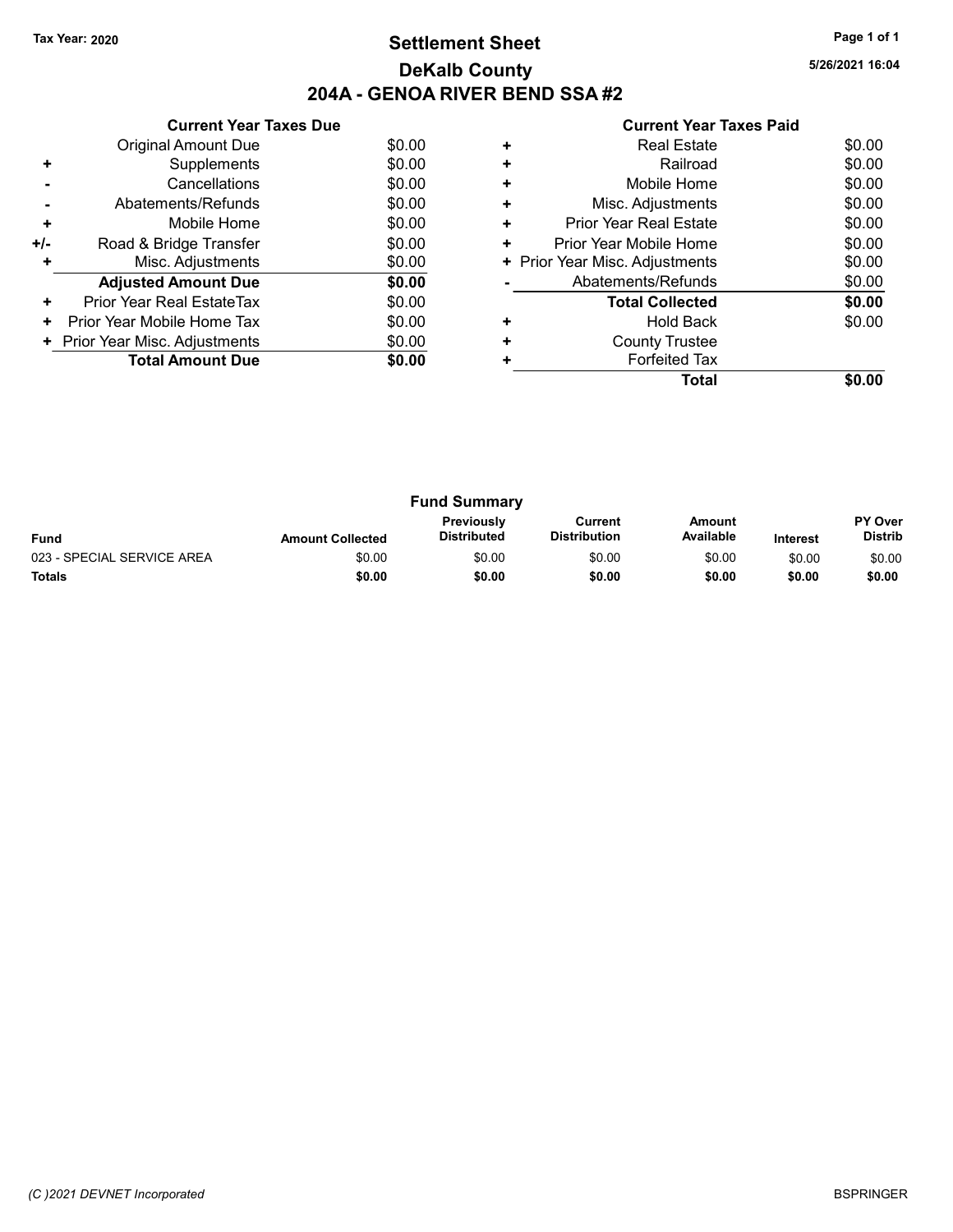Tax Year: 2020

# Settlement Sheet

## DeKalb County

## 204A - GENOA RIVER BEND SSA #2

5/26/2021 16:04

### Current Year Taxes Due

| | | |
|---|---|---|
| | Original Amount Due | $0.00 |
| + | Supplements | $0.00 |
| - | Cancellations | $0.00 |
| - | Abatements/Refunds | $0.00 |
| + | Mobile Home | $0.00 |
| +/- | Road & Bridge Transfer | $0.00 |
| + | Misc. Adjustments | $0.00 |
| | **Adjusted Amount Due** | **$0.00** |
| + | Prior Year Real EstateTax | $0.00 |
| + | Prior Year Mobile Home Tax | $0.00 |
| + | Prior Year Misc. Adjustments | $0.00 |
| | **Total Amount Due** | **$0.00** |

### Current Year Taxes Paid

| | | |
|---|---|---|
| + | Real Estate | $0.00 |
| + | Railroad | $0.00 |
| + | Mobile Home | $0.00 |
| + | Misc. Adjustments | $0.00 |
| + | Prior Year Real Estate | $0.00 |
| + | Prior Year Mobile Home | $0.00 |
| + | Prior Year Misc. Adjustments | $0.00 |
| - | Abatements/Refunds | $0.00 |
| | **Total Collected** | **$0.00** |
| + | Hold Back | $0.00 |
| + | County Trustee | |
| + | Forfeited Tax | |
| | **Total** | **$0.00** |

### Fund Summary

| Fund | Amount Collected | Previously Distributed | Current Distribution | Amount Available | Interest | PY Over Distrib |
|---|---|---|---|---|---|---|
| 023 - SPECIAL SERVICE AREA | $0.00 | $0.00 | $0.00 | $0.00 | $0.00 | $0.00 |
| **Totals** | **$0.00** | **$0.00** | **$0.00** | **$0.00** | **$0.00** | **$0.00** |

(C )2021 DEVNET Incorporated

BSPRINGER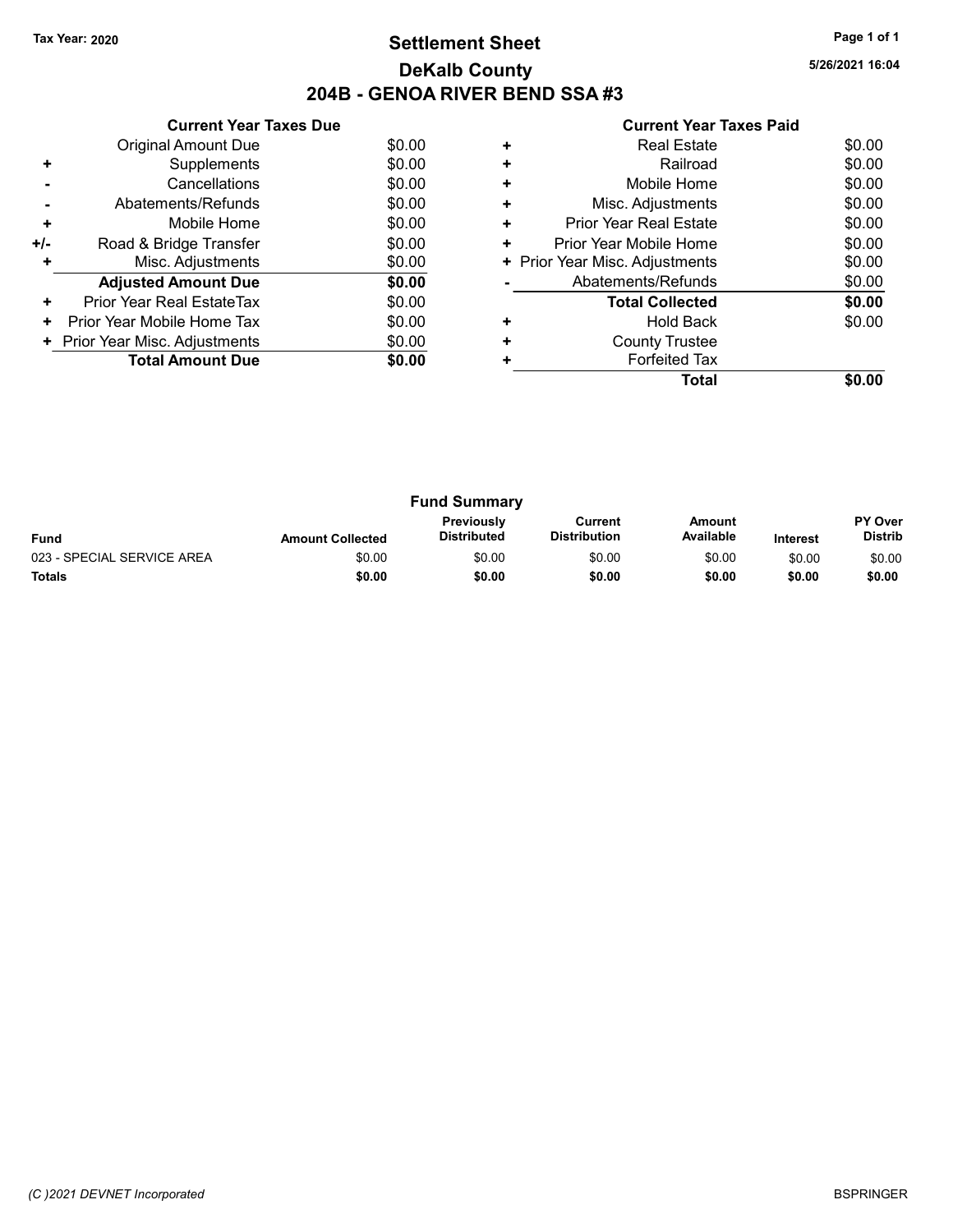Tax Year: 2020

# Settlement Sheet
## DeKalb County
## 204B - GENOA RIVER BEND SSA #3

5/26/2021 16:04

| | Current Year Taxes Due | |
|---|---|---|
| | Original Amount Due | $0.00 |
| + | Supplements | $0.00 |
| - | Cancellations | $0.00 |
| - | Abatements/Refunds | $0.00 |
| + | Mobile Home | $0.00 |
| +/- | Road & Bridge Transfer | $0.00 |
| + | Misc. Adjustments | $0.00 |
| | **Adjusted Amount Due** | **$0.00** |
| + | Prior Year Real EstateTax | $0.00 |
| + | Prior Year Mobile Home Tax | $0.00 |
| + | Prior Year Misc. Adjustments | $0.00 |
| | **Total Amount Due** | **$0.00** |

| | Current Year Taxes Paid | |
|---|---|---|
| + | Real Estate | $0.00 |
| + | Railroad | $0.00 |
| + | Mobile Home | $0.00 |
| + | Misc. Adjustments | $0.00 |
| + | Prior Year Real Estate | $0.00 |
| + | Prior Year Mobile Home | $0.00 |
| + | Prior Year Misc. Adjustments | $0.00 |
| - | Abatements/Refunds | $0.00 |
| | **Total Collected** | **$0.00** |
| + | Hold Back | $0.00 |
| + | County Trustee | |
| + | Forfeited Tax | |
| | **Total** | **$0.00** |

### Fund Summary

| Fund | Amount Collected | Previously Distributed | Current Distribution | Amount Available | Interest | PY Over Distrib |
|---|---|---|---|---|---|---|
| 023 - SPECIAL SERVICE AREA | $0.00 | $0.00 | $0.00 | $0.00 | $0.00 | $0.00 |
| **Totals** | **$0.00** | **$0.00** | **$0.00** | **$0.00** | **$0.00** | **$0.00** |

(C )2021 DEVNET Incorporated

BSPRINGER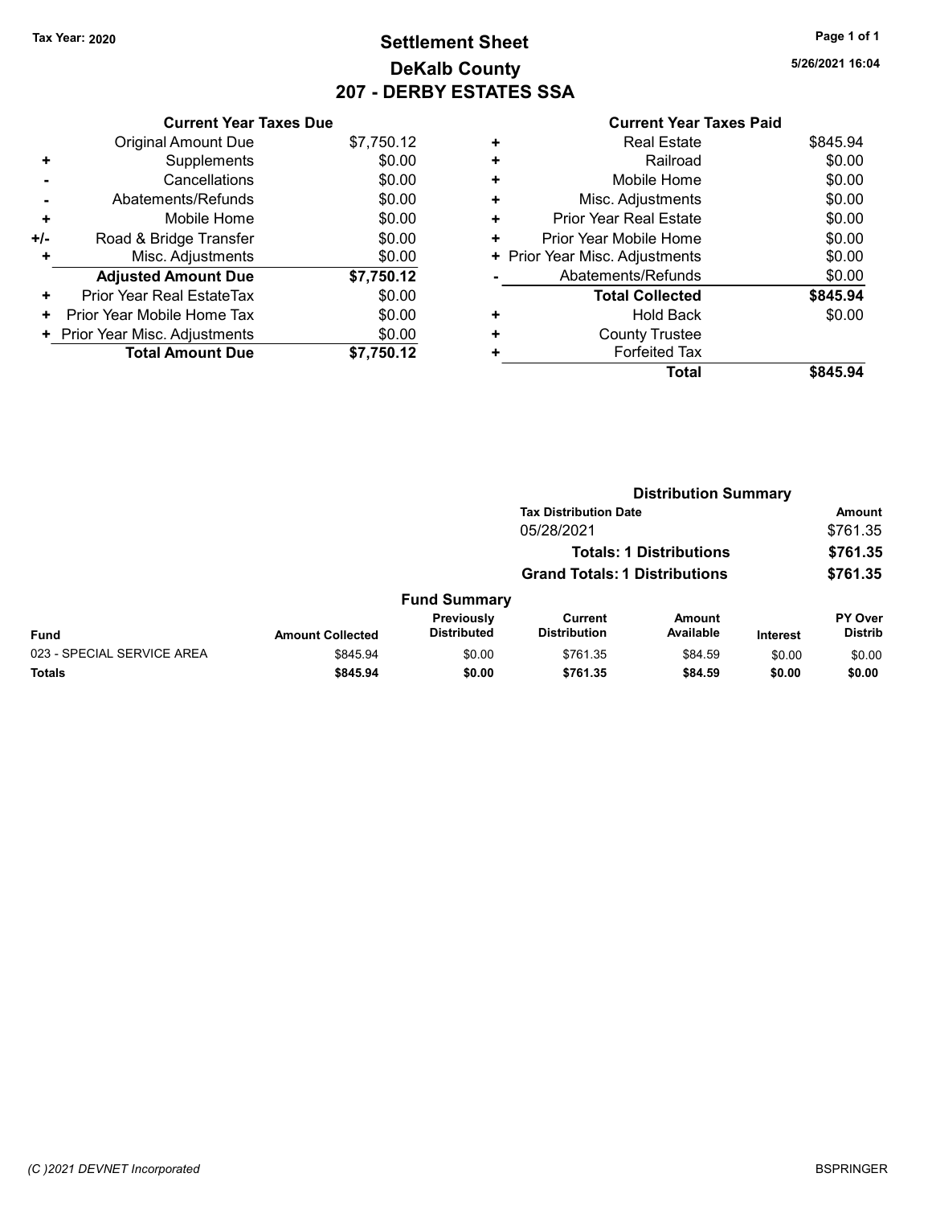Tax Year: 2020

# Settlement Sheet
## DeKalb County
## 207 - DERBY ESTATES SSA

5/26/2021 16:04

### Current Year Taxes Due

| | | |
|---|---|---|
| | Original Amount Due | $7,750.12 |
| + | Supplements | $0.00 |
| - | Cancellations | $0.00 |
| - | Abatements/Refunds | $0.00 |
| + | Mobile Home | $0.00 |
| +/- | Road & Bridge Transfer | $0.00 |
| + | Misc. Adjustments | $0.00 |
| | **Adjusted Amount Due** | **$7,750.12** |
| + | Prior Year Real EstateTax | $0.00 |
| + | Prior Year Mobile Home Tax | $0.00 |
| + | Prior Year Misc. Adjustments | $0.00 |
| | **Total Amount Due** | **$7,750.12** |

### Current Year Taxes Paid

| | | |
|---|---|---|
| + | Real Estate | $845.94 |
| + | Railroad | $0.00 |
| + | Mobile Home | $0.00 |
| + | Misc. Adjustments | $0.00 |
| + | Prior Year Real Estate | $0.00 |
| + | Prior Year Mobile Home | $0.00 |
| + | Prior Year Misc. Adjustments | $0.00 |
| - | Abatements/Refunds | $0.00 |
| | **Total Collected** | **$845.94** |
| + | Hold Back | $0.00 |
| + | County Trustee | |
| + | Forfeited Tax | |
| | **Total** | **$845.94** |

### Distribution Summary

| Tax Distribution Date | Amount |
|---|---|
| 05/28/2021 | $761.35 |
| **Totals: 1 Distributions** | **$761.35** |
| **Grand Totals: 1 Distributions** | **$761.35** |

### Fund Summary

| Fund | Amount Collected | Previously Distributed | Current Distribution | Amount Available | Interest | PY Over Distrib |
|---|---|---|---|---|---|---|
| 023 - SPECIAL SERVICE AREA | $845.94 | $0.00 | $761.35 | $84.59 | $0.00 | $0.00 |
| **Totals** | **$845.94** | **$0.00** | **$761.35** | **$84.59** | **$0.00** | **$0.00** |

(C )2021 DEVNET Incorporated

BSPRINGER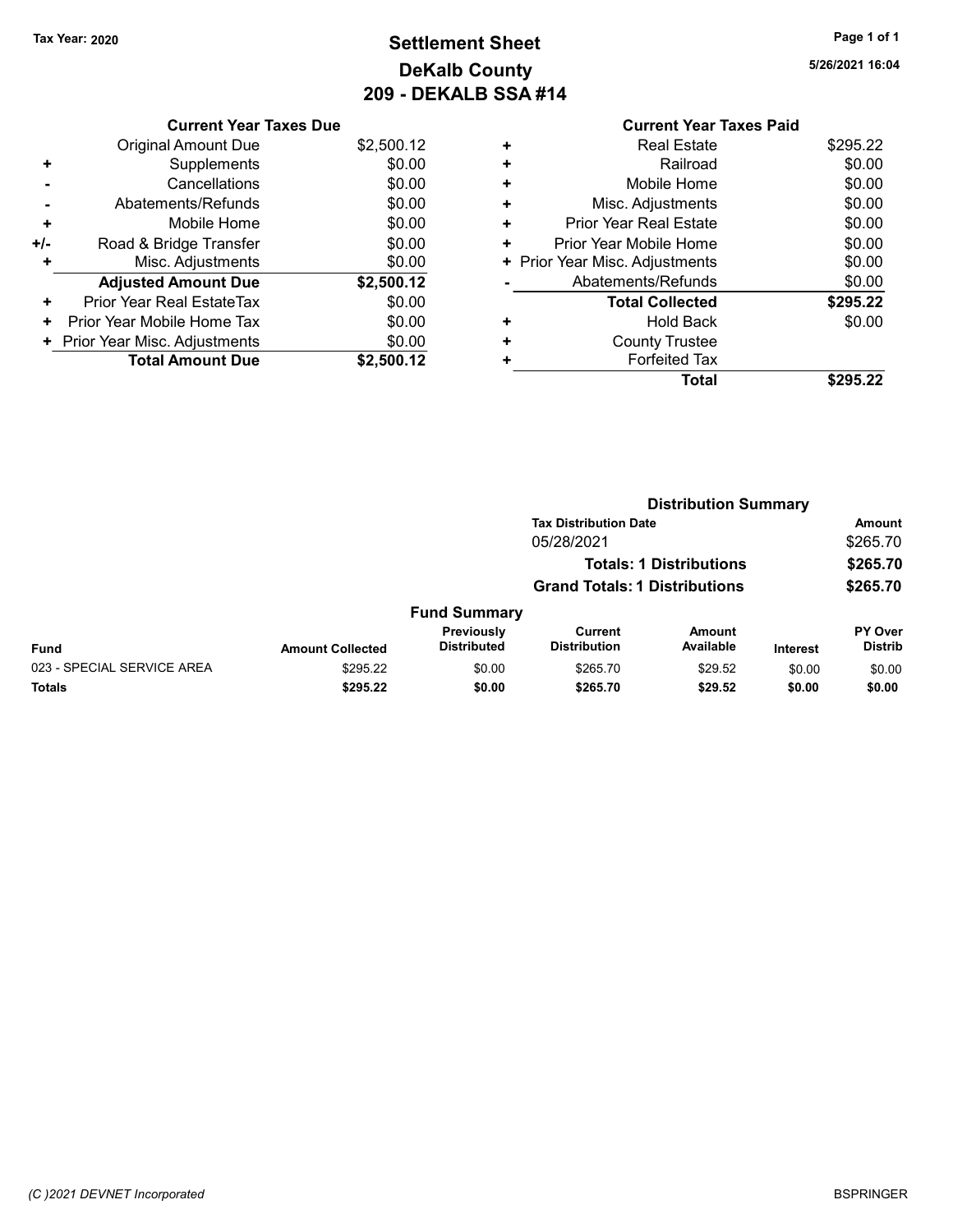Tax Year: 2020

# Settlement Sheet
## DeKalb County
## 209 - DEKALB SSA #14

5/26/2021 16:04

### Current Year Taxes Due

| | | |
|---|---|---|
| | Original Amount Due | $2,500.12 |
| + | Supplements | $0.00 |
| - | Cancellations | $0.00 |
| - | Abatements/Refunds | $0.00 |
| + | Mobile Home | $0.00 |
| +/- | Road & Bridge Transfer | $0.00 |
| + | Misc. Adjustments | $0.00 |
| | **Adjusted Amount Due** | **$2,500.12** |
| + | Prior Year Real EstateTax | $0.00 |
| + | Prior Year Mobile Home Tax | $0.00 |
| + | Prior Year Misc. Adjustments | $0.00 |
| | **Total Amount Due** | **$2,500.12** |

### Current Year Taxes Paid

| | | |
|---|---|---|
| + | Real Estate | $295.22 |
| + | Railroad | $0.00 |
| + | Mobile Home | $0.00 |
| + | Misc. Adjustments | $0.00 |
| + | Prior Year Real Estate | $0.00 |
| + | Prior Year Mobile Home | $0.00 |
| + | Prior Year Misc. Adjustments | $0.00 |
| - | Abatements/Refunds | $0.00 |
| | **Total Collected** | **$295.22** |
| + | Hold Back | $0.00 |
| + | County Trustee | |
| + | Forfeited Tax | |
| | **Total** | **$295.22** |

### Distribution Summary

| Tax Distribution Date | Amount |
|---|---|
| 05/28/2021 | $265.70 |
| **Totals: 1 Distributions** | **$265.70** |
| **Grand Totals: 1 Distributions** | **$265.70** |

### Fund Summary

| Fund | Amount Collected | Previously Distributed | Current Distribution | Amount Available | Interest | PY Over Distrib |
|---|---|---|---|---|---|---|
| 023 - SPECIAL SERVICE AREA | $295.22 | $0.00 | $265.70 | $29.52 | $0.00 | $0.00 |
| **Totals** | **$295.22** | **$0.00** | **$265.70** | **$29.52** | **$0.00** | **$0.00** |

(C )2021 DEVNET Incorporated

BSPRINGER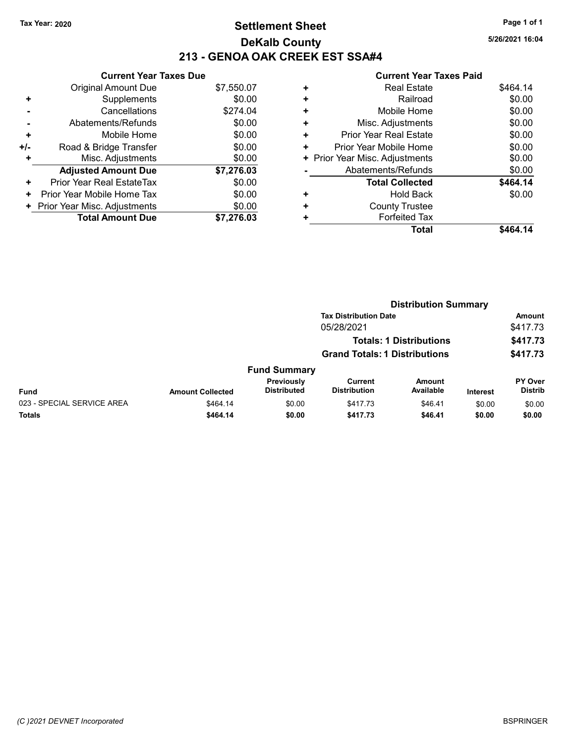Tax Year: 2020

# Settlement Sheet

## DeKalb County

## 213 - GENOA OAK CREEK EST SSA#4

5/26/2021 16:04

### Current Year Taxes Due

| | | |
|---|---|---|
| | Original Amount Due | $7,550.07 |
| + | Supplements | $0.00 |
| - | Cancellations | $274.04 |
| - | Abatements/Refunds | $0.00 |
| + | Mobile Home | $0.00 |
| +/- | Road & Bridge Transfer | $0.00 |
| + | Misc. Adjustments | $0.00 |
| | **Adjusted Amount Due** | **$7,276.03** |
| + | Prior Year Real EstateTax | $0.00 |
| + | Prior Year Mobile Home Tax | $0.00 |
| + | Prior Year Misc. Adjustments | $0.00 |
| | **Total Amount Due** | **$7,276.03** |

### Current Year Taxes Paid

| | | |
|---|---|---|
| + | Real Estate | $464.14 |
| + | Railroad | $0.00 |
| + | Mobile Home | $0.00 |
| + | Misc. Adjustments | $0.00 |
| + | Prior Year Real Estate | $0.00 |
| + | Prior Year Mobile Home | $0.00 |
| + | Prior Year Misc. Adjustments | $0.00 |
| - | Abatements/Refunds | $0.00 |
| | **Total Collected** | **$464.14** |
| + | Hold Back | $0.00 |
| + | County Trustee | |
| + | Forfeited Tax | |
| | **Total** | **$464.14** |

### Distribution Summary

| Tax Distribution Date | Amount |
|---|---|
| 05/28/2021 | $417.73 |
| **Totals: 1 Distributions** | **$417.73** |
| **Grand Totals: 1 Distributions** | **$417.73** |

### Fund Summary

| Fund | Amount Collected | Previously Distributed | Current Distribution | Amount Available | Interest | PY Over Distrib |
|---|---|---|---|---|---|---|
| 023 - SPECIAL SERVICE AREA | $464.14 | $0.00 | $417.73 | $46.41 | $0.00 | $0.00 |
| **Totals** | **$464.14** | **$0.00** | **$417.73** | **$46.41** | **$0.00** | **$0.00** |

(C )2021 DEVNET Incorporated

BSPRINGER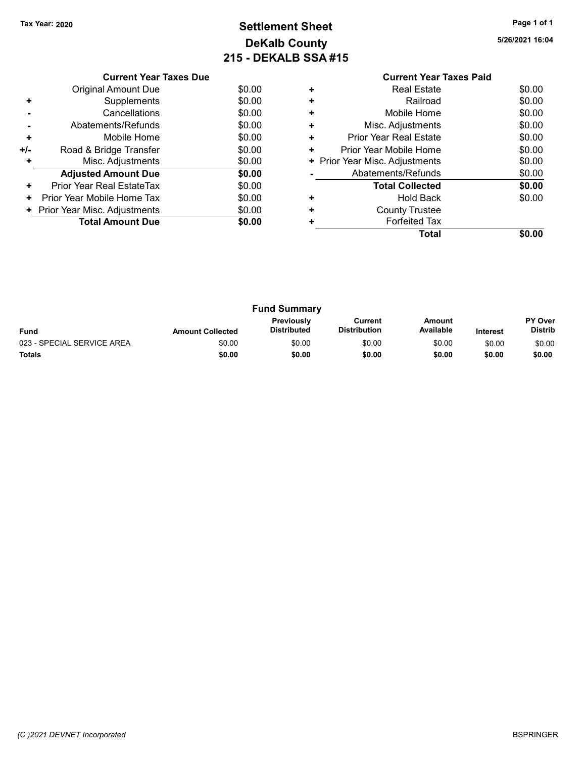Tax Year: 2020

# Settlement Sheet
## DeKalb County
## 215 - DEKALB SSA #15

5/26/2021 16:04

### Current Year Taxes Due

| | | |
|---|---|---|
| | Original Amount Due | $0.00 |
| + | Supplements | $0.00 |
| - | Cancellations | $0.00 |
| - | Abatements/Refunds | $0.00 |
| + | Mobile Home | $0.00 |
| +/- | Road & Bridge Transfer | $0.00 |
| + | Misc. Adjustments | $0.00 |
| | **Adjusted Amount Due** | **$0.00** |
| + | Prior Year Real EstateTax | $0.00 |
| + | Prior Year Mobile Home Tax | $0.00 |
| + | Prior Year Misc. Adjustments | $0.00 |
| | **Total Amount Due** | **$0.00** |

### Current Year Taxes Paid

| | | |
|---|---|---|
| + | Real Estate | $0.00 |
| + | Railroad | $0.00 |
| + | Mobile Home | $0.00 |
| + | Misc. Adjustments | $0.00 |
| + | Prior Year Real Estate | $0.00 |
| + | Prior Year Mobile Home | $0.00 |
| + | Prior Year Misc. Adjustments | $0.00 |
| - | Abatements/Refunds | $0.00 |
| | **Total Collected** | **$0.00** |
| + | Hold Back | $0.00 |
| + | County Trustee | |
| + | Forfeited Tax | |
| | **Total** | **$0.00** |

### Fund Summary

| Fund | Amount Collected | Previously Distributed | Current Distribution | Amount Available | Interest | PY Over Distrib |
|---|---|---|---|---|---|---|
| 023 - SPECIAL SERVICE AREA | $0.00 | $0.00 | $0.00 | $0.00 | $0.00 | $0.00 |
| **Totals** | **$0.00** | **$0.00** | **$0.00** | **$0.00** | **$0.00** | **$0.00** |

(C )2021 DEVNET Incorporated

BSPRINGER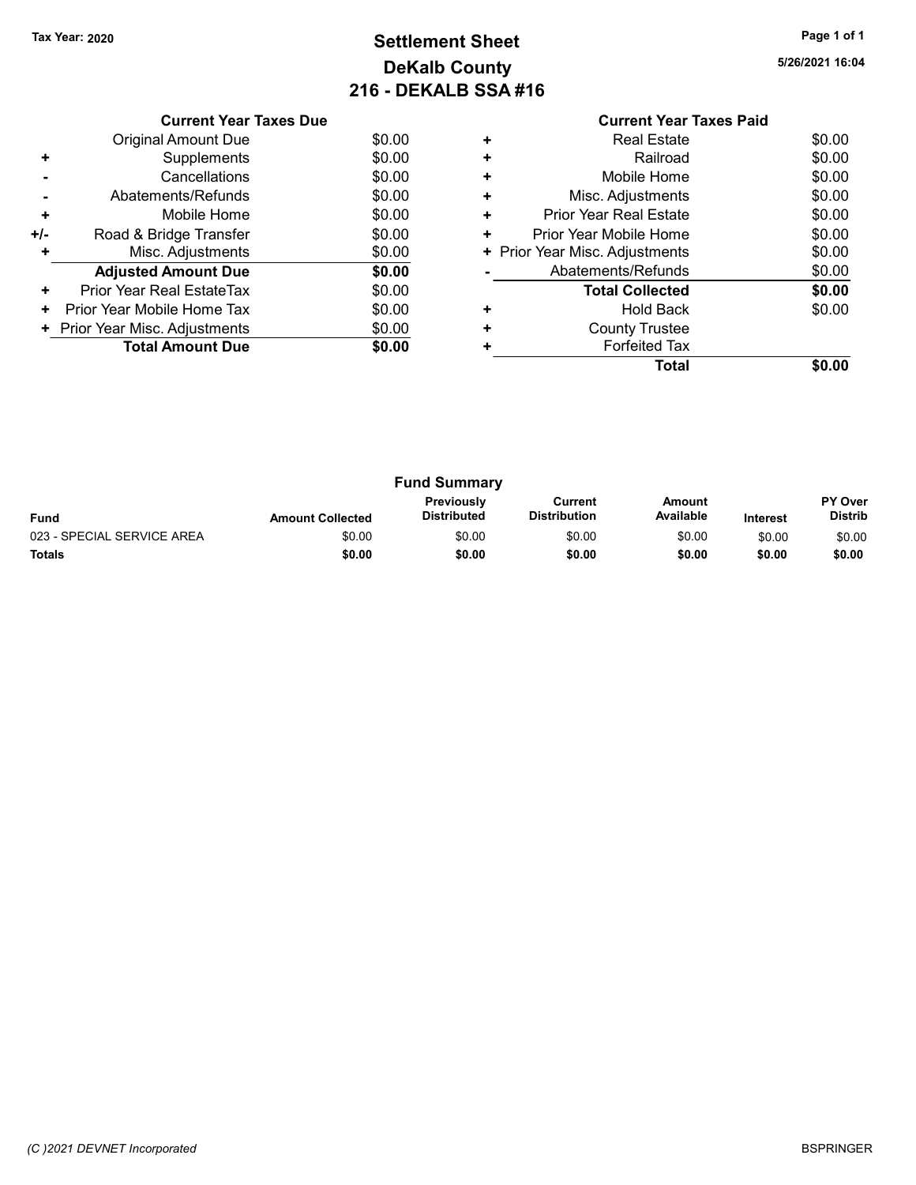Tax Year: 2020

# Settlement Sheet
## DeKalb County
## 216 - DEKALB SSA #16

5/26/2021 16:04

| | Current Year Taxes Due | |
|---|---|---|
| | Original Amount Due | $0.00 |
| + | Supplements | $0.00 |
| - | Cancellations | $0.00 |
| - | Abatements/Refunds | $0.00 |
| + | Mobile Home | $0.00 |
| +/- | Road & Bridge Transfer | $0.00 |
| + | Misc. Adjustments | $0.00 |
| | **Adjusted Amount Due** | **$0.00** |
| + | Prior Year Real EstateTax | $0.00 |
| + | Prior Year Mobile Home Tax | $0.00 |
| + | Prior Year Misc. Adjustments | $0.00 |
| | **Total Amount Due** | **$0.00** |

| | Current Year Taxes Paid | |
|---|---|---|
| + | Real Estate | $0.00 |
| + | Railroad | $0.00 |
| + | Mobile Home | $0.00 |
| + | Misc. Adjustments | $0.00 |
| + | Prior Year Real Estate | $0.00 |
| + | Prior Year Mobile Home | $0.00 |
| + | Prior Year Misc. Adjustments | $0.00 |
| - | Abatements/Refunds | $0.00 |
| | **Total Collected** | **$0.00** |
| + | Hold Back | $0.00 |
| + | County Trustee | |
| + | Forfeited Tax | |
| | **Total** | **$0.00** |

### Fund Summary

| Fund | Amount Collected | Previously Distributed | Current Distribution | Amount Available | Interest | PY Over Distrib |
|---|---|---|---|---|---|---|
| 023 - SPECIAL SERVICE AREA | $0.00 | $0.00 | $0.00 | $0.00 | $0.00 | $0.00 |
| **Totals** | **$0.00** | **$0.00** | **$0.00** | **$0.00** | **$0.00** | **$0.00** |

(C )2021 DEVNET Incorporated

BSPRINGER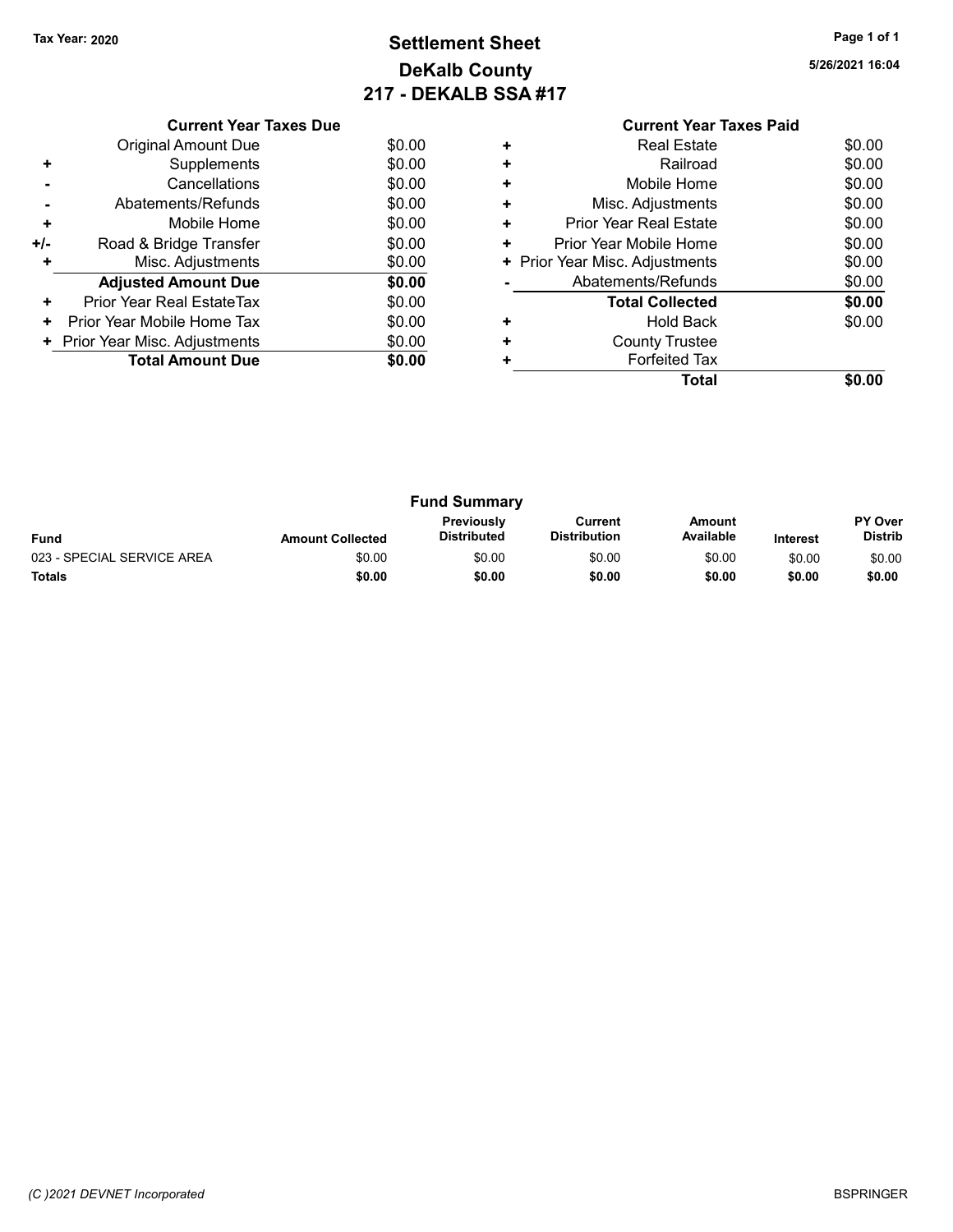**Tax Year: 2020**

# Settlement Sheet
## DeKalb County
## 217 - DEKALB SSA #17

5/26/2021 16:04

### Current Year Taxes Due

| | | |
|---|---|---|
| | Original Amount Due | $0.00 |
| + | Supplements | $0.00 |
| - | Cancellations | $0.00 |
| - | Abatements/Refunds | $0.00 |
| + | Mobile Home | $0.00 |
| +/- | Road & Bridge Transfer | $0.00 |
| + | Misc. Adjustments | $0.00 |
| | **Adjusted Amount Due** | **$0.00** |
| + | Prior Year Real EstateTax | $0.00 |
| + | Prior Year Mobile Home Tax | $0.00 |
| + | Prior Year Misc. Adjustments | $0.00 |
| | **Total Amount Due** | **$0.00** |

### Current Year Taxes Paid

| | | |
|---|---|---|
| + | Real Estate | $0.00 |
| + | Railroad | $0.00 |
| + | Mobile Home | $0.00 |
| + | Misc. Adjustments | $0.00 |
| + | Prior Year Real Estate | $0.00 |
| + | Prior Year Mobile Home | $0.00 |
| + | Prior Year Misc. Adjustments | $0.00 |
| - | Abatements/Refunds | $0.00 |
| | **Total Collected** | **$0.00** |
| + | Hold Back | $0.00 |
| + | County Trustee | |
| + | Forfeited Tax | |
| | **Total** | **$0.00** |

### Fund Summary

| Fund | Amount Collected | Previously Distributed | Current Distribution | Amount Available | Interest | PY Over Distrib |
|---|---|---|---|---|---|---|
| 023 - SPECIAL SERVICE AREA | $0.00 | $0.00 | $0.00 | $0.00 | $0.00 | $0.00 |
| **Totals** | **$0.00** | **$0.00** | **$0.00** | **$0.00** | **$0.00** | **$0.00** |

*(C )2021 DEVNET Incorporated* BSPRINGER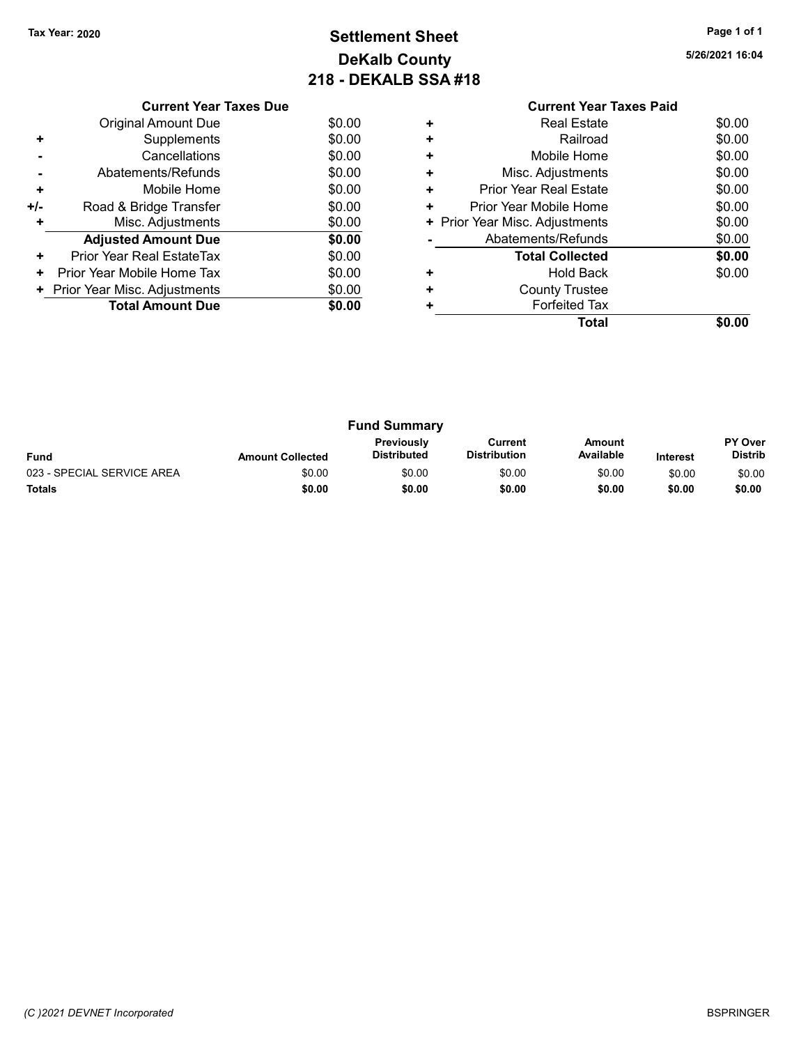Tax Year: 2020

# Settlement Sheet
## DeKalb County
## 218 - DEKALB SSA #18

5/26/2021 16:04

| | Current Year Taxes Due | |
|---|---|---|
| | Original Amount Due | $0.00 |
| + | Supplements | $0.00 |
| - | Cancellations | $0.00 |
| - | Abatements/Refunds | $0.00 |
| + | Mobile Home | $0.00 |
| +/- | Road & Bridge Transfer | $0.00 |
| + | Misc. Adjustments | $0.00 |
| | **Adjusted Amount Due** | **$0.00** |
| + | Prior Year Real EstateTax | $0.00 |
| + | Prior Year Mobile Home Tax | $0.00 |
| + | Prior Year Misc. Adjustments | $0.00 |
| | **Total Amount Due** | **$0.00** |

| | Current Year Taxes Paid | |
|---|---|---|
| + | Real Estate | $0.00 |
| + | Railroad | $0.00 |
| + | Mobile Home | $0.00 |
| + | Misc. Adjustments | $0.00 |
| + | Prior Year Real Estate | $0.00 |
| + | Prior Year Mobile Home | $0.00 |
| + | Prior Year Misc. Adjustments | $0.00 |
| - | Abatements/Refunds | $0.00 |
| | **Total Collected** | **$0.00** |
| + | Hold Back | $0.00 |
| + | County Trustee | |
| + | Forfeited Tax | |
| | **Total** | **$0.00** |

### Fund Summary

| Fund | Amount Collected | Previously Distributed | Current Distribution | Amount Available | Interest | PY Over Distrib |
|---|---|---|---|---|---|---|
| 023 - SPECIAL SERVICE AREA | $0.00 | $0.00 | $0.00 | $0.00 | $0.00 | $0.00 |
| **Totals** | **$0.00** | **$0.00** | **$0.00** | **$0.00** | **$0.00** | **$0.00** |

(C )2021 DEVNET Incorporated

BSPRINGER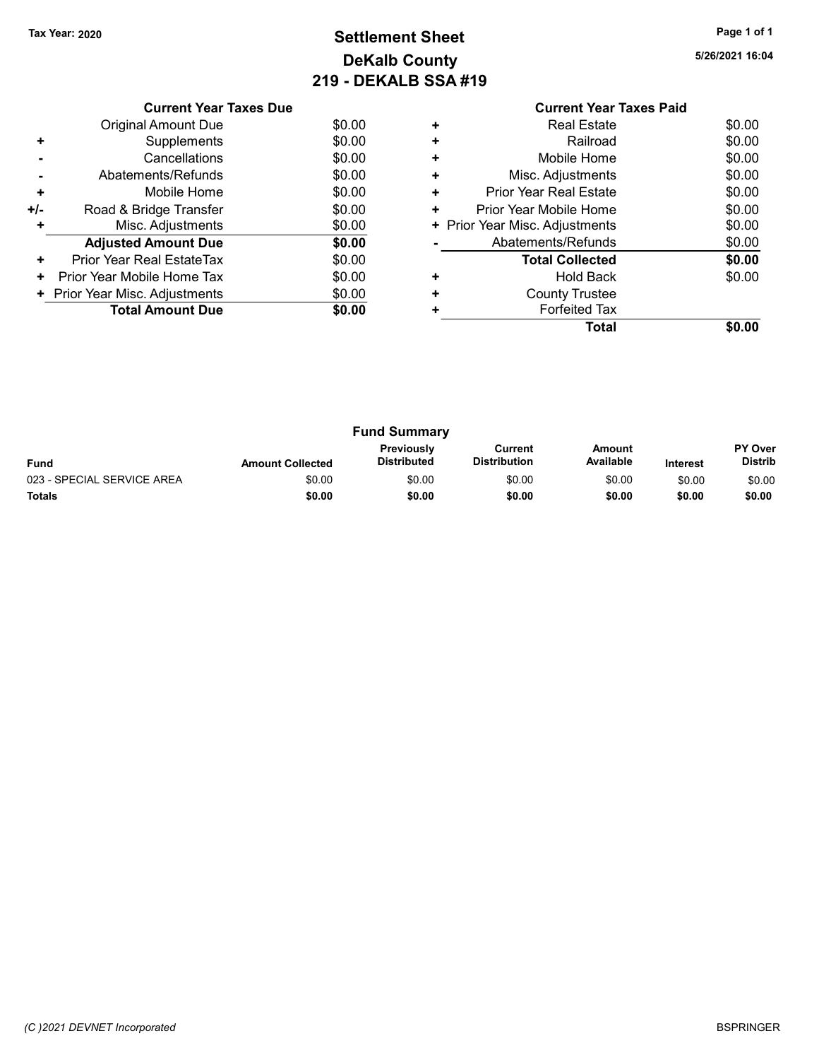Tax Year: 2020

# Settlement Sheet
## DeKalb County
## 219 - DEKALB SSA #19

5/26/2021 16:04

### Current Year Taxes Due

| | | |
|---|---|---|
| | Original Amount Due | $0.00 |
| + | Supplements | $0.00 |
| - | Cancellations | $0.00 |
| - | Abatements/Refunds | $0.00 |
| + | Mobile Home | $0.00 |
| +/- | Road & Bridge Transfer | $0.00 |
| + | Misc. Adjustments | $0.00 |
| | **Adjusted Amount Due** | **$0.00** |
| + | Prior Year Real EstateTax | $0.00 |
| + | Prior Year Mobile Home Tax | $0.00 |
| + | Prior Year Misc. Adjustments | $0.00 |
| | **Total Amount Due** | **$0.00** |

### Current Year Taxes Paid

| | | |
|---|---|---|
| + | Real Estate | $0.00 |
| + | Railroad | $0.00 |
| + | Mobile Home | $0.00 |
| + | Misc. Adjustments | $0.00 |
| + | Prior Year Real Estate | $0.00 |
| + | Prior Year Mobile Home | $0.00 |
| + | Prior Year Misc. Adjustments | $0.00 |
| - | Abatements/Refunds | $0.00 |
| | **Total Collected** | **$0.00** |
| + | Hold Back | $0.00 |
| + | County Trustee | |
| + | Forfeited Tax | |
| | **Total** | **$0.00** |

### Fund Summary

| Fund | Amount Collected | Previously Distributed | Current Distribution | Amount Available | Interest | PY Over Distrib |
|---|---|---|---|---|---|---|
| 023 - SPECIAL SERVICE AREA | $0.00 | $0.00 | $0.00 | $0.00 | $0.00 | $0.00 |
| **Totals** | **$0.00** | **$0.00** | **$0.00** | **$0.00** | **$0.00** | **$0.00** |

(C )2021 DEVNET Incorporated

BSPRINGER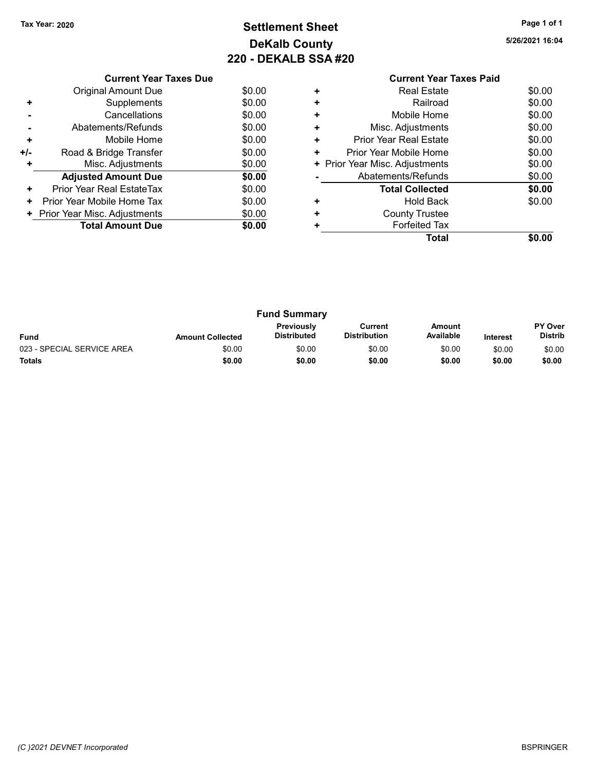Tax Year: 2020

# Settlement Sheet
## DeKalb County
## 220 - DEKALB SSA #20

5/26/2021 16:04

### Current Year Taxes Due

| | | |
|---|---|---|
| | Original Amount Due | $0.00 |
| + | Supplements | $0.00 |
| - | Cancellations | $0.00 |
| - | Abatements/Refunds | $0.00 |
| + | Mobile Home | $0.00 |
| +/- | Road & Bridge Transfer | $0.00 |
| + | Misc. Adjustments | $0.00 |
| | **Adjusted Amount Due** | **$0.00** |
| + | Prior Year Real EstateTax | $0.00 |
| + | Prior Year Mobile Home Tax | $0.00 |
| + | Prior Year Misc. Adjustments | $0.00 |
| | **Total Amount Due** | **$0.00** |

### Current Year Taxes Paid

| | | |
|---|---|---|
| + | Real Estate | $0.00 |
| + | Railroad | $0.00 |
| + | Mobile Home | $0.00 |
| + | Misc. Adjustments | $0.00 |
| + | Prior Year Real Estate | $0.00 |
| + | Prior Year Mobile Home | $0.00 |
| + | Prior Year Misc. Adjustments | $0.00 |
| - | Abatements/Refunds | $0.00 |
| | **Total Collected** | **$0.00** |
| + | Hold Back | $0.00 |
| + | County Trustee | |
| + | Forfeited Tax | |
| | **Total** | **$0.00** |

### Fund Summary

| Fund | Amount Collected | Previously Distributed | Current Distribution | Amount Available | Interest | PY Over Distrib |
|---|---|---|---|---|---|---|
| 023 - SPECIAL SERVICE AREA | $0.00 | $0.00 | $0.00 | $0.00 | $0.00 | $0.00 |
| **Totals** | **$0.00** | **$0.00** | **$0.00** | **$0.00** | **$0.00** | **$0.00** |

(C )2021 DEVNET Incorporated

BSPRINGER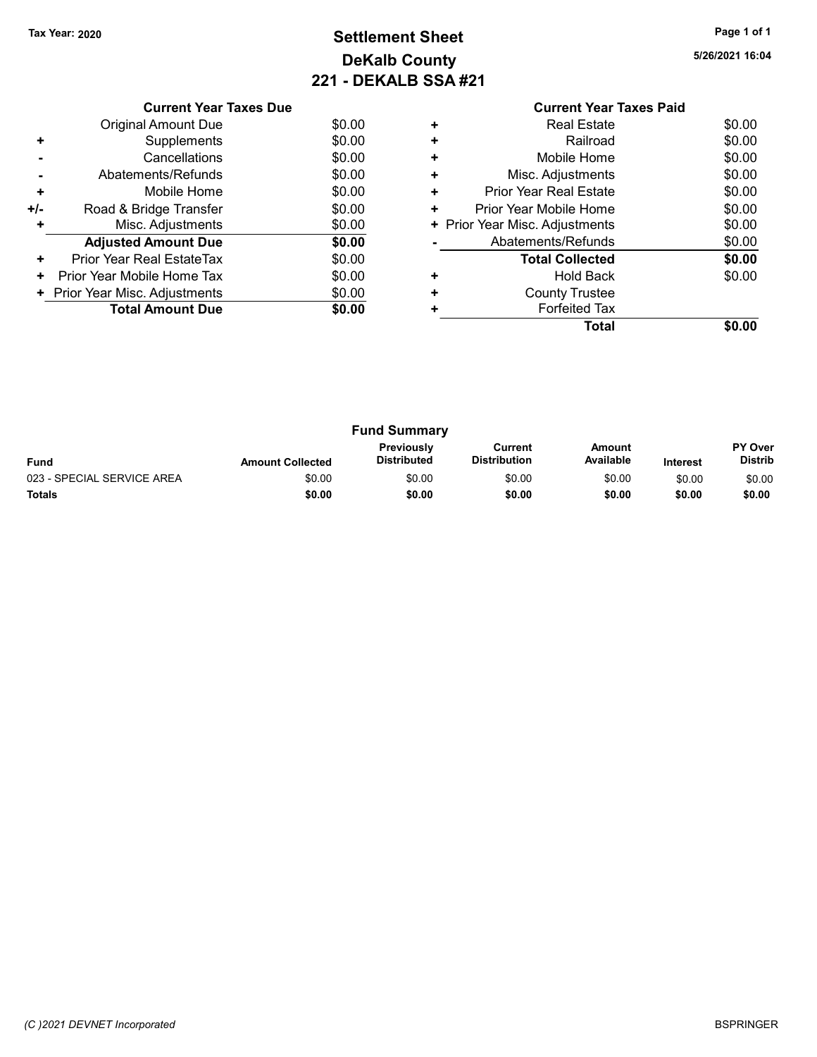Tax Year: 2020

# Settlement Sheet
## DeKalb County
## 221 - DEKALB SSA #21

5/26/2021 16:04

### Current Year Taxes Due

| | | |
|---|---|---|
| | Original Amount Due | $0.00 |
| + | Supplements | $0.00 |
| - | Cancellations | $0.00 |
| - | Abatements/Refunds | $0.00 |
| + | Mobile Home | $0.00 |
| +/- | Road & Bridge Transfer | $0.00 |
| + | Misc. Adjustments | $0.00 |
| | **Adjusted Amount Due** | **$0.00** |
| + | Prior Year Real EstateTax | $0.00 |
| + | Prior Year Mobile Home Tax | $0.00 |
| + | Prior Year Misc. Adjustments | $0.00 |
| | **Total Amount Due** | **$0.00** |

### Current Year Taxes Paid

| | | |
|---|---|---|
| + | Real Estate | $0.00 |
| + | Railroad | $0.00 |
| + | Mobile Home | $0.00 |
| + | Misc. Adjustments | $0.00 |
| + | Prior Year Real Estate | $0.00 |
| + | Prior Year Mobile Home | $0.00 |
| + | Prior Year Misc. Adjustments | $0.00 |
| - | Abatements/Refunds | $0.00 |
| | **Total Collected** | **$0.00** |
| + | Hold Back | $0.00 |
| + | County Trustee | |
| + | Forfeited Tax | |
| | **Total** | **$0.00** |

### Fund Summary

| Fund | Amount Collected | Previously Distributed | Current Distribution | Amount Available | Interest | PY Over Distrib |
|---|---|---|---|---|---|---|
| 023 - SPECIAL SERVICE AREA | $0.00 | $0.00 | $0.00 | $0.00 | $0.00 | $0.00 |
| **Totals** | **$0.00** | **$0.00** | **$0.00** | **$0.00** | **$0.00** | **$0.00** |

*(C )2021 DEVNET Incorporated*

BSPRINGER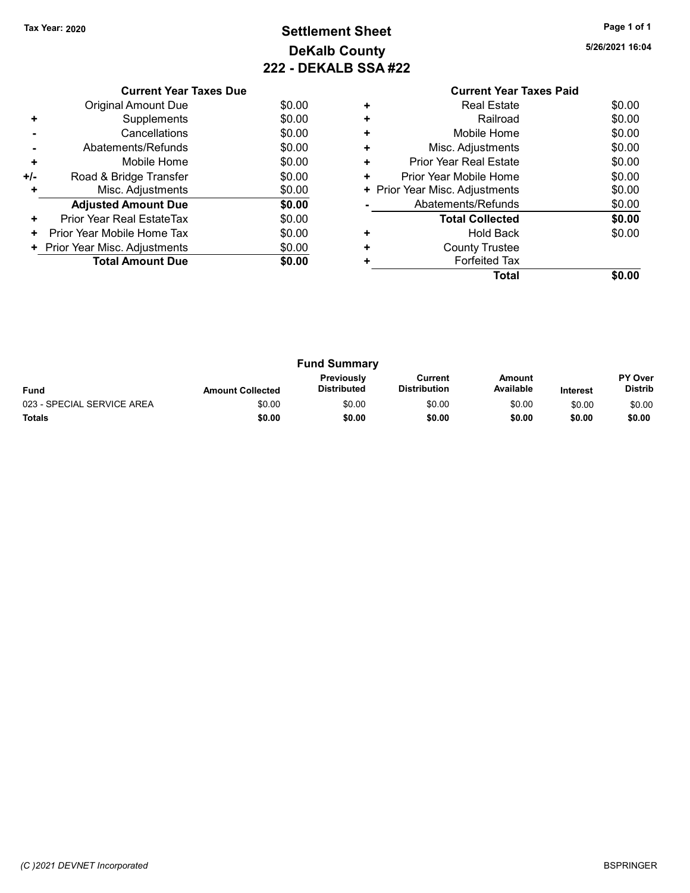Tax Year: 2020

# Settlement Sheet
## DeKalb County
## 222 - DEKALB SSA #22

5/26/2021 16:04

### Current Year Taxes Due

| | | |
|---|---|---|
| | Original Amount Due | $0.00 |
| + | Supplements | $0.00 |
| - | Cancellations | $0.00 |
| - | Abatements/Refunds | $0.00 |
| + | Mobile Home | $0.00 |
| +/- | Road & Bridge Transfer | $0.00 |
| + | Misc. Adjustments | $0.00 |
| | **Adjusted Amount Due** | **$0.00** |
| + | Prior Year Real EstateTax | $0.00 |
| + | Prior Year Mobile Home Tax | $0.00 |
| + | Prior Year Misc. Adjustments | $0.00 |
| | **Total Amount Due** | **$0.00** |

### Current Year Taxes Paid

| | | |
|---|---|---|
| + | Real Estate | $0.00 |
| + | Railroad | $0.00 |
| + | Mobile Home | $0.00 |
| + | Misc. Adjustments | $0.00 |
| + | Prior Year Real Estate | $0.00 |
| + | Prior Year Mobile Home | $0.00 |
| + | Prior Year Misc. Adjustments | $0.00 |
| - | Abatements/Refunds | $0.00 |
| | **Total Collected** | **$0.00** |
| + | Hold Back | $0.00 |
| + | County Trustee | |
| + | Forfeited Tax | |
| | **Total** | **$0.00** |

### Fund Summary

| Fund | Amount Collected | Previously Distributed | Current Distribution | Amount Available | Interest | PY Over Distrib |
|---|---|---|---|---|---|---|
| 023 - SPECIAL SERVICE AREA | $0.00 | $0.00 | $0.00 | $0.00 | $0.00 | $0.00 |
| **Totals** | **$0.00** | **$0.00** | **$0.00** | **$0.00** | **$0.00** | **$0.00** |

(C )2021 DEVNET Incorporated

BSPRINGER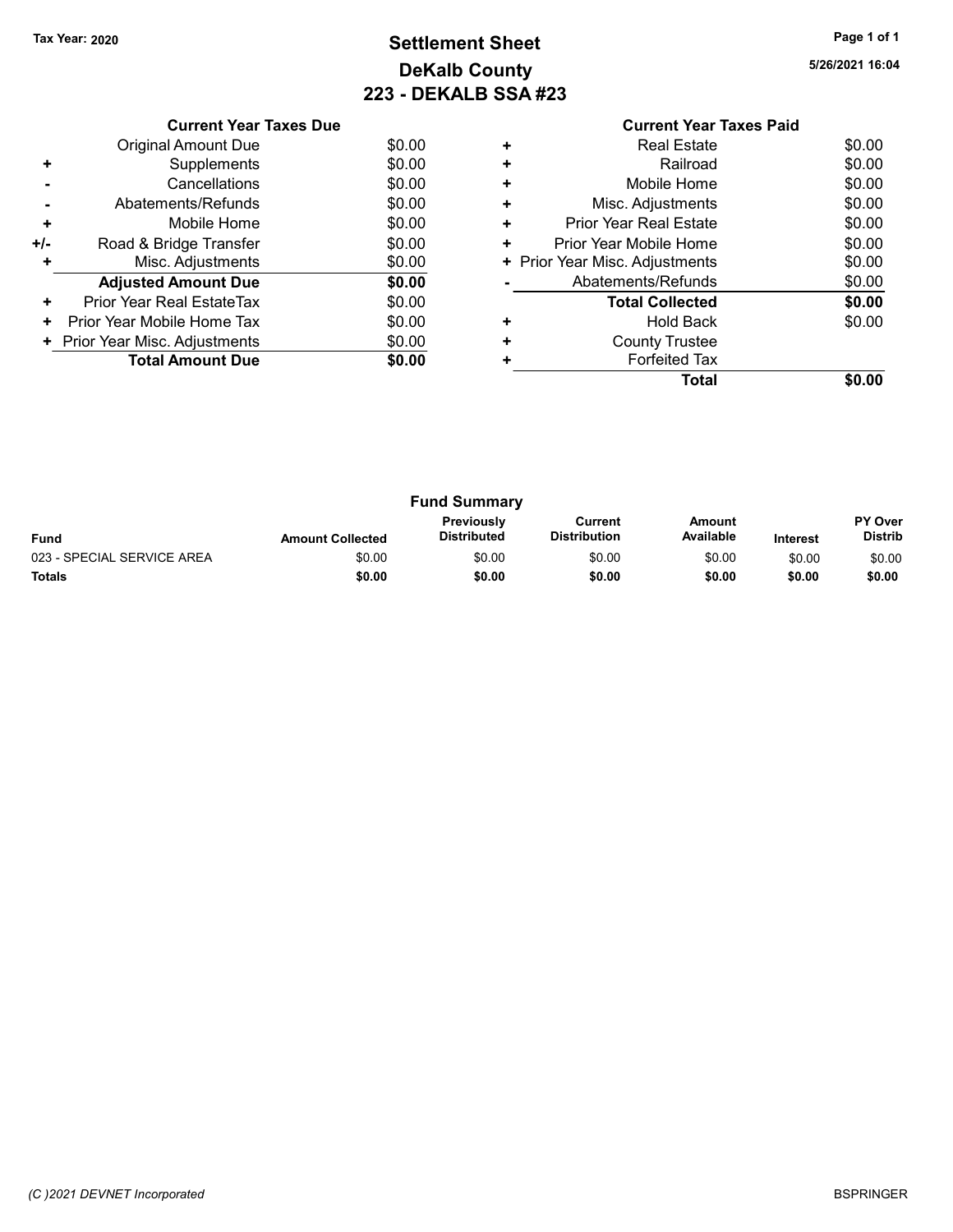Tax Year: 2020

# Settlement Sheet
## DeKalb County
## 223 - DEKALB SSA #23

5/26/2021 16:04

| | Current Year Taxes Due | |
|---|---|---|
| | Original Amount Due | $0.00 |
| + | Supplements | $0.00 |
| - | Cancellations | $0.00 |
| - | Abatements/Refunds | $0.00 |
| + | Mobile Home | $0.00 |
| +/- | Road & Bridge Transfer | $0.00 |
| + | Misc. Adjustments | $0.00 |
| | **Adjusted Amount Due** | **$0.00** |
| + | Prior Year Real EstateTax | $0.00 |
| + | Prior Year Mobile Home Tax | $0.00 |
| + | Prior Year Misc. Adjustments | $0.00 |
| | **Total Amount Due** | **$0.00** |

| | Current Year Taxes Paid | |
|---|---|---|
| + | Real Estate | $0.00 |
| + | Railroad | $0.00 |
| + | Mobile Home | $0.00 |
| + | Misc. Adjustments | $0.00 |
| + | Prior Year Real Estate | $0.00 |
| + | Prior Year Mobile Home | $0.00 |
| + | Prior Year Misc. Adjustments | $0.00 |
| - | Abatements/Refunds | $0.00 |
| | **Total Collected** | **$0.00** |
| + | Hold Back | $0.00 |
| + | County Trustee | |
| + | Forfeited Tax | |
| | **Total** | **$0.00** |

### Fund Summary

| Fund | Amount Collected | Previously Distributed | Current Distribution | Amount Available | Interest | PY Over Distrib |
|---|---|---|---|---|---|---|
| 023 - SPECIAL SERVICE AREA | $0.00 | $0.00 | $0.00 | $0.00 | $0.00 | $0.00 |
| **Totals** | **$0.00** | **$0.00** | **$0.00** | **$0.00** | **$0.00** | **$0.00** |

(C )2021 DEVNET Incorporated

BSPRINGER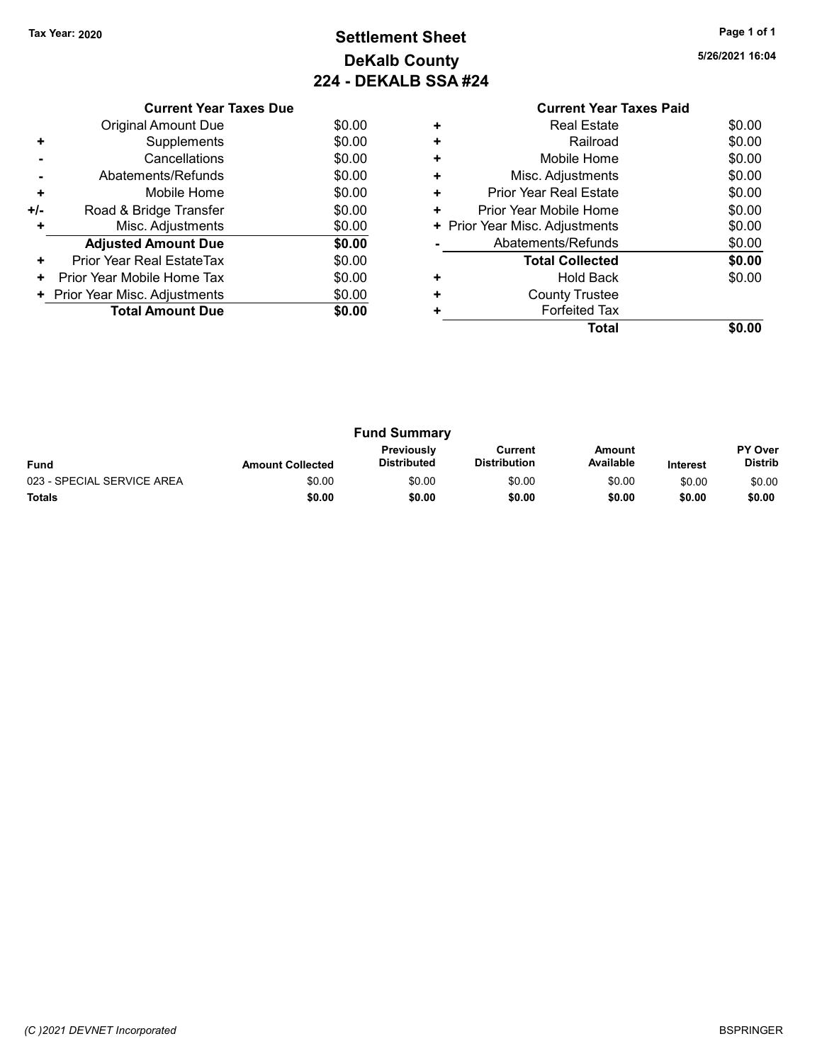Tax Year: 2020

# Settlement Sheet
## DeKalb County
## 224 - DEKALB SSA #24

5/26/2021 16:04

### Current Year Taxes Due

| | | |
|---|---|---|
| | Original Amount Due | $0.00 |
| + | Supplements | $0.00 |
| - | Cancellations | $0.00 |
| - | Abatements/Refunds | $0.00 |
| + | Mobile Home | $0.00 |
| +/- | Road & Bridge Transfer | $0.00 |
| + | Misc. Adjustments | $0.00 |
| | **Adjusted Amount Due** | **$0.00** |
| + | Prior Year Real EstateTax | $0.00 |
| + | Prior Year Mobile Home Tax | $0.00 |
| + | Prior Year Misc. Adjustments | $0.00 |
| | **Total Amount Due** | **$0.00** |

### Current Year Taxes Paid

| | | |
|---|---|---|
| + | Real Estate | $0.00 |
| + | Railroad | $0.00 |
| + | Mobile Home | $0.00 |
| + | Misc. Adjustments | $0.00 |
| + | Prior Year Real Estate | $0.00 |
| + | Prior Year Mobile Home | $0.00 |
| + | Prior Year Misc. Adjustments | $0.00 |
| - | Abatements/Refunds | $0.00 |
| | **Total Collected** | **$0.00** |
| + | Hold Back | $0.00 |
| + | County Trustee | |
| + | Forfeited Tax | |
| | **Total** | **$0.00** |

### Fund Summary

| Fund | Amount Collected | Previously Distributed | Current Distribution | Amount Available | Interest | PY Over Distrib |
|---|---|---|---|---|---|---|
| 023 - SPECIAL SERVICE AREA | $0.00 | $0.00 | $0.00 | $0.00 | $0.00 | $0.00 |
| **Totals** | **$0.00** | **$0.00** | **$0.00** | **$0.00** | **$0.00** | **$0.00** |

(C )2021 DEVNET Incorporated

BSPRINGER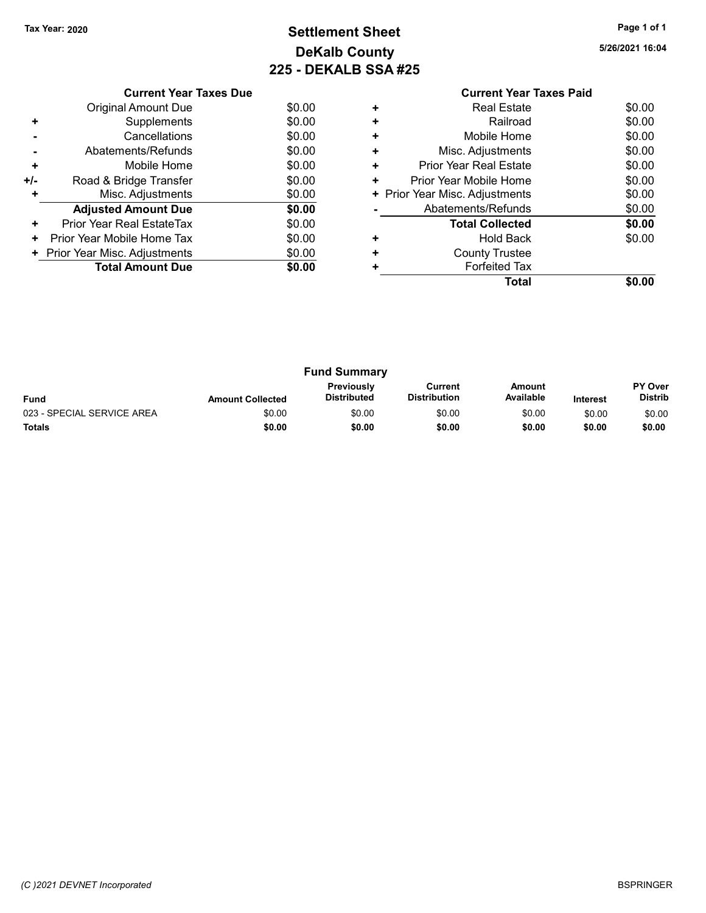Tax Year: 2020

# Settlement Sheet
## DeKalb County
## 225 - DEKALB SSA #25

5/26/2021 16:04

### Current Year Taxes Due

| | | |
|---|---|---|
| | Original Amount Due | $0.00 |
| + | Supplements | $0.00 |
| - | Cancellations | $0.00 |
| - | Abatements/Refunds | $0.00 |
| + | Mobile Home | $0.00 |
| +/- | Road & Bridge Transfer | $0.00 |
| + | Misc. Adjustments | $0.00 |
| | **Adjusted Amount Due** | **$0.00** |
| + | Prior Year Real EstateTax | $0.00 |
| + | Prior Year Mobile Home Tax | $0.00 |
| + | Prior Year Misc. Adjustments | $0.00 |
| | **Total Amount Due** | **$0.00** |

### Current Year Taxes Paid

| | | |
|---|---|---|
| + | Real Estate | $0.00 |
| + | Railroad | $0.00 |
| + | Mobile Home | $0.00 |
| + | Misc. Adjustments | $0.00 |
| + | Prior Year Real Estate | $0.00 |
| + | Prior Year Mobile Home | $0.00 |
| + | Prior Year Misc. Adjustments | $0.00 |
| - | Abatements/Refunds | $0.00 |
| | **Total Collected** | **$0.00** |
| + | Hold Back | $0.00 |
| + | County Trustee | |
| + | Forfeited Tax | |
| | **Total** | **$0.00** |

### Fund Summary

| Fund | Amount Collected | Previously Distributed | Current Distribution | Amount Available | Interest | PY Over Distrib |
|---|---|---|---|---|---|---|
| 023 - SPECIAL SERVICE AREA | $0.00 | $0.00 | $0.00 | $0.00 | $0.00 | $0.00 |
| **Totals** | **$0.00** | **$0.00** | **$0.00** | **$0.00** | **$0.00** | **$0.00** |

(C )2021 DEVNET Incorporated

BSPRINGER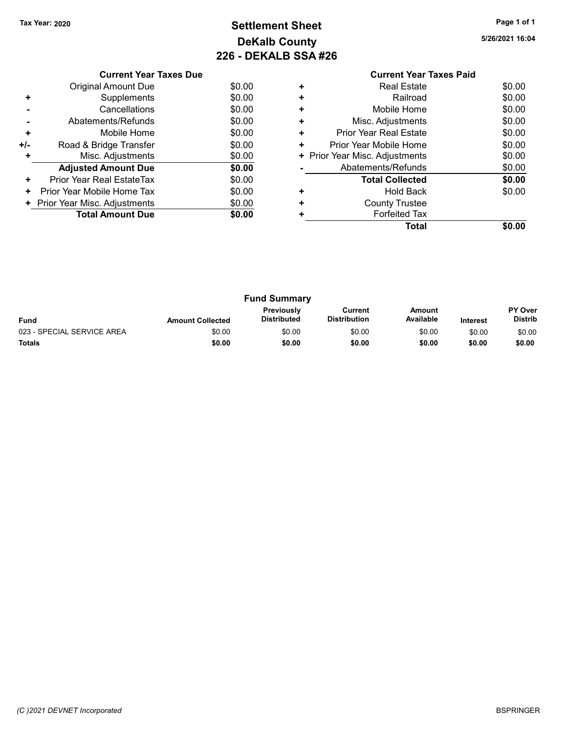Tax Year: 2020

# Settlement Sheet
## DeKalb County
## 226 - DEKALB SSA #26

5/26/2021 16:04

### Current Year Taxes Due

| | | |
|---|---|---|
| | Original Amount Due | $0.00 |
| + | Supplements | $0.00 |
| - | Cancellations | $0.00 |
| - | Abatements/Refunds | $0.00 |
| + | Mobile Home | $0.00 |
| +/- | Road & Bridge Transfer | $0.00 |
| + | Misc. Adjustments | $0.00 |
| | **Adjusted Amount Due** | **$0.00** |
| + | Prior Year Real EstateTax | $0.00 |
| + | Prior Year Mobile Home Tax | $0.00 |
| + | Prior Year Misc. Adjustments | $0.00 |
| | **Total Amount Due** | **$0.00** |

### Current Year Taxes Paid

| | | |
|---|---|---|
| + | Real Estate | $0.00 |
| + | Railroad | $0.00 |
| + | Mobile Home | $0.00 |
| + | Misc. Adjustments | $0.00 |
| + | Prior Year Real Estate | $0.00 |
| + | Prior Year Mobile Home | $0.00 |
| + | Prior Year Misc. Adjustments | $0.00 |
| - | Abatements/Refunds | $0.00 |
| | **Total Collected** | **$0.00** |
| + | Hold Back | $0.00 |
| + | County Trustee | |
| + | Forfeited Tax | |
| | **Total** | **$0.00** |

### Fund Summary

| Fund | Amount Collected | Previously Distributed | Current Distribution | Amount Available | Interest | PY Over Distrib |
|---|---|---|---|---|---|---|
| 023 - SPECIAL SERVICE AREA | $0.00 | $0.00 | $0.00 | $0.00 | $0.00 | $0.00 |
| **Totals** | **$0.00** | **$0.00** | **$0.00** | **$0.00** | **$0.00** | **$0.00** |

(C )2021 DEVNET Incorporated BSPRINGER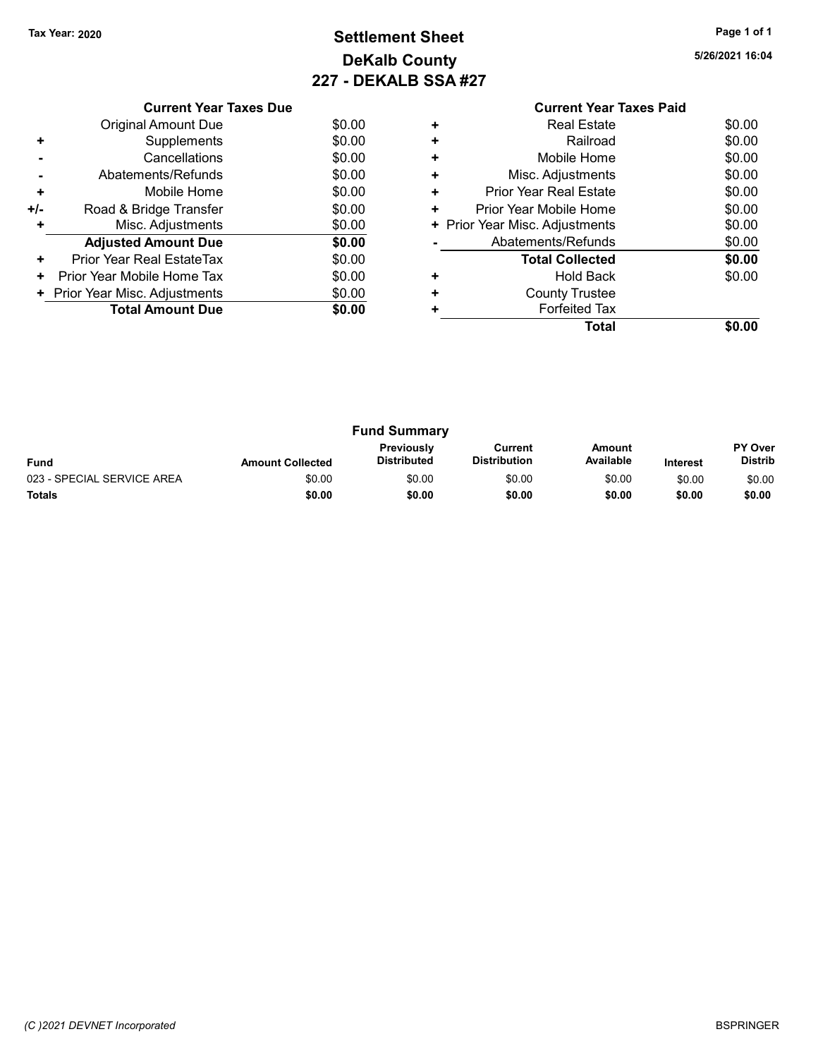Tax Year: 2020

# Settlement Sheet
## DeKalb County
## 227 - DEKALB SSA #27

5/26/2021 16:04

### Current Year Taxes Due

| | | |
|---|---|---|
| | Original Amount Due | $0.00 |
| + | Supplements | $0.00 |
| - | Cancellations | $0.00 |
| - | Abatements/Refunds | $0.00 |
| + | Mobile Home | $0.00 |
| +/- | Road & Bridge Transfer | $0.00 |
| + | Misc. Adjustments | $0.00 |
| | **Adjusted Amount Due** | **$0.00** |
| + | Prior Year Real EstateTax | $0.00 |
| + | Prior Year Mobile Home Tax | $0.00 |
| + | Prior Year Misc. Adjustments | $0.00 |
| | **Total Amount Due** | **$0.00** |

### Current Year Taxes Paid

| | | |
|---|---|---|
| + | Real Estate | $0.00 |
| + | Railroad | $0.00 |
| + | Mobile Home | $0.00 |
| + | Misc. Adjustments | $0.00 |
| + | Prior Year Real Estate | $0.00 |
| + | Prior Year Mobile Home | $0.00 |
| + | Prior Year Misc. Adjustments | $0.00 |
| - | Abatements/Refunds | $0.00 |
| | **Total Collected** | **$0.00** |
| + | Hold Back | $0.00 |
| + | County Trustee | |
| + | Forfeited Tax | |
| | **Total** | **$0.00** |

### Fund Summary

| Fund | Amount Collected | Previously Distributed | Current Distribution | Amount Available | Interest | PY Over Distrib |
|---|---|---|---|---|---|---|
| 023 - SPECIAL SERVICE AREA | $0.00 | $0.00 | $0.00 | $0.00 | $0.00 | $0.00 |
| **Totals** | **$0.00** | **$0.00** | **$0.00** | **$0.00** | **$0.00** | **$0.00** |

(C )2021 DEVNET Incorporated

BSPRINGER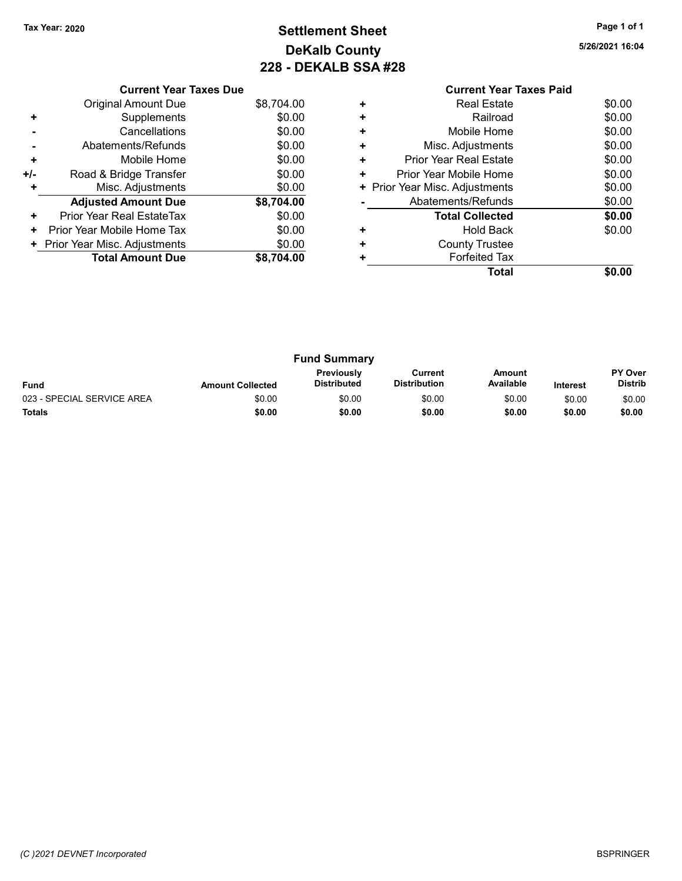Tax Year: 2020

# Settlement Sheet
## DeKalb County
## 228 - DEKALB SSA #28

5/26/2021 16:04

### Current Year Taxes Due

| | | |
|---|---|---|
| | Original Amount Due | $8,704.00 |
| + | Supplements | $0.00 |
| - | Cancellations | $0.00 |
| - | Abatements/Refunds | $0.00 |
| + | Mobile Home | $0.00 |
| +/- | Road & Bridge Transfer | $0.00 |
| + | Misc. Adjustments | $0.00 |
| | **Adjusted Amount Due** | **$8,704.00** |
| + | Prior Year Real EstateTax | $0.00 |
| + | Prior Year Mobile Home Tax | $0.00 |
| + | Prior Year Misc. Adjustments | $0.00 |
| | **Total Amount Due** | **$8,704.00** |

### Current Year Taxes Paid

| | | |
|---|---|---|
| + | Real Estate | $0.00 |
| + | Railroad | $0.00 |
| + | Mobile Home | $0.00 |
| + | Misc. Adjustments | $0.00 |
| + | Prior Year Real Estate | $0.00 |
| + | Prior Year Mobile Home | $0.00 |
| + | Prior Year Misc. Adjustments | $0.00 |
| - | Abatements/Refunds | $0.00 |
| | **Total Collected** | **$0.00** |
| + | Hold Back | $0.00 |
| + | County Trustee | |
| + | Forfeited Tax | |
| | **Total** | **$0.00** |

### Fund Summary

| Fund | Amount Collected | Previously Distributed | Current Distribution | Amount Available | Interest | PY Over Distrib |
|---|---|---|---|---|---|---|
| 023 - SPECIAL SERVICE AREA | $0.00 | $0.00 | $0.00 | $0.00 | $0.00 | $0.00 |
| **Totals** | **$0.00** | **$0.00** | **$0.00** | **$0.00** | **$0.00** | **$0.00** |

(C )2021 DEVNET Incorporated BSPRINGER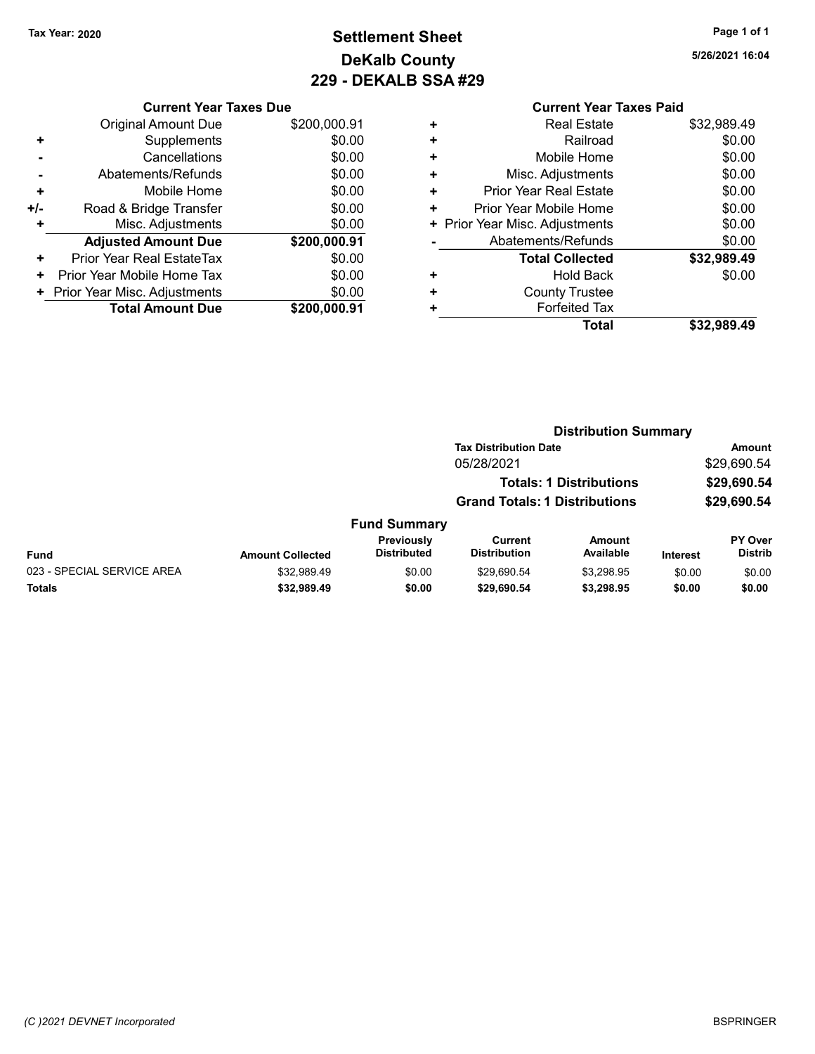Tax Year: 2020

# Settlement Sheet
## DeKalb County
## 229 - DEKALB SSA #29

5/26/2021 16:04

**Current Year Taxes Due**

| | | |
|---|---|---|
| | Original Amount Due | $200,000.91 |
| + | Supplements | $0.00 |
| - | Cancellations | $0.00 |
| - | Abatements/Refunds | $0.00 |
| + | Mobile Home | $0.00 |
| +/- | Road & Bridge Transfer | $0.00 |
| + | Misc. Adjustments | $0.00 |
| | **Adjusted Amount Due** | **$200,000.91** |
| + | Prior Year Real EstateTax | $0.00 |
| + | Prior Year Mobile Home Tax | $0.00 |
| + | Prior Year Misc. Adjustments | $0.00 |
| | **Total Amount Due** | **$200,000.91** |

**Current Year Taxes Paid**

| | | |
|---|---|---|
| + | Real Estate | $32,989.49 |
| + | Railroad | $0.00 |
| + | Mobile Home | $0.00 |
| + | Misc. Adjustments | $0.00 |
| + | Prior Year Real Estate | $0.00 |
| + | Prior Year Mobile Home | $0.00 |
| + | Prior Year Misc. Adjustments | $0.00 |
| - | Abatements/Refunds | $0.00 |
| | **Total Collected** | **$32,989.49** |
| + | Hold Back | $0.00 |
| + | County Trustee | |
| + | Forfeited Tax | |
| | **Total** | **$32,989.49** |

**Distribution Summary**

| Tax Distribution Date | Amount |
|---|---|
| 05/28/2021 | $29,690.54 |
| **Totals: 1 Distributions** | **$29,690.54** |
| **Grand Totals: 1 Distributions** | **$29,690.54** |

**Fund Summary**

| Fund | Amount Collected | Previously Distributed | Current Distribution | Amount Available | Interest | PY Over Distrib |
|---|---|---|---|---|---|---|
| 023 - SPECIAL SERVICE AREA | $32,989.49 | $0.00 | $29,690.54 | $3,298.95 | $0.00 | $0.00 |
| **Totals** | **$32,989.49** | **$0.00** | **$29,690.54** | **$3,298.95** | **$0.00** | **$0.00** |

(C )2021 DEVNET Incorporated

BSPRINGER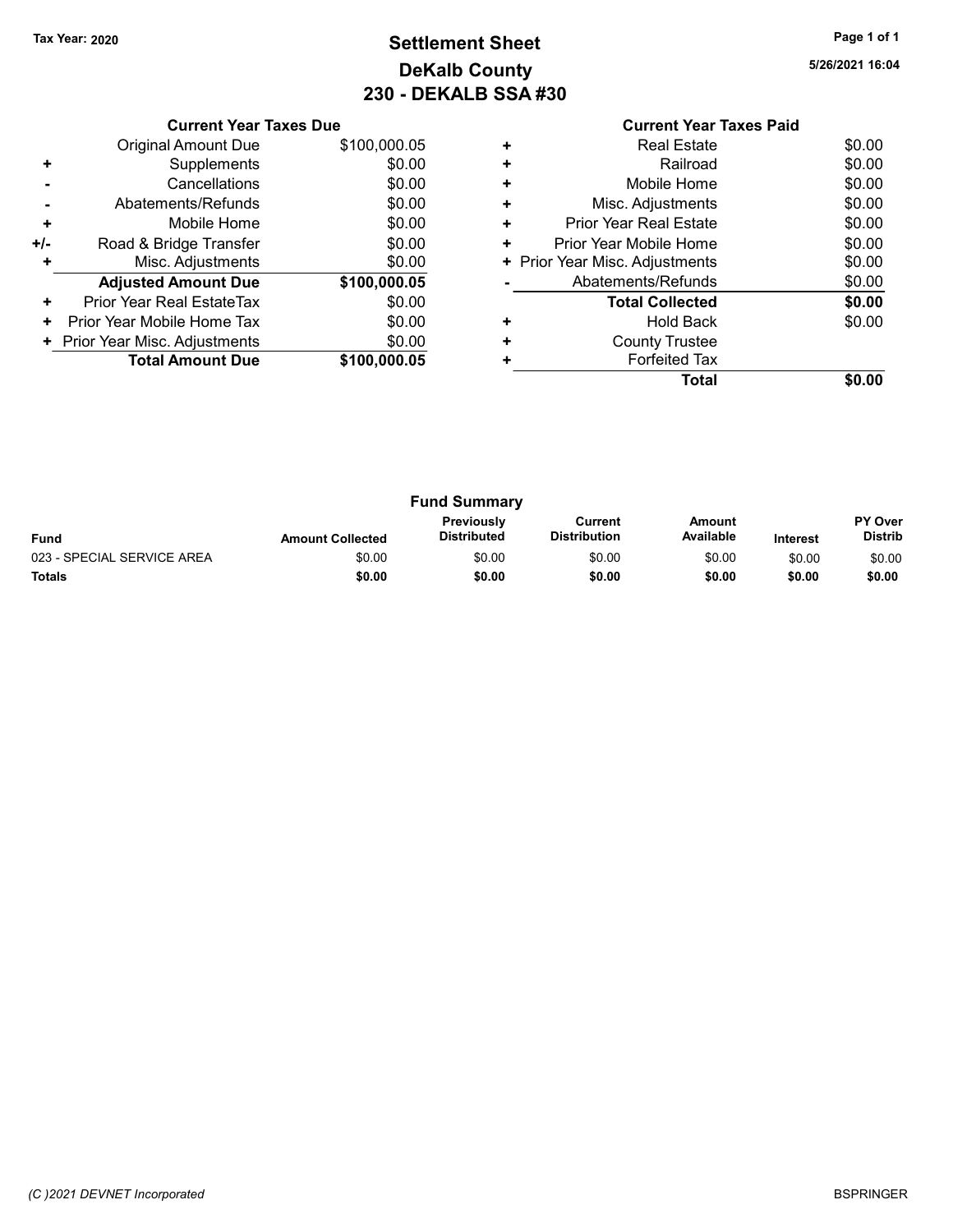**Tax Year: 2020**

# Settlement Sheet
## DeKalb County
## 230 - DEKALB SSA #30

5/26/2021 16:04

### Current Year Taxes Due

| | | |
|---|---|---|
| | Original Amount Due | $100,000.05 |
| + | Supplements | $0.00 |
| - | Cancellations | $0.00 |
| - | Abatements/Refunds | $0.00 |
| + | Mobile Home | $0.00 |
| +/- | Road & Bridge Transfer | $0.00 |
| + | Misc. Adjustments | $0.00 |
| | **Adjusted Amount Due** | **$100,000.05** |
| + | Prior Year Real EstateTax | $0.00 |
| + | Prior Year Mobile Home Tax | $0.00 |
| + | Prior Year Misc. Adjustments | $0.00 |
| | **Total Amount Due** | **$100,000.05** |

### Current Year Taxes Paid

| | | |
|---|---|---|
| + | Real Estate | $0.00 |
| + | Railroad | $0.00 |
| + | Mobile Home | $0.00 |
| + | Misc. Adjustments | $0.00 |
| + | Prior Year Real Estate | $0.00 |
| + | Prior Year Mobile Home | $0.00 |
| + | Prior Year Misc. Adjustments | $0.00 |
| - | Abatements/Refunds | $0.00 |
| | **Total Collected** | **$0.00** |
| + | Hold Back | $0.00 |
| + | County Trustee | |
| + | Forfeited Tax | |
| | **Total** | **$0.00** |

### Fund Summary

| Fund | Amount Collected | Previously Distributed | Current Distribution | Amount Available | Interest | PY Over Distrib |
|---|---|---|---|---|---|---|
| 023 - SPECIAL SERVICE AREA | $0.00 | $0.00 | $0.00 | $0.00 | $0.00 | $0.00 |
| **Totals** | **$0.00** | **$0.00** | **$0.00** | **$0.00** | **$0.00** | **$0.00** |

(C )2021 DEVNET Incorporated

BSPRINGER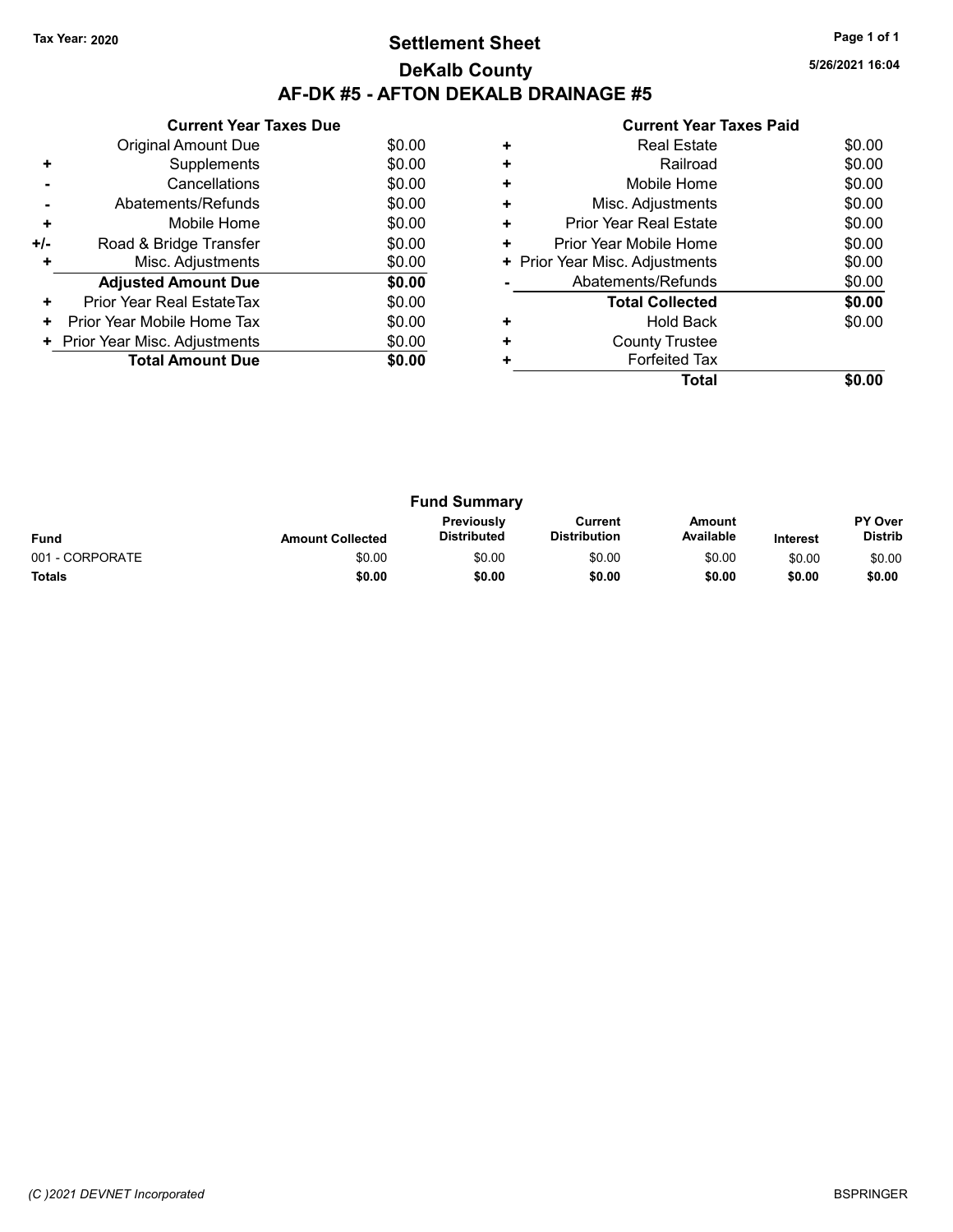Tax Year: 2020

# Settlement Sheet

## DeKalb County

## AF-DK #5 - AFTON DEKALB DRAINAGE #5

5/26/2021 16:04

### Current Year Taxes Due

| | | |
|---|---|---|
| | Original Amount Due | $0.00 |
| + | Supplements | $0.00 |
| - | Cancellations | $0.00 |
| - | Abatements/Refunds | $0.00 |
| + | Mobile Home | $0.00 |
| +/- | Road & Bridge Transfer | $0.00 |
| + | Misc. Adjustments | $0.00 |
| | **Adjusted Amount Due** | **$0.00** |
| + | Prior Year Real EstateTax | $0.00 |
| + | Prior Year Mobile Home Tax | $0.00 |
| + | Prior Year Misc. Adjustments | $0.00 |
| | **Total Amount Due** | **$0.00** |

### Current Year Taxes Paid

| | | |
|---|---|---|
| + | Real Estate | $0.00 |
| + | Railroad | $0.00 |
| + | Mobile Home | $0.00 |
| + | Misc. Adjustments | $0.00 |
| + | Prior Year Real Estate | $0.00 |
| + | Prior Year Mobile Home | $0.00 |
| + | Prior Year Misc. Adjustments | $0.00 |
| - | Abatements/Refunds | $0.00 |
| | **Total Collected** | **$0.00** |
| + | Hold Back | $0.00 |
| + | County Trustee | |
| + | Forfeited Tax | |
| | **Total** | **$0.00** |

### Fund Summary

| Fund | Amount Collected | Previously Distributed | Current Distribution | Amount Available | Interest | PY Over Distrib |
|---|---|---|---|---|---|---|
| 001 - CORPORATE | $0.00 | $0.00 | $0.00 | $0.00 | $0.00 | $0.00 |
| **Totals** | **$0.00** | **$0.00** | **$0.00** | **$0.00** | **$0.00** | **$0.00** |

(C )2021 DEVNET Incorporated

BSPRINGER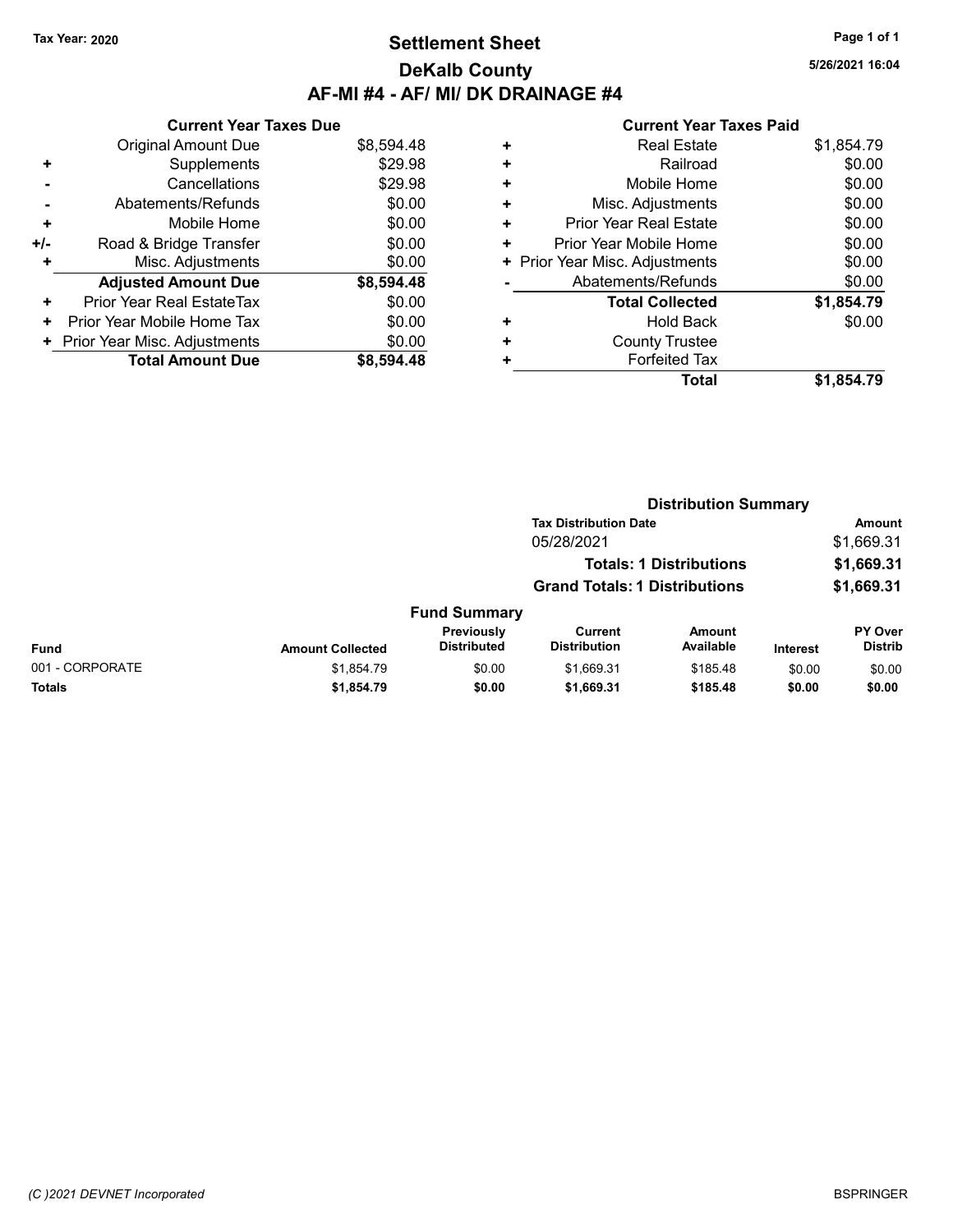**Tax Year: 2020**

# Settlement Sheet

## DeKalb County

## AF-MI #4 - AF/ MI/ DK DRAINAGE #4

5/26/2021 16:04

### Current Year Taxes Due

| | | |
|---|---|---|
| | Original Amount Due | $8,594.48 |
| + | Supplements | $29.98 |
| - | Cancellations | $29.98 |
| - | Abatements/Refunds | $0.00 |
| + | Mobile Home | $0.00 |
| +/- | Road & Bridge Transfer | $0.00 |
| + | Misc. Adjustments | $0.00 |
| | **Adjusted Amount Due** | **$8,594.48** |
| + | Prior Year Real EstateTax | $0.00 |
| + | Prior Year Mobile Home Tax | $0.00 |
| + | Prior Year Misc. Adjustments | $0.00 |
| | **Total Amount Due** | **$8,594.48** |

### Current Year Taxes Paid

| | | |
|---|---|---|
| + | Real Estate | $1,854.79 |
| + | Railroad | $0.00 |
| + | Mobile Home | $0.00 |
| + | Misc. Adjustments | $0.00 |
| + | Prior Year Real Estate | $0.00 |
| + | Prior Year Mobile Home | $0.00 |
| + | Prior Year Misc. Adjustments | $0.00 |
| - | Abatements/Refunds | $0.00 |
| | **Total Collected** | **$1,854.79** |
| + | Hold Back | $0.00 |
| + | County Trustee | |
| + | Forfeited Tax | |
| | **Total** | **$1,854.79** |

### Distribution Summary

| Tax Distribution Date | Amount |
|---|---|
| 05/28/2021 | $1,669.31 |
| **Totals: 1 Distributions** | **$1,669.31** |
| **Grand Totals: 1 Distributions** | **$1,669.31** |

### Fund Summary

| Fund | Amount Collected | Previously Distributed | Current Distribution | Amount Available | Interest | PY Over Distrib |
|---|---|---|---|---|---|---|
| 001 - CORPORATE | $1,854.79 | $0.00 | $1,669.31 | $185.48 | $0.00 | $0.00 |
| **Totals** | **$1,854.79** | **$0.00** | **$1,669.31** | **$185.48** | **$0.00** | **$0.00** |

*(C )2021 DEVNET Incorporated*

BSPRINGER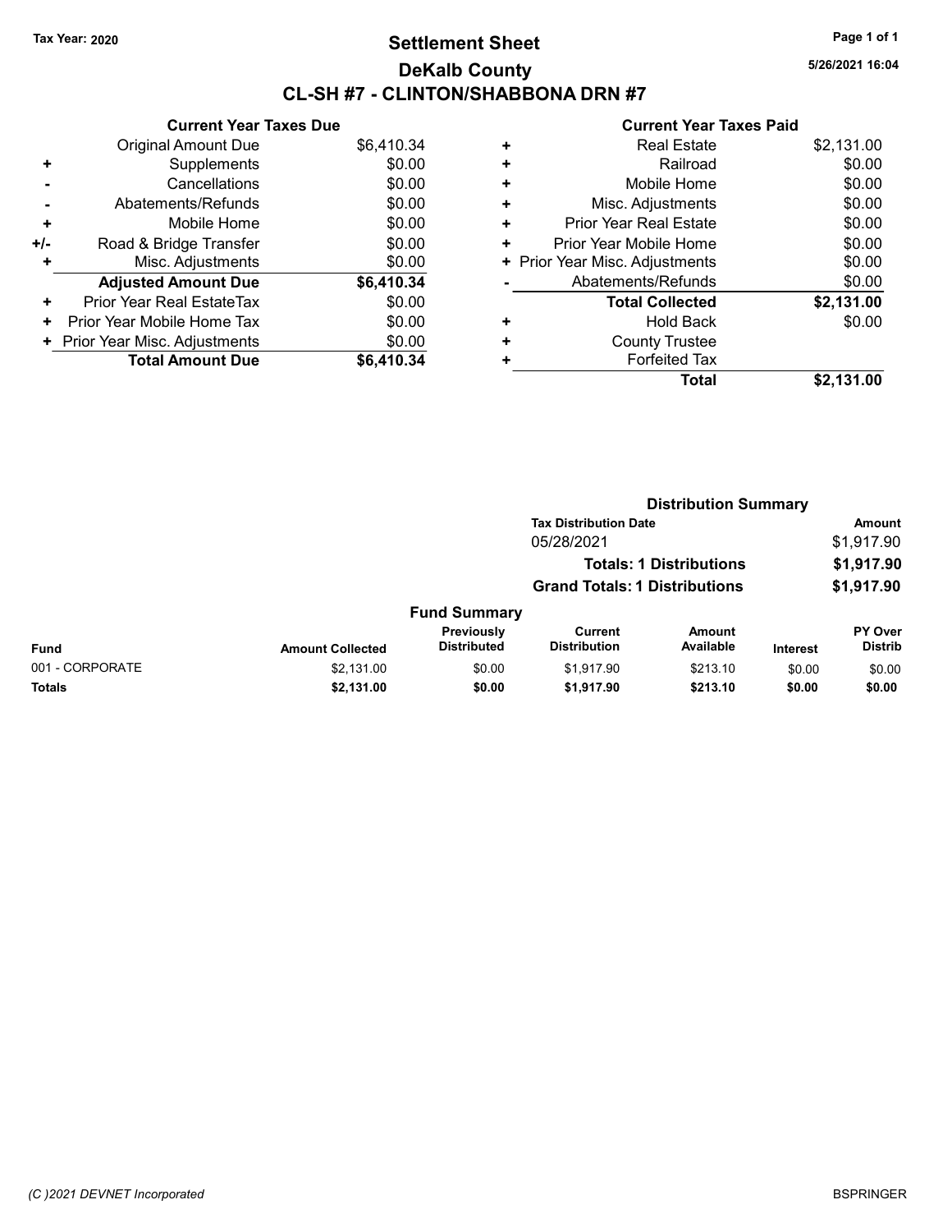Tax Year: 2020

# Settlement Sheet

## DeKalb County

## CL-SH #7 - CLINTON/SHABBONA DRN #7

5/26/2021 16:04

### Current Year Taxes Due

| | | |
|---|---|---|
| | Original Amount Due | $6,410.34 |
| + | Supplements | $0.00 |
| - | Cancellations | $0.00 |
| - | Abatements/Refunds | $0.00 |
| + | Mobile Home | $0.00 |
| +/- | Road & Bridge Transfer | $0.00 |
| + | Misc. Adjustments | $0.00 |
| | **Adjusted Amount Due** | **$6,410.34** |
| + | Prior Year Real EstateTax | $0.00 |
| + | Prior Year Mobile Home Tax | $0.00 |
| + | Prior Year Misc. Adjustments | $0.00 |
| | **Total Amount Due** | **$6,410.34** |

### Current Year Taxes Paid

| | | |
|---|---|---|
| + | Real Estate | $2,131.00 |
| + | Railroad | $0.00 |
| + | Mobile Home | $0.00 |
| + | Misc. Adjustments | $0.00 |
| + | Prior Year Real Estate | $0.00 |
| + | Prior Year Mobile Home | $0.00 |
| + | Prior Year Misc. Adjustments | $0.00 |
| - | Abatements/Refunds | $0.00 |
| | **Total Collected** | **$2,131.00** |
| + | Hold Back | $0.00 |
| + | County Trustee | |
| + | Forfeited Tax | |
| | **Total** | **$2,131.00** |

### Distribution Summary

| Tax Distribution Date | Amount |
|---|---|
| 05/28/2021 | $1,917.90 |
| **Totals: 1 Distributions** | **$1,917.90** |
| **Grand Totals: 1 Distributions** | **$1,917.90** |

### Fund Summary

| Fund | Amount Collected | Previously Distributed | Current Distribution | Amount Available | Interest | PY Over Distrib |
|---|---|---|---|---|---|---|
| 001 - CORPORATE | $2,131.00 | $0.00 | $1,917.90 | $213.10 | $0.00 | $0.00 |
| **Totals** | **$2,131.00** | **$0.00** | **$1,917.90** | **$213.10** | **$0.00** | **$0.00** |

(C )2021 DEVNET Incorporated

BSPRINGER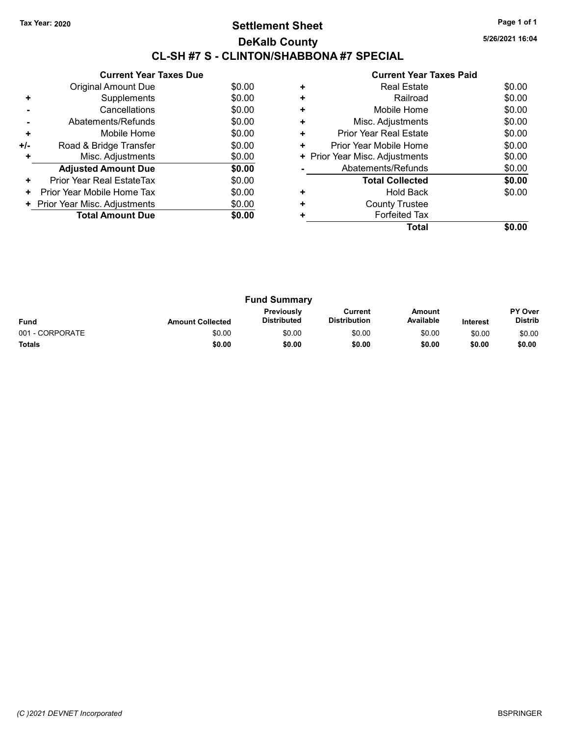Tax Year: 2020

# Settlement Sheet

## DeKalb County

## CL-SH #7 S - CLINTON/SHABBONA #7 SPECIAL

5/26/2021 16:04

### Current Year Taxes Due

| | | |
|---|---|---|
| | Original Amount Due | $0.00 |
| + | Supplements | $0.00 |
| - | Cancellations | $0.00 |
| - | Abatements/Refunds | $0.00 |
| + | Mobile Home | $0.00 |
| +/- | Road & Bridge Transfer | $0.00 |
| + | Misc. Adjustments | $0.00 |
| | **Adjusted Amount Due** | **$0.00** |
| + | Prior Year Real EstateTax | $0.00 |
| + | Prior Year Mobile Home Tax | $0.00 |
| + | Prior Year Misc. Adjustments | $0.00 |
| | **Total Amount Due** | **$0.00** |

### Current Year Taxes Paid

| | | |
|---|---|---|
| + | Real Estate | $0.00 |
| + | Railroad | $0.00 |
| + | Mobile Home | $0.00 |
| + | Misc. Adjustments | $0.00 |
| + | Prior Year Real Estate | $0.00 |
| + | Prior Year Mobile Home | $0.00 |
| + | Prior Year Misc. Adjustments | $0.00 |
| - | Abatements/Refunds | $0.00 |
| | **Total Collected** | **$0.00** |
| + | Hold Back | $0.00 |
| + | County Trustee | |
| + | Forfeited Tax | |
| | **Total** | **$0.00** |

### Fund Summary

| Fund | Amount Collected | Previously Distributed | Current Distribution | Amount Available | Interest | PY Over Distrib |
|---|---|---|---|---|---|---|
| 001 - CORPORATE | $0.00 | $0.00 | $0.00 | $0.00 | $0.00 | $0.00 |
| **Totals** | **$0.00** | **$0.00** | **$0.00** | **$0.00** | **$0.00** | **$0.00** |

(C )2021 DEVNET Incorporated

BSPRINGER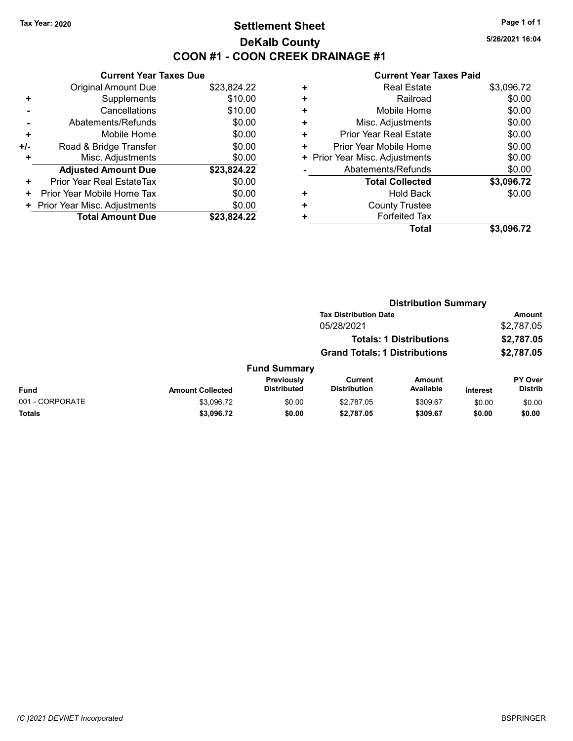Tax Year: 2020

# Settlement Sheet

## DeKalb County

## COON #1 - COON CREEK DRAINAGE #1

5/26/2021 16:04

### Current Year Taxes Due

| | | |
|---|---|---|
| | Original Amount Due | $23,824.22 |
| + | Supplements | $10.00 |
| - | Cancellations | $10.00 |
| - | Abatements/Refunds | $0.00 |
| + | Mobile Home | $0.00 |
| +/- | Road & Bridge Transfer | $0.00 |
| + | Misc. Adjustments | $0.00 |
| | **Adjusted Amount Due** | **$23,824.22** |
| + | Prior Year Real EstateTax | $0.00 |
| + | Prior Year Mobile Home Tax | $0.00 |
| + | Prior Year Misc. Adjustments | $0.00 |
| | **Total Amount Due** | **$23,824.22** |

### Current Year Taxes Paid

| | | |
|---|---|---|
| + | Real Estate | $3,096.72 |
| + | Railroad | $0.00 |
| + | Mobile Home | $0.00 |
| + | Misc. Adjustments | $0.00 |
| + | Prior Year Real Estate | $0.00 |
| + | Prior Year Mobile Home | $0.00 |
| + | Prior Year Misc. Adjustments | $0.00 |
| - | Abatements/Refunds | $0.00 |
| | **Total Collected** | **$3,096.72** |
| + | Hold Back | $0.00 |
| + | County Trustee | |
| + | Forfeited Tax | |
| | **Total** | **$3,096.72** |

### Distribution Summary

| Tax Distribution Date | Amount |
|---|---|
| 05/28/2021 | $2,787.05 |
| **Totals: 1 Distributions** | **$2,787.05** |
| **Grand Totals: 1 Distributions** | **$2,787.05** |

### Fund Summary

| Fund | Amount Collected | Previously Distributed | Current Distribution | Amount Available | Interest | PY Over Distrib |
|---|---|---|---|---|---|---|
| 001 - CORPORATE | $3,096.72 | $0.00 | $2,787.05 | $309.67 | $0.00 | $0.00 |
| **Totals** | **$3,096.72** | **$0.00** | **$2,787.05** | **$309.67** | **$0.00** | **$0.00** |

(C )2021 DEVNET Incorporated

BSPRINGER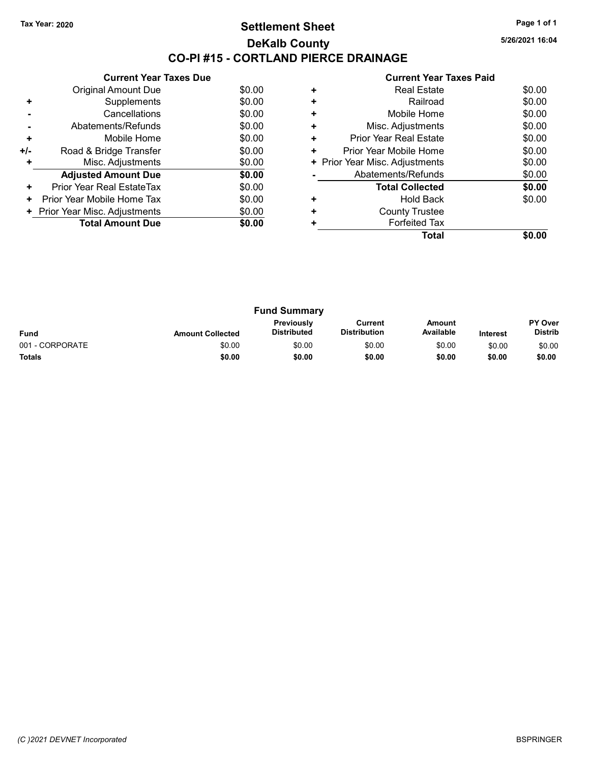Tax Year: 2020

# Settlement Sheet

## DeKalb County

## CO-PI #15 - CORTLAND PIERCE DRAINAGE

5/26/2021 16:04

### Current Year Taxes Due

| | | |
|---|---|---|
| | Original Amount Due | $0.00 |
| + | Supplements | $0.00 |
| - | Cancellations | $0.00 |
| - | Abatements/Refunds | $0.00 |
| + | Mobile Home | $0.00 |
| +/- | Road & Bridge Transfer | $0.00 |
| + | Misc. Adjustments | $0.00 |
| | **Adjusted Amount Due** | **$0.00** |
| + | Prior Year Real EstateTax | $0.00 |
| + | Prior Year Mobile Home Tax | $0.00 |
| + | Prior Year Misc. Adjustments | $0.00 |
| | **Total Amount Due** | **$0.00** |

### Current Year Taxes Paid

| | | |
|---|---|---|
| + | Real Estate | $0.00 |
| + | Railroad | $0.00 |
| + | Mobile Home | $0.00 |
| + | Misc. Adjustments | $0.00 |
| + | Prior Year Real Estate | $0.00 |
| + | Prior Year Mobile Home | $0.00 |
| + | Prior Year Misc. Adjustments | $0.00 |
| - | Abatements/Refunds | $0.00 |
| | **Total Collected** | **$0.00** |
| + | Hold Back | $0.00 |
| + | County Trustee | |
| + | Forfeited Tax | |
| | **Total** | **$0.00** |

### Fund Summary

| Fund | Amount Collected | Previously Distributed | Current Distribution | Amount Available | Interest | PY Over Distrib |
|---|---|---|---|---|---|---|
| 001 - CORPORATE | $0.00 | $0.00 | $0.00 | $0.00 | $0.00 | $0.00 |
| **Totals** | **$0.00** | **$0.00** | **$0.00** | **$0.00** | **$0.00** | **$0.00** |

(C )2021 DEVNET Incorporated

BSPRINGER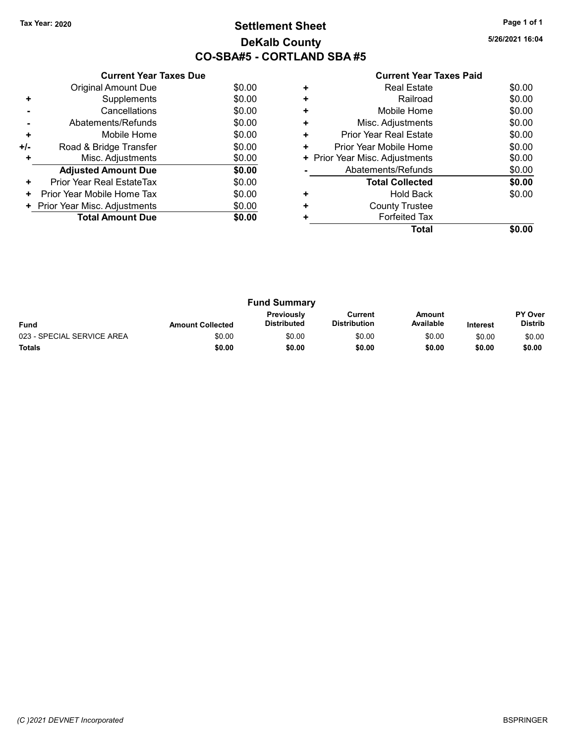Tax Year: 2020

# Settlement Sheet
## DeKalb County
## CO-SBA#5 - CORTLAND SBA #5

5/26/2021 16:04

### Current Year Taxes Due

| | | |
|---|---|---|
| | Original Amount Due | $0.00 |
| + | Supplements | $0.00 |
| - | Cancellations | $0.00 |
| - | Abatements/Refunds | $0.00 |
| + | Mobile Home | $0.00 |
| +/- | Road & Bridge Transfer | $0.00 |
| + | Misc. Adjustments | $0.00 |
| | **Adjusted Amount Due** | **$0.00** |
| + | Prior Year Real EstateTax | $0.00 |
| + | Prior Year Mobile Home Tax | $0.00 |
| + | Prior Year Misc. Adjustments | $0.00 |
| | **Total Amount Due** | **$0.00** |

### Current Year Taxes Paid

| | | |
|---|---|---|
| + | Real Estate | $0.00 |
| + | Railroad | $0.00 |
| + | Mobile Home | $0.00 |
| + | Misc. Adjustments | $0.00 |
| + | Prior Year Real Estate | $0.00 |
| + | Prior Year Mobile Home | $0.00 |
| + | Prior Year Misc. Adjustments | $0.00 |
| - | Abatements/Refunds | $0.00 |
| | **Total Collected** | **$0.00** |
| + | Hold Back | $0.00 |
| + | County Trustee | |
| + | Forfeited Tax | |
| | **Total** | **$0.00** |

### Fund Summary

| Fund | Amount Collected | Previously Distributed | Current Distribution | Amount Available | Interest | PY Over Distrib |
|---|---|---|---|---|---|---|
| 023 - SPECIAL SERVICE AREA | $0.00 | $0.00 | $0.00 | $0.00 | $0.00 | $0.00 |
| **Totals** | **$0.00** | **$0.00** | **$0.00** | **$0.00** | **$0.00** | **$0.00** |

(C )2021 DEVNET Incorporated

BSPRINGER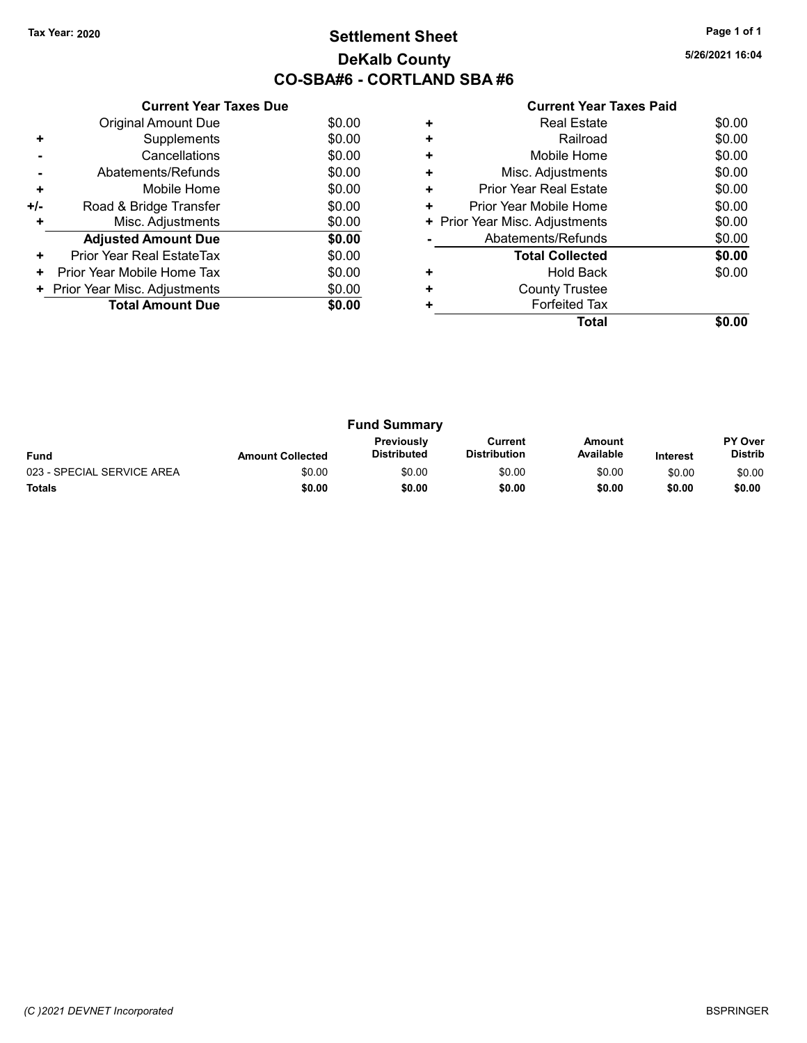Tax Year: 2020

# Settlement Sheet
## DeKalb County
## CO-SBA#6 - CORTLAND SBA #6

5/26/2021 16:04

### Current Year Taxes Due

| | | |
|---|---|---|
| | Original Amount Due | $0.00 |
| + | Supplements | $0.00 |
| - | Cancellations | $0.00 |
| - | Abatements/Refunds | $0.00 |
| + | Mobile Home | $0.00 |
| +/- | Road & Bridge Transfer | $0.00 |
| + | Misc. Adjustments | $0.00 |
| | **Adjusted Amount Due** | **$0.00** |
| + | Prior Year Real EstateTax | $0.00 |
| + | Prior Year Mobile Home Tax | $0.00 |
| + | Prior Year Misc. Adjustments | $0.00 |
| | **Total Amount Due** | **$0.00** |

### Current Year Taxes Paid

| | | |
|---|---|---|
| + | Real Estate | $0.00 |
| + | Railroad | $0.00 |
| + | Mobile Home | $0.00 |
| + | Misc. Adjustments | $0.00 |
| + | Prior Year Real Estate | $0.00 |
| + | Prior Year Mobile Home | $0.00 |
| + | Prior Year Misc. Adjustments | $0.00 |
| - | Abatements/Refunds | $0.00 |
| | **Total Collected** | **$0.00** |
| + | Hold Back | $0.00 |
| + | County Trustee | |
| + | Forfeited Tax | |
| | **Total** | **$0.00** |

### Fund Summary

| Fund | Amount Collected | Previously Distributed | Current Distribution | Amount Available | Interest | PY Over Distrib |
|---|---|---|---|---|---|---|
| 023 - SPECIAL SERVICE AREA | $0.00 | $0.00 | $0.00 | $0.00 | $0.00 | $0.00 |
| **Totals** | **$0.00** | **$0.00** | **$0.00** | **$0.00** | **$0.00** | **$0.00** |

(C )2021 DEVNET Incorporated

BSPRINGER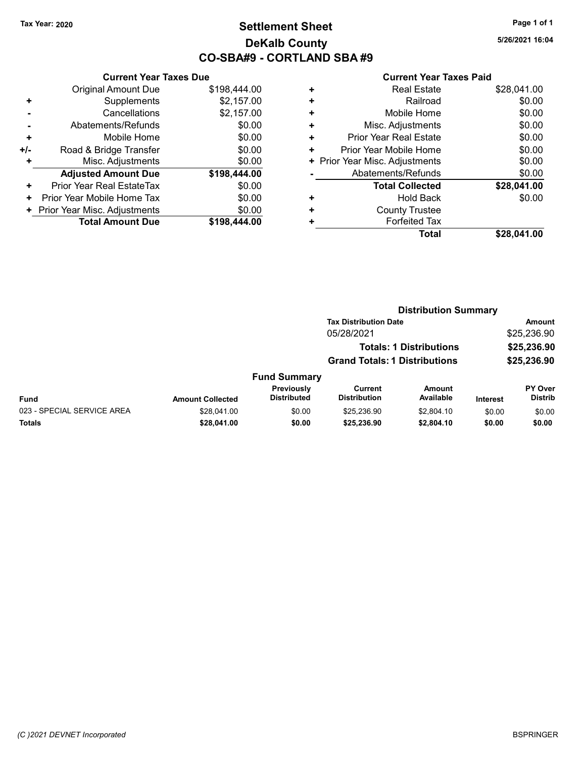Tax Year: 2020

# Settlement Sheet
## DeKalb County
## CO-SBA#9 - CORTLAND SBA #9

5/26/2021 16:04

### Current Year Taxes Due

| | | |
|---|---|---|
| | Original Amount Due | $198,444.00 |
| + | Supplements | $2,157.00 |
| - | Cancellations | $2,157.00 |
| - | Abatements/Refunds | $0.00 |
| + | Mobile Home | $0.00 |
| +/- | Road & Bridge Transfer | $0.00 |
| + | Misc. Adjustments | $0.00 |
| | **Adjusted Amount Due** | **$198,444.00** |
| + | Prior Year Real EstateTax | $0.00 |
| + | Prior Year Mobile Home Tax | $0.00 |
| + | Prior Year Misc. Adjustments | $0.00 |
| | **Total Amount Due** | **$198,444.00** |

### Current Year Taxes Paid

| | | |
|---|---|---|
| + | Real Estate | $28,041.00 |
| + | Railroad | $0.00 |
| + | Mobile Home | $0.00 |
| + | Misc. Adjustments | $0.00 |
| + | Prior Year Real Estate | $0.00 |
| + | Prior Year Mobile Home | $0.00 |
| + | Prior Year Misc. Adjustments | $0.00 |
| - | Abatements/Refunds | $0.00 |
| | **Total Collected** | **$28,041.00** |
| + | Hold Back | $0.00 |
| + | County Trustee | |
| + | Forfeited Tax | |
| | **Total** | **$28,041.00** |

### Distribution Summary

| Tax Distribution Date | Amount |
|---|---|
| 05/28/2021 | $25,236.90 |
| **Totals: 1 Distributions** | **$25,236.90** |
| **Grand Totals: 1 Distributions** | **$25,236.90** |

### Fund Summary

| Fund | Amount Collected | Previously Distributed | Current Distribution | Amount Available | Interest | PY Over Distrib |
|---|---|---|---|---|---|---|
| 023 - SPECIAL SERVICE AREA | $28,041.00 | $0.00 | $25,236.90 | $2,804.10 | $0.00 | $0.00 |
| **Totals** | **$28,041.00** | **$0.00** | **$25,236.90** | **$2,804.10** | **$0.00** | **$0.00** |

(C )2021 DEVNET Incorporated

BSPRINGER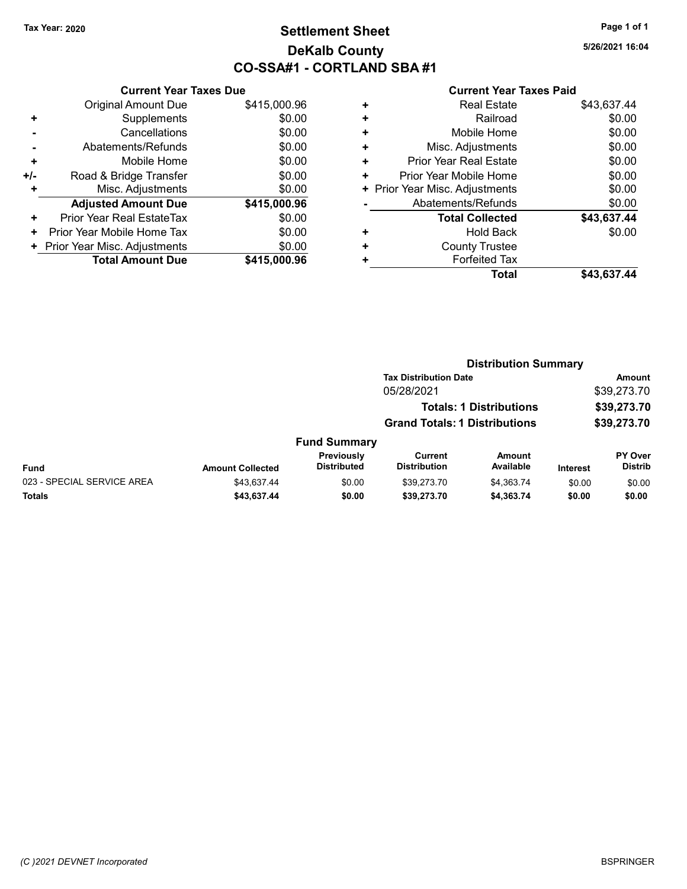Tax Year: 2020

# Settlement Sheet
## DeKalb County
## CO-SSA#1 - CORTLAND SBA #1

5/26/2021 16:04

### Current Year Taxes Due

| | | |
|---|---|---|
| | Original Amount Due | $415,000.96 |
| + | Supplements | $0.00 |
| - | Cancellations | $0.00 |
| - | Abatements/Refunds | $0.00 |
| + | Mobile Home | $0.00 |
| +/- | Road & Bridge Transfer | $0.00 |
| + | Misc. Adjustments | $0.00 |
| | **Adjusted Amount Due** | **$415,000.96** |
| + | Prior Year Real EstateTax | $0.00 |
| + | Prior Year Mobile Home Tax | $0.00 |
| + | Prior Year Misc. Adjustments | $0.00 |
| | **Total Amount Due** | **$415,000.96** |

### Current Year Taxes Paid

| | | |
|---|---|---|
| + | Real Estate | $43,637.44 |
| + | Railroad | $0.00 |
| + | Mobile Home | $0.00 |
| + | Misc. Adjustments | $0.00 |
| + | Prior Year Real Estate | $0.00 |
| + | Prior Year Mobile Home | $0.00 |
| + | Prior Year Misc. Adjustments | $0.00 |
| - | Abatements/Refunds | $0.00 |
| | **Total Collected** | **$43,637.44** |
| + | Hold Back | $0.00 |
| + | County Trustee | |
| + | Forfeited Tax | |
| | **Total** | **$43,637.44** |

### Distribution Summary

| Tax Distribution Date | Amount |
|---|---|
| 05/28/2021 | $39,273.70 |
| **Totals: 1 Distributions** | **$39,273.70** |
| **Grand Totals: 1 Distributions** | **$39,273.70** |

### Fund Summary

| Fund | Amount Collected | Previously Distributed | Current Distribution | Amount Available | Interest | PY Over Distrib |
|---|---|---|---|---|---|---|
| 023 - SPECIAL SERVICE AREA | $43,637.44 | $0.00 | $39,273.70 | $4,363.74 | $0.00 | $0.00 |
| **Totals** | **$43,637.44** | **$0.00** | **$39,273.70** | **$4,363.74** | **$0.00** | **$0.00** |

(C )2021 DEVNET Incorporated BSPRINGER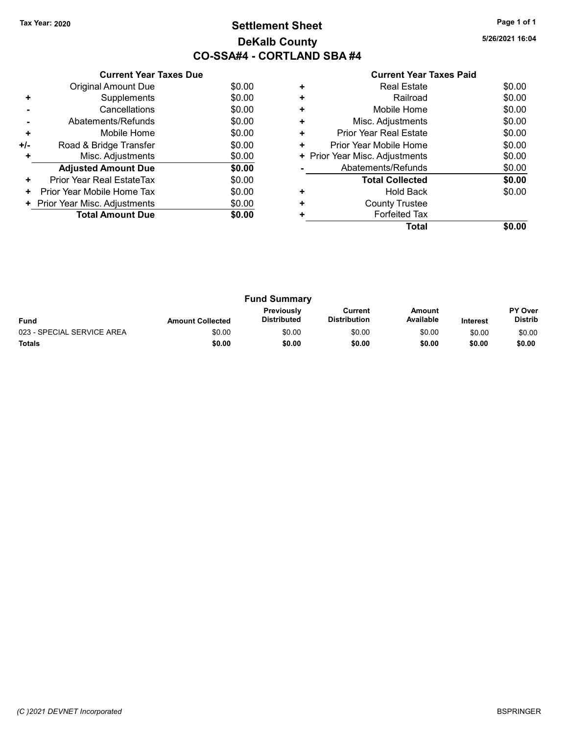Tax Year: 2020

# Settlement Sheet

## DeKalb County

## CO-SSA#4 - CORTLAND SBA #4

5/26/2021 16:04

### Current Year Taxes Due

| | | |
|---|---|---|
| | Original Amount Due | $0.00 |
| + | Supplements | $0.00 |
| - | Cancellations | $0.00 |
| - | Abatements/Refunds | $0.00 |
| + | Mobile Home | $0.00 |
| +/- | Road & Bridge Transfer | $0.00 |
| + | Misc. Adjustments | $0.00 |
| | **Adjusted Amount Due** | **$0.00** |
| + | Prior Year Real EstateTax | $0.00 |
| + | Prior Year Mobile Home Tax | $0.00 |
| + | Prior Year Misc. Adjustments | $0.00 |
| | **Total Amount Due** | **$0.00** |

### Current Year Taxes Paid

| | | |
|---|---|---|
| + | Real Estate | $0.00 |
| + | Railroad | $0.00 |
| + | Mobile Home | $0.00 |
| + | Misc. Adjustments | $0.00 |
| + | Prior Year Real Estate | $0.00 |
| + | Prior Year Mobile Home | $0.00 |
| + | Prior Year Misc. Adjustments | $0.00 |
| - | Abatements/Refunds | $0.00 |
| | **Total Collected** | **$0.00** |
| + | Hold Back | $0.00 |
| + | County Trustee | |
| + | Forfeited Tax | |
| | **Total** | **$0.00** |

### Fund Summary

| Fund | Amount Collected | Previously Distributed | Current Distribution | Amount Available | Interest | PY Over Distrib |
|---|---|---|---|---|---|---|
| 023 - SPECIAL SERVICE AREA | $0.00 | $0.00 | $0.00 | $0.00 | $0.00 | $0.00 |
| **Totals** | **$0.00** | **$0.00** | **$0.00** | **$0.00** | **$0.00** | **$0.00** |

*(C )2021 DEVNET Incorporated*

BSPRINGER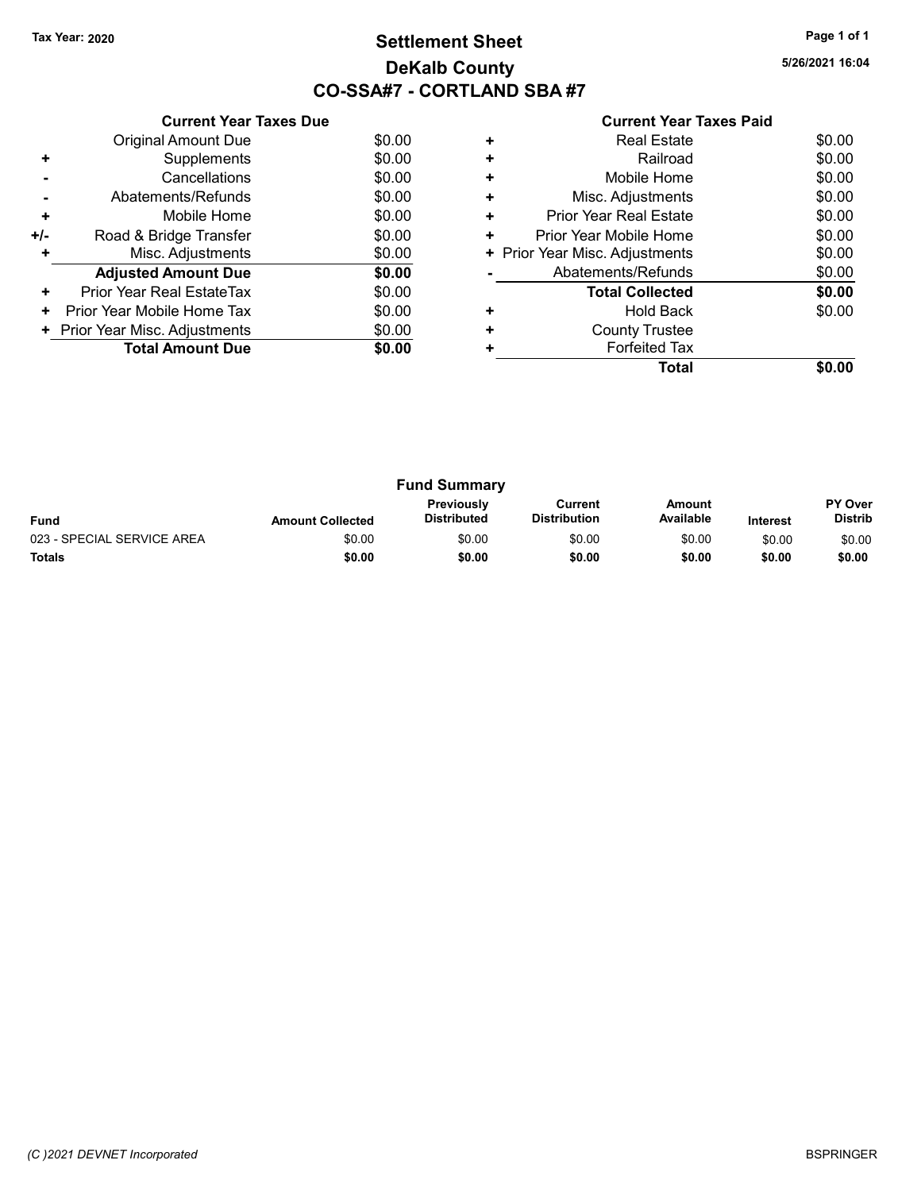Tax Year: 2020

# Settlement Sheet
## DeKalb County
## CO-SSA#7 - CORTLAND SBA #7

5/26/2021 16:04

### Current Year Taxes Due

| | | |
|---|---|---|
| | Original Amount Due | $0.00 |
| + | Supplements | $0.00 |
| - | Cancellations | $0.00 |
| - | Abatements/Refunds | $0.00 |
| + | Mobile Home | $0.00 |
| +/- | Road & Bridge Transfer | $0.00 |
| + | Misc. Adjustments | $0.00 |
| | **Adjusted Amount Due** | **$0.00** |
| + | Prior Year Real EstateTax | $0.00 |
| + | Prior Year Mobile Home Tax | $0.00 |
| + | Prior Year Misc. Adjustments | $0.00 |
| | **Total Amount Due** | **$0.00** |

### Current Year Taxes Paid

| | | |
|---|---|---|
| + | Real Estate | $0.00 |
| + | Railroad | $0.00 |
| + | Mobile Home | $0.00 |
| + | Misc. Adjustments | $0.00 |
| + | Prior Year Real Estate | $0.00 |
| + | Prior Year Mobile Home | $0.00 |
| + | Prior Year Misc. Adjustments | $0.00 |
| - | Abatements/Refunds | $0.00 |
| | **Total Collected** | **$0.00** |
| + | Hold Back | $0.00 |
| + | County Trustee | |
| + | Forfeited Tax | |
| | **Total** | **$0.00** |

### Fund Summary

| Fund | Amount Collected | Previously Distributed | Current Distribution | Amount Available | Interest | PY Over Distrib |
|---|---|---|---|---|---|---|
| 023 - SPECIAL SERVICE AREA | $0.00 | $0.00 | $0.00 | $0.00 | $0.00 | $0.00 |
| **Totals** | **$0.00** | **$0.00** | **$0.00** | **$0.00** | **$0.00** | **$0.00** |

(C )2021 DEVNET Incorporated

BSPRINGER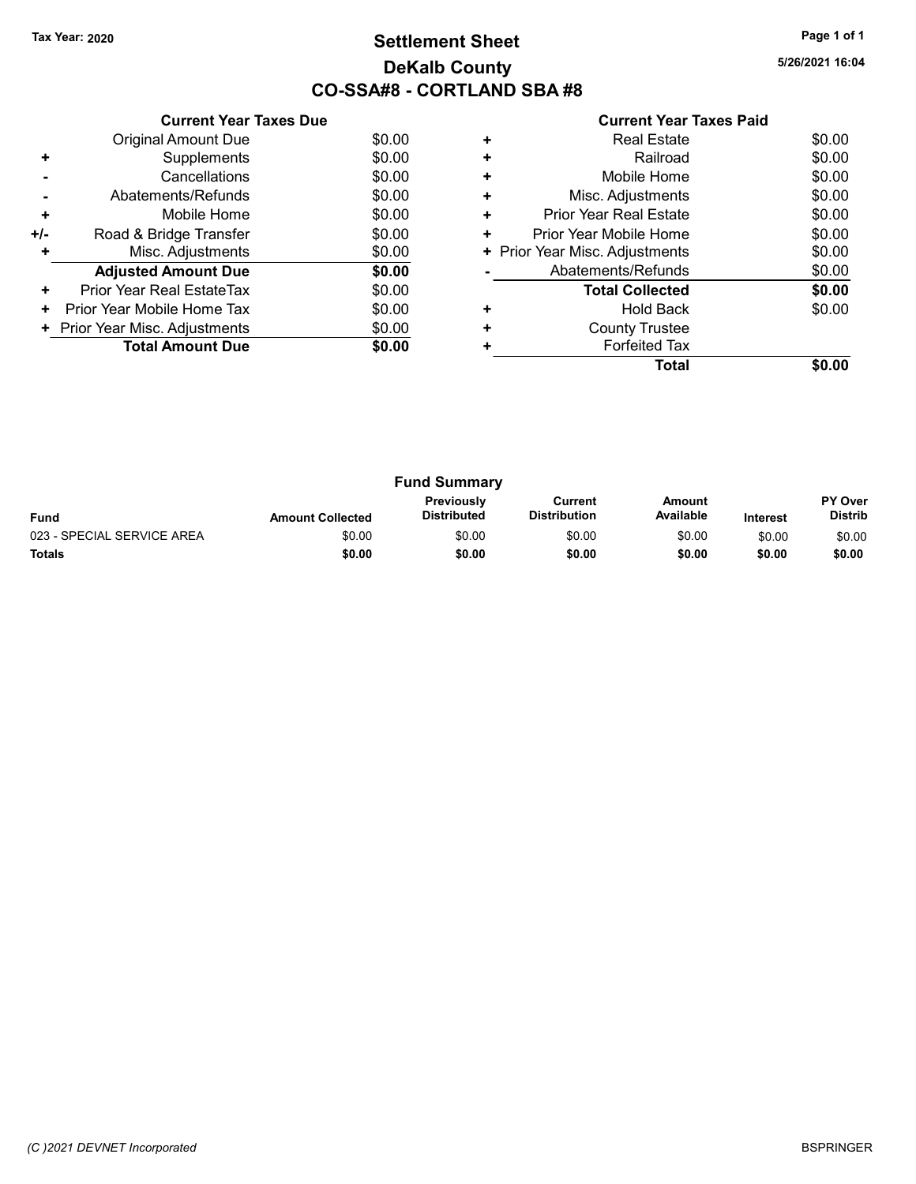Tax Year: 2020

# Settlement Sheet
## DeKalb County
## CO-SSA#8 - CORTLAND SBA #8

5/26/2021 16:04

### Current Year Taxes Due

| | | |
|---|---|---|
| | Original Amount Due | $0.00 |
| + | Supplements | $0.00 |
| - | Cancellations | $0.00 |
| - | Abatements/Refunds | $0.00 |
| + | Mobile Home | $0.00 |
| +/- | Road & Bridge Transfer | $0.00 |
| + | Misc. Adjustments | $0.00 |
| | **Adjusted Amount Due** | **$0.00** |
| + | Prior Year Real EstateTax | $0.00 |
| + | Prior Year Mobile Home Tax | $0.00 |
| + | Prior Year Misc. Adjustments | $0.00 |
| | **Total Amount Due** | **$0.00** |

### Current Year Taxes Paid

| | | |
|---|---|---|
| + | Real Estate | $0.00 |
| + | Railroad | $0.00 |
| + | Mobile Home | $0.00 |
| + | Misc. Adjustments | $0.00 |
| + | Prior Year Real Estate | $0.00 |
| + | Prior Year Mobile Home | $0.00 |
| + | Prior Year Misc. Adjustments | $0.00 |
| - | Abatements/Refunds | $0.00 |
| | **Total Collected** | **$0.00** |
| + | Hold Back | $0.00 |
| + | County Trustee | |
| + | Forfeited Tax | |
| | **Total** | **$0.00** |

### Fund Summary

| Fund | Amount Collected | Previously Distributed | Current Distribution | Amount Available | Interest | PY Over Distrib |
|---|---|---|---|---|---|---|
| 023 - SPECIAL SERVICE AREA | $0.00 | $0.00 | $0.00 | $0.00 | $0.00 | $0.00 |
| **Totals** | **$0.00** | **$0.00** | **$0.00** | **$0.00** | **$0.00** | **$0.00** |

(C )2021 DEVNET Incorporated

BSPRINGER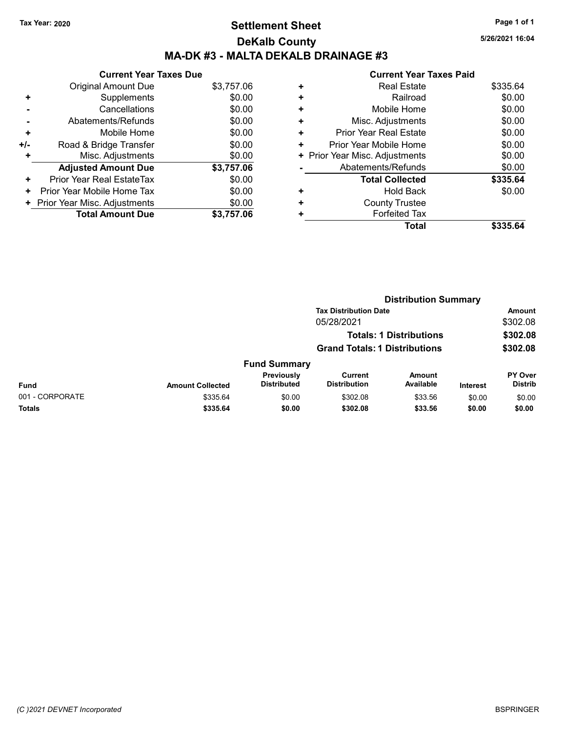Tax Year: 2020

# Settlement Sheet

## DeKalb County

## MA-DK #3 - MALTA DEKALB DRAINAGE #3

5/26/2021 16:04

### Current Year Taxes Due

| | | |
|---|---|---|
| | Original Amount Due | $3,757.06 |
| + | Supplements | $0.00 |
| - | Cancellations | $0.00 |
| - | Abatements/Refunds | $0.00 |
| + | Mobile Home | $0.00 |
| +/- | Road & Bridge Transfer | $0.00 |
| + | Misc. Adjustments | $0.00 |
| | **Adjusted Amount Due** | **$3,757.06** |
| + | Prior Year Real EstateTax | $0.00 |
| + | Prior Year Mobile Home Tax | $0.00 |
| + | Prior Year Misc. Adjustments | $0.00 |
| | **Total Amount Due** | **$3,757.06** |

### Current Year Taxes Paid

| | | |
|---|---|---|
| + | Real Estate | $335.64 |
| + | Railroad | $0.00 |
| + | Mobile Home | $0.00 |
| + | Misc. Adjustments | $0.00 |
| + | Prior Year Real Estate | $0.00 |
| + | Prior Year Mobile Home | $0.00 |
| + | Prior Year Misc. Adjustments | $0.00 |
| - | Abatements/Refunds | $0.00 |
| | **Total Collected** | **$335.64** |
| + | Hold Back | $0.00 |
| + | County Trustee | |
| + | Forfeited Tax | |
| | **Total** | **$335.64** |

### Distribution Summary

| Tax Distribution Date | Amount |
|---|---|
| 05/28/2021 | $302.08 |
| **Totals: 1 Distributions** | **$302.08** |
| **Grand Totals: 1 Distributions** | **$302.08** |

### Fund Summary

| Fund | Amount Collected | Previously Distributed | Current Distribution | Amount Available | Interest | PY Over Distrib |
|---|---|---|---|---|---|---|
| 001 - CORPORATE | $335.64 | $0.00 | $302.08 | $33.56 | $0.00 | $0.00 |
| **Totals** | **$335.64** | **$0.00** | **$302.08** | **$33.56** | **$0.00** | **$0.00** |

(C )2021 DEVNET Incorporated

BSPRINGER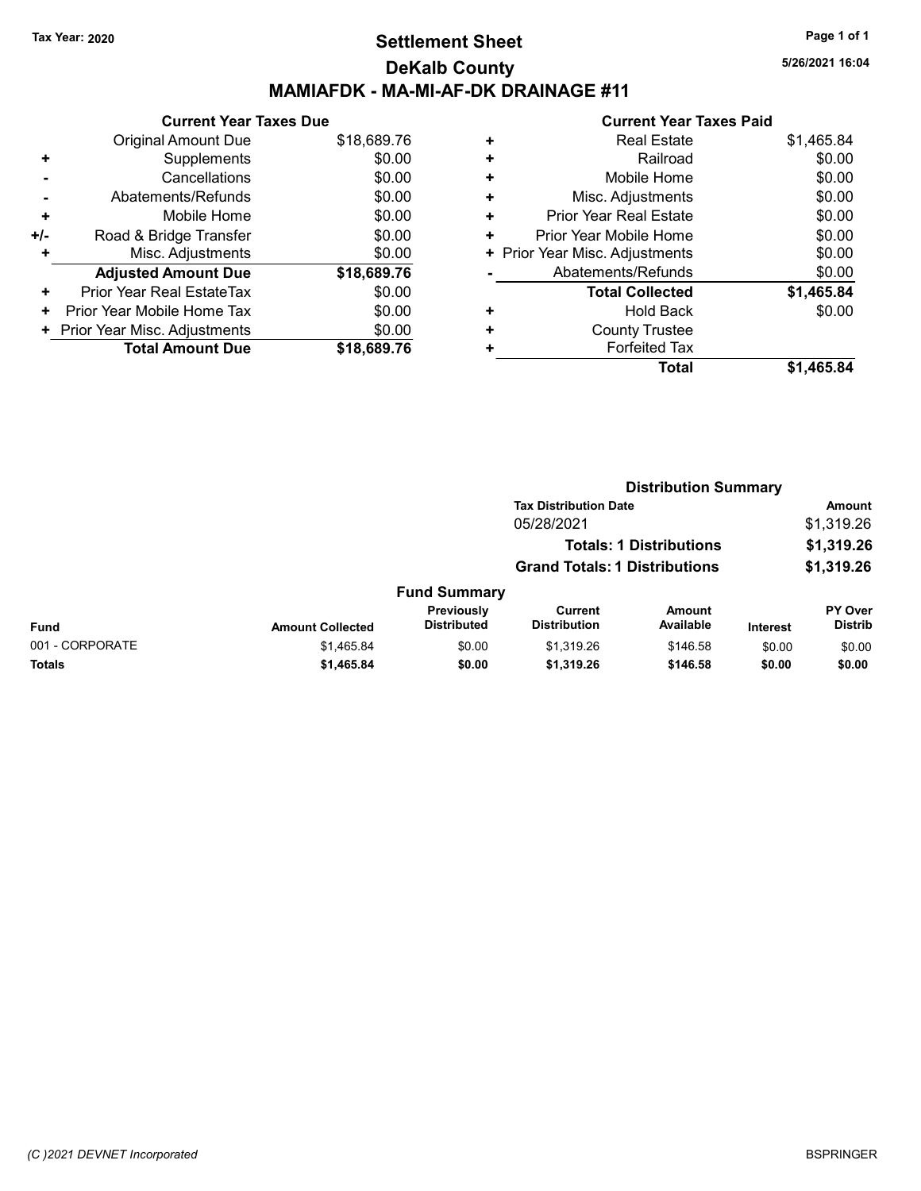Tax Year: 2020

# Settlement Sheet

## DeKalb County

## MAMIAFDK - MA-MI-AF-DK DRAINAGE #11

5/26/2021 16:04

### Current Year Taxes Due

| | | |
|---|---|---|
| | Original Amount Due | $18,689.76 |
| + | Supplements | $0.00 |
| - | Cancellations | $0.00 |
| - | Abatements/Refunds | $0.00 |
| + | Mobile Home | $0.00 |
| +/- | Road & Bridge Transfer | $0.00 |
| + | Misc. Adjustments | $0.00 |
| | **Adjusted Amount Due** | **$18,689.76** |
| + | Prior Year Real EstateTax | $0.00 |
| + | Prior Year Mobile Home Tax | $0.00 |
| + | Prior Year Misc. Adjustments | $0.00 |
| | **Total Amount Due** | **$18,689.76** |

### Current Year Taxes Paid

| | | |
|---|---|---|
| + | Real Estate | $1,465.84 |
| + | Railroad | $0.00 |
| + | Mobile Home | $0.00 |
| + | Misc. Adjustments | $0.00 |
| + | Prior Year Real Estate | $0.00 |
| + | Prior Year Mobile Home | $0.00 |
| + | Prior Year Misc. Adjustments | $0.00 |
| - | Abatements/Refunds | $0.00 |
| | **Total Collected** | **$1,465.84** |
| + | Hold Back | $0.00 |
| + | County Trustee | |
| + | Forfeited Tax | |
| | **Total** | **$1,465.84** |

### Distribution Summary

| Tax Distribution Date | Amount |
|---|---|
| 05/28/2021 | $1,319.26 |
| **Totals: 1 Distributions** | **$1,319.26** |
| **Grand Totals: 1 Distributions** | **$1,319.26** |

### Fund Summary

| Fund | Amount Collected | Previously Distributed | Current Distribution | Amount Available | Interest | PY Over Distrib |
|---|---|---|---|---|---|---|
| 001 - CORPORATE | $1,465.84 | $0.00 | $1,319.26 | $146.58 | $0.00 | $0.00 |
| **Totals** | **$1,465.84** | **$0.00** | **$1,319.26** | **$146.58** | **$0.00** | **$0.00** |

(C )2021 DEVNET Incorporated

BSPRINGER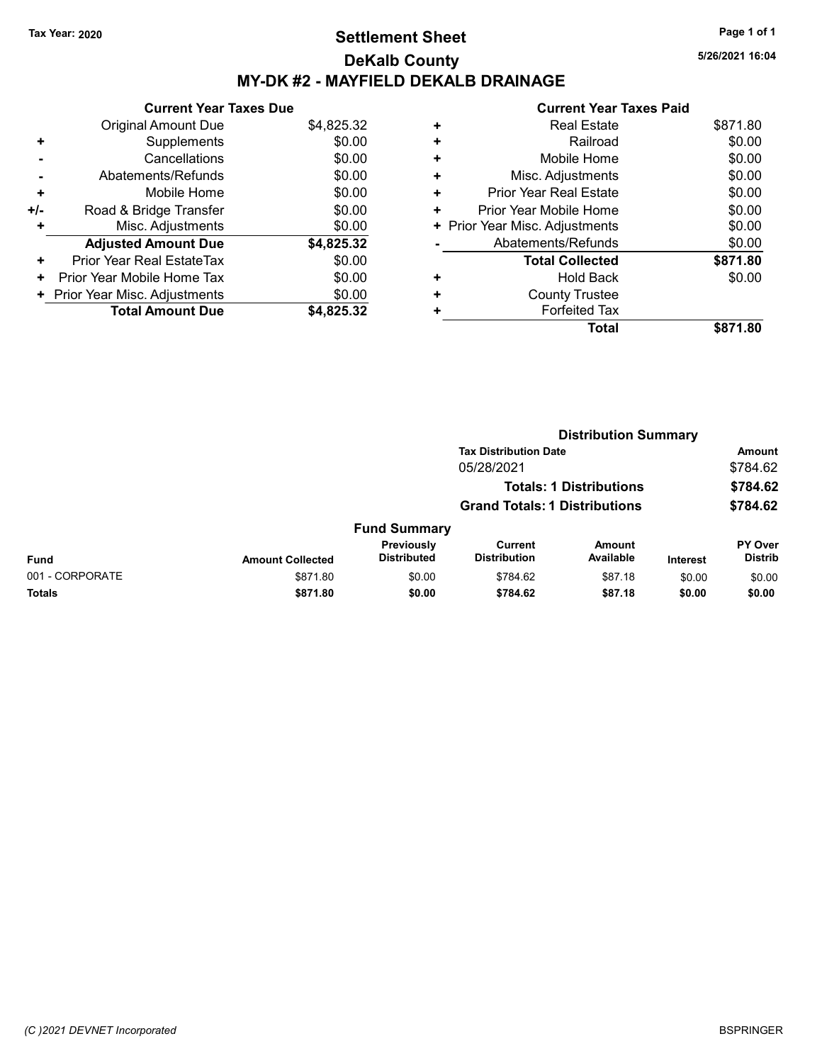Tax Year: 2020

# Settlement Sheet

## DeKalb County

## MY-DK #2 - MAYFIELD DEKALB DRAINAGE

5/26/2021 16:04

### Current Year Taxes Due

| | | |
|---|---|---|
| | Original Amount Due | $4,825.32 |
| + | Supplements | $0.00 |
| - | Cancellations | $0.00 |
| - | Abatements/Refunds | $0.00 |
| + | Mobile Home | $0.00 |
| +/- | Road & Bridge Transfer | $0.00 |
| + | Misc. Adjustments | $0.00 |
| | **Adjusted Amount Due** | **$4,825.32** |
| + | Prior Year Real EstateTax | $0.00 |
| + | Prior Year Mobile Home Tax | $0.00 |
| + | Prior Year Misc. Adjustments | $0.00 |
| | **Total Amount Due** | **$4,825.32** |

### Current Year Taxes Paid

| | | |
|---|---|---|
| + | Real Estate | $871.80 |
| + | Railroad | $0.00 |
| + | Mobile Home | $0.00 |
| + | Misc. Adjustments | $0.00 |
| + | Prior Year Real Estate | $0.00 |
| + | Prior Year Mobile Home | $0.00 |
| + | Prior Year Misc. Adjustments | $0.00 |
| - | Abatements/Refunds | $0.00 |
| | **Total Collected** | **$871.80** |
| + | Hold Back | $0.00 |
| + | County Trustee | |
| + | Forfeited Tax | |
| | **Total** | **$871.80** |

### Distribution Summary

| Tax Distribution Date | Amount |
|---|---|
| 05/28/2021 | $784.62 |
| **Totals: 1 Distributions** | **$784.62** |
| **Grand Totals: 1 Distributions** | **$784.62** |

### Fund Summary

| Fund | Amount Collected | Previously Distributed | Current Distribution | Amount Available | Interest | PY Over Distrib |
|---|---|---|---|---|---|---|
| 001 - CORPORATE | $871.80 | $0.00 | $784.62 | $87.18 | $0.00 | $0.00 |
| **Totals** | **$871.80** | **$0.00** | **$784.62** | **$87.18** | **$0.00** | **$0.00** |

(C )2021 DEVNET Incorporated

BSPRINGER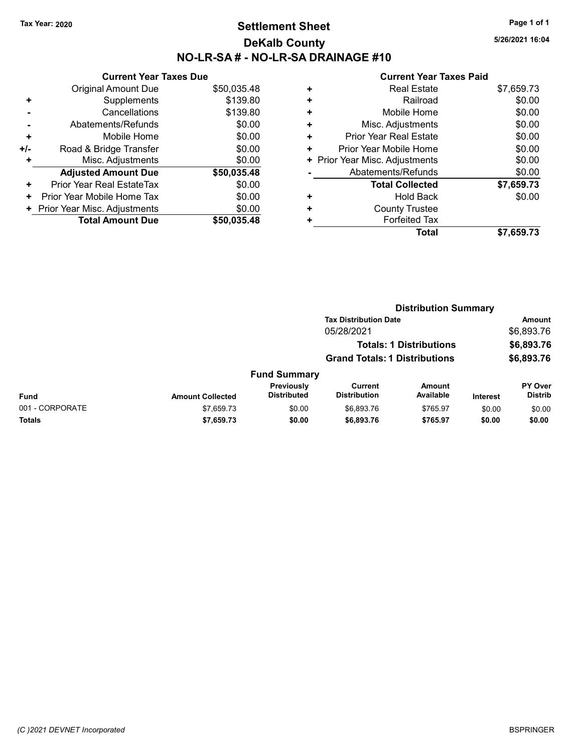Tax Year: 2020

# Settlement Sheet

## DeKalb County

## NO-LR-SA # - NO-LR-SA DRAINAGE #10

5/26/2021 16:04

### Current Year Taxes Due

| | | |
|---|---|---|
| | Original Amount Due | $50,035.48 |
| + | Supplements | $139.80 |
| - | Cancellations | $139.80 |
| - | Abatements/Refunds | $0.00 |
| + | Mobile Home | $0.00 |
| +/- | Road & Bridge Transfer | $0.00 |
| + | Misc. Adjustments | $0.00 |
| | **Adjusted Amount Due** | **$50,035.48** |
| + | Prior Year Real EstateTax | $0.00 |
| + | Prior Year Mobile Home Tax | $0.00 |
| + | Prior Year Misc. Adjustments | $0.00 |
| | **Total Amount Due** | **$50,035.48** |

### Current Year Taxes Paid

| | | |
|---|---|---|
| + | Real Estate | $7,659.73 |
| + | Railroad | $0.00 |
| + | Mobile Home | $0.00 |
| + | Misc. Adjustments | $0.00 |
| + | Prior Year Real Estate | $0.00 |
| + | Prior Year Mobile Home | $0.00 |
| + | Prior Year Misc. Adjustments | $0.00 |
| - | Abatements/Refunds | $0.00 |
| | **Total Collected** | **$7,659.73** |
| + | Hold Back | $0.00 |
| + | County Trustee | |
| + | Forfeited Tax | |
| | **Total** | **$7,659.73** |

### Distribution Summary

| Tax Distribution Date | Amount |
|---|---|
| 05/28/2021 | $6,893.76 |
| **Totals: 1 Distributions** | **$6,893.76** |
| **Grand Totals: 1 Distributions** | **$6,893.76** |

### Fund Summary

| Fund | Amount Collected | Previously Distributed | Current Distribution | Amount Available | Interest | PY Over Distrib |
|---|---|---|---|---|---|---|
| 001 - CORPORATE | $7,659.73 | $0.00 | $6,893.76 | $765.97 | $0.00 | $0.00 |
| **Totals** | **$7,659.73** | **$0.00** | **$6,893.76** | **$765.97** | **$0.00** | **$0.00** |

(C )2021 DEVNET Incorporated

BSPRINGER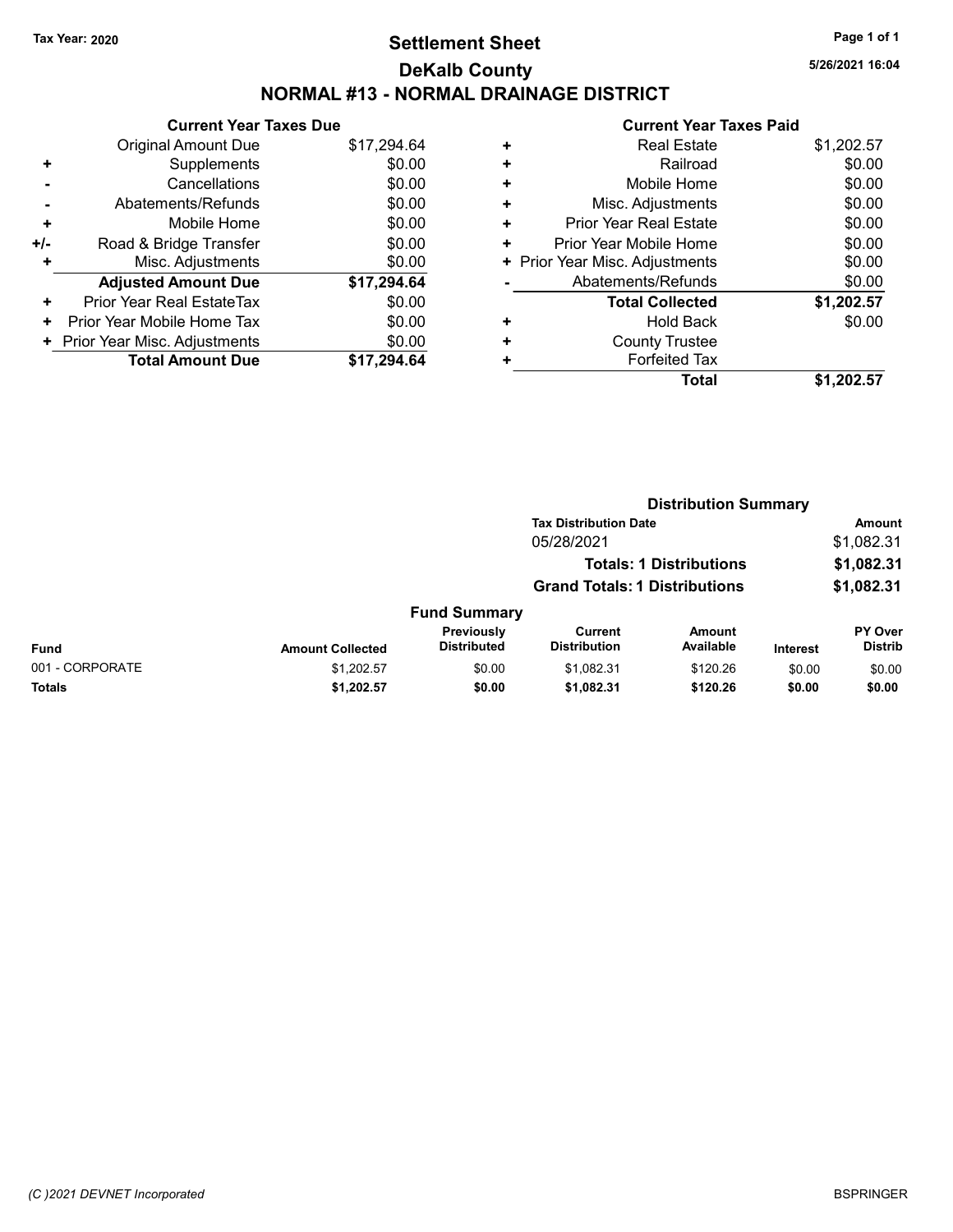Tax Year: 2020

# Settlement Sheet

## DeKalb County

## NORMAL #13 - NORMAL DRAINAGE DISTRICT

### Current Year Taxes Due

| | | |
|---|---|---|
| | Original Amount Due | $17,294.64 |
| + | Supplements | $0.00 |
| - | Cancellations | $0.00 |
| - | Abatements/Refunds | $0.00 |
| + | Mobile Home | $0.00 |
| +/- | Road & Bridge Transfer | $0.00 |
| + | Misc. Adjustments | $0.00 |
| | **Adjusted Amount Due** | **$17,294.64** |
| + | Prior Year Real EstateTax | $0.00 |
| + | Prior Year Mobile Home Tax | $0.00 |
| + | Prior Year Misc. Adjustments | $0.00 |
| | **Total Amount Due** | **$17,294.64** |

### Current Year Taxes Paid

| | | |
|---|---|---|
| + | Real Estate | $1,202.57 |
| + | Railroad | $0.00 |
| + | Mobile Home | $0.00 |
| + | Misc. Adjustments | $0.00 |
| + | Prior Year Real Estate | $0.00 |
| + | Prior Year Mobile Home | $0.00 |
| + | Prior Year Misc. Adjustments | $0.00 |
| - | Abatements/Refunds | $0.00 |
| | **Total Collected** | **$1,202.57** |
| + | Hold Back | $0.00 |
| + | County Trustee | |
| + | Forfeited Tax | |
| | **Total** | **$1,202.57** |

### Distribution Summary

| Tax Distribution Date | Amount |
|---|---|
| 05/28/2021 | $1,082.31 |
| **Totals: 1 Distributions** | **$1,082.31** |
| **Grand Totals: 1 Distributions** | **$1,082.31** |

### Fund Summary

| Fund | Amount Collected | Previously Distributed | Current Distribution | Amount Available | Interest | PY Over Distrib |
|---|---|---|---|---|---|---|
| 001 - CORPORATE | $1,202.57 | $0.00 | $1,082.31 | $120.26 | $0.00 | $0.00 |
| **Totals** | **$1,202.57** | **$0.00** | **$1,082.31** | **$120.26** | **$0.00** | **$0.00** |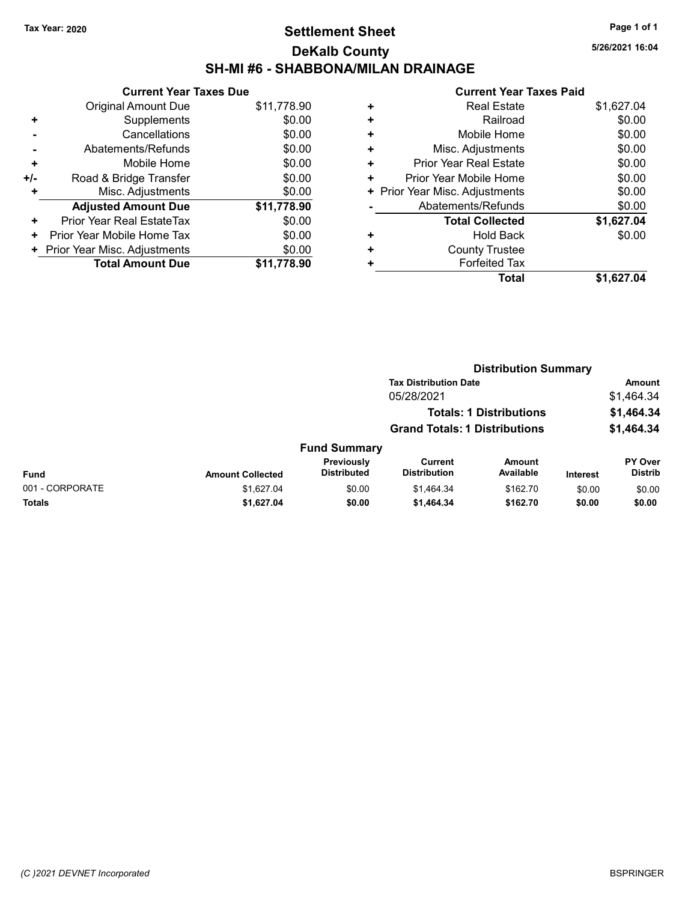Tax Year: 2020

# Settlement Sheet

## DeKalb County

## SH-MI #6 - SHABBONA/MILAN DRAINAGE

5/26/2021 16:04

### Current Year Taxes Due

| | | |
|---|---|---|
| | Original Amount Due | $11,778.90 |
| + | Supplements | $0.00 |
| - | Cancellations | $0.00 |
| - | Abatements/Refunds | $0.00 |
| + | Mobile Home | $0.00 |
| +/- | Road & Bridge Transfer | $0.00 |
| + | Misc. Adjustments | $0.00 |
| | **Adjusted Amount Due** | **$11,778.90** |
| + | Prior Year Real EstateTax | $0.00 |
| + | Prior Year Mobile Home Tax | $0.00 |
| + | Prior Year Misc. Adjustments | $0.00 |
| | **Total Amount Due** | **$11,778.90** |

### Current Year Taxes Paid

| | | |
|---|---|---|
| + | Real Estate | $1,627.04 |
| + | Railroad | $0.00 |
| + | Mobile Home | $0.00 |
| + | Misc. Adjustments | $0.00 |
| + | Prior Year Real Estate | $0.00 |
| + | Prior Year Mobile Home | $0.00 |
| + | Prior Year Misc. Adjustments | $0.00 |
| - | Abatements/Refunds | $0.00 |
| | **Total Collected** | **$1,627.04** |
| + | Hold Back | $0.00 |
| + | County Trustee | |
| + | Forfeited Tax | |
| | **Total** | **$1,627.04** |

### Distribution Summary

| Tax Distribution Date | Amount |
|---|---|
| 05/28/2021 | $1,464.34 |
| **Totals: 1 Distributions** | **$1,464.34** |
| **Grand Totals: 1 Distributions** | **$1,464.34** |

### Fund Summary

| Fund | Amount Collected | Previously Distributed | Current Distribution | Amount Available | Interest | PY Over Distrib |
|---|---|---|---|---|---|---|
| 001 - CORPORATE | $1,627.04 | $0.00 | $1,464.34 | $162.70 | $0.00 | $0.00 |
| **Totals** | **$1,627.04** | **$0.00** | **$1,464.34** | **$162.70** | **$0.00** | **$0.00** |

(C )2021 DEVNET Incorporated

BSPRINGER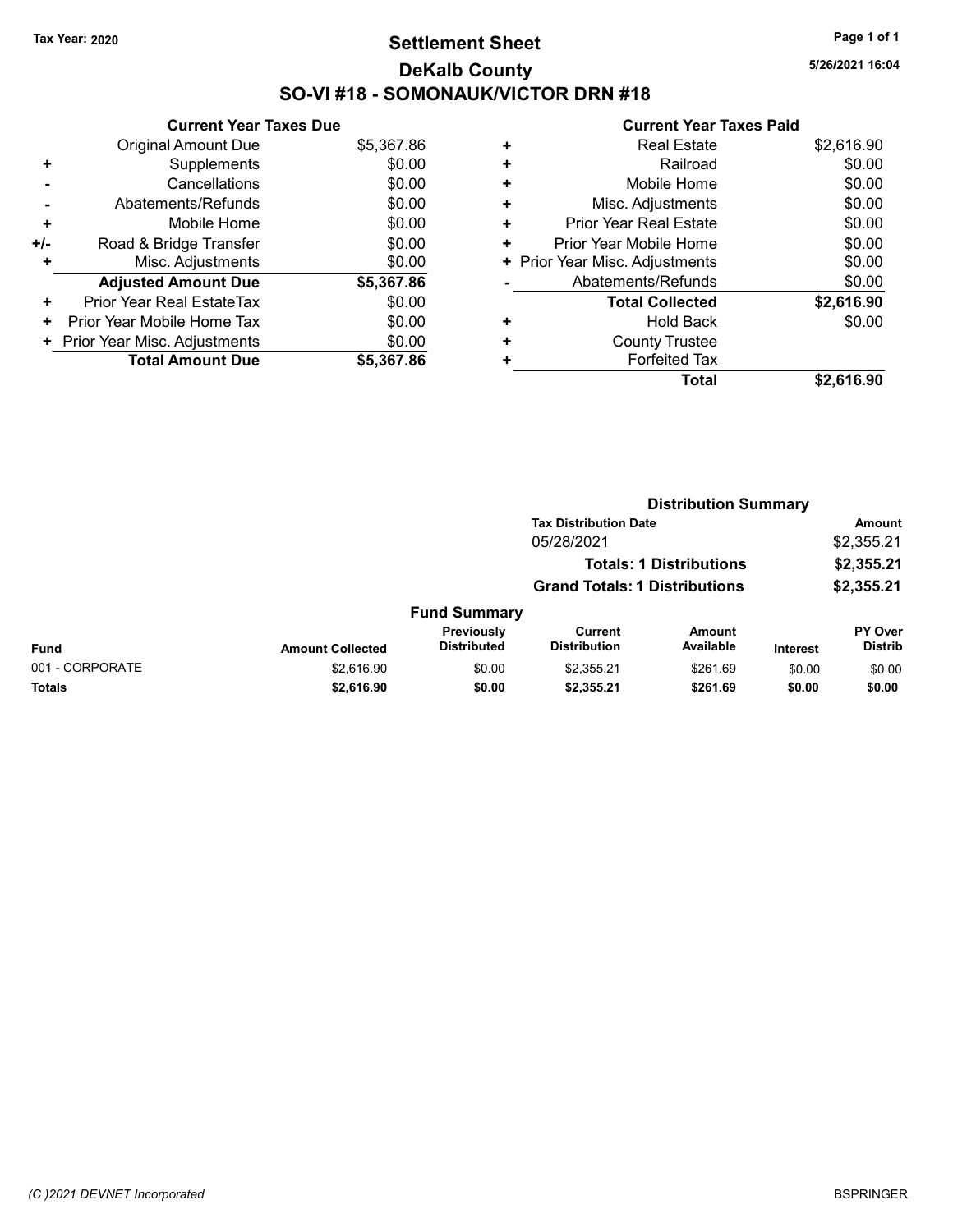**Tax Year: 2020**

# Settlement Sheet

## DeKalb County

## SO-VI #18 - SOMONAUK/VICTOR DRN #18

5/26/2021 16:04

### Current Year Taxes Due

| | | |
|---|---|---|
| | Original Amount Due | $5,367.86 |
| + | Supplements | $0.00 |
| - | Cancellations | $0.00 |
| - | Abatements/Refunds | $0.00 |
| + | Mobile Home | $0.00 |
| +/- | Road & Bridge Transfer | $0.00 |
| + | Misc. Adjustments | $0.00 |
| | **Adjusted Amount Due** | **$5,367.86** |
| + | Prior Year Real EstateTax | $0.00 |
| + | Prior Year Mobile Home Tax | $0.00 |
| + | Prior Year Misc. Adjustments | $0.00 |
| | **Total Amount Due** | **$5,367.86** |

### Current Year Taxes Paid

| | | |
|---|---|---|
| + | Real Estate | $2,616.90 |
| + | Railroad | $0.00 |
| + | Mobile Home | $0.00 |
| + | Misc. Adjustments | $0.00 |
| + | Prior Year Real Estate | $0.00 |
| + | Prior Year Mobile Home | $0.00 |
| + | Prior Year Misc. Adjustments | $0.00 |
| - | Abatements/Refunds | $0.00 |
| | **Total Collected** | **$2,616.90** |
| + | Hold Back | $0.00 |
| + | County Trustee | |
| + | Forfeited Tax | |
| | **Total** | **$2,616.90** |

### Distribution Summary

| Tax Distribution Date | Amount |
|---|---|
| 05/28/2021 | $2,355.21 |
| **Totals: 1 Distributions** | **$2,355.21** |
| **Grand Totals: 1 Distributions** | **$2,355.21** |

### Fund Summary

| Fund | Amount Collected | Previously Distributed | Current Distribution | Amount Available | Interest | PY Over Distrib |
|---|---|---|---|---|---|---|
| 001 - CORPORATE | $2,616.90 | $0.00 | $2,355.21 | $261.69 | $0.00 | $0.00 |
| **Totals** | **$2,616.90** | **$0.00** | **$2,355.21** | **$261.69** | **$0.00** | **$0.00** |

*(C )2021 DEVNET Incorporated* BSPRINGER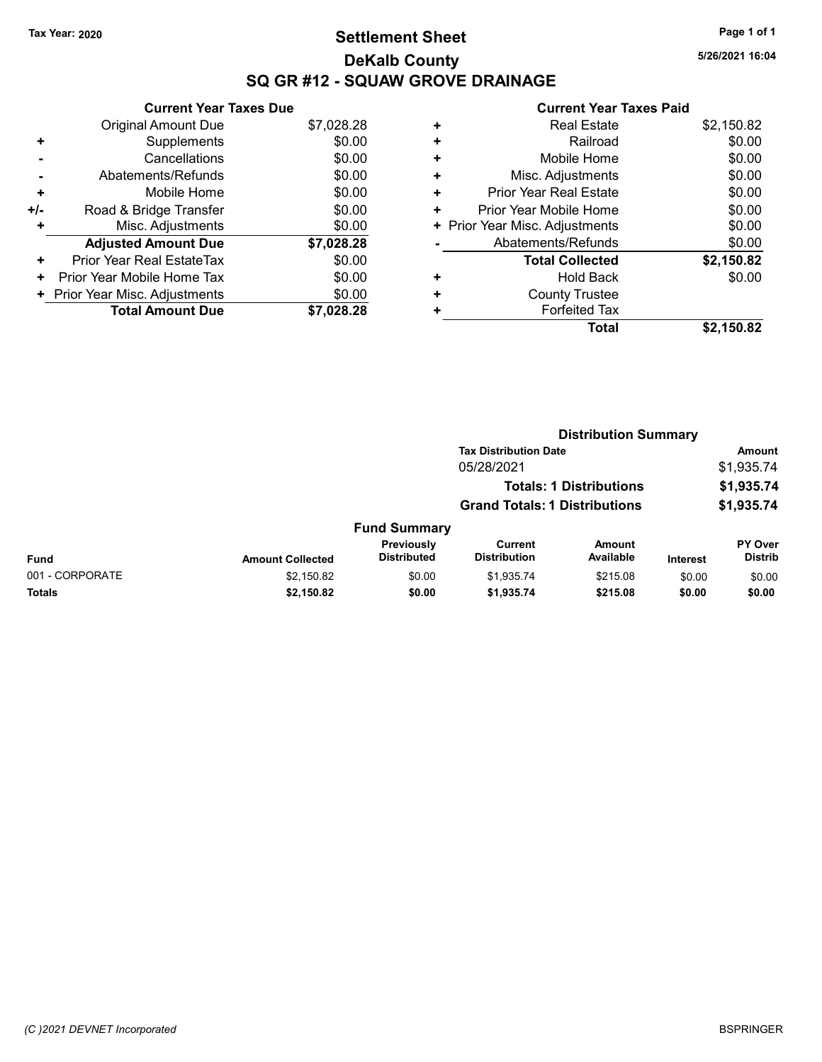Tax Year: 2020

# Settlement Sheet

## DeKalb County

## SQ GR #12 - SQUAW GROVE DRAINAGE

5/26/2021 16:04

### Current Year Taxes Due

| | | |
|---|---|---|
| | Original Amount Due | $7,028.28 |
| + | Supplements | $0.00 |
| - | Cancellations | $0.00 |
| - | Abatements/Refunds | $0.00 |
| + | Mobile Home | $0.00 |
| +/- | Road & Bridge Transfer | $0.00 |
| + | Misc. Adjustments | $0.00 |
| | **Adjusted Amount Due** | **$7,028.28** |
| + | Prior Year Real EstateTax | $0.00 |
| + | Prior Year Mobile Home Tax | $0.00 |
| + | Prior Year Misc. Adjustments | $0.00 |
| | **Total Amount Due** | **$7,028.28** |

### Current Year Taxes Paid

| | | |
|---|---|---|
| + | Real Estate | $2,150.82 |
| + | Railroad | $0.00 |
| + | Mobile Home | $0.00 |
| + | Misc. Adjustments | $0.00 |
| + | Prior Year Real Estate | $0.00 |
| + | Prior Year Mobile Home | $0.00 |
| + | Prior Year Misc. Adjustments | $0.00 |
| - | Abatements/Refunds | $0.00 |
| | **Total Collected** | **$2,150.82** |
| + | Hold Back | $0.00 |
| + | County Trustee | |
| + | Forfeited Tax | |
| | **Total** | **$2,150.82** |

### Distribution Summary

| Tax Distribution Date | Amount |
|---|---|
| 05/28/2021 | $1,935.74 |
| **Totals: 1 Distributions** | **$1,935.74** |
| **Grand Totals: 1 Distributions** | **$1,935.74** |

### Fund Summary

| Fund | Amount Collected | Previously Distributed | Current Distribution | Amount Available | Interest | PY Over Distrib |
|---|---|---|---|---|---|---|
| 001 - CORPORATE | $2,150.82 | $0.00 | $1,935.74 | $215.08 | $0.00 | $0.00 |
| **Totals** | **$2,150.82** | **$0.00** | **$1,935.74** | **$215.08** | **$0.00** | **$0.00** |

(C )2021 DEVNET Incorporated BSPRINGER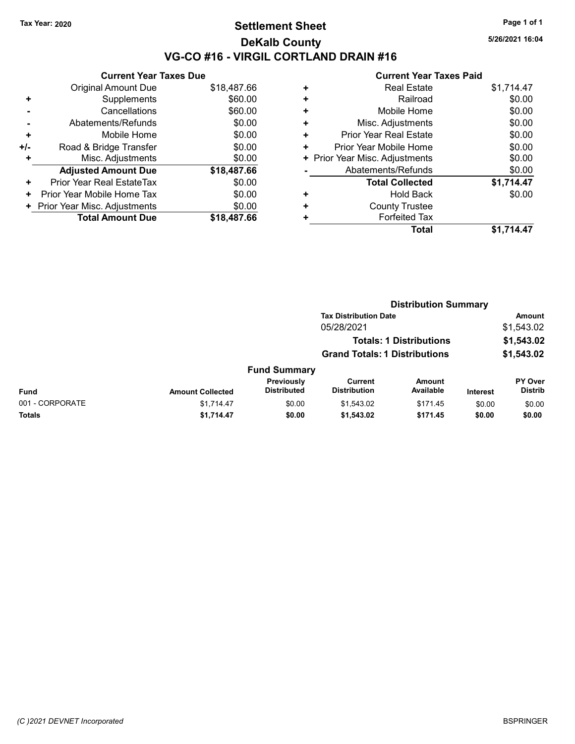**Tax Year: 2020**

# Settlement Sheet

## DeKalb County

## VG-CO #16 - VIRGIL CORTLAND DRAIN #16

5/26/2021 16:04

### Current Year Taxes Due

| | | |
|---|---|---|
| | Original Amount Due | $18,487.66 |
| + | Supplements | $60.00 |
| - | Cancellations | $60.00 |
| - | Abatements/Refunds | $0.00 |
| + | Mobile Home | $0.00 |
| +/- | Road & Bridge Transfer | $0.00 |
| + | Misc. Adjustments | $0.00 |
| | **Adjusted Amount Due** | **$18,487.66** |
| + | Prior Year Real EstateTax | $0.00 |
| + | Prior Year Mobile Home Tax | $0.00 |
| + | Prior Year Misc. Adjustments | $0.00 |
| | **Total Amount Due** | **$18,487.66** |

### Current Year Taxes Paid

| | | |
|---|---|---|
| + | Real Estate | $1,714.47 |
| + | Railroad | $0.00 |
| + | Mobile Home | $0.00 |
| + | Misc. Adjustments | $0.00 |
| + | Prior Year Real Estate | $0.00 |
| + | Prior Year Mobile Home | $0.00 |
| + | Prior Year Misc. Adjustments | $0.00 |
| - | Abatements/Refunds | $0.00 |
| | **Total Collected** | **$1,714.47** |
| + | Hold Back | $0.00 |
| + | County Trustee | |
| + | Forfeited Tax | |
| | **Total** | **$1,714.47** |

### Distribution Summary

| Tax Distribution Date | Amount |
|---|---|
| 05/28/2021 | $1,543.02 |
| **Totals: 1 Distributions** | **$1,543.02** |
| **Grand Totals: 1 Distributions** | **$1,543.02** |

### Fund Summary

| Fund | Amount Collected | Previously Distributed | Current Distribution | Amount Available | Interest | PY Over Distrib |
|---|---|---|---|---|---|---|
| 001 - CORPORATE | $1,714.47 | $0.00 | $1,543.02 | $171.45 | $0.00 | $0.00 |
| **Totals** | **$1,714.47** | **$0.00** | **$1,543.02** | **$171.45** | **$0.00** | **$0.00** |

(C )2021 DEVNET Incorporated    BSPRINGER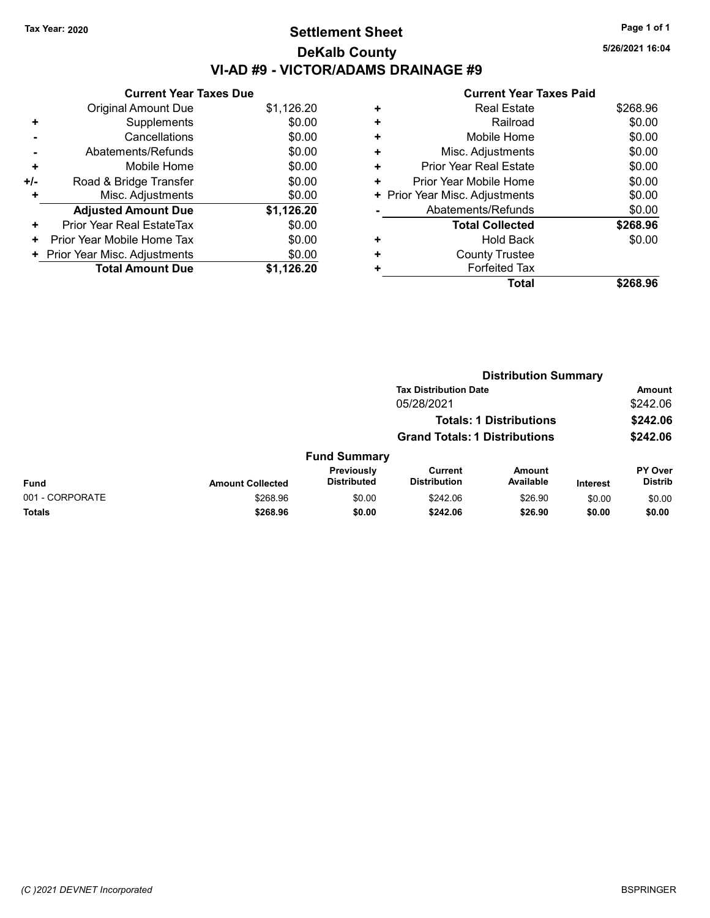Tax Year: 2020

# Settlement Sheet

## DeKalb County

## VI-AD #9 - VICTOR/ADAMS DRAINAGE #9

5/26/2021 16:04

### Current Year Taxes Due

| | | |
|---|---|---|
| | Original Amount Due | $1,126.20 |
| + | Supplements | $0.00 |
| - | Cancellations | $0.00 |
| - | Abatements/Refunds | $0.00 |
| + | Mobile Home | $0.00 |
| +/- | Road & Bridge Transfer | $0.00 |
| + | Misc. Adjustments | $0.00 |
| | **Adjusted Amount Due** | **$1,126.20** |
| + | Prior Year Real EstateTax | $0.00 |
| + | Prior Year Mobile Home Tax | $0.00 |
| + | Prior Year Misc. Adjustments | $0.00 |
| | **Total Amount Due** | **$1,126.20** |

### Current Year Taxes Paid

| | | |
|---|---|---|
| + | Real Estate | $268.96 |
| + | Railroad | $0.00 |
| + | Mobile Home | $0.00 |
| + | Misc. Adjustments | $0.00 |
| + | Prior Year Real Estate | $0.00 |
| + | Prior Year Mobile Home | $0.00 |
| + | Prior Year Misc. Adjustments | $0.00 |
| - | Abatements/Refunds | $0.00 |
| | **Total Collected** | **$268.96** |
| + | Hold Back | $0.00 |
| + | County Trustee | |
| + | Forfeited Tax | |
| | **Total** | **$268.96** |

### Distribution Summary

| Tax Distribution Date | Amount |
|---|---|
| 05/28/2021 | $242.06 |
| **Totals: 1 Distributions** | **$242.06** |
| **Grand Totals: 1 Distributions** | **$242.06** |

### Fund Summary

| Fund | Amount Collected | Previously Distributed | Current Distribution | Amount Available | Interest | PY Over Distrib |
|---|---|---|---|---|---|---|
| 001 - CORPORATE | $268.96 | $0.00 | $242.06 | $26.90 | $0.00 | $0.00 |
| **Totals** | **$268.96** | **$0.00** | **$242.06** | **$26.90** | **$0.00** | **$0.00** |

(C )2021 DEVNET Incorporated

BSPRINGER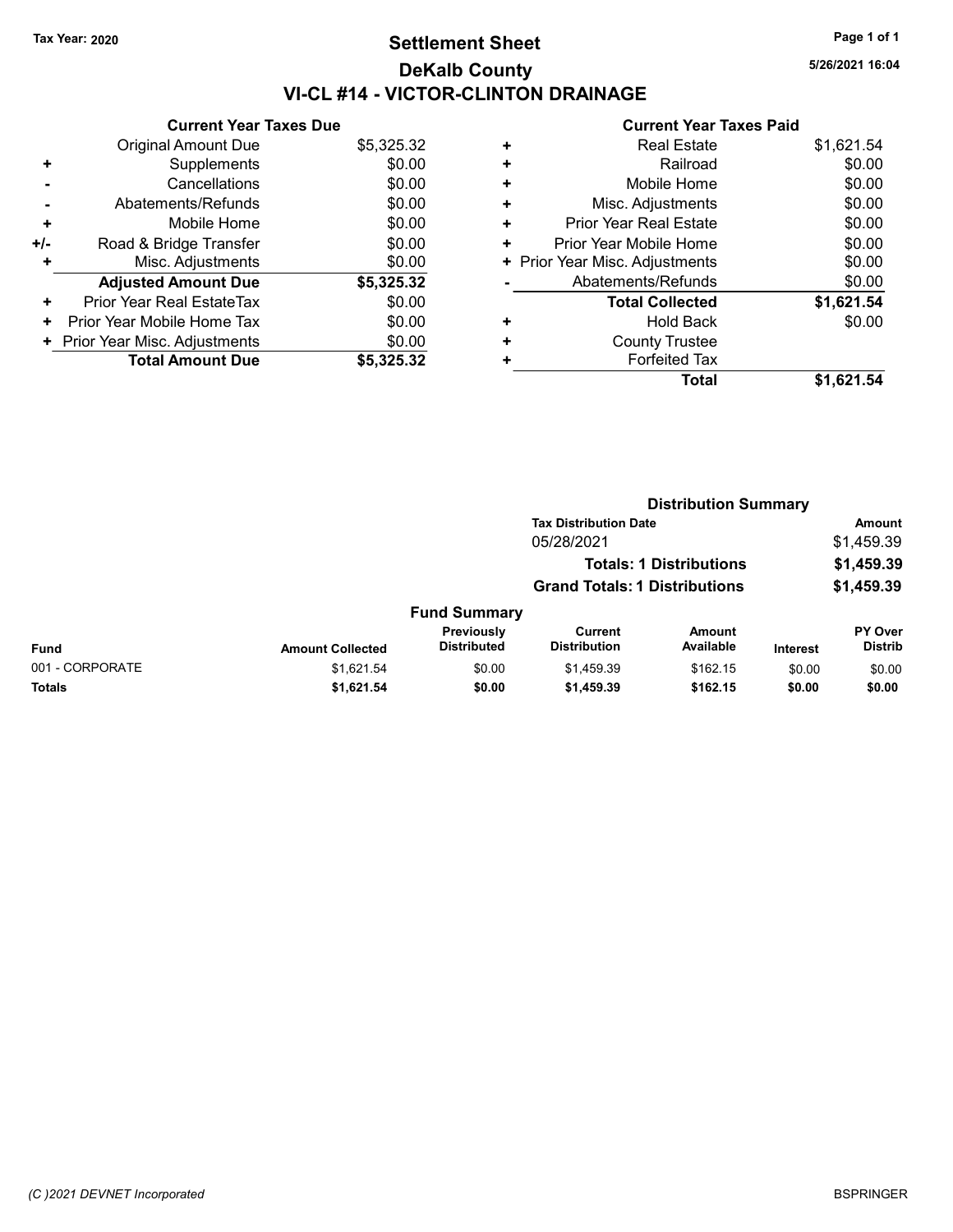Tax Year: 2020

# Settlement Sheet
## DeKalb County
## VI-CL #14 - VICTOR-CLINTON DRAINAGE

5/26/2021 16:04

### Current Year Taxes Due

| | | |
|---|---|---|
| | Original Amount Due | $5,325.32 |
| + | Supplements | $0.00 |
| - | Cancellations | $0.00 |
| - | Abatements/Refunds | $0.00 |
| + | Mobile Home | $0.00 |
| +/- | Road & Bridge Transfer | $0.00 |
| + | Misc. Adjustments | $0.00 |
| | **Adjusted Amount Due** | **$5,325.32** |
| + | Prior Year Real EstateTax | $0.00 |
| + | Prior Year Mobile Home Tax | $0.00 |
| + | Prior Year Misc. Adjustments | $0.00 |
| | **Total Amount Due** | **$5,325.32** |

### Current Year Taxes Paid

| | | |
|---|---|---|
| + | Real Estate | $1,621.54 |
| + | Railroad | $0.00 |
| + | Mobile Home | $0.00 |
| + | Misc. Adjustments | $0.00 |
| + | Prior Year Real Estate | $0.00 |
| + | Prior Year Mobile Home | $0.00 |
| + | Prior Year Misc. Adjustments | $0.00 |
| - | Abatements/Refunds | $0.00 |
| | **Total Collected** | **$1,621.54** |
| + | Hold Back | $0.00 |
| + | County Trustee | |
| + | Forfeited Tax | |
| | **Total** | **$1,621.54** |

### Distribution Summary

| Tax Distribution Date | Amount |
|---|---|
| 05/28/2021 | $1,459.39 |
| **Totals: 1 Distributions** | **$1,459.39** |
| **Grand Totals: 1 Distributions** | **$1,459.39** |

### Fund Summary

| Fund | Amount Collected | Previously Distributed | Current Distribution | Amount Available | Interest | PY Over Distrib |
|---|---|---|---|---|---|---|
| 001 - CORPORATE | $1,621.54 | $0.00 | $1,459.39 | $162.15 | $0.00 | $0.00 |
| **Totals** | **$1,621.54** | **$0.00** | **$1,459.39** | **$162.15** | **$0.00** | **$0.00** |

(C )2021 DEVNET Incorporated

BSPRINGER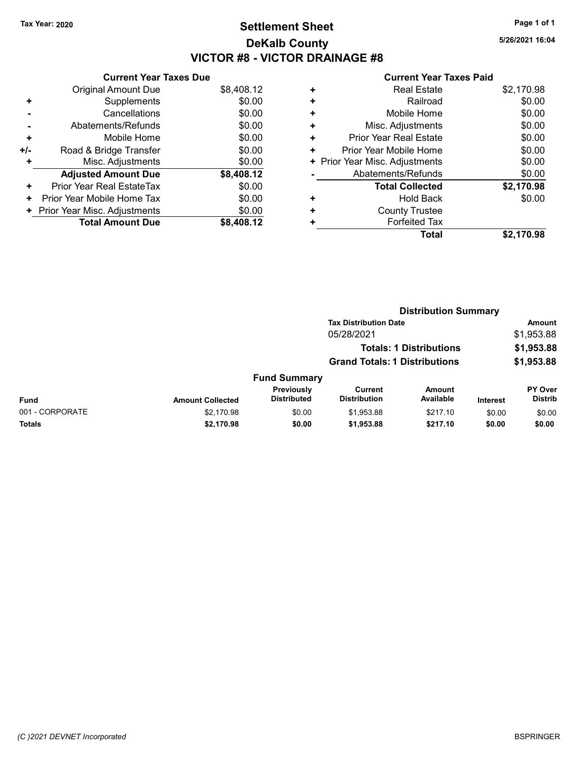Tax Year: 2020

# Settlement Sheet

## DeKalb County

## VICTOR #8 - VICTOR DRAINAGE #8

5/26/2021 16:04

### Current Year Taxes Due

| | | |
|---|---|---|
| | Original Amount Due | $8,408.12 |
| + | Supplements | $0.00 |
| - | Cancellations | $0.00 |
| - | Abatements/Refunds | $0.00 |
| + | Mobile Home | $0.00 |
| +/- | Road & Bridge Transfer | $0.00 |
| + | Misc. Adjustments | $0.00 |
| | **Adjusted Amount Due** | **$8,408.12** |
| + | Prior Year Real EstateTax | $0.00 |
| + | Prior Year Mobile Home Tax | $0.00 |
| + | Prior Year Misc. Adjustments | $0.00 |
| | **Total Amount Due** | **$8,408.12** |

### Current Year Taxes Paid

| | | |
|---|---|---|
| + | Real Estate | $2,170.98 |
| + | Railroad | $0.00 |
| + | Mobile Home | $0.00 |
| + | Misc. Adjustments | $0.00 |
| + | Prior Year Real Estate | $0.00 |
| + | Prior Year Mobile Home | $0.00 |
| + | Prior Year Misc. Adjustments | $0.00 |
| - | Abatements/Refunds | $0.00 |
| | **Total Collected** | **$2,170.98** |
| + | Hold Back | $0.00 |
| + | County Trustee | |
| + | Forfeited Tax | |
| | **Total** | **$2,170.98** |

### Distribution Summary

| Tax Distribution Date | Amount |
|---|---|
| 05/28/2021 | $1,953.88 |
| **Totals: 1 Distributions** | **$1,953.88** |
| **Grand Totals: 1 Distributions** | **$1,953.88** |

### Fund Summary

| Fund | Amount Collected | Previously Distributed | Current Distribution | Amount Available | Interest | PY Over Distrib |
|---|---|---|---|---|---|---|
| 001 - CORPORATE | $2,170.98 | $0.00 | $1,953.88 | $217.10 | $0.00 | $0.00 |
| **Totals** | **$2,170.98** | **$0.00** | **$1,953.88** | **$217.10** | **$0.00** | **$0.00** |

(C )2021 DEVNET Incorporated

BSPRINGER